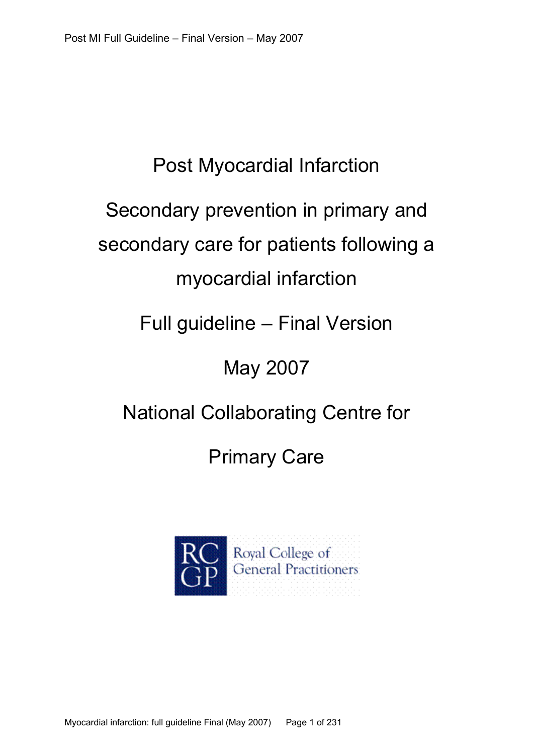# Post Myocardial Infarction

## Secondary prevention in primary and secondary care for patients following a myocardial infarction

Full guideline – Final Version

May 2007

National Collaborating Centre for Primary Care

Royal College of General Practitioners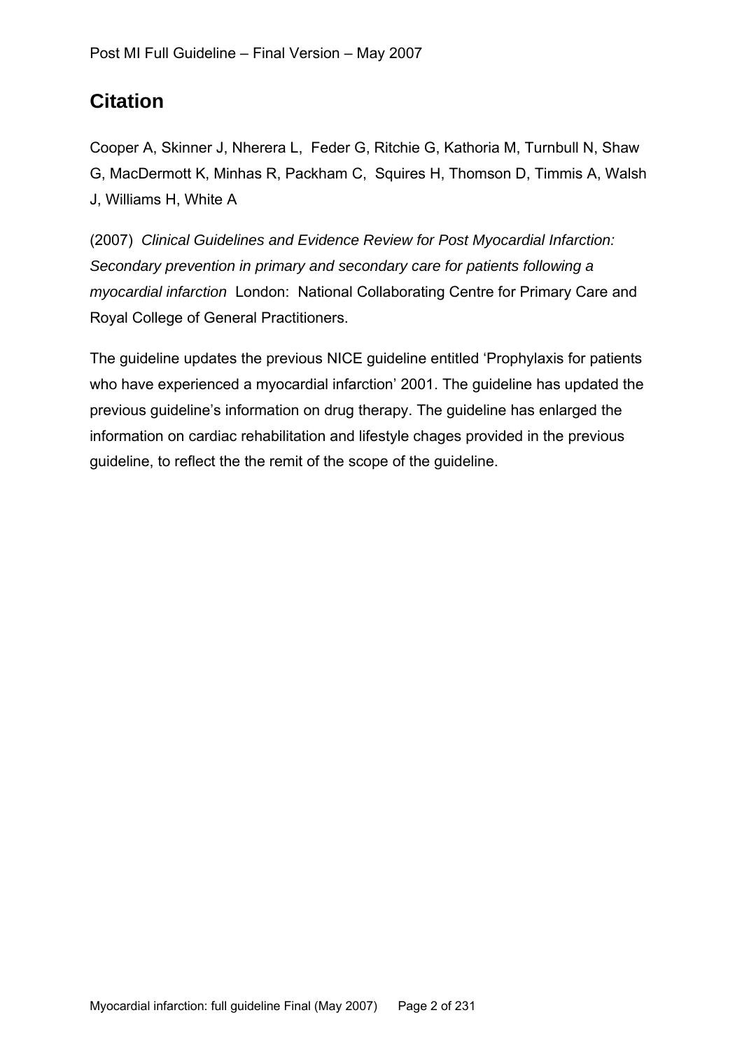# Citation

Cooper A, Skinner J, Nherera L, Feder G, Ritchie G, Kathoria M, Turnbull N, Shaw G, MacDermott K, Minhas R, Packham C, Squires H, Thomson D, Timmis A, Walsh J, Williams H, White A

(2007) *Clinical Guidelines and Evidence Review for Post Myocardial Infarction: Secondary prevention in primary and secondary care for patients following a myocardial infarction* London: National Collaborating Centre for Primary Care and Royal College of General Practitioners.

The guideline updates the previous NICE guideline entitled 'Prophylaxis for patients who have experienced a myocardial infarction' 2001. The guideline has updated the previous guideline's information on drug therapy. The guideline has enlarged the information on cardiac rehabilitation and lifestyle chages provided in the previous guideline, to reflect the the remit of the scope of the guideline.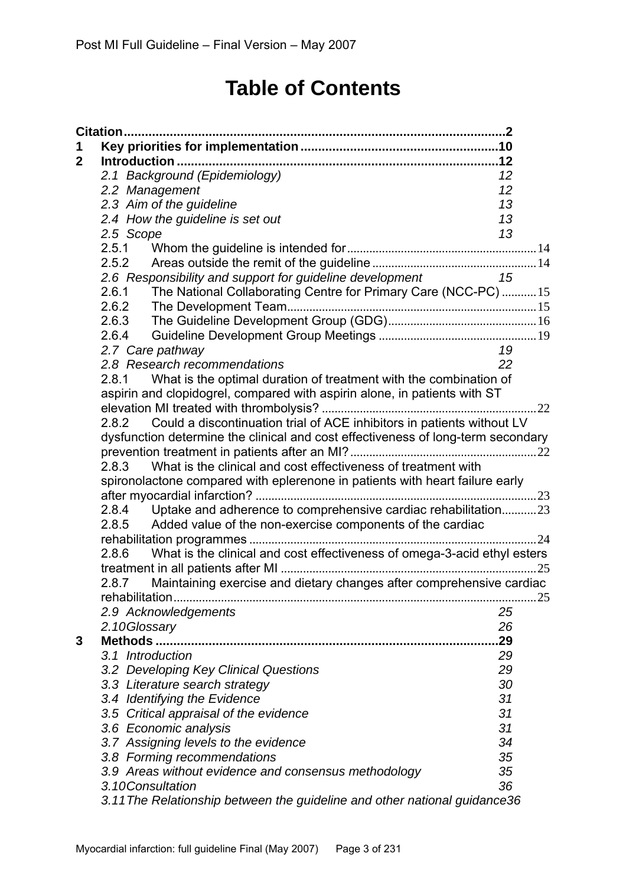# Table of Contents

**Citation** ............ **2**

**1 Key priorities for implementation** ............ **10**

**2 Introduction** ............ **12**

- *2.1 Background (Epidemiology)* 12
- *2.2 Management* 12
- *2.3 Aim of the guideline* 13
- *2.4 How the guideline is set out* 13
- *2.5 Scope* 13
  - 2.5.1 Whom the guideline is intended for ............ 14
  - 2.5.2 Areas outside the remit of the guideline ............ 14
- *2.6 Responsibility and support for guideline development* 15
  - 2.6.1 The National Collaborating Centre for Primary Care (NCC-PC) ............ 15
  - 2.6.2 The Development Team ............ 15
  - 2.6.3 The Guideline Development Group (GDG) ............ 16
  - 2.6.4 Guideline Development Group Meetings ............ 19
- *2.7 Care pathway* 19
- *2.8 Research recommendations* 22
  - 2.8.1 What is the optimal duration of treatment with the combination of aspirin and clopidogrel, compared with aspirin alone, in patients with ST elevation MI treated with thrombolysis? ............ 22
  - 2.8.2 Could a discontinuation trial of ACE inhibitors in patients without LV dysfunction determine the clinical and cost effectiveness of long-term secondary prevention treatment in patients after an MI? ............ 22
  - 2.8.3 What is the clinical and cost effectiveness of treatment with spironolactone compared with eplerenone in patients with heart failure early after myocardial infarction? ............ 23
  - 2.8.4 Uptake and adherence to comprehensive cardiac rehabilitation ............ 23
  - 2.8.5 Added value of the non-exercise components of the cardiac rehabilitation programmes ............ 24
  - 2.8.6 What is the clinical and cost effectiveness of omega-3-acid ethyl esters treatment in all patients after MI ............ 25
  - 2.8.7 Maintaining exercise and dietary changes after comprehensive cardiac rehabilitation ............ 25
- *2.9 Acknowledgements* 25
- *2.10 Glossary* 26

**3 Methods** ............ **29**

- *3.1 Introduction* 29
- *3.2 Developing Key Clinical Questions* 29
- *3.3 Literature search strategy* 30
- *3.4 Identifying the Evidence* 31
- *3.5 Critical appraisal of the evidence* 31
- *3.6 Economic analysis* 31
- *3.7 Assigning levels to the evidence* 34
- *3.8 Forming recommendations* 35
- *3.9 Areas without evidence and consensus methodology* 35
- *3.10 Consultation* 36
- *3.11 The Relationship between the guideline and other national guidance* 36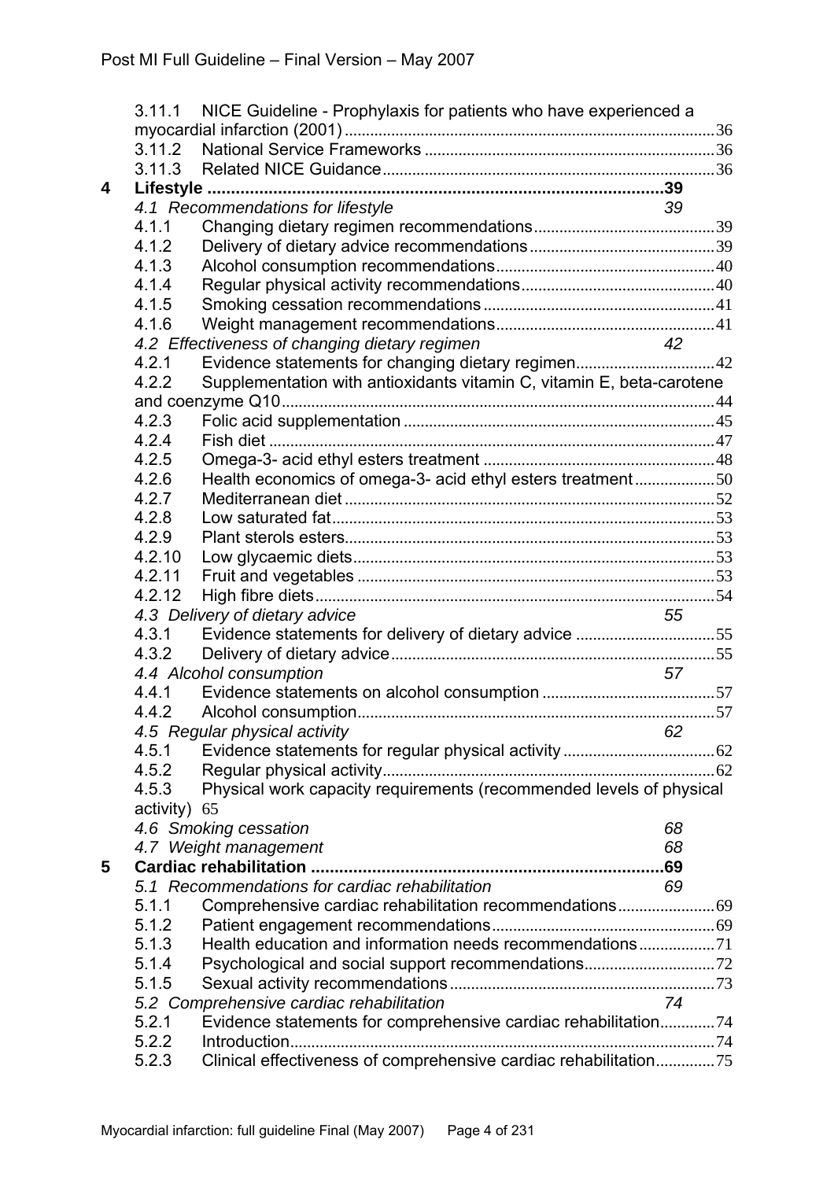3.11.1 NICE Guideline - Prophylaxis for patients who have experienced a myocardial infarction (2001) ....... 36
3.11.2 National Service Frameworks ....... 36
3.11.3 Related NICE Guidance ....... 36

**4 Lifestyle ....... 39**

*4.1 Recommendations for lifestyle* 39

4.1.1 Changing dietary regimen recommendations ....... 39
4.1.2 Delivery of dietary advice recommendations ....... 39
4.1.3 Alcohol consumption recommendations ....... 40
4.1.4 Regular physical activity recommendations ....... 40
4.1.5 Smoking cessation recommendations ....... 41
4.1.6 Weight management recommendations ....... 41

*4.2 Effectiveness of changing dietary regimen* 42

4.2.1 Evidence statements for changing dietary regimen ....... 42
4.2.2 Supplementation with antioxidants vitamin C, vitamin E, beta-carotene and coenzyme Q10 ....... 44
4.2.3 Folic acid supplementation ....... 45
4.2.4 Fish diet ....... 47
4.2.5 Omega-3- acid ethyl esters treatment ....... 48
4.2.6 Health economics of omega-3- acid ethyl esters treatment ....... 50
4.2.7 Mediterranean diet ....... 52
4.2.8 Low saturated fat ....... 53
4.2.9 Plant sterols esters ....... 53
4.2.10 Low glycaemic diets ....... 53
4.2.11 Fruit and vegetables ....... 53
4.2.12 High fibre diets ....... 54

*4.3 Delivery of dietary advice* 55

4.3.1 Evidence statements for delivery of dietary advice ....... 55
4.3.2 Delivery of dietary advice ....... 55

*4.4 Alcohol consumption* 57

4.4.1 Evidence statements on alcohol consumption ....... 57
4.4.2 Alcohol consumption ....... 57

*4.5 Regular physical activity* 62

4.5.1 Evidence statements for regular physical activity ....... 62
4.5.2 Regular physical activity ....... 62
4.5.3 Physical work capacity requirements (recommended levels of physical activity) 65

*4.6 Smoking cessation* 68

*4.7 Weight management* 68

**5 Cardiac rehabilitation ....... 69**

*5.1 Recommendations for cardiac rehabilitation* 69

5.1.1 Comprehensive cardiac rehabilitation recommendations ....... 69
5.1.2 Patient engagement recommendations ....... 69
5.1.3 Health education and information needs recommendations ....... 71
5.1.4 Psychological and social support recommendations ....... 72
5.1.5 Sexual activity recommendations ....... 73

*5.2 Comprehensive cardiac rehabilitation* 74

5.2.1 Evidence statements for comprehensive cardiac rehabilitation ....... 74
5.2.2 Introduction ....... 74
5.2.3 Clinical effectiveness of comprehensive cardiac rehabilitation ....... 75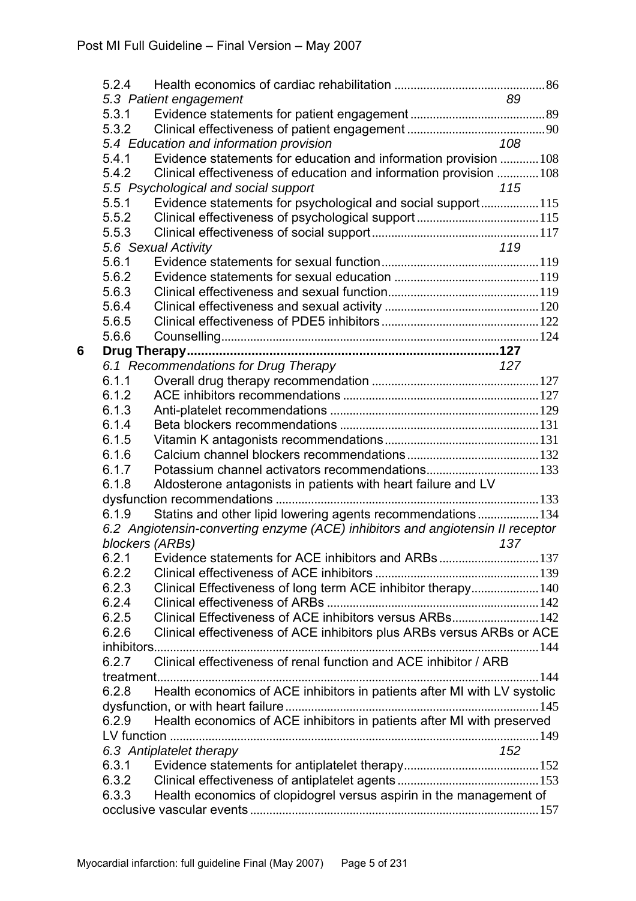- 5.2.4 Health economics of cardiac rehabilitation .......... 86
- *5.3 Patient engagement* 89
  - 5.3.1 Evidence statements for patient engagement .......... 89
  - 5.3.2 Clinical effectiveness of patient engagement .......... 90
- *5.4 Education and information provision* 108
  - 5.4.1 Evidence statements for education and information provision .......... 108
  - 5.4.2 Clinical effectiveness of education and information provision .......... 108
- *5.5 Psychological and social support* 115
  - 5.5.1 Evidence statements for psychological and social support .......... 115
  - 5.5.2 Clinical effectiveness of psychological support .......... 115
  - 5.5.3 Clinical effectiveness of social support .......... 117
- *5.6 Sexual Activity* 119
  - 5.6.1 Evidence statements for sexual function .......... 119
  - 5.6.2 Evidence statements for sexual education .......... 119
  - 5.6.3 Clinical effectiveness and sexual function .......... 119
  - 5.6.4 Clinical effectiveness and sexual activity .......... 120
  - 5.6.5 Clinical effectiveness of PDE5 inhibitors .......... 122
  - 5.6.6 Counselling .......... 124

**6 Drug Therapy .......... 127**

- *6.1 Recommendations for Drug Therapy* 127
  - 6.1.1 Overall drug therapy recommendation .......... 127
  - 6.1.2 ACE inhibitors recommendations .......... 127
  - 6.1.3 Anti-platelet recommendations .......... 129
  - 6.1.4 Beta blockers recommendations .......... 131
  - 6.1.5 Vitamin K antagonists recommendations .......... 131
  - 6.1.6 Calcium channel blockers recommendations .......... 132
  - 6.1.7 Potassium channel activators recommendations .......... 133
  - 6.1.8 Aldosterone antagonists in patients with heart failure and LV dysfunction recommendations .......... 133
  - 6.1.9 Statins and other lipid lowering agents recommendations .......... 134
- *6.2 Angiotensin-converting enzyme (ACE) inhibitors and angiotensin II receptor blockers (ARBs)* 137
  - 6.2.1 Evidence statements for ACE inhibitors and ARBs .......... 137
  - 6.2.2 Clinical effectiveness of ACE inhibitors .......... 139
  - 6.2.3 Clinical Effectiveness of long term ACE inhibitor therapy .......... 140
  - 6.2.4 Clinical effectiveness of ARBs .......... 142
  - 6.2.5 Clinical Effectiveness of ACE inhibitors versus ARBs .......... 142
  - 6.2.6 Clinical effectiveness of ACE inhibitors plus ARBs versus ARBs or ACE inhibitors .......... 144
  - 6.2.7 Clinical effectiveness of renal function and ACE inhibitor / ARB treatment .......... 144
  - 6.2.8 Health economics of ACE inhibitors in patients after MI with LV systolic dysfunction, or with heart failure .......... 145
  - 6.2.9 Health economics of ACE inhibitors in patients after MI with preserved LV function .......... 149
- *6.3 Antiplatelet therapy* 152
  - 6.3.1 Evidence statements for antiplatelet therapy .......... 152
  - 6.3.2 Clinical effectiveness of antiplatelet agents .......... 153
  - 6.3.3 Health economics of clopidogrel versus aspirin in the management of occlusive vascular events .......... 157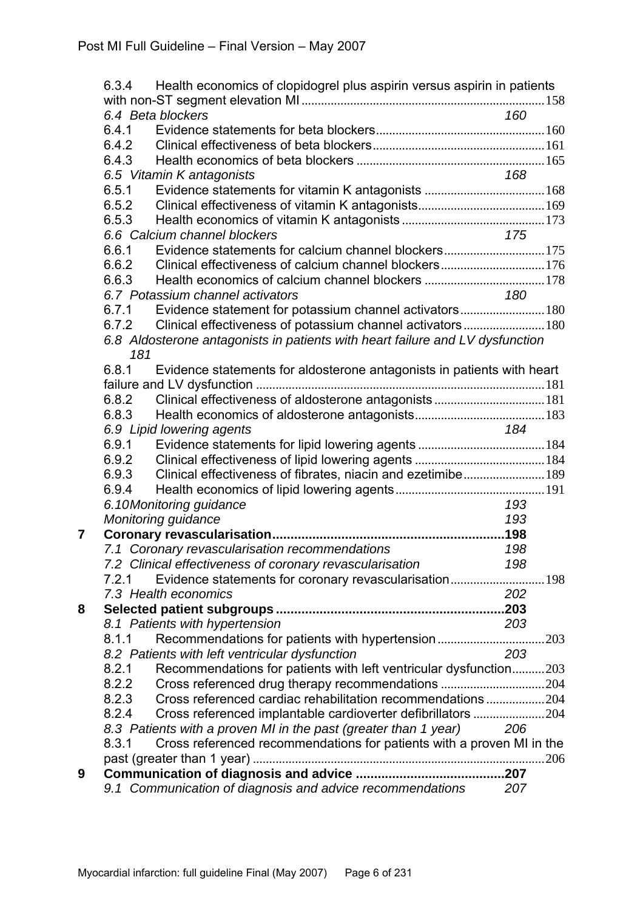6.3.4 Health economics of clopidogrel plus aspirin versus aspirin in patients with non-ST segment elevation MI ........................................................................158

*6.4 Beta blockers 160*

6.4.1 Evidence statements for beta blockers..................................................160

6.4.2 Clinical effectiveness of beta blockers..................................................161

6.4.3 Health economics of beta blockers ......................................................165

*6.5 Vitamin K antagonists 168*

6.5.1 Evidence statements for vitamin K antagonists ....................................168

6.5.2 Clinical effectiveness of vitamin K antagonists......................................169

6.5.3 Health economics of vitamin K antagonists ..........................................173

*6.6 Calcium channel blockers 175*

6.6.1 Evidence statements for calcium channel blockers..............................175

6.6.2 Clinical effectiveness of calcium channel blockers................................176

6.6.3 Health economics of calcium channel blockers ....................................178

*6.7 Potassium channel activators 180*

6.7.1 Evidence statement for potassium channel activators..........................180

6.7.2 Clinical effectiveness of potassium channel activators.........................180

*6.8 Aldosterone antagonists in patients with heart failure and LV dysfunction 181*

6.8.1 Evidence statements for aldosterone antagonists in patients with heart failure and LV dysfunction ......................................................................181

6.8.2 Clinical effectiveness of aldosterone antagonists .................................181

6.8.3 Health economics of aldosterone antagonists.......................................183

*6.9 Lipid lowering agents 184*

6.9.1 Evidence statements for lipid lowering agents ......................................184

6.9.2 Clinical effectiveness of lipid lowering agents .......................................184

6.9.3 Clinical effectiveness of fibrates, niacin and ezetimibe.........................189

6.9.4 Health economics of lipid lowering agents............................................191

*6.10Monitoring guidance 193*

*Monitoring guidance 193*

**7 Coronary revascularisation...............................................................198**

*7.1 Coronary revascularisation recommendations 198*

*7.2 Clinical effectiveness of coronary revascularisation 198*

7.2.1 Evidence statements for coronary revascularisation............................198

*7.3 Health economics 202*

**8 Selected patient subgroups ...............................................................203**

*8.1 Patients with hypertension 203*

8.1.1 Recommendations for patients with hypertension................................203

*8.2 Patients with left ventricular dysfunction 203*

8.2.1 Recommendations for patients with left ventricular dysfunction..........203

8.2.2 Cross referenced drug therapy recommendations ...............................204

8.2.3 Cross referenced cardiac rehabilitation recommendations..................204

8.2.4 Cross referenced implantable cardioverter defibrillators ......................204

*8.3 Patients with a proven MI in the past (greater than 1 year) 206*

8.3.1 Cross referenced recommendations for patients with a proven MI in the past (greater than 1 year) ........................................................................206

**9 Communication of diagnosis and advice .........................................207**

*9.1 Communication of diagnosis and advice recommendations 207*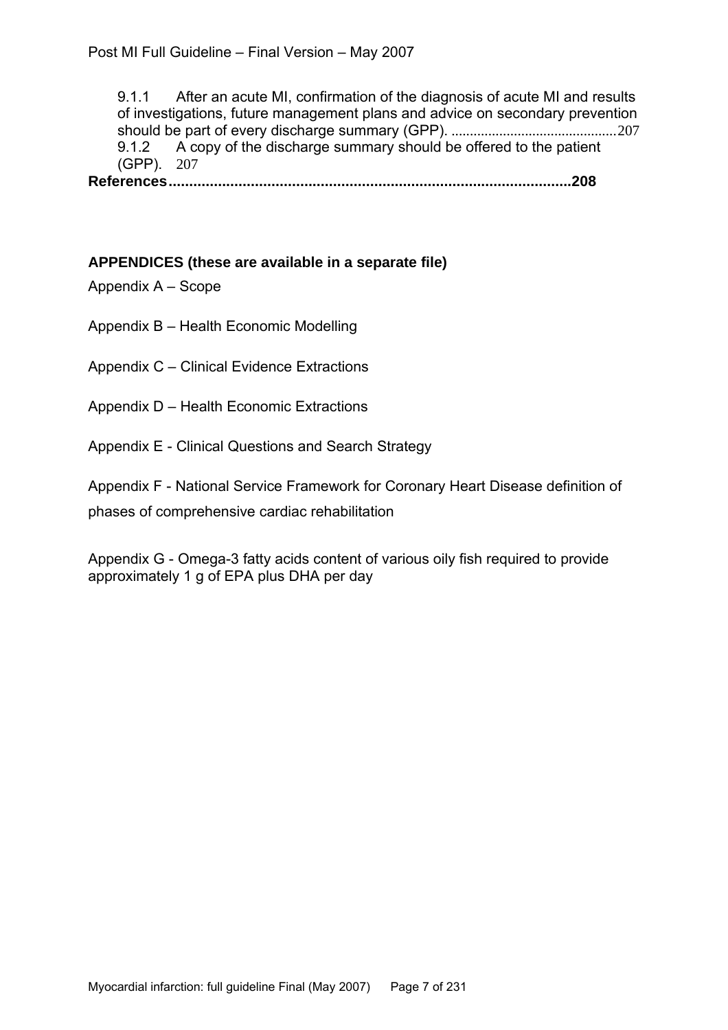9.1.1 After an acute MI, confirmation of the diagnosis of acute MI and results of investigations, future management plans and advice on secondary prevention should be part of every discharge summary (GPP). ............................................207

9.1.2 A copy of the discharge summary should be offered to the patient (GPP). 207

**References.................................................................................................208**

**APPENDICES (these are available in a separate file)**

Appendix A – Scope

Appendix B – Health Economic Modelling

Appendix C – Clinical Evidence Extractions

Appendix D – Health Economic Extractions

Appendix E - Clinical Questions and Search Strategy

Appendix F - National Service Framework for Coronary Heart Disease definition of phases of comprehensive cardiac rehabilitation

Appendix G - Omega-3 fatty acids content of various oily fish required to provide approximately 1 g of EPA plus DHA per day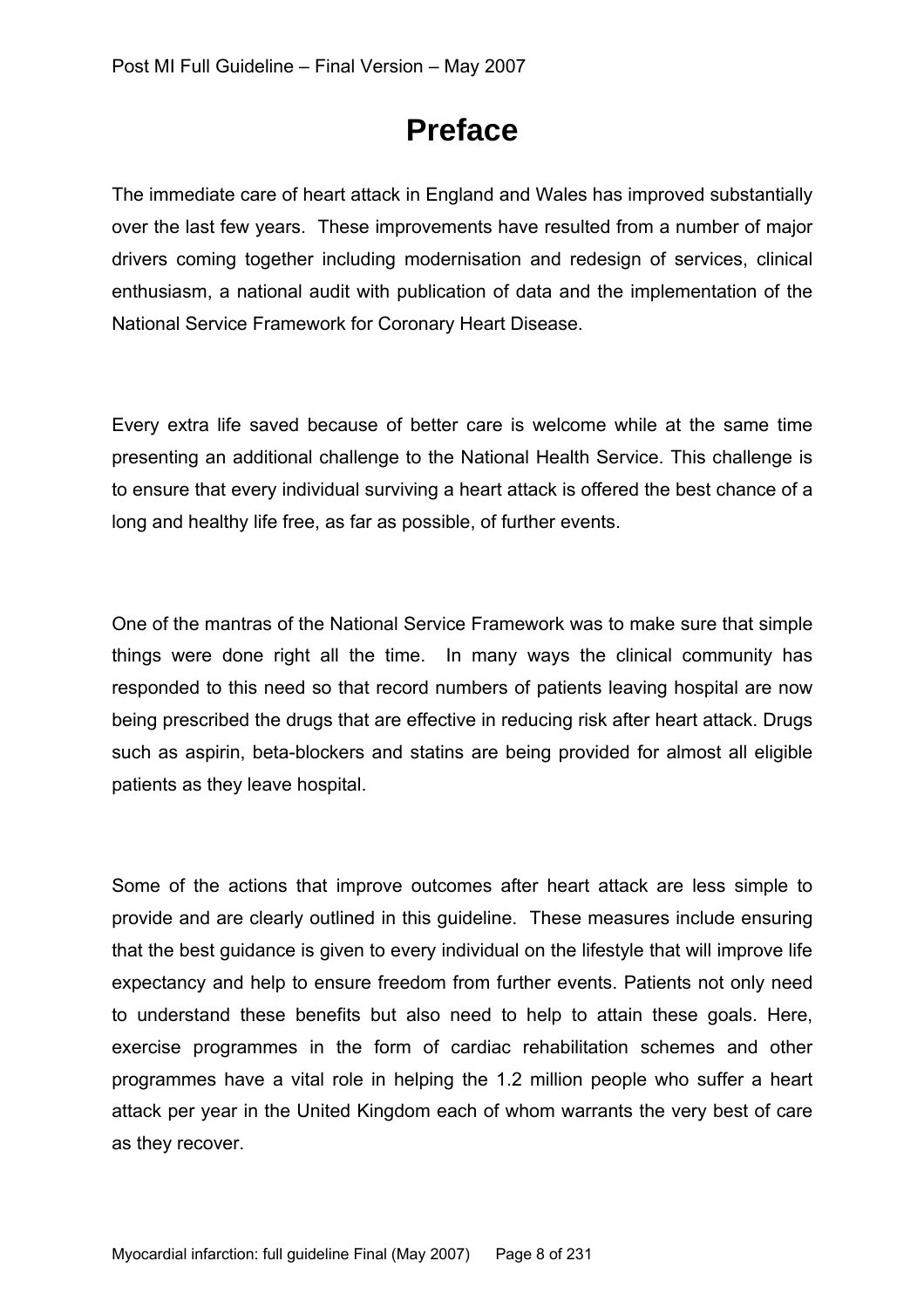# Preface

The immediate care of heart attack in England and Wales has improved substantially over the last few years. These improvements have resulted from a number of major drivers coming together including modernisation and redesign of services, clinical enthusiasm, a national audit with publication of data and the implementation of the National Service Framework for Coronary Heart Disease.

Every extra life saved because of better care is welcome while at the same time presenting an additional challenge to the National Health Service. This challenge is to ensure that every individual surviving a heart attack is offered the best chance of a long and healthy life free, as far as possible, of further events.

One of the mantras of the National Service Framework was to make sure that simple things were done right all the time. In many ways the clinical community has responded to this need so that record numbers of patients leaving hospital are now being prescribed the drugs that are effective in reducing risk after heart attack. Drugs such as aspirin, beta-blockers and statins are being provided for almost all eligible patients as they leave hospital.

Some of the actions that improve outcomes after heart attack are less simple to provide and are clearly outlined in this guideline. These measures include ensuring that the best guidance is given to every individual on the lifestyle that will improve life expectancy and help to ensure freedom from further events. Patients not only need to understand these benefits but also need to help to attain these goals. Here, exercise programmes in the form of cardiac rehabilitation schemes and other programmes have a vital role in helping the 1.2 million people who suffer a heart attack per year in the United Kingdom each of whom warrants the very best of care as they recover.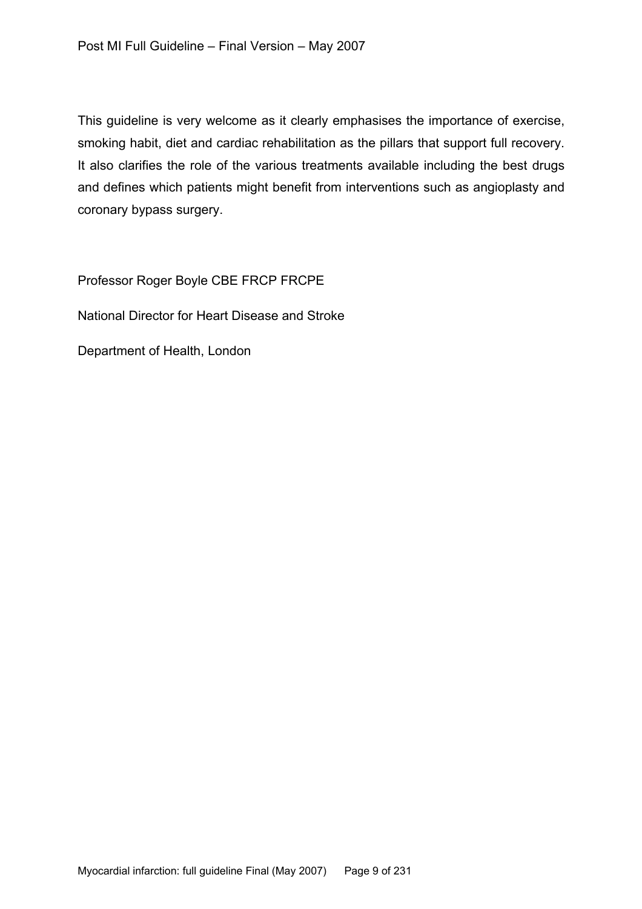This guideline is very welcome as it clearly emphasises the importance of exercise, smoking habit, diet and cardiac rehabilitation as the pillars that support full recovery. It also clarifies the role of the various treatments available including the best drugs and defines which patients might benefit from interventions such as angioplasty and coronary bypass surgery.

Professor Roger Boyle CBE FRCP FRCPE

National Director for Heart Disease and Stroke

Department of Health, London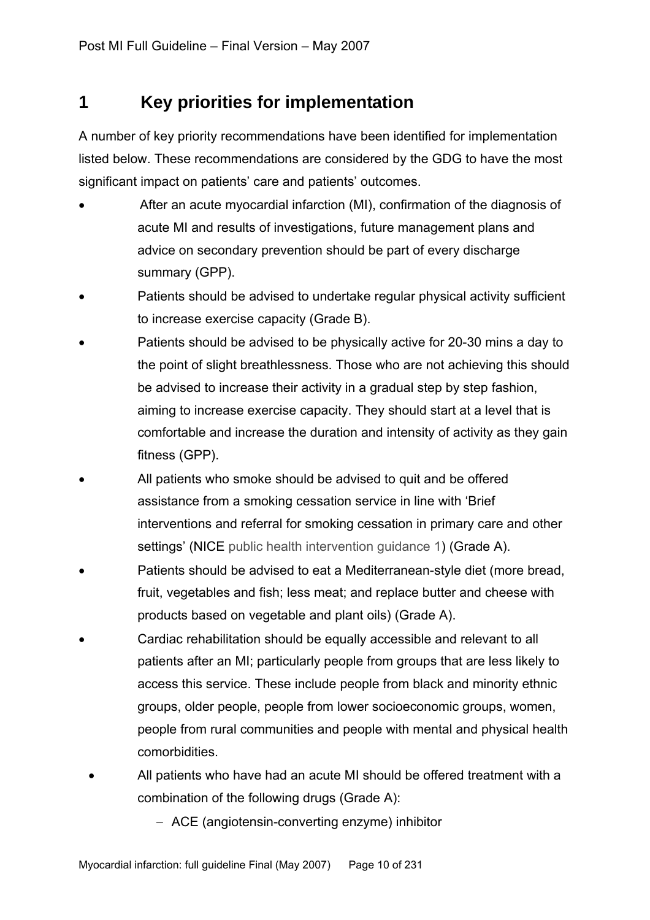# 1 Key priorities for implementation

A number of key priority recommendations have been identified for implementation listed below. These recommendations are considered by the GDG to have the most significant impact on patients' care and patients' outcomes.

- After an acute myocardial infarction (MI), confirmation of the diagnosis of acute MI and results of investigations, future management plans and advice on secondary prevention should be part of every discharge summary (GPP).
- Patients should be advised to undertake regular physical activity sufficient to increase exercise capacity (Grade B).
- Patients should be advised to be physically active for 20-30 mins a day to the point of slight breathlessness. Those who are not achieving this should be advised to increase their activity in a gradual step by step fashion, aiming to increase exercise capacity. They should start at a level that is comfortable and increase the duration and intensity of activity as they gain fitness (GPP).
- All patients who smoke should be advised to quit and be offered assistance from a smoking cessation service in line with 'Brief interventions and referral for smoking cessation in primary care and other settings' (NICE public health intervention guidance 1) (Grade A).
- Patients should be advised to eat a Mediterranean-style diet (more bread, fruit, vegetables and fish; less meat; and replace butter and cheese with products based on vegetable and plant oils) (Grade A).
- Cardiac rehabilitation should be equally accessible and relevant to all patients after an MI; particularly people from groups that are less likely to access this service. These include people from black and minority ethnic groups, older people, people from lower socioeconomic groups, women, people from rural communities and people with mental and physical health comorbidities.
- All patients who have had an acute MI should be offered treatment with a combination of the following drugs (Grade A):
  - ACE (angiotensin-converting enzyme) inhibitor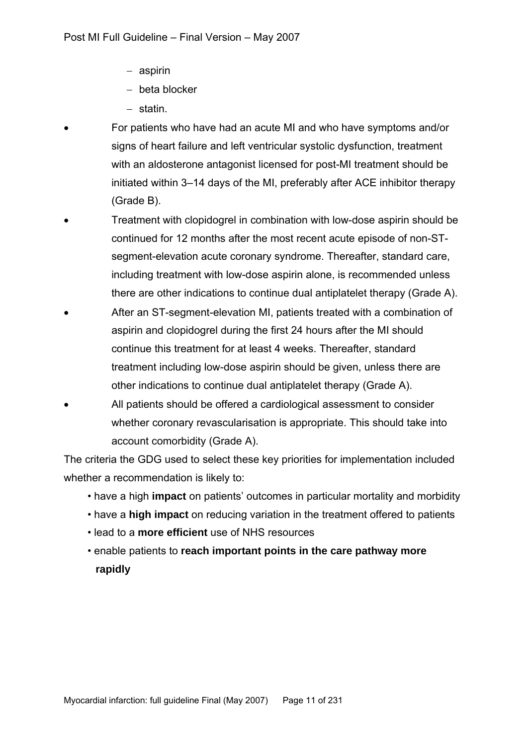- aspirin
  - beta blocker
  - statin.

- For patients who have had an acute MI and who have symptoms and/or signs of heart failure and left ventricular systolic dysfunction, treatment with an aldosterone antagonist licensed for post-MI treatment should be initiated within 3–14 days of the MI, preferably after ACE inhibitor therapy (Grade B).
- Treatment with clopidogrel in combination with low-dose aspirin should be continued for 12 months after the most recent acute episode of non-ST-segment-elevation acute coronary syndrome. Thereafter, standard care, including treatment with low-dose aspirin alone, is recommended unless there are other indications to continue dual antiplatelet therapy (Grade A).
- After an ST-segment-elevation MI, patients treated with a combination of aspirin and clopidogrel during the first 24 hours after the MI should continue this treatment for at least 4 weeks. Thereafter, standard treatment including low-dose aspirin should be given, unless there are other indications to continue dual antiplatelet therapy (Grade A).
- All patients should be offered a cardiological assessment to consider whether coronary revascularisation is appropriate. This should take into account comorbidity (Grade A).

The criteria the GDG used to select these key priorities for implementation included whether a recommendation is likely to:

- have a high **impact** on patients' outcomes in particular mortality and morbidity
- have a **high impact** on reducing variation in the treatment offered to patients
- lead to a **more efficient** use of NHS resources
- enable patients to **reach important points in the care pathway more rapidly**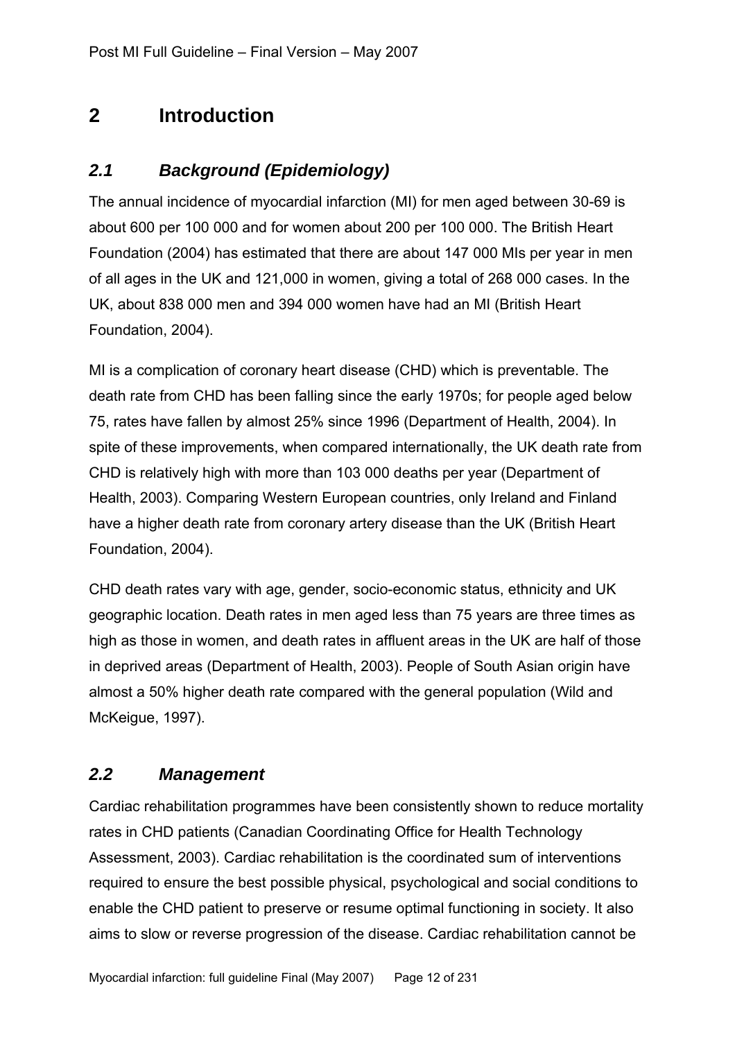# 2 Introduction

## *2.1 Background (Epidemiology)*

The annual incidence of myocardial infarction (MI) for men aged between 30-69 is about 600 per 100 000 and for women about 200 per 100 000. The British Heart Foundation (2004) has estimated that there are about 147 000 MIs per year in men of all ages in the UK and 121,000 in women, giving a total of 268 000 cases. In the UK, about 838 000 men and 394 000 women have had an MI (British Heart Foundation, 2004).

MI is a complication of coronary heart disease (CHD) which is preventable. The death rate from CHD has been falling since the early 1970s; for people aged below 75, rates have fallen by almost 25% since 1996 (Department of Health, 2004). In spite of these improvements, when compared internationally, the UK death rate from CHD is relatively high with more than 103 000 deaths per year (Department of Health, 2003). Comparing Western European countries, only Ireland and Finland have a higher death rate from coronary artery disease than the UK (British Heart Foundation, 2004).

CHD death rates vary with age, gender, socio-economic status, ethnicity and UK geographic location. Death rates in men aged less than 75 years are three times as high as those in women, and death rates in affluent areas in the UK are half of those in deprived areas (Department of Health, 2003). People of South Asian origin have almost a 50% higher death rate compared with the general population (Wild and McKeigue, 1997).

## *2.2 Management*

Cardiac rehabilitation programmes have been consistently shown to reduce mortality rates in CHD patients (Canadian Coordinating Office for Health Technology Assessment, 2003). Cardiac rehabilitation is the coordinated sum of interventions required to ensure the best possible physical, psychological and social conditions to enable the CHD patient to preserve or resume optimal functioning in society. It also aims to slow or reverse progression of the disease. Cardiac rehabilitation cannot be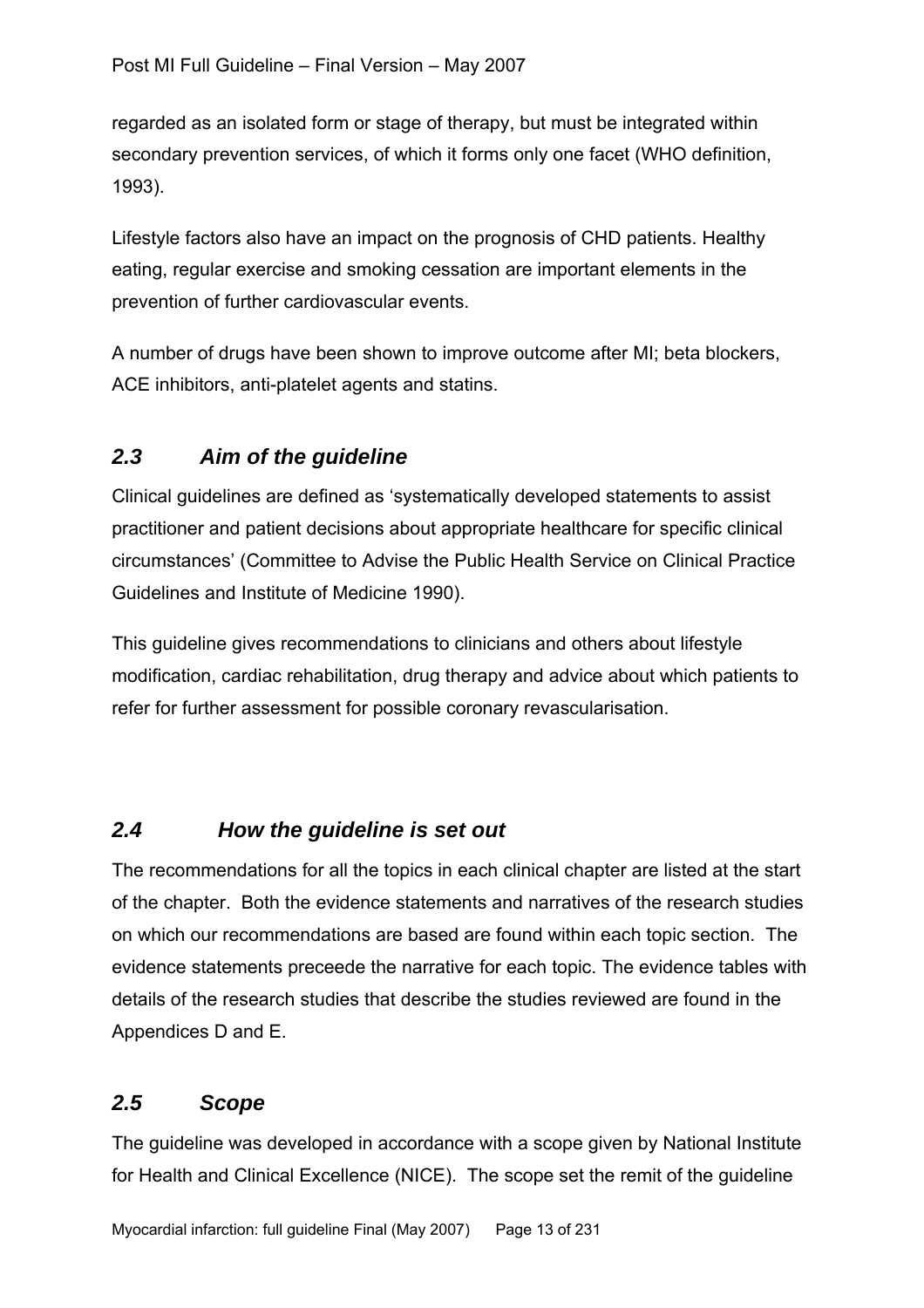regarded as an isolated form or stage of therapy, but must be integrated within secondary prevention services, of which it forms only one facet (WHO definition, 1993).

Lifestyle factors also have an impact on the prognosis of CHD patients. Healthy eating, regular exercise and smoking cessation are important elements in the prevention of further cardiovascular events.

A number of drugs have been shown to improve outcome after MI; beta blockers, ACE inhibitors, anti-platelet agents and statins.

## *2.3 Aim of the guideline*

Clinical guidelines are defined as 'systematically developed statements to assist practitioner and patient decisions about appropriate healthcare for specific clinical circumstances' (Committee to Advise the Public Health Service on Clinical Practice Guidelines and Institute of Medicine 1990).

This guideline gives recommendations to clinicians and others about lifestyle modification, cardiac rehabilitation, drug therapy and advice about which patients to refer for further assessment for possible coronary revascularisation.

## *2.4 How the guideline is set out*

The recommendations for all the topics in each clinical chapter are listed at the start of the chapter. Both the evidence statements and narratives of the research studies on which our recommendations are based are found within each topic section. The evidence statements preceede the narrative for each topic. The evidence tables with details of the research studies that describe the studies reviewed are found in the Appendices D and E.

## *2.5 Scope*

The guideline was developed in accordance with a scope given by National Institute for Health and Clinical Excellence (NICE). The scope set the remit of the guideline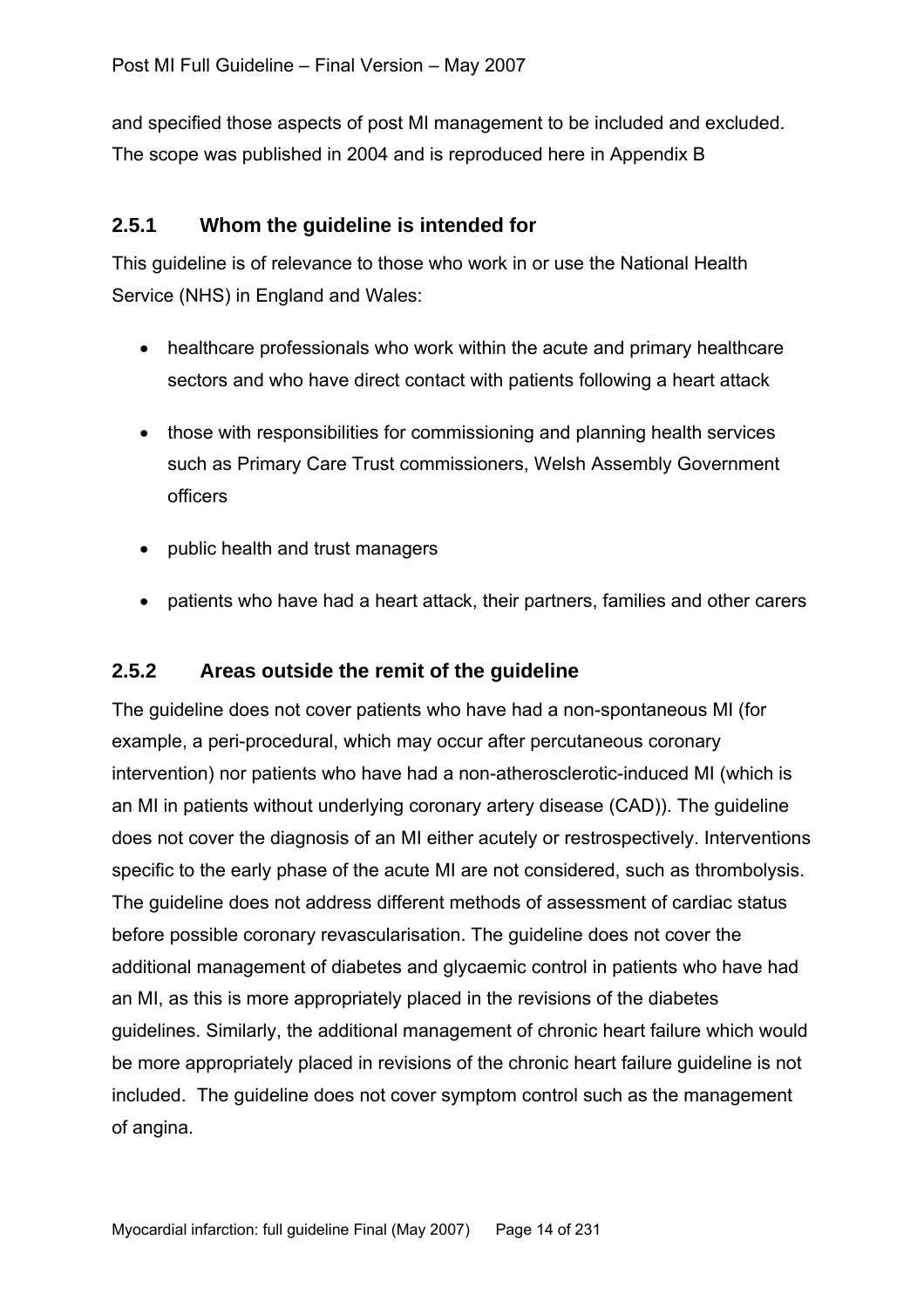and specified those aspects of post MI management to be included and excluded. The scope was published in 2004 and is reproduced here in Appendix B

### 2.5.1 Whom the guideline is intended for

This guideline is of relevance to those who work in or use the National Health Service (NHS) in England and Wales:

- healthcare professionals who work within the acute and primary healthcare sectors and who have direct contact with patients following a heart attack
- those with responsibilities for commissioning and planning health services such as Primary Care Trust commissioners, Welsh Assembly Government officers
- public health and trust managers
- patients who have had a heart attack, their partners, families and other carers

### 2.5.2 Areas outside the remit of the guideline

The guideline does not cover patients who have had a non-spontaneous MI (for example, a peri-procedural, which may occur after percutaneous coronary intervention) nor patients who have had a non-atherosclerotic-induced MI (which is an MI in patients without underlying coronary artery disease (CAD)). The guideline does not cover the diagnosis of an MI either acutely or restrospectively. Interventions specific to the early phase of the acute MI are not considered, such as thrombolysis. The guideline does not address different methods of assessment of cardiac status before possible coronary revascularisation. The guideline does not cover the additional management of diabetes and glycaemic control in patients who have had an MI, as this is more appropriately placed in the revisions of the diabetes guidelines. Similarly, the additional management of chronic heart failure which would be more appropriately placed in revisions of the chronic heart failure guideline is not included. The guideline does not cover symptom control such as the management of angina.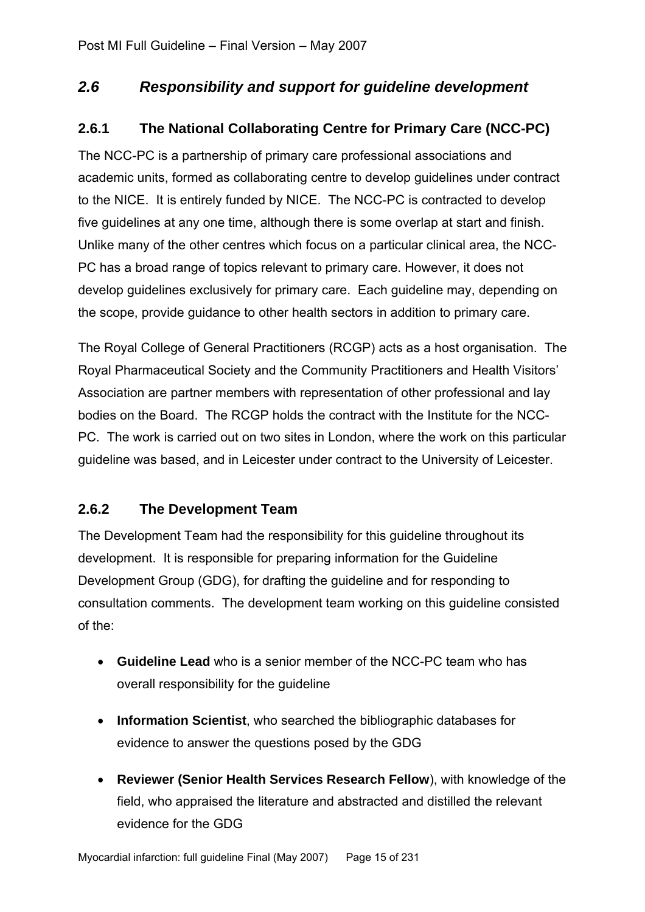## *2.6 Responsibility and support for guideline development*

### 2.6.1 The National Collaborating Centre for Primary Care (NCC-PC)

The NCC-PC is a partnership of primary care professional associations and academic units, formed as collaborating centre to develop guidelines under contract to the NICE. It is entirely funded by NICE. The NCC-PC is contracted to develop five guidelines at any one time, although there is some overlap at start and finish. Unlike many of the other centres which focus on a particular clinical area, the NCC-PC has a broad range of topics relevant to primary care. However, it does not develop guidelines exclusively for primary care. Each guideline may, depending on the scope, provide guidance to other health sectors in addition to primary care.

The Royal College of General Practitioners (RCGP) acts as a host organisation. The Royal Pharmaceutical Society and the Community Practitioners and Health Visitors' Association are partner members with representation of other professional and lay bodies on the Board. The RCGP holds the contract with the Institute for the NCC-PC. The work is carried out on two sites in London, where the work on this particular guideline was based, and in Leicester under contract to the University of Leicester.

### 2.6.2 The Development Team

The Development Team had the responsibility for this guideline throughout its development. It is responsible for preparing information for the Guideline Development Group (GDG), for drafting the guideline and for responding to consultation comments. The development team working on this guideline consisted of the:

- **Guideline Lead** who is a senior member of the NCC-PC team who has overall responsibility for the guideline
- **Information Scientist**, who searched the bibliographic databases for evidence to answer the questions posed by the GDG
- **Reviewer (Senior Health Services Research Fellow**), with knowledge of the field, who appraised the literature and abstracted and distilled the relevant evidence for the GDG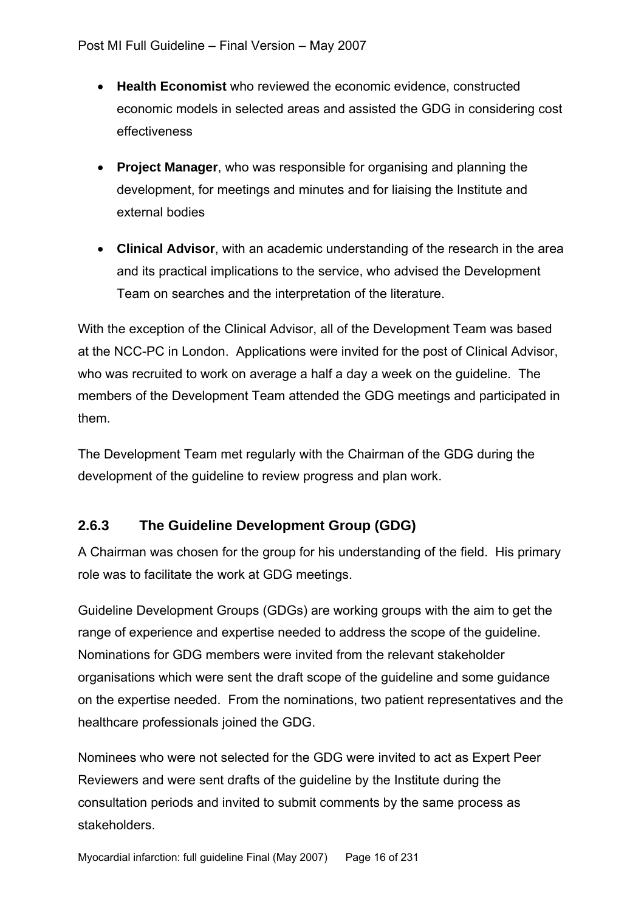- **Health Economist** who reviewed the economic evidence, constructed economic models in selected areas and assisted the GDG in considering cost effectiveness
- **Project Manager**, who was responsible for organising and planning the development, for meetings and minutes and for liaising the Institute and external bodies
- **Clinical Advisor**, with an academic understanding of the research in the area and its practical implications to the service, who advised the Development Team on searches and the interpretation of the literature.

With the exception of the Clinical Advisor, all of the Development Team was based at the NCC-PC in London. Applications were invited for the post of Clinical Advisor, who was recruited to work on average a half a day a week on the guideline. The members of the Development Team attended the GDG meetings and participated in them.

The Development Team met regularly with the Chairman of the GDG during the development of the guideline to review progress and plan work.

### 2.6.3 The Guideline Development Group (GDG)

A Chairman was chosen for the group for his understanding of the field. His primary role was to facilitate the work at GDG meetings.

Guideline Development Groups (GDGs) are working groups with the aim to get the range of experience and expertise needed to address the scope of the guideline. Nominations for GDG members were invited from the relevant stakeholder organisations which were sent the draft scope of the guideline and some guidance on the expertise needed. From the nominations, two patient representatives and the healthcare professionals joined the GDG.

Nominees who were not selected for the GDG were invited to act as Expert Peer Reviewers and were sent drafts of the guideline by the Institute during the consultation periods and invited to submit comments by the same process as stakeholders.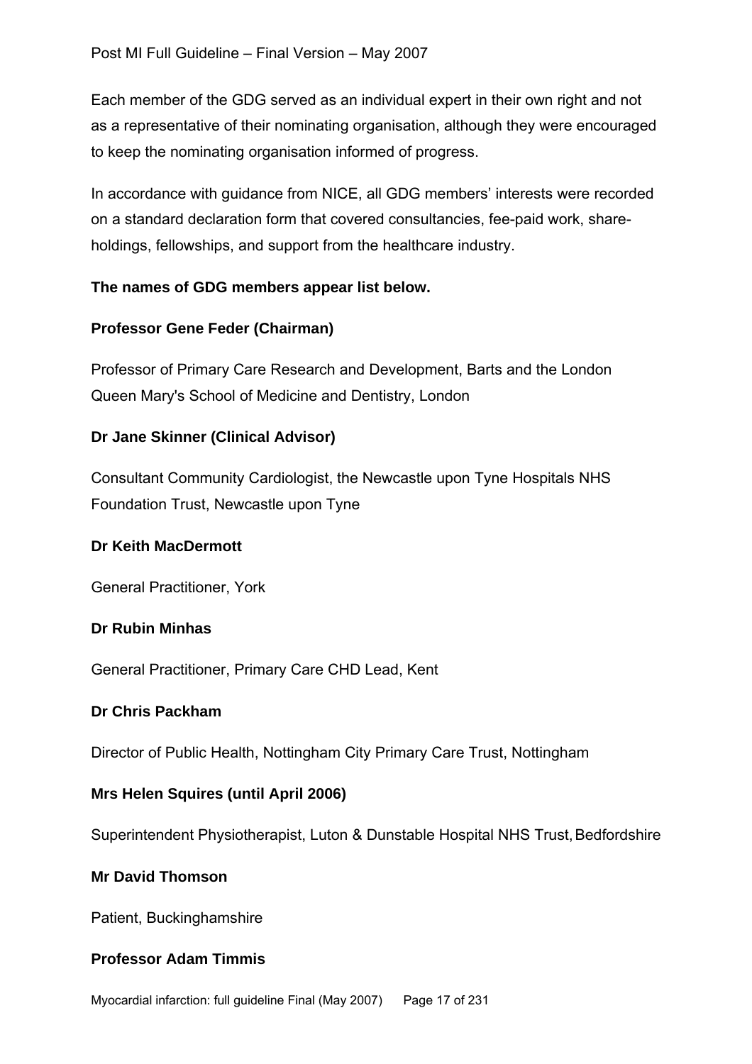Each member of the GDG served as an individual expert in their own right and not as a representative of their nominating organisation, although they were encouraged to keep the nominating organisation informed of progress.

In accordance with guidance from NICE, all GDG members' interests were recorded on a standard declaration form that covered consultancies, fee-paid work, share-holdings, fellowships, and support from the healthcare industry.

**The names of GDG members appear list below.**

**Professor Gene Feder (Chairman)**

Professor of Primary Care Research and Development, Barts and the London Queen Mary's School of Medicine and Dentistry, London

**Dr Jane Skinner (Clinical Advisor)**

Consultant Community Cardiologist, the Newcastle upon Tyne Hospitals NHS Foundation Trust, Newcastle upon Tyne

**Dr Keith MacDermott**

General Practitioner, York

**Dr Rubin Minhas**

General Practitioner, Primary Care CHD Lead, Kent

**Dr Chris Packham**

Director of Public Health, Nottingham City Primary Care Trust, Nottingham

**Mrs Helen Squires (until April 2006)**

Superintendent Physiotherapist, Luton & Dunstable Hospital NHS Trust, Bedfordshire

**Mr David Thomson**

Patient, Buckinghamshire

**Professor Adam Timmis**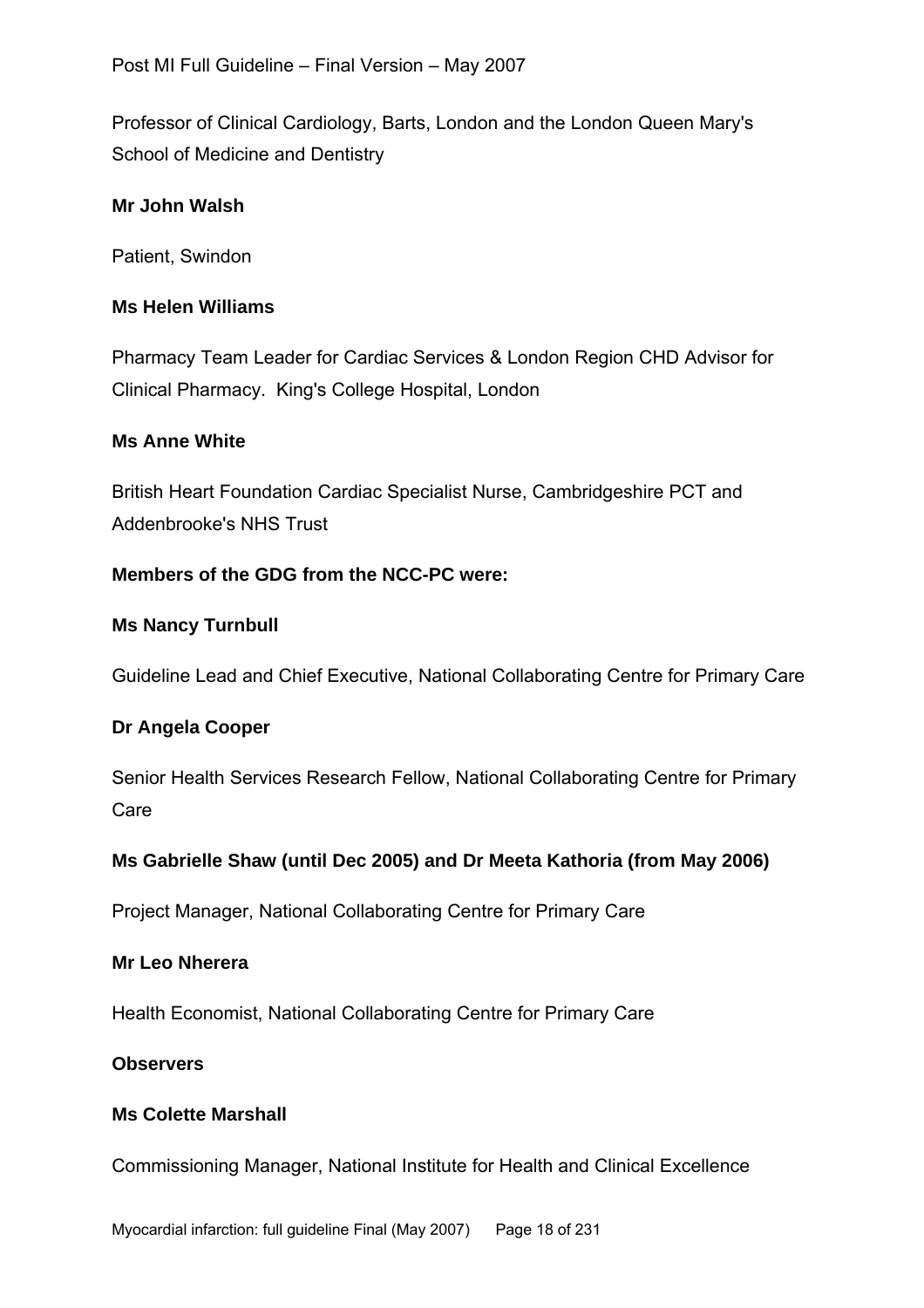Professor of Clinical Cardiology, Barts, London and the London Queen Mary's School of Medicine and Dentistry

**Mr John Walsh**

Patient, Swindon

**Ms Helen Williams**

Pharmacy Team Leader for Cardiac Services & London Region CHD Advisor for Clinical Pharmacy. King's College Hospital, London

**Ms Anne White**

British Heart Foundation Cardiac Specialist Nurse, Cambridgeshire PCT and Addenbrooke's NHS Trust

**Members of the GDG from the NCC-PC were:**

**Ms Nancy Turnbull**

Guideline Lead and Chief Executive, National Collaborating Centre for Primary Care

**Dr Angela Cooper**

Senior Health Services Research Fellow, National Collaborating Centre for Primary Care

**Ms Gabrielle Shaw (until Dec 2005) and Dr Meeta Kathoria (from May 2006)**

Project Manager, National Collaborating Centre for Primary Care

**Mr Leo Nherera**

Health Economist, National Collaborating Centre for Primary Care

**Observers**

**Ms Colette Marshall**

Commissioning Manager, National Institute for Health and Clinical Excellence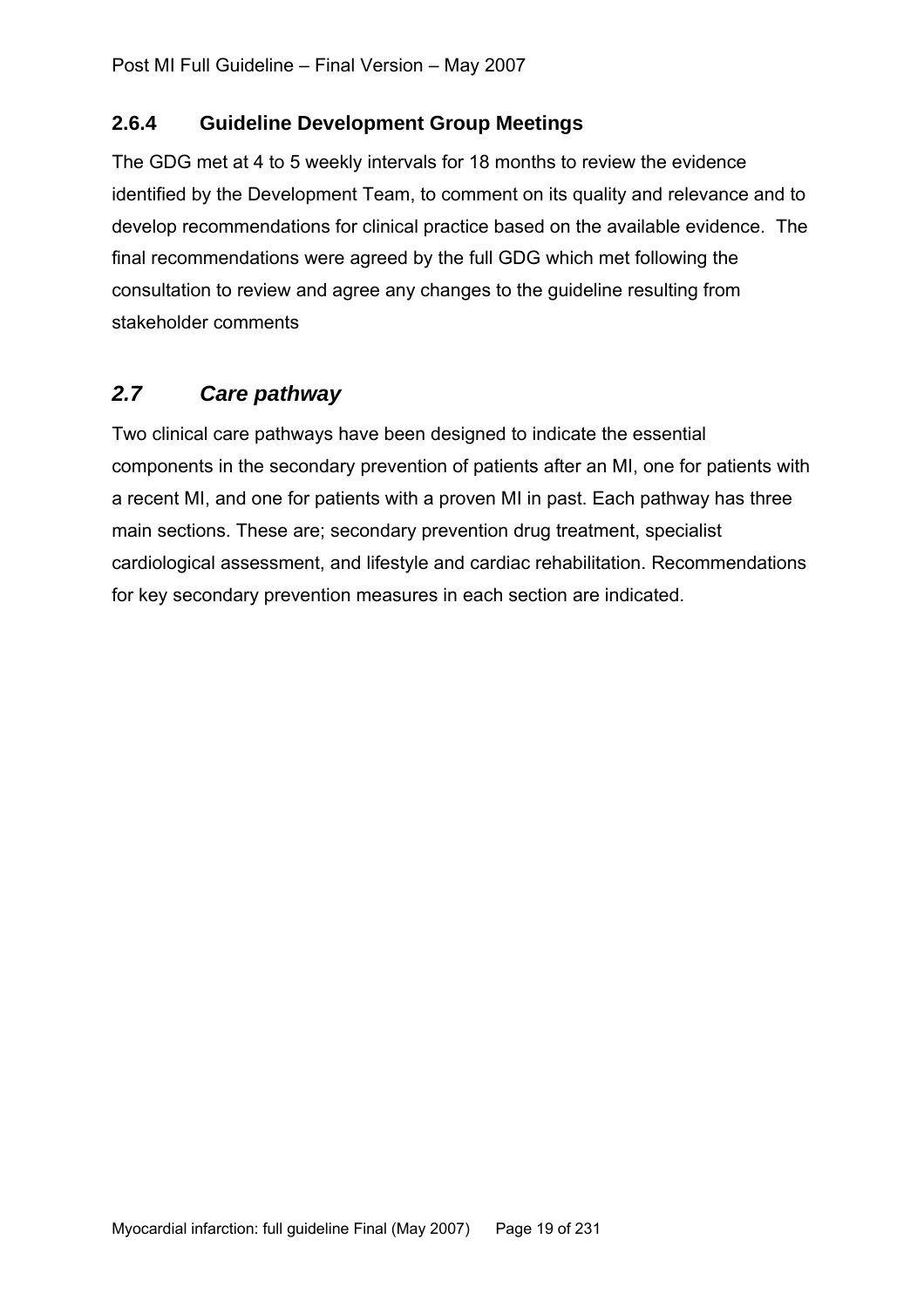### 2.6.4 Guideline Development Group Meetings

The GDG met at 4 to 5 weekly intervals for 18 months to review the evidence identified by the Development Team, to comment on its quality and relevance and to develop recommendations for clinical practice based on the available evidence. The final recommendations were agreed by the full GDG which met following the consultation to review and agree any changes to the guideline resulting from stakeholder comments

## *2.7 Care pathway*

Two clinical care pathways have been designed to indicate the essential components in the secondary prevention of patients after an MI, one for patients with a recent MI, and one for patients with a proven MI in past. Each pathway has three main sections. These are; secondary prevention drug treatment, specialist cardiological assessment, and lifestyle and cardiac rehabilitation. Recommendations for key secondary prevention measures in each section are indicated.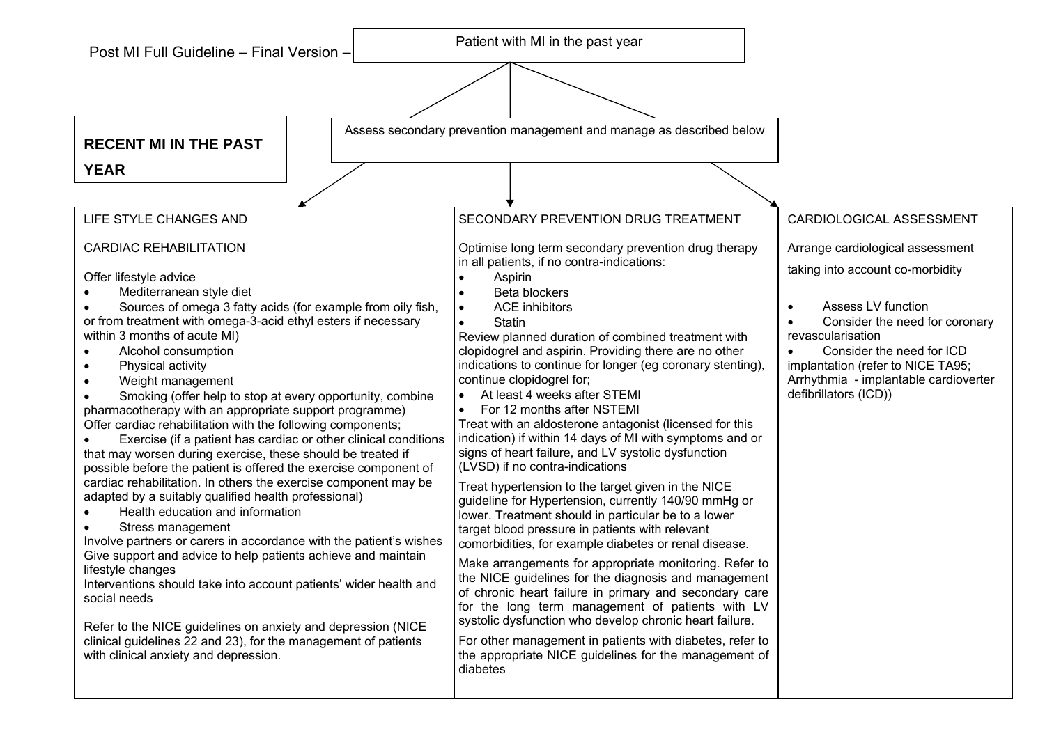Post MI Full Guideline – Final Version –

**Patient with MI in the past year**

## RECENT MI IN THE PAST YEAR

Assess secondary prevention management and manage as described below

### LIFE STYLE CHANGES AND CARDIAC REHABILITATION

Offer lifestyle advice

- Mediterranean style diet
- Sources of omega 3 fatty acids (for example from oily fish, or from treatment with omega-3-acid ethyl esters if necessary within 3 months of acute MI)
- Alcohol consumption
- Physical activity
- Weight management
- Smoking (offer help to stop at every opportunity, combine pharmacotherapy with an appropriate support programme)

Offer cardiac rehabilitation with the following components;

- Exercise (if a patient has cardiac or other clinical conditions that may worsen during exercise, these should be treated if possible before the patient is offered the exercise component of cardiac rehabilitation. In others the exercise component may be adapted by a suitably qualified health professional)
- Health education and information
- Stress management

Involve partners or carers in accordance with the patient's wishes

Give support and advice to help patients achieve and maintain lifestyle changes

Interventions should take into account patients' wider health and social needs

Refer to the NICE guidelines on anxiety and depression (NICE clinical guidelines 22 and 23), for the management of patients with clinical anxiety and depression.

### SECONDARY PREVENTION DRUG TREATMENT

Optimise long term secondary prevention drug therapy in all patients, if no contra-indications:

- Aspirin
- Beta blockers
- ACE inhibitors
- Statin

Review planned duration of combined treatment with clopidogrel and aspirin. Providing there are no other indications to continue for longer (eg coronary stenting), continue clopidogrel for;

- At least 4 weeks after STEMI
- For 12 months after NSTEMI

Treat with an aldosterone antagonist (licensed for this indication) if within 14 days of MI with symptoms and or signs of heart failure, and LV systolic dysfunction (LVSD) if no contra-indications

Treat hypertension to the target given in the NICE guideline for Hypertension, currently 140/90 mmHg or lower. Treatment should in particular be to a lower target blood pressure in patients with relevant comorbidities, for example diabetes or renal disease.

Make arrangements for appropriate monitoring. Refer to the NICE guidelines for the diagnosis and management of chronic heart failure in primary and secondary care for the long term management of patients with LV systolic dysfunction who develop chronic heart failure.

For other management in patients with diabetes, refer to the appropriate NICE guidelines for the management of diabetes

### CARDIOLOGICAL ASSESSMENT

Arrange cardiological assessment

taking into account co-morbidity

- Assess LV function
- Consider the need for coronary revascularisation
- Consider the need for ICD implantation (refer to NICE TA95; Arrhythmia - implantable cardioverter defibrillators (ICD))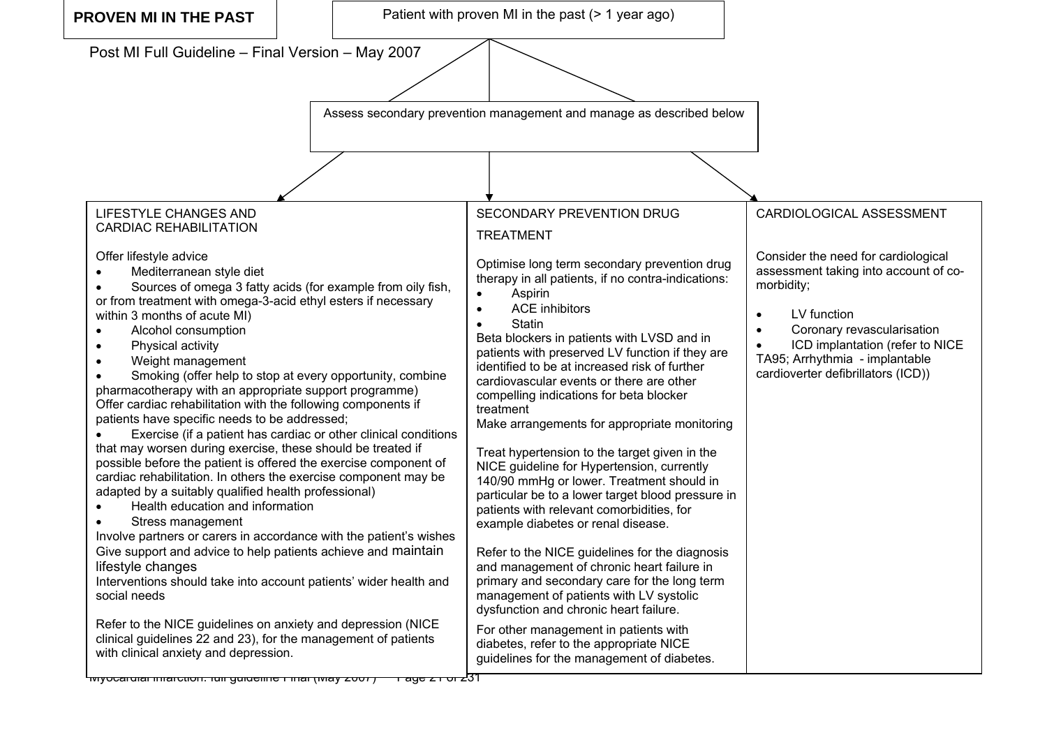**PROVEN MI IN THE PAST**

Post MI Full Guideline – Final Version – May 2007

Patient with proven MI in the past (> 1 year ago)

Assess secondary prevention management and manage as described below

LIFESTYLE CHANGES AND CARDIAC REHABILITATION

Offer lifestyle advice

- Mediterranean style diet
- Sources of omega 3 fatty acids (for example from oily fish, or from treatment with omega-3-acid ethyl esters if necessary within 3 months of acute MI)
- Alcohol consumption
- Physical activity
- Weight management
- Smoking (offer help to stop at every opportunity, combine pharmacotherapy with an appropriate support programme)

Offer cardiac rehabilitation with the following components if patients have specific needs to be addressed;

- Exercise (if a patient has cardiac or other clinical conditions that may worsen during exercise, these should be treated if possible before the patient is offered the exercise component of cardiac rehabilitation. In others the exercise component may be adapted by a suitably qualified health professional)
- Health education and information
- Stress management

Involve partners or carers in accordance with the patient's wishes

Give support and advice to help patients achieve and maintain lifestyle changes

Interventions should take into account patients' wider health and social needs

Refer to the NICE guidelines on anxiety and depression (NICE clinical guidelines 22 and 23), for the management of patients with clinical anxiety and depression.

SECONDARY PREVENTION DRUG TREATMENT

Optimise long term secondary prevention drug therapy in all patients, if no contra-indications:

- Aspirin
- ACE inhibitors
- Statin

Beta blockers in patients with LVSD and in patients with preserved LV function if they are identified to be at increased risk of further cardiovascular events or there are other compelling indications for beta blocker treatment

Make arrangements for appropriate monitoring

Treat hypertension to the target given in the NICE guideline for Hypertension, currently 140/90 mmHg or lower. Treatment should in particular be to a lower target blood pressure in patients with relevant comorbidities, for example diabetes or renal disease.

Refer to the NICE guidelines for the diagnosis and management of chronic heart failure in primary and secondary care for the long term management of patients with LV systolic dysfunction and chronic heart failure.

For other management in patients with diabetes, refer to the appropriate NICE guidelines for the management of diabetes.

CARDIOLOGICAL ASSESSMENT

Consider the need for cardiological assessment taking into account of co-morbidity;

- LV function
- Coronary revascularisation
- ICD implantation (refer to NICE TA95; Arrhythmia - implantable cardioverter defibrillators (ICD))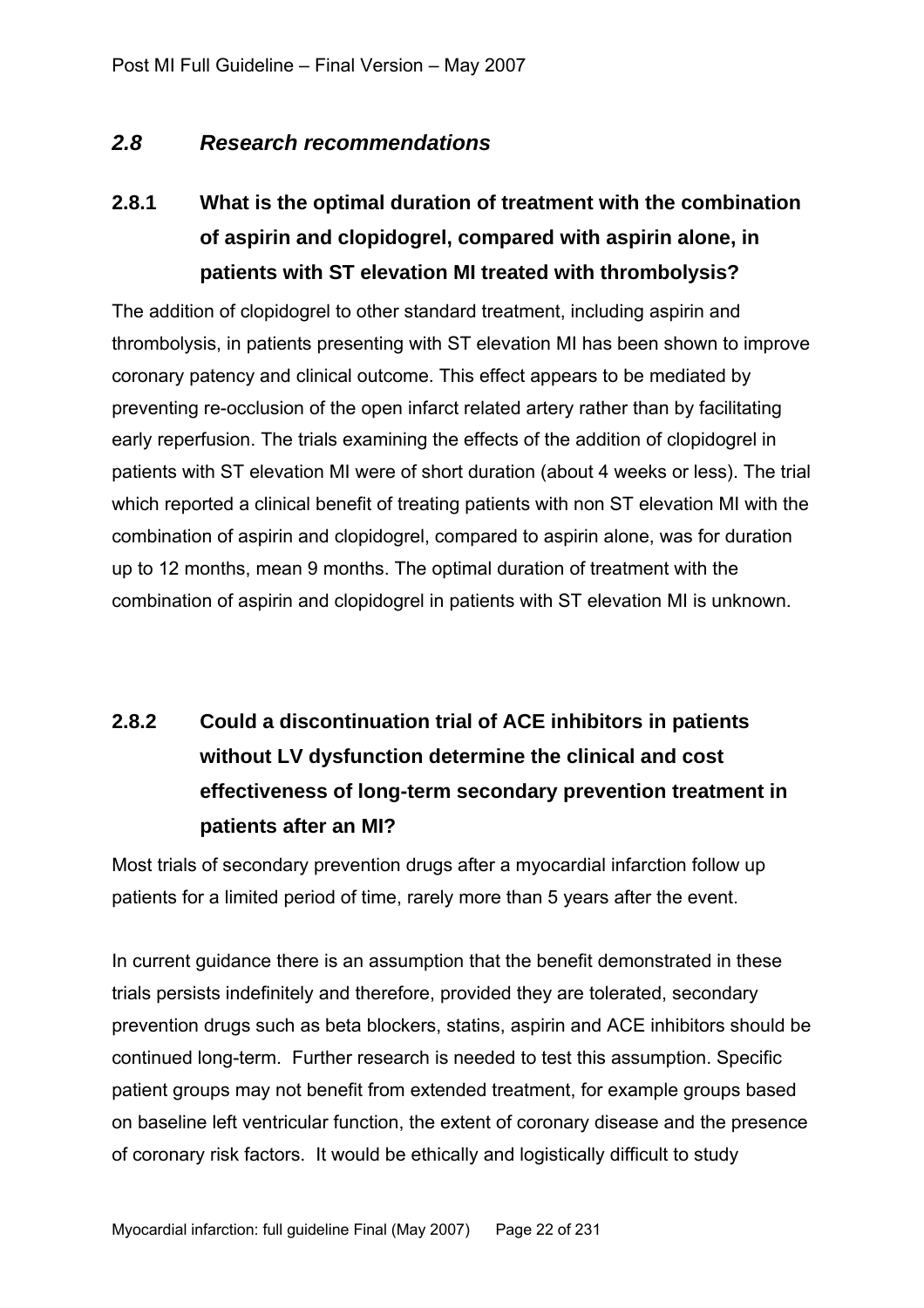## *2.8 Research recommendations*

### 2.8.1 What is the optimal duration of treatment with the combination of aspirin and clopidogrel, compared with aspirin alone, in patients with ST elevation MI treated with thrombolysis?

The addition of clopidogrel to other standard treatment, including aspirin and thrombolysis, in patients presenting with ST elevation MI has been shown to improve coronary patency and clinical outcome. This effect appears to be mediated by preventing re-occlusion of the open infarct related artery rather than by facilitating early reperfusion. The trials examining the effects of the addition of clopidogrel in patients with ST elevation MI were of short duration (about 4 weeks or less). The trial which reported a clinical benefit of treating patients with non ST elevation MI with the combination of aspirin and clopidogrel, compared to aspirin alone, was for duration up to 12 months, mean 9 months. The optimal duration of treatment with the combination of aspirin and clopidogrel in patients with ST elevation MI is unknown.

### 2.8.2 Could a discontinuation trial of ACE inhibitors in patients without LV dysfunction determine the clinical and cost effectiveness of long-term secondary prevention treatment in patients after an MI?

Most trials of secondary prevention drugs after a myocardial infarction follow up patients for a limited period of time, rarely more than 5 years after the event.

In current guidance there is an assumption that the benefit demonstrated in these trials persists indefinitely and therefore, provided they are tolerated, secondary prevention drugs such as beta blockers, statins, aspirin and ACE inhibitors should be continued long-term. Further research is needed to test this assumption. Specific patient groups may not benefit from extended treatment, for example groups based on baseline left ventricular function, the extent of coronary disease and the presence of coronary risk factors. It would be ethically and logistically difficult to study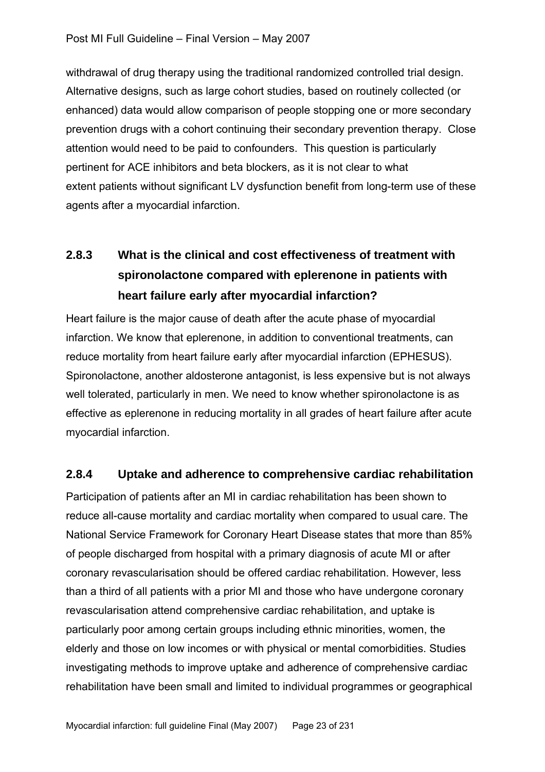withdrawal of drug therapy using the traditional randomized controlled trial design. Alternative designs, such as large cohort studies, based on routinely collected (or enhanced) data would allow comparison of people stopping one or more secondary prevention drugs with a cohort continuing their secondary prevention therapy. Close attention would need to be paid to confounders. This question is particularly pertinent for ACE inhibitors and beta blockers, as it is not clear to what extent patients without significant LV dysfunction benefit from long-term use of these agents after a myocardial infarction.

### 2.8.3 What is the clinical and cost effectiveness of treatment with spironolactone compared with eplerenone in patients with heart failure early after myocardial infarction?

Heart failure is the major cause of death after the acute phase of myocardial infarction. We know that eplerenone, in addition to conventional treatments, can reduce mortality from heart failure early after myocardial infarction (EPHESUS). Spironolactone, another aldosterone antagonist, is less expensive but is not always well tolerated, particularly in men. We need to know whether spironolactone is as effective as eplerenone in reducing mortality in all grades of heart failure after acute myocardial infarction.

### 2.8.4 Uptake and adherence to comprehensive cardiac rehabilitation

Participation of patients after an MI in cardiac rehabilitation has been shown to reduce all-cause mortality and cardiac mortality when compared to usual care. The National Service Framework for Coronary Heart Disease states that more than 85% of people discharged from hospital with a primary diagnosis of acute MI or after coronary revascularisation should be offered cardiac rehabilitation. However, less than a third of all patients with a prior MI and those who have undergone coronary revascularisation attend comprehensive cardiac rehabilitation, and uptake is particularly poor among certain groups including ethnic minorities, women, the elderly and those on low incomes or with physical or mental comorbidities. Studies investigating methods to improve uptake and adherence of comprehensive cardiac rehabilitation have been small and limited to individual programmes or geographical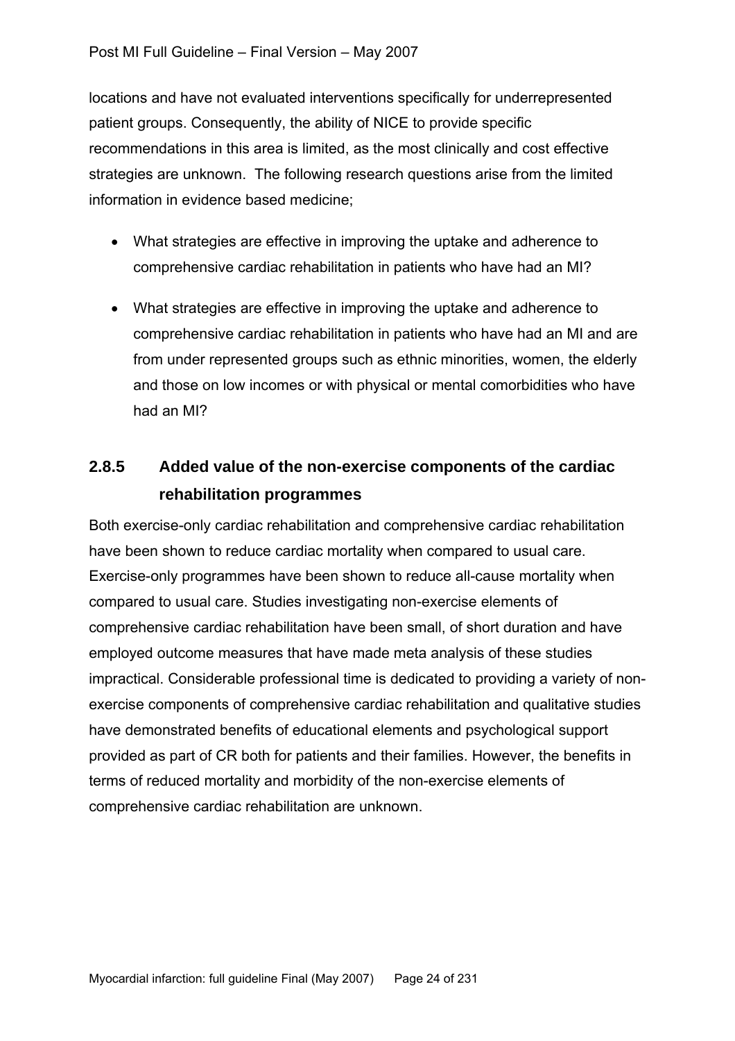locations and have not evaluated interventions specifically for underrepresented patient groups. Consequently, the ability of NICE to provide specific recommendations in this area is limited, as the most clinically and cost effective strategies are unknown. The following research questions arise from the limited information in evidence based medicine;

- What strategies are effective in improving the uptake and adherence to comprehensive cardiac rehabilitation in patients who have had an MI?
- What strategies are effective in improving the uptake and adherence to comprehensive cardiac rehabilitation in patients who have had an MI and are from under represented groups such as ethnic minorities, women, the elderly and those on low incomes or with physical or mental comorbidities who have had an MI?

### 2.8.5 Added value of the non-exercise components of the cardiac rehabilitation programmes

Both exercise-only cardiac rehabilitation and comprehensive cardiac rehabilitation have been shown to reduce cardiac mortality when compared to usual care. Exercise-only programmes have been shown to reduce all-cause mortality when compared to usual care. Studies investigating non-exercise elements of comprehensive cardiac rehabilitation have been small, of short duration and have employed outcome measures that have made meta analysis of these studies impractical. Considerable professional time is dedicated to providing a variety of non-exercise components of comprehensive cardiac rehabilitation and qualitative studies have demonstrated benefits of educational elements and psychological support provided as part of CR both for patients and their families. However, the benefits in terms of reduced mortality and morbidity of the non-exercise elements of comprehensive cardiac rehabilitation are unknown.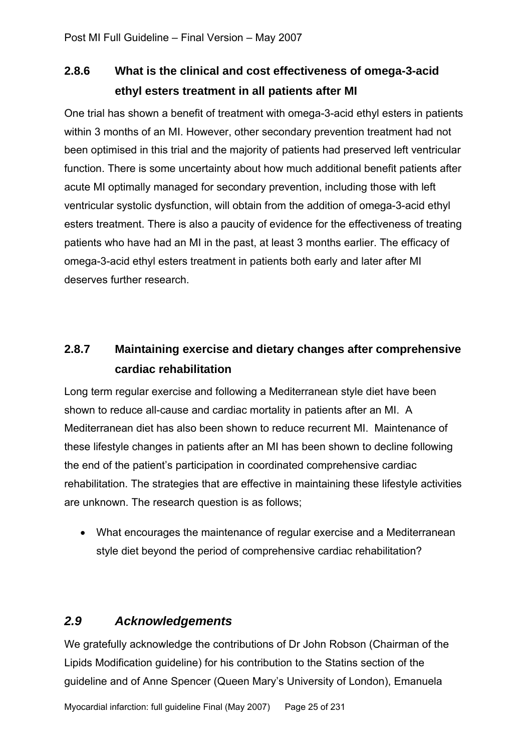### 2.8.6 What is the clinical and cost effectiveness of omega-3-acid ethyl esters treatment in all patients after MI

One trial has shown a benefit of treatment with omega-3-acid ethyl esters in patients within 3 months of an MI. However, other secondary prevention treatment had not been optimised in this trial and the majority of patients had preserved left ventricular function. There is some uncertainty about how much additional benefit patients after acute MI optimally managed for secondary prevention, including those with left ventricular systolic dysfunction, will obtain from the addition of omega-3-acid ethyl esters treatment. There is also a paucity of evidence for the effectiveness of treating patients who have had an MI in the past, at least 3 months earlier. The efficacy of omega-3-acid ethyl esters treatment in patients both early and later after MI deserves further research.

### 2.8.7 Maintaining exercise and dietary changes after comprehensive cardiac rehabilitation

Long term regular exercise and following a Mediterranean style diet have been shown to reduce all-cause and cardiac mortality in patients after an MI. A Mediterranean diet has also been shown to reduce recurrent MI. Maintenance of these lifestyle changes in patients after an MI has been shown to decline following the end of the patient's participation in coordinated comprehensive cardiac rehabilitation. The strategies that are effective in maintaining these lifestyle activities are unknown. The research question is as follows;

- What encourages the maintenance of regular exercise and a Mediterranean style diet beyond the period of comprehensive cardiac rehabilitation?

## *2.9 Acknowledgements*

We gratefully acknowledge the contributions of Dr John Robson (Chairman of the Lipids Modification guideline) for his contribution to the Statins section of the guideline and of Anne Spencer (Queen Mary's University of London), Emanuela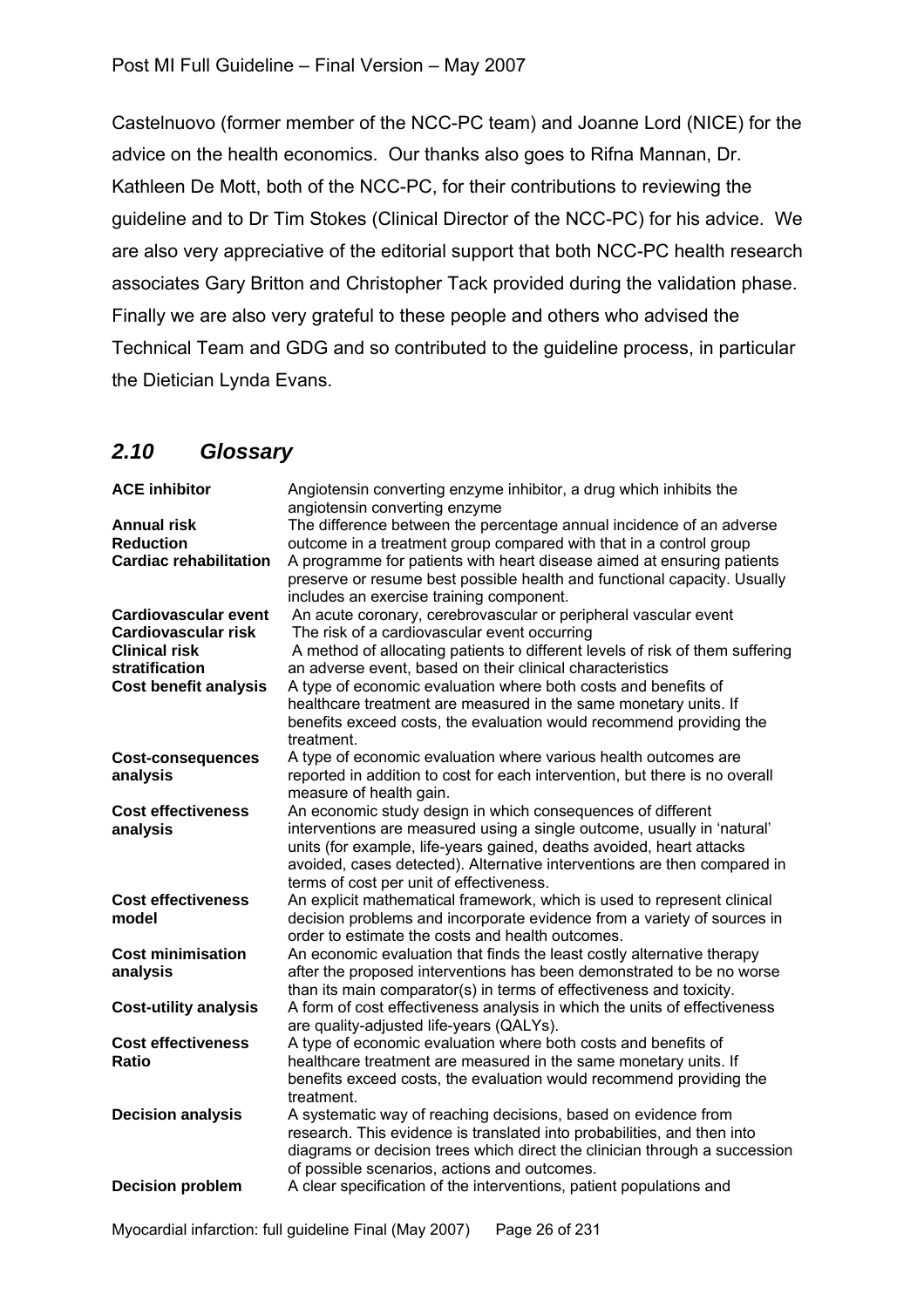Castelnuovo (former member of the NCC-PC team) and Joanne Lord (NICE) for the advice on the health economics. Our thanks also goes to Rifna Mannan, Dr. Kathleen De Mott, both of the NCC-PC, for their contributions to reviewing the guideline and to Dr Tim Stokes (Clinical Director of the NCC-PC) for his advice. We are also very appreciative of the editorial support that both NCC-PC health research associates Gary Britton and Christopher Tack provided during the validation phase. Finally we are also very grateful to these people and others who advised the Technical Team and GDG and so contributed to the guideline process, in particular the Dietician Lynda Evans.

## *2.10 Glossary*

| | |
|---|---|
| **ACE inhibitor** | Angiotensin converting enzyme inhibitor, a drug which inhibits the angiotensin converting enzyme |
| **Annual risk Reduction** | The difference between the percentage annual incidence of an adverse outcome in a treatment group compared with that in a control group |
| **Cardiac rehabilitation** | A programme for patients with heart disease aimed at ensuring patients preserve or resume best possible health and functional capacity. Usually includes an exercise training component. |
| **Cardiovascular event** | An acute coronary, cerebrovascular or peripheral vascular event |
| **Cardiovascular risk** | The risk of a cardiovascular event occurring |
| **Clinical risk stratification** | A method of allocating patients to different levels of risk of them suffering an adverse event, based on their clinical characteristics |
| **Cost benefit analysis** | A type of economic evaluation where both costs and benefits of healthcare treatment are measured in the same monetary units. If benefits exceed costs, the evaluation would recommend providing the treatment. |
| **Cost-consequences analysis** | A type of economic evaluation where various health outcomes are reported in addition to cost for each intervention, but there is no overall measure of health gain. |
| **Cost effectiveness analysis** | An economic study design in which consequences of different interventions are measured using a single outcome, usually in 'natural' units (for example, life-years gained, deaths avoided, heart attacks avoided, cases detected). Alternative interventions are then compared in terms of cost per unit of effectiveness. |
| **Cost effectiveness model** | An explicit mathematical framework, which is used to represent clinical decision problems and incorporate evidence from a variety of sources in order to estimate the costs and health outcomes. |
| **Cost minimisation analysis** | An economic evaluation that finds the least costly alternative therapy after the proposed interventions has been demonstrated to be no worse than its main comparator(s) in terms of effectiveness and toxicity. |
| **Cost-utility analysis** | A form of cost effectiveness analysis in which the units of effectiveness are quality-adjusted life-years (QALYs). |
| **Cost effectiveness Ratio** | A type of economic evaluation where both costs and benefits of healthcare treatment are measured in the same monetary units. If benefits exceed costs, the evaluation would recommend providing the treatment. |
| **Decision analysis** | A systematic way of reaching decisions, based on evidence from research. This evidence is translated into probabilities, and then into diagrams or decision trees which direct the clinician through a succession of possible scenarios, actions and outcomes. |
| **Decision problem** | A clear specification of the interventions, patient populations and |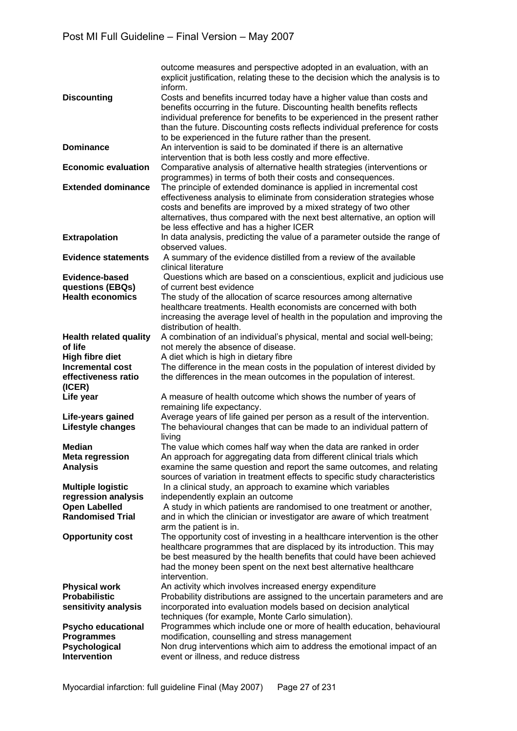| | |
|---|---|
| | outcome measures and perspective adopted in an evaluation, with an explicit justification, relating these to the decision which the analysis is to inform. |
| **Discounting** | Costs and benefits incurred today have a higher value than costs and benefits occurring in the future. Discounting health benefits reflects individual preference for benefits to be experienced in the present rather than the future. Discounting costs reflects individual preference for costs to be experienced in the future rather than the present. |
| **Dominance** | An intervention is said to be dominated if there is an alternative intervention that is both less costly and more effective. |
| **Economic evaluation** | Comparative analysis of alternative health strategies (interventions or programmes) in terms of both their costs and consequences. |
| **Extended dominance** | The principle of extended dominance is applied in incremental cost effectiveness analysis to eliminate from consideration strategies whose costs and benefits are improved by a mixed strategy of two other alternatives, thus compared with the next best alternative, an option will be less effective and has a higher ICER |
| **Extrapolation** | In data analysis, predicting the value of a parameter outside the range of observed values. |
| **Evidence statements** | A summary of the evidence distilled from a review of the available clinical literature |
| **Evidence-based questions (EBQs)** | Questions which are based on a conscientious, explicit and judicious use of current best evidence |
| **Health economics** | The study of the allocation of scarce resources among alternative healthcare treatments. Health economists are concerned with both increasing the average level of health in the population and improving the distribution of health. |
| **Health related quality of life** | A combination of an individual's physical, mental and social well-being; not merely the absence of disease. |
| **High fibre diet** | A diet which is high in dietary fibre |
| **Incremental cost effectiveness ratio (ICER)** | The difference in the mean costs in the population of interest divided by the differences in the mean outcomes in the population of interest. |
| **Life year** | A measure of health outcome which shows the number of years of remaining life expectancy. |
| **Life-years gained** | Average years of life gained per person as a result of the intervention. |
| **Lifestyle changes** | The behavioural changes that can be made to an individual pattern of living |
| **Median** | The value which comes half way when the data are ranked in order |
| **Meta regression Analysis** | An approach for aggregating data from different clinical trials which examine the same question and report the same outcomes, and relating sources of variation in treatment effects to specific study characteristics |
| **Multiple logistic regression analysis** | In a clinical study, an approach to examine which variables independently explain an outcome |
| **Open Labelled Randomised Trial** | A study in which patients are randomised to one treatment or another, and in which the clinician or investigator are aware of which treatment arm the patient is in. |
| **Opportunity cost** | The opportunity cost of investing in a healthcare intervention is the other healthcare programmes that are displaced by its introduction. This may be best measured by the health benefits that could have been achieved had the money been spent on the next best alternative healthcare intervention. |
| **Physical work** | An activity which involves increased energy expenditure |
| **Probabilistic sensitivity analysis** | Probability distributions are assigned to the uncertain parameters and are incorporated into evaluation models based on decision analytical techniques (for example, Monte Carlo simulation). |
| **Psycho educational Programmes** | Programmes which include one or more of health education, behavioural modification, counselling and stress management |
| **Psychological Intervention** | Non drug interventions which aim to address the emotional impact of an event or illness, and reduce distress |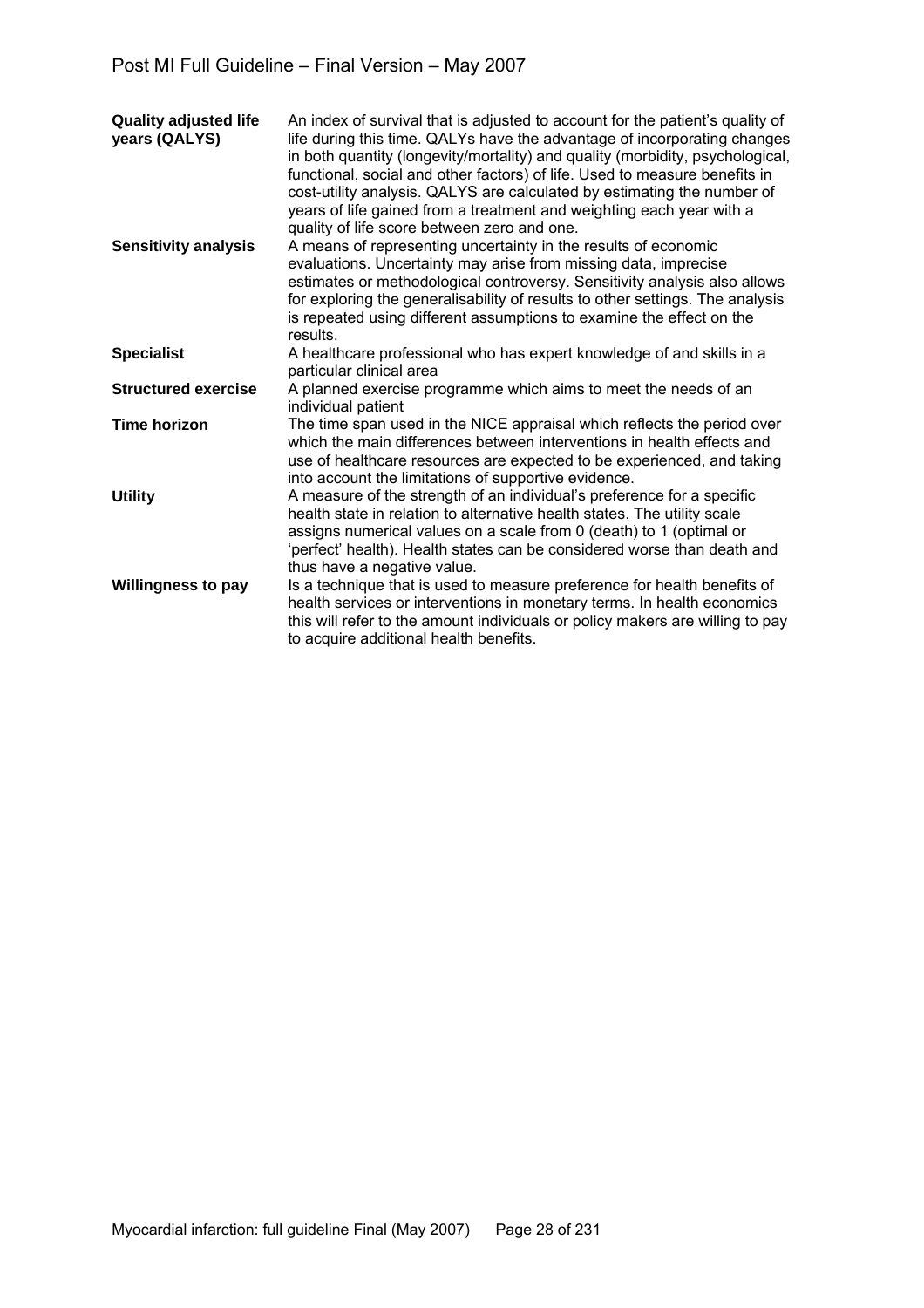| | |
|---|---|
| **Quality adjusted life years (QALYS)** | An index of survival that is adjusted to account for the patient's quality of life during this time. QALYs have the advantage of incorporating changes in both quantity (longevity/mortality) and quality (morbidity, psychological, functional, social and other factors) of life. Used to measure benefits in cost-utility analysis. QALYS are calculated by estimating the number of years of life gained from a treatment and weighting each year with a quality of life score between zero and one. |
| **Sensitivity analysis** | A means of representing uncertainty in the results of economic evaluations. Uncertainty may arise from missing data, imprecise estimates or methodological controversy. Sensitivity analysis also allows for exploring the generalisability of results to other settings. The analysis is repeated using different assumptions to examine the effect on the results. |
| **Specialist** | A healthcare professional who has expert knowledge of and skills in a particular clinical area |
| **Structured exercise** | A planned exercise programme which aims to meet the needs of an individual patient |
| **Time horizon** | The time span used in the NICE appraisal which reflects the period over which the main differences between interventions in health effects and use of healthcare resources are expected to be experienced, and taking into account the limitations of supportive evidence. |
| **Utility** | A measure of the strength of an individual's preference for a specific health state in relation to alternative health states. The utility scale assigns numerical values on a scale from 0 (death) to 1 (optimal or 'perfect' health). Health states can be considered worse than death and thus have a negative value. |
| **Willingness to pay** | Is a technique that is used to measure preference for health benefits of health services or interventions in monetary terms. In health economics this will refer to the amount individuals or policy makers are willing to pay to acquire additional health benefits. |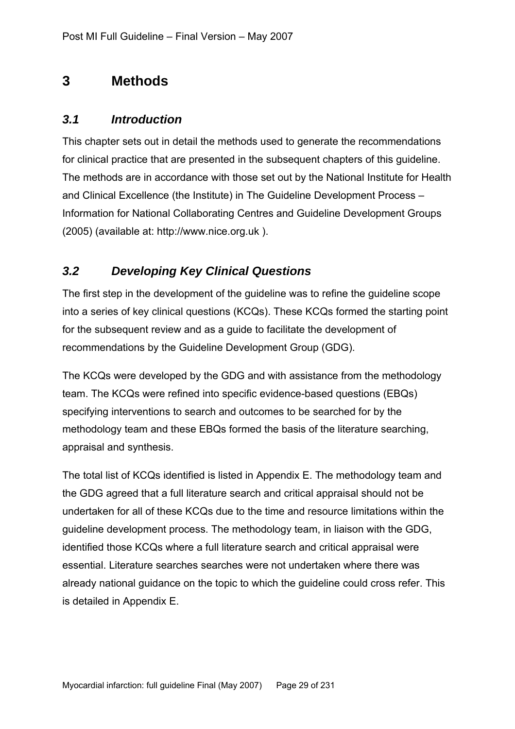# 3 Methods

## *3.1 Introduction*

This chapter sets out in detail the methods used to generate the recommendations for clinical practice that are presented in the subsequent chapters of this guideline. The methods are in accordance with those set out by the National Institute for Health and Clinical Excellence (the Institute) in The Guideline Development Process – Information for National Collaborating Centres and Guideline Development Groups (2005) (available at: http://www.nice.org.uk ).

## *3.2 Developing Key Clinical Questions*

The first step in the development of the guideline was to refine the guideline scope into a series of key clinical questions (KCQs). These KCQs formed the starting point for the subsequent review and as a guide to facilitate the development of recommendations by the Guideline Development Group (GDG).

The KCQs were developed by the GDG and with assistance from the methodology team. The KCQs were refined into specific evidence-based questions (EBQs) specifying interventions to search and outcomes to be searched for by the methodology team and these EBQs formed the basis of the literature searching, appraisal and synthesis.

The total list of KCQs identified is listed in Appendix E. The methodology team and the GDG agreed that a full literature search and critical appraisal should not be undertaken for all of these KCQs due to the time and resource limitations within the guideline development process. The methodology team, in liaison with the GDG, identified those KCQs where a full literature search and critical appraisal were essential. Literature searches searches were not undertaken where there was already national guidance on the topic to which the guideline could cross refer. This is detailed in Appendix E.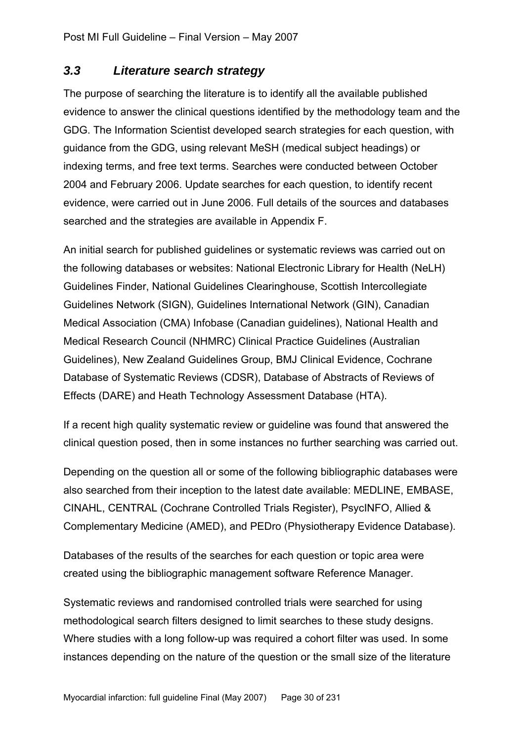### *3.3 Literature search strategy*

The purpose of searching the literature is to identify all the available published evidence to answer the clinical questions identified by the methodology team and the GDG. The Information Scientist developed search strategies for each question, with guidance from the GDG, using relevant MeSH (medical subject headings) or indexing terms, and free text terms. Searches were conducted between October 2004 and February 2006. Update searches for each question, to identify recent evidence, were carried out in June 2006. Full details of the sources and databases searched and the strategies are available in Appendix F.

An initial search for published guidelines or systematic reviews was carried out on the following databases or websites: National Electronic Library for Health (NeLH) Guidelines Finder, National Guidelines Clearinghouse, Scottish Intercollegiate Guidelines Network (SIGN), Guidelines International Network (GIN), Canadian Medical Association (CMA) Infobase (Canadian guidelines), National Health and Medical Research Council (NHMRC) Clinical Practice Guidelines (Australian Guidelines), New Zealand Guidelines Group, BMJ Clinical Evidence, Cochrane Database of Systematic Reviews (CDSR), Database of Abstracts of Reviews of Effects (DARE) and Heath Technology Assessment Database (HTA).

If a recent high quality systematic review or guideline was found that answered the clinical question posed, then in some instances no further searching was carried out.

Depending on the question all or some of the following bibliographic databases were also searched from their inception to the latest date available: MEDLINE, EMBASE, CINAHL, CENTRAL (Cochrane Controlled Trials Register), PsycINFO, Allied & Complementary Medicine (AMED), and PEDro (Physiotherapy Evidence Database).

Databases of the results of the searches for each question or topic area were created using the bibliographic management software Reference Manager.

Systematic reviews and randomised controlled trials were searched for using methodological search filters designed to limit searches to these study designs. Where studies with a long follow-up was required a cohort filter was used. In some instances depending on the nature of the question or the small size of the literature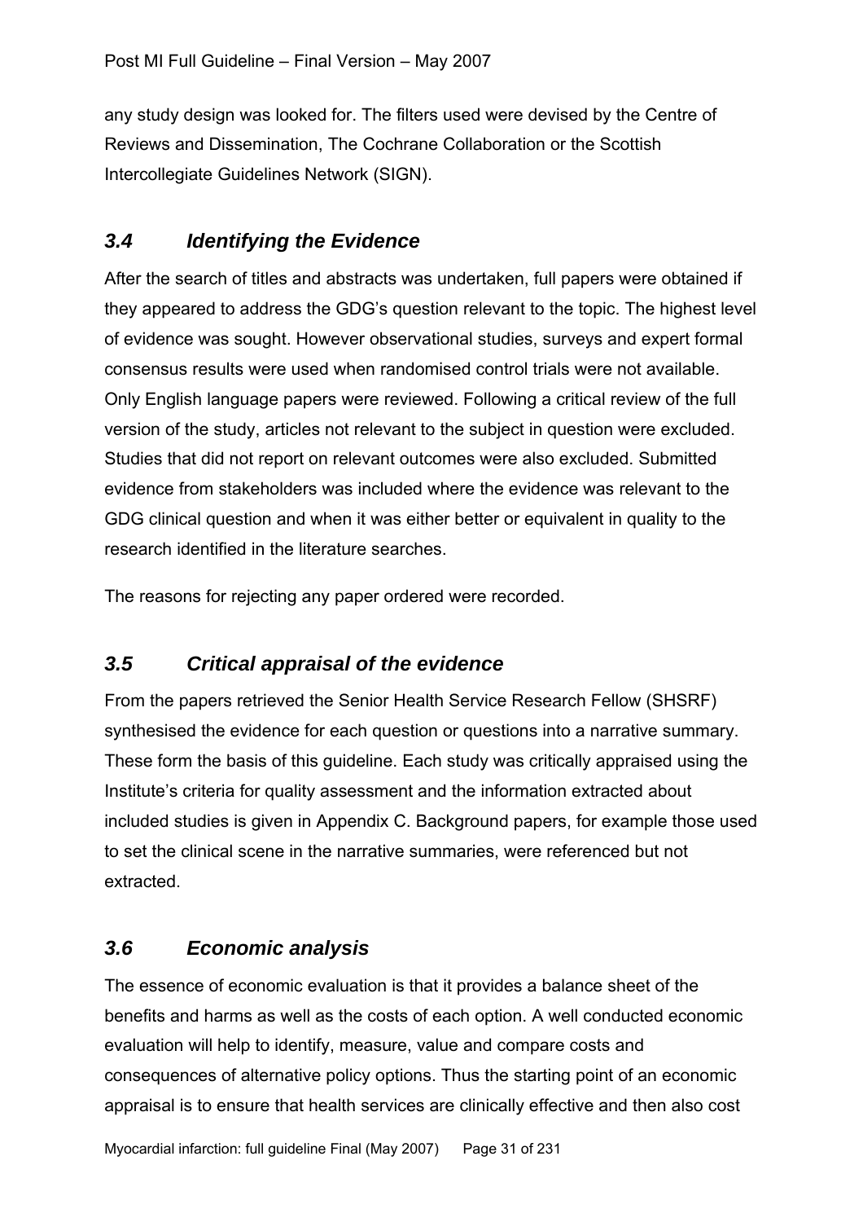any study design was looked for. The filters used were devised by the Centre of Reviews and Dissemination, The Cochrane Collaboration or the Scottish Intercollegiate Guidelines Network (SIGN).

## *3.4 Identifying the Evidence*

After the search of titles and abstracts was undertaken, full papers were obtained if they appeared to address the GDG's question relevant to the topic. The highest level of evidence was sought. However observational studies, surveys and expert formal consensus results were used when randomised control trials were not available. Only English language papers were reviewed. Following a critical review of the full version of the study, articles not relevant to the subject in question were excluded. Studies that did not report on relevant outcomes were also excluded. Submitted evidence from stakeholders was included where the evidence was relevant to the GDG clinical question and when it was either better or equivalent in quality to the research identified in the literature searches.

The reasons for rejecting any paper ordered were recorded.

## *3.5 Critical appraisal of the evidence*

From the papers retrieved the Senior Health Service Research Fellow (SHSRF) synthesised the evidence for each question or questions into a narrative summary. These form the basis of this guideline. Each study was critically appraised using the Institute's criteria for quality assessment and the information extracted about included studies is given in Appendix C. Background papers, for example those used to set the clinical scene in the narrative summaries, were referenced but not extracted.

## *3.6 Economic analysis*

The essence of economic evaluation is that it provides a balance sheet of the benefits and harms as well as the costs of each option. A well conducted economic evaluation will help to identify, measure, value and compare costs and consequences of alternative policy options. Thus the starting point of an economic appraisal is to ensure that health services are clinically effective and then also cost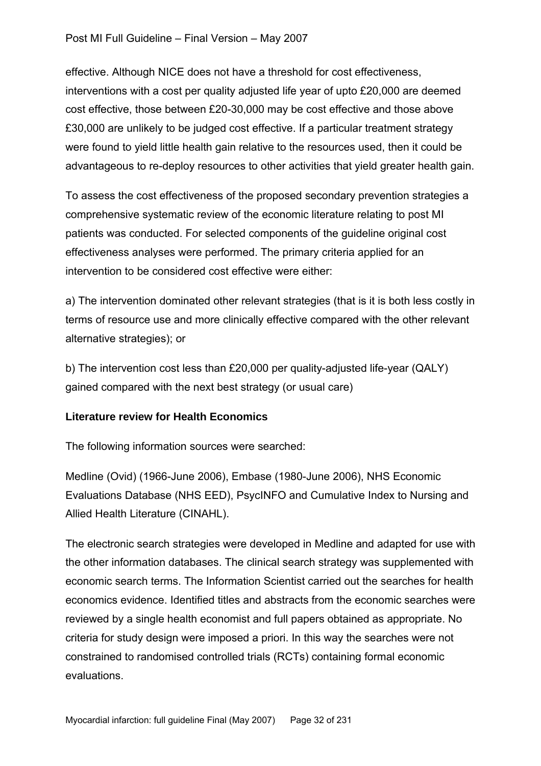effective. Although NICE does not have a threshold for cost effectiveness, interventions with a cost per quality adjusted life year of upto £20,000 are deemed cost effective, those between £20-30,000 may be cost effective and those above £30,000 are unlikely to be judged cost effective. If a particular treatment strategy were found to yield little health gain relative to the resources used, then it could be advantageous to re-deploy resources to other activities that yield greater health gain.

To assess the cost effectiveness of the proposed secondary prevention strategies a comprehensive systematic review of the economic literature relating to post MI patients was conducted. For selected components of the guideline original cost effectiveness analyses were performed. The primary criteria applied for an intervention to be considered cost effective were either:

a) The intervention dominated other relevant strategies (that is it is both less costly in terms of resource use and more clinically effective compared with the other relevant alternative strategies); or

b) The intervention cost less than £20,000 per quality-adjusted life-year (QALY) gained compared with the next best strategy (or usual care)

**Literature review for Health Economics**

The following information sources were searched:

Medline (Ovid) (1966-June 2006), Embase (1980-June 2006), NHS Economic Evaluations Database (NHS EED), PsycINFO and Cumulative Index to Nursing and Allied Health Literature (CINAHL).

The electronic search strategies were developed in Medline and adapted for use with the other information databases. The clinical search strategy was supplemented with economic search terms. The Information Scientist carried out the searches for health economics evidence. Identified titles and abstracts from the economic searches were reviewed by a single health economist and full papers obtained as appropriate. No criteria for study design were imposed a priori. In this way the searches were not constrained to randomised controlled trials (RCTs) containing formal economic evaluations.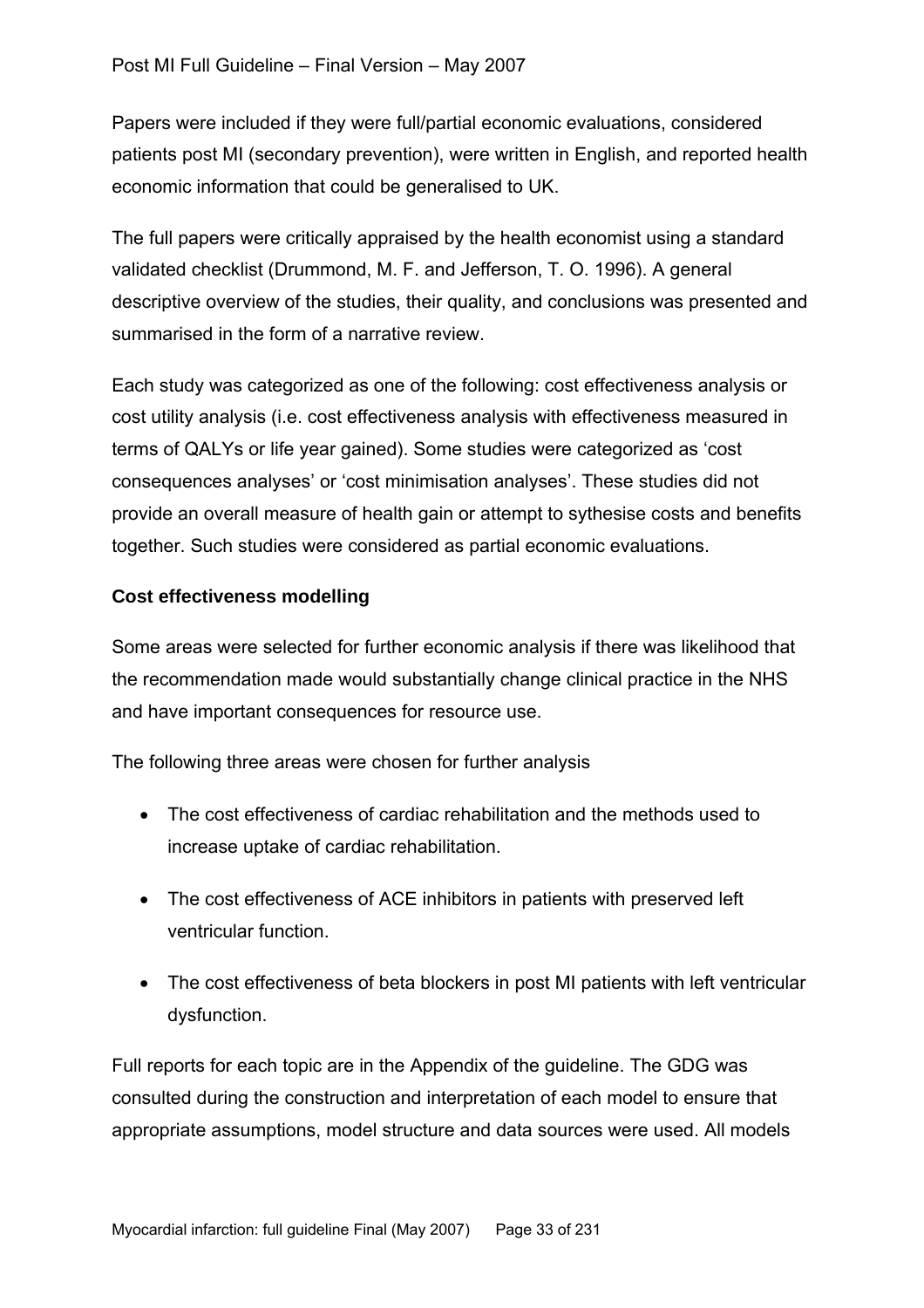Papers were included if they were full/partial economic evaluations, considered patients post MI (secondary prevention), were written in English, and reported health economic information that could be generalised to UK.

The full papers were critically appraised by the health economist using a standard validated checklist (Drummond, M. F. and Jefferson, T. O. 1996). A general descriptive overview of the studies, their quality, and conclusions was presented and summarised in the form of a narrative review.

Each study was categorized as one of the following: cost effectiveness analysis or cost utility analysis (i.e. cost effectiveness analysis with effectiveness measured in terms of QALYs or life year gained). Some studies were categorized as 'cost consequences analyses' or 'cost minimisation analyses'. These studies did not provide an overall measure of health gain or attempt to sythesise costs and benefits together. Such studies were considered as partial economic evaluations.

**Cost effectiveness modelling**

Some areas were selected for further economic analysis if there was likelihood that the recommendation made would substantially change clinical practice in the NHS and have important consequences for resource use.

The following three areas were chosen for further analysis

- The cost effectiveness of cardiac rehabilitation and the methods used to increase uptake of cardiac rehabilitation.
- The cost effectiveness of ACE inhibitors in patients with preserved left ventricular function.
- The cost effectiveness of beta blockers in post MI patients with left ventricular dysfunction.

Full reports for each topic are in the Appendix of the guideline. The GDG was consulted during the construction and interpretation of each model to ensure that appropriate assumptions, model structure and data sources were used. All models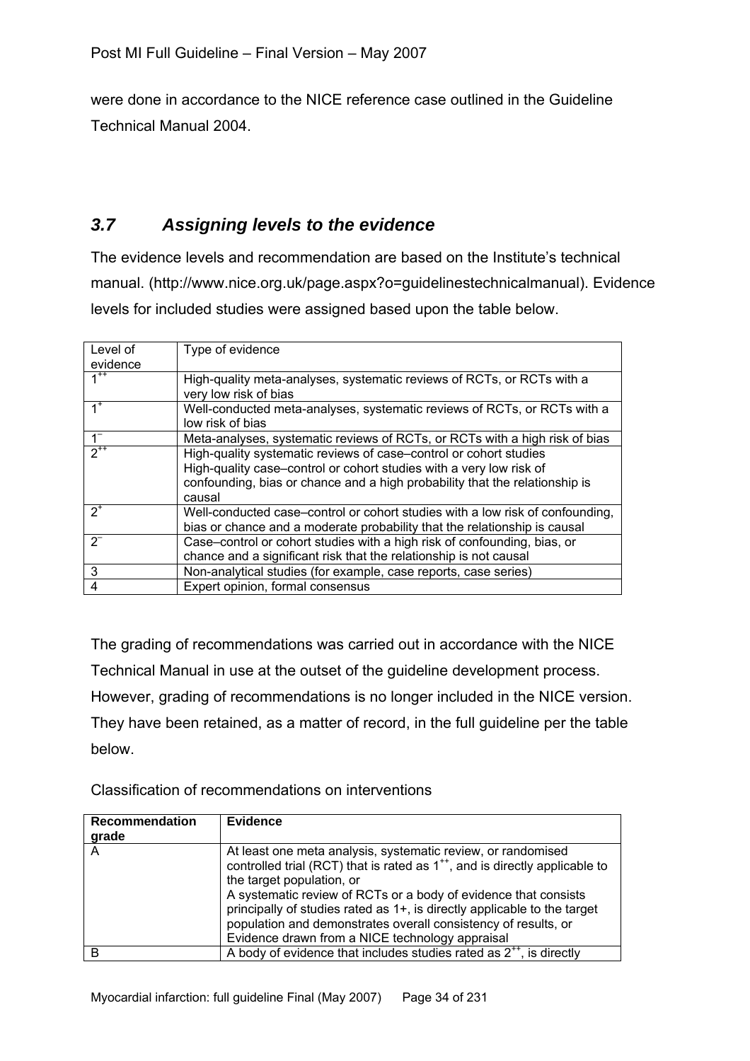were done in accordance to the NICE reference case outlined in the Guideline Technical Manual 2004.

### 3.7 Assigning levels to the evidence

The evidence levels and recommendation are based on the Institute's technical manual. (http://www.nice.org.uk/page.aspx?o=guidelinestechnicalmanual). Evidence levels for included studies were assigned based upon the table below.

| Level of evidence | Type of evidence |
|---|---|
| $1^{++}$ | High-quality meta-analyses, systematic reviews of RCTs, or RCTs with a very low risk of bias |
| $1^{+}$ | Well-conducted meta-analyses, systematic reviews of RCTs, or RCTs with a low risk of bias |
| $1^{-}$ | Meta-analyses, systematic reviews of RCTs, or RCTs with a high risk of bias |
| $2^{++}$ | High-quality systematic reviews of case–control or cohort studies<br>High-quality case–control or cohort studies with a very low risk of confounding, bias or chance and a high probability that the relationship is causal |
| $2^{+}$ | Well-conducted case–control or cohort studies with a low risk of confounding, bias or chance and a moderate probability that the relationship is causal |
| $2^{-}$ | Case–control or cohort studies with a high risk of confounding, bias, or chance and a significant risk that the relationship is not causal |
| 3 | Non-analytical studies (for example, case reports, case series) |
| 4 | Expert opinion, formal consensus |

The grading of recommendations was carried out in accordance with the NICE Technical Manual in use at the outset of the guideline development process. However, grading of recommendations is no longer included in the NICE version. They have been retained, as a matter of record, in the full guideline per the table below.

Classification of recommendations on interventions

| Recommendation grade | Evidence |
|---|---|
| A | At least one meta analysis, systematic review, or randomised controlled trial (RCT) that is rated as $1^{++}$, and is directly applicable to the target population, or<br>A systematic review of RCTs or a body of evidence that consists principally of studies rated as 1+, is directly applicable to the target population and demonstrates overall consistency of results, or<br>Evidence drawn from a NICE technology appraisal |
| B | A body of evidence that includes studies rated as $2^{++}$, is directly |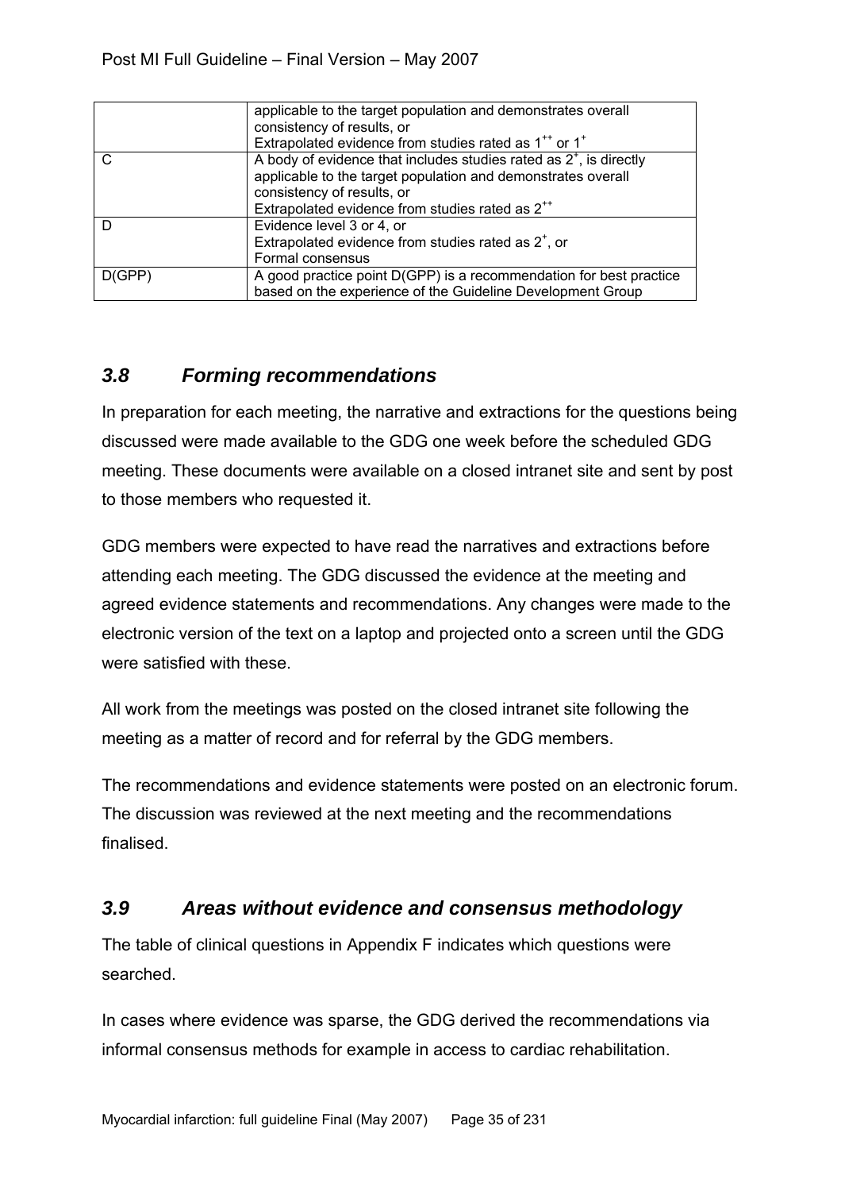|  |  |
| --- | --- |
|  | applicable to the target population and demonstrates overall consistency of results, or Extrapolated evidence from studies rated as $1^{++}$ or $1^{+}$ |
| C | A body of evidence that includes studies rated as $2^{+}$, is directly applicable to the target population and demonstrates overall consistency of results, or Extrapolated evidence from studies rated as $2^{++}$ |
| D | Evidence level 3 or 4, or Extrapolated evidence from studies rated as $2^{+}$, or Formal consensus |
| D(GPP) | A good practice point D(GPP) is a recommendation for best practice based on the experience of the Guideline Development Group |

## *3.8 Forming recommendations*

In preparation for each meeting, the narrative and extractions for the questions being discussed were made available to the GDG one week before the scheduled GDG meeting. These documents were available on a closed intranet site and sent by post to those members who requested it.

GDG members were expected to have read the narratives and extractions before attending each meeting. The GDG discussed the evidence at the meeting and agreed evidence statements and recommendations. Any changes were made to the electronic version of the text on a laptop and projected onto a screen until the GDG were satisfied with these.

All work from the meetings was posted on the closed intranet site following the meeting as a matter of record and for referral by the GDG members.

The recommendations and evidence statements were posted on an electronic forum. The discussion was reviewed at the next meeting and the recommendations finalised.

## *3.9 Areas without evidence and consensus methodology*

The table of clinical questions in Appendix F indicates which questions were searched.

In cases where evidence was sparse, the GDG derived the recommendations via informal consensus methods for example in access to cardiac rehabilitation.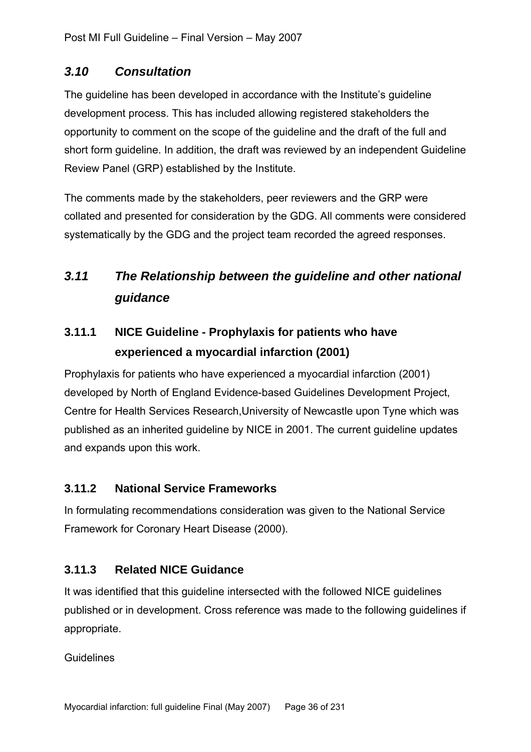## *3.10 Consultation*

The guideline has been developed in accordance with the Institute's guideline development process. This has included allowing registered stakeholders the opportunity to comment on the scope of the guideline and the draft of the full and short form guideline. In addition, the draft was reviewed by an independent Guideline Review Panel (GRP) established by the Institute.

The comments made by the stakeholders, peer reviewers and the GRP were collated and presented for consideration by the GDG. All comments were considered systematically by the GDG and the project team recorded the agreed responses.

## *3.11 The Relationship between the guideline and other national guidance*

### 3.11.1 NICE Guideline - Prophylaxis for patients who have experienced a myocardial infarction (2001)

Prophylaxis for patients who have experienced a myocardial infarction (2001) developed by North of England Evidence-based Guidelines Development Project, Centre for Health Services Research,University of Newcastle upon Tyne which was published as an inherited guideline by NICE in 2001. The current guideline updates and expands upon this work.

### 3.11.2 National Service Frameworks

In formulating recommendations consideration was given to the National Service Framework for Coronary Heart Disease (2000).

### 3.11.3 Related NICE Guidance

It was identified that this guideline intersected with the followed NICE guidelines published or in development. Cross reference was made to the following guidelines if appropriate.

Guidelines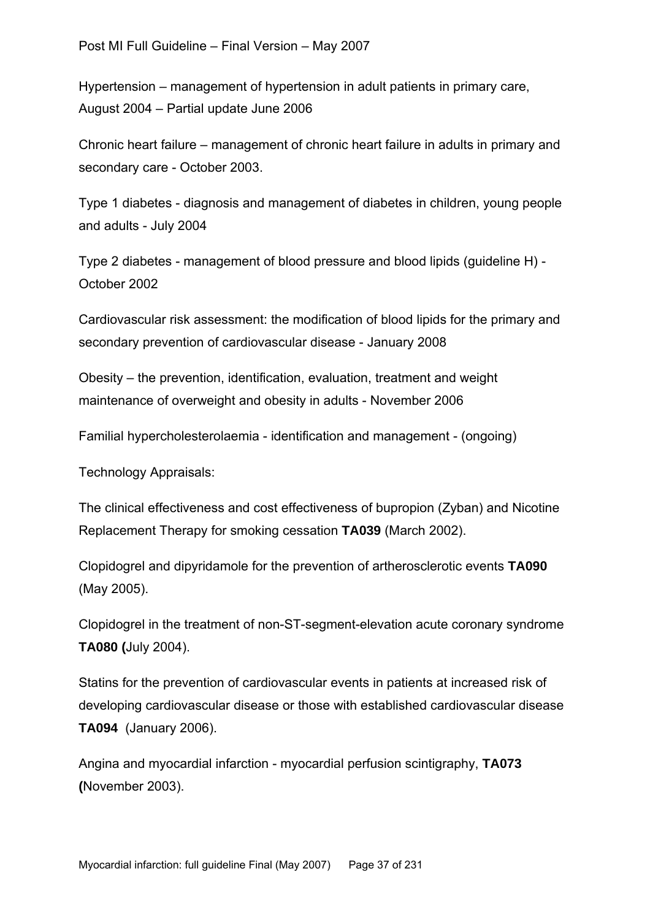Hypertension – management of hypertension in adult patients in primary care, August 2004 – Partial update June 2006

Chronic heart failure – management of chronic heart failure in adults in primary and secondary care - October 2003.

Type 1 diabetes - diagnosis and management of diabetes in children, young people and adults - July 2004

Type 2 diabetes - management of blood pressure and blood lipids (guideline H) - October 2002

Cardiovascular risk assessment: the modification of blood lipids for the primary and secondary prevention of cardiovascular disease - January 2008

Obesity – the prevention, identification, evaluation, treatment and weight maintenance of overweight and obesity in adults - November 2006

Familial hypercholesterolaemia - identification and management - (ongoing)

Technology Appraisals:

The clinical effectiveness and cost effectiveness of bupropion (Zyban) and Nicotine Replacement Therapy for smoking cessation **TA039** (March 2002).

Clopidogrel and dipyridamole for the prevention of artherosclerotic events **TA090** (May 2005).

Clopidogrel in the treatment of non-ST-segment-elevation acute coronary syndrome **TA080 (**July 2004).

Statins for the prevention of cardiovascular events in patients at increased risk of developing cardiovascular disease or those with established cardiovascular disease **TA094** (January 2006).

Angina and myocardial infarction - myocardial perfusion scintigraphy, **TA073 (**November 2003).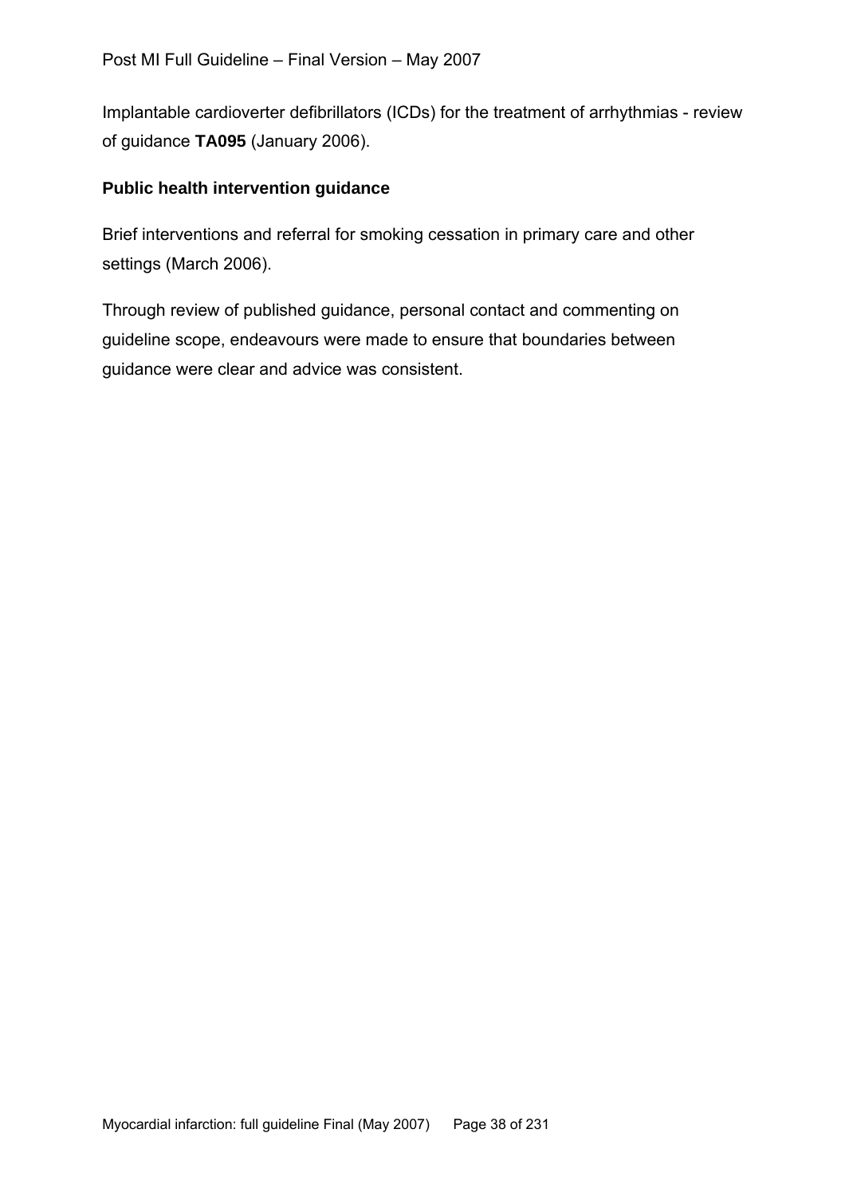Implantable cardioverter defibrillators (ICDs) for the treatment of arrhythmias - review of guidance **TA095** (January 2006).

**Public health intervention guidance**

Brief interventions and referral for smoking cessation in primary care and other settings (March 2006).

Through review of published guidance, personal contact and commenting on guideline scope, endeavours were made to ensure that boundaries between guidance were clear and advice was consistent.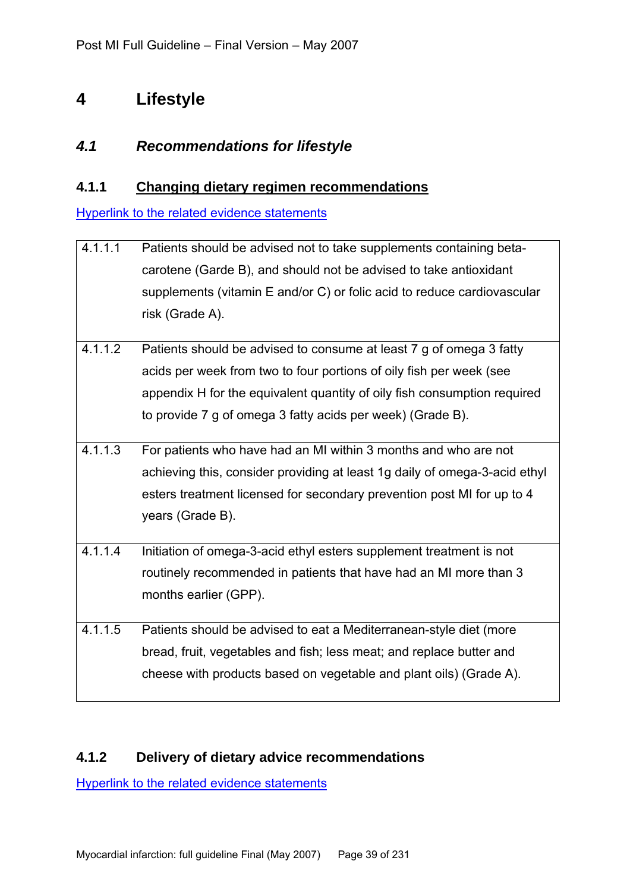# 4 Lifestyle

## *4.1 Recommendations for lifestyle*

### 4.1.1 <u>Changing dietary regimen recommendations</u>

[Hyperlink to the related evidence statements]

| | |
|---|---|
| 4.1.1.1 | Patients should be advised not to take supplements containing beta-carotene (Garde B), and should not be advised to take antioxidant supplements (vitamin E and/or C) or folic acid to reduce cardiovascular risk (Grade A). |
| 4.1.1.2 | Patients should be advised to consume at least 7 g of omega 3 fatty acids per week from two to four portions of oily fish per week (see appendix H for the equivalent quantity of oily fish consumption required to provide 7 g of omega 3 fatty acids per week) (Grade B). |
| 4.1.1.3 | For patients who have had an MI within 3 months and who are not achieving this, consider providing at least 1g daily of omega-3-acid ethyl esters treatment licensed for secondary prevention post MI for up to 4 years (Grade B). |
| 4.1.1.4 | Initiation of omega-3-acid ethyl esters supplement treatment is not routinely recommended in patients that have had an MI more than 3 months earlier (GPP). |
| 4.1.1.5 | Patients should be advised to eat a Mediterranean-style diet (more bread, fruit, vegetables and fish; less meat; and replace butter and cheese with products based on vegetable and plant oils) (Grade A). |

### 4.1.2 Delivery of dietary advice recommendations

[Hyperlink to the related evidence statements]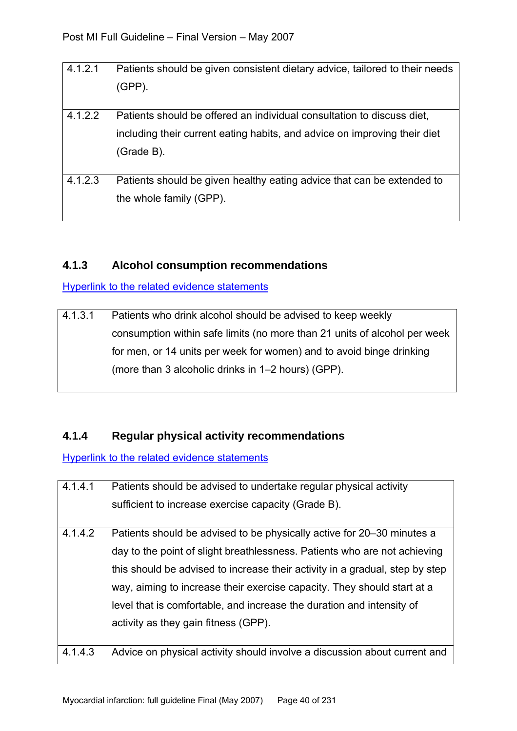| | |
|---|---|
| 4.1.2.1 | Patients should be given consistent dietary advice, tailored to their needs (GPP). |
| 4.1.2.2 | Patients should be offered an individual consultation to discuss diet, including their current eating habits, and advice on improving their diet (Grade B). |
| 4.1.2.3 | Patients should be given healthy eating advice that can be extended to the whole family (GPP). |

### 4.1.3 Alcohol consumption recommendations

Hyperlink to the related evidence statements

| | |
|---|---|
| 4.1.3.1 | Patients who drink alcohol should be advised to keep weekly consumption within safe limits (no more than 21 units of alcohol per week for men, or 14 units per week for women) and to avoid binge drinking (more than 3 alcoholic drinks in 1–2 hours) (GPP). |

### 4.1.4 Regular physical activity recommendations

Hyperlink to the related evidence statements

| | |
|---|---|
| 4.1.4.1 | Patients should be advised to undertake regular physical activity sufficient to increase exercise capacity (Grade B). |
| 4.1.4.2 | Patients should be advised to be physically active for 20–30 minutes a day to the point of slight breathlessness. Patients who are not achieving this should be advised to increase their activity in a gradual, step by step way, aiming to increase their exercise capacity. They should start at a level that is comfortable, and increase the duration and intensity of activity as they gain fitness (GPP). |
| 4.1.4.3 | Advice on physical activity should involve a discussion about current and |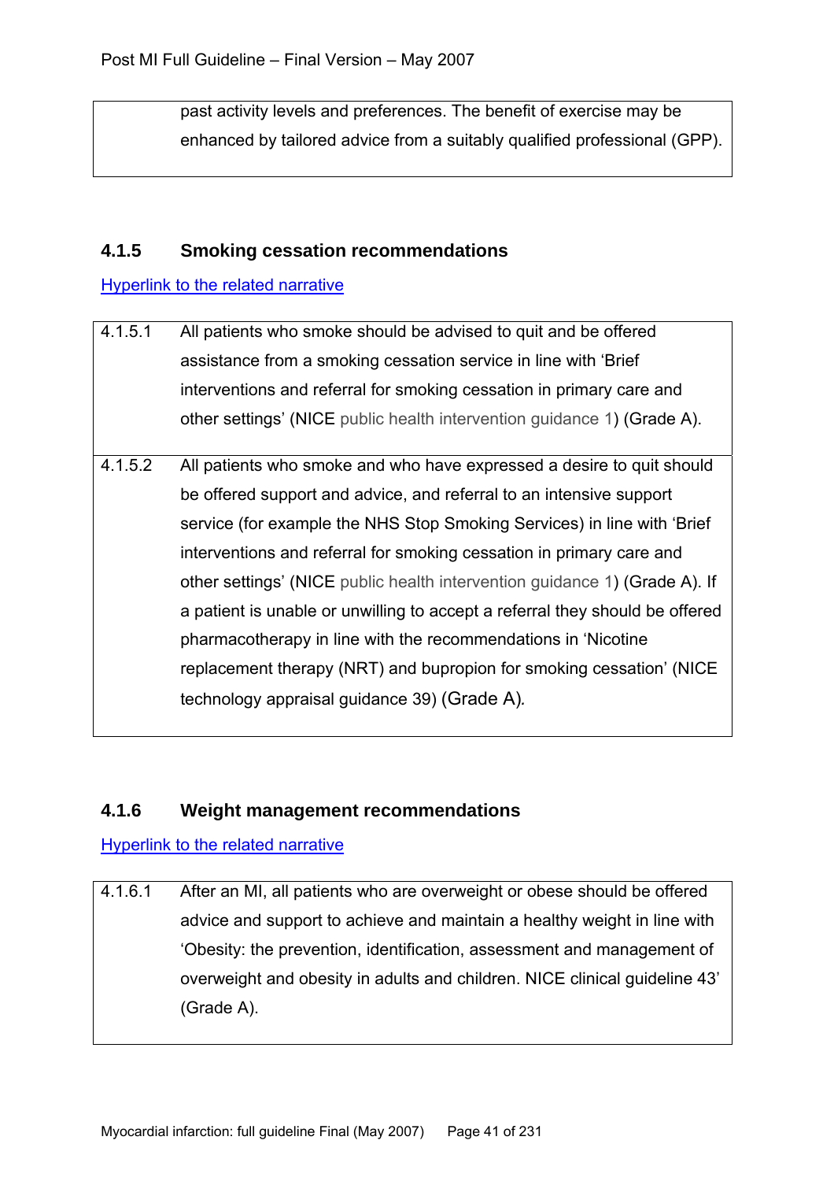| | past activity levels and preferences. The benefit of exercise may be enhanced by tailored advice from a suitably qualified professional (GPP). |
|---|---|

### 4.1.5 Smoking cessation recommendations

Hyperlink to the related narrative

| 4.1.5.1 | All patients who smoke should be advised to quit and be offered assistance from a smoking cessation service in line with 'Brief interventions and referral for smoking cessation in primary care and other settings' (NICE public health intervention guidance 1) (Grade A). |
|---|---|
| 4.1.5.2 | All patients who smoke and who have expressed a desire to quit should be offered support and advice, and referral to an intensive support service (for example the NHS Stop Smoking Services) in line with 'Brief interventions and referral for smoking cessation in primary care and other settings' (NICE public health intervention guidance 1) (Grade A). If a patient is unable or unwilling to accept a referral they should be offered pharmacotherapy in line with the recommendations in 'Nicotine replacement therapy (NRT) and bupropion for smoking cessation' (NICE technology appraisal guidance 39) (Grade A). |

### 4.1.6 Weight management recommendations

Hyperlink to the related narrative

| 4.1.6.1 | After an MI, all patients who are overweight or obese should be offered advice and support to achieve and maintain a healthy weight in line with 'Obesity: the prevention, identification, assessment and management of overweight and obesity in adults and children. NICE clinical guideline 43' (Grade A). |
|---|---|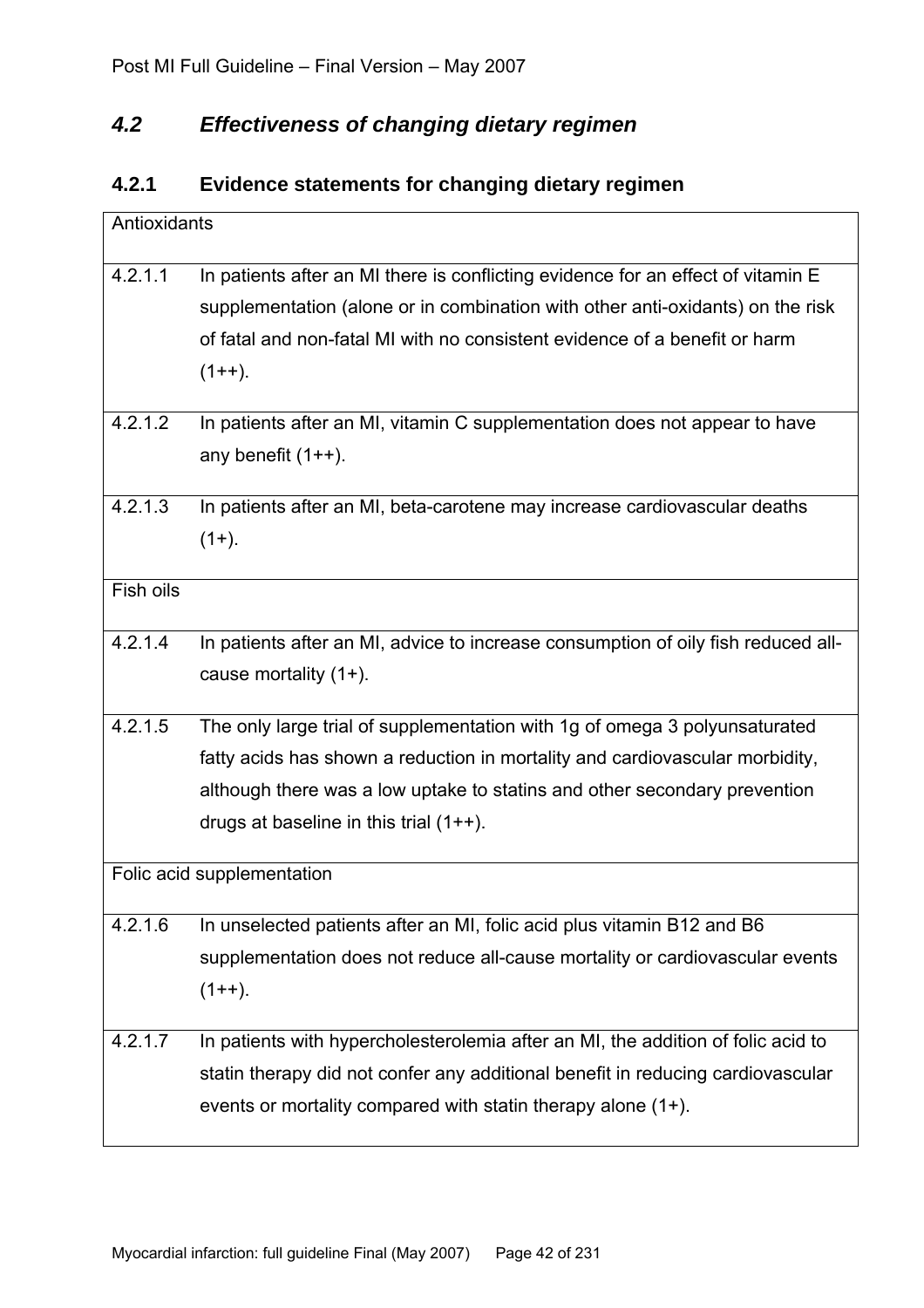## *4.2 Effectiveness of changing dietary regimen*

### 4.2.1 Evidence statements for changing dietary regimen

| Antioxidants | |
|---|---|
| 4.2.1.1 | In patients after an MI there is conflicting evidence for an effect of vitamin E supplementation (alone or in combination with other anti-oxidants) on the risk of fatal and non-fatal MI with no consistent evidence of a benefit or harm (1++). |
| 4.2.1.2 | In patients after an MI, vitamin C supplementation does not appear to have any benefit (1++). |
| 4.2.1.3 | In patients after an MI, beta-carotene may increase cardiovascular deaths (1+). |
| Fish oils | |
| 4.2.1.4 | In patients after an MI, advice to increase consumption of oily fish reduced all-cause mortality (1+). |
| 4.2.1.5 | The only large trial of supplementation with 1g of omega 3 polyunsaturated fatty acids has shown a reduction in mortality and cardiovascular morbidity, although there was a low uptake to statins and other secondary prevention drugs at baseline in this trial (1++). |
| Folic acid supplementation | |
| 4.2.1.6 | In unselected patients after an MI, folic acid plus vitamin B12 and B6 supplementation does not reduce all-cause mortality or cardiovascular events (1++). |
| 4.2.1.7 | In patients with hypercholesterolemia after an MI, the addition of folic acid to statin therapy did not confer any additional benefit in reducing cardiovascular events or mortality compared with statin therapy alone (1+). |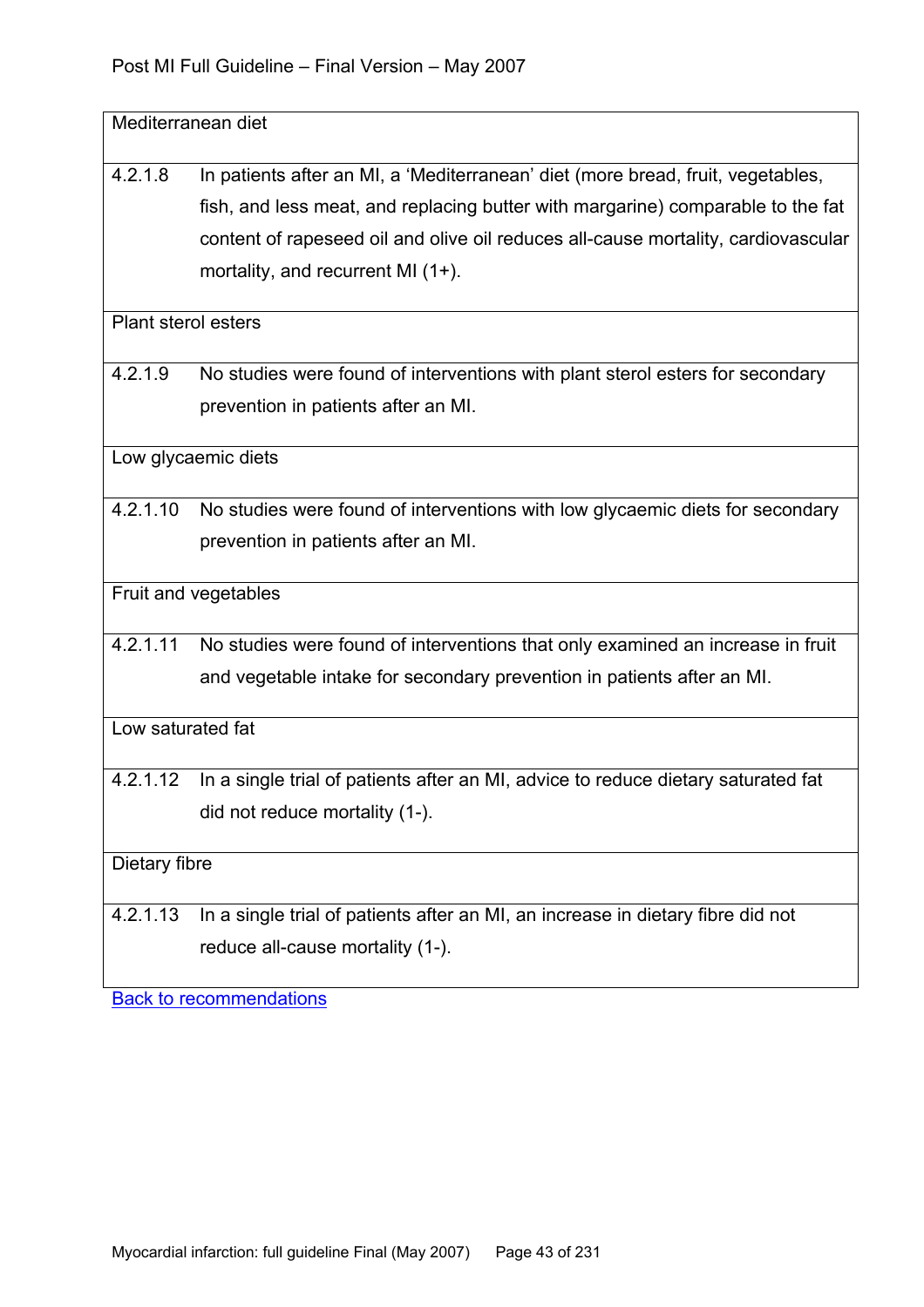| Mediterranean diet | |
|---|---|
| 4.2.1.8 | In patients after an MI, a 'Mediterranean' diet (more bread, fruit, vegetables, fish, and less meat, and replacing butter with margarine) comparable to the fat content of rapeseed oil and olive oil reduces all-cause mortality, cardiovascular mortality, and recurrent MI (1+). |
| **Plant sterol esters** | |
| 4.2.1.9 | No studies were found of interventions with plant sterol esters for secondary prevention in patients after an MI. |
| **Low glycaemic diets** | |
| 4.2.1.10 | No studies were found of interventions with low glycaemic diets for secondary prevention in patients after an MI. |
| **Fruit and vegetables** | |
| 4.2.1.11 | No studies were found of interventions that only examined an increase in fruit and vegetable intake for secondary prevention in patients after an MI. |
| **Low saturated fat** | |
| 4.2.1.12 | In a single trial of patients after an MI, advice to reduce dietary saturated fat did not reduce mortality (1-). |
| **Dietary fibre** | |
| 4.2.1.13 | In a single trial of patients after an MI, an increase in dietary fibre did not reduce all-cause mortality (1-). |

Back to recommendations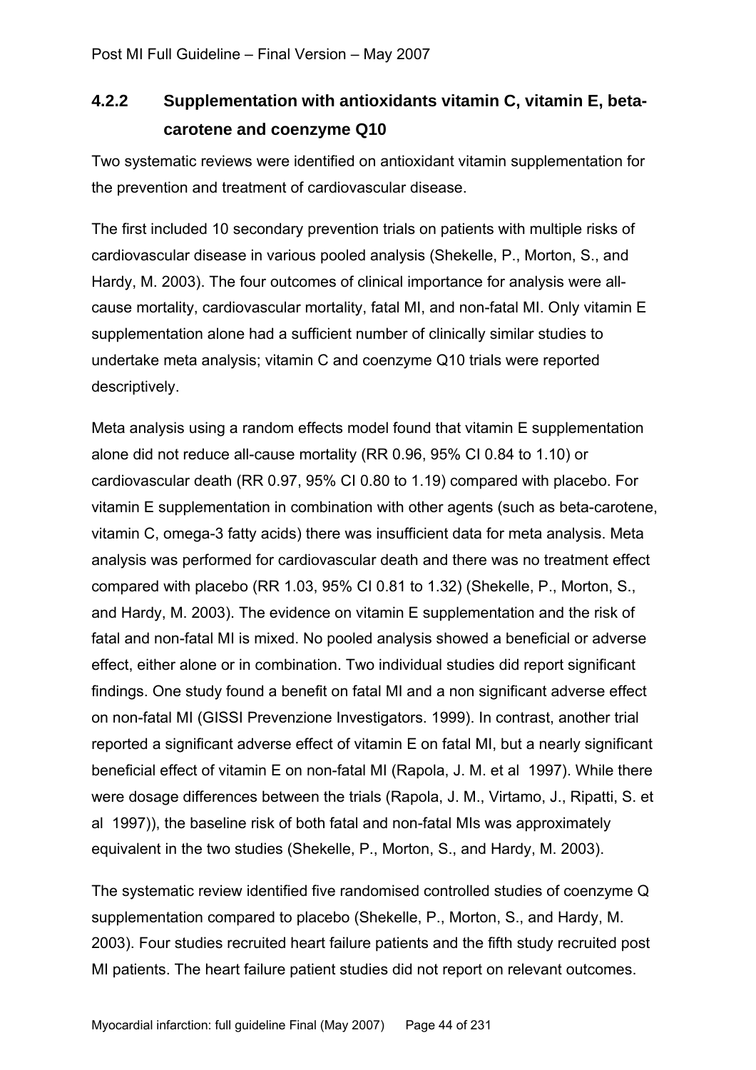### 4.2.2 Supplementation with antioxidants vitamin C, vitamin E, beta-carotene and coenzyme Q10

Two systematic reviews were identified on antioxidant vitamin supplementation for the prevention and treatment of cardiovascular disease.

The first included 10 secondary prevention trials on patients with multiple risks of cardiovascular disease in various pooled analysis (Shekelle, P., Morton, S., and Hardy, M. 2003). The four outcomes of clinical importance for analysis were all-cause mortality, cardiovascular mortality, fatal MI, and non-fatal MI. Only vitamin E supplementation alone had a sufficient number of clinically similar studies to undertake meta analysis; vitamin C and coenzyme Q10 trials were reported descriptively.

Meta analysis using a random effects model found that vitamin E supplementation alone did not reduce all-cause mortality (RR 0.96, 95% CI 0.84 to 1.10) or cardiovascular death (RR 0.97, 95% CI 0.80 to 1.19) compared with placebo. For vitamin E supplementation in combination with other agents (such as beta-carotene, vitamin C, omega-3 fatty acids) there was insufficient data for meta analysis. Meta analysis was performed for cardiovascular death and there was no treatment effect compared with placebo (RR 1.03, 95% CI 0.81 to 1.32) (Shekelle, P., Morton, S., and Hardy, M. 2003). The evidence on vitamin E supplementation and the risk of fatal and non-fatal MI is mixed. No pooled analysis showed a beneficial or adverse effect, either alone or in combination. Two individual studies did report significant findings. One study found a benefit on fatal MI and a non significant adverse effect on non-fatal MI (GISSI Prevenzione Investigators. 1999). In contrast, another trial reported a significant adverse effect of vitamin E on fatal MI, but a nearly significant beneficial effect of vitamin E on non-fatal MI (Rapola, J. M. et al 1997). While there were dosage differences between the trials (Rapola, J. M., Virtamo, J., Ripatti, S. et al 1997)), the baseline risk of both fatal and non-fatal MIs was approximately equivalent in the two studies (Shekelle, P., Morton, S., and Hardy, M. 2003).

The systematic review identified five randomised controlled studies of coenzyme Q supplementation compared to placebo (Shekelle, P., Morton, S., and Hardy, M. 2003). Four studies recruited heart failure patients and the fifth study recruited post MI patients. The heart failure patient studies did not report on relevant outcomes.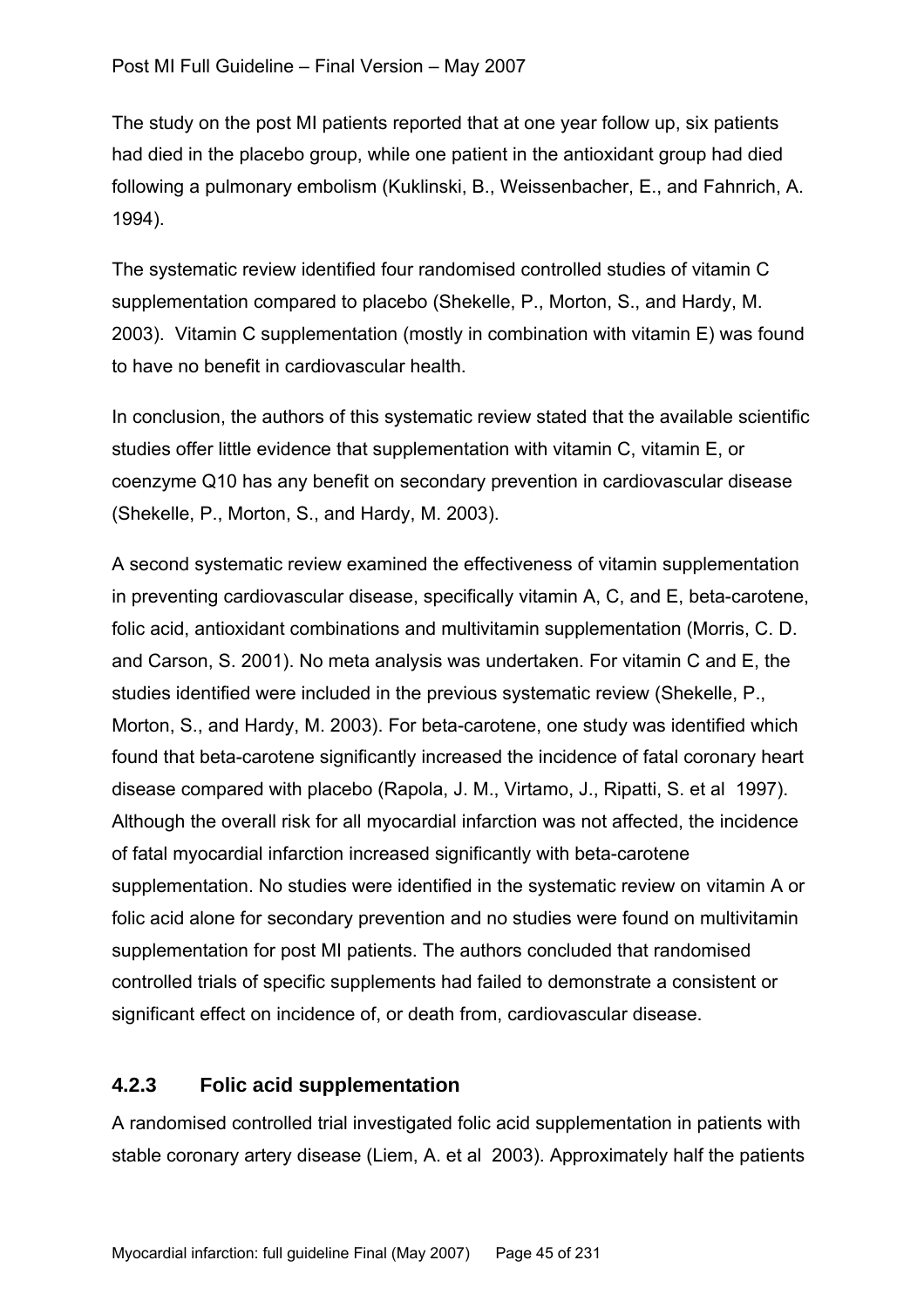The study on the post MI patients reported that at one year follow up, six patients had died in the placebo group, while one patient in the antioxidant group had died following a pulmonary embolism (Kuklinski, B., Weissenbacher, E., and Fahnrich, A. 1994).

The systematic review identified four randomised controlled studies of vitamin C supplementation compared to placebo (Shekelle, P., Morton, S., and Hardy, M. 2003). Vitamin C supplementation (mostly in combination with vitamin E) was found to have no benefit in cardiovascular health.

In conclusion, the authors of this systematic review stated that the available scientific studies offer little evidence that supplementation with vitamin C, vitamin E, or coenzyme Q10 has any benefit on secondary prevention in cardiovascular disease (Shekelle, P., Morton, S., and Hardy, M. 2003).

A second systematic review examined the effectiveness of vitamin supplementation in preventing cardiovascular disease, specifically vitamin A, C, and E, beta-carotene, folic acid, antioxidant combinations and multivitamin supplementation (Morris, C. D. and Carson, S. 2001). No meta analysis was undertaken. For vitamin C and E, the studies identified were included in the previous systematic review (Shekelle, P., Morton, S., and Hardy, M. 2003). For beta-carotene, one study was identified which found that beta-carotene significantly increased the incidence of fatal coronary heart disease compared with placebo (Rapola, J. M., Virtamo, J., Ripatti, S. et al 1997). Although the overall risk for all myocardial infarction was not affected, the incidence of fatal myocardial infarction increased significantly with beta-carotene supplementation. No studies were identified in the systematic review on vitamin A or folic acid alone for secondary prevention and no studies were found on multivitamin supplementation for post MI patients. The authors concluded that randomised controlled trials of specific supplements had failed to demonstrate a consistent or significant effect on incidence of, or death from, cardiovascular disease.

### 4.2.3 Folic acid supplementation

A randomised controlled trial investigated folic acid supplementation in patients with stable coronary artery disease (Liem, A. et al 2003). Approximately half the patients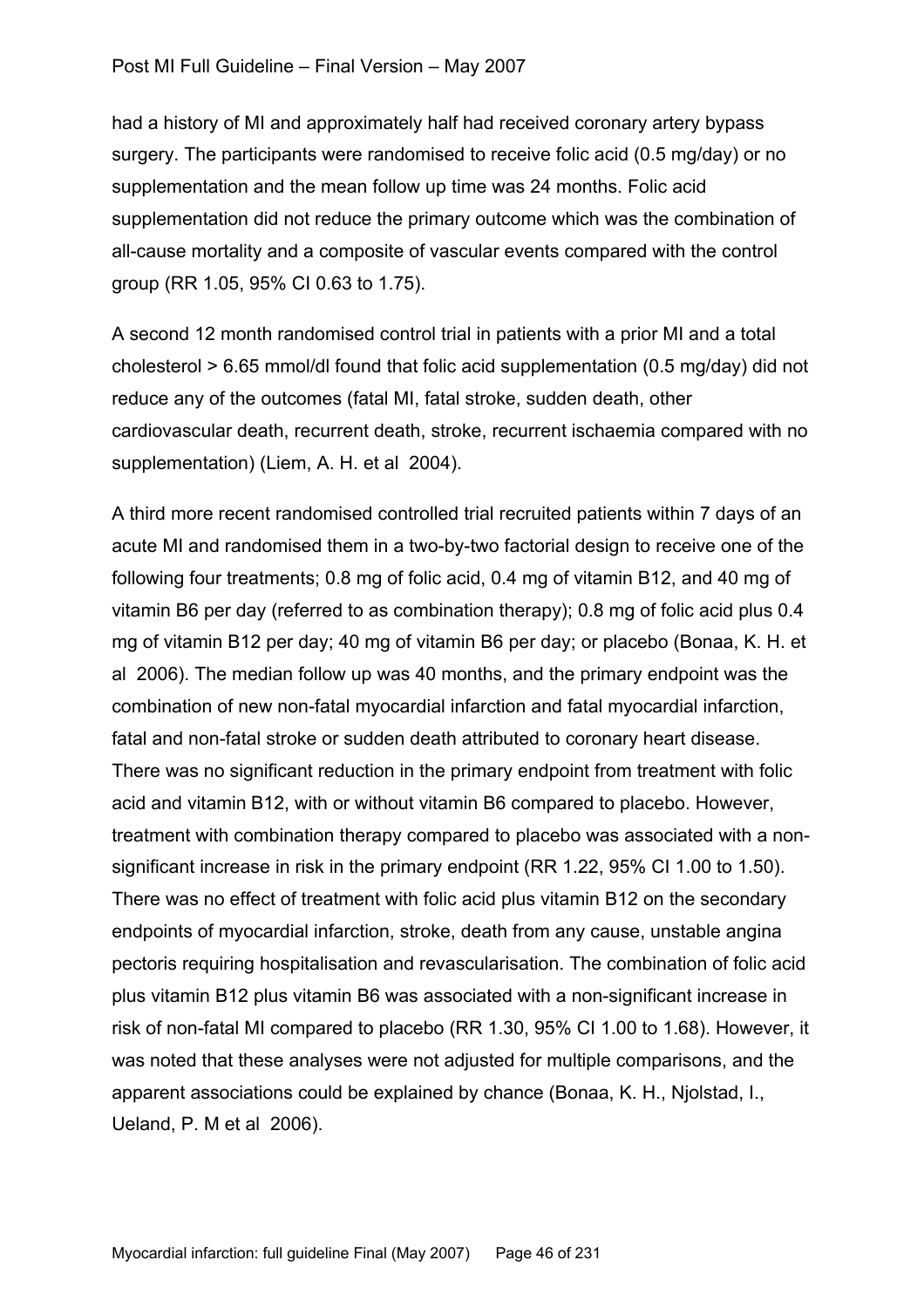had a history of MI and approximately half had received coronary artery bypass surgery. The participants were randomised to receive folic acid (0.5 mg/day) or no supplementation and the mean follow up time was 24 months. Folic acid supplementation did not reduce the primary outcome which was the combination of all-cause mortality and a composite of vascular events compared with the control group (RR 1.05, 95% CI 0.63 to 1.75).

A second 12 month randomised control trial in patients with a prior MI and a total cholesterol > 6.65 mmol/dl found that folic acid supplementation (0.5 mg/day) did not reduce any of the outcomes (fatal MI, fatal stroke, sudden death, other cardiovascular death, recurrent death, stroke, recurrent ischaemia compared with no supplementation) (Liem, A. H. et al 2004).

A third more recent randomised controlled trial recruited patients within 7 days of an acute MI and randomised them in a two-by-two factorial design to receive one of the following four treatments; 0.8 mg of folic acid, 0.4 mg of vitamin B12, and 40 mg of vitamin B6 per day (referred to as combination therapy); 0.8 mg of folic acid plus 0.4 mg of vitamin B12 per day; 40 mg of vitamin B6 per day; or placebo (Bonaa, K. H. et al 2006). The median follow up was 40 months, and the primary endpoint was the combination of new non-fatal myocardial infarction and fatal myocardial infarction, fatal and non-fatal stroke or sudden death attributed to coronary heart disease. There was no significant reduction in the primary endpoint from treatment with folic acid and vitamin B12, with or without vitamin B6 compared to placebo. However, treatment with combination therapy compared to placebo was associated with a non-significant increase in risk in the primary endpoint (RR 1.22, 95% CI 1.00 to 1.50). There was no effect of treatment with folic acid plus vitamin B12 on the secondary endpoints of myocardial infarction, stroke, death from any cause, unstable angina pectoris requiring hospitalisation and revascularisation. The combination of folic acid plus vitamin B12 plus vitamin B6 was associated with a non-significant increase in risk of non-fatal MI compared to placebo (RR 1.30, 95% CI 1.00 to 1.68). However, it was noted that these analyses were not adjusted for multiple comparisons, and the apparent associations could be explained by chance (Bonaa, K. H., Njolstad, I., Ueland, P. M et al 2006).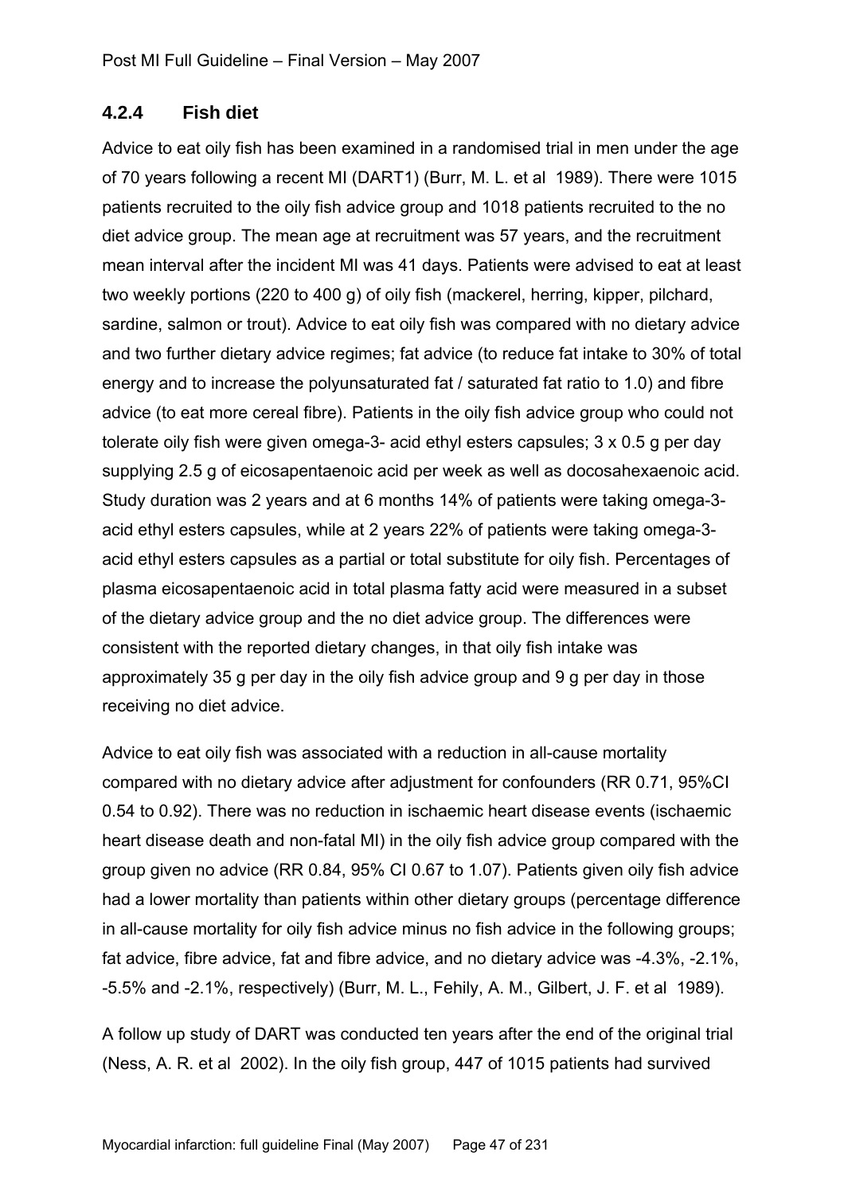### 4.2.4 Fish diet

Advice to eat oily fish has been examined in a randomised trial in men under the age of 70 years following a recent MI (DART1) (Burr, M. L. et al 1989). There were 1015 patients recruited to the oily fish advice group and 1018 patients recruited to the no diet advice group. The mean age at recruitment was 57 years, and the recruitment mean interval after the incident MI was 41 days. Patients were advised to eat at least two weekly portions (220 to 400 g) of oily fish (mackerel, herring, kipper, pilchard, sardine, salmon or trout). Advice to eat oily fish was compared with no dietary advice and two further dietary advice regimes; fat advice (to reduce fat intake to 30% of total energy and to increase the polyunsaturated fat / saturated fat ratio to 1.0) and fibre advice (to eat more cereal fibre). Patients in the oily fish advice group who could not tolerate oily fish were given omega-3- acid ethyl esters capsules; 3 x 0.5 g per day supplying 2.5 g of eicosapentaenoic acid per week as well as docosahexaenoic acid. Study duration was 2 years and at 6 months 14% of patients were taking omega-3- acid ethyl esters capsules, while at 2 years 22% of patients were taking omega-3- acid ethyl esters capsules as a partial or total substitute for oily fish. Percentages of plasma eicosapentaenoic acid in total plasma fatty acid were measured in a subset of the dietary advice group and the no diet advice group. The differences were consistent with the reported dietary changes, in that oily fish intake was approximately 35 g per day in the oily fish advice group and 9 g per day in those receiving no diet advice.

Advice to eat oily fish was associated with a reduction in all-cause mortality compared with no dietary advice after adjustment for confounders (RR 0.71, 95%CI 0.54 to 0.92). There was no reduction in ischaemic heart disease events (ischaemic heart disease death and non-fatal MI) in the oily fish advice group compared with the group given no advice (RR 0.84, 95% CI 0.67 to 1.07). Patients given oily fish advice had a lower mortality than patients within other dietary groups (percentage difference in all-cause mortality for oily fish advice minus no fish advice in the following groups; fat advice, fibre advice, fat and fibre advice, and no dietary advice was -4.3%, -2.1%, -5.5% and -2.1%, respectively) (Burr, M. L., Fehily, A. M., Gilbert, J. F. et al 1989).

A follow up study of DART was conducted ten years after the end of the original trial (Ness, A. R. et al 2002). In the oily fish group, 447 of 1015 patients had survived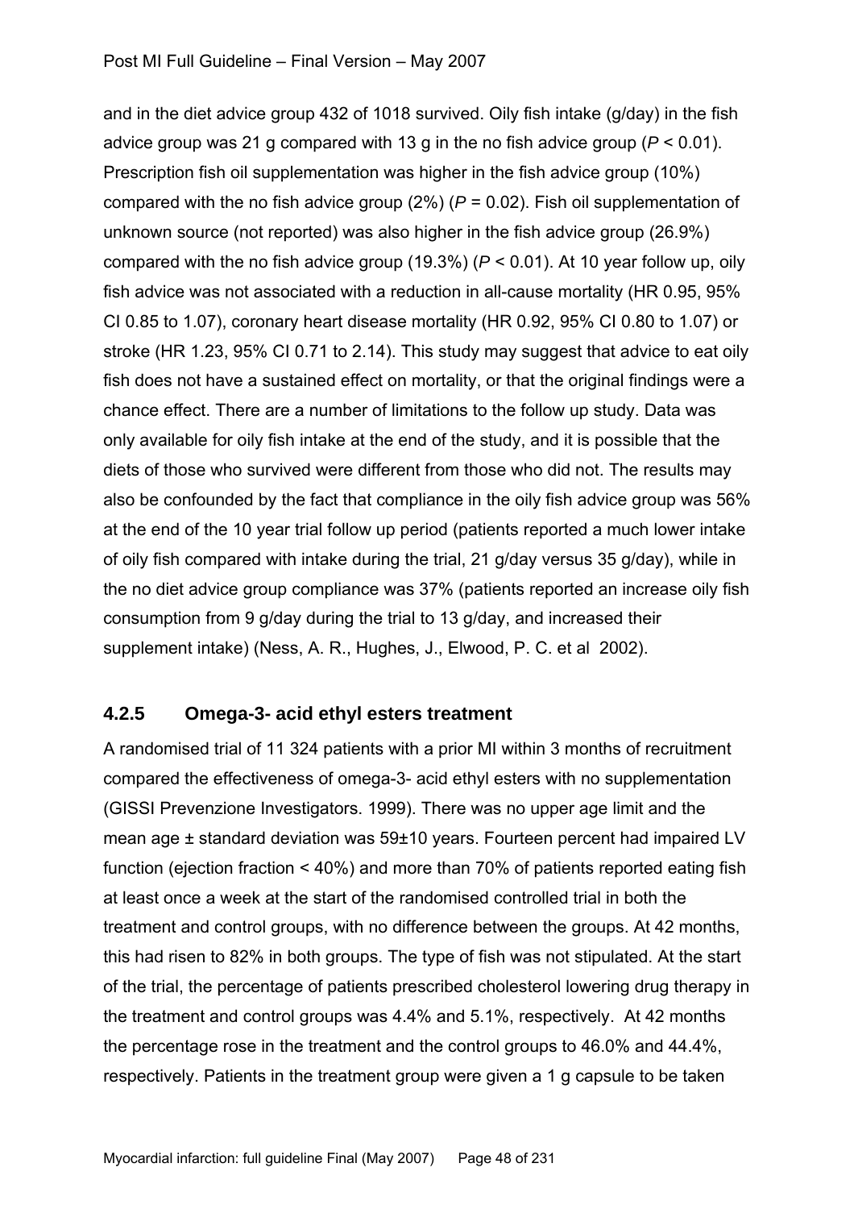and in the diet advice group 432 of 1018 survived. Oily fish intake (g/day) in the fish advice group was 21 g compared with 13 g in the no fish advice group ($P < 0.01$). Prescription fish oil supplementation was higher in the fish advice group (10%) compared with the no fish advice group (2%) ($P = 0.02$). Fish oil supplementation of unknown source (not reported) was also higher in the fish advice group (26.9%) compared with the no fish advice group (19.3%) ($P < 0.01$). At 10 year follow up, oily fish advice was not associated with a reduction in all-cause mortality (HR 0.95, 95% CI 0.85 to 1.07), coronary heart disease mortality (HR 0.92, 95% CI 0.80 to 1.07) or stroke (HR 1.23, 95% CI 0.71 to 2.14). This study may suggest that advice to eat oily fish does not have a sustained effect on mortality, or that the original findings were a chance effect. There are a number of limitations to the follow up study. Data was only available for oily fish intake at the end of the study, and it is possible that the diets of those who survived were different from those who did not. The results may also be confounded by the fact that compliance in the oily fish advice group was 56% at the end of the 10 year trial follow up period (patients reported a much lower intake of oily fish compared with intake during the trial, 21 g/day versus 35 g/day), while in the no diet advice group compliance was 37% (patients reported an increase oily fish consumption from 9 g/day during the trial to 13 g/day, and increased their supplement intake) (Ness, A. R., Hughes, J., Elwood, P. C. et al 2002).

### 4.2.5 Omega-3- acid ethyl esters treatment

A randomised trial of 11 324 patients with a prior MI within 3 months of recruitment compared the effectiveness of omega-3- acid ethyl esters with no supplementation (GISSI Prevenzione Investigators. 1999). There was no upper age limit and the mean age ± standard deviation was 59±10 years. Fourteen percent had impaired LV function (ejection fraction < 40%) and more than 70% of patients reported eating fish at least once a week at the start of the randomised controlled trial in both the treatment and control groups, with no difference between the groups. At 42 months, this had risen to 82% in both groups. The type of fish was not stipulated. At the start of the trial, the percentage of patients prescribed cholesterol lowering drug therapy in the treatment and control groups was 4.4% and 5.1%, respectively. At 42 months the percentage rose in the treatment and the control groups to 46.0% and 44.4%, respectively. Patients in the treatment group were given a 1 g capsule to be taken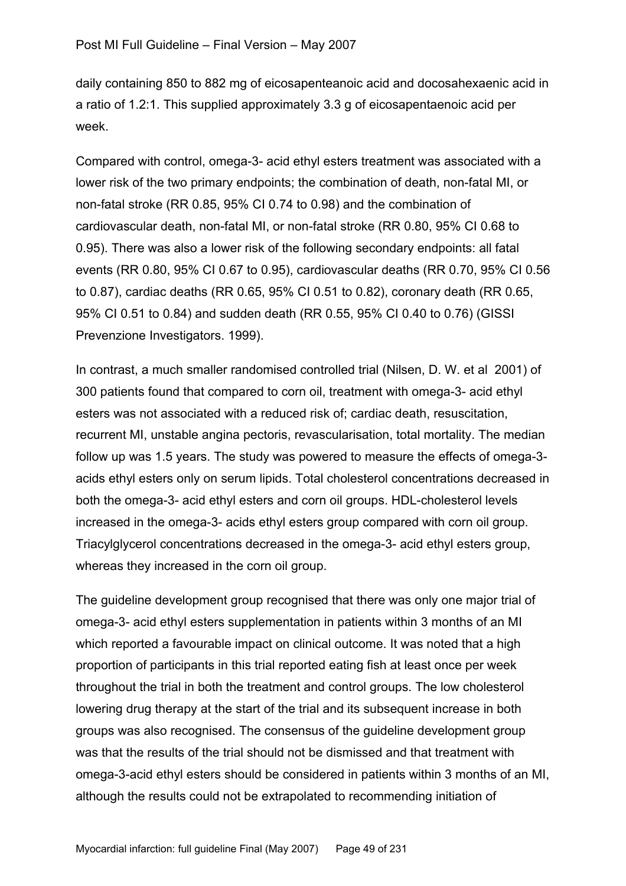daily containing 850 to 882 mg of eicosapenteanoic acid and docosahexaenic acid in a ratio of 1.2:1. This supplied approximately 3.3 g of eicosapentaenoic acid per week.

Compared with control, omega-3- acid ethyl esters treatment was associated with a lower risk of the two primary endpoints; the combination of death, non-fatal MI, or non-fatal stroke (RR 0.85, 95% CI 0.74 to 0.98) and the combination of cardiovascular death, non-fatal MI, or non-fatal stroke (RR 0.80, 95% CI 0.68 to 0.95). There was also a lower risk of the following secondary endpoints: all fatal events (RR 0.80, 95% CI 0.67 to 0.95), cardiovascular deaths (RR 0.70, 95% CI 0.56 to 0.87), cardiac deaths (RR 0.65, 95% CI 0.51 to 0.82), coronary death (RR 0.65, 95% CI 0.51 to 0.84) and sudden death (RR 0.55, 95% CI 0.40 to 0.76) (GISSI Prevenzione Investigators. 1999).

In contrast, a much smaller randomised controlled trial (Nilsen, D. W. et al 2001) of 300 patients found that compared to corn oil, treatment with omega-3- acid ethyl esters was not associated with a reduced risk of; cardiac death, resuscitation, recurrent MI, unstable angina pectoris, revascularisation, total mortality. The median follow up was 1.5 years. The study was powered to measure the effects of omega-3- acids ethyl esters only on serum lipids. Total cholesterol concentrations decreased in both the omega-3- acid ethyl esters and corn oil groups. HDL-cholesterol levels increased in the omega-3- acids ethyl esters group compared with corn oil group. Triacylglycerol concentrations decreased in the omega-3- acid ethyl esters group, whereas they increased in the corn oil group.

The guideline development group recognised that there was only one major trial of omega-3- acid ethyl esters supplementation in patients within 3 months of an MI which reported a favourable impact on clinical outcome. It was noted that a high proportion of participants in this trial reported eating fish at least once per week throughout the trial in both the treatment and control groups. The low cholesterol lowering drug therapy at the start of the trial and its subsequent increase in both groups was also recognised. The consensus of the guideline development group was that the results of the trial should not be dismissed and that treatment with omega-3-acid ethyl esters should be considered in patients within 3 months of an MI, although the results could not be extrapolated to recommending initiation of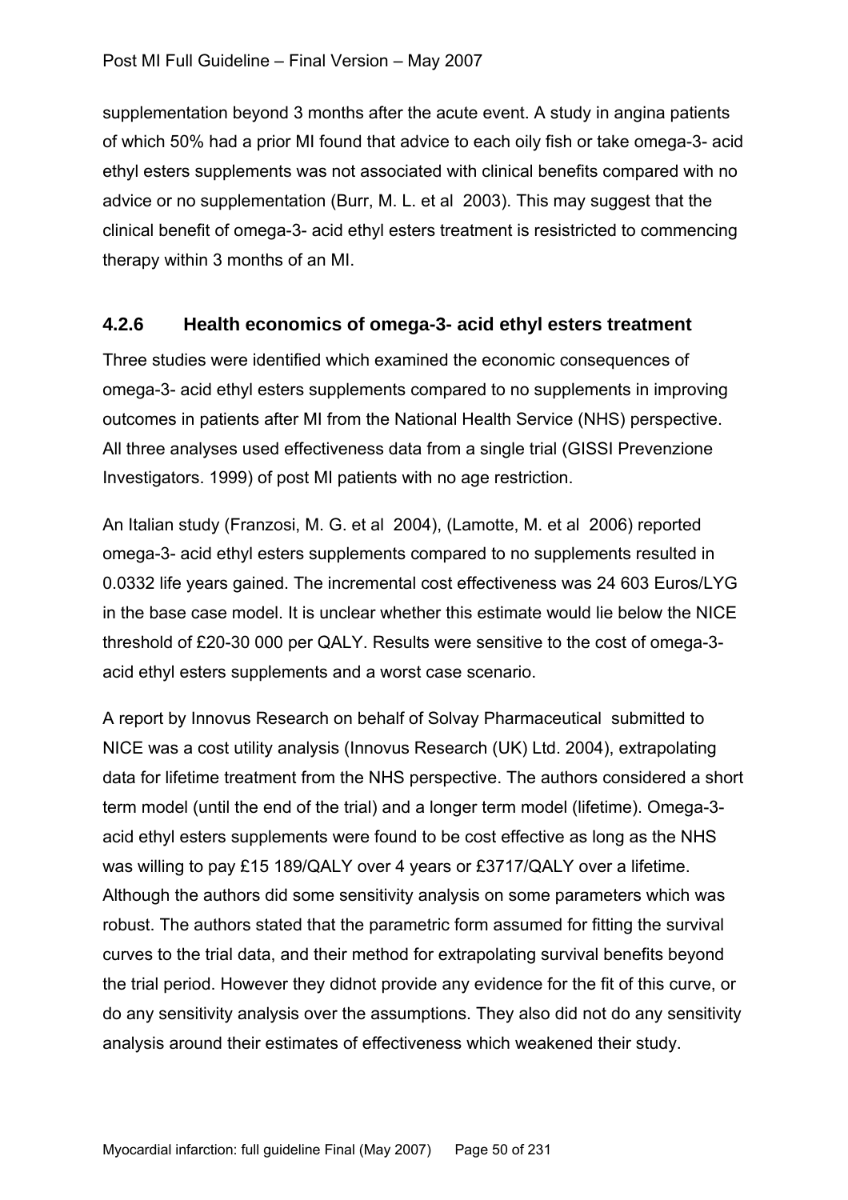supplementation beyond 3 months after the acute event. A study in angina patients of which 50% had a prior MI found that advice to each oily fish or take omega-3- acid ethyl esters supplements was not associated with clinical benefits compared with no advice or no supplementation (Burr, M. L. et al  2003). This may suggest that the clinical benefit of omega-3- acid ethyl esters treatment is resistricted to commencing therapy within 3 months of an MI.

### 4.2.6 Health economics of omega-3- acid ethyl esters treatment

Three studies were identified which examined the economic consequences of omega-3- acid ethyl esters supplements compared to no supplements in improving outcomes in patients after MI from the National Health Service (NHS) perspective. All three analyses used effectiveness data from a single trial (GISSI Prevenzione Investigators. 1999) of post MI patients with no age restriction.

An Italian study (Franzosi, M. G. et al  2004), (Lamotte, M. et al  2006) reported omega-3- acid ethyl esters supplements compared to no supplements resulted in 0.0332 life years gained. The incremental cost effectiveness was 24 603 Euros/LYG in the base case model. It is unclear whether this estimate would lie below the NICE threshold of £20-30 000 per QALY. Results were sensitive to the cost of omega-3- acid ethyl esters supplements and a worst case scenario.

A report by Innovus Research on behalf of Solvay Pharmaceutical  submitted to NICE was a cost utility analysis (Innovus Research (UK) Ltd. 2004), extrapolating data for lifetime treatment from the NHS perspective. The authors considered a short term model (until the end of the trial) and a longer term model (lifetime). Omega-3- acid ethyl esters supplements were found to be cost effective as long as the NHS was willing to pay £15 189/QALY over 4 years or £3717/QALY over a lifetime. Although the authors did some sensitivity analysis on some parameters which was robust. The authors stated that the parametric form assumed for fitting the survival curves to the trial data, and their method for extrapolating survival benefits beyond the trial period. However they didnot provide any evidence for the fit of this curve, or do any sensitivity analysis over the assumptions. They also did not do any sensitivity analysis around their estimates of effectiveness which weakened their study.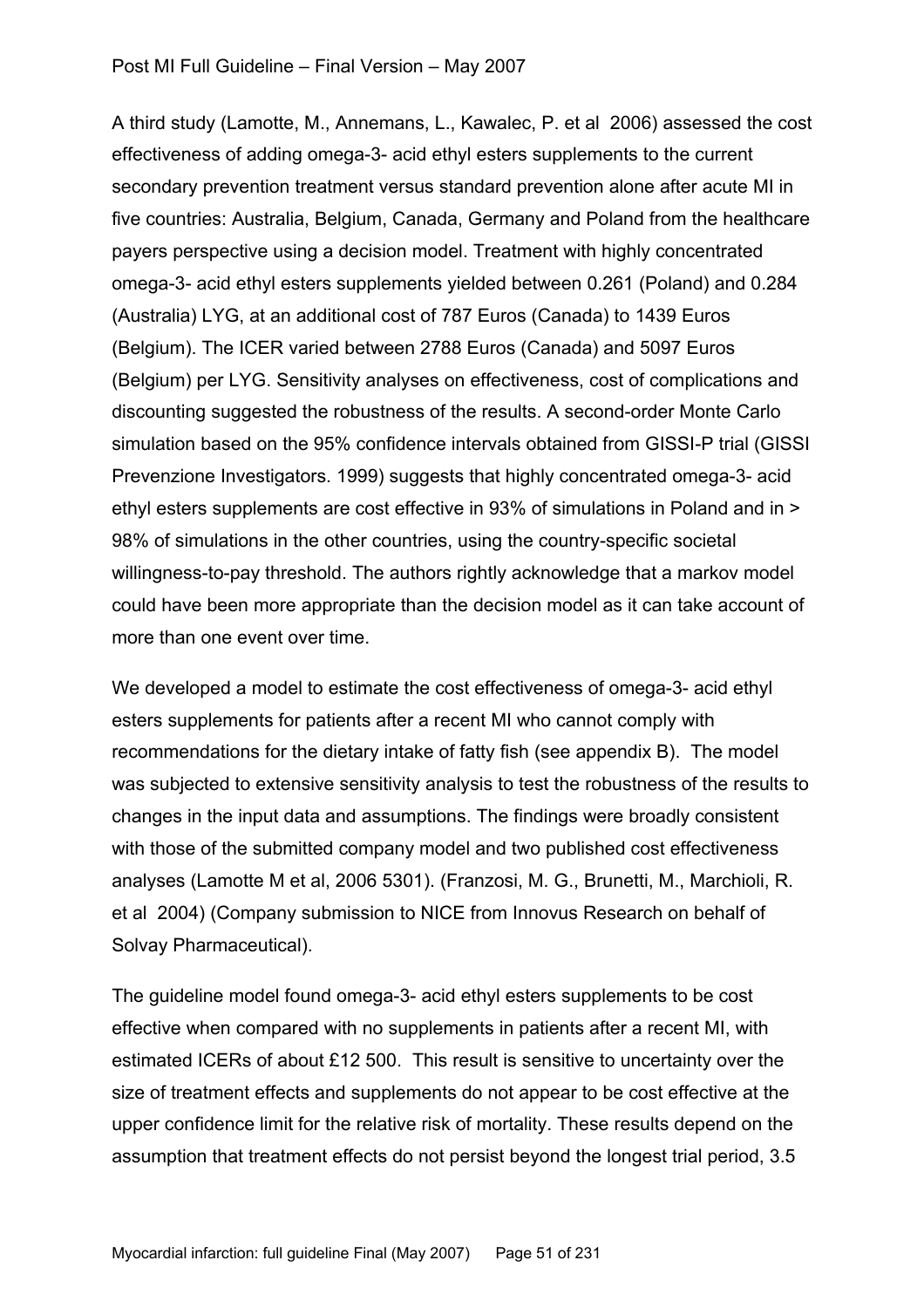A third study (Lamotte, M., Annemans, L., Kawalec, P. et al 2006) assessed the cost effectiveness of adding omega-3- acid ethyl esters supplements to the current secondary prevention treatment versus standard prevention alone after acute MI in five countries: Australia, Belgium, Canada, Germany and Poland from the healthcare payers perspective using a decision model. Treatment with highly concentrated omega-3- acid ethyl esters supplements yielded between 0.261 (Poland) and 0.284 (Australia) LYG, at an additional cost of 787 Euros (Canada) to 1439 Euros (Belgium). The ICER varied between 2788 Euros (Canada) and 5097 Euros (Belgium) per LYG. Sensitivity analyses on effectiveness, cost of complications and discounting suggested the robustness of the results. A second-order Monte Carlo simulation based on the 95% confidence intervals obtained from GISSI-P trial (GISSI Prevenzione Investigators. 1999) suggests that highly concentrated omega-3- acid ethyl esters supplements are cost effective in 93% of simulations in Poland and in > 98% of simulations in the other countries, using the country-specific societal willingness-to-pay threshold. The authors rightly acknowledge that a markov model could have been more appropriate than the decision model as it can take account of more than one event over time.

We developed a model to estimate the cost effectiveness of omega-3- acid ethyl esters supplements for patients after a recent MI who cannot comply with recommendations for the dietary intake of fatty fish (see appendix B). The model was subjected to extensive sensitivity analysis to test the robustness of the results to changes in the input data and assumptions. The findings were broadly consistent with those of the submitted company model and two published cost effectiveness analyses (Lamotte M et al, 2006 5301). (Franzosi, M. G., Brunetti, M., Marchioli, R. et al 2004) (Company submission to NICE from Innovus Research on behalf of Solvay Pharmaceutical).

The guideline model found omega-3- acid ethyl esters supplements to be cost effective when compared with no supplements in patients after a recent MI, with estimated ICERs of about £12 500. This result is sensitive to uncertainty over the size of treatment effects and supplements do not appear to be cost effective at the upper confidence limit for the relative risk of mortality. These results depend on the assumption that treatment effects do not persist beyond the longest trial period, 3.5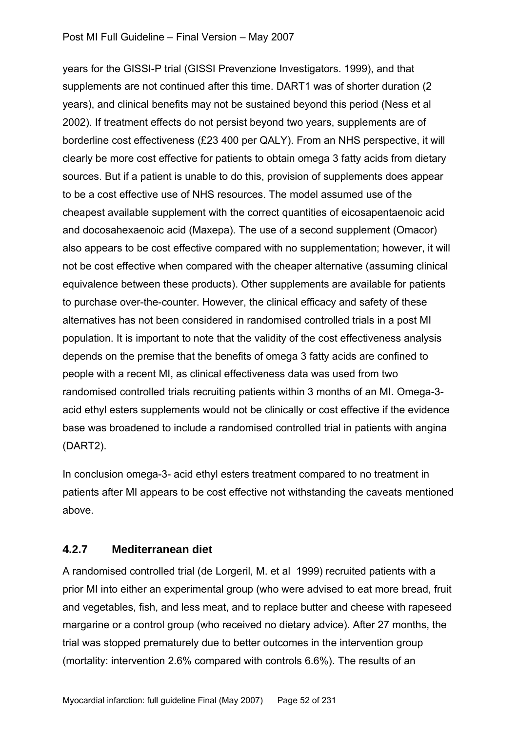years for the GISSI-P trial (GISSI Prevenzione Investigators. 1999), and that supplements are not continued after this time. DART1 was of shorter duration (2 years), and clinical benefits may not be sustained beyond this period (Ness et al 2002). If treatment effects do not persist beyond two years, supplements are of borderline cost effectiveness (£23 400 per QALY). From an NHS perspective, it will clearly be more cost effective for patients to obtain omega 3 fatty acids from dietary sources. But if a patient is unable to do this, provision of supplements does appear to be a cost effective use of NHS resources. The model assumed use of the cheapest available supplement with the correct quantities of eicosapentaenoic acid and docosahexaenoic acid (Maxepa). The use of a second supplement (Omacor) also appears to be cost effective compared with no supplementation; however, it will not be cost effective when compared with the cheaper alternative (assuming clinical equivalence between these products). Other supplements are available for patients to purchase over-the-counter. However, the clinical efficacy and safety of these alternatives has not been considered in randomised controlled trials in a post MI population. It is important to note that the validity of the cost effectiveness analysis depends on the premise that the benefits of omega 3 fatty acids are confined to people with a recent MI, as clinical effectiveness data was used from two randomised controlled trials recruiting patients within 3 months of an MI. Omega-3-acid ethyl esters supplements would not be clinically or cost effective if the evidence base was broadened to include a randomised controlled trial in patients with angina (DART2).

In conclusion omega-3- acid ethyl esters treatment compared to no treatment in patients after MI appears to be cost effective not withstanding the caveats mentioned above.

### 4.2.7 Mediterranean diet

A randomised controlled trial (de Lorgeril, M. et al 1999) recruited patients with a prior MI into either an experimental group (who were advised to eat more bread, fruit and vegetables, fish, and less meat, and to replace butter and cheese with rapeseed margarine or a control group (who received no dietary advice). After 27 months, the trial was stopped prematurely due to better outcomes in the intervention group (mortality: intervention 2.6% compared with controls 6.6%). The results of an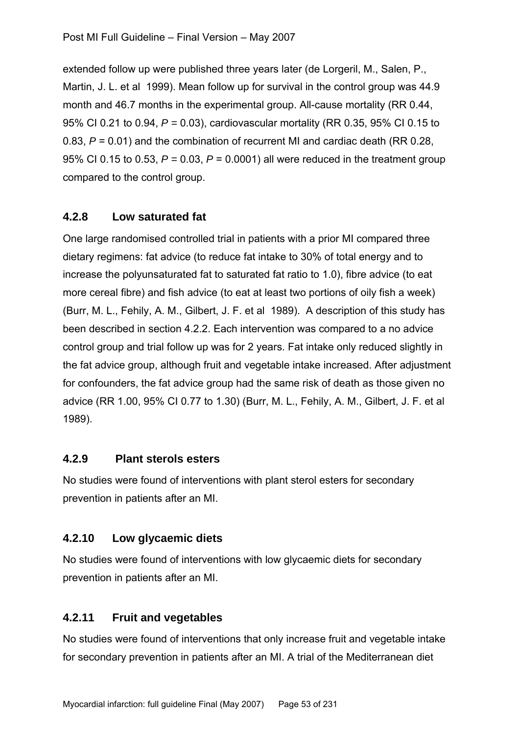extended follow up were published three years later (de Lorgeril, M., Salen, P., Martin, J. L. et al 1999). Mean follow up for survival in the control group was 44.9 month and 46.7 months in the experimental group. All-cause mortality (RR 0.44, 95% CI 0.21 to 0.94, $P = 0.03$), cardiovascular mortality (RR 0.35, 95% CI 0.15 to 0.83, $P = 0.01$) and the combination of recurrent MI and cardiac death (RR 0.28, 95% CI 0.15 to 0.53, $P = 0.03$, $P = 0.0001$) all were reduced in the treatment group compared to the control group.

### 4.2.8 Low saturated fat

One large randomised controlled trial in patients with a prior MI compared three dietary regimens: fat advice (to reduce fat intake to 30% of total energy and to increase the polyunsaturated fat to saturated fat ratio to 1.0), fibre advice (to eat more cereal fibre) and fish advice (to eat at least two portions of oily fish a week) (Burr, M. L., Fehily, A. M., Gilbert, J. F. et al 1989). A description of this study has been described in section 4.2.2. Each intervention was compared to a no advice control group and trial follow up was for 2 years. Fat intake only reduced slightly in the fat advice group, although fruit and vegetable intake increased. After adjustment for confounders, the fat advice group had the same risk of death as those given no advice (RR 1.00, 95% CI 0.77 to 1.30) (Burr, M. L., Fehily, A. M., Gilbert, J. F. et al 1989).

### 4.2.9 Plant sterols esters

No studies were found of interventions with plant sterol esters for secondary prevention in patients after an MI.

### 4.2.10 Low glycaemic diets

No studies were found of interventions with low glycaemic diets for secondary prevention in patients after an MI.

### 4.2.11 Fruit and vegetables

No studies were found of interventions that only increase fruit and vegetable intake for secondary prevention in patients after an MI. A trial of the Mediterranean diet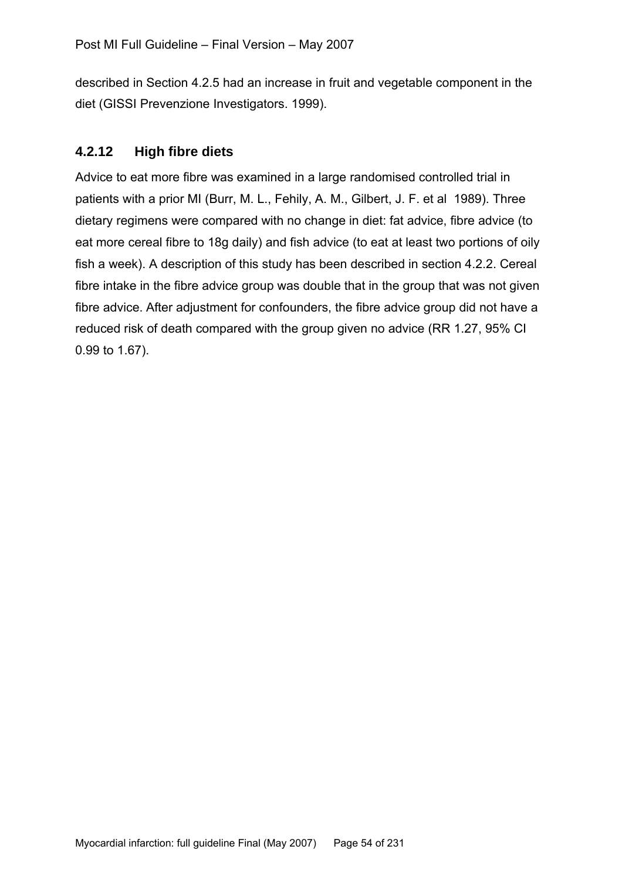described in Section 4.2.5 had an increase in fruit and vegetable component in the diet (GISSI Prevenzione Investigators. 1999).

### 4.2.12 High fibre diets

Advice to eat more fibre was examined in a large randomised controlled trial in patients with a prior MI (Burr, M. L., Fehily, A. M., Gilbert, J. F. et al 1989). Three dietary regimens were compared with no change in diet: fat advice, fibre advice (to eat more cereal fibre to 18g daily) and fish advice (to eat at least two portions of oily fish a week). A description of this study has been described in section 4.2.2. Cereal fibre intake in the fibre advice group was double that in the group that was not given fibre advice. After adjustment for confounders, the fibre advice group did not have a reduced risk of death compared with the group given no advice (RR 1.27, 95% CI 0.99 to 1.67).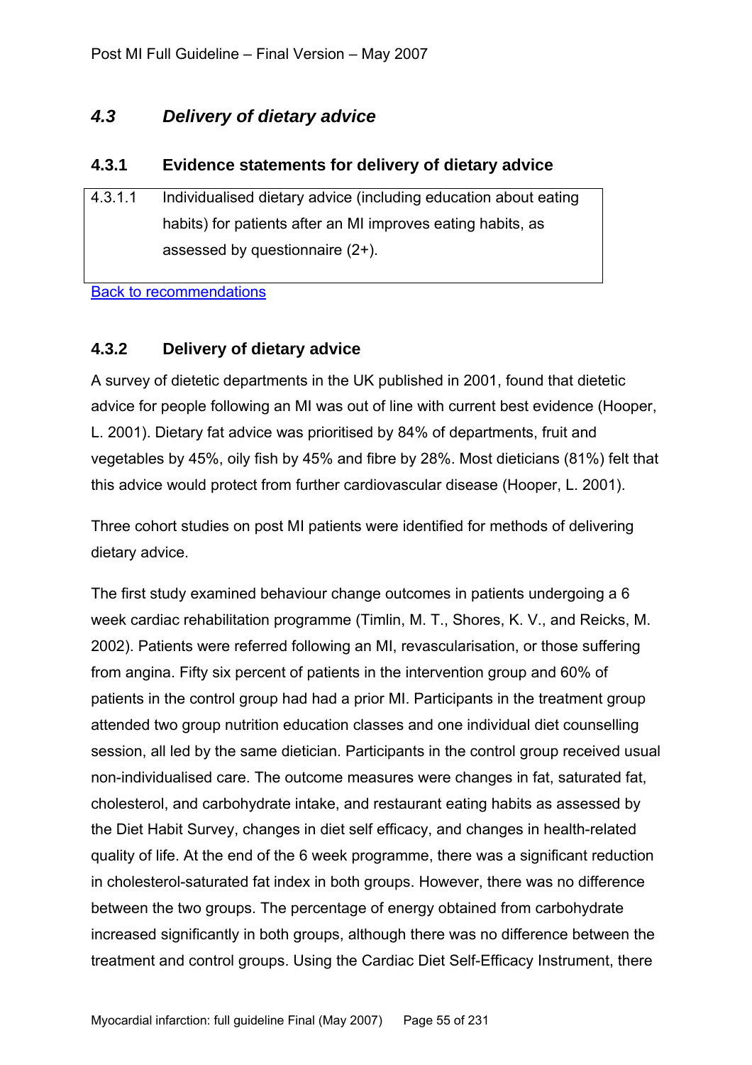## *4.3 Delivery of dietary advice*

### 4.3.1 Evidence statements for delivery of dietary advice

| | |
|---|---|
| 4.3.1.1 | Individualised dietary advice (including education about eating habits) for patients after an MI improves eating habits, as assessed by questionnaire (2+). |

[Back to recommendations]

### 4.3.2 Delivery of dietary advice

A survey of dietetic departments in the UK published in 2001, found that dietetic advice for people following an MI was out of line with current best evidence (Hooper, L. 2001). Dietary fat advice was prioritised by 84% of departments, fruit and vegetables by 45%, oily fish by 45% and fibre by 28%. Most dieticians (81%) felt that this advice would protect from further cardiovascular disease (Hooper, L. 2001).

Three cohort studies on post MI patients were identified for methods of delivering dietary advice.

The first study examined behaviour change outcomes in patients undergoing a 6 week cardiac rehabilitation programme (Timlin, M. T., Shores, K. V., and Reicks, M. 2002). Patients were referred following an MI, revascularisation, or those suffering from angina. Fifty six percent of patients in the intervention group and 60% of patients in the control group had had a prior MI. Participants in the treatment group attended two group nutrition education classes and one individual diet counselling session, all led by the same dietician. Participants in the control group received usual non-individualised care. The outcome measures were changes in fat, saturated fat, cholesterol, and carbohydrate intake, and restaurant eating habits as assessed by the Diet Habit Survey, changes in diet self efficacy, and changes in health-related quality of life. At the end of the 6 week programme, there was a significant reduction in cholesterol-saturated fat index in both groups. However, there was no difference between the two groups. The percentage of energy obtained from carbohydrate increased significantly in both groups, although there was no difference between the treatment and control groups. Using the Cardiac Diet Self-Efficacy Instrument, there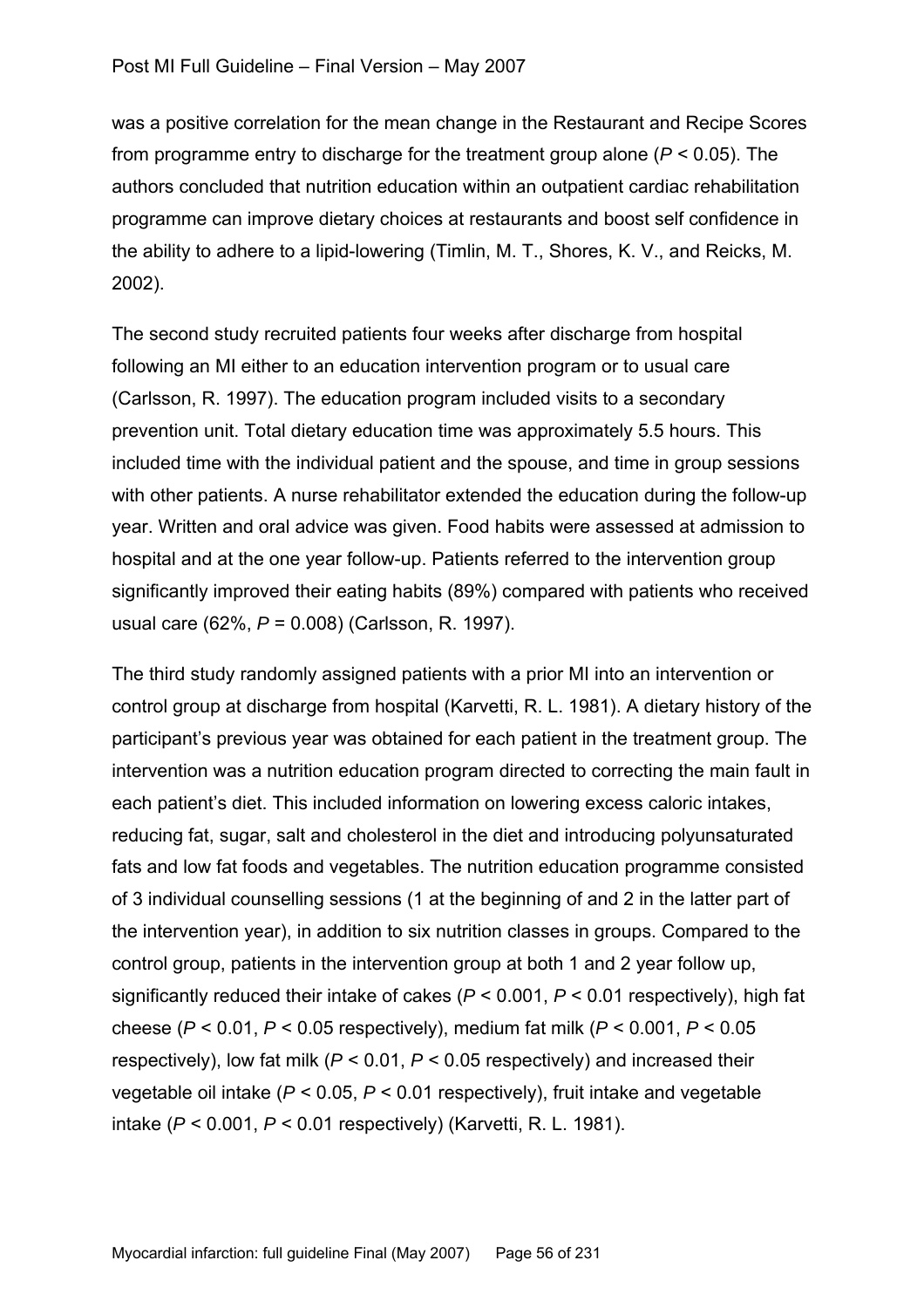was a positive correlation for the mean change in the Restaurant and Recipe Scores from programme entry to discharge for the treatment group alone ($P < 0.05$). The authors concluded that nutrition education within an outpatient cardiac rehabilitation programme can improve dietary choices at restaurants and boost self confidence in the ability to adhere to a lipid-lowering (Timlin, M. T., Shores, K. V., and Reicks, M. 2002).

The second study recruited patients four weeks after discharge from hospital following an MI either to an education intervention program or to usual care (Carlsson, R. 1997). The education program included visits to a secondary prevention unit. Total dietary education time was approximately 5.5 hours. This included time with the individual patient and the spouse, and time in group sessions with other patients. A nurse rehabilitator extended the education during the follow-up year. Written and oral advice was given. Food habits were assessed at admission to hospital and at the one year follow-up. Patients referred to the intervention group significantly improved their eating habits (89%) compared with patients who received usual care (62%, $P = 0.008$) (Carlsson, R. 1997).

The third study randomly assigned patients with a prior MI into an intervention or control group at discharge from hospital (Karvetti, R. L. 1981). A dietary history of the participant's previous year was obtained for each patient in the treatment group. The intervention was a nutrition education program directed to correcting the main fault in each patient's diet. This included information on lowering excess caloric intakes, reducing fat, sugar, salt and cholesterol in the diet and introducing polyunsaturated fats and low fat foods and vegetables. The nutrition education programme consisted of 3 individual counselling sessions (1 at the beginning of and 2 in the latter part of the intervention year), in addition to six nutrition classes in groups. Compared to the control group, patients in the intervention group at both 1 and 2 year follow up, significantly reduced their intake of cakes ($P < 0.001$, $P < 0.01$ respectively), high fat cheese ($P < 0.01$, $P < 0.05$ respectively), medium fat milk ($P < 0.001$, $P < 0.05$ respectively), low fat milk ($P < 0.01$, $P < 0.05$ respectively) and increased their vegetable oil intake ($P < 0.05$, $P < 0.01$ respectively), fruit intake and vegetable intake ($P < 0.001$, $P < 0.01$ respectively) (Karvetti, R. L. 1981).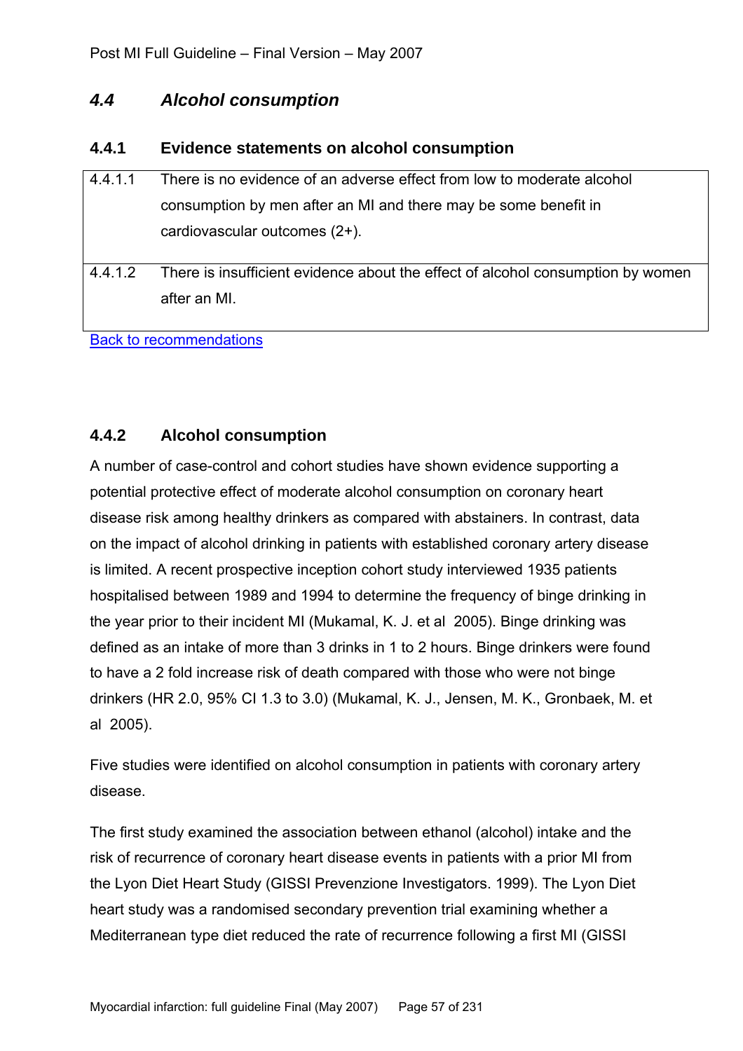## *4.4 Alcohol consumption*

### 4.4.1 Evidence statements on alcohol consumption

| | |
|---|---|
| 4.4.1.1 | There is no evidence of an adverse effect from low to moderate alcohol consumption by men after an MI and there may be some benefit in cardiovascular outcomes (2+). |
| 4.4.1.2 | There is insufficient evidence about the effect of alcohol consumption by women after an MI. |

Back to recommendations

### 4.4.2 Alcohol consumption

A number of case-control and cohort studies have shown evidence supporting a potential protective effect of moderate alcohol consumption on coronary heart disease risk among healthy drinkers as compared with abstainers. In contrast, data on the impact of alcohol drinking in patients with established coronary artery disease is limited. A recent prospective inception cohort study interviewed 1935 patients hospitalised between 1989 and 1994 to determine the frequency of binge drinking in the year prior to their incident MI (Mukamal, K. J. et al 2005). Binge drinking was defined as an intake of more than 3 drinks in 1 to 2 hours. Binge drinkers were found to have a 2 fold increase risk of death compared with those who were not binge drinkers (HR 2.0, 95% CI 1.3 to 3.0) (Mukamal, K. J., Jensen, M. K., Gronbaek, M. et al 2005).

Five studies were identified on alcohol consumption in patients with coronary artery disease.

The first study examined the association between ethanol (alcohol) intake and the risk of recurrence of coronary heart disease events in patients with a prior MI from the Lyon Diet Heart Study (GISSI Prevenzione Investigators. 1999). The Lyon Diet heart study was a randomised secondary prevention trial examining whether a Mediterranean type diet reduced the rate of recurrence following a first MI (GISSI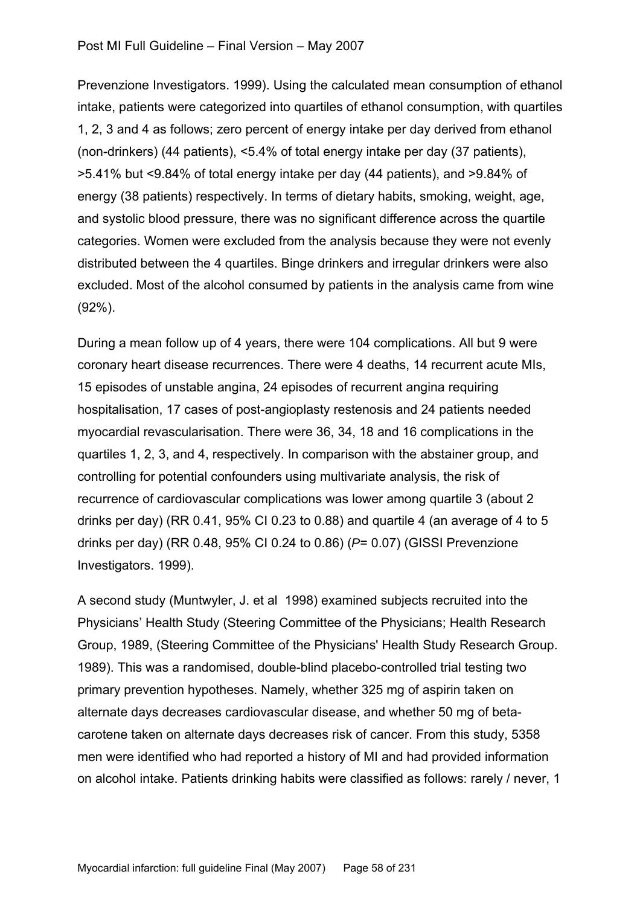Prevenzione Investigators. 1999). Using the calculated mean consumption of ethanol intake, patients were categorized into quartiles of ethanol consumption, with quartiles 1, 2, 3 and 4 as follows; zero percent of energy intake per day derived from ethanol (non-drinkers) (44 patients), <5.4% of total energy intake per day (37 patients), >5.41% but <9.84% of total energy intake per day (44 patients), and >9.84% of energy (38 patients) respectively. In terms of dietary habits, smoking, weight, age, and systolic blood pressure, there was no significant difference across the quartile categories. Women were excluded from the analysis because they were not evenly distributed between the 4 quartiles. Binge drinkers and irregular drinkers were also excluded. Most of the alcohol consumed by patients in the analysis came from wine (92%).

During a mean follow up of 4 years, there were 104 complications. All but 9 were coronary heart disease recurrences. There were 4 deaths, 14 recurrent acute MIs, 15 episodes of unstable angina, 24 episodes of recurrent angina requiring hospitalisation, 17 cases of post-angioplasty restenosis and 24 patients needed myocardial revascularisation. There were 36, 34, 18 and 16 complications in the quartiles 1, 2, 3, and 4, respectively. In comparison with the abstainer group, and controlling for potential confounders using multivariate analysis, the risk of recurrence of cardiovascular complications was lower among quartile 3 (about 2 drinks per day) (RR 0.41, 95% CI 0.23 to 0.88) and quartile 4 (an average of 4 to 5 drinks per day) (RR 0.48, 95% CI 0.24 to 0.86) (*P*= 0.07) (GISSI Prevenzione Investigators. 1999).

A second study (Muntwyler, J. et al 1998) examined subjects recruited into the Physicians' Health Study (Steering Committee of the Physicians; Health Research Group, 1989, (Steering Committee of the Physicians' Health Study Research Group. 1989). This was a randomised, double-blind placebo-controlled trial testing two primary prevention hypotheses. Namely, whether 325 mg of aspirin taken on alternate days decreases cardiovascular disease, and whether 50 mg of beta-carotene taken on alternate days decreases risk of cancer. From this study, 5358 men were identified who had reported a history of MI and had provided information on alcohol intake. Patients drinking habits were classified as follows: rarely / never, 1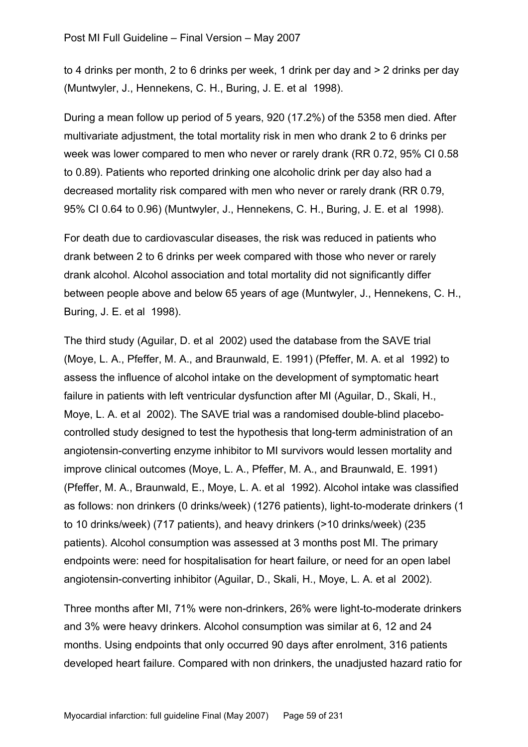to 4 drinks per month, 2 to 6 drinks per week, 1 drink per day and > 2 drinks per day (Muntwyler, J., Hennekens, C. H., Buring, J. E. et al 1998).

During a mean follow up period of 5 years, 920 (17.2%) of the 5358 men died. After multivariate adjustment, the total mortality risk in men who drank 2 to 6 drinks per week was lower compared to men who never or rarely drank (RR 0.72, 95% CI 0.58 to 0.89). Patients who reported drinking one alcoholic drink per day also had a decreased mortality risk compared with men who never or rarely drank (RR 0.79, 95% CI 0.64 to 0.96) (Muntwyler, J., Hennekens, C. H., Buring, J. E. et al 1998).

For death due to cardiovascular diseases, the risk was reduced in patients who drank between 2 to 6 drinks per week compared with those who never or rarely drank alcohol. Alcohol association and total mortality did not significantly differ between people above and below 65 years of age (Muntwyler, J., Hennekens, C. H., Buring, J. E. et al 1998).

The third study (Aguilar, D. et al 2002) used the database from the SAVE trial (Moye, L. A., Pfeffer, M. A., and Braunwald, E. 1991) (Pfeffer, M. A. et al 1992) to assess the influence of alcohol intake on the development of symptomatic heart failure in patients with left ventricular dysfunction after MI (Aguilar, D., Skali, H., Moye, L. A. et al 2002). The SAVE trial was a randomised double-blind placebo-controlled study designed to test the hypothesis that long-term administration of an angiotensin-converting enzyme inhibitor to MI survivors would lessen mortality and improve clinical outcomes (Moye, L. A., Pfeffer, M. A., and Braunwald, E. 1991) (Pfeffer, M. A., Braunwald, E., Moye, L. A. et al 1992). Alcohol intake was classified as follows: non drinkers (0 drinks/week) (1276 patients), light-to-moderate drinkers (1 to 10 drinks/week) (717 patients), and heavy drinkers (>10 drinks/week) (235 patients). Alcohol consumption was assessed at 3 months post MI. The primary endpoints were: need for hospitalisation for heart failure, or need for an open label angiotensin-converting inhibitor (Aguilar, D., Skali, H., Moye, L. A. et al 2002).

Three months after MI, 71% were non-drinkers, 26% were light-to-moderate drinkers and 3% were heavy drinkers. Alcohol consumption was similar at 6, 12 and 24 months. Using endpoints that only occurred 90 days after enrolment, 316 patients developed heart failure. Compared with non drinkers, the unadjusted hazard ratio for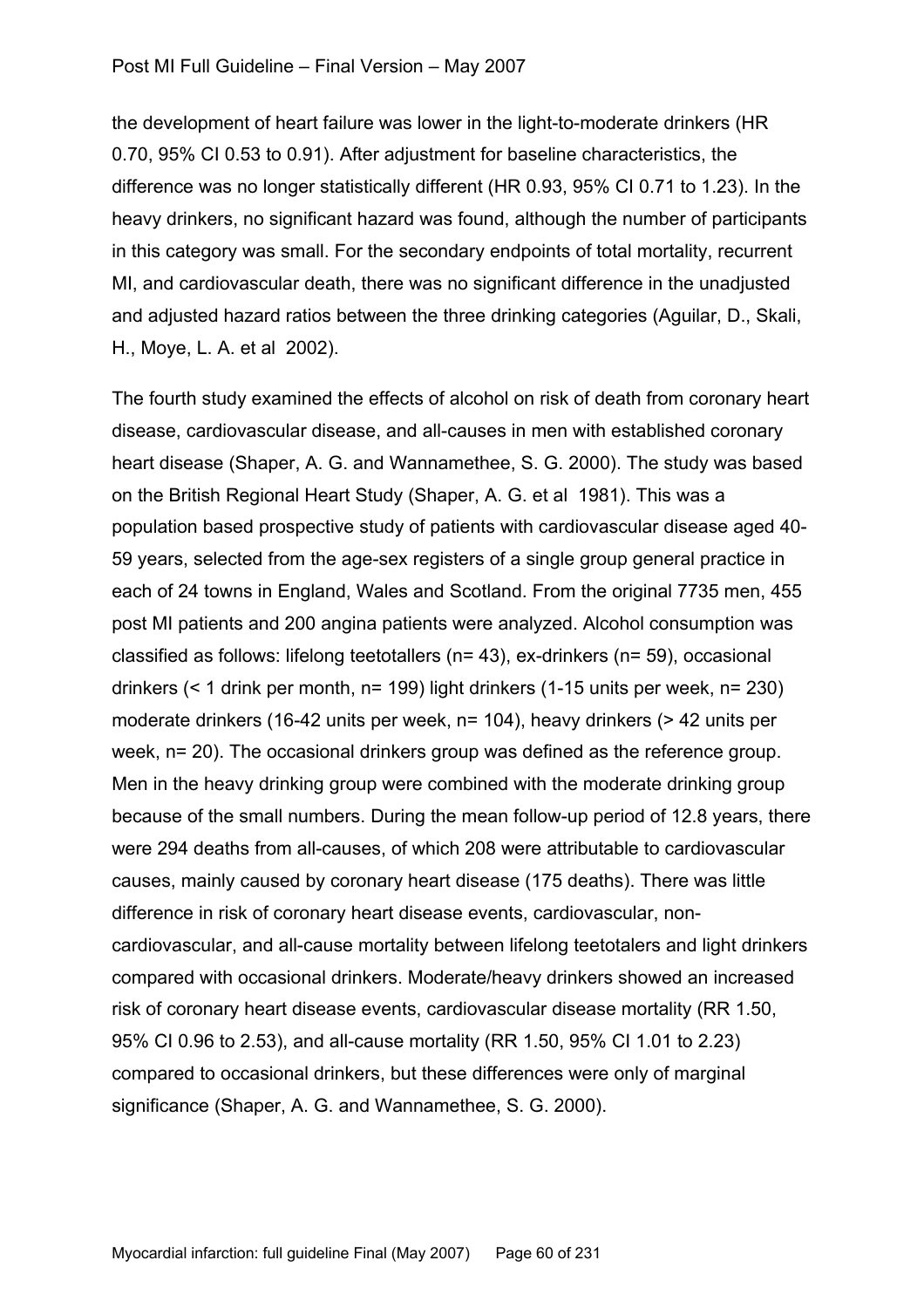the development of heart failure was lower in the light-to-moderate drinkers (HR 0.70, 95% CI 0.53 to 0.91). After adjustment for baseline characteristics, the difference was no longer statistically different (HR 0.93, 95% CI 0.71 to 1.23). In the heavy drinkers, no significant hazard was found, although the number of participants in this category was small. For the secondary endpoints of total mortality, recurrent MI, and cardiovascular death, there was no significant difference in the unadjusted and adjusted hazard ratios between the three drinking categories (Aguilar, D., Skali, H., Moye, L. A. et al 2002).

The fourth study examined the effects of alcohol on risk of death from coronary heart disease, cardiovascular disease, and all-causes in men with established coronary heart disease (Shaper, A. G. and Wannamethee, S. G. 2000). The study was based on the British Regional Heart Study (Shaper, A. G. et al 1981). This was a population based prospective study of patients with cardiovascular disease aged 40-59 years, selected from the age-sex registers of a single group general practice in each of 24 towns in England, Wales and Scotland. From the original 7735 men, 455 post MI patients and 200 angina patients were analyzed. Alcohol consumption was classified as follows: lifelong teetotallers (n= 43), ex-drinkers (n= 59), occasional drinkers (< 1 drink per month, n= 199) light drinkers (1-15 units per week, n= 230) moderate drinkers (16-42 units per week, n= 104), heavy drinkers (> 42 units per week, n= 20). The occasional drinkers group was defined as the reference group. Men in the heavy drinking group were combined with the moderate drinking group because of the small numbers. During the mean follow-up period of 12.8 years, there were 294 deaths from all-causes, of which 208 were attributable to cardiovascular causes, mainly caused by coronary heart disease (175 deaths). There was little difference in risk of coronary heart disease events, cardiovascular, non-cardiovascular, and all-cause mortality between lifelong teetotalers and light drinkers compared with occasional drinkers. Moderate/heavy drinkers showed an increased risk of coronary heart disease events, cardiovascular disease mortality (RR 1.50, 95% CI 0.96 to 2.53), and all-cause mortality (RR 1.50, 95% CI 1.01 to 2.23) compared to occasional drinkers, but these differences were only of marginal significance (Shaper, A. G. and Wannamethee, S. G. 2000).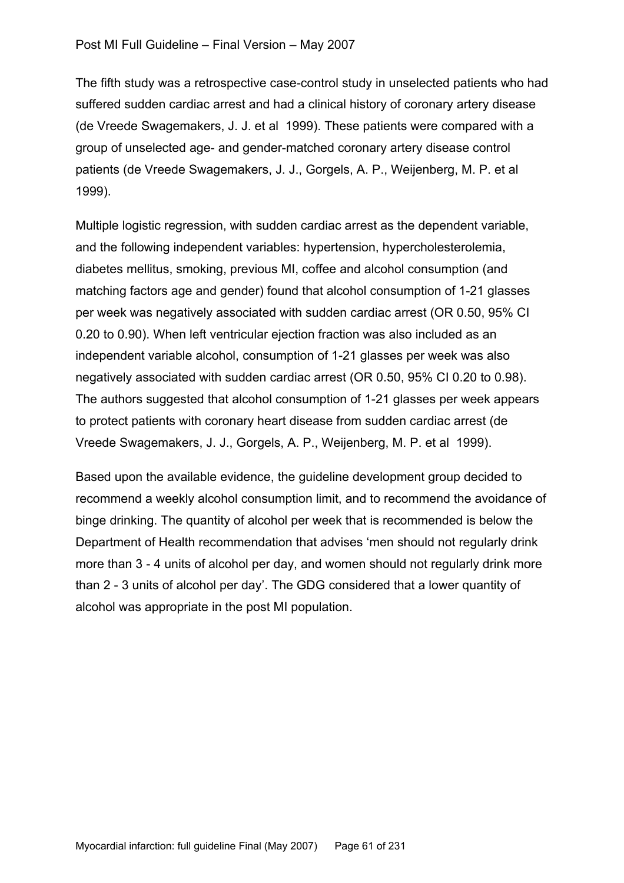The fifth study was a retrospective case-control study in unselected patients who had suffered sudden cardiac arrest and had a clinical history of coronary artery disease (de Vreede Swagemakers, J. J. et al 1999). These patients were compared with a group of unselected age- and gender-matched coronary artery disease control patients (de Vreede Swagemakers, J. J., Gorgels, A. P., Weijenberg, M. P. et al 1999).

Multiple logistic regression, with sudden cardiac arrest as the dependent variable, and the following independent variables: hypertension, hypercholesterolemia, diabetes mellitus, smoking, previous MI, coffee and alcohol consumption (and matching factors age and gender) found that alcohol consumption of 1-21 glasses per week was negatively associated with sudden cardiac arrest (OR 0.50, 95% CI 0.20 to 0.90). When left ventricular ejection fraction was also included as an independent variable alcohol, consumption of 1-21 glasses per week was also negatively associated with sudden cardiac arrest (OR 0.50, 95% CI 0.20 to 0.98). The authors suggested that alcohol consumption of 1-21 glasses per week appears to protect patients with coronary heart disease from sudden cardiac arrest (de Vreede Swagemakers, J. J., Gorgels, A. P., Weijenberg, M. P. et al 1999).

Based upon the available evidence, the guideline development group decided to recommend a weekly alcohol consumption limit, and to recommend the avoidance of binge drinking. The quantity of alcohol per week that is recommended is below the Department of Health recommendation that advises 'men should not regularly drink more than 3 - 4 units of alcohol per day, and women should not regularly drink more than 2 - 3 units of alcohol per day'. The GDG considered that a lower quantity of alcohol was appropriate in the post MI population.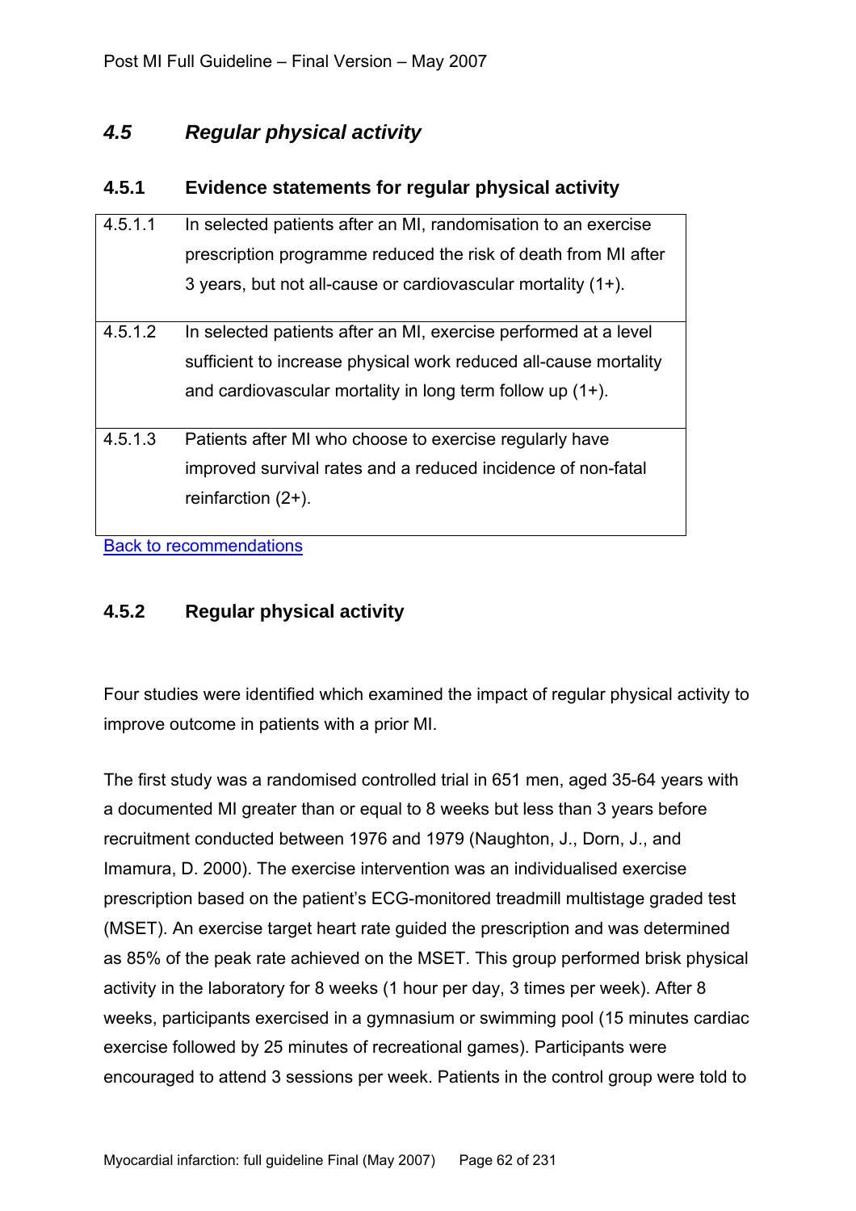## *4.5 Regular physical activity*

### 4.5.1 Evidence statements for regular physical activity

| | |
|---|---|
| 4.5.1.1 | In selected patients after an MI, randomisation to an exercise prescription programme reduced the risk of death from MI after 3 years, but not all-cause or cardiovascular mortality (1+). |
| 4.5.1.2 | In selected patients after an MI, exercise performed at a level sufficient to increase physical work reduced all-cause mortality and cardiovascular mortality in long term follow up (1+). |
| 4.5.1.3 | Patients after MI who choose to exercise regularly have improved survival rates and a reduced incidence of non-fatal reinfarction (2+). |

Back to recommendations

### 4.5.2 Regular physical activity

Four studies were identified which examined the impact of regular physical activity to improve outcome in patients with a prior MI.

The first study was a randomised controlled trial in 651 men, aged 35-64 years with a documented MI greater than or equal to 8 weeks but less than 3 years before recruitment conducted between 1976 and 1979 (Naughton, J., Dorn, J., and Imamura, D. 2000). The exercise intervention was an individualised exercise prescription based on the patient's ECG-monitored treadmill multistage graded test (MSET). An exercise target heart rate guided the prescription and was determined as 85% of the peak rate achieved on the MSET. This group performed brisk physical activity in the laboratory for 8 weeks (1 hour per day, 3 times per week). After 8 weeks, participants exercised in a gymnasium or swimming pool (15 minutes cardiac exercise followed by 25 minutes of recreational games). Participants were encouraged to attend 3 sessions per week. Patients in the control group were told to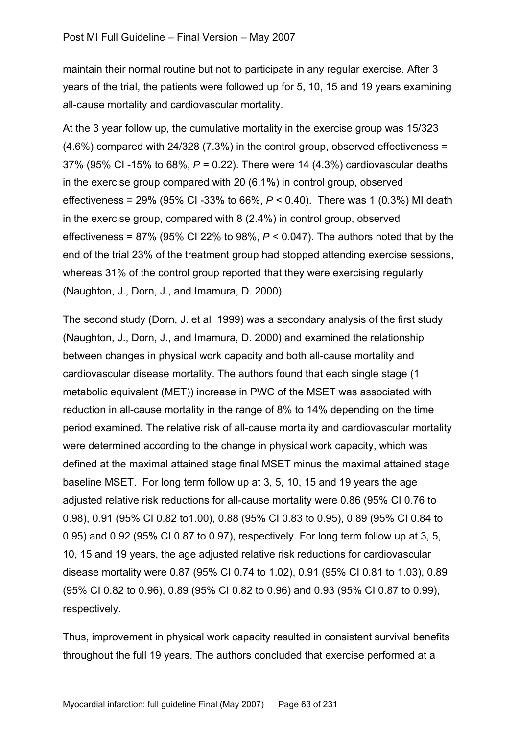maintain their normal routine but not to participate in any regular exercise. After 3 years of the trial, the patients were followed up for 5, 10, 15 and 19 years examining all-cause mortality and cardiovascular mortality.

At the 3 year follow up, the cumulative mortality in the exercise group was 15/323 (4.6%) compared with 24/328 (7.3%) in the control group, observed effectiveness = 37% (95% CI -15% to 68%, $P = 0.22$). There were 14 (4.3%) cardiovascular deaths in the exercise group compared with 20 (6.1%) in control group, observed effectiveness = 29% (95% CI -33% to 66%, $P < 0.40$). There was 1 (0.3%) MI death in the exercise group, compared with 8 (2.4%) in control group, observed effectiveness = 87% (95% CI 22% to 98%, $P < 0.047$). The authors noted that by the end of the trial 23% of the treatment group had stopped attending exercise sessions, whereas 31% of the control group reported that they were exercising regularly (Naughton, J., Dorn, J., and Imamura, D. 2000).

The second study (Dorn, J. et al 1999) was a secondary analysis of the first study (Naughton, J., Dorn, J., and Imamura, D. 2000) and examined the relationship between changes in physical work capacity and both all-cause mortality and cardiovascular disease mortality. The authors found that each single stage (1 metabolic equivalent (MET)) increase in PWC of the MSET was associated with reduction in all-cause mortality in the range of 8% to 14% depending on the time period examined. The relative risk of all-cause mortality and cardiovascular mortality were determined according to the change in physical work capacity, which was defined at the maximal attained stage final MSET minus the maximal attained stage baseline MSET. For long term follow up at 3, 5, 10, 15 and 19 years the age adjusted relative risk reductions for all-cause mortality were 0.86 (95% CI 0.76 to 0.98), 0.91 (95% CI 0.82 to1.00), 0.88 (95% CI 0.83 to 0.95), 0.89 (95% CI 0.84 to 0.95) and 0.92 (95% CI 0.87 to 0.97), respectively. For long term follow up at 3, 5, 10, 15 and 19 years, the age adjusted relative risk reductions for cardiovascular disease mortality were 0.87 (95% CI 0.74 to 1.02), 0.91 (95% CI 0.81 to 1.03), 0.89 (95% CI 0.82 to 0.96), 0.89 (95% CI 0.82 to 0.96) and 0.93 (95% CI 0.87 to 0.99), respectively.

Thus, improvement in physical work capacity resulted in consistent survival benefits throughout the full 19 years. The authors concluded that exercise performed at a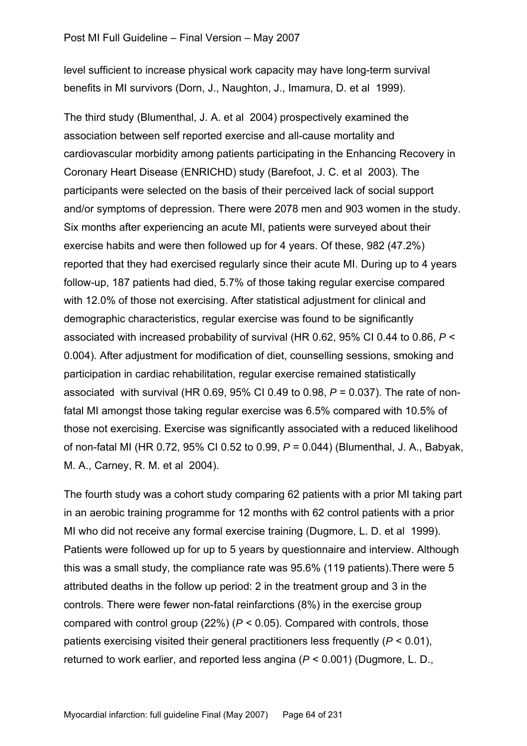level sufficient to increase physical work capacity may have long-term survival benefits in MI survivors (Dorn, J., Naughton, J., Imamura, D. et al 1999).

The third study (Blumenthal, J. A. et al 2004) prospectively examined the association between self reported exercise and all-cause mortality and cardiovascular morbidity among patients participating in the Enhancing Recovery in Coronary Heart Disease (ENRICHD) study (Barefoot, J. C. et al 2003). The participants were selected on the basis of their perceived lack of social support and/or symptoms of depression. There were 2078 men and 903 women in the study. Six months after experiencing an acute MI, patients were surveyed about their exercise habits and were then followed up for 4 years. Of these, 982 (47.2%) reported that they had exercised regularly since their acute MI. During up to 4 years follow-up, 187 patients had died, 5.7% of those taking regular exercise compared with 12.0% of those not exercising. After statistical adjustment for clinical and demographic characteristics, regular exercise was found to be significantly associated with increased probability of survival (HR 0.62, 95% CI 0.44 to 0.86, $P < 0.004$). After adjustment for modification of diet, counselling sessions, smoking and participation in cardiac rehabilitation, regular exercise remained statistically associated with survival (HR 0.69, 95% CI 0.49 to 0.98, $P = 0.037$). The rate of non-fatal MI amongst those taking regular exercise was 6.5% compared with 10.5% of those not exercising. Exercise was significantly associated with a reduced likelihood of non-fatal MI (HR 0.72, 95% CI 0.52 to 0.99, $P = 0.044$) (Blumenthal, J. A., Babyak, M. A., Carney, R. M. et al 2004).

The fourth study was a cohort study comparing 62 patients with a prior MI taking part in an aerobic training programme for 12 months with 62 control patients with a prior MI who did not receive any formal exercise training (Dugmore, L. D. et al 1999). Patients were followed up for up to 5 years by questionnaire and interview. Although this was a small study, the compliance rate was 95.6% (119 patients).There were 5 attributed deaths in the follow up period: 2 in the treatment group and 3 in the controls. There were fewer non-fatal reinfarctions (8%) in the exercise group compared with control group (22%) ($P < 0.05$). Compared with controls, those patients exercising visited their general practitioners less frequently ($P < 0.01$), returned to work earlier, and reported less angina ($P < 0.001$) (Dugmore, L. D.,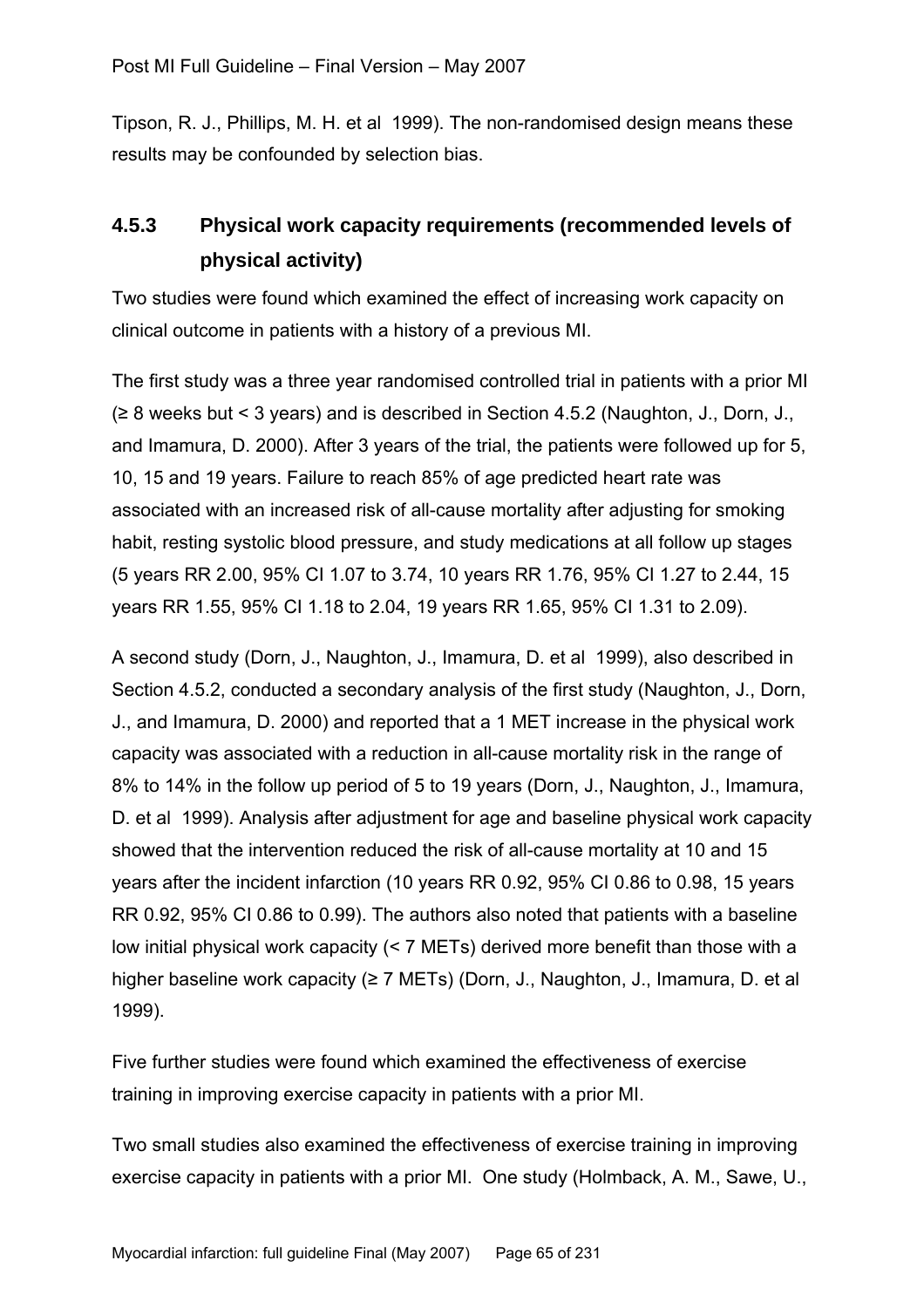Tipson, R. J., Phillips, M. H. et al 1999). The non-randomised design means these results may be confounded by selection bias.

### 4.5.3 Physical work capacity requirements (recommended levels of physical activity)

Two studies were found which examined the effect of increasing work capacity on clinical outcome in patients with a history of a previous MI.

The first study was a three year randomised controlled trial in patients with a prior MI (≥ 8 weeks but < 3 years) and is described in Section 4.5.2 (Naughton, J., Dorn, J., and Imamura, D. 2000). After 3 years of the trial, the patients were followed up for 5, 10, 15 and 19 years. Failure to reach 85% of age predicted heart rate was associated with an increased risk of all-cause mortality after adjusting for smoking habit, resting systolic blood pressure, and study medications at all follow up stages (5 years RR 2.00, 95% CI 1.07 to 3.74, 10 years RR 1.76, 95% CI 1.27 to 2.44, 15 years RR 1.55, 95% CI 1.18 to 2.04, 19 years RR 1.65, 95% CI 1.31 to 2.09).

A second study (Dorn, J., Naughton, J., Imamura, D. et al 1999), also described in Section 4.5.2, conducted a secondary analysis of the first study (Naughton, J., Dorn, J., and Imamura, D. 2000) and reported that a 1 MET increase in the physical work capacity was associated with a reduction in all-cause mortality risk in the range of 8% to 14% in the follow up period of 5 to 19 years (Dorn, J., Naughton, J., Imamura, D. et al 1999). Analysis after adjustment for age and baseline physical work capacity showed that the intervention reduced the risk of all-cause mortality at 10 and 15 years after the incident infarction (10 years RR 0.92, 95% CI 0.86 to 0.98, 15 years RR 0.92, 95% CI 0.86 to 0.99). The authors also noted that patients with a baseline low initial physical work capacity (< 7 METs) derived more benefit than those with a higher baseline work capacity (≥ 7 METs) (Dorn, J., Naughton, J., Imamura, D. et al 1999).

Five further studies were found which examined the effectiveness of exercise training in improving exercise capacity in patients with a prior MI.

Two small studies also examined the effectiveness of exercise training in improving exercise capacity in patients with a prior MI. One study (Holmback, A. M., Sawe, U.,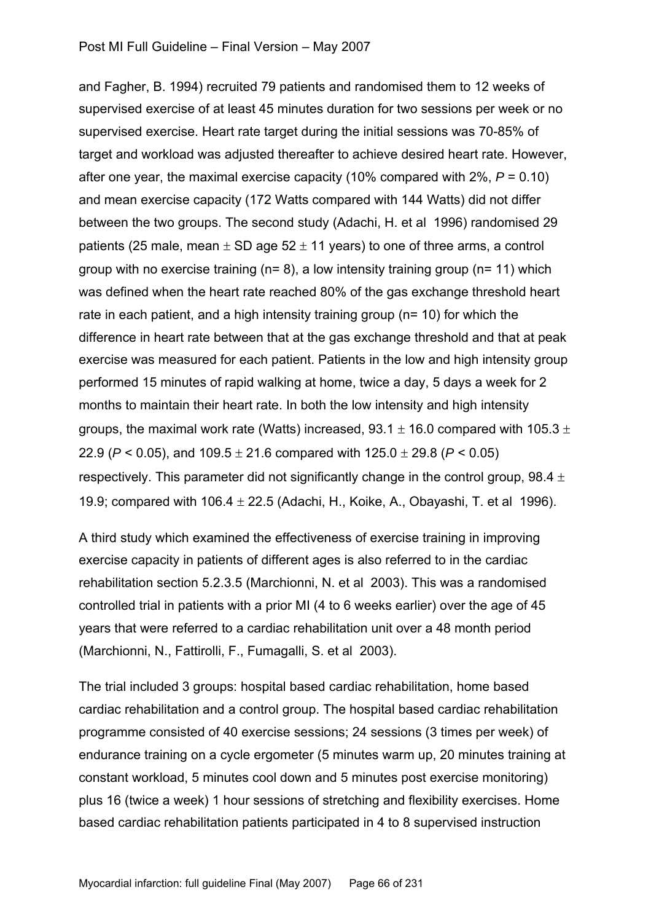and Fagher, B. 1994) recruited 79 patients and randomised them to 12 weeks of supervised exercise of at least 45 minutes duration for two sessions per week or no supervised exercise. Heart rate target during the initial sessions was 70-85% of target and workload was adjusted thereafter to achieve desired heart rate. However, after one year, the maximal exercise capacity (10% compared with 2%, $P = 0.10$) and mean exercise capacity (172 Watts compared with 144 Watts) did not differ between the two groups. The second study (Adachi, H. et al 1996) randomised 29 patients (25 male, mean $\pm$ SD age $52 \pm 11$ years) to one of three arms, a control group with no exercise training (n= 8), a low intensity training group (n= 11) which was defined when the heart rate reached 80% of the gas exchange threshold heart rate in each patient, and a high intensity training group (n= 10) for which the difference in heart rate between that at the gas exchange threshold and that at peak exercise was measured for each patient. Patients in the low and high intensity group performed 15 minutes of rapid walking at home, twice a day, 5 days a week for 2 months to maintain their heart rate. In both the low intensity and high intensity groups, the maximal work rate (Watts) increased, $93.1 \pm 16.0$ compared with $105.3 \pm 22.9$ ($P < 0.05$), and $109.5 \pm 21.6$ compared with $125.0 \pm 29.8$ ($P < 0.05$) respectively. This parameter did not significantly change in the control group, $98.4 \pm 19.9$; compared with $106.4 \pm 22.5$ (Adachi, H., Koike, A., Obayashi, T. et al 1996).

A third study which examined the effectiveness of exercise training in improving exercise capacity in patients of different ages is also referred to in the cardiac rehabilitation section 5.2.3.5 (Marchionni, N. et al 2003). This was a randomised controlled trial in patients with a prior MI (4 to 6 weeks earlier) over the age of 45 years that were referred to a cardiac rehabilitation unit over a 48 month period (Marchionni, N., Fattirolli, F., Fumagalli, S. et al 2003).

The trial included 3 groups: hospital based cardiac rehabilitation, home based cardiac rehabilitation and a control group. The hospital based cardiac rehabilitation programme consisted of 40 exercise sessions; 24 sessions (3 times per week) of endurance training on a cycle ergometer (5 minutes warm up, 20 minutes training at constant workload, 5 minutes cool down and 5 minutes post exercise monitoring) plus 16 (twice a week) 1 hour sessions of stretching and flexibility exercises. Home based cardiac rehabilitation patients participated in 4 to 8 supervised instruction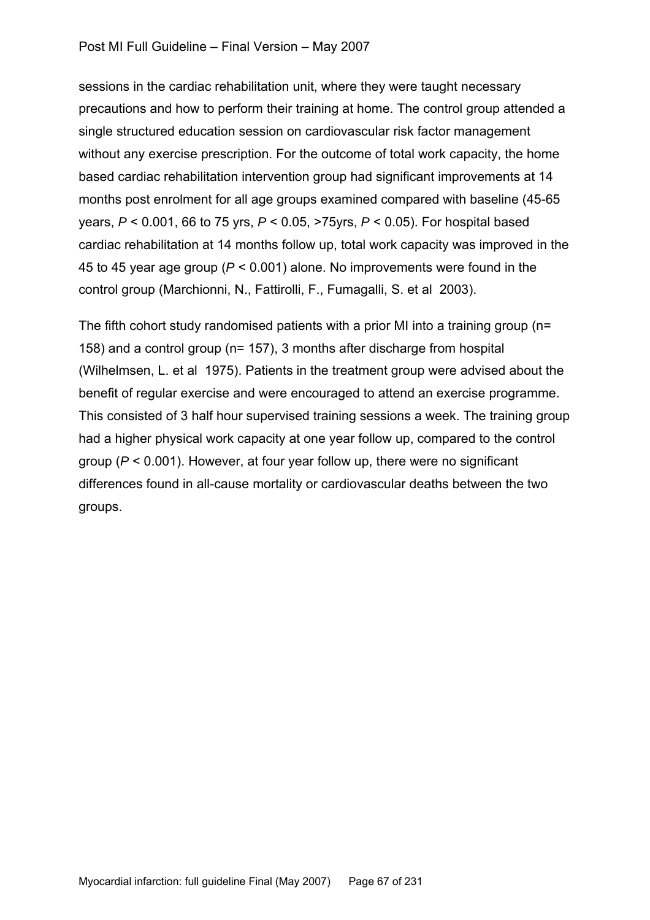sessions in the cardiac rehabilitation unit, where they were taught necessary precautions and how to perform their training at home. The control group attended a single structured education session on cardiovascular risk factor management without any exercise prescription. For the outcome of total work capacity, the home based cardiac rehabilitation intervention group had significant improvements at 14 months post enrolment for all age groups examined compared with baseline (45-65 years, $P < 0.001$, 66 to 75 yrs, $P < 0.05$, >75yrs, $P < 0.05$). For hospital based cardiac rehabilitation at 14 months follow up, total work capacity was improved in the 45 to 45 year age group ($P < 0.001$) alone. No improvements were found in the control group (Marchionni, N., Fattirolli, F., Fumagalli, S. et al 2003).

The fifth cohort study randomised patients with a prior MI into a training group (n= 158) and a control group (n= 157), 3 months after discharge from hospital (Wilhelmsen, L. et al 1975). Patients in the treatment group were advised about the benefit of regular exercise and were encouraged to attend an exercise programme. This consisted of 3 half hour supervised training sessions a week. The training group had a higher physical work capacity at one year follow up, compared to the control group ($P < 0.001$). However, at four year follow up, there were no significant differences found in all-cause mortality or cardiovascular deaths between the two groups.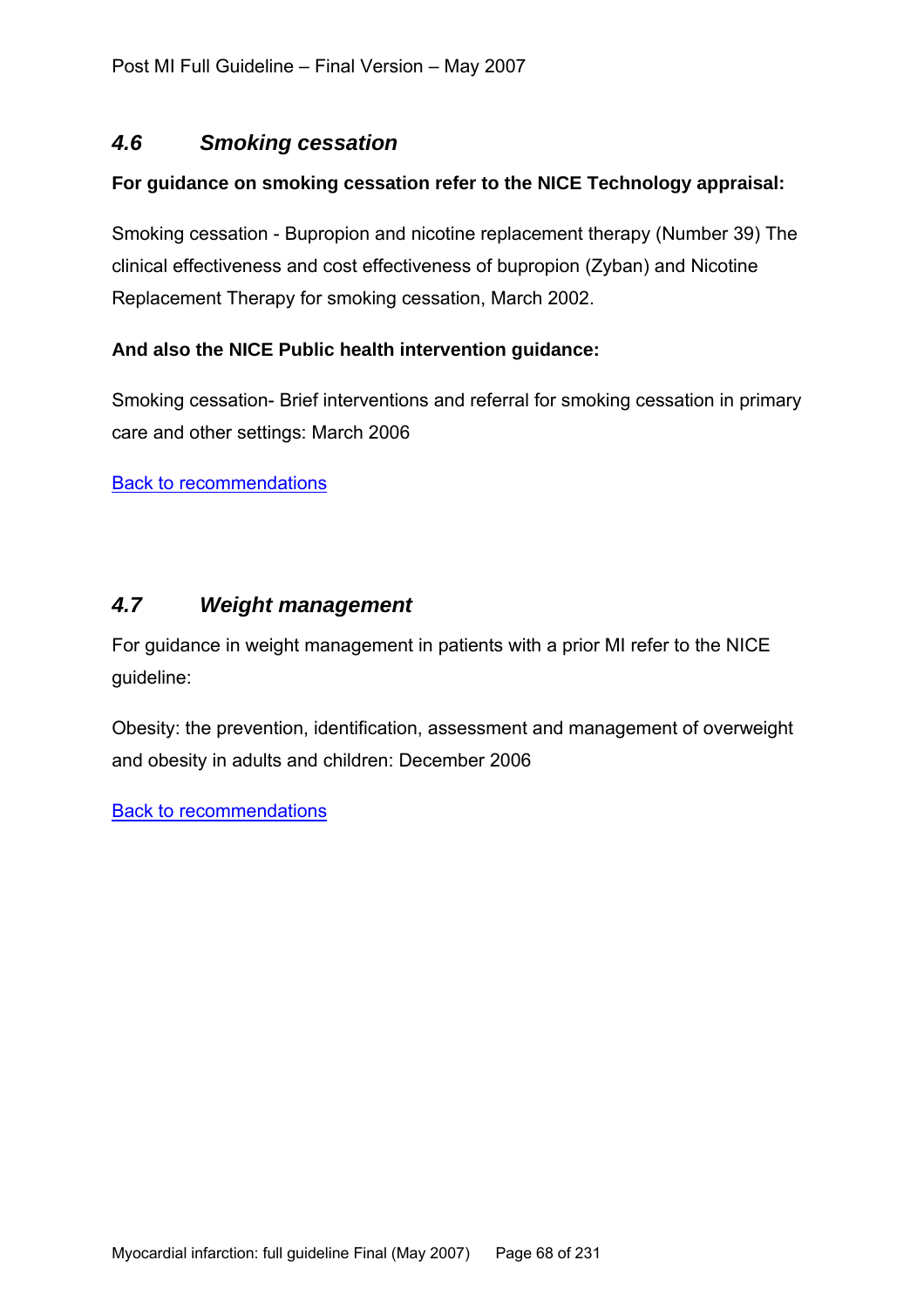## *4.6 Smoking cessation*

**For guidance on smoking cessation refer to the NICE Technology appraisal:**

Smoking cessation - Bupropion and nicotine replacement therapy (Number 39) The clinical effectiveness and cost effectiveness of bupropion (Zyban) and Nicotine Replacement Therapy for smoking cessation, March 2002.

**And also the NICE Public health intervention guidance:**

Smoking cessation- Brief interventions and referral for smoking cessation in primary care and other settings: March 2006

Back to recommendations

## *4.7 Weight management*

For guidance in weight management in patients with a prior MI refer to the NICE guideline:

Obesity: the prevention, identification, assessment and management of overweight and obesity in adults and children: December 2006

Back to recommendations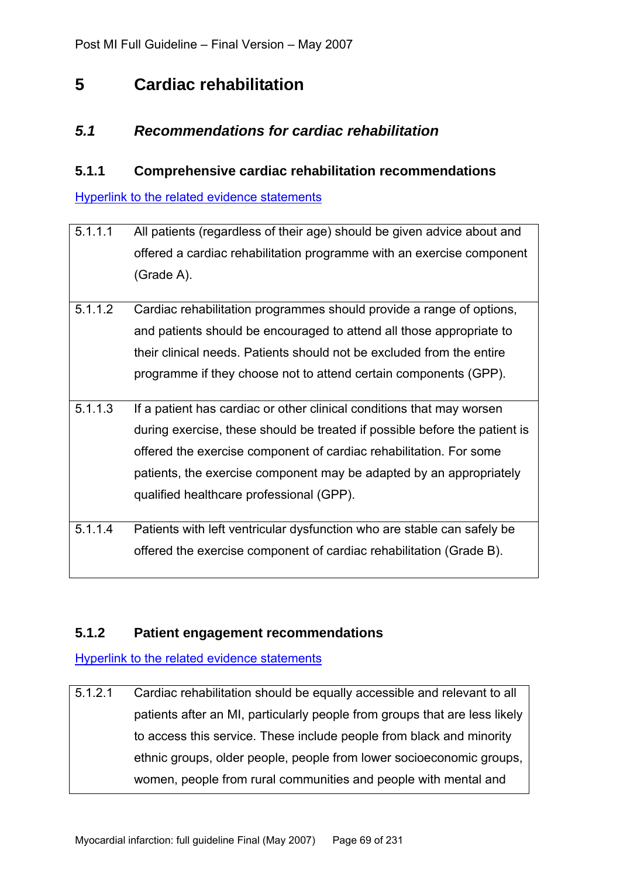# 5 Cardiac rehabilitation

## *5.1 Recommendations for cardiac rehabilitation*

### 5.1.1 Comprehensive cardiac rehabilitation recommendations

Hyperlink to the related evidence statements

| | |
|---|---|
| 5.1.1.1 | All patients (regardless of their age) should be given advice about and offered a cardiac rehabilitation programme with an exercise component (Grade A). |
| 5.1.1.2 | Cardiac rehabilitation programmes should provide a range of options, and patients should be encouraged to attend all those appropriate to their clinical needs. Patients should not be excluded from the entire programme if they choose not to attend certain components (GPP). |
| 5.1.1.3 | If a patient has cardiac or other clinical conditions that may worsen during exercise, these should be treated if possible before the patient is offered the exercise component of cardiac rehabilitation. For some patients, the exercise component may be adapted by an appropriately qualified healthcare professional (GPP). |
| 5.1.1.4 | Patients with left ventricular dysfunction who are stable can safely be offered the exercise component of cardiac rehabilitation (Grade B). |

### 5.1.2 Patient engagement recommendations

Hyperlink to the related evidence statements

| | |
|---|---|
| 5.1.2.1 | Cardiac rehabilitation should be equally accessible and relevant to all patients after an MI, particularly people from groups that are less likely to access this service. These include people from black and minority ethnic groups, older people, people from lower socioeconomic groups, women, people from rural communities and people with mental and |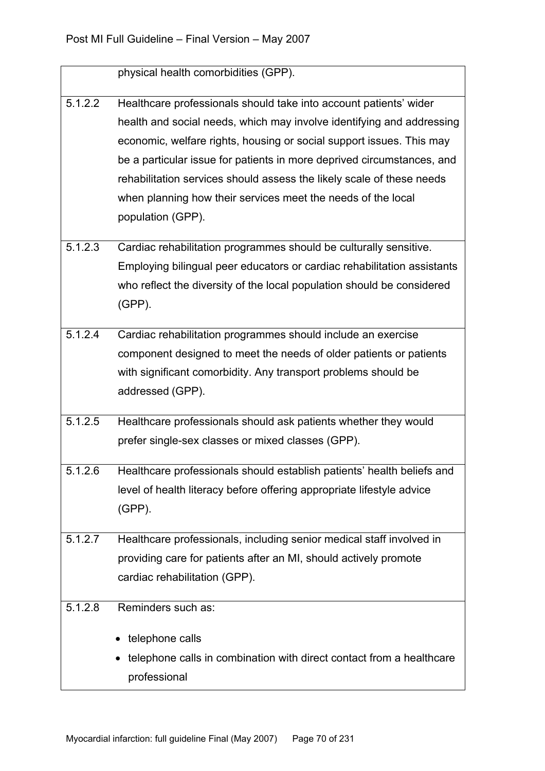| | |
|---|---|
| | physical health comorbidities (GPP). |
| 5.1.2.2 | Healthcare professionals should take into account patients' wider health and social needs, which may involve identifying and addressing economic, welfare rights, housing or social support issues. This may be a particular issue for patients in more deprived circumstances, and rehabilitation services should assess the likely scale of these needs when planning how their services meet the needs of the local population (GPP). |
| 5.1.2.3 | Cardiac rehabilitation programmes should be culturally sensitive. Employing bilingual peer educators or cardiac rehabilitation assistants who reflect the diversity of the local population should be considered (GPP). |
| 5.1.2.4 | Cardiac rehabilitation programmes should include an exercise component designed to meet the needs of older patients or patients with significant comorbidity. Any transport problems should be addressed (GPP). |
| 5.1.2.5 | Healthcare professionals should ask patients whether they would prefer single-sex classes or mixed classes (GPP). |
| 5.1.2.6 | Healthcare professionals should establish patients' health beliefs and level of health literacy before offering appropriate lifestyle advice (GPP). |
| 5.1.2.7 | Healthcare professionals, including senior medical staff involved in providing care for patients after an MI, should actively promote cardiac rehabilitation (GPP). |
| 5.1.2.8 | Reminders such as:<br>• telephone calls<br>• telephone calls in combination with direct contact from a healthcare professional |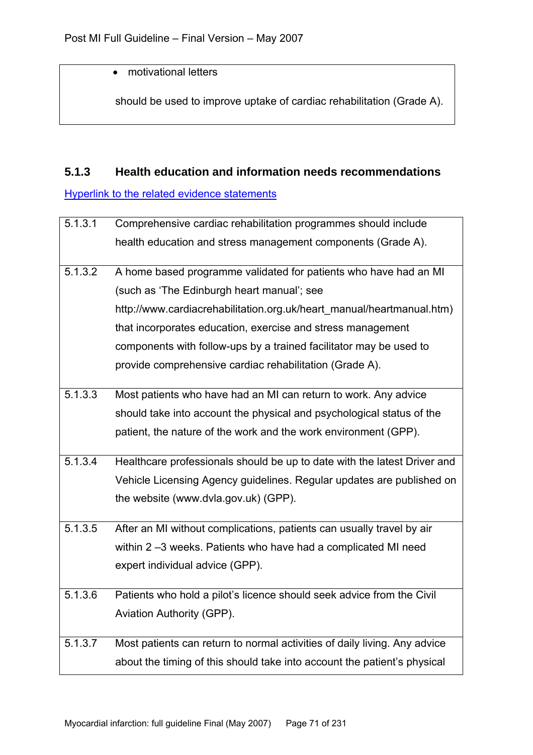- motivational letters

should be used to improve uptake of cardiac rehabilitation (Grade A).

### 5.1.3 Health education and information needs recommendations

Hyperlink to the related evidence statements

| | |
|---|---|
| 5.1.3.1 | Comprehensive cardiac rehabilitation programmes should include health education and stress management components (Grade A). |
| 5.1.3.2 | A home based programme validated for patients who have had an MI (such as 'The Edinburgh heart manual'; see http://www.cardiacrehabilitation.org.uk/heart_manual/heartmanual.htm) that incorporates education, exercise and stress management components with follow-ups by a trained facilitator may be used to provide comprehensive cardiac rehabilitation (Grade A). |
| 5.1.3.3 | Most patients who have had an MI can return to work. Any advice should take into account the physical and psychological status of the patient, the nature of the work and the work environment (GPP). |
| 5.1.3.4 | Healthcare professionals should be up to date with the latest Driver and Vehicle Licensing Agency guidelines. Regular updates are published on the website (www.dvla.gov.uk) (GPP). |
| 5.1.3.5 | After an MI without complications, patients can usually travel by air within 2 –3 weeks. Patients who have had a complicated MI need expert individual advice (GPP). |
| 5.1.3.6 | Patients who hold a pilot's licence should seek advice from the Civil Aviation Authority (GPP). |
| 5.1.3.7 | Most patients can return to normal activities of daily living. Any advice about the timing of this should take into account the patient's physical |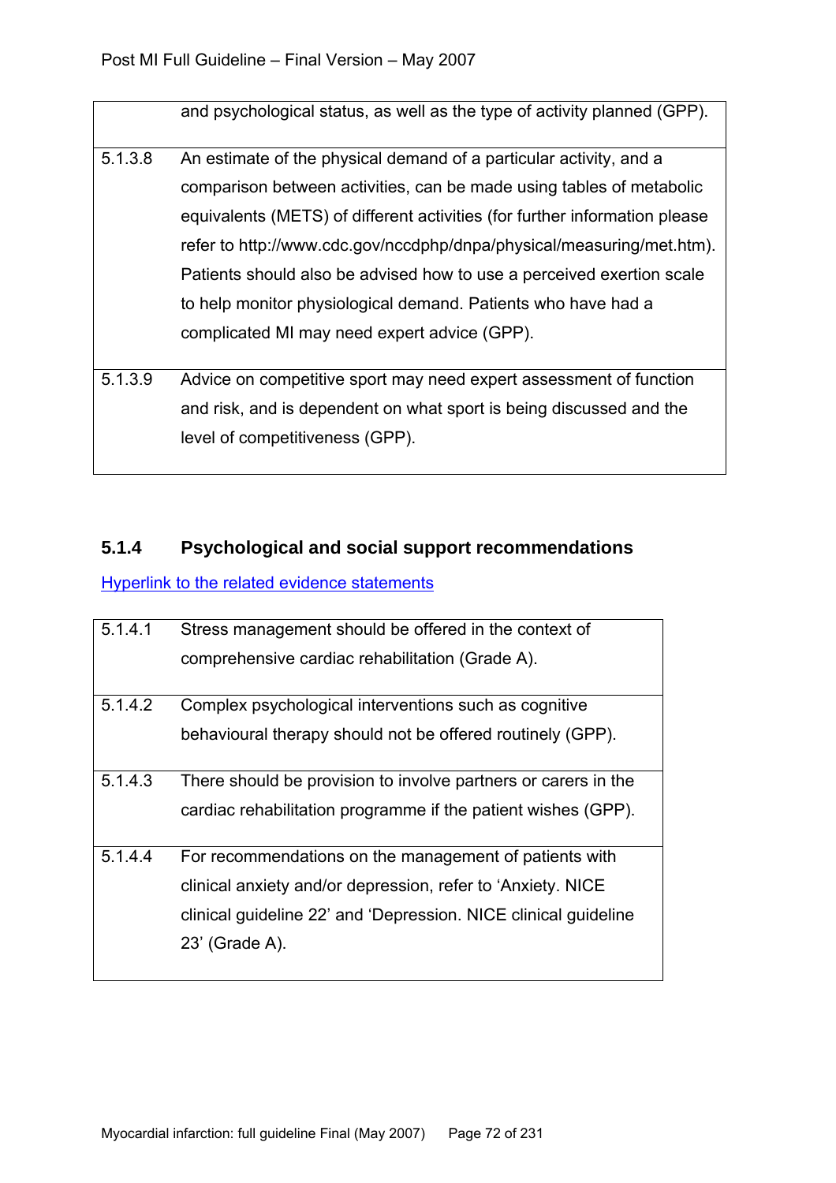| | |
|---|---|
| | and psychological status, as well as the type of activity planned (GPP). |
| 5.1.3.8 | An estimate of the physical demand of a particular activity, and a comparison between activities, can be made using tables of metabolic equivalents (METS) of different activities (for further information please refer to http://www.cdc.gov/nccdphp/dnpa/physical/measuring/met.htm). Patients should also be advised how to use a perceived exertion scale to help monitor physiological demand. Patients who have had a complicated MI may need expert advice (GPP). |
| 5.1.3.9 | Advice on competitive sport may need expert assessment of function and risk, and is dependent on what sport is being discussed and the level of competitiveness (GPP). |

### 5.1.4 Psychological and social support recommendations

Hyperlink to the related evidence statements

| | |
|---|---|
| 5.1.4.1 | Stress management should be offered in the context of comprehensive cardiac rehabilitation (Grade A). |
| 5.1.4.2 | Complex psychological interventions such as cognitive behavioural therapy should not be offered routinely (GPP). |
| 5.1.4.3 | There should be provision to involve partners or carers in the cardiac rehabilitation programme if the patient wishes (GPP). |
| 5.1.4.4 | For recommendations on the management of patients with clinical anxiety and/or depression, refer to 'Anxiety. NICE clinical guideline 22' and 'Depression. NICE clinical guideline 23' (Grade A). |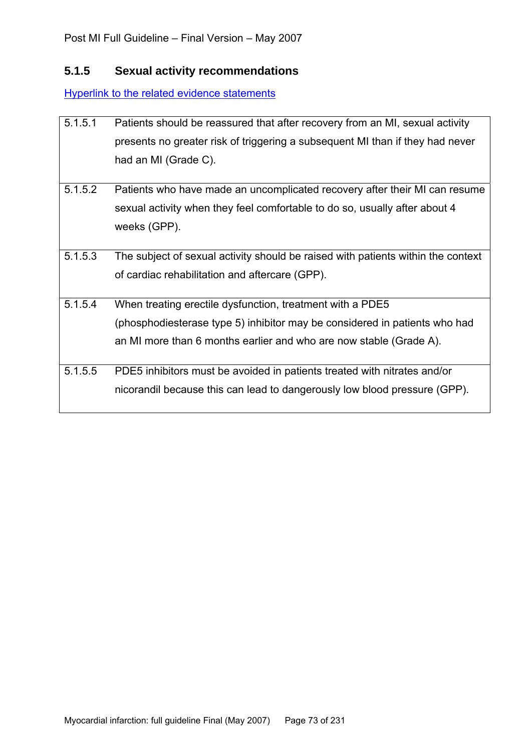### 5.1.5 Sexual activity recommendations

Hyperlink to the related evidence statements

| | |
|---|---|
| 5.1.5.1 | Patients should be reassured that after recovery from an MI, sexual activity presents no greater risk of triggering a subsequent MI than if they had never had an MI (Grade C). |
| 5.1.5.2 | Patients who have made an uncomplicated recovery after their MI can resume sexual activity when they feel comfortable to do so, usually after about 4 weeks (GPP). |
| 5.1.5.3 | The subject of sexual activity should be raised with patients within the context of cardiac rehabilitation and aftercare (GPP). |
| 5.1.5.4 | When treating erectile dysfunction, treatment with a PDE5 (phosphodiesterase type 5) inhibitor may be considered in patients who had an MI more than 6 months earlier and who are now stable (Grade A). |
| 5.1.5.5 | PDE5 inhibitors must be avoided in patients treated with nitrates and/or nicorandil because this can lead to dangerously low blood pressure (GPP). |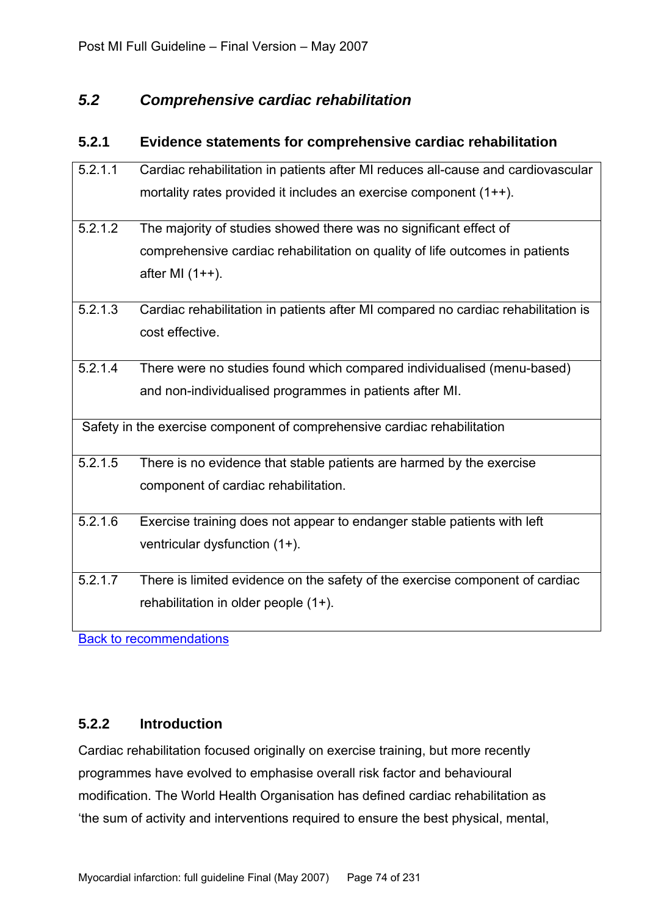## *5.2 Comprehensive cardiac rehabilitation*

### 5.2.1 Evidence statements for comprehensive cardiac rehabilitation

| | |
|---|---|
| 5.2.1.1 | Cardiac rehabilitation in patients after MI reduces all-cause and cardiovascular mortality rates provided it includes an exercise component (1++). |
| 5.2.1.2 | The majority of studies showed there was no significant effect of comprehensive cardiac rehabilitation on quality of life outcomes in patients after MI (1++). |
| 5.2.1.3 | Cardiac rehabilitation in patients after MI compared no cardiac rehabilitation is cost effective. |
| 5.2.1.4 | There were no studies found which compared individualised (menu-based) and non-individualised programmes in patients after MI. |
| Safety in the exercise component of comprehensive cardiac rehabilitation | |
| 5.2.1.5 | There is no evidence that stable patients are harmed by the exercise component of cardiac rehabilitation. |
| 5.2.1.6 | Exercise training does not appear to endanger stable patients with left ventricular dysfunction (1+). |
| 5.2.1.7 | There is limited evidence on the safety of the exercise component of cardiac rehabilitation in older people (1+). |

Back to recommendations

### 5.2.2 Introduction

Cardiac rehabilitation focused originally on exercise training, but more recently programmes have evolved to emphasise overall risk factor and behavioural modification. The World Health Organisation has defined cardiac rehabilitation as 'the sum of activity and interventions required to ensure the best physical, mental,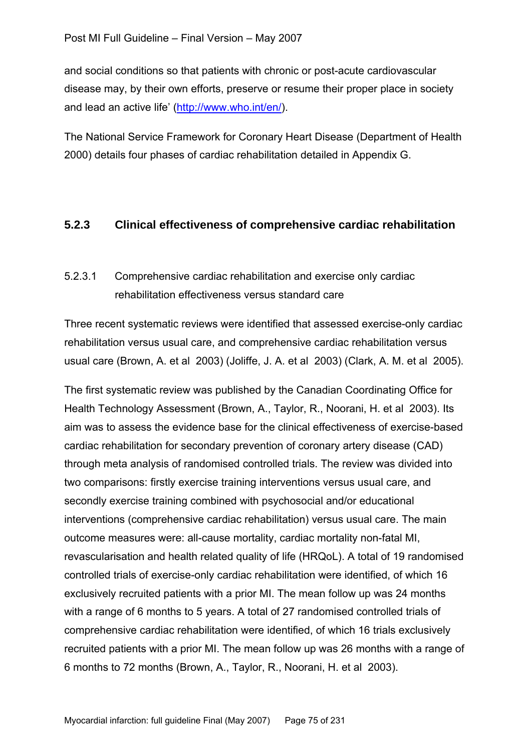and social conditions so that patients with chronic or post-acute cardiovascular disease may, by their own efforts, preserve or resume their proper place in society and lead an active life' (http://www.who.int/en/).

The National Service Framework for Coronary Heart Disease (Department of Health 2000) details four phases of cardiac rehabilitation detailed in Appendix G.

### 5.2.3 Clinical effectiveness of comprehensive cardiac rehabilitation

#### 5.2.3.1 Comprehensive cardiac rehabilitation and exercise only cardiac rehabilitation effectiveness versus standard care

Three recent systematic reviews were identified that assessed exercise-only cardiac rehabilitation versus usual care, and comprehensive cardiac rehabilitation versus usual care (Brown, A. et al 2003) (Joliffe, J. A. et al 2003) (Clark, A. M. et al 2005).

The first systematic review was published by the Canadian Coordinating Office for Health Technology Assessment (Brown, A., Taylor, R., Noorani, H. et al 2003). Its aim was to assess the evidence base for the clinical effectiveness of exercise-based cardiac rehabilitation for secondary prevention of coronary artery disease (CAD) through meta analysis of randomised controlled trials. The review was divided into two comparisons: firstly exercise training interventions versus usual care, and secondly exercise training combined with psychosocial and/or educational interventions (comprehensive cardiac rehabilitation) versus usual care. The main outcome measures were: all-cause mortality, cardiac mortality non-fatal MI, revascularisation and health related quality of life (HRQoL). A total of 19 randomised controlled trials of exercise-only cardiac rehabilitation were identified, of which 16 exclusively recruited patients with a prior MI. The mean follow up was 24 months with a range of 6 months to 5 years. A total of 27 randomised controlled trials of comprehensive cardiac rehabilitation were identified, of which 16 trials exclusively recruited patients with a prior MI. The mean follow up was 26 months with a range of 6 months to 72 months (Brown, A., Taylor, R., Noorani, H. et al 2003).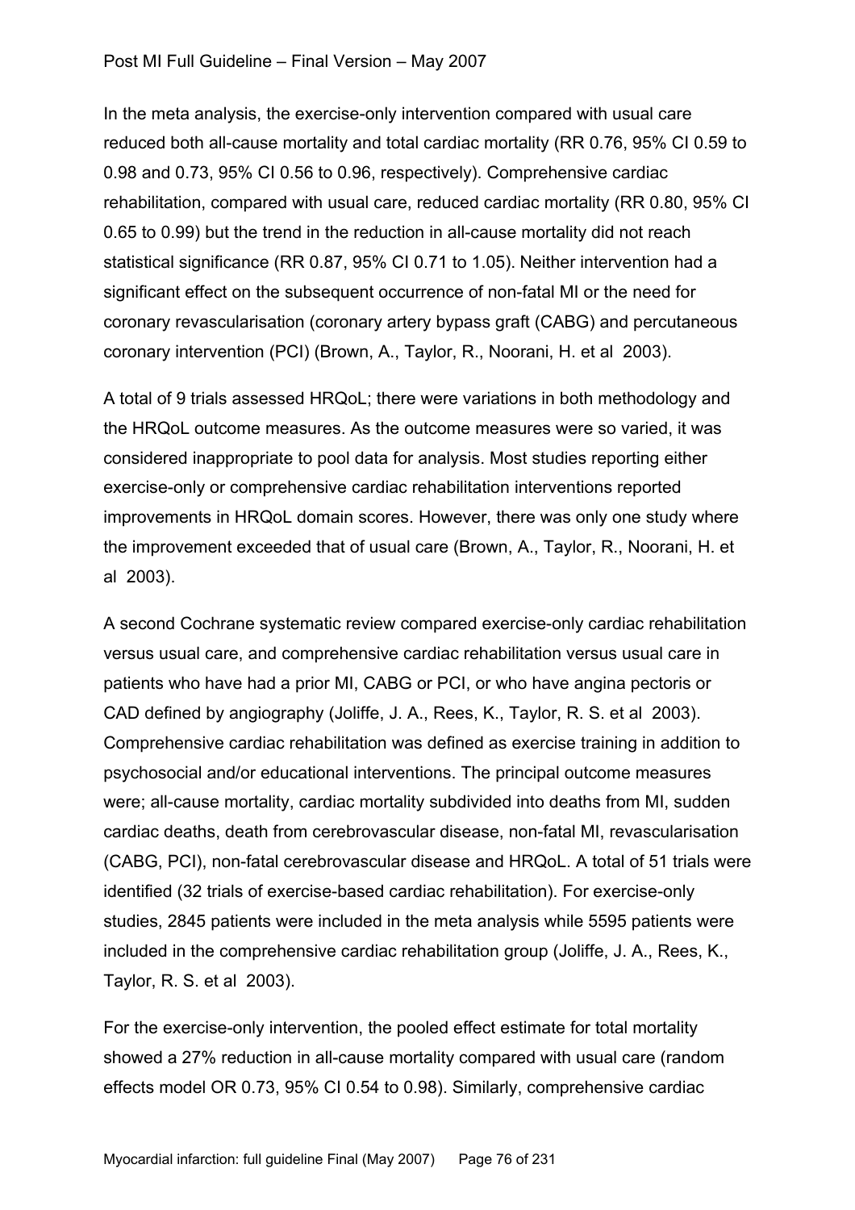In the meta analysis, the exercise-only intervention compared with usual care reduced both all-cause mortality and total cardiac mortality (RR 0.76, 95% CI 0.59 to 0.98 and 0.73, 95% CI 0.56 to 0.96, respectively). Comprehensive cardiac rehabilitation, compared with usual care, reduced cardiac mortality (RR 0.80, 95% CI 0.65 to 0.99) but the trend in the reduction in all-cause mortality did not reach statistical significance (RR 0.87, 95% CI 0.71 to 1.05). Neither intervention had a significant effect on the subsequent occurrence of non-fatal MI or the need for coronary revascularisation (coronary artery bypass graft (CABG) and percutaneous coronary intervention (PCI) (Brown, A., Taylor, R., Noorani, H. et al 2003).

A total of 9 trials assessed HRQoL; there were variations in both methodology and the HRQoL outcome measures. As the outcome measures were so varied, it was considered inappropriate to pool data for analysis. Most studies reporting either exercise-only or comprehensive cardiac rehabilitation interventions reported improvements in HRQoL domain scores. However, there was only one study where the improvement exceeded that of usual care (Brown, A., Taylor, R., Noorani, H. et al 2003).

A second Cochrane systematic review compared exercise-only cardiac rehabilitation versus usual care, and comprehensive cardiac rehabilitation versus usual care in patients who have had a prior MI, CABG or PCI, or who have angina pectoris or CAD defined by angiography (Joliffe, J. A., Rees, K., Taylor, R. S. et al 2003). Comprehensive cardiac rehabilitation was defined as exercise training in addition to psychosocial and/or educational interventions. The principal outcome measures were; all-cause mortality, cardiac mortality subdivided into deaths from MI, sudden cardiac deaths, death from cerebrovascular disease, non-fatal MI, revascularisation (CABG, PCI), non-fatal cerebrovascular disease and HRQoL. A total of 51 trials were identified (32 trials of exercise-based cardiac rehabilitation). For exercise-only studies, 2845 patients were included in the meta analysis while 5595 patients were included in the comprehensive cardiac rehabilitation group (Joliffe, J. A., Rees, K., Taylor, R. S. et al 2003).

For the exercise-only intervention, the pooled effect estimate for total mortality showed a 27% reduction in all-cause mortality compared with usual care (random effects model OR 0.73, 95% CI 0.54 to 0.98). Similarly, comprehensive cardiac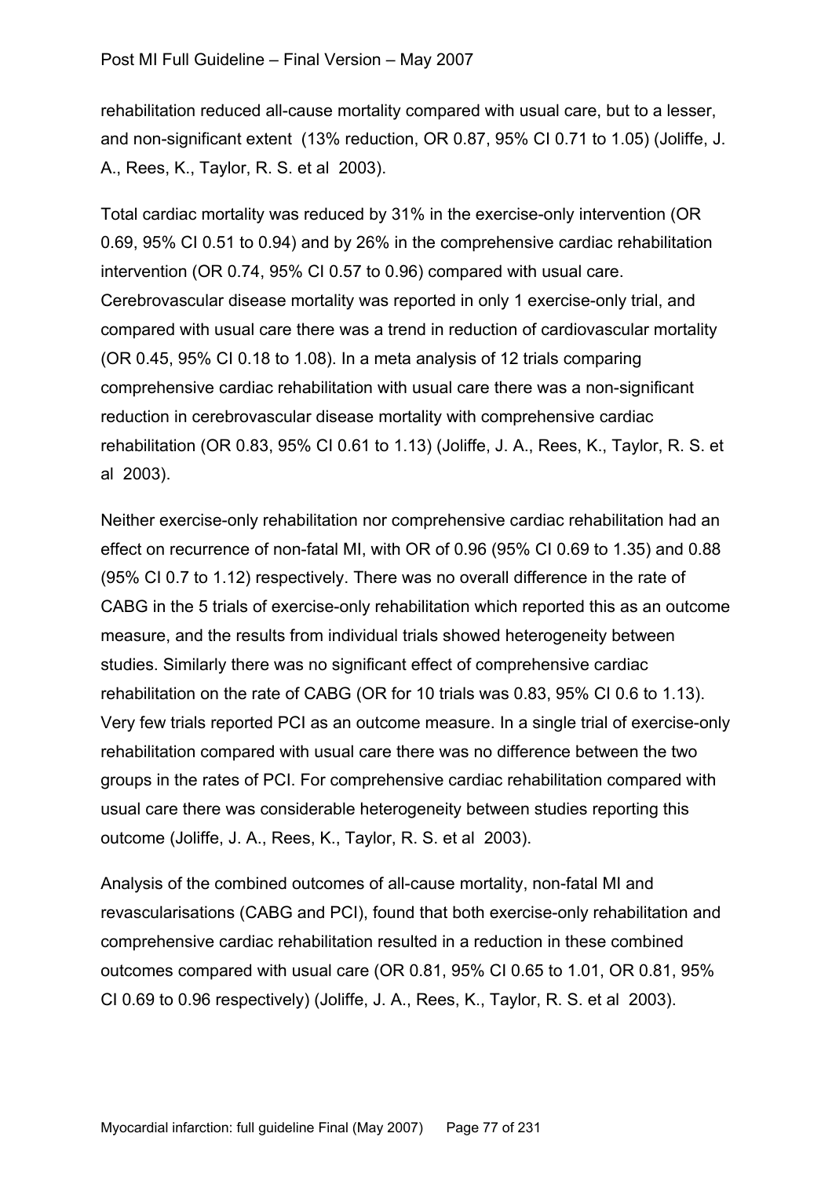rehabilitation reduced all-cause mortality compared with usual care, but to a lesser, and non-significant extent  (13% reduction, OR 0.87, 95% CI 0.71 to 1.05) (Joliffe, J. A., Rees, K., Taylor, R. S. et al  2003).

Total cardiac mortality was reduced by 31% in the exercise-only intervention (OR 0.69, 95% CI 0.51 to 0.94) and by 26% in the comprehensive cardiac rehabilitation intervention (OR 0.74, 95% CI 0.57 to 0.96) compared with usual care. Cerebrovascular disease mortality was reported in only 1 exercise-only trial, and compared with usual care there was a trend in reduction of cardiovascular mortality (OR 0.45, 95% CI 0.18 to 1.08). In a meta analysis of 12 trials comparing comprehensive cardiac rehabilitation with usual care there was a non-significant reduction in cerebrovascular disease mortality with comprehensive cardiac rehabilitation (OR 0.83, 95% CI 0.61 to 1.13) (Joliffe, J. A., Rees, K., Taylor, R. S. et al  2003).

Neither exercise-only rehabilitation nor comprehensive cardiac rehabilitation had an effect on recurrence of non-fatal MI, with OR of 0.96 (95% CI 0.69 to 1.35) and 0.88 (95% CI 0.7 to 1.12) respectively. There was no overall difference in the rate of CABG in the 5 trials of exercise-only rehabilitation which reported this as an outcome measure, and the results from individual trials showed heterogeneity between studies. Similarly there was no significant effect of comprehensive cardiac rehabilitation on the rate of CABG (OR for 10 trials was 0.83, 95% CI 0.6 to 1.13). Very few trials reported PCI as an outcome measure. In a single trial of exercise-only rehabilitation compared with usual care there was no difference between the two groups in the rates of PCI. For comprehensive cardiac rehabilitation compared with usual care there was considerable heterogeneity between studies reporting this outcome (Joliffe, J. A., Rees, K., Taylor, R. S. et al  2003).

Analysis of the combined outcomes of all-cause mortality, non-fatal MI and revascularisations (CABG and PCI), found that both exercise-only rehabilitation and comprehensive cardiac rehabilitation resulted in a reduction in these combined outcomes compared with usual care (OR 0.81, 95% CI 0.65 to 1.01, OR 0.81, 95% CI 0.69 to 0.96 respectively) (Joliffe, J. A., Rees, K., Taylor, R. S. et al  2003).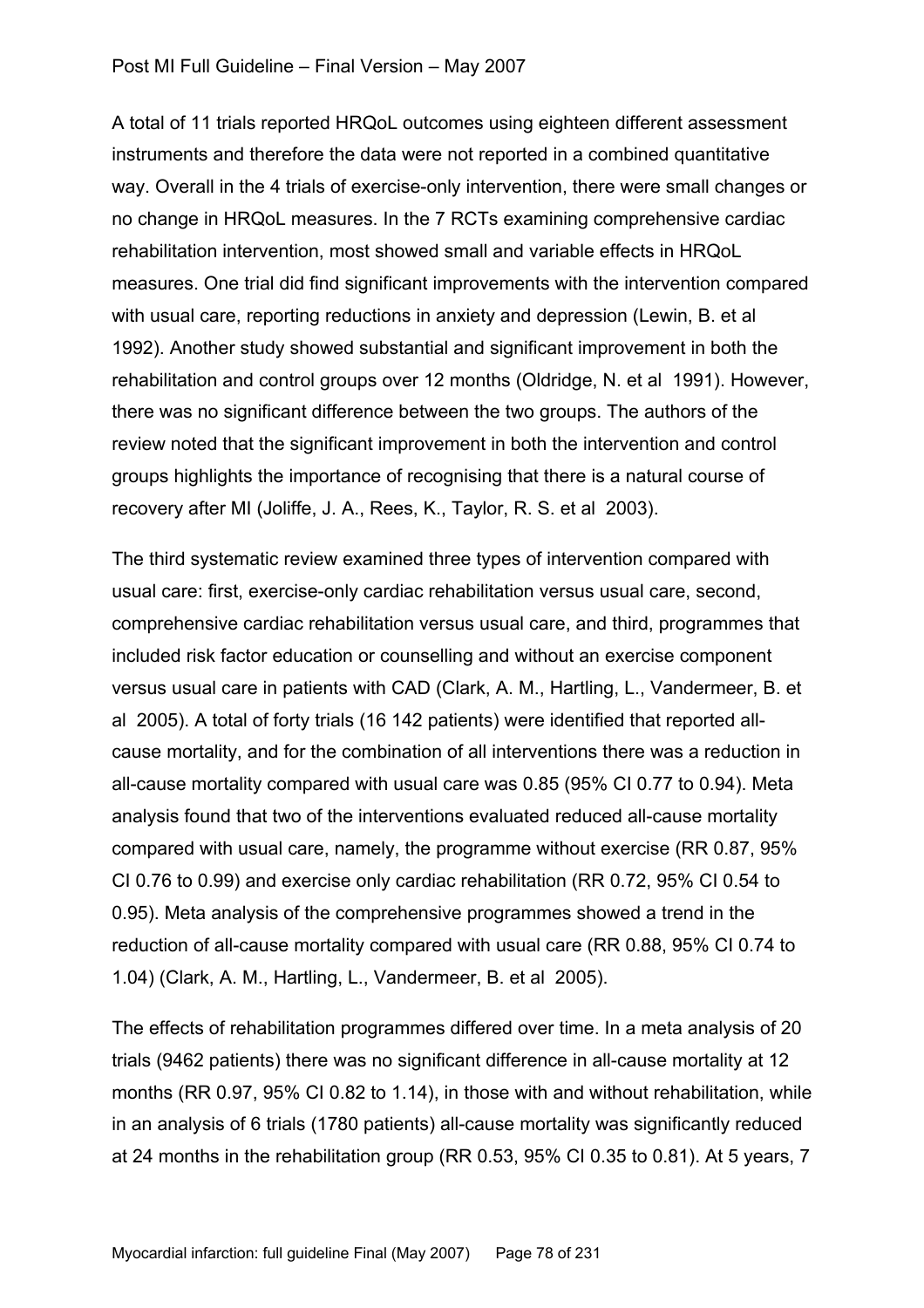A total of 11 trials reported HRQoL outcomes using eighteen different assessment instruments and therefore the data were not reported in a combined quantitative way. Overall in the 4 trials of exercise-only intervention, there were small changes or no change in HRQoL measures. In the 7 RCTs examining comprehensive cardiac rehabilitation intervention, most showed small and variable effects in HRQoL measures. One trial did find significant improvements with the intervention compared with usual care, reporting reductions in anxiety and depression (Lewin, B. et al 1992). Another study showed substantial and significant improvement in both the rehabilitation and control groups over 12 months (Oldridge, N. et al 1991). However, there was no significant difference between the two groups. The authors of the review noted that the significant improvement in both the intervention and control groups highlights the importance of recognising that there is a natural course of recovery after MI (Joliffe, J. A., Rees, K., Taylor, R. S. et al 2003).

The third systematic review examined three types of intervention compared with usual care: first, exercise-only cardiac rehabilitation versus usual care, second, comprehensive cardiac rehabilitation versus usual care, and third, programmes that included risk factor education or counselling and without an exercise component versus usual care in patients with CAD (Clark, A. M., Hartling, L., Vandermeer, B. et al 2005). A total of forty trials (16 142 patients) were identified that reported all-cause mortality, and for the combination of all interventions there was a reduction in all-cause mortality compared with usual care was 0.85 (95% CI 0.77 to 0.94). Meta analysis found that two of the interventions evaluated reduced all-cause mortality compared with usual care, namely, the programme without exercise (RR 0.87, 95% CI 0.76 to 0.99) and exercise only cardiac rehabilitation (RR 0.72, 95% CI 0.54 to 0.95). Meta analysis of the comprehensive programmes showed a trend in the reduction of all-cause mortality compared with usual care (RR 0.88, 95% CI 0.74 to 1.04) (Clark, A. M., Hartling, L., Vandermeer, B. et al 2005).

The effects of rehabilitation programmes differed over time. In a meta analysis of 20 trials (9462 patients) there was no significant difference in all-cause mortality at 12 months (RR 0.97, 95% CI 0.82 to 1.14), in those with and without rehabilitation, while in an analysis of 6 trials (1780 patients) all-cause mortality was significantly reduced at 24 months in the rehabilitation group (RR 0.53, 95% CI 0.35 to 0.81). At 5 years, 7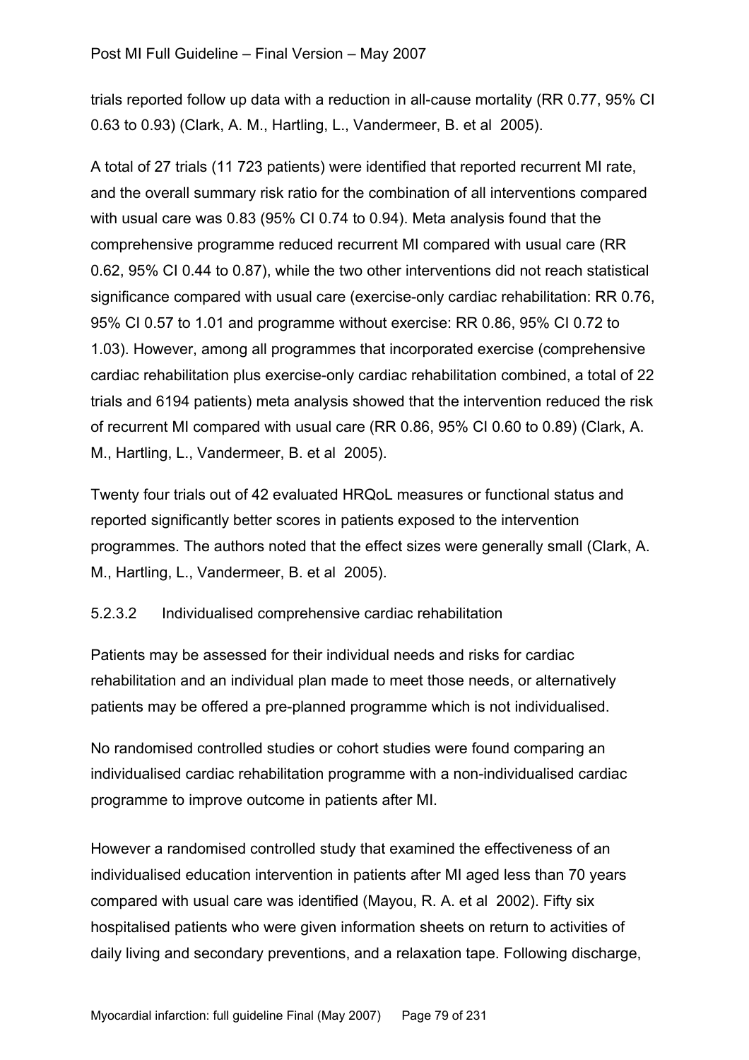trials reported follow up data with a reduction in all-cause mortality (RR 0.77, 95% CI 0.63 to 0.93) (Clark, A. M., Hartling, L., Vandermeer, B. et al 2005).

A total of 27 trials (11 723 patients) were identified that reported recurrent MI rate, and the overall summary risk ratio for the combination of all interventions compared with usual care was 0.83 (95% CI 0.74 to 0.94). Meta analysis found that the comprehensive programme reduced recurrent MI compared with usual care (RR 0.62, 95% CI 0.44 to 0.87), while the two other interventions did not reach statistical significance compared with usual care (exercise-only cardiac rehabilitation: RR 0.76, 95% CI 0.57 to 1.01 and programme without exercise: RR 0.86, 95% CI 0.72 to 1.03). However, among all programmes that incorporated exercise (comprehensive cardiac rehabilitation plus exercise-only cardiac rehabilitation combined, a total of 22 trials and 6194 patients) meta analysis showed that the intervention reduced the risk of recurrent MI compared with usual care (RR 0.86, 95% CI 0.60 to 0.89) (Clark, A. M., Hartling, L., Vandermeer, B. et al 2005).

Twenty four trials out of 42 evaluated HRQoL measures or functional status and reported significantly better scores in patients exposed to the intervention programmes. The authors noted that the effect sizes were generally small (Clark, A. M., Hartling, L., Vandermeer, B. et al 2005).

#### 5.2.3.2 Individualised comprehensive cardiac rehabilitation

Patients may be assessed for their individual needs and risks for cardiac rehabilitation and an individual plan made to meet those needs, or alternatively patients may be offered a pre-planned programme which is not individualised.

No randomised controlled studies or cohort studies were found comparing an individualised cardiac rehabilitation programme with a non-individualised cardiac programme to improve outcome in patients after MI.

However a randomised controlled study that examined the effectiveness of an individualised education intervention in patients after MI aged less than 70 years compared with usual care was identified (Mayou, R. A. et al 2002). Fifty six hospitalised patients who were given information sheets on return to activities of daily living and secondary preventions, and a relaxation tape. Following discharge,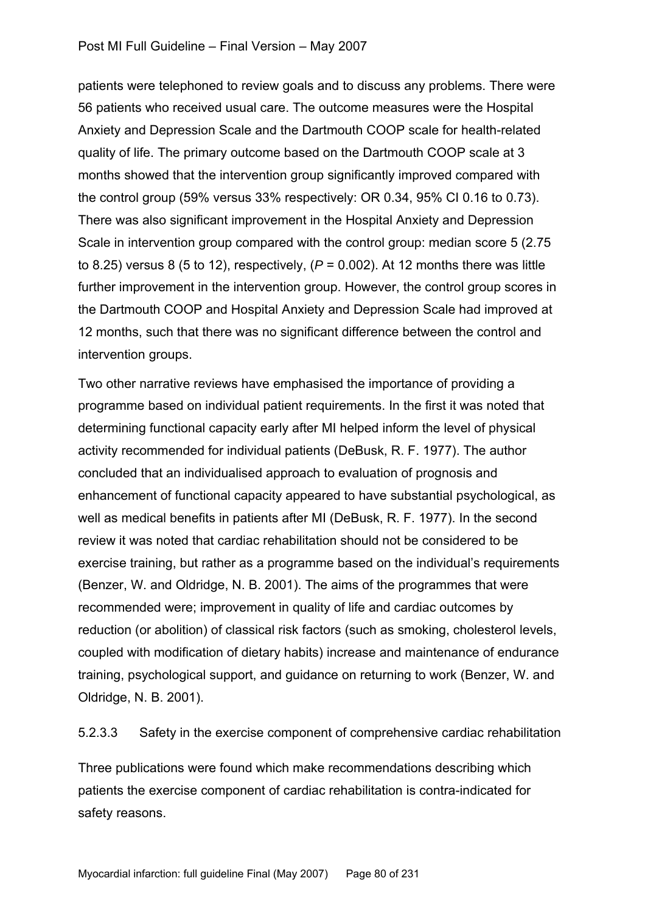patients were telephoned to review goals and to discuss any problems. There were 56 patients who received usual care. The outcome measures were the Hospital Anxiety and Depression Scale and the Dartmouth COOP scale for health-related quality of life. The primary outcome based on the Dartmouth COOP scale at 3 months showed that the intervention group significantly improved compared with the control group (59% versus 33% respectively: OR 0.34, 95% CI 0.16 to 0.73). There was also significant improvement in the Hospital Anxiety and Depression Scale in intervention group compared with the control group: median score 5 (2.75 to 8.25) versus 8 (5 to 12), respectively, ($P = 0.002$). At 12 months there was little further improvement in the intervention group. However, the control group scores in the Dartmouth COOP and Hospital Anxiety and Depression Scale had improved at 12 months, such that there was no significant difference between the control and intervention groups.

Two other narrative reviews have emphasised the importance of providing a programme based on individual patient requirements. In the first it was noted that determining functional capacity early after MI helped inform the level of physical activity recommended for individual patients (DeBusk, R. F. 1977). The author concluded that an individualised approach to evaluation of prognosis and enhancement of functional capacity appeared to have substantial psychological, as well as medical benefits in patients after MI (DeBusk, R. F. 1977). In the second review it was noted that cardiac rehabilitation should not be considered to be exercise training, but rather as a programme based on the individual's requirements (Benzer, W. and Oldridge, N. B. 2001). The aims of the programmes that were recommended were; improvement in quality of life and cardiac outcomes by reduction (or abolition) of classical risk factors (such as smoking, cholesterol levels, coupled with modification of dietary habits) increase and maintenance of endurance training, psychological support, and guidance on returning to work (Benzer, W. and Oldridge, N. B. 2001).

#### 5.2.3.3 Safety in the exercise component of comprehensive cardiac rehabilitation

Three publications were found which make recommendations describing which patients the exercise component of cardiac rehabilitation is contra-indicated for safety reasons.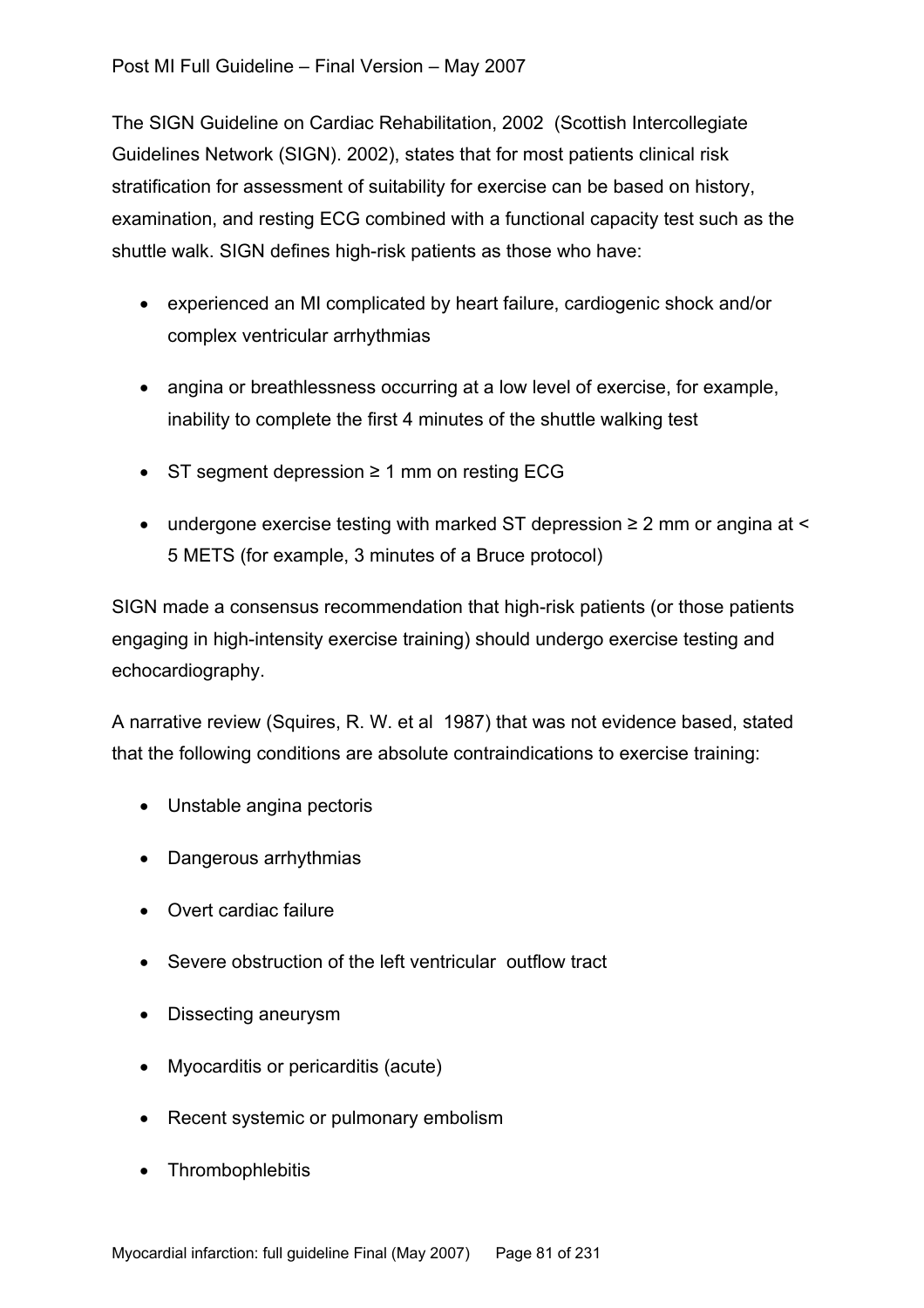The SIGN Guideline on Cardiac Rehabilitation, 2002 (Scottish Intercollegiate Guidelines Network (SIGN). 2002), states that for most patients clinical risk stratification for assessment of suitability for exercise can be based on history, examination, and resting ECG combined with a functional capacity test such as the shuttle walk. SIGN defines high-risk patients as those who have:

- experienced an MI complicated by heart failure, cardiogenic shock and/or complex ventricular arrhythmias
- angina or breathlessness occurring at a low level of exercise, for example, inability to complete the first 4 minutes of the shuttle walking test
- ST segment depression ≥ 1 mm on resting ECG
- undergone exercise testing with marked ST depression ≥ 2 mm or angina at < 5 METS (for example, 3 minutes of a Bruce protocol)

SIGN made a consensus recommendation that high-risk patients (or those patients engaging in high-intensity exercise training) should undergo exercise testing and echocardiography.

A narrative review (Squires, R. W. et al 1987) that was not evidence based, stated that the following conditions are absolute contraindications to exercise training:

- Unstable angina pectoris
- Dangerous arrhythmias
- Overt cardiac failure
- Severe obstruction of the left ventricular outflow tract
- Dissecting aneurysm
- Myocarditis or pericarditis (acute)
- Recent systemic or pulmonary embolism
- Thrombophlebitis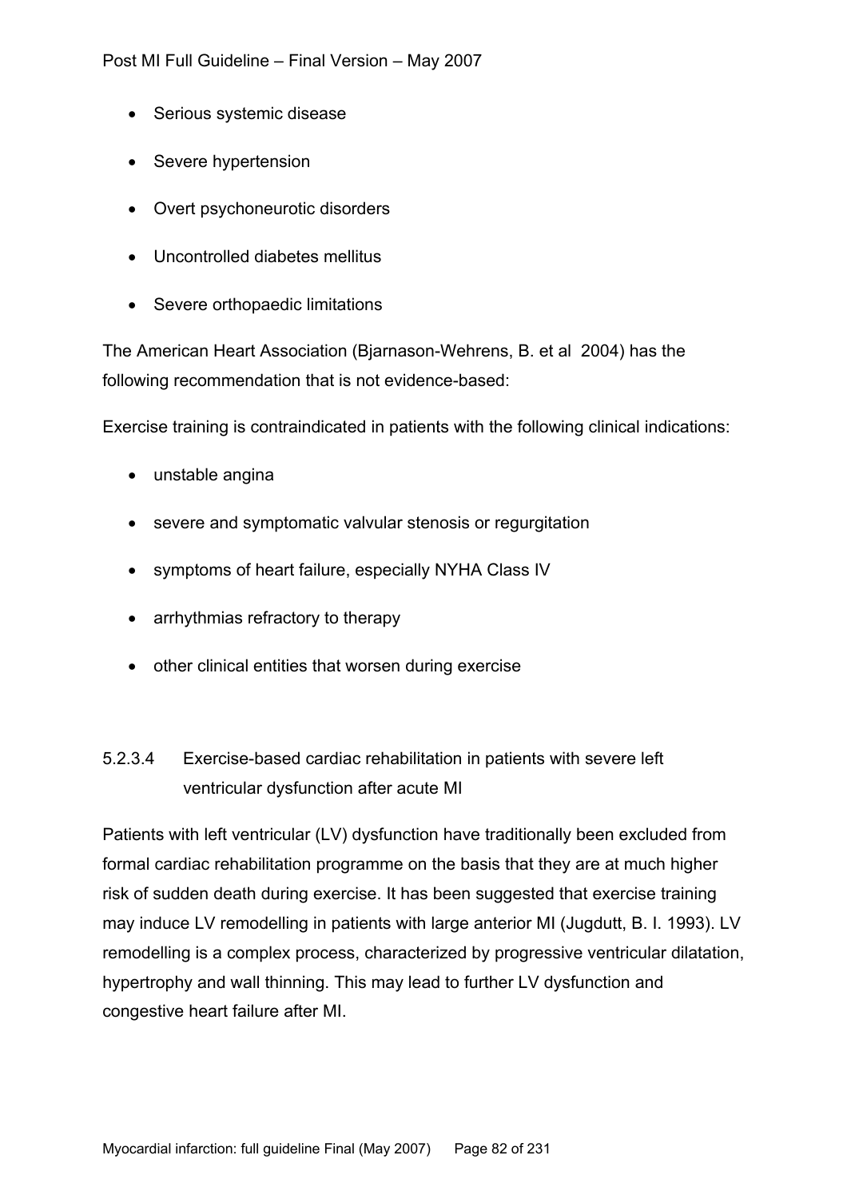- Serious systemic disease
- Severe hypertension
- Overt psychoneurotic disorders
- Uncontrolled diabetes mellitus
- Severe orthopaedic limitations

The American Heart Association (Bjarnason-Wehrens, B. et al 2004) has the following recommendation that is not evidence-based:

Exercise training is contraindicated in patients with the following clinical indications:

- unstable angina
- severe and symptomatic valvular stenosis or regurgitation
- symptoms of heart failure, especially NYHA Class IV
- arrhythmias refractory to therapy
- other clinical entities that worsen during exercise

#### 5.2.3.4 Exercise-based cardiac rehabilitation in patients with severe left ventricular dysfunction after acute MI

Patients with left ventricular (LV) dysfunction have traditionally been excluded from formal cardiac rehabilitation programme on the basis that they are at much higher risk of sudden death during exercise. It has been suggested that exercise training may induce LV remodelling in patients with large anterior MI (Jugdutt, B. I. 1993). LV remodelling is a complex process, characterized by progressive ventricular dilatation, hypertrophy and wall thinning. This may lead to further LV dysfunction and congestive heart failure after MI.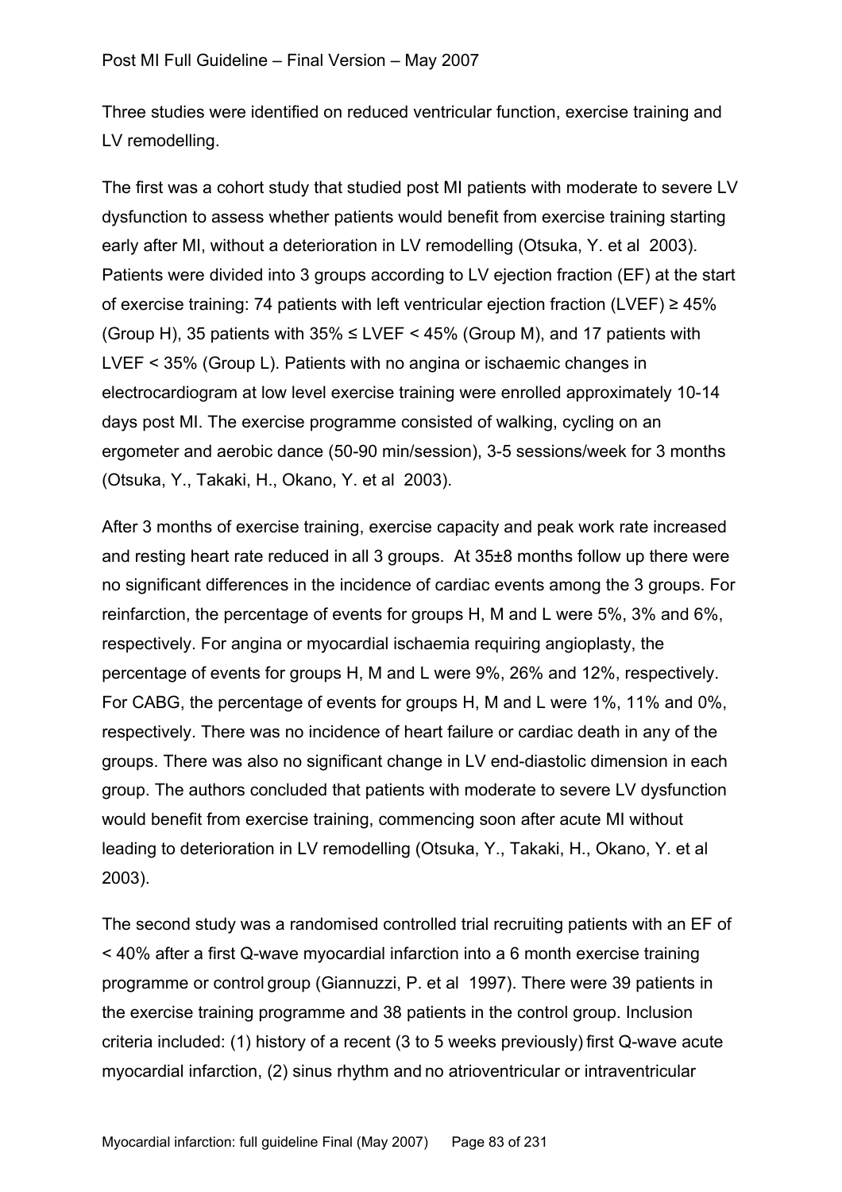Three studies were identified on reduced ventricular function, exercise training and LV remodelling.

The first was a cohort study that studied post MI patients with moderate to severe LV dysfunction to assess whether patients would benefit from exercise training starting early after MI, without a deterioration in LV remodelling (Otsuka, Y. et al 2003). Patients were divided into 3 groups according to LV ejection fraction (EF) at the start of exercise training: 74 patients with left ventricular ejection fraction (LVEF) ≥ 45% (Group H), 35 patients with 35% ≤ LVEF < 45% (Group M), and 17 patients with LVEF < 35% (Group L). Patients with no angina or ischaemic changes in electrocardiogram at low level exercise training were enrolled approximately 10-14 days post MI. The exercise programme consisted of walking, cycling on an ergometer and aerobic dance (50-90 min/session), 3-5 sessions/week for 3 months (Otsuka, Y., Takaki, H., Okano, Y. et al 2003).

After 3 months of exercise training, exercise capacity and peak work rate increased and resting heart rate reduced in all 3 groups. At 35±8 months follow up there were no significant differences in the incidence of cardiac events among the 3 groups. For reinfarction, the percentage of events for groups H, M and L were 5%, 3% and 6%, respectively. For angina or myocardial ischaemia requiring angioplasty, the percentage of events for groups H, M and L were 9%, 26% and 12%, respectively. For CABG, the percentage of events for groups H, M and L were 1%, 11% and 0%, respectively. There was no incidence of heart failure or cardiac death in any of the groups. There was also no significant change in LV end-diastolic dimension in each group. The authors concluded that patients with moderate to severe LV dysfunction would benefit from exercise training, commencing soon after acute MI without leading to deterioration in LV remodelling (Otsuka, Y., Takaki, H., Okano, Y. et al 2003).

The second study was a randomised controlled trial recruiting patients with an EF of < 40% after a first Q-wave myocardial infarction into a 6 month exercise training programme or control group (Giannuzzi, P. et al 1997). There were 39 patients in the exercise training programme and 38 patients in the control group. Inclusion criteria included: (1) history of a recent (3 to 5 weeks previously) first Q-wave acute myocardial infarction, (2) sinus rhythm and no atrioventricular or intraventricular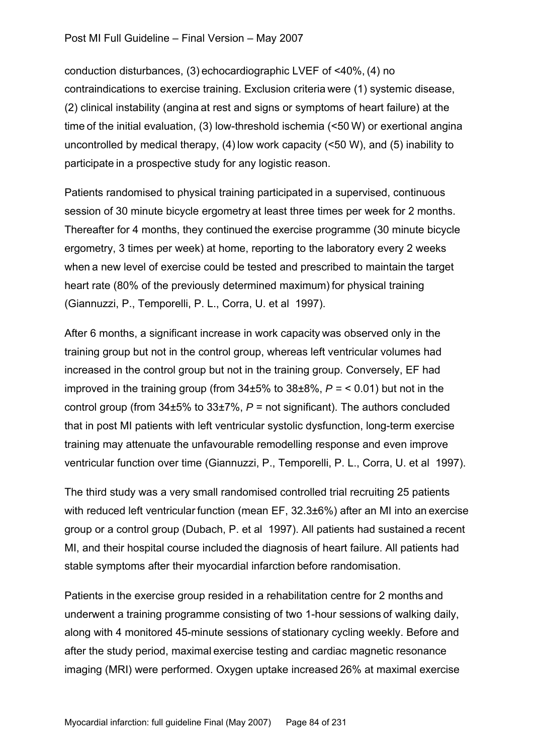conduction disturbances, (3) echocardiographic LVEF of <40%, (4) no contraindications to exercise training. Exclusion criteria were (1) systemic disease, (2) clinical instability (angina at rest and signs or symptoms of heart failure) at the time of the initial evaluation, (3) low-threshold ischemia (<50 W) or exertional angina uncontrolled by medical therapy, (4) low work capacity (<50 W), and (5) inability to participate in a prospective study for any logistic reason.

Patients randomised to physical training participated in a supervised, continuous session of 30 minute bicycle ergometry at least three times per week for 2 months. Thereafter for 4 months, they continued the exercise programme (30 minute bicycle ergometry, 3 times per week) at home, reporting to the laboratory every 2 weeks when a new level of exercise could be tested and prescribed to maintain the target heart rate (80% of the previously determined maximum) for physical training (Giannuzzi, P., Temporelli, P. L., Corra, U. et al 1997).

After 6 months, a significant increase in work capacity was observed only in the training group but not in the control group, whereas left ventricular volumes had increased in the control group but not in the training group. Conversely, EF had improved in the training group (from 34±5% to 38±8%, $P$ = < 0.01) but not in the control group (from 34±5% to 33±7%, $P$ = not significant). The authors concluded that in post MI patients with left ventricular systolic dysfunction, long-term exercise training may attenuate the unfavourable remodelling response and even improve ventricular function over time (Giannuzzi, P., Temporelli, P. L., Corra, U. et al 1997).

The third study was a very small randomised controlled trial recruiting 25 patients with reduced left ventricular function (mean EF, 32.3±6%) after an MI into an exercise group or a control group (Dubach, P. et al 1997). All patients had sustained a recent MI, and their hospital course included the diagnosis of heart failure. All patients had stable symptoms after their myocardial infarction before randomisation.

Patients in the exercise group resided in a rehabilitation centre for 2 months and underwent a training programme consisting of two 1-hour sessions of walking daily, along with 4 monitored 45-minute sessions of stationary cycling weekly. Before and after the study period, maximal exercise testing and cardiac magnetic resonance imaging (MRI) were performed. Oxygen uptake increased 26% at maximal exercise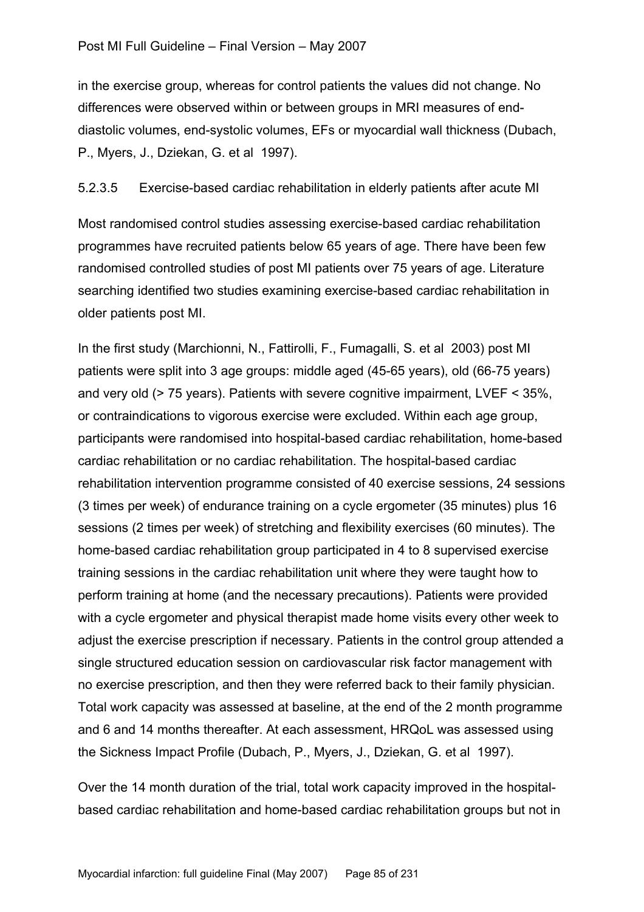in the exercise group, whereas for control patients the values did not change. No differences were observed within or between groups in MRI measures of end-diastolic volumes, end-systolic volumes, EFs or myocardial wall thickness (Dubach, P., Myers, J., Dziekan, G. et al 1997).

#### 5.2.3.5 Exercise-based cardiac rehabilitation in elderly patients after acute MI

Most randomised control studies assessing exercise-based cardiac rehabilitation programmes have recruited patients below 65 years of age. There have been few randomised controlled studies of post MI patients over 75 years of age. Literature searching identified two studies examining exercise-based cardiac rehabilitation in older patients post MI.

In the first study (Marchionni, N., Fattirolli, F., Fumagalli, S. et al 2003) post MI patients were split into 3 age groups: middle aged (45-65 years), old (66-75 years) and very old (> 75 years). Patients with severe cognitive impairment, LVEF < 35%, or contraindications to vigorous exercise were excluded. Within each age group, participants were randomised into hospital-based cardiac rehabilitation, home-based cardiac rehabilitation or no cardiac rehabilitation. The hospital-based cardiac rehabilitation intervention programme consisted of 40 exercise sessions, 24 sessions (3 times per week) of endurance training on a cycle ergometer (35 minutes) plus 16 sessions (2 times per week) of stretching and flexibility exercises (60 minutes). The home-based cardiac rehabilitation group participated in 4 to 8 supervised exercise training sessions in the cardiac rehabilitation unit where they were taught how to perform training at home (and the necessary precautions). Patients were provided with a cycle ergometer and physical therapist made home visits every other week to adjust the exercise prescription if necessary. Patients in the control group attended a single structured education session on cardiovascular risk factor management with no exercise prescription, and then they were referred back to their family physician. Total work capacity was assessed at baseline, at the end of the 2 month programme and 6 and 14 months thereafter. At each assessment, HRQoL was assessed using the Sickness Impact Profile (Dubach, P., Myers, J., Dziekan, G. et al 1997).

Over the 14 month duration of the trial, total work capacity improved in the hospital-based cardiac rehabilitation and home-based cardiac rehabilitation groups but not in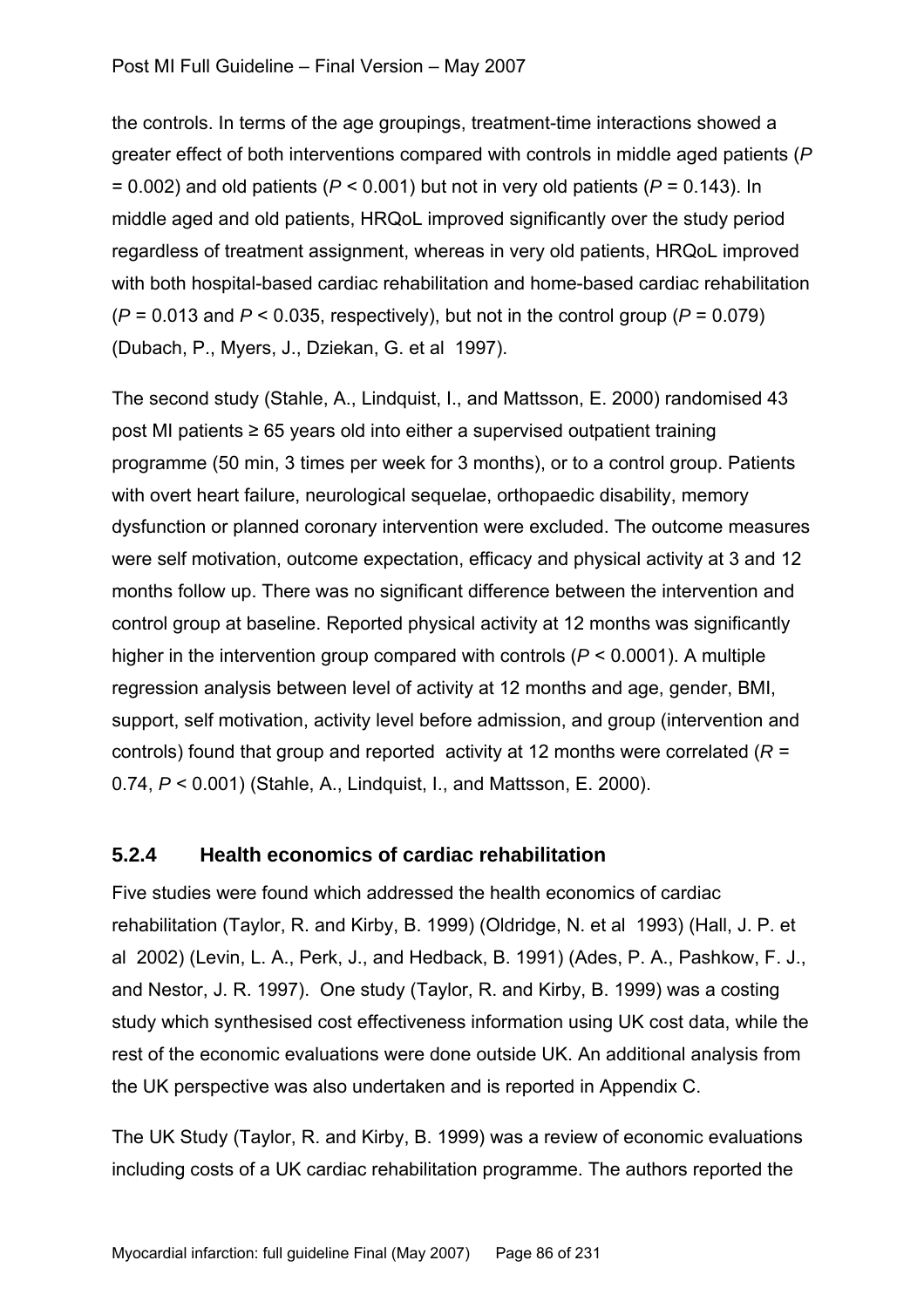the controls. In terms of the age groupings, treatment-time interactions showed a greater effect of both interventions compared with controls in middle aged patients ($P = 0.002$) and old patients ($P < 0.001$) but not in very old patients ($P = 0.143$). In middle aged and old patients, HRQoL improved significantly over the study period regardless of treatment assignment, whereas in very old patients, HRQoL improved with both hospital-based cardiac rehabilitation and home-based cardiac rehabilitation ($P = 0.013$ and $P < 0.035$, respectively), but not in the control group ($P = 0.079$) (Dubach, P., Myers, J., Dziekan, G. et al 1997).

The second study (Stahle, A., Lindquist, I., and Mattsson, E. 2000) randomised 43 post MI patients ≥ 65 years old into either a supervised outpatient training programme (50 min, 3 times per week for 3 months), or to a control group. Patients with overt heart failure, neurological sequelae, orthopaedic disability, memory dysfunction or planned coronary intervention were excluded. The outcome measures were self motivation, outcome expectation, efficacy and physical activity at 3 and 12 months follow up. There was no significant difference between the intervention and control group at baseline. Reported physical activity at 12 months was significantly higher in the intervention group compared with controls ($P < 0.0001$). A multiple regression analysis between level of activity at 12 months and age, gender, BMI, support, self motivation, activity level before admission, and group (intervention and controls) found that group and reported activity at 12 months were correlated ($R = 0.74$, $P < 0.001$) (Stahle, A., Lindquist, I., and Mattsson, E. 2000).

### 5.2.4 Health economics of cardiac rehabilitation

Five studies were found which addressed the health economics of cardiac rehabilitation (Taylor, R. and Kirby, B. 1999) (Oldridge, N. et al 1993) (Hall, J. P. et al 2002) (Levin, L. A., Perk, J., and Hedback, B. 1991) (Ades, P. A., Pashkow, F. J., and Nestor, J. R. 1997). One study (Taylor, R. and Kirby, B. 1999) was a costing study which synthesised cost effectiveness information using UK cost data, while the rest of the economic evaluations were done outside UK. An additional analysis from the UK perspective was also undertaken and is reported in Appendix C.

The UK Study (Taylor, R. and Kirby, B. 1999) was a review of economic evaluations including costs of a UK cardiac rehabilitation programme. The authors reported the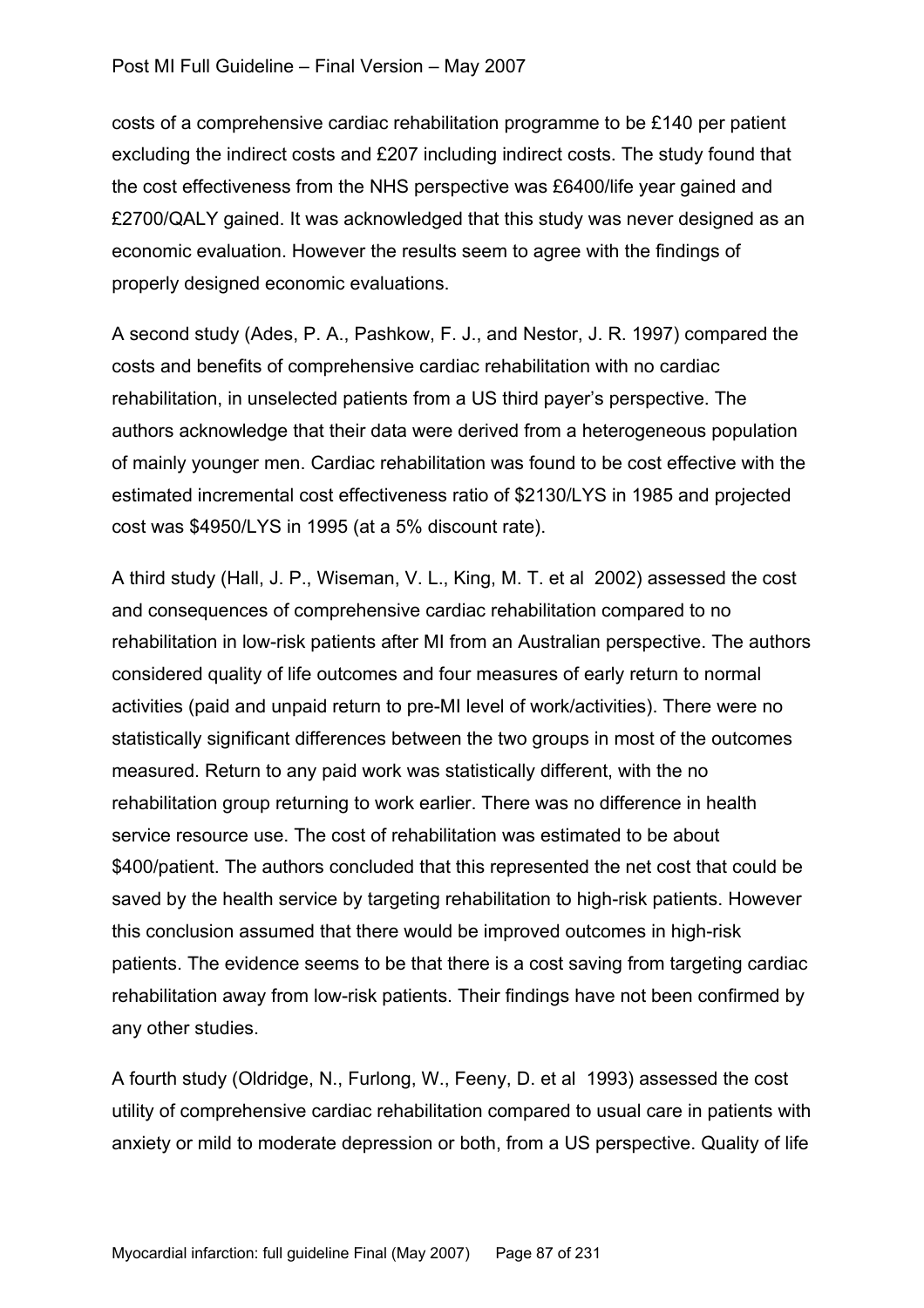costs of a comprehensive cardiac rehabilitation programme to be £140 per patient excluding the indirect costs and £207 including indirect costs. The study found that the cost effectiveness from the NHS perspective was £6400/life year gained and £2700/QALY gained. It was acknowledged that this study was never designed as an economic evaluation. However the results seem to agree with the findings of properly designed economic evaluations.

A second study (Ades, P. A., Pashkow, F. J., and Nestor, J. R. 1997) compared the costs and benefits of comprehensive cardiac rehabilitation with no cardiac rehabilitation, in unselected patients from a US third payer's perspective. The authors acknowledge that their data were derived from a heterogeneous population of mainly younger men. Cardiac rehabilitation was found to be cost effective with the estimated incremental cost effectiveness ratio of $2130/LYS in 1985 and projected cost was $4950/LYS in 1995 (at a 5% discount rate).

A third study (Hall, J. P., Wiseman, V. L., King, M. T. et al 2002) assessed the cost and consequences of comprehensive cardiac rehabilitation compared to no rehabilitation in low-risk patients after MI from an Australian perspective. The authors considered quality of life outcomes and four measures of early return to normal activities (paid and unpaid return to pre-MI level of work/activities). There were no statistically significant differences between the two groups in most of the outcomes measured. Return to any paid work was statistically different, with the no rehabilitation group returning to work earlier. There was no difference in health service resource use. The cost of rehabilitation was estimated to be about $400/patient. The authors concluded that this represented the net cost that could be saved by the health service by targeting rehabilitation to high-risk patients. However this conclusion assumed that there would be improved outcomes in high-risk patients. The evidence seems to be that there is a cost saving from targeting cardiac rehabilitation away from low-risk patients. Their findings have not been confirmed by any other studies.

A fourth study (Oldridge, N., Furlong, W., Feeny, D. et al 1993) assessed the cost utility of comprehensive cardiac rehabilitation compared to usual care in patients with anxiety or mild to moderate depression or both, from a US perspective. Quality of life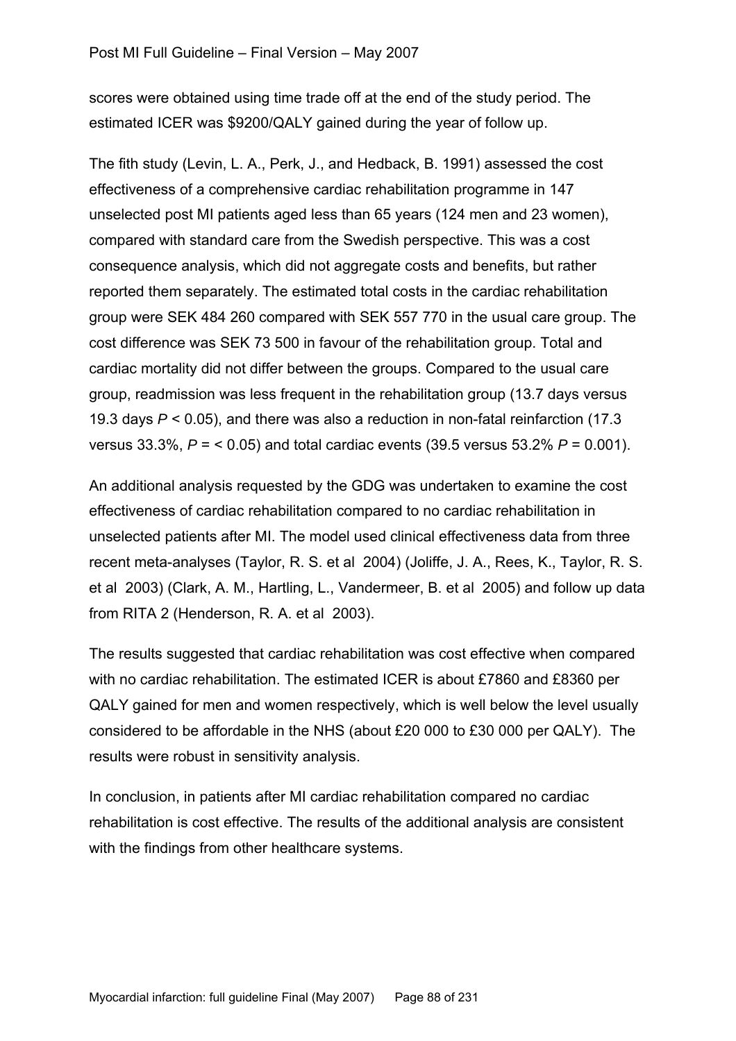scores were obtained using time trade off at the end of the study period. The estimated ICER was $9200/QALY gained during the year of follow up.

The fith study (Levin, L. A., Perk, J., and Hedback, B. 1991) assessed the cost effectiveness of a comprehensive cardiac rehabilitation programme in 147 unselected post MI patients aged less than 65 years (124 men and 23 women), compared with standard care from the Swedish perspective. This was a cost consequence analysis, which did not aggregate costs and benefits, but rather reported them separately. The estimated total costs in the cardiac rehabilitation group were SEK 484 260 compared with SEK 557 770 in the usual care group. The cost difference was SEK 73 500 in favour of the rehabilitation group. Total and cardiac mortality did not differ between the groups. Compared to the usual care group, readmission was less frequent in the rehabilitation group (13.7 days versus 19.3 days $P < 0.05$), and there was also a reduction in non-fatal reinfarction (17.3 versus 33.3%, $P = < 0.05$) and total cardiac events (39.5 versus 53.2% $P = 0.001$).

An additional analysis requested by the GDG was undertaken to examine the cost effectiveness of cardiac rehabilitation compared to no cardiac rehabilitation in unselected patients after MI. The model used clinical effectiveness data from three recent meta-analyses (Taylor, R. S. et al 2004) (Joliffe, J. A., Rees, K., Taylor, R. S. et al 2003) (Clark, A. M., Hartling, L., Vandermeer, B. et al 2005) and follow up data from RITA 2 (Henderson, R. A. et al 2003).

The results suggested that cardiac rehabilitation was cost effective when compared with no cardiac rehabilitation. The estimated ICER is about £7860 and £8360 per QALY gained for men and women respectively, which is well below the level usually considered to be affordable in the NHS (about £20 000 to £30 000 per QALY). The results were robust in sensitivity analysis.

In conclusion, in patients after MI cardiac rehabilitation compared no cardiac rehabilitation is cost effective. The results of the additional analysis are consistent with the findings from other healthcare systems.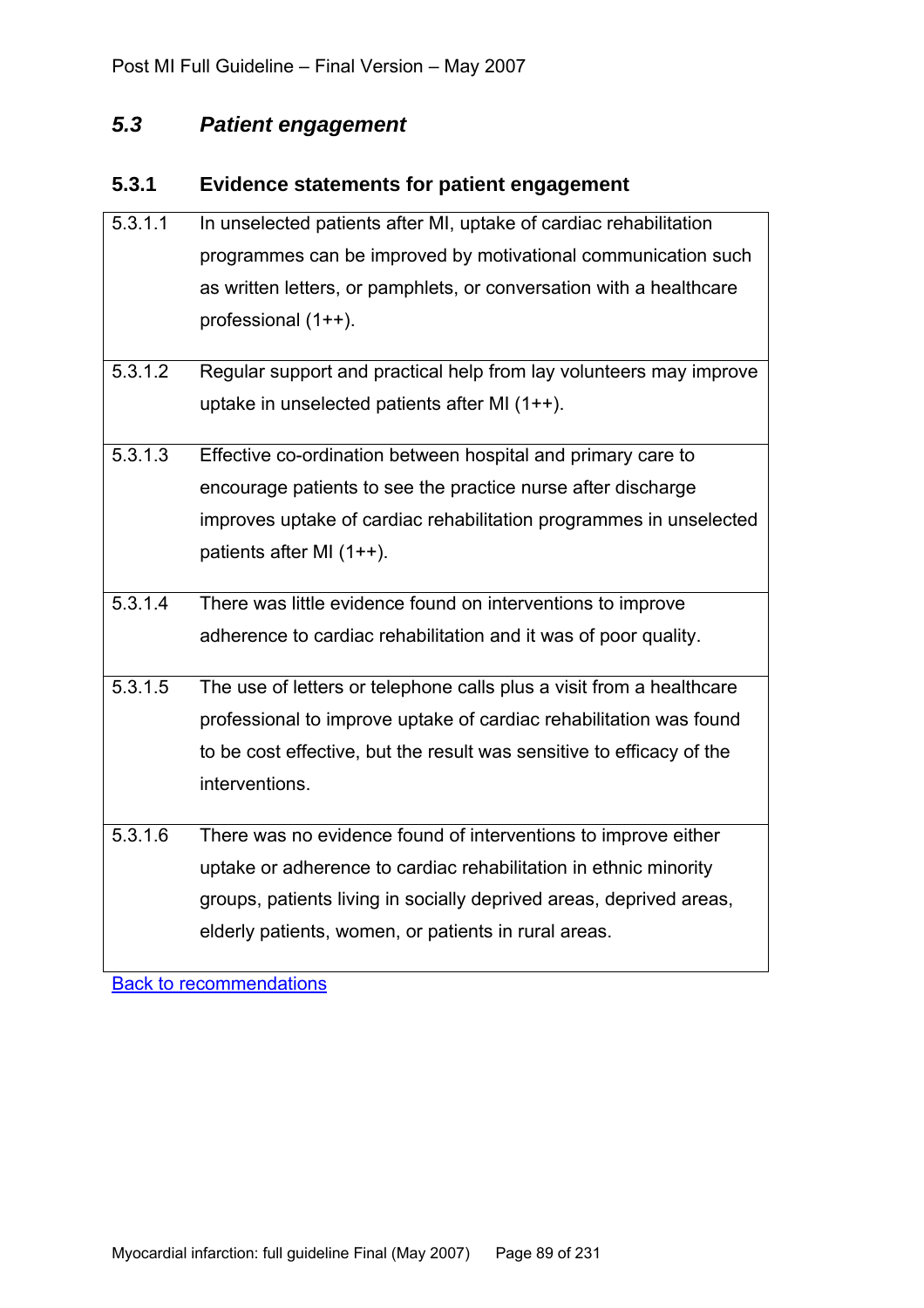## *5.3 Patient engagement*

### 5.3.1 Evidence statements for patient engagement

| | |
|---|---|
| 5.3.1.1 | In unselected patients after MI, uptake of cardiac rehabilitation programmes can be improved by motivational communication such as written letters, or pamphlets, or conversation with a healthcare professional (1++). |
| 5.3.1.2 | Regular support and practical help from lay volunteers may improve uptake in unselected patients after MI (1++). |
| 5.3.1.3 | Effective co-ordination between hospital and primary care to encourage patients to see the practice nurse after discharge improves uptake of cardiac rehabilitation programmes in unselected patients after MI (1++). |
| 5.3.1.4 | There was little evidence found on interventions to improve adherence to cardiac rehabilitation and it was of poor quality. |
| 5.3.1.5 | The use of letters or telephone calls plus a visit from a healthcare professional to improve uptake of cardiac rehabilitation was found to be cost effective, but the result was sensitive to efficacy of the interventions. |
| 5.3.1.6 | There was no evidence found of interventions to improve either uptake or adherence to cardiac rehabilitation in ethnic minority groups, patients living in socially deprived areas, deprived areas, elderly patients, women, or patients in rural areas. |

Back to recommendations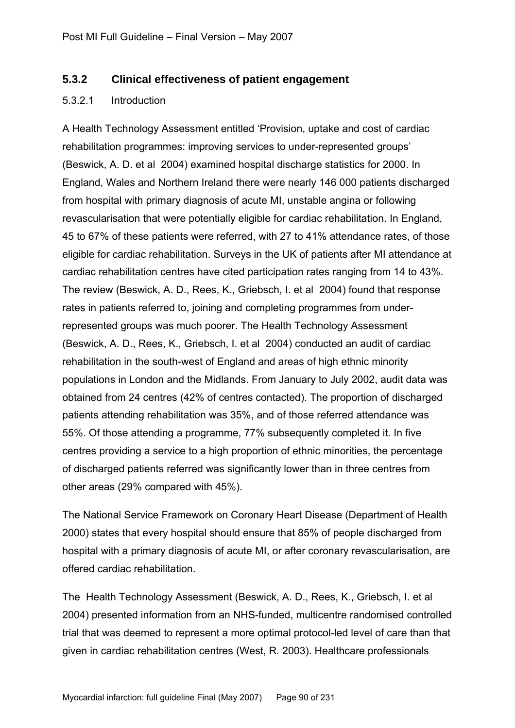### 5.3.2 Clinical effectiveness of patient engagement

#### 5.3.2.1 Introduction

A Health Technology Assessment entitled 'Provision, uptake and cost of cardiac rehabilitation programmes: improving services to under-represented groups' (Beswick, A. D. et al 2004) examined hospital discharge statistics for 2000. In England, Wales and Northern Ireland there were nearly 146 000 patients discharged from hospital with primary diagnosis of acute MI, unstable angina or following revascularisation that were potentially eligible for cardiac rehabilitation. In England, 45 to 67% of these patients were referred, with 27 to 41% attendance rates, of those eligible for cardiac rehabilitation. Surveys in the UK of patients after MI attendance at cardiac rehabilitation centres have cited participation rates ranging from 14 to 43%. The review (Beswick, A. D., Rees, K., Griebsch, I. et al 2004) found that response rates in patients referred to, joining and completing programmes from under-represented groups was much poorer. The Health Technology Assessment (Beswick, A. D., Rees, K., Griebsch, I. et al 2004) conducted an audit of cardiac rehabilitation in the south-west of England and areas of high ethnic minority populations in London and the Midlands. From January to July 2002, audit data was obtained from 24 centres (42% of centres contacted). The proportion of discharged patients attending rehabilitation was 35%, and of those referred attendance was 55%. Of those attending a programme, 77% subsequently completed it. In five centres providing a service to a high proportion of ethnic minorities, the percentage of discharged patients referred was significantly lower than in three centres from other areas (29% compared with 45%).

The National Service Framework on Coronary Heart Disease (Department of Health 2000) states that every hospital should ensure that 85% of people discharged from hospital with a primary diagnosis of acute MI, or after coronary revascularisation, are offered cardiac rehabilitation.

The Health Technology Assessment (Beswick, A. D., Rees, K., Griebsch, I. et al 2004) presented information from an NHS-funded, multicentre randomised controlled trial that was deemed to represent a more optimal protocol-led level of care than that given in cardiac rehabilitation centres (West, R. 2003). Healthcare professionals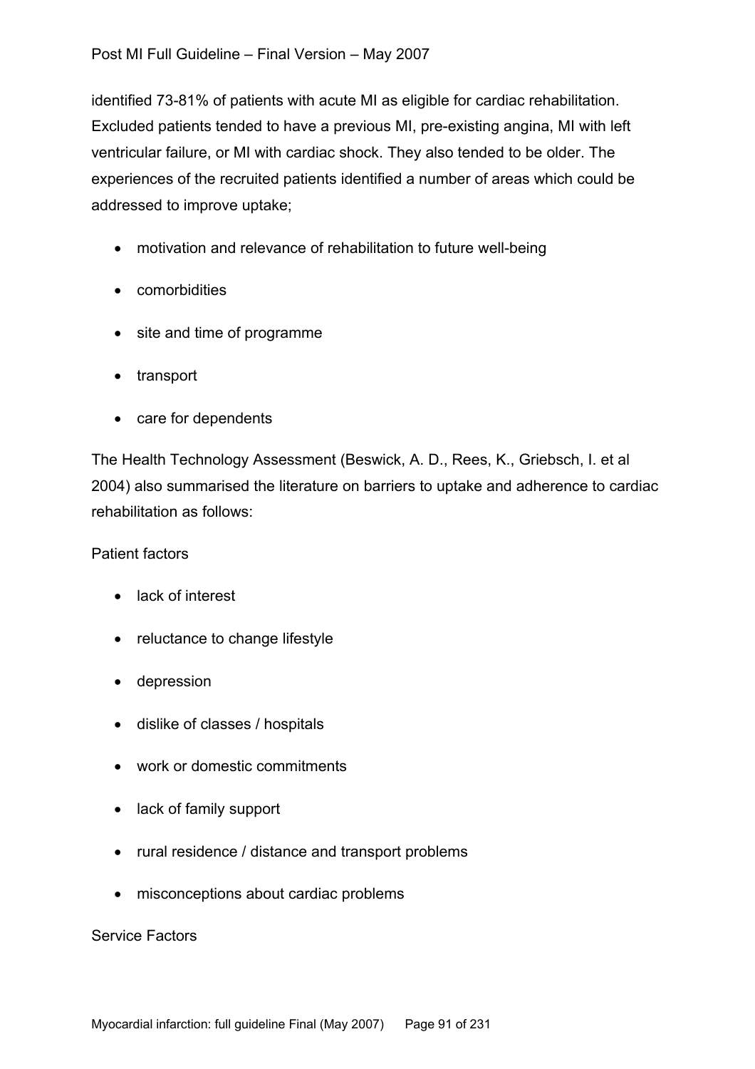identified 73-81% of patients with acute MI as eligible for cardiac rehabilitation. Excluded patients tended to have a previous MI, pre-existing angina, MI with left ventricular failure, or MI with cardiac shock. They also tended to be older. The experiences of the recruited patients identified a number of areas which could be addressed to improve uptake;

- motivation and relevance of rehabilitation to future well-being
- comorbidities
- site and time of programme
- transport
- care for dependents

The Health Technology Assessment (Beswick, A. D., Rees, K., Griebsch, I. et al 2004) also summarised the literature on barriers to uptake and adherence to cardiac rehabilitation as follows:

Patient factors

- lack of interest
- reluctance to change lifestyle
- depression
- dislike of classes / hospitals
- work or domestic commitments
- lack of family support
- rural residence / distance and transport problems
- misconceptions about cardiac problems

Service Factors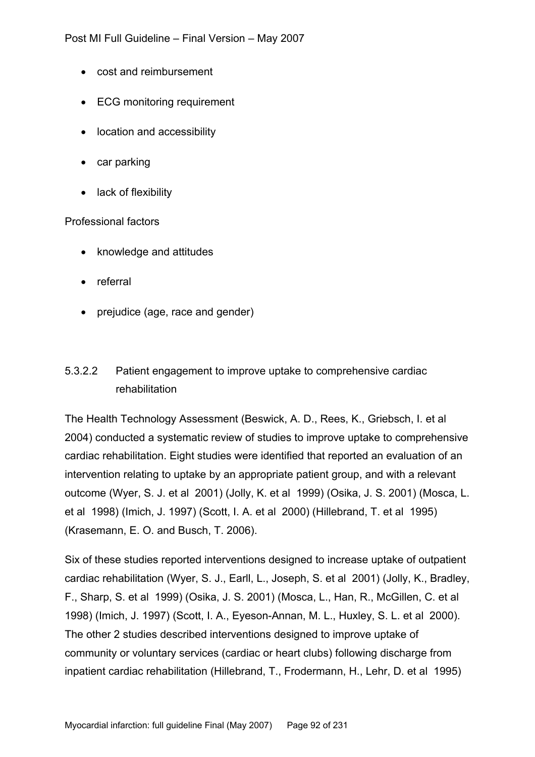- cost and reimbursement
- ECG monitoring requirement
- location and accessibility
- car parking
- lack of flexibility

Professional factors

- knowledge and attitudes
- referral
- prejudice (age, race and gender)

#### 5.3.2.2 Patient engagement to improve uptake to comprehensive cardiac rehabilitation

The Health Technology Assessment (Beswick, A. D., Rees, K., Griebsch, I. et al 2004) conducted a systematic review of studies to improve uptake to comprehensive cardiac rehabilitation. Eight studies were identified that reported an evaluation of an intervention relating to uptake by an appropriate patient group, and with a relevant outcome (Wyer, S. J. et al 2001) (Jolly, K. et al 1999) (Osika, J. S. 2001) (Mosca, L. et al 1998) (Imich, J. 1997) (Scott, I. A. et al 2000) (Hillebrand, T. et al 1995) (Krasemann, E. O. and Busch, T. 2006).

Six of these studies reported interventions designed to increase uptake of outpatient cardiac rehabilitation (Wyer, S. J., Earll, L., Joseph, S. et al 2001) (Jolly, K., Bradley, F., Sharp, S. et al 1999) (Osika, J. S. 2001) (Mosca, L., Han, R., McGillen, C. et al 1998) (Imich, J. 1997) (Scott, I. A., Eyeson-Annan, M. L., Huxley, S. L. et al 2000). The other 2 studies described interventions designed to improve uptake of community or voluntary services (cardiac or heart clubs) following discharge from inpatient cardiac rehabilitation (Hillebrand, T., Frodermann, H., Lehr, D. et al 1995)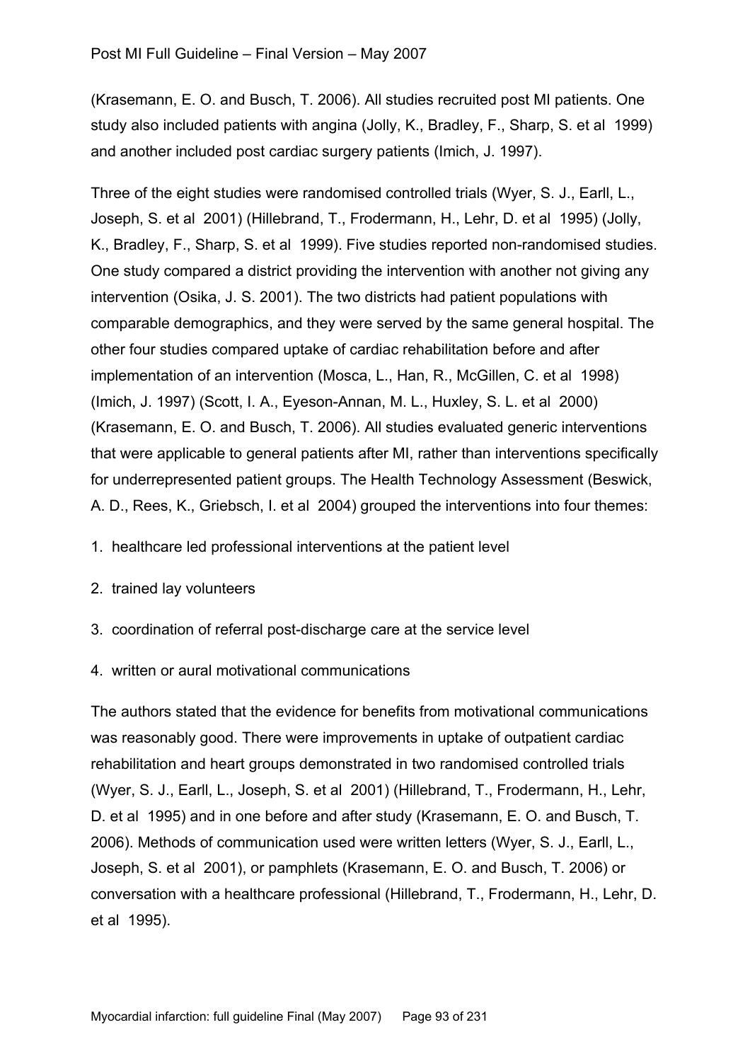(Krasemann, E. O. and Busch, T. 2006). All studies recruited post MI patients. One study also included patients with angina (Jolly, K., Bradley, F., Sharp, S. et al 1999) and another included post cardiac surgery patients (Imich, J. 1997).

Three of the eight studies were randomised controlled trials (Wyer, S. J., Earll, L., Joseph, S. et al 2001) (Hillebrand, T., Frodermann, H., Lehr, D. et al 1995) (Jolly, K., Bradley, F., Sharp, S. et al 1999). Five studies reported non-randomised studies. One study compared a district providing the intervention with another not giving any intervention (Osika, J. S. 2001). The two districts had patient populations with comparable demographics, and they were served by the same general hospital. The other four studies compared uptake of cardiac rehabilitation before and after implementation of an intervention (Mosca, L., Han, R., McGillen, C. et al 1998) (Imich, J. 1997) (Scott, I. A., Eyeson-Annan, M. L., Huxley, S. L. et al 2000) (Krasemann, E. O. and Busch, T. 2006). All studies evaluated generic interventions that were applicable to general patients after MI, rather than interventions specifically for underrepresented patient groups. The Health Technology Assessment (Beswick, A. D., Rees, K., Griebsch, I. et al 2004) grouped the interventions into four themes:

1. healthcare led professional interventions at the patient level
2. trained lay volunteers
3. coordination of referral post-discharge care at the service level
4. written or aural motivational communications

The authors stated that the evidence for benefits from motivational communications was reasonably good. There were improvements in uptake of outpatient cardiac rehabilitation and heart groups demonstrated in two randomised controlled trials (Wyer, S. J., Earll, L., Joseph, S. et al 2001) (Hillebrand, T., Frodermann, H., Lehr, D. et al 1995) and in one before and after study (Krasemann, E. O. and Busch, T. 2006). Methods of communication used were written letters (Wyer, S. J., Earll, L., Joseph, S. et al 2001), or pamphlets (Krasemann, E. O. and Busch, T. 2006) or conversation with a healthcare professional (Hillebrand, T., Frodermann, H., Lehr, D. et al 1995).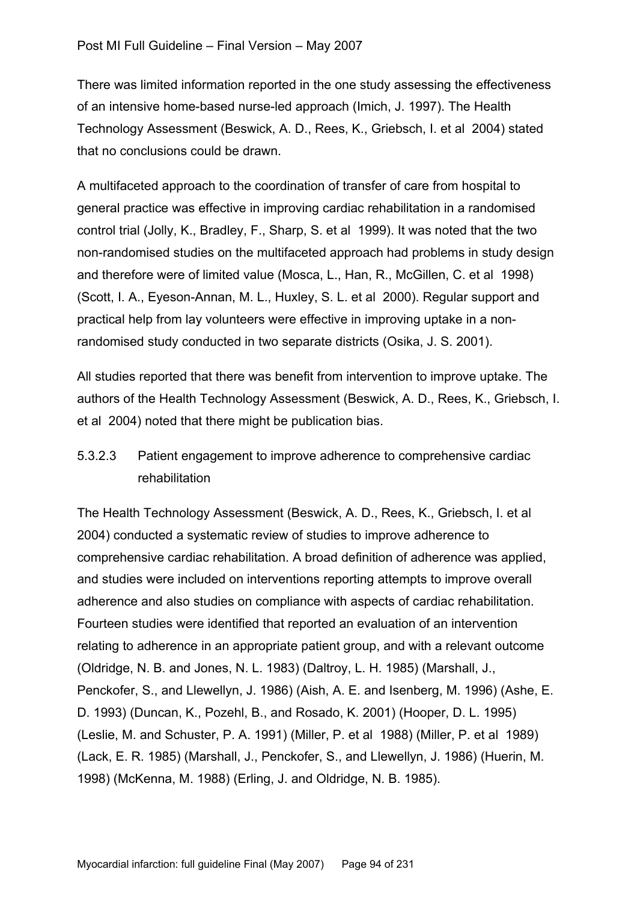There was limited information reported in the one study assessing the effectiveness of an intensive home-based nurse-led approach (Imich, J. 1997). The Health Technology Assessment (Beswick, A. D., Rees, K., Griebsch, I. et al 2004) stated that no conclusions could be drawn.

A multifaceted approach to the coordination of transfer of care from hospital to general practice was effective in improving cardiac rehabilitation in a randomised control trial (Jolly, K., Bradley, F., Sharp, S. et al 1999). It was noted that the two non-randomised studies on the multifaceted approach had problems in study design and therefore were of limited value (Mosca, L., Han, R., McGillen, C. et al 1998) (Scott, I. A., Eyeson-Annan, M. L., Huxley, S. L. et al 2000). Regular support and practical help from lay volunteers were effective in improving uptake in a non-randomised study conducted in two separate districts (Osika, J. S. 2001).

All studies reported that there was benefit from intervention to improve uptake. The authors of the Health Technology Assessment (Beswick, A. D., Rees, K., Griebsch, I. et al 2004) noted that there might be publication bias.

#### 5.3.2.3 Patient engagement to improve adherence to comprehensive cardiac rehabilitation

The Health Technology Assessment (Beswick, A. D., Rees, K., Griebsch, I. et al 2004) conducted a systematic review of studies to improve adherence to comprehensive cardiac rehabilitation. A broad definition of adherence was applied, and studies were included on interventions reporting attempts to improve overall adherence and also studies on compliance with aspects of cardiac rehabilitation. Fourteen studies were identified that reported an evaluation of an intervention relating to adherence in an appropriate patient group, and with a relevant outcome (Oldridge, N. B. and Jones, N. L. 1983) (Daltroy, L. H. 1985) (Marshall, J., Penckofer, S., and Llewellyn, J. 1986) (Aish, A. E. and Isenberg, M. 1996) (Ashe, E. D. 1993) (Duncan, K., Pozehl, B., and Rosado, K. 2001) (Hooper, D. L. 1995) (Leslie, M. and Schuster, P. A. 1991) (Miller, P. et al 1988) (Miller, P. et al 1989) (Lack, E. R. 1985) (Marshall, J., Penckofer, S., and Llewellyn, J. 1986) (Huerin, M. 1998) (McKenna, M. 1988) (Erling, J. and Oldridge, N. B. 1985).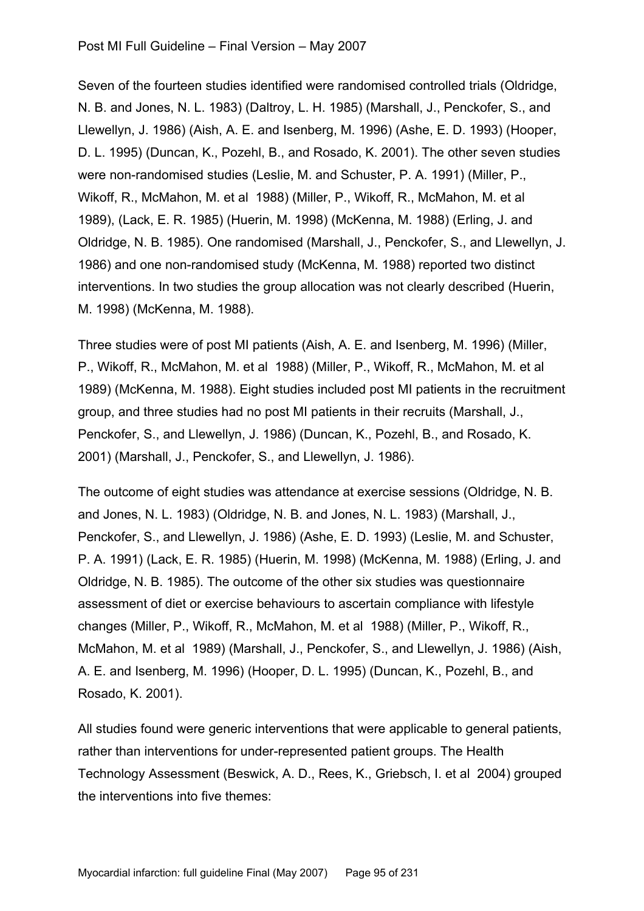Seven of the fourteen studies identified were randomised controlled trials (Oldridge, N. B. and Jones, N. L. 1983) (Daltroy, L. H. 1985) (Marshall, J., Penckofer, S., and Llewellyn, J. 1986) (Aish, A. E. and Isenberg, M. 1996) (Ashe, E. D. 1993) (Hooper, D. L. 1995) (Duncan, K., Pozehl, B., and Rosado, K. 2001). The other seven studies were non-randomised studies (Leslie, M. and Schuster, P. A. 1991) (Miller, P., Wikoff, R., McMahon, M. et al 1988) (Miller, P., Wikoff, R., McMahon, M. et al 1989), (Lack, E. R. 1985) (Huerin, M. 1998) (McKenna, M. 1988) (Erling, J. and Oldridge, N. B. 1985). One randomised (Marshall, J., Penckofer, S., and Llewellyn, J. 1986) and one non-randomised study (McKenna, M. 1988) reported two distinct interventions. In two studies the group allocation was not clearly described (Huerin, M. 1998) (McKenna, M. 1988).

Three studies were of post MI patients (Aish, A. E. and Isenberg, M. 1996) (Miller, P., Wikoff, R., McMahon, M. et al 1988) (Miller, P., Wikoff, R., McMahon, M. et al 1989) (McKenna, M. 1988). Eight studies included post MI patients in the recruitment group, and three studies had no post MI patients in their recruits (Marshall, J., Penckofer, S., and Llewellyn, J. 1986) (Duncan, K., Pozehl, B., and Rosado, K. 2001) (Marshall, J., Penckofer, S., and Llewellyn, J. 1986).

The outcome of eight studies was attendance at exercise sessions (Oldridge, N. B. and Jones, N. L. 1983) (Oldridge, N. B. and Jones, N. L. 1983) (Marshall, J., Penckofer, S., and Llewellyn, J. 1986) (Ashe, E. D. 1993) (Leslie, M. and Schuster, P. A. 1991) (Lack, E. R. 1985) (Huerin, M. 1998) (McKenna, M. 1988) (Erling, J. and Oldridge, N. B. 1985). The outcome of the other six studies was questionnaire assessment of diet or exercise behaviours to ascertain compliance with lifestyle changes (Miller, P., Wikoff, R., McMahon, M. et al 1988) (Miller, P., Wikoff, R., McMahon, M. et al 1989) (Marshall, J., Penckofer, S., and Llewellyn, J. 1986) (Aish, A. E. and Isenberg, M. 1996) (Hooper, D. L. 1995) (Duncan, K., Pozehl, B., and Rosado, K. 2001).

All studies found were generic interventions that were applicable to general patients, rather than interventions for under-represented patient groups. The Health Technology Assessment (Beswick, A. D., Rees, K., Griebsch, I. et al 2004) grouped the interventions into five themes: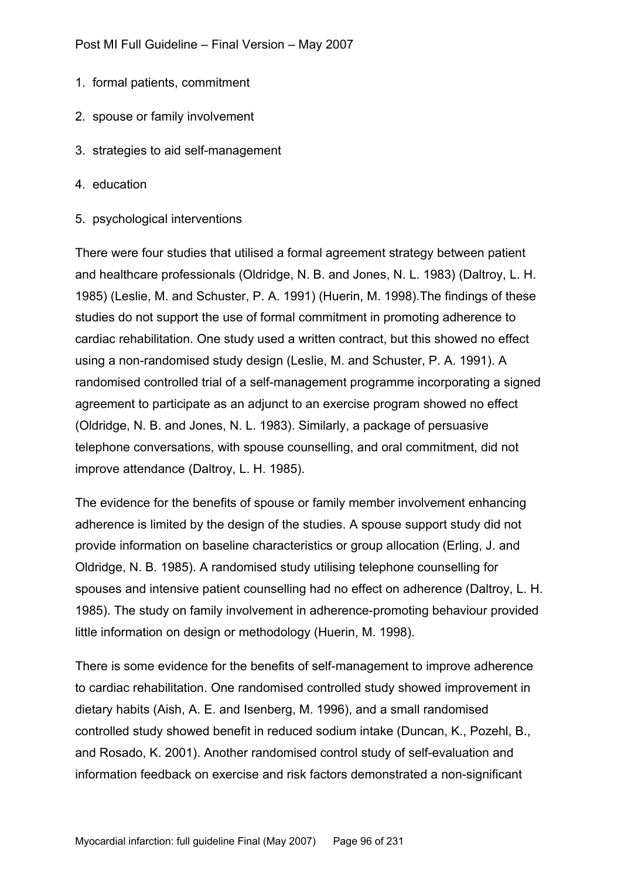1. formal patients, commitment
2. spouse or family involvement
3. strategies to aid self-management
4. education
5. psychological interventions

There were four studies that utilised a formal agreement strategy between patient and healthcare professionals (Oldridge, N. B. and Jones, N. L. 1983) (Daltroy, L. H. 1985) (Leslie, M. and Schuster, P. A. 1991) (Huerin, M. 1998).The findings of these studies do not support the use of formal commitment in promoting adherence to cardiac rehabilitation. One study used a written contract, but this showed no effect using a non-randomised study design (Leslie, M. and Schuster, P. A. 1991). A randomised controlled trial of a self-management programme incorporating a signed agreement to participate as an adjunct to an exercise program showed no effect (Oldridge, N. B. and Jones, N. L. 1983). Similarly, a package of persuasive telephone conversations, with spouse counselling, and oral commitment, did not improve attendance (Daltroy, L. H. 1985).

The evidence for the benefits of spouse or family member involvement enhancing adherence is limited by the design of the studies. A spouse support study did not provide information on baseline characteristics or group allocation (Erling, J. and Oldridge, N. B. 1985). A randomised study utilising telephone counselling for spouses and intensive patient counselling had no effect on adherence (Daltroy, L. H. 1985). The study on family involvement in adherence-promoting behaviour provided little information on design or methodology (Huerin, M. 1998).

There is some evidence for the benefits of self-management to improve adherence to cardiac rehabilitation. One randomised controlled study showed improvement in dietary habits (Aish, A. E. and Isenberg, M. 1996), and a small randomised controlled study showed benefit in reduced sodium intake (Duncan, K., Pozehl, B., and Rosado, K. 2001). Another randomised control study of self-evaluation and information feedback on exercise and risk factors demonstrated a non-significant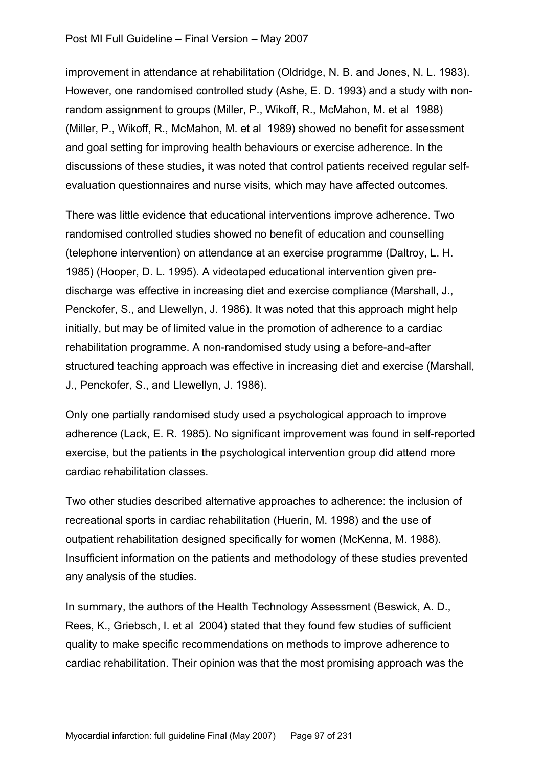improvement in attendance at rehabilitation (Oldridge, N. B. and Jones, N. L. 1983). However, one randomised controlled study (Ashe, E. D. 1993) and a study with non-random assignment to groups (Miller, P., Wikoff, R., McMahon, M. et al 1988) (Miller, P., Wikoff, R., McMahon, M. et al 1989) showed no benefit for assessment and goal setting for improving health behaviours or exercise adherence. In the discussions of these studies, it was noted that control patients received regular self-evaluation questionnaires and nurse visits, which may have affected outcomes.

There was little evidence that educational interventions improve adherence. Two randomised controlled studies showed no benefit of education and counselling (telephone intervention) on attendance at an exercise programme (Daltroy, L. H. 1985) (Hooper, D. L. 1995). A videotaped educational intervention given pre-discharge was effective in increasing diet and exercise compliance (Marshall, J., Penckofer, S., and Llewellyn, J. 1986). It was noted that this approach might help initially, but may be of limited value in the promotion of adherence to a cardiac rehabilitation programme. A non-randomised study using a before-and-after structured teaching approach was effective in increasing diet and exercise (Marshall, J., Penckofer, S., and Llewellyn, J. 1986).

Only one partially randomised study used a psychological approach to improve adherence (Lack, E. R. 1985). No significant improvement was found in self-reported exercise, but the patients in the psychological intervention group did attend more cardiac rehabilitation classes.

Two other studies described alternative approaches to adherence: the inclusion of recreational sports in cardiac rehabilitation (Huerin, M. 1998) and the use of outpatient rehabilitation designed specifically for women (McKenna, M. 1988). Insufficient information on the patients and methodology of these studies prevented any analysis of the studies.

In summary, the authors of the Health Technology Assessment (Beswick, A. D., Rees, K., Griebsch, I. et al 2004) stated that they found few studies of sufficient quality to make specific recommendations on methods to improve adherence to cardiac rehabilitation. Their opinion was that the most promising approach was the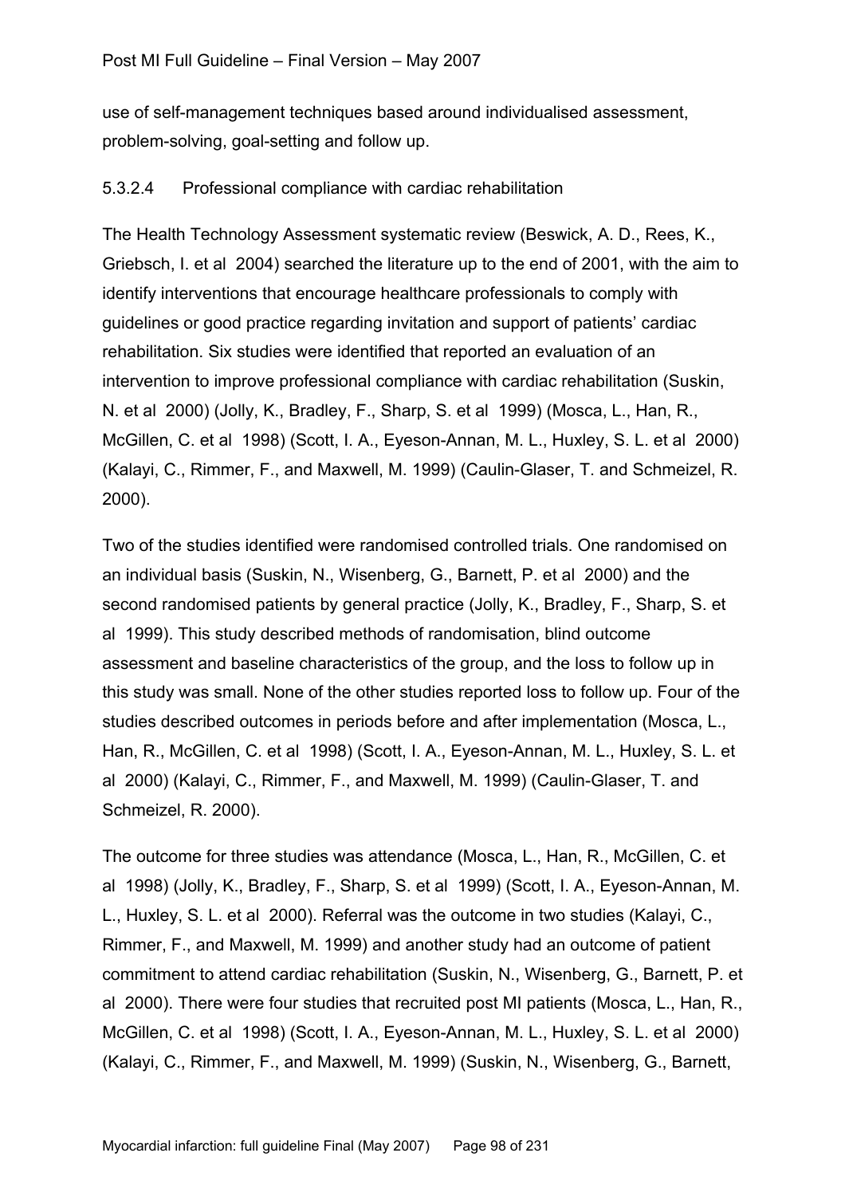use of self-management techniques based around individualised assessment, problem-solving, goal-setting and follow up.

#### 5.3.2.4 Professional compliance with cardiac rehabilitation

The Health Technology Assessment systematic review (Beswick, A. D., Rees, K., Griebsch, I. et al 2004) searched the literature up to the end of 2001, with the aim to identify interventions that encourage healthcare professionals to comply with guidelines or good practice regarding invitation and support of patients' cardiac rehabilitation. Six studies were identified that reported an evaluation of an intervention to improve professional compliance with cardiac rehabilitation (Suskin, N. et al 2000) (Jolly, K., Bradley, F., Sharp, S. et al 1999) (Mosca, L., Han, R., McGillen, C. et al 1998) (Scott, I. A., Eyeson-Annan, M. L., Huxley, S. L. et al 2000) (Kalayi, C., Rimmer, F., and Maxwell, M. 1999) (Caulin-Glaser, T. and Schmeizel, R. 2000).

Two of the studies identified were randomised controlled trials. One randomised on an individual basis (Suskin, N., Wisenberg, G., Barnett, P. et al 2000) and the second randomised patients by general practice (Jolly, K., Bradley, F., Sharp, S. et al 1999). This study described methods of randomisation, blind outcome assessment and baseline characteristics of the group, and the loss to follow up in this study was small. None of the other studies reported loss to follow up. Four of the studies described outcomes in periods before and after implementation (Mosca, L., Han, R., McGillen, C. et al 1998) (Scott, I. A., Eyeson-Annan, M. L., Huxley, S. L. et al 2000) (Kalayi, C., Rimmer, F., and Maxwell, M. 1999) (Caulin-Glaser, T. and Schmeizel, R. 2000).

The outcome for three studies was attendance (Mosca, L., Han, R., McGillen, C. et al 1998) (Jolly, K., Bradley, F., Sharp, S. et al 1999) (Scott, I. A., Eyeson-Annan, M. L., Huxley, S. L. et al 2000). Referral was the outcome in two studies (Kalayi, C., Rimmer, F., and Maxwell, M. 1999) and another study had an outcome of patient commitment to attend cardiac rehabilitation (Suskin, N., Wisenberg, G., Barnett, P. et al 2000). There were four studies that recruited post MI patients (Mosca, L., Han, R., McGillen, C. et al 1998) (Scott, I. A., Eyeson-Annan, M. L., Huxley, S. L. et al 2000) (Kalayi, C., Rimmer, F., and Maxwell, M. 1999) (Suskin, N., Wisenberg, G., Barnett,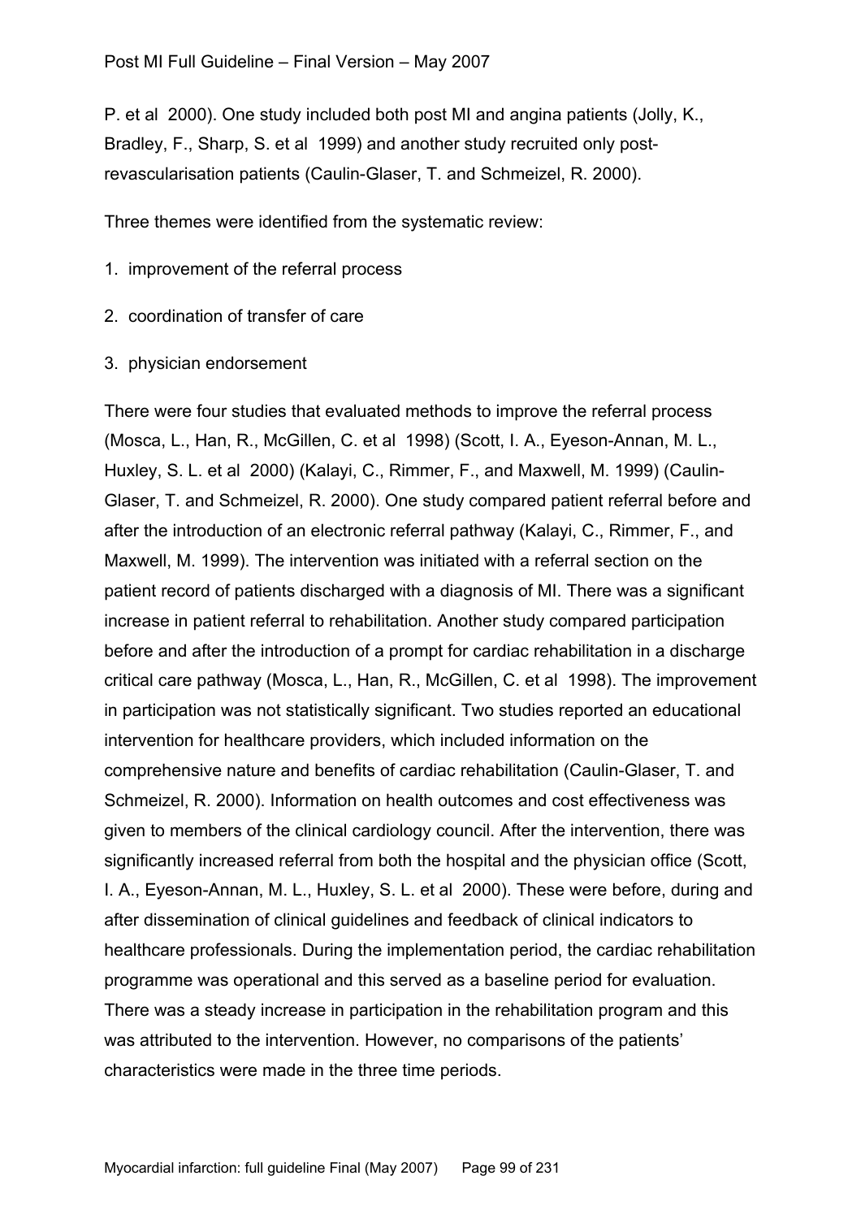P. et al 2000). One study included both post MI and angina patients (Jolly, K., Bradley, F., Sharp, S. et al 1999) and another study recruited only post-revascularisation patients (Caulin-Glaser, T. and Schmeizel, R. 2000).

Three themes were identified from the systematic review:

1. improvement of the referral process
2. coordination of transfer of care
3. physician endorsement

There were four studies that evaluated methods to improve the referral process (Mosca, L., Han, R., McGillen, C. et al 1998) (Scott, I. A., Eyeson-Annan, M. L., Huxley, S. L. et al 2000) (Kalayi, C., Rimmer, F., and Maxwell, M. 1999) (Caulin-Glaser, T. and Schmeizel, R. 2000). One study compared patient referral before and after the introduction of an electronic referral pathway (Kalayi, C., Rimmer, F., and Maxwell, M. 1999). The intervention was initiated with a referral section on the patient record of patients discharged with a diagnosis of MI. There was a significant increase in patient referral to rehabilitation. Another study compared participation before and after the introduction of a prompt for cardiac rehabilitation in a discharge critical care pathway (Mosca, L., Han, R., McGillen, C. et al 1998). The improvement in participation was not statistically significant. Two studies reported an educational intervention for healthcare providers, which included information on the comprehensive nature and benefits of cardiac rehabilitation (Caulin-Glaser, T. and Schmeizel, R. 2000). Information on health outcomes and cost effectiveness was given to members of the clinical cardiology council. After the intervention, there was significantly increased referral from both the hospital and the physician office (Scott, I. A., Eyeson-Annan, M. L., Huxley, S. L. et al 2000). These were before, during and after dissemination of clinical guidelines and feedback of clinical indicators to healthcare professionals. During the implementation period, the cardiac rehabilitation programme was operational and this served as a baseline period for evaluation. There was a steady increase in participation in the rehabilitation program and this was attributed to the intervention. However, no comparisons of the patients' characteristics were made in the three time periods.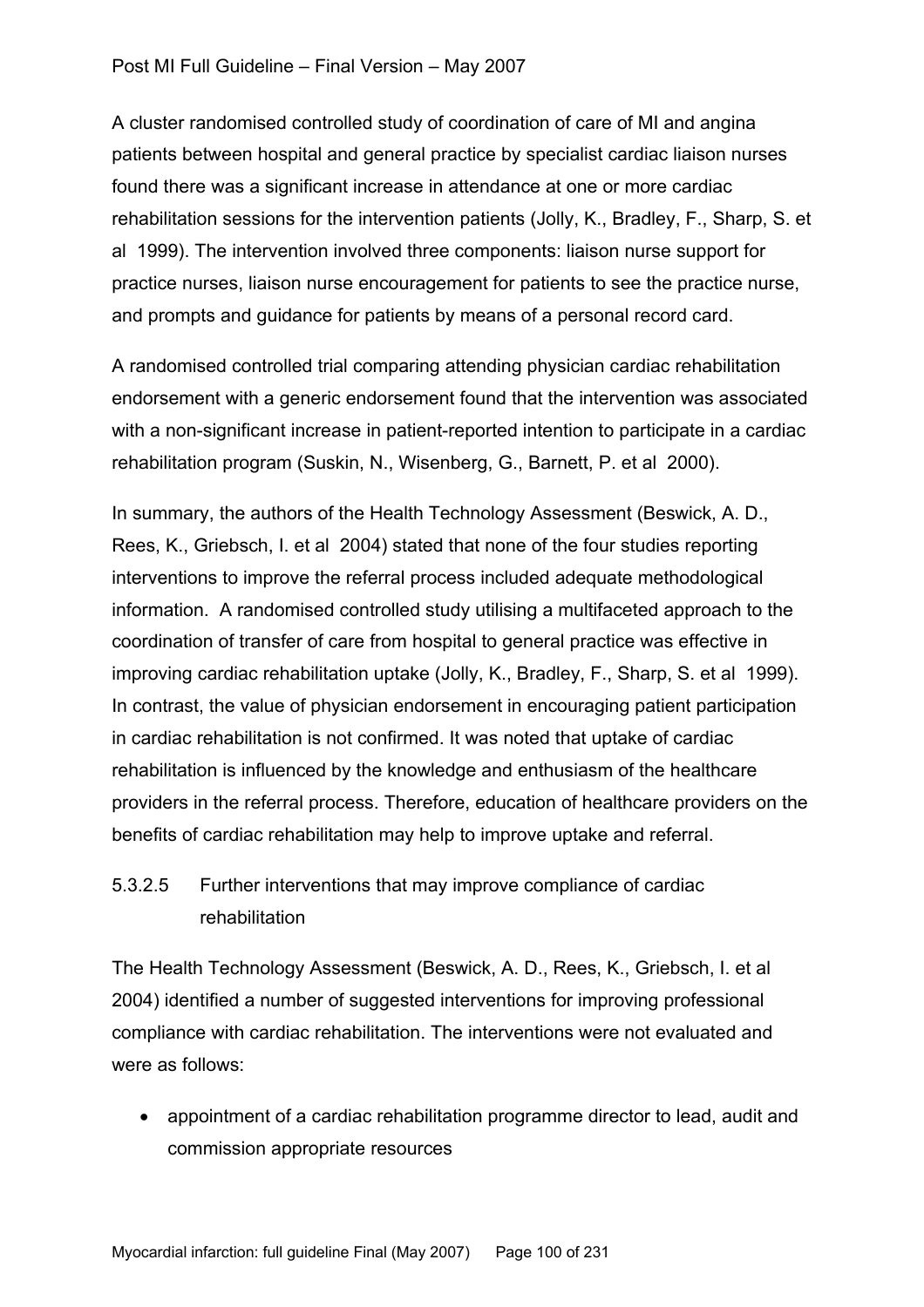A cluster randomised controlled study of coordination of care of MI and angina patients between hospital and general practice by specialist cardiac liaison nurses found there was a significant increase in attendance at one or more cardiac rehabilitation sessions for the intervention patients (Jolly, K., Bradley, F., Sharp, S. et al 1999). The intervention involved three components: liaison nurse support for practice nurses, liaison nurse encouragement for patients to see the practice nurse, and prompts and guidance for patients by means of a personal record card.

A randomised controlled trial comparing attending physician cardiac rehabilitation endorsement with a generic endorsement found that the intervention was associated with a non-significant increase in patient-reported intention to participate in a cardiac rehabilitation program (Suskin, N., Wisenberg, G., Barnett, P. et al 2000).

In summary, the authors of the Health Technology Assessment (Beswick, A. D., Rees, K., Griebsch, I. et al 2004) stated that none of the four studies reporting interventions to improve the referral process included adequate methodological information. A randomised controlled study utilising a multifaceted approach to the coordination of transfer of care from hospital to general practice was effective in improving cardiac rehabilitation uptake (Jolly, K., Bradley, F., Sharp, S. et al 1999). In contrast, the value of physician endorsement in encouraging patient participation in cardiac rehabilitation is not confirmed. It was noted that uptake of cardiac rehabilitation is influenced by the knowledge and enthusiasm of the healthcare providers in the referral process. Therefore, education of healthcare providers on the benefits of cardiac rehabilitation may help to improve uptake and referral.

#### 5.3.2.5 Further interventions that may improve compliance of cardiac rehabilitation

The Health Technology Assessment (Beswick, A. D., Rees, K., Griebsch, I. et al 2004) identified a number of suggested interventions for improving professional compliance with cardiac rehabilitation. The interventions were not evaluated and were as follows:

- appointment of a cardiac rehabilitation programme director to lead, audit and commission appropriate resources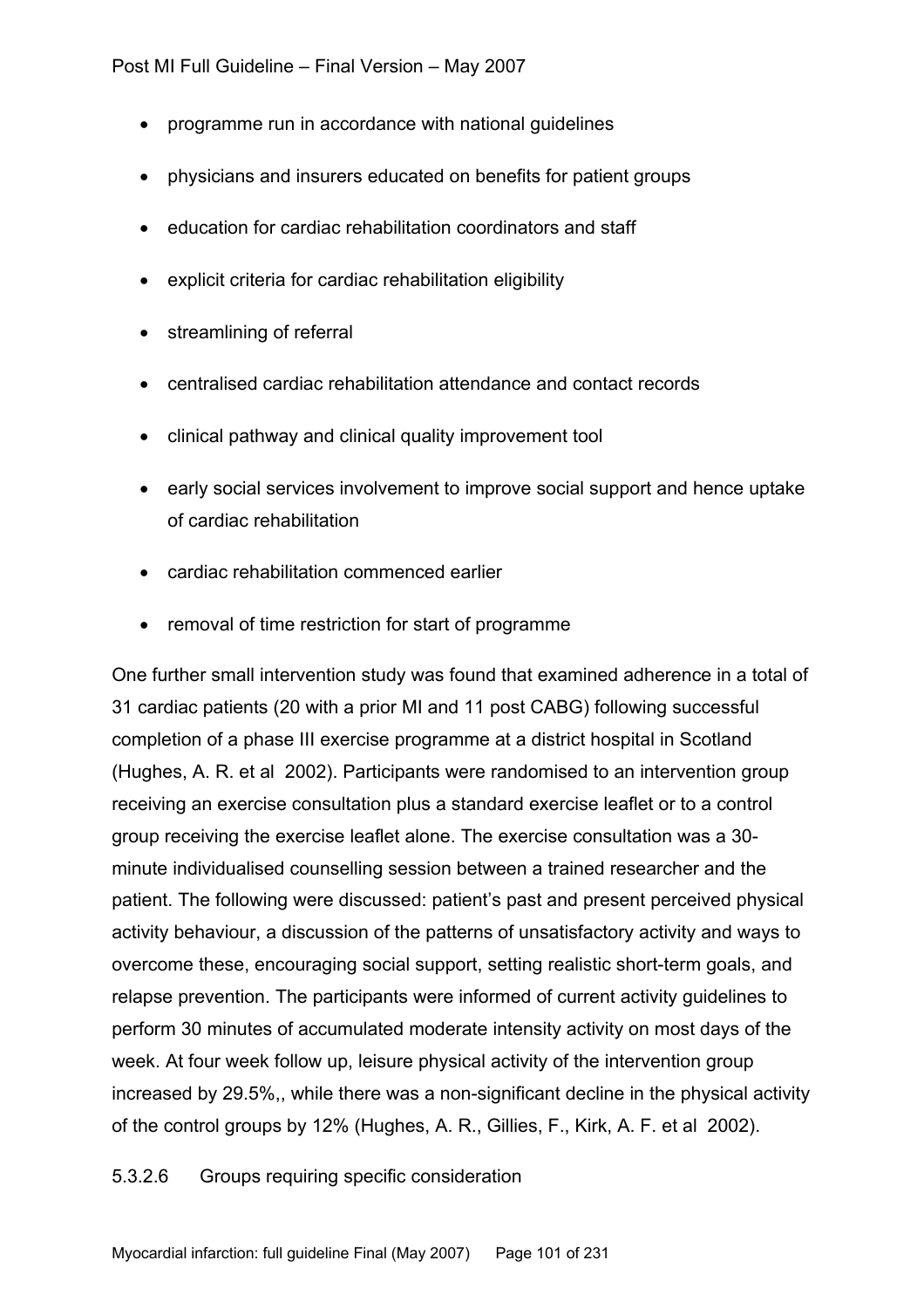- programme run in accordance with national guidelines
- physicians and insurers educated on benefits for patient groups
- education for cardiac rehabilitation coordinators and staff
- explicit criteria for cardiac rehabilitation eligibility
- streamlining of referral
- centralised cardiac rehabilitation attendance and contact records
- clinical pathway and clinical quality improvement tool
- early social services involvement to improve social support and hence uptake of cardiac rehabilitation
- cardiac rehabilitation commenced earlier
- removal of time restriction for start of programme

One further small intervention study was found that examined adherence in a total of 31 cardiac patients (20 with a prior MI and 11 post CABG) following successful completion of a phase III exercise programme at a district hospital in Scotland (Hughes, A. R. et al 2002). Participants were randomised to an intervention group receiving an exercise consultation plus a standard exercise leaflet or to a control group receiving the exercise leaflet alone. The exercise consultation was a 30-minute individualised counselling session between a trained researcher and the patient. The following were discussed: patient's past and present perceived physical activity behaviour, a discussion of the patterns of unsatisfactory activity and ways to overcome these, encouraging social support, setting realistic short-term goals, and relapse prevention. The participants were informed of current activity guidelines to perform 30 minutes of accumulated moderate intensity activity on most days of the week. At four week follow up, leisure physical activity of the intervention group increased by 29.5%,, while there was a non-significant decline in the physical activity of the control groups by 12% (Hughes, A. R., Gillies, F., Kirk, A. F. et al 2002).

#### 5.3.2.6 Groups requiring specific consideration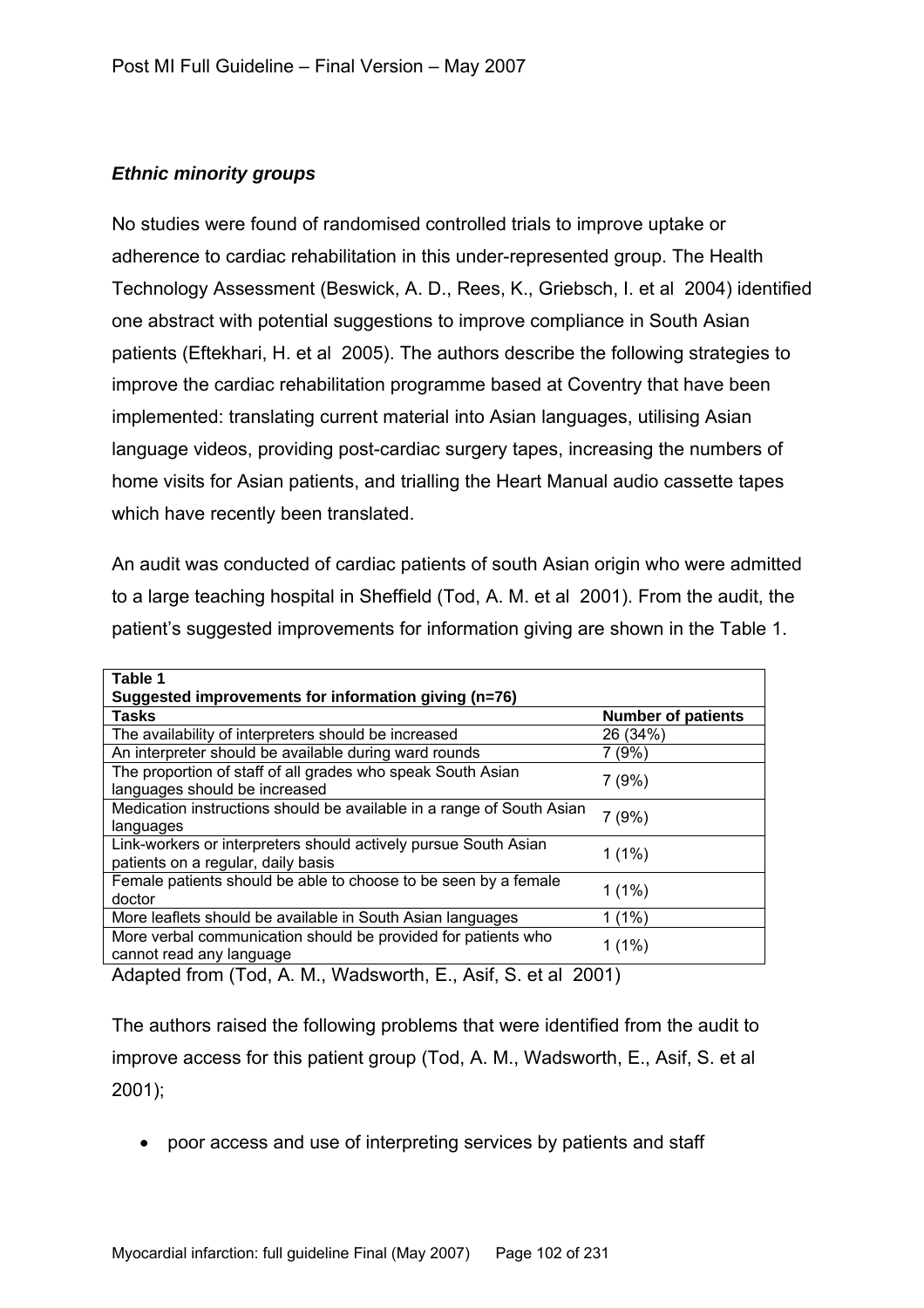***Ethnic minority groups***

No studies were found of randomised controlled trials to improve uptake or adherence to cardiac rehabilitation in this under-represented group. The Health Technology Assessment (Beswick, A. D., Rees, K., Griebsch, I. et al 2004) identified one abstract with potential suggestions to improve compliance in South Asian patients (Eftekhari, H. et al 2005). The authors describe the following strategies to improve the cardiac rehabilitation programme based at Coventry that have been implemented: translating current material into Asian languages, utilising Asian language videos, providing post-cardiac surgery tapes, increasing the numbers of home visits for Asian patients, and trialling the Heart Manual audio cassette tapes which have recently been translated.

An audit was conducted of cardiac patients of south Asian origin who were admitted to a large teaching hospital in Sheffield (Tod, A. M. et al 2001). From the audit, the patient's suggested improvements for information giving are shown in the Table 1.

**Table 1**
**Suggested improvements for information giving (n=76)**

| Tasks | Number of patients |
|---|---|
| The availability of interpreters should be increased | 26 (34%) |
| An interpreter should be available during ward rounds | 7 (9%) |
| The proportion of staff of all grades who speak South Asian languages should be increased | 7 (9%) |
| Medication instructions should be available in a range of South Asian languages | 7 (9%) |
| Link-workers or interpreters should actively pursue South Asian patients on a regular, daily basis | 1 (1%) |
| Female patients should be able to choose to be seen by a female doctor | 1 (1%) |
| More leaflets should be available in South Asian languages | 1 (1%) |
| More verbal communication should be provided for patients who cannot read any language | 1 (1%) |

Adapted from (Tod, A. M., Wadsworth, E., Asif, S. et al 2001)

The authors raised the following problems that were identified from the audit to improve access for this patient group (Tod, A. M., Wadsworth, E., Asif, S. et al 2001);

- poor access and use of interpreting services by patients and staff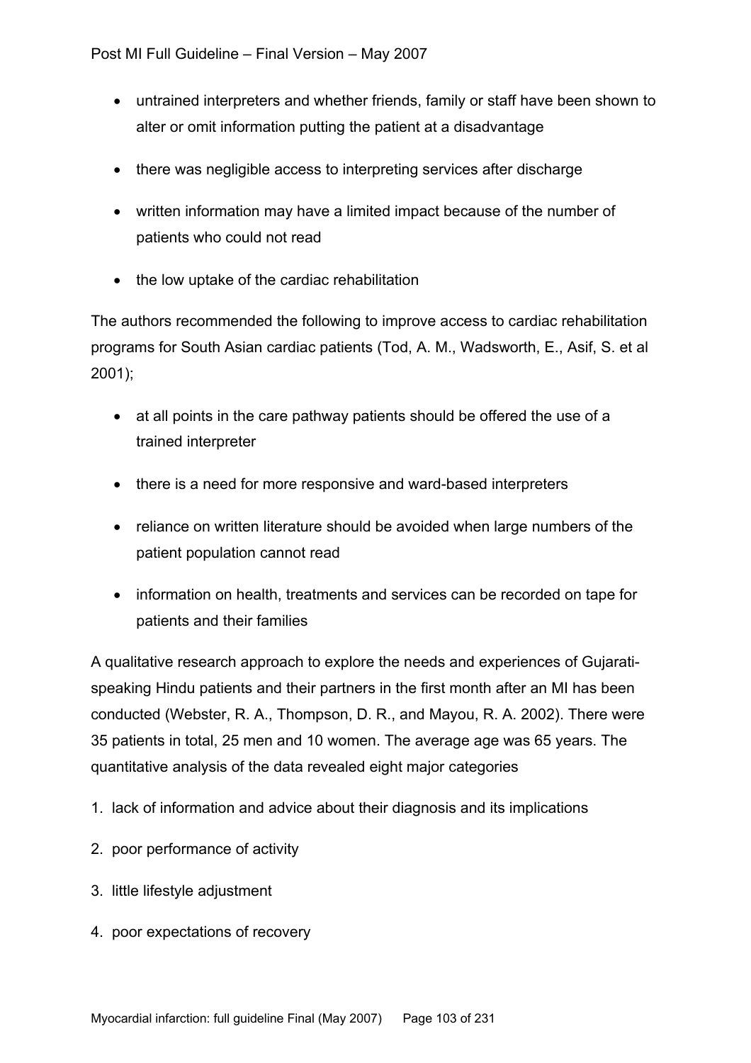- untrained interpreters and whether friends, family or staff have been shown to alter or omit information putting the patient at a disadvantage
- there was negligible access to interpreting services after discharge
- written information may have a limited impact because of the number of patients who could not read
- the low uptake of the cardiac rehabilitation

The authors recommended the following to improve access to cardiac rehabilitation programs for South Asian cardiac patients (Tod, A. M., Wadsworth, E., Asif, S. et al 2001);

- at all points in the care pathway patients should be offered the use of a trained interpreter
- there is a need for more responsive and ward-based interpreters
- reliance on written literature should be avoided when large numbers of the patient population cannot read
- information on health, treatments and services can be recorded on tape for patients and their families

A qualitative research approach to explore the needs and experiences of Gujarati-speaking Hindu patients and their partners in the first month after an MI has been conducted (Webster, R. A., Thompson, D. R., and Mayou, R. A. 2002). There were 35 patients in total, 25 men and 10 women. The average age was 65 years. The quantitative analysis of the data revealed eight major categories

1. lack of information and advice about their diagnosis and its implications
2. poor performance of activity
3. little lifestyle adjustment
4. poor expectations of recovery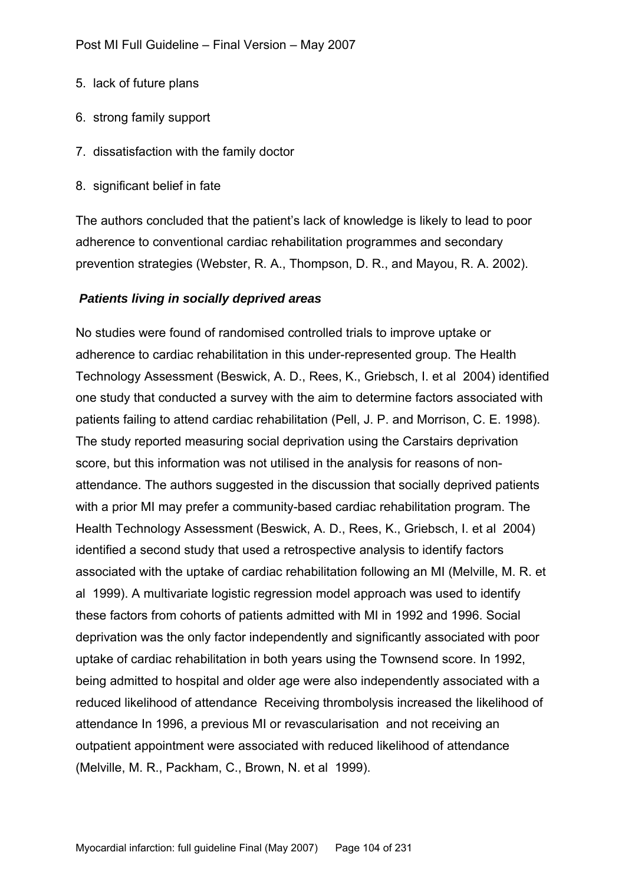5. lack of future plans

6. strong family support

7. dissatisfaction with the family doctor

8. significant belief in fate

The authors concluded that the patient's lack of knowledge is likely to lead to poor adherence to conventional cardiac rehabilitation programmes and secondary prevention strategies (Webster, R. A., Thompson, D. R., and Mayou, R. A. 2002).

***Patients living in socially deprived areas***

No studies were found of randomised controlled trials to improve uptake or adherence to cardiac rehabilitation in this under-represented group. The Health Technology Assessment (Beswick, A. D., Rees, K., Griebsch, I. et al 2004) identified one study that conducted a survey with the aim to determine factors associated with patients failing to attend cardiac rehabilitation (Pell, J. P. and Morrison, C. E. 1998). The study reported measuring social deprivation using the Carstairs deprivation score, but this information was not utilised in the analysis for reasons of non-attendance. The authors suggested in the discussion that socially deprived patients with a prior MI may prefer a community-based cardiac rehabilitation program. The Health Technology Assessment (Beswick, A. D., Rees, K., Griebsch, I. et al 2004) identified a second study that used a retrospective analysis to identify factors associated with the uptake of cardiac rehabilitation following an MI (Melville, M. R. et al 1999). A multivariate logistic regression model approach was used to identify these factors from cohorts of patients admitted with MI in 1992 and 1996. Social deprivation was the only factor independently and significantly associated with poor uptake of cardiac rehabilitation in both years using the Townsend score. In 1992, being admitted to hospital and older age were also independently associated with a reduced likelihood of attendance Receiving thrombolysis increased the likelihood of attendance In 1996, a previous MI or revascularisation and not receiving an outpatient appointment were associated with reduced likelihood of attendance (Melville, M. R., Packham, C., Brown, N. et al 1999).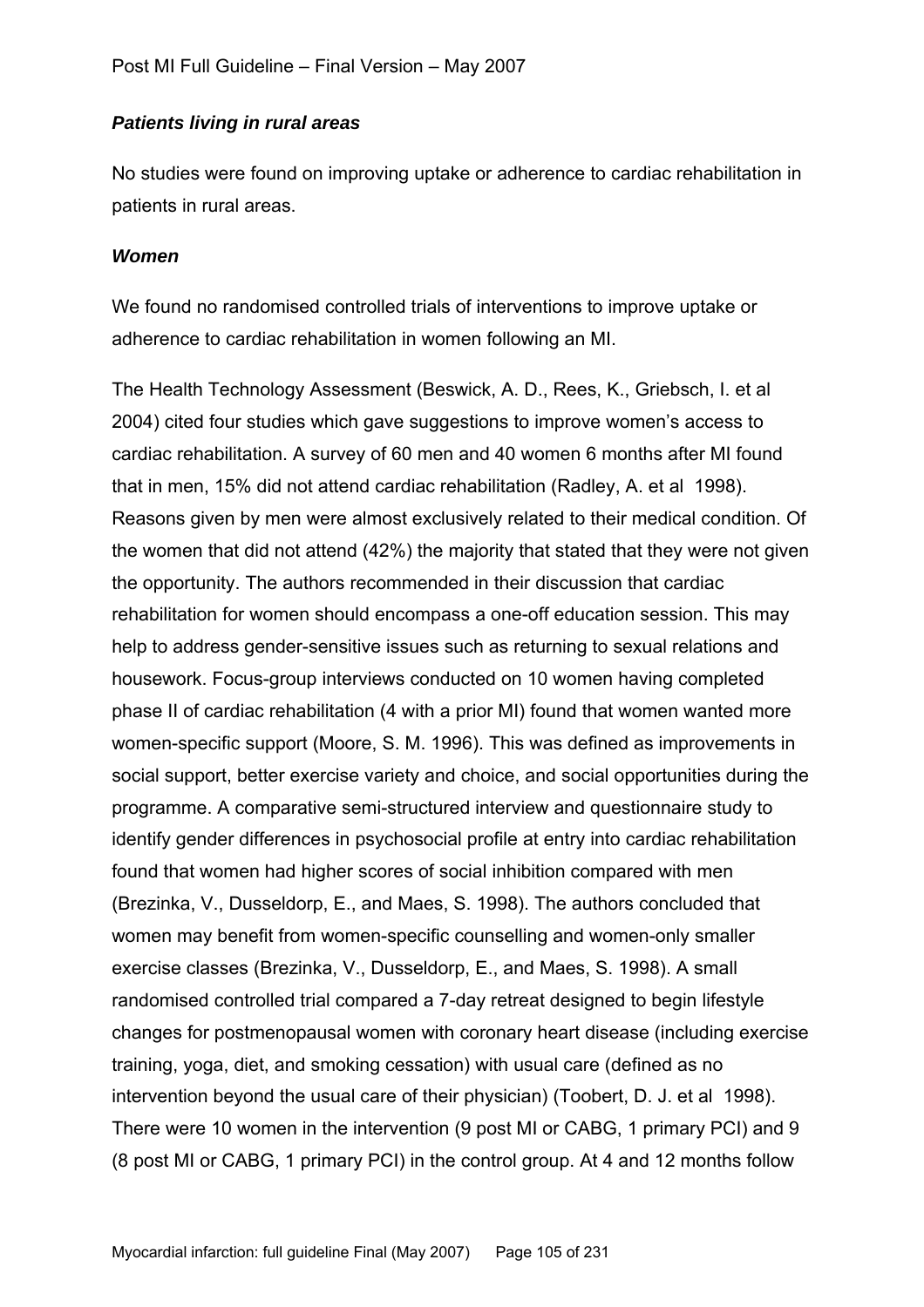***Patients living in rural areas***

No studies were found on improving uptake or adherence to cardiac rehabilitation in patients in rural areas.

***Women***

We found no randomised controlled trials of interventions to improve uptake or adherence to cardiac rehabilitation in women following an MI.

The Health Technology Assessment (Beswick, A. D., Rees, K., Griebsch, I. et al 2004) cited four studies which gave suggestions to improve women's access to cardiac rehabilitation. A survey of 60 men and 40 women 6 months after MI found that in men, 15% did not attend cardiac rehabilitation (Radley, A. et al 1998). Reasons given by men were almost exclusively related to their medical condition. Of the women that did not attend (42%) the majority that stated that they were not given the opportunity. The authors recommended in their discussion that cardiac rehabilitation for women should encompass a one-off education session. This may help to address gender-sensitive issues such as returning to sexual relations and housework. Focus-group interviews conducted on 10 women having completed phase II of cardiac rehabilitation (4 with a prior MI) found that women wanted more women-specific support (Moore, S. M. 1996). This was defined as improvements in social support, better exercise variety and choice, and social opportunities during the programme. A comparative semi-structured interview and questionnaire study to identify gender differences in psychosocial profile at entry into cardiac rehabilitation found that women had higher scores of social inhibition compared with men (Brezinka, V., Dusseldorp, E., and Maes, S. 1998). The authors concluded that women may benefit from women-specific counselling and women-only smaller exercise classes (Brezinka, V., Dusseldorp, E., and Maes, S. 1998). A small randomised controlled trial compared a 7-day retreat designed to begin lifestyle changes for postmenopausal women with coronary heart disease (including exercise training, yoga, diet, and smoking cessation) with usual care (defined as no intervention beyond the usual care of their physician) (Toobert, D. J. et al 1998). There were 10 women in the intervention (9 post MI or CABG, 1 primary PCI) and 9 (8 post MI or CABG, 1 primary PCI) in the control group. At 4 and 12 months follow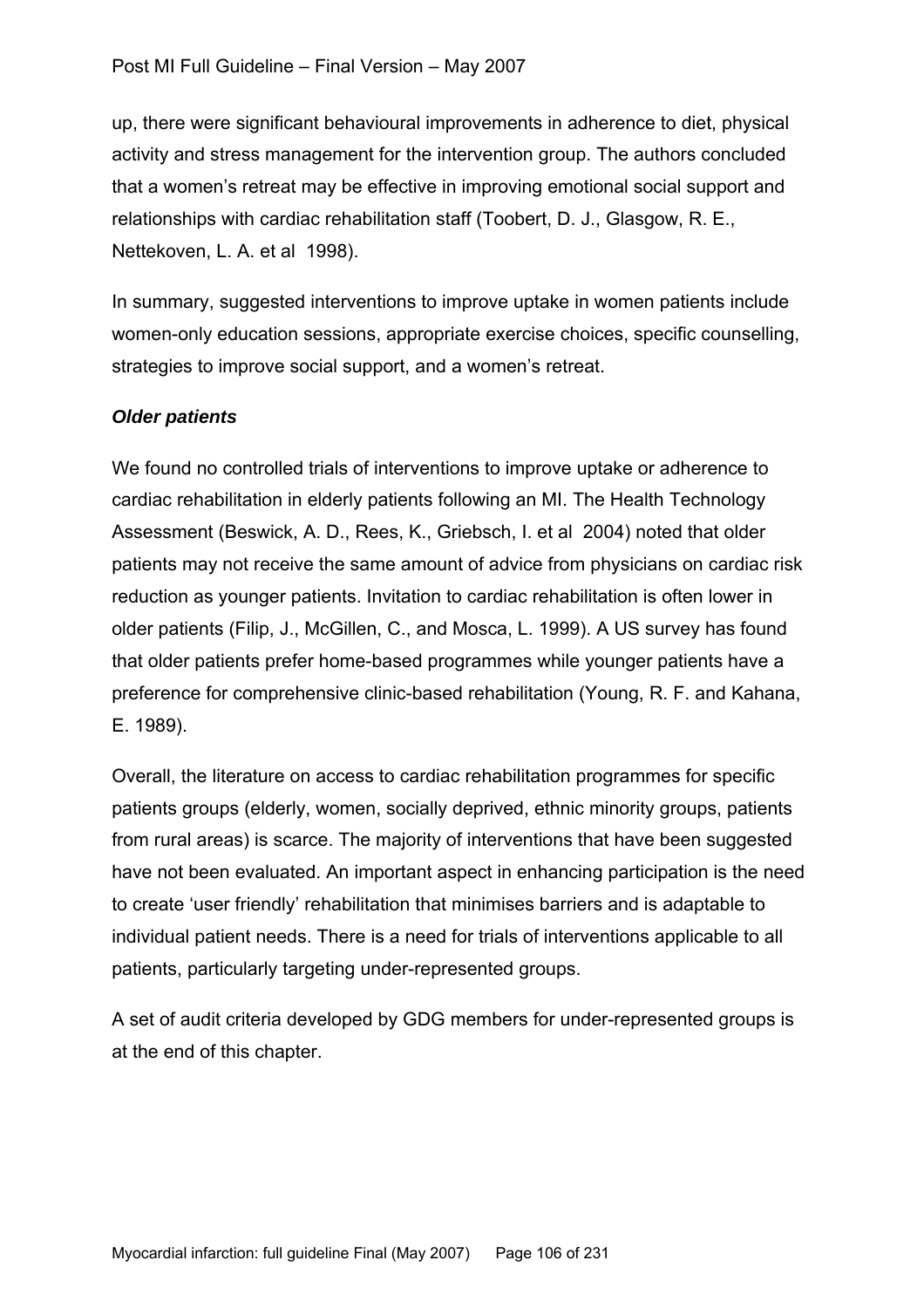up, there were significant behavioural improvements in adherence to diet, physical activity and stress management for the intervention group. The authors concluded that a women's retreat may be effective in improving emotional social support and relationships with cardiac rehabilitation staff (Toobert, D. J., Glasgow, R. E., Nettekoven, L. A. et al 1998).

In summary, suggested interventions to improve uptake in women patients include women-only education sessions, appropriate exercise choices, specific counselling, strategies to improve social support, and a women's retreat.

***Older patients***

We found no controlled trials of interventions to improve uptake or adherence to cardiac rehabilitation in elderly patients following an MI. The Health Technology Assessment (Beswick, A. D., Rees, K., Griebsch, I. et al 2004) noted that older patients may not receive the same amount of advice from physicians on cardiac risk reduction as younger patients. Invitation to cardiac rehabilitation is often lower in older patients (Filip, J., McGillen, C., and Mosca, L. 1999). A US survey has found that older patients prefer home-based programmes while younger patients have a preference for comprehensive clinic-based rehabilitation (Young, R. F. and Kahana, E. 1989).

Overall, the literature on access to cardiac rehabilitation programmes for specific patients groups (elderly, women, socially deprived, ethnic minority groups, patients from rural areas) is scarce. The majority of interventions that have been suggested have not been evaluated. An important aspect in enhancing participation is the need to create 'user friendly' rehabilitation that minimises barriers and is adaptable to individual patient needs. There is a need for trials of interventions applicable to all patients, particularly targeting under-represented groups.

A set of audit criteria developed by GDG members for under-represented groups is at the end of this chapter.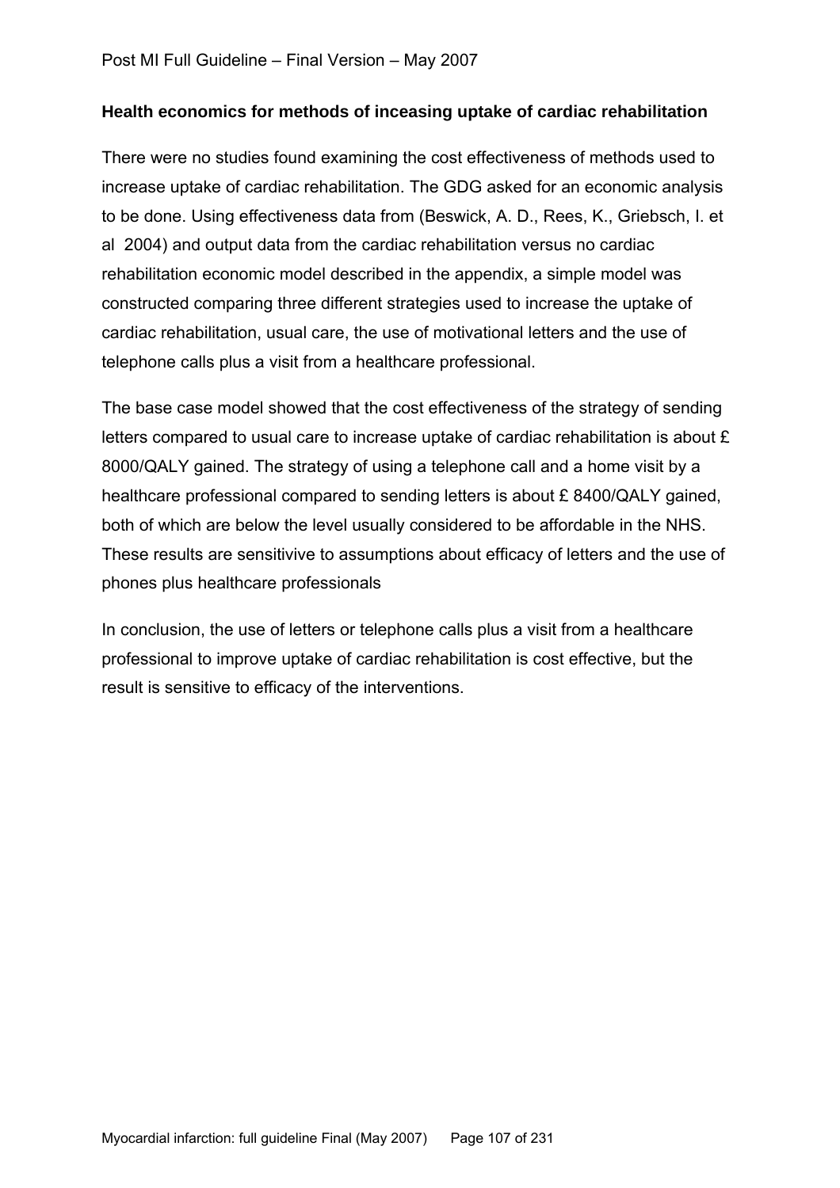**Health economics for methods of inceasing uptake of cardiac rehabilitation**

There were no studies found examining the cost effectiveness of methods used to increase uptake of cardiac rehabilitation. The GDG asked for an economic analysis to be done. Using effectiveness data from (Beswick, A. D., Rees, K., Griebsch, I. et al 2004) and output data from the cardiac rehabilitation versus no cardiac rehabilitation economic model described in the appendix, a simple model was constructed comparing three different strategies used to increase the uptake of cardiac rehabilitation, usual care, the use of motivational letters and the use of telephone calls plus a visit from a healthcare professional.

The base case model showed that the cost effectiveness of the strategy of sending letters compared to usual care to increase uptake of cardiac rehabilitation is about £ 8000/QALY gained. The strategy of using a telephone call and a home visit by a healthcare professional compared to sending letters is about £ 8400/QALY gained, both of which are below the level usually considered to be affordable in the NHS. These results are sensitivive to assumptions about efficacy of letters and the use of phones plus healthcare professionals

In conclusion, the use of letters or telephone calls plus a visit from a healthcare professional to improve uptake of cardiac rehabilitation is cost effective, but the result is sensitive to efficacy of the interventions.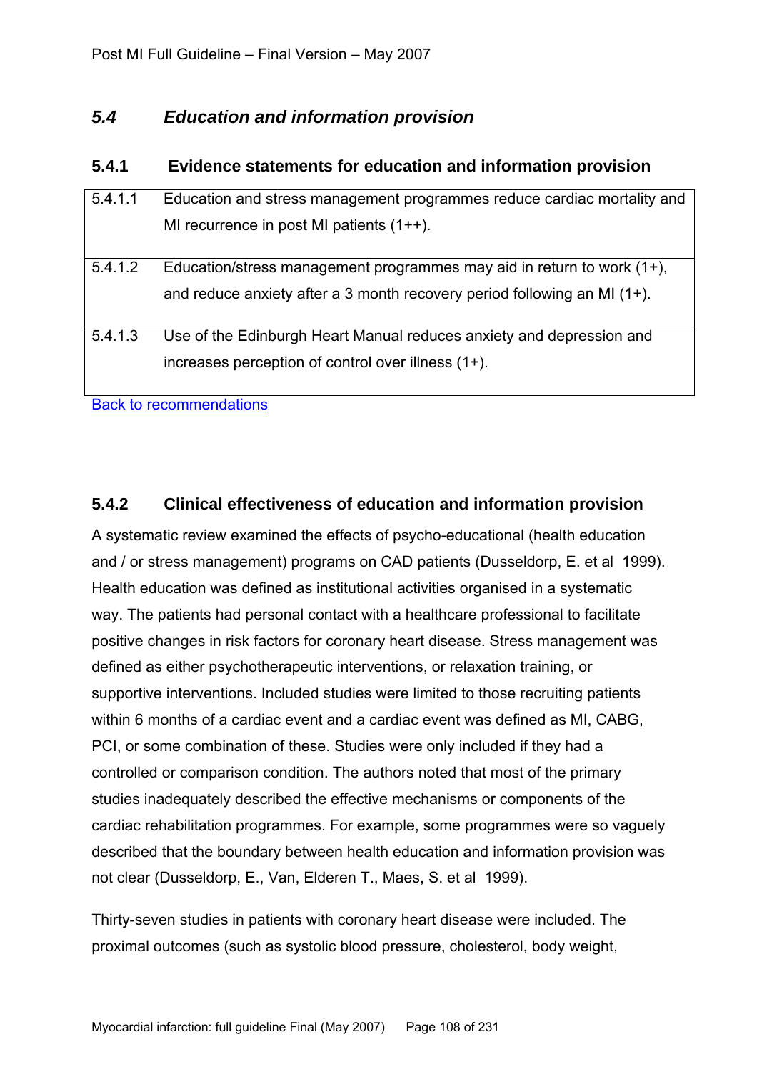## *5.4 Education and information provision*

### 5.4.1 Evidence statements for education and information provision

| | |
|---|---|
| 5.4.1.1 | Education and stress management programmes reduce cardiac mortality and MI recurrence in post MI patients (1++). |
| 5.4.1.2 | Education/stress management programmes may aid in return to work (1+), and reduce anxiety after a 3 month recovery period following an MI (1+). |
| 5.4.1.3 | Use of the Edinburgh Heart Manual reduces anxiety and depression and increases perception of control over illness (1+). |

Back to recommendations

### 5.4.2 Clinical effectiveness of education and information provision

A systematic review examined the effects of psycho-educational (health education and / or stress management) programs on CAD patients (Dusseldorp, E. et al 1999). Health education was defined as institutional activities organised in a systematic way. The patients had personal contact with a healthcare professional to facilitate positive changes in risk factors for coronary heart disease. Stress management was defined as either psychotherapeutic interventions, or relaxation training, or supportive interventions. Included studies were limited to those recruiting patients within 6 months of a cardiac event and a cardiac event was defined as MI, CABG, PCI, or some combination of these. Studies were only included if they had a controlled or comparison condition. The authors noted that most of the primary studies inadequately described the effective mechanisms or components of the cardiac rehabilitation programmes. For example, some programmes were so vaguely described that the boundary between health education and information provision was not clear (Dusseldorp, E., Van, Elderen T., Maes, S. et al 1999).

Thirty-seven studies in patients with coronary heart disease were included. The proximal outcomes (such as systolic blood pressure, cholesterol, body weight,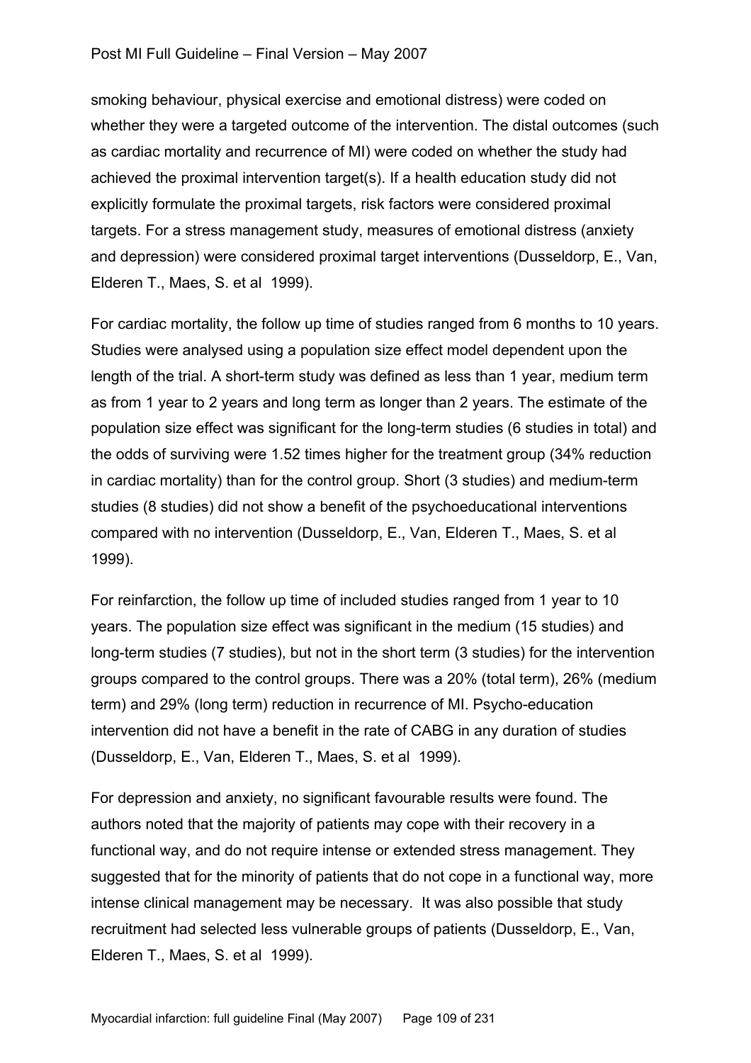smoking behaviour, physical exercise and emotional distress) were coded on whether they were a targeted outcome of the intervention. The distal outcomes (such as cardiac mortality and recurrence of MI) were coded on whether the study had achieved the proximal intervention target(s). If a health education study did not explicitly formulate the proximal targets, risk factors were considered proximal targets. For a stress management study, measures of emotional distress (anxiety and depression) were considered proximal target interventions (Dusseldorp, E., Van, Elderen T., Maes, S. et al 1999).

For cardiac mortality, the follow up time of studies ranged from 6 months to 10 years. Studies were analysed using a population size effect model dependent upon the length of the trial. A short-term study was defined as less than 1 year, medium term as from 1 year to 2 years and long term as longer than 2 years. The estimate of the population size effect was significant for the long-term studies (6 studies in total) and the odds of surviving were 1.52 times higher for the treatment group (34% reduction in cardiac mortality) than for the control group. Short (3 studies) and medium-term studies (8 studies) did not show a benefit of the psychoeducational interventions compared with no intervention (Dusseldorp, E., Van, Elderen T., Maes, S. et al 1999).

For reinfarction, the follow up time of included studies ranged from 1 year to 10 years. The population size effect was significant in the medium (15 studies) and long-term studies (7 studies), but not in the short term (3 studies) for the intervention groups compared to the control groups. There was a 20% (total term), 26% (medium term) and 29% (long term) reduction in recurrence of MI. Psycho-education intervention did not have a benefit in the rate of CABG in any duration of studies (Dusseldorp, E., Van, Elderen T., Maes, S. et al 1999).

For depression and anxiety, no significant favourable results were found. The authors noted that the majority of patients may cope with their recovery in a functional way, and do not require intense or extended stress management. They suggested that for the minority of patients that do not cope in a functional way, more intense clinical management may be necessary. It was also possible that study recruitment had selected less vulnerable groups of patients (Dusseldorp, E., Van, Elderen T., Maes, S. et al 1999).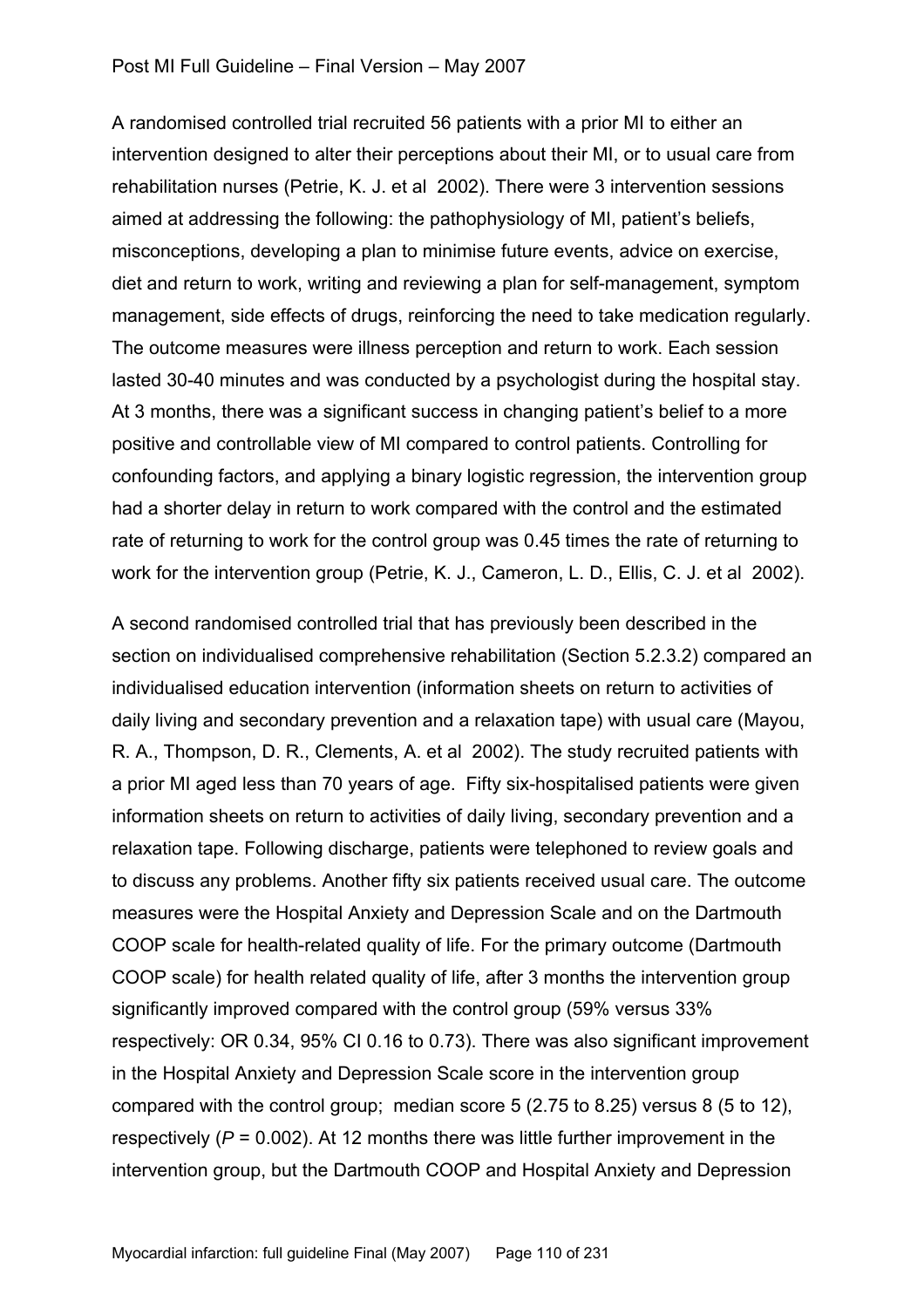A randomised controlled trial recruited 56 patients with a prior MI to either an intervention designed to alter their perceptions about their MI, or to usual care from rehabilitation nurses (Petrie, K. J. et al 2002). There were 3 intervention sessions aimed at addressing the following: the pathophysiology of MI, patient's beliefs, misconceptions, developing a plan to minimise future events, advice on exercise, diet and return to work, writing and reviewing a plan for self-management, symptom management, side effects of drugs, reinforcing the need to take medication regularly. The outcome measures were illness perception and return to work. Each session lasted 30-40 minutes and was conducted by a psychologist during the hospital stay. At 3 months, there was a significant success in changing patient's belief to a more positive and controllable view of MI compared to control patients. Controlling for confounding factors, and applying a binary logistic regression, the intervention group had a shorter delay in return to work compared with the control and the estimated rate of returning to work for the control group was 0.45 times the rate of returning to work for the intervention group (Petrie, K. J., Cameron, L. D., Ellis, C. J. et al 2002).

A second randomised controlled trial that has previously been described in the section on individualised comprehensive rehabilitation (Section 5.2.3.2) compared an individualised education intervention (information sheets on return to activities of daily living and secondary prevention and a relaxation tape) with usual care (Mayou, R. A., Thompson, D. R., Clements, A. et al 2002). The study recruited patients with a prior MI aged less than 70 years of age. Fifty six-hospitalised patients were given information sheets on return to activities of daily living, secondary prevention and a relaxation tape. Following discharge, patients were telephoned to review goals and to discuss any problems. Another fifty six patients received usual care. The outcome measures were the Hospital Anxiety and Depression Scale and on the Dartmouth COOP scale for health-related quality of life. For the primary outcome (Dartmouth COOP scale) for health related quality of life, after 3 months the intervention group significantly improved compared with the control group (59% versus 33% respectively: OR 0.34, 95% CI 0.16 to 0.73). There was also significant improvement in the Hospital Anxiety and Depression Scale score in the intervention group compared with the control group; median score 5 (2.75 to 8.25) versus 8 (5 to 12), respectively ($P = 0.002$). At 12 months there was little further improvement in the intervention group, but the Dartmouth COOP and Hospital Anxiety and Depression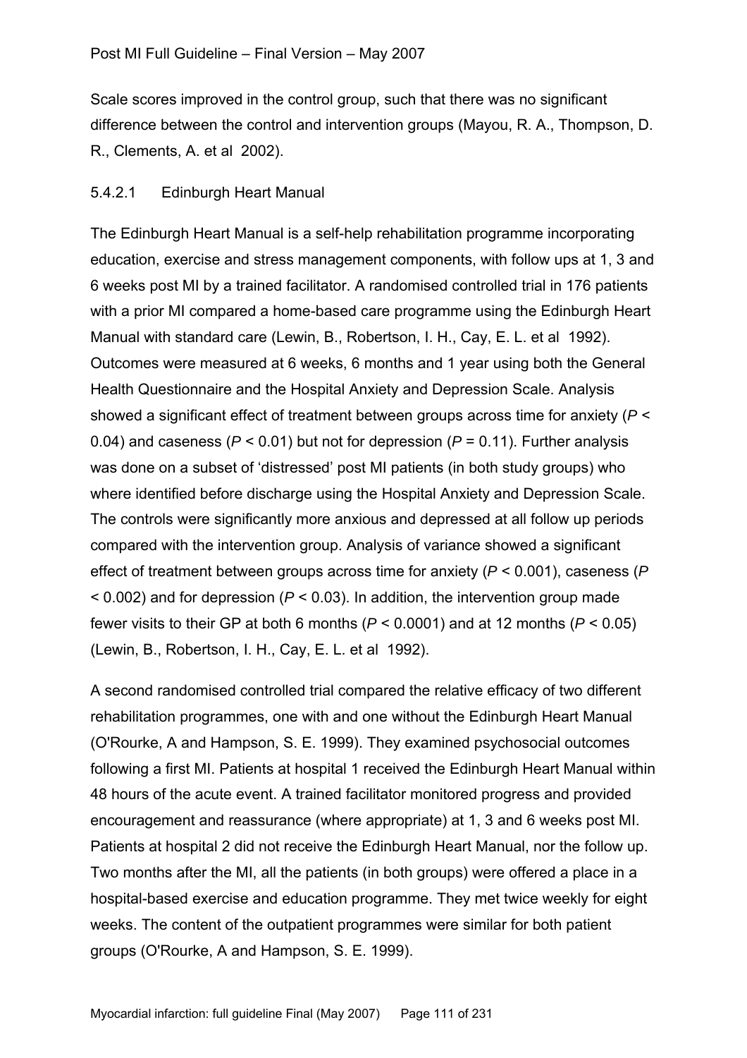Scale scores improved in the control group, such that there was no significant difference between the control and intervention groups (Mayou, R. A., Thompson, D. R., Clements, A. et al 2002).

#### 5.4.2.1 Edinburgh Heart Manual

The Edinburgh Heart Manual is a self-help rehabilitation programme incorporating education, exercise and stress management components, with follow ups at 1, 3 and 6 weeks post MI by a trained facilitator. A randomised controlled trial in 176 patients with a prior MI compared a home-based care programme using the Edinburgh Heart Manual with standard care (Lewin, B., Robertson, I. H., Cay, E. L. et al 1992). Outcomes were measured at 6 weeks, 6 months and 1 year using both the General Health Questionnaire and the Hospital Anxiety and Depression Scale. Analysis showed a significant effect of treatment between groups across time for anxiety ($P < 0.04$) and caseness ($P < 0.01$) but not for depression ($P = 0.11$). Further analysis was done on a subset of 'distressed' post MI patients (in both study groups) who where identified before discharge using the Hospital Anxiety and Depression Scale. The controls were significantly more anxious and depressed at all follow up periods compared with the intervention group. Analysis of variance showed a significant effect of treatment between groups across time for anxiety ($P < 0.001$), caseness ($P < 0.002$) and for depression ($P < 0.03$). In addition, the intervention group made fewer visits to their GP at both 6 months ($P < 0.0001$) and at 12 months ($P < 0.05$) (Lewin, B., Robertson, I. H., Cay, E. L. et al 1992).

A second randomised controlled trial compared the relative efficacy of two different rehabilitation programmes, one with and one without the Edinburgh Heart Manual (O'Rourke, A and Hampson, S. E. 1999). They examined psychosocial outcomes following a first MI. Patients at hospital 1 received the Edinburgh Heart Manual within 48 hours of the acute event. A trained facilitator monitored progress and provided encouragement and reassurance (where appropriate) at 1, 3 and 6 weeks post MI. Patients at hospital 2 did not receive the Edinburgh Heart Manual, nor the follow up. Two months after the MI, all the patients (in both groups) were offered a place in a hospital-based exercise and education programme. They met twice weekly for eight weeks. The content of the outpatient programmes were similar for both patient groups (O'Rourke, A and Hampson, S. E. 1999).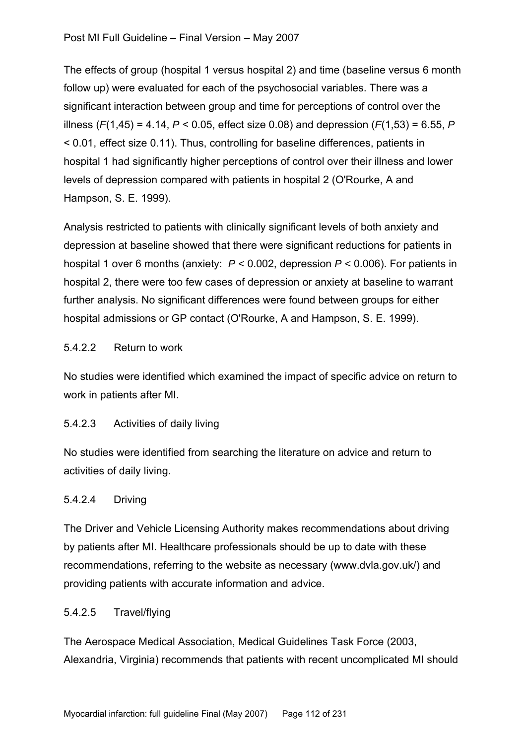The effects of group (hospital 1 versus hospital 2) and time (baseline versus 6 month follow up) were evaluated for each of the psychosocial variables. There was a significant interaction between group and time for perceptions of control over the illness ($F(1,45) = 4.14$, $P < 0.05$, effect size 0.08) and depression ($F(1,53) = 6.55$, $P < 0.01$, effect size 0.11). Thus, controlling for baseline differences, patients in hospital 1 had significantly higher perceptions of control over their illness and lower levels of depression compared with patients in hospital 2 (O'Rourke, A and Hampson, S. E. 1999).

Analysis restricted to patients with clinically significant levels of both anxiety and depression at baseline showed that there were significant reductions for patients in hospital 1 over 6 months (anxiety: $P < 0.002$, depression $P < 0.006$). For patients in hospital 2, there were too few cases of depression or anxiety at baseline to warrant further analysis. No significant differences were found between groups for either hospital admissions or GP contact (O'Rourke, A and Hampson, S. E. 1999).

#### 5.4.2.2 Return to work

No studies were identified which examined the impact of specific advice on return to work in patients after MI.

#### 5.4.2.3 Activities of daily living

No studies were identified from searching the literature on advice and return to activities of daily living.

#### 5.4.2.4 Driving

The Driver and Vehicle Licensing Authority makes recommendations about driving by patients after MI. Healthcare professionals should be up to date with these recommendations, referring to the website as necessary (www.dvla.gov.uk/) and providing patients with accurate information and advice.

#### 5.4.2.5 Travel/flying

The Aerospace Medical Association, Medical Guidelines Task Force (2003, Alexandria, Virginia) recommends that patients with recent uncomplicated MI should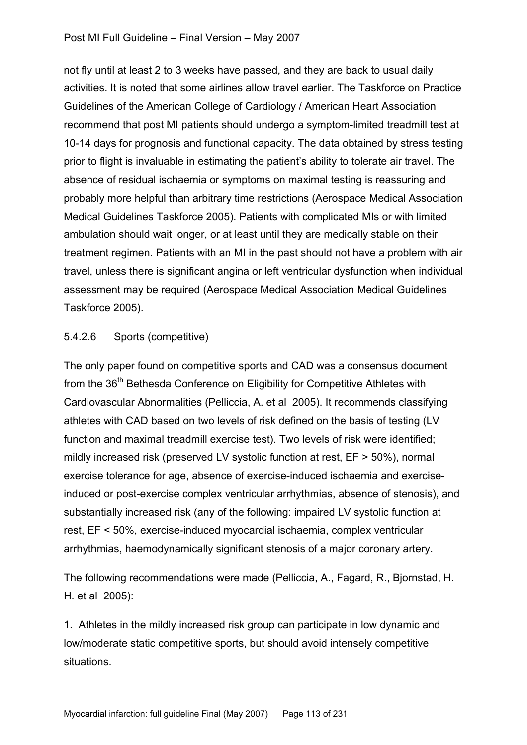not fly until at least 2 to 3 weeks have passed, and they are back to usual daily activities. It is noted that some airlines allow travel earlier. The Taskforce on Practice Guidelines of the American College of Cardiology / American Heart Association recommend that post MI patients should undergo a symptom-limited treadmill test at 10-14 days for prognosis and functional capacity. The data obtained by stress testing prior to flight is invaluable in estimating the patient's ability to tolerate air travel. The absence of residual ischaemia or symptoms on maximal testing is reassuring and probably more helpful than arbitrary time restrictions (Aerospace Medical Association Medical Guidelines Taskforce 2005). Patients with complicated MIs or with limited ambulation should wait longer, or at least until they are medically stable on their treatment regimen. Patients with an MI in the past should not have a problem with air travel, unless there is significant angina or left ventricular dysfunction when individual assessment may be required (Aerospace Medical Association Medical Guidelines Taskforce 2005).

#### 5.4.2.6 Sports (competitive)

The only paper found on competitive sports and CAD was a consensus document from the 36th Bethesda Conference on Eligibility for Competitive Athletes with Cardiovascular Abnormalities (Pelliccia, A. et al 2005). It recommends classifying athletes with CAD based on two levels of risk defined on the basis of testing (LV function and maximal treadmill exercise test). Two levels of risk were identified; mildly increased risk (preserved LV systolic function at rest, EF > 50%), normal exercise tolerance for age, absence of exercise-induced ischaemia and exercise-induced or post-exercise complex ventricular arrhythmias, absence of stenosis), and substantially increased risk (any of the following: impaired LV systolic function at rest, EF < 50%, exercise-induced myocardial ischaemia, complex ventricular arrhythmias, haemodynamically significant stenosis of a major coronary artery.

The following recommendations were made (Pelliccia, A., Fagard, R., Bjornstad, H. H. et al 2005):

1. Athletes in the mildly increased risk group can participate in low dynamic and low/moderate static competitive sports, but should avoid intensely competitive situations.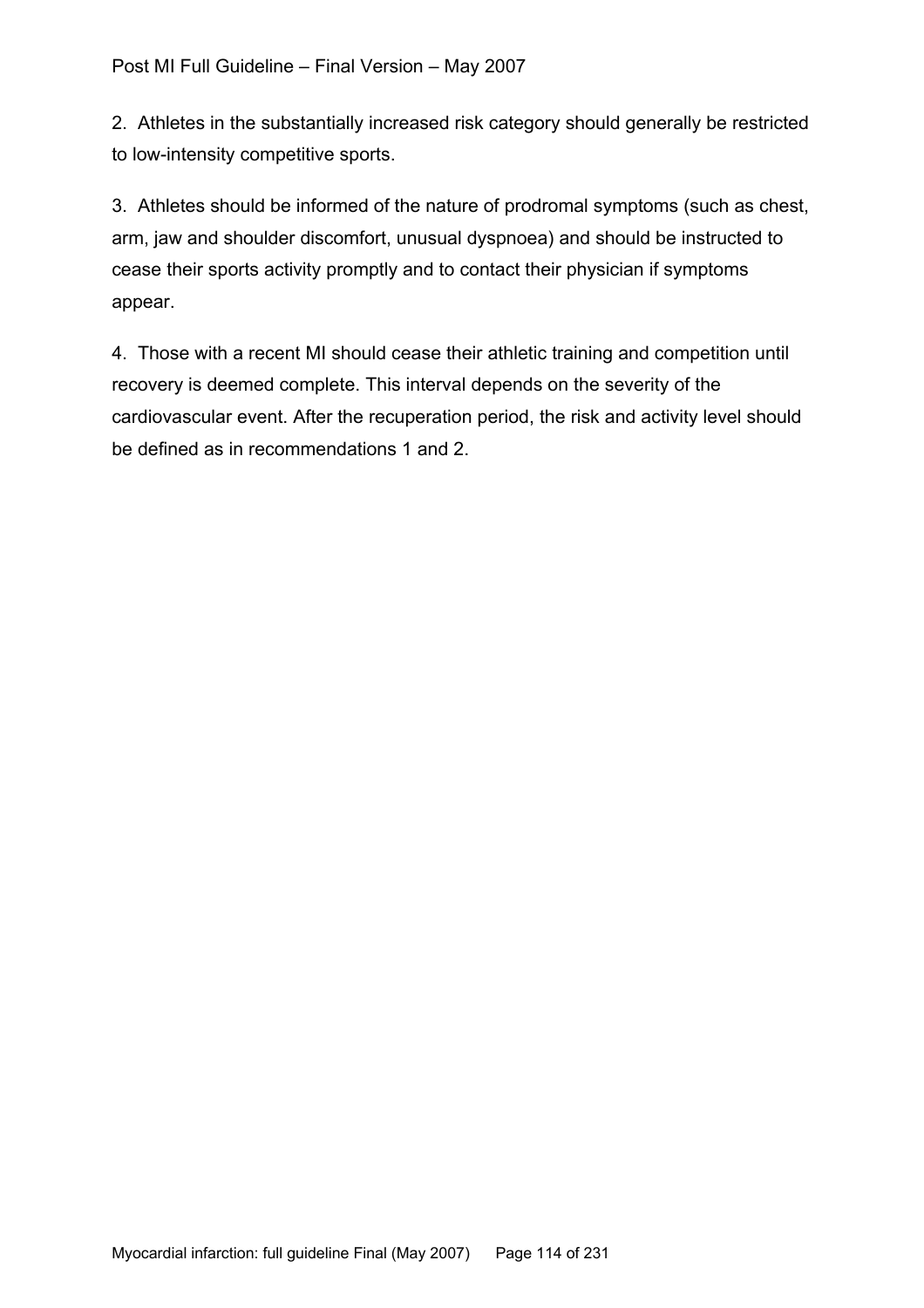2. Athletes in the substantially increased risk category should generally be restricted to low-intensity competitive sports.

3. Athletes should be informed of the nature of prodromal symptoms (such as chest, arm, jaw and shoulder discomfort, unusual dyspnoea) and should be instructed to cease their sports activity promptly and to contact their physician if symptoms appear.

4. Those with a recent MI should cease their athletic training and competition until recovery is deemed complete. This interval depends on the severity of the cardiovascular event. After the recuperation period, the risk and activity level should be defined as in recommendations 1 and 2.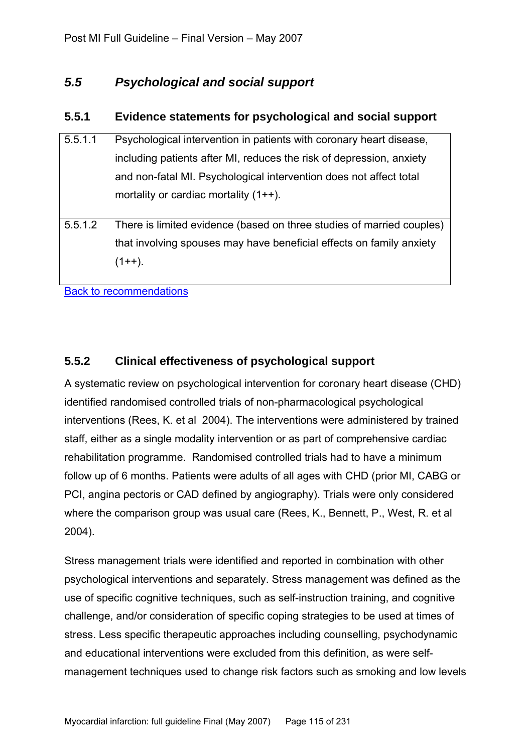## *5.5 Psychological and social support*

### 5.5.1 Evidence statements for psychological and social support

| | |
|---|---|
| 5.5.1.1 | Psychological intervention in patients with coronary heart disease, including patients after MI, reduces the risk of depression, anxiety and non-fatal MI. Psychological intervention does not affect total mortality or cardiac mortality (1++). |
| 5.5.1.2 | There is limited evidence (based on three studies of married couples) that involving spouses may have beneficial effects on family anxiety (1++). |

Back to recommendations

### 5.5.2 Clinical effectiveness of psychological support

A systematic review on psychological intervention for coronary heart disease (CHD) identified randomised controlled trials of non-pharmacological psychological interventions (Rees, K. et al 2004). The interventions were administered by trained staff, either as a single modality intervention or as part of comprehensive cardiac rehabilitation programme. Randomised controlled trials had to have a minimum follow up of 6 months. Patients were adults of all ages with CHD (prior MI, CABG or PCI, angina pectoris or CAD defined by angiography). Trials were only considered where the comparison group was usual care (Rees, K., Bennett, P., West, R. et al 2004).

Stress management trials were identified and reported in combination with other psychological interventions and separately. Stress management was defined as the use of specific cognitive techniques, such as self-instruction training, and cognitive challenge, and/or consideration of specific coping strategies to be used at times of stress. Less specific therapeutic approaches including counselling, psychodynamic and educational interventions were excluded from this definition, as were self-management techniques used to change risk factors such as smoking and low levels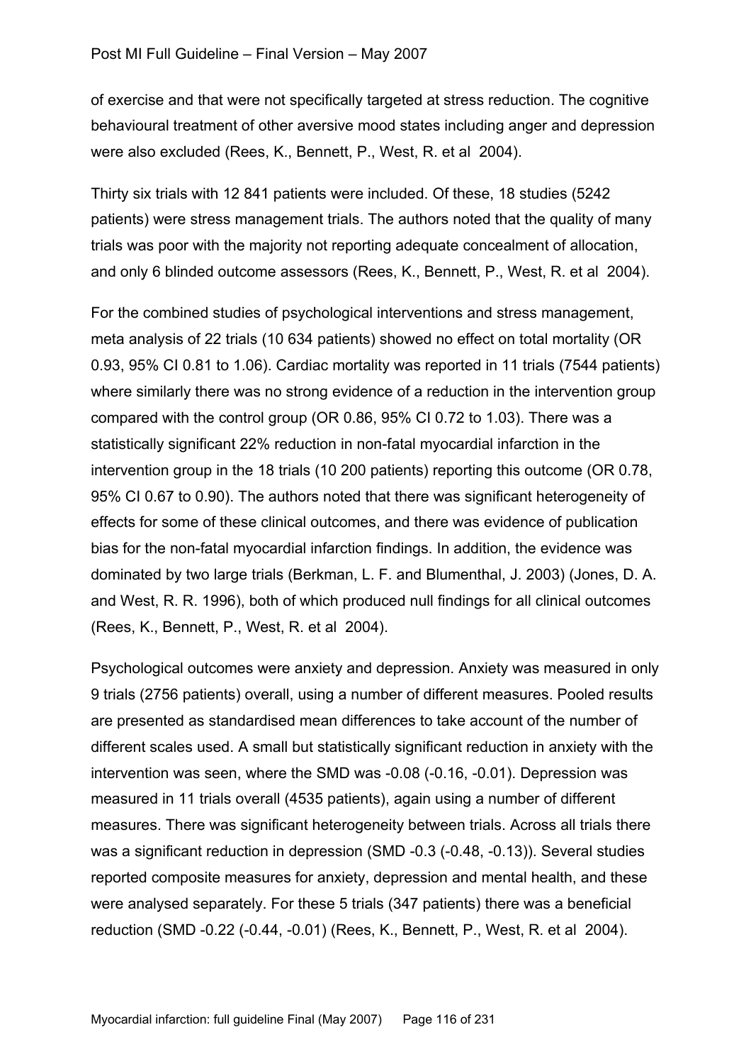of exercise and that were not specifically targeted at stress reduction. The cognitive behavioural treatment of other aversive mood states including anger and depression were also excluded (Rees, K., Bennett, P., West, R. et al 2004).

Thirty six trials with 12 841 patients were included. Of these, 18 studies (5242 patients) were stress management trials. The authors noted that the quality of many trials was poor with the majority not reporting adequate concealment of allocation, and only 6 blinded outcome assessors (Rees, K., Bennett, P., West, R. et al 2004).

For the combined studies of psychological interventions and stress management, meta analysis of 22 trials (10 634 patients) showed no effect on total mortality (OR 0.93, 95% CI 0.81 to 1.06). Cardiac mortality was reported in 11 trials (7544 patients) where similarly there was no strong evidence of a reduction in the intervention group compared with the control group (OR 0.86, 95% CI 0.72 to 1.03). There was a statistically significant 22% reduction in non-fatal myocardial infarction in the intervention group in the 18 trials (10 200 patients) reporting this outcome (OR 0.78, 95% CI 0.67 to 0.90). The authors noted that there was significant heterogeneity of effects for some of these clinical outcomes, and there was evidence of publication bias for the non-fatal myocardial infarction findings. In addition, the evidence was dominated by two large trials (Berkman, L. F. and Blumenthal, J. 2003) (Jones, D. A. and West, R. R. 1996), both of which produced null findings for all clinical outcomes (Rees, K., Bennett, P., West, R. et al 2004).

Psychological outcomes were anxiety and depression. Anxiety was measured in only 9 trials (2756 patients) overall, using a number of different measures. Pooled results are presented as standardised mean differences to take account of the number of different scales used. A small but statistically significant reduction in anxiety with the intervention was seen, where the SMD was -0.08 (-0.16, -0.01). Depression was measured in 11 trials overall (4535 patients), again using a number of different measures. There was significant heterogeneity between trials. Across all trials there was a significant reduction in depression (SMD -0.3 (-0.48, -0.13)). Several studies reported composite measures for anxiety, depression and mental health, and these were analysed separately. For these 5 trials (347 patients) there was a beneficial reduction (SMD -0.22 (-0.44, -0.01) (Rees, K., Bennett, P., West, R. et al 2004).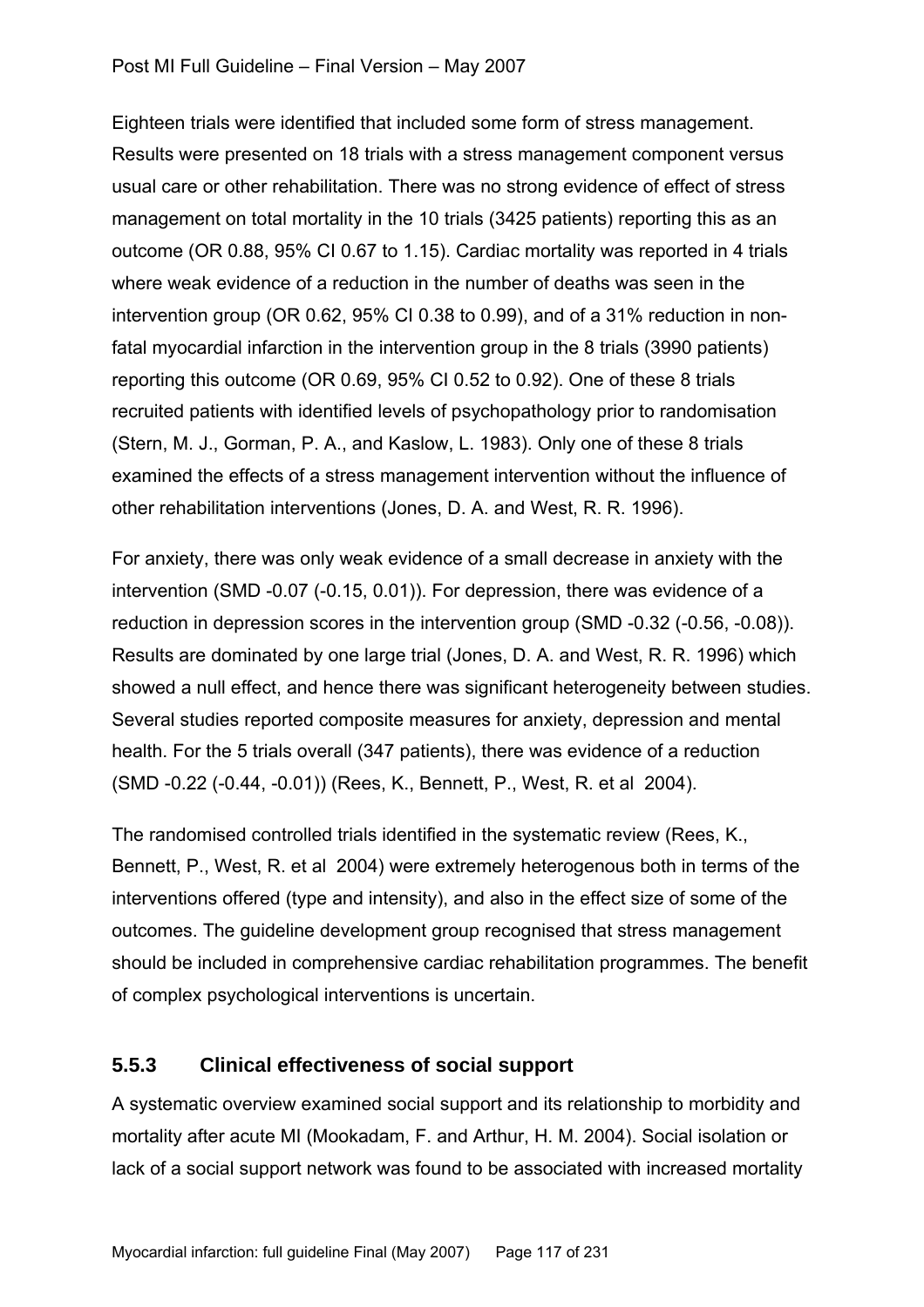Eighteen trials were identified that included some form of stress management. Results were presented on 18 trials with a stress management component versus usual care or other rehabilitation. There was no strong evidence of effect of stress management on total mortality in the 10 trials (3425 patients) reporting this as an outcome (OR 0.88, 95% CI 0.67 to 1.15). Cardiac mortality was reported in 4 trials where weak evidence of a reduction in the number of deaths was seen in the intervention group (OR 0.62, 95% CI 0.38 to 0.99), and of a 31% reduction in non-fatal myocardial infarction in the intervention group in the 8 trials (3990 patients) reporting this outcome (OR 0.69, 95% CI 0.52 to 0.92). One of these 8 trials recruited patients with identified levels of psychopathology prior to randomisation (Stern, M. J., Gorman, P. A., and Kaslow, L. 1983). Only one of these 8 trials examined the effects of a stress management intervention without the influence of other rehabilitation interventions (Jones, D. A. and West, R. R. 1996).

For anxiety, there was only weak evidence of a small decrease in anxiety with the intervention (SMD -0.07 (-0.15, 0.01)). For depression, there was evidence of a reduction in depression scores in the intervention group (SMD -0.32 (-0.56, -0.08)). Results are dominated by one large trial (Jones, D. A. and West, R. R. 1996) which showed a null effect, and hence there was significant heterogeneity between studies. Several studies reported composite measures for anxiety, depression and mental health. For the 5 trials overall (347 patients), there was evidence of a reduction (SMD -0.22 (-0.44, -0.01)) (Rees, K., Bennett, P., West, R. et al 2004).

The randomised controlled trials identified in the systematic review (Rees, K., Bennett, P., West, R. et al 2004) were extremely heterogenous both in terms of the interventions offered (type and intensity), and also in the effect size of some of the outcomes. The guideline development group recognised that stress management should be included in comprehensive cardiac rehabilitation programmes. The benefit of complex psychological interventions is uncertain.

### 5.5.3 Clinical effectiveness of social support

A systematic overview examined social support and its relationship to morbidity and mortality after acute MI (Mookadam, F. and Arthur, H. M. 2004). Social isolation or lack of a social support network was found to be associated with increased mortality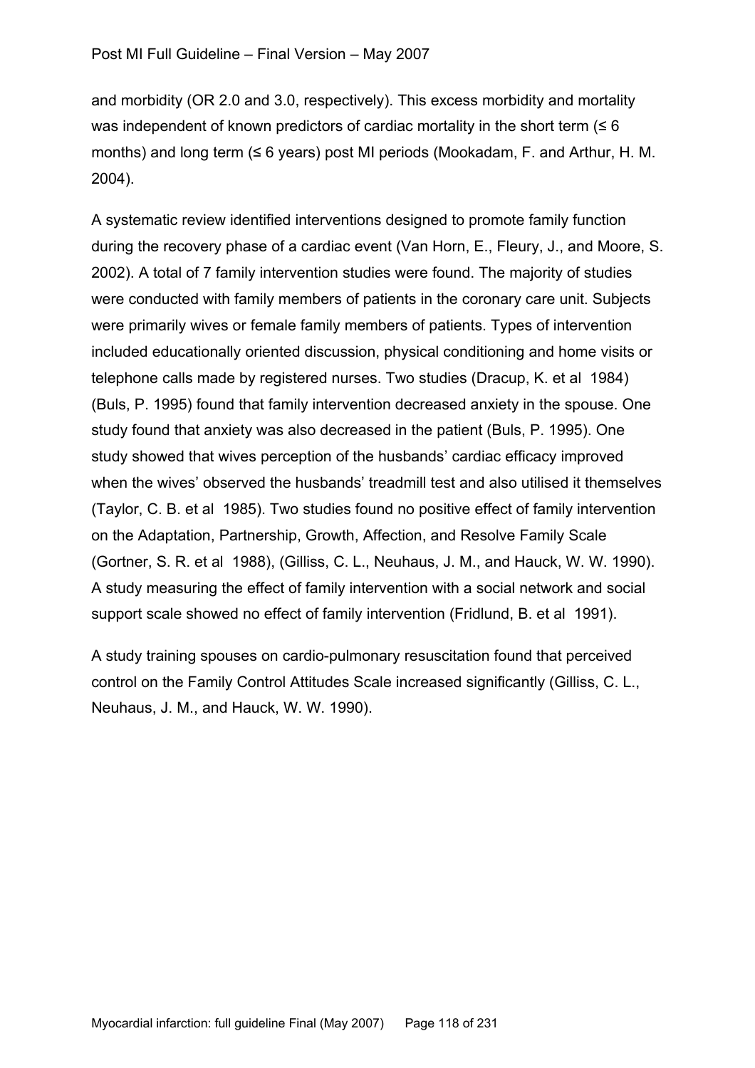and morbidity (OR 2.0 and 3.0, respectively). This excess morbidity and mortality was independent of known predictors of cardiac mortality in the short term (≤ 6 months) and long term (≤ 6 years) post MI periods (Mookadam, F. and Arthur, H. M. 2004).

A systematic review identified interventions designed to promote family function during the recovery phase of a cardiac event (Van Horn, E., Fleury, J., and Moore, S. 2002). A total of 7 family intervention studies were found. The majority of studies were conducted with family members of patients in the coronary care unit. Subjects were primarily wives or female family members of patients. Types of intervention included educationally oriented discussion, physical conditioning and home visits or telephone calls made by registered nurses. Two studies (Dracup, K. et al 1984) (Buls, P. 1995) found that family intervention decreased anxiety in the spouse. One study found that anxiety was also decreased in the patient (Buls, P. 1995). One study showed that wives perception of the husbands' cardiac efficacy improved when the wives' observed the husbands' treadmill test and also utilised it themselves (Taylor, C. B. et al 1985). Two studies found no positive effect of family intervention on the Adaptation, Partnership, Growth, Affection, and Resolve Family Scale (Gortner, S. R. et al 1988), (Gilliss, C. L., Neuhaus, J. M., and Hauck, W. W. 1990). A study measuring the effect of family intervention with a social network and social support scale showed no effect of family intervention (Fridlund, B. et al 1991).

A study training spouses on cardio-pulmonary resuscitation found that perceived control on the Family Control Attitudes Scale increased significantly (Gilliss, C. L., Neuhaus, J. M., and Hauck, W. W. 1990).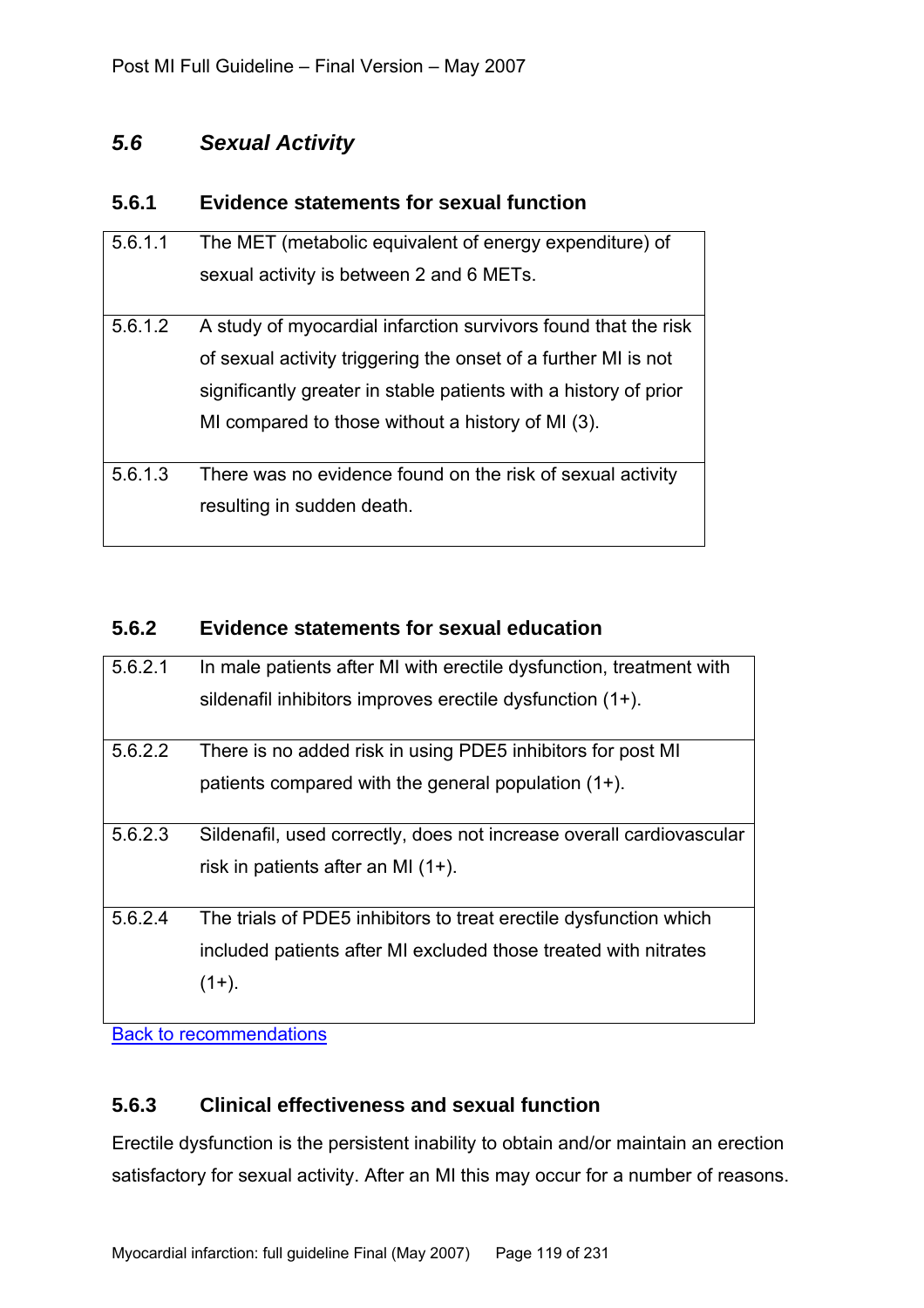## *5.6 Sexual Activity*

### 5.6.1 Evidence statements for sexual function

| | |
|---|---|
| 5.6.1.1 | The MET (metabolic equivalent of energy expenditure) of sexual activity is between 2 and 6 METs. |
| 5.6.1.2 | A study of myocardial infarction survivors found that the risk of sexual activity triggering the onset of a further MI is not significantly greater in stable patients with a history of prior MI compared to those without a history of MI (3). |
| 5.6.1.3 | There was no evidence found on the risk of sexual activity resulting in sudden death. |

### 5.6.2 Evidence statements for sexual education

| | |
|---|---|
| 5.6.2.1 | In male patients after MI with erectile dysfunction, treatment with sildenafil inhibitors improves erectile dysfunction (1+). |
| 5.6.2.2 | There is no added risk in using PDE5 inhibitors for post MI patients compared with the general population (1+). |
| 5.6.2.3 | Sildenafil, used correctly, does not increase overall cardiovascular risk in patients after an MI (1+). |
| 5.6.2.4 | The trials of PDE5 inhibitors to treat erectile dysfunction which included patients after MI excluded those treated with nitrates (1+). |

Back to recommendations

### 5.6.3 Clinical effectiveness and sexual function

Erectile dysfunction is the persistent inability to obtain and/or maintain an erection satisfactory for sexual activity. After an MI this may occur for a number of reasons.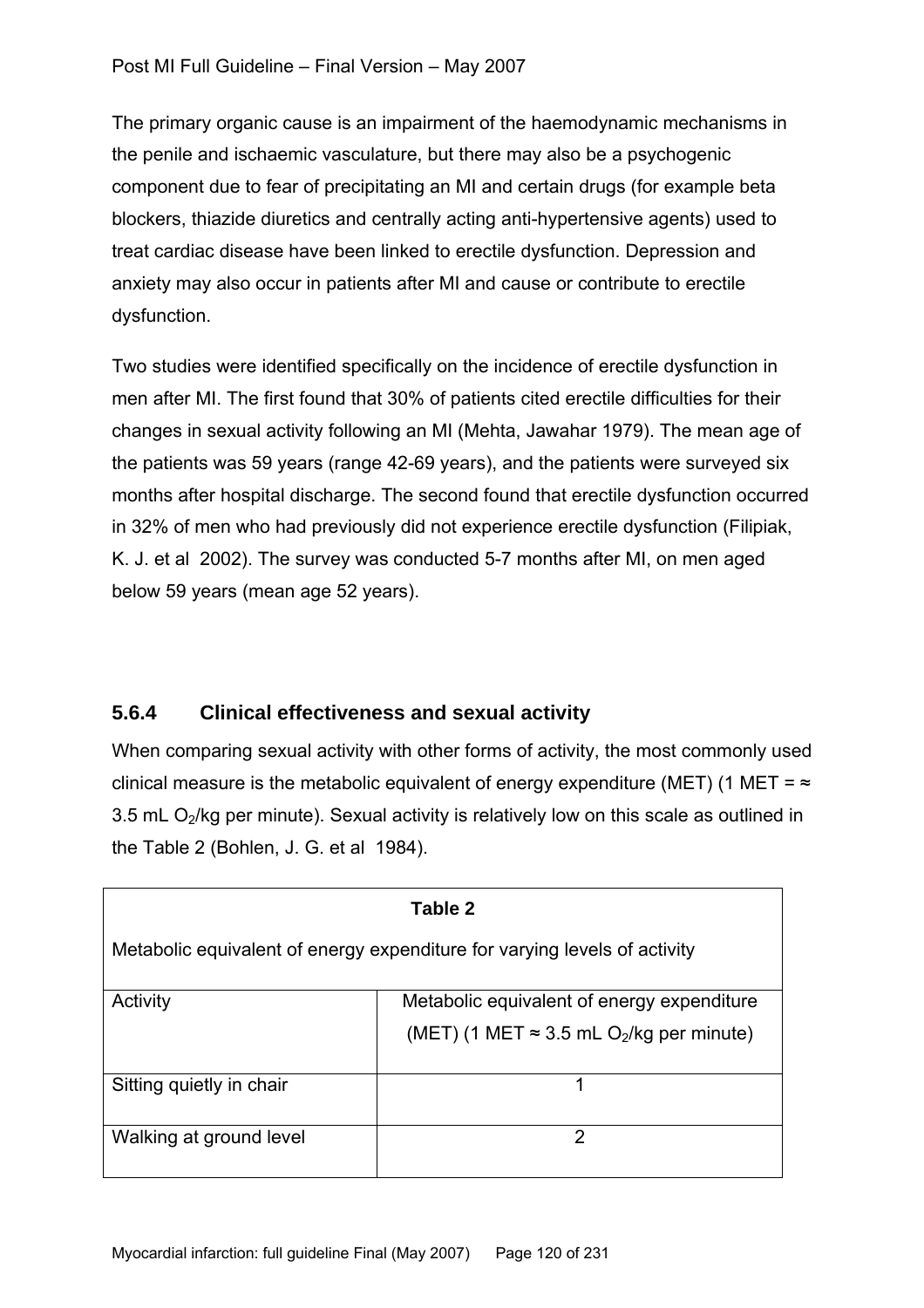The primary organic cause is an impairment of the haemodynamic mechanisms in the penile and ischaemic vasculature, but there may also be a psychogenic component due to fear of precipitating an MI and certain drugs (for example beta blockers, thiazide diuretics and centrally acting anti-hypertensive agents) used to treat cardiac disease have been linked to erectile dysfunction. Depression and anxiety may also occur in patients after MI and cause or contribute to erectile dysfunction.

Two studies were identified specifically on the incidence of erectile dysfunction in men after MI. The first found that 30% of patients cited erectile difficulties for their changes in sexual activity following an MI (Mehta, Jawahar 1979). The mean age of the patients was 59 years (range 42-69 years), and the patients were surveyed six months after hospital discharge. The second found that erectile dysfunction occurred in 32% of men who had previously did not experience erectile dysfunction (Filipiak, K. J. et al 2002). The survey was conducted 5-7 months after MI, on men aged below 59 years (mean age 52 years).

### 5.6.4 Clinical effectiveness and sexual activity

When comparing sexual activity with other forms of activity, the most commonly used clinical measure is the metabolic equivalent of energy expenditure (MET) (1 MET = ≈ 3.5 mL $O_2$/kg per minute). Sexual activity is relatively low on this scale as outlined in the Table 2 (Bohlen, J. G. et al 1984).

**Table 2**

Metabolic equivalent of energy expenditure for varying levels of activity

| Activity | Metabolic equivalent of energy expenditure (MET) (1 MET ≈ 3.5 mL $O_2$/kg per minute) |
|---|---|
| Sitting quietly in chair | 1 |
| Walking at ground level | 2 |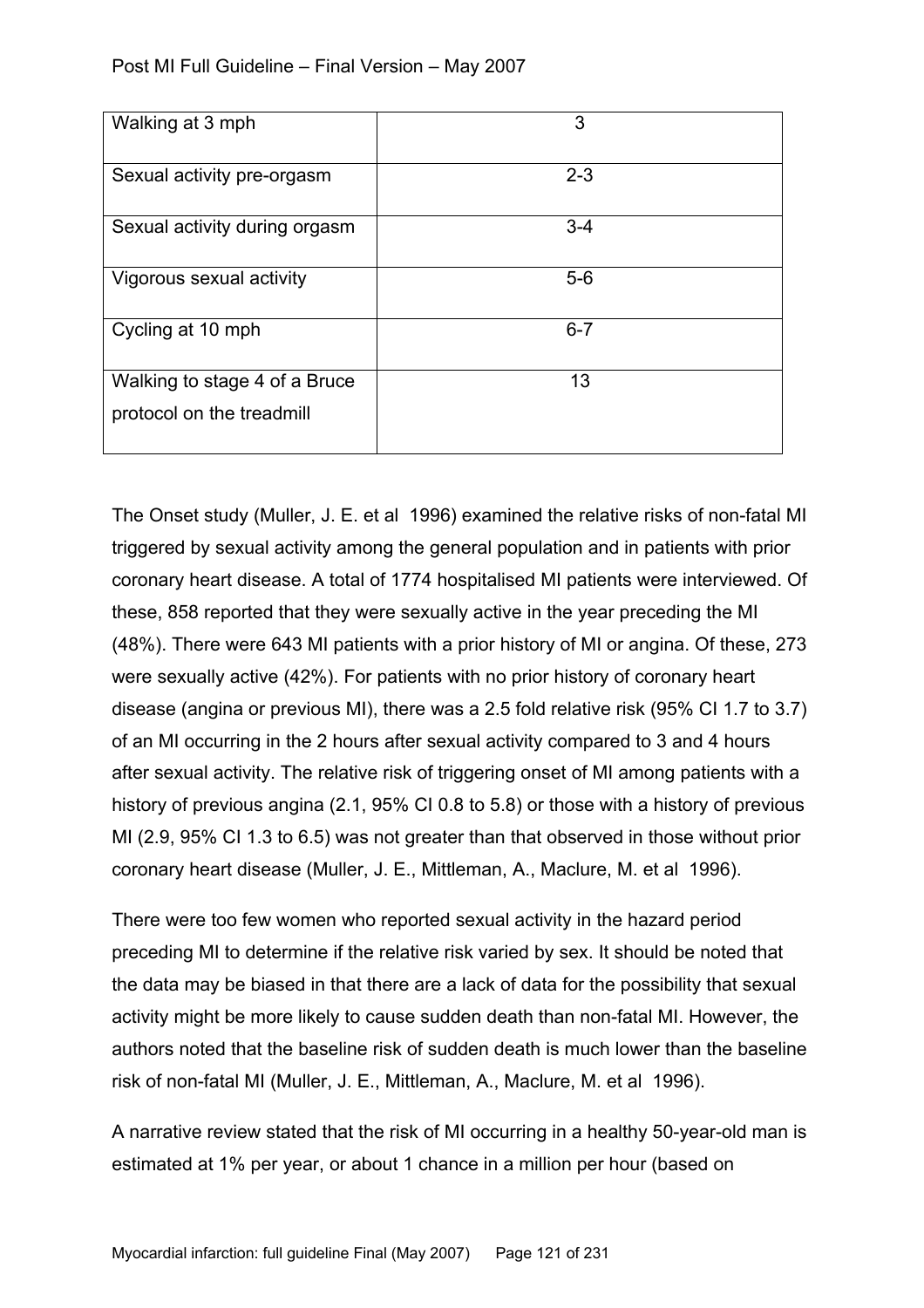| Walking at 3 mph | 3 |
|---|---|
| Sexual activity pre-orgasm | 2-3 |
| Sexual activity during orgasm | 3-4 |
| Vigorous sexual activity | 5-6 |
| Cycling at 10 mph | 6-7 |
| Walking to stage 4 of a Bruce protocol on the treadmill | 13 |

The Onset study (Muller, J. E. et al 1996) examined the relative risks of non-fatal MI triggered by sexual activity among the general population and in patients with prior coronary heart disease. A total of 1774 hospitalised MI patients were interviewed. Of these, 858 reported that they were sexually active in the year preceding the MI (48%). There were 643 MI patients with a prior history of MI or angina. Of these, 273 were sexually active (42%). For patients with no prior history of coronary heart disease (angina or previous MI), there was a 2.5 fold relative risk (95% CI 1.7 to 3.7) of an MI occurring in the 2 hours after sexual activity compared to 3 and 4 hours after sexual activity. The relative risk of triggering onset of MI among patients with a history of previous angina (2.1, 95% CI 0.8 to 5.8) or those with a history of previous MI (2.9, 95% CI 1.3 to 6.5) was not greater than that observed in those without prior coronary heart disease (Muller, J. E., Mittleman, A., Maclure, M. et al 1996).

There were too few women who reported sexual activity in the hazard period preceding MI to determine if the relative risk varied by sex. It should be noted that the data may be biased in that there are a lack of data for the possibility that sexual activity might be more likely to cause sudden death than non-fatal MI. However, the authors noted that the baseline risk of sudden death is much lower than the baseline risk of non-fatal MI (Muller, J. E., Mittleman, A., Maclure, M. et al 1996).

A narrative review stated that the risk of MI occurring in a healthy 50-year-old man is estimated at 1% per year, or about 1 chance in a million per hour (based on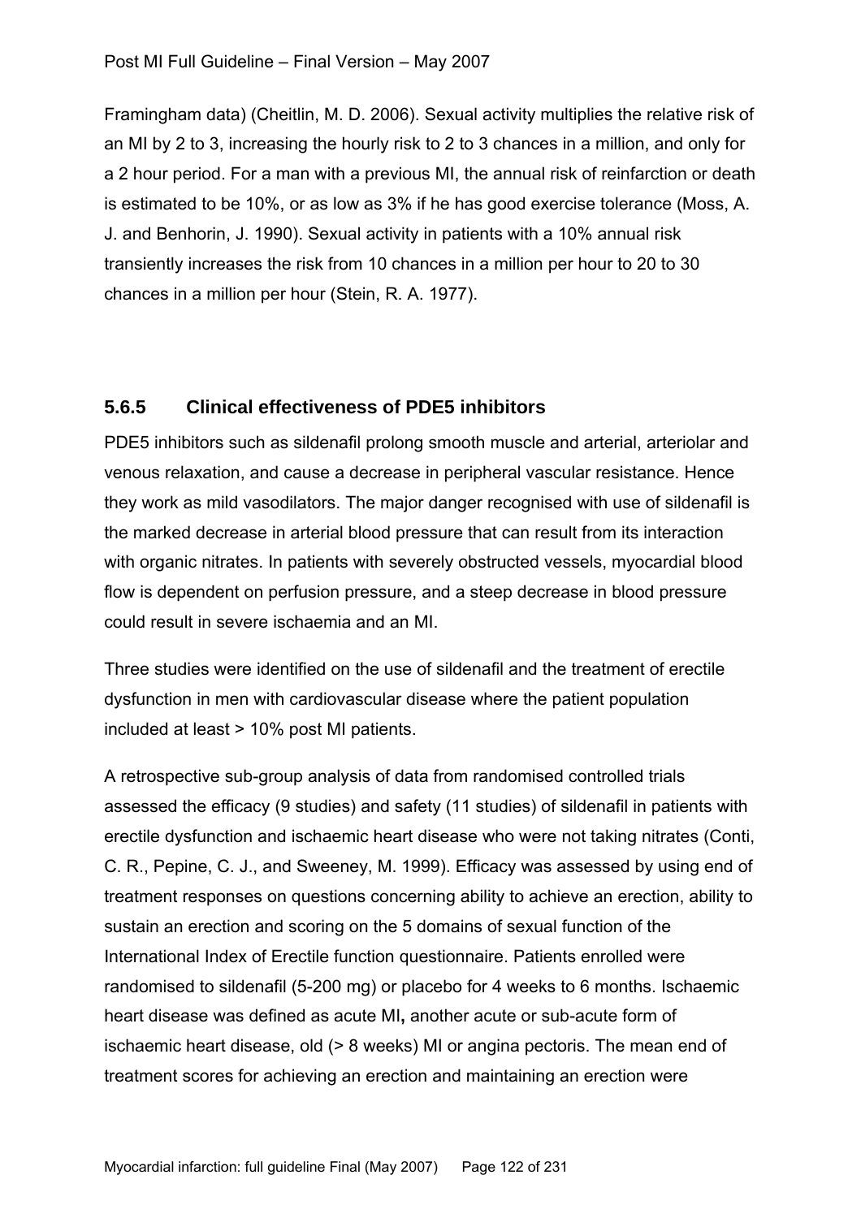Framingham data) (Cheitlin, M. D. 2006). Sexual activity multiplies the relative risk of an MI by 2 to 3, increasing the hourly risk to 2 to 3 chances in a million, and only for a 2 hour period. For a man with a previous MI, the annual risk of reinfarction or death is estimated to be 10%, or as low as 3% if he has good exercise tolerance (Moss, A. J. and Benhorin, J. 1990). Sexual activity in patients with a 10% annual risk transiently increases the risk from 10 chances in a million per hour to 20 to 30 chances in a million per hour (Stein, R. A. 1977).

### 5.6.5 Clinical effectiveness of PDE5 inhibitors

PDE5 inhibitors such as sildenafil prolong smooth muscle and arterial, arteriolar and venous relaxation, and cause a decrease in peripheral vascular resistance. Hence they work as mild vasodilators. The major danger recognised with use of sildenafil is the marked decrease in arterial blood pressure that can result from its interaction with organic nitrates. In patients with severely obstructed vessels, myocardial blood flow is dependent on perfusion pressure, and a steep decrease in blood pressure could result in severe ischaemia and an MI.

Three studies were identified on the use of sildenafil and the treatment of erectile dysfunction in men with cardiovascular disease where the patient population included at least > 10% post MI patients.

A retrospective sub-group analysis of data from randomised controlled trials assessed the efficacy (9 studies) and safety (11 studies) of sildenafil in patients with erectile dysfunction and ischaemic heart disease who were not taking nitrates (Conti, C. R., Pepine, C. J., and Sweeney, M. 1999). Efficacy was assessed by using end of treatment responses on questions concerning ability to achieve an erection, ability to sustain an erection and scoring on the 5 domains of sexual function of the International Index of Erectile function questionnaire. Patients enrolled were randomised to sildenafil (5-200 mg) or placebo for 4 weeks to 6 months. Ischaemic heart disease was defined as acute MI**,** another acute or sub-acute form of ischaemic heart disease, old (> 8 weeks) MI or angina pectoris. The mean end of treatment scores for achieving an erection and maintaining an erection were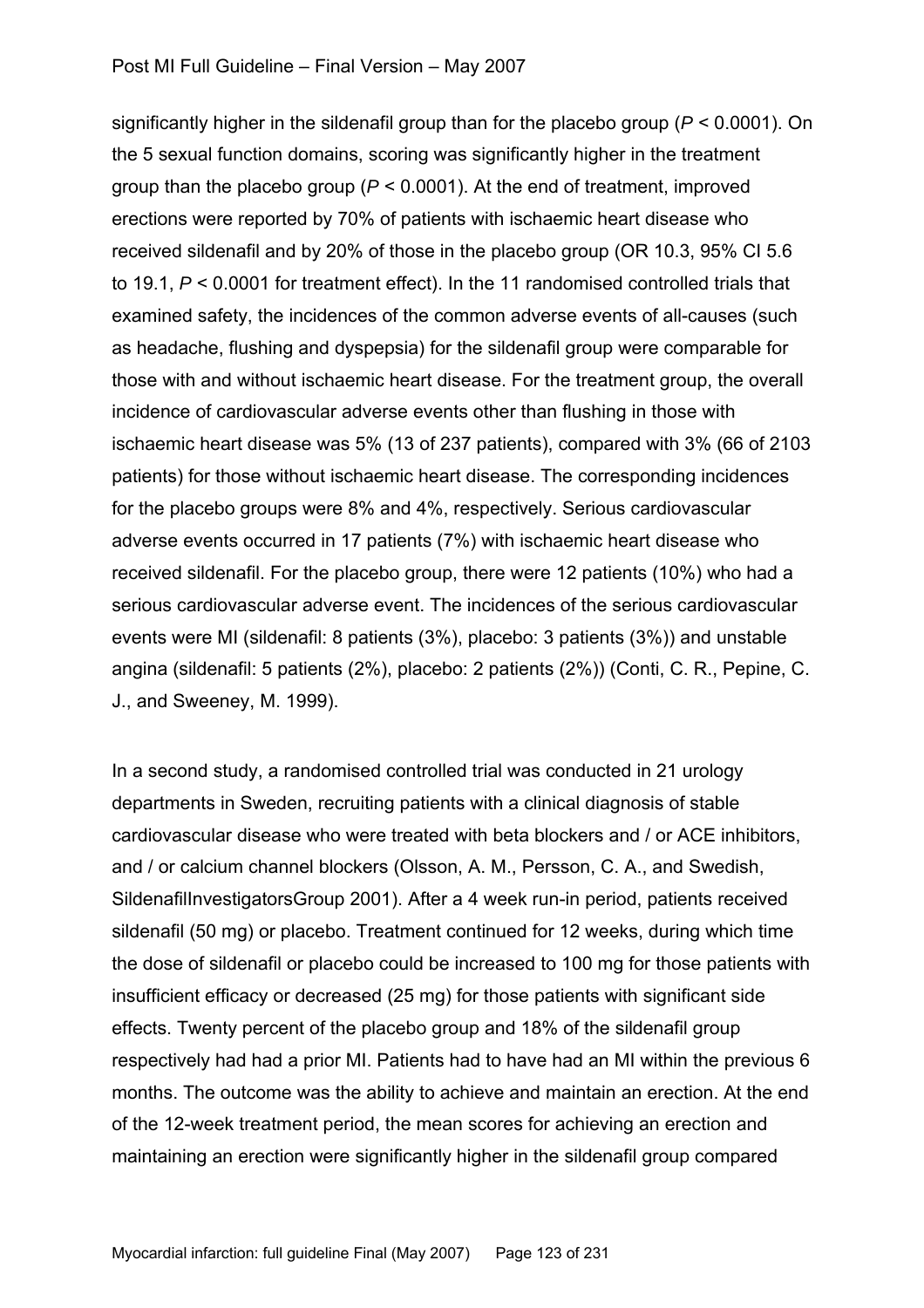significantly higher in the sildenafil group than for the placebo group ($P < 0.0001$). On the 5 sexual function domains, scoring was significantly higher in the treatment group than the placebo group ($P < 0.0001$). At the end of treatment, improved erections were reported by 70% of patients with ischaemic heart disease who received sildenafil and by 20% of those in the placebo group (OR 10.3, 95% CI 5.6 to 19.1, $P < 0.0001$ for treatment effect). In the 11 randomised controlled trials that examined safety, the incidences of the common adverse events of all-causes (such as headache, flushing and dyspepsia) for the sildenafil group were comparable for those with and without ischaemic heart disease. For the treatment group, the overall incidence of cardiovascular adverse events other than flushing in those with ischaemic heart disease was 5% (13 of 237 patients), compared with 3% (66 of 2103 patients) for those without ischaemic heart disease. The corresponding incidences for the placebo groups were 8% and 4%, respectively. Serious cardiovascular adverse events occurred in 17 patients (7%) with ischaemic heart disease who received sildenafil. For the placebo group, there were 12 patients (10%) who had a serious cardiovascular adverse event. The incidences of the serious cardiovascular events were MI (sildenafil: 8 patients (3%), placebo: 3 patients (3%)) and unstable angina (sildenafil: 5 patients (2%), placebo: 2 patients (2%)) (Conti, C. R., Pepine, C. J., and Sweeney, M. 1999).

In a second study, a randomised controlled trial was conducted in 21 urology departments in Sweden, recruiting patients with a clinical diagnosis of stable cardiovascular disease who were treated with beta blockers and / or ACE inhibitors, and / or calcium channel blockers (Olsson, A. M., Persson, C. A., and Swedish, SildenafilInvestigatorsGroup 2001). After a 4 week run-in period, patients received sildenafil (50 mg) or placebo. Treatment continued for 12 weeks, during which time the dose of sildenafil or placebo could be increased to 100 mg for those patients with insufficient efficacy or decreased (25 mg) for those patients with significant side effects. Twenty percent of the placebo group and 18% of the sildenafil group respectively had had a prior MI. Patients had to have had an MI within the previous 6 months. The outcome was the ability to achieve and maintain an erection. At the end of the 12-week treatment period, the mean scores for achieving an erection and maintaining an erection were significantly higher in the sildenafil group compared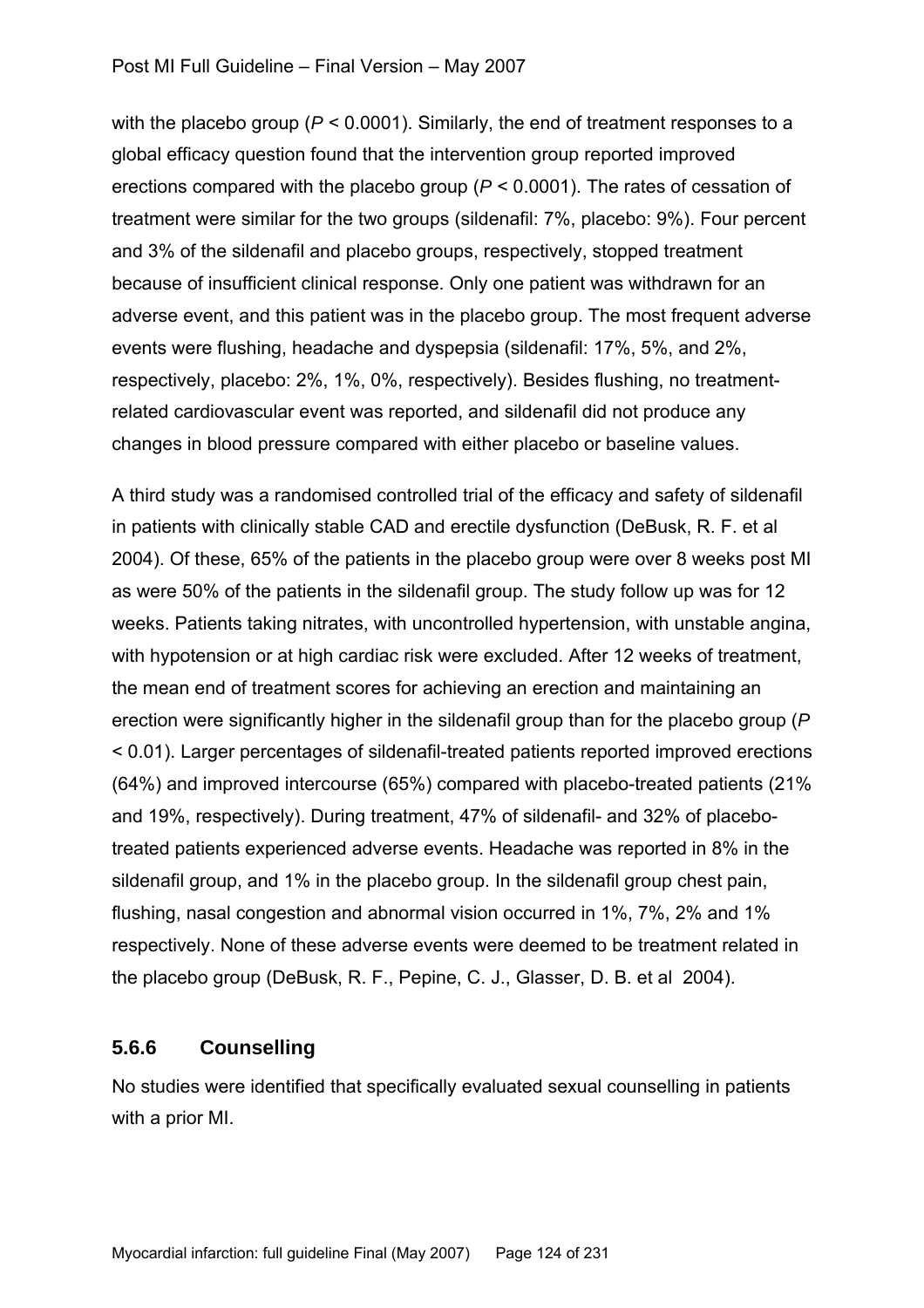with the placebo group (*P* < 0.0001). Similarly, the end of treatment responses to a global efficacy question found that the intervention group reported improved erections compared with the placebo group (*P* < 0.0001). The rates of cessation of treatment were similar for the two groups (sildenafil: 7%, placebo: 9%). Four percent and 3% of the sildenafil and placebo groups, respectively, stopped treatment because of insufficient clinical response. Only one patient was withdrawn for an adverse event, and this patient was in the placebo group. The most frequent adverse events were flushing, headache and dyspepsia (sildenafil: 17%, 5%, and 2%, respectively, placebo: 2%, 1%, 0%, respectively). Besides flushing, no treatment-related cardiovascular event was reported, and sildenafil did not produce any changes in blood pressure compared with either placebo or baseline values.

A third study was a randomised controlled trial of the efficacy and safety of sildenafil in patients with clinically stable CAD and erectile dysfunction (DeBusk, R. F. et al 2004). Of these, 65% of the patients in the placebo group were over 8 weeks post MI as were 50% of the patients in the sildenafil group. The study follow up was for 12 weeks. Patients taking nitrates, with uncontrolled hypertension, with unstable angina, with hypotension or at high cardiac risk were excluded. After 12 weeks of treatment, the mean end of treatment scores for achieving an erection and maintaining an erection were significantly higher in the sildenafil group than for the placebo group (*P* < 0.01). Larger percentages of sildenafil-treated patients reported improved erections (64%) and improved intercourse (65%) compared with placebo-treated patients (21% and 19%, respectively). During treatment, 47% of sildenafil- and 32% of placebo-treated patients experienced adverse events. Headache was reported in 8% in the sildenafil group, and 1% in the placebo group. In the sildenafil group chest pain, flushing, nasal congestion and abnormal vision occurred in 1%, 7%, 2% and 1% respectively. None of these adverse events were deemed to be treatment related in the placebo group (DeBusk, R. F., Pepine, C. J., Glasser, D. B. et al 2004).

### 5.6.6 Counselling

No studies were identified that specifically evaluated sexual counselling in patients with a prior MI.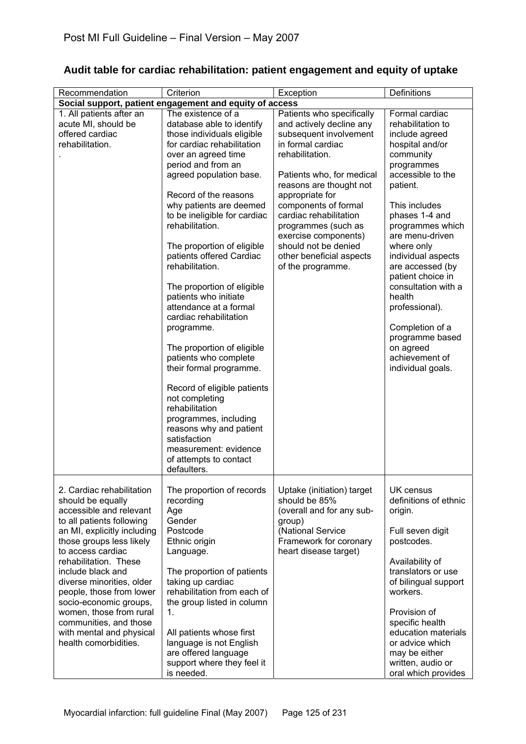## Audit table for cardiac rehabilitation: patient engagement and equity of uptake

| Recommendation | Criterion | Exception | Definitions |
|---|---|---|---|
| **Social support, patient engagement and equity of access** | | | |
| 1. All patients after an acute MI, should be offered cardiac rehabilitation.<br>. | The existence of a database able to identify those individuals eligible for cardiac rehabilitation over an agreed time period and from an agreed population base.<br><br>Record of the reasons why patients are deemed to be ineligible for cardiac rehabilitation.<br><br>The proportion of eligible patients offered Cardiac rehabilitation.<br><br>The proportion of eligible patients who initiate attendance at a formal cardiac rehabilitation programme.<br><br>The proportion of eligible patients who complete their formal programme.<br><br>Record of eligible patients not completing rehabilitation programmes, including reasons why and patient satisfaction measurement: evidence of attempts to contact defaulters. | Patients who specifically and actively decline any subsequent involvement in formal cardiac rehabilitation.<br><br>Patients who, for medical reasons are thought not appropriate for components of formal cardiac rehabilitation programmes (such as exercise components) should not be denied other beneficial aspects of the programme. | Formal cardiac rehabilitation to include agreed hospital and/or community programmes accessible to the patient.<br><br>This includes phases 1-4 and programmes which are menu-driven where only individual aspects are accessed (by patient choice in consultation with a health professional).<br><br>Completion of a programme based on agreed achievement of individual goals. |
| 2. Cardiac rehabilitation should be equally accessible and relevant to all patients following an MI, explicitly including those groups less likely to access cardiac rehabilitation. These include black and diverse minorities, older people, those from lower socio-economic groups, women, those from rural communities, and those with mental and physical health comorbidities. | The proportion of records recording<br>Age<br>Gender<br>Postcode<br>Ethnic origin<br>Language.<br><br>The proportion of patients taking up cardiac rehabilitation from each of the group listed in column 1.<br><br>All patients whose first language is not English are offered language support where they feel it is needed. | Uptake (initiation) target should be 85% (overall and for any sub-group)<br>(National Service Framework for coronary heart disease target) | UK census definitions of ethnic origin.<br><br>Full seven digit postcodes.<br><br>Availability of translators or use of bilingual support workers.<br><br>Provision of specific health education materials or advice which may be either written, audio or oral which provides |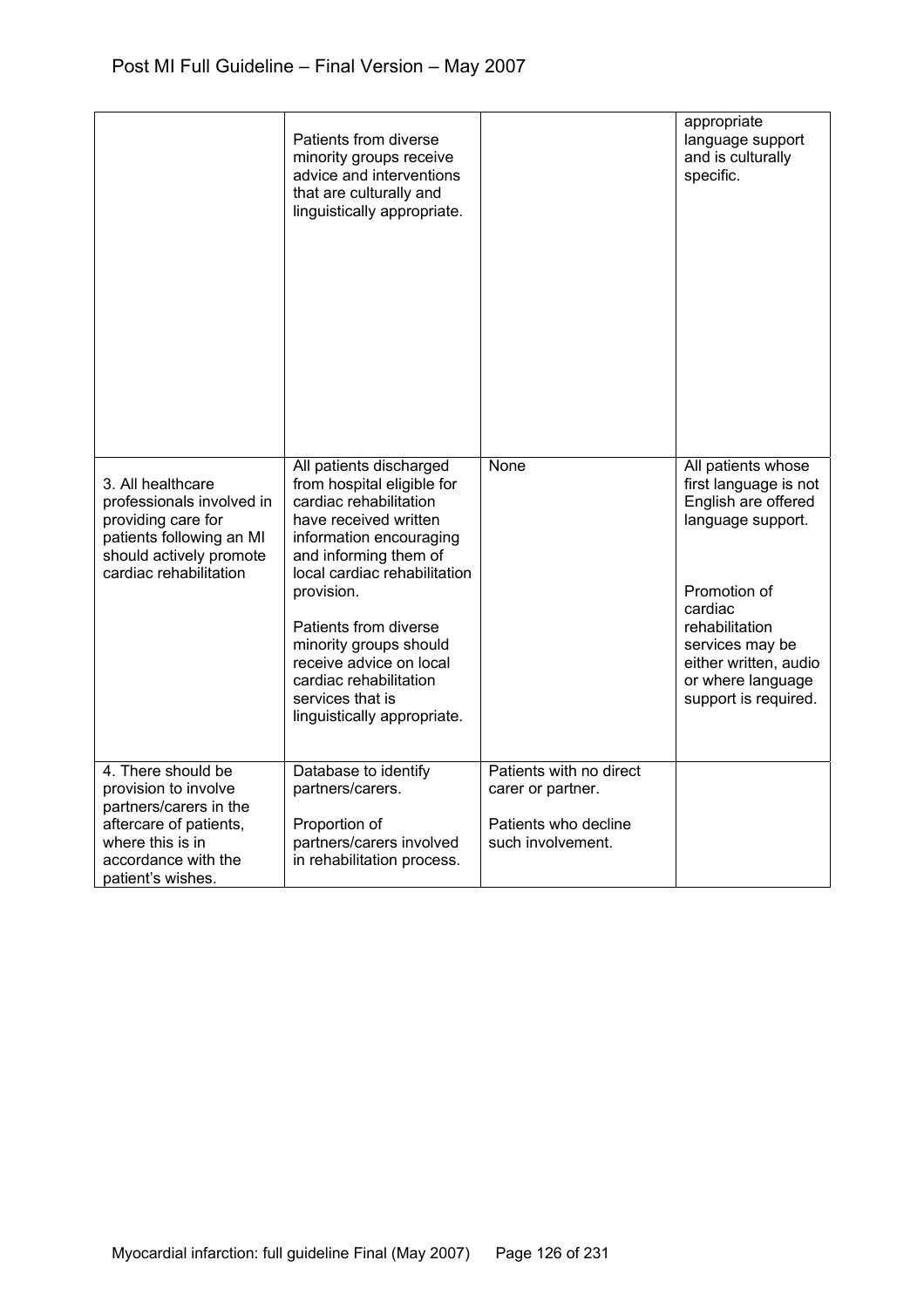| | | | |
|---|---|---|---|
| | Patients from diverse minority groups receive advice and interventions that are culturally and linguistically appropriate. | | appropriate language support and is culturally specific. |
| 3. All healthcare professionals involved in providing care for patients following an MI should actively promote cardiac rehabilitation | All patients discharged from hospital eligible for cardiac rehabilitation have received written information encouraging and informing them of local cardiac rehabilitation provision.<br><br>Patients from diverse minority groups should receive advice on local cardiac rehabilitation services that is linguistically appropriate. | None | All patients whose first language is not English are offered language support.<br><br>Promotion of cardiac rehabilitation services may be either written, audio or where language support is required. |
| 4. There should be provision to involve partners/carers in the aftercare of patients, where this is in accordance with the patient's wishes. | Database to identify partners/carers.<br><br>Proportion of partners/carers involved in rehabilitation process. | Patients with no direct carer or partner.<br><br>Patients who decline such involvement. | |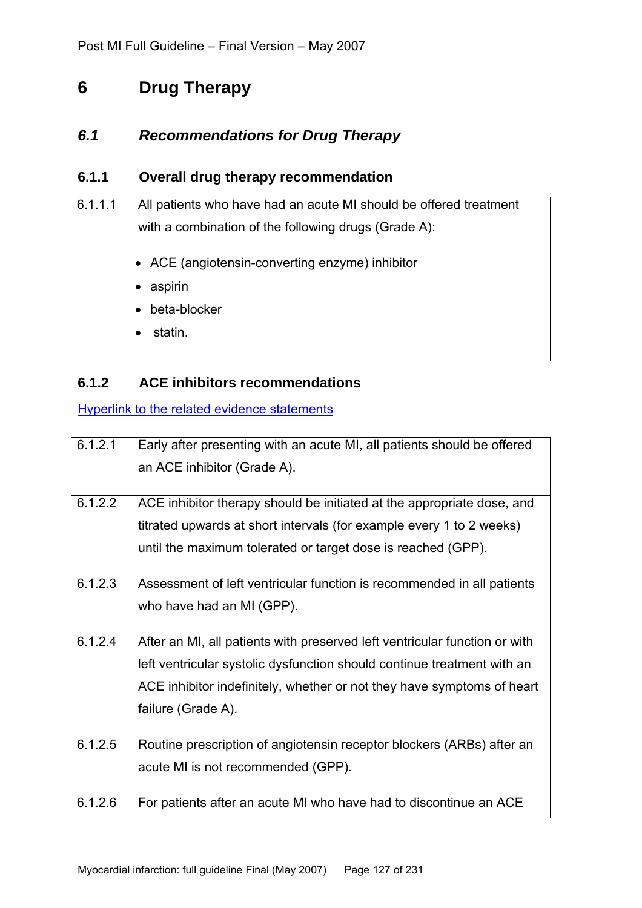# 6 Drug Therapy

## *6.1 Recommendations for Drug Therapy*

### 6.1.1 Overall drug therapy recommendation

| | |
|---|---|
| 6.1.1.1 | All patients who have had an acute MI should be offered treatment with a combination of the following drugs (Grade A):<br>• ACE (angiotensin-converting enzyme) inhibitor<br>• aspirin<br>• beta-blocker<br>• statin. |

### 6.1.2 ACE inhibitors recommendations

Hyperlink to the related evidence statements

| | |
|---|---|
| 6.1.2.1 | Early after presenting with an acute MI, all patients should be offered an ACE inhibitor (Grade A). |
| 6.1.2.2 | ACE inhibitor therapy should be initiated at the appropriate dose, and titrated upwards at short intervals (for example every 1 to 2 weeks) until the maximum tolerated or target dose is reached (GPP). |
| 6.1.2.3 | Assessment of left ventricular function is recommended in all patients who have had an MI (GPP). |
| 6.1.2.4 | After an MI, all patients with preserved left ventricular function or with left ventricular systolic dysfunction should continue treatment with an ACE inhibitor indefinitely, whether or not they have symptoms of heart failure (Grade A). |
| 6.1.2.5 | Routine prescription of angiotensin receptor blockers (ARBs) after an acute MI is not recommended (GPP). |
| 6.1.2.6 | For patients after an acute MI who have had to discontinue an ACE |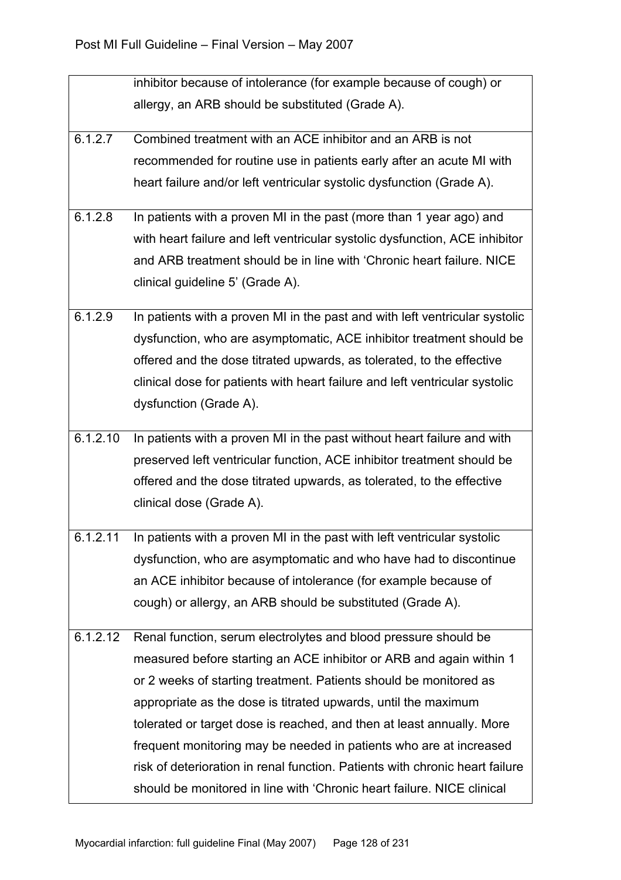| | |
|---|---|
| | inhibitor because of intolerance (for example because of cough) or allergy, an ARB should be substituted (Grade A). |
| 6.1.2.7 | Combined treatment with an ACE inhibitor and an ARB is not recommended for routine use in patients early after an acute MI with heart failure and/or left ventricular systolic dysfunction (Grade A). |
| 6.1.2.8 | In patients with a proven MI in the past (more than 1 year ago) and with heart failure and left ventricular systolic dysfunction, ACE inhibitor and ARB treatment should be in line with 'Chronic heart failure. NICE clinical guideline 5' (Grade A). |
| 6.1.2.9 | In patients with a proven MI in the past and with left ventricular systolic dysfunction, who are asymptomatic, ACE inhibitor treatment should be offered and the dose titrated upwards, as tolerated, to the effective clinical dose for patients with heart failure and left ventricular systolic dysfunction (Grade A). |
| 6.1.2.10 | In patients with a proven MI in the past without heart failure and with preserved left ventricular function, ACE inhibitor treatment should be offered and the dose titrated upwards, as tolerated, to the effective clinical dose (Grade A). |
| 6.1.2.11 | In patients with a proven MI in the past with left ventricular systolic dysfunction, who are asymptomatic and who have had to discontinue an ACE inhibitor because of intolerance (for example because of cough) or allergy, an ARB should be substituted (Grade A). |
| 6.1.2.12 | Renal function, serum electrolytes and blood pressure should be measured before starting an ACE inhibitor or ARB and again within 1 or 2 weeks of starting treatment. Patients should be monitored as appropriate as the dose is titrated upwards, until the maximum tolerated or target dose is reached, and then at least annually. More frequent monitoring may be needed in patients who are at increased risk of deterioration in renal function. Patients with chronic heart failure should be monitored in line with 'Chronic heart failure. NICE clinical |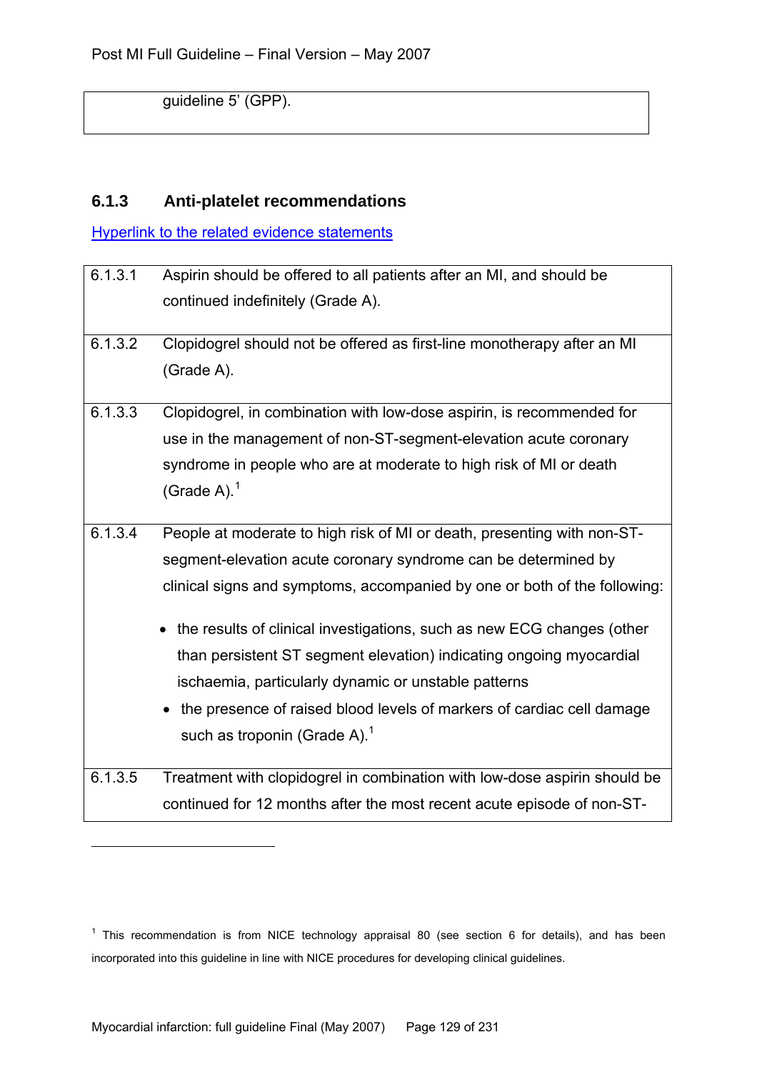| | guideline 5' (GPP). |
|---|---|

### 6.1.3 Anti-platelet recommendations

Hyperlink to the related evidence statements

| | |
|---|---|
| 6.1.3.1 | Aspirin should be offered to all patients after an MI, and should be continued indefinitely (Grade A). |
| 6.1.3.2 | Clopidogrel should not be offered as first-line monotherapy after an MI (Grade A). |
| 6.1.3.3 | Clopidogrel, in combination with low-dose aspirin, is recommended for use in the management of non-ST-segment-elevation acute coronary syndrome in people who are at moderate to high risk of MI or death (Grade A).[1] |
| 6.1.3.4 | People at moderate to high risk of MI or death, presenting with non-ST-segment-elevation acute coronary syndrome can be determined by clinical signs and symptoms, accompanied by one or both of the following:<br>• the results of clinical investigations, such as new ECG changes (other than persistent ST segment elevation) indicating ongoing myocardial ischaemia, particularly dynamic or unstable patterns<br>• the presence of raised blood levels of markers of cardiac cell damage such as troponin (Grade A).[1] |
| 6.1.3.5 | Treatment with clopidogrel in combination with low-dose aspirin should be continued for 12 months after the most recent acute episode of non-ST- |

[1] This recommendation is from NICE technology appraisal 80 (see section 6 for details), and has been incorporated into this guideline in line with NICE procedures for developing clinical guidelines.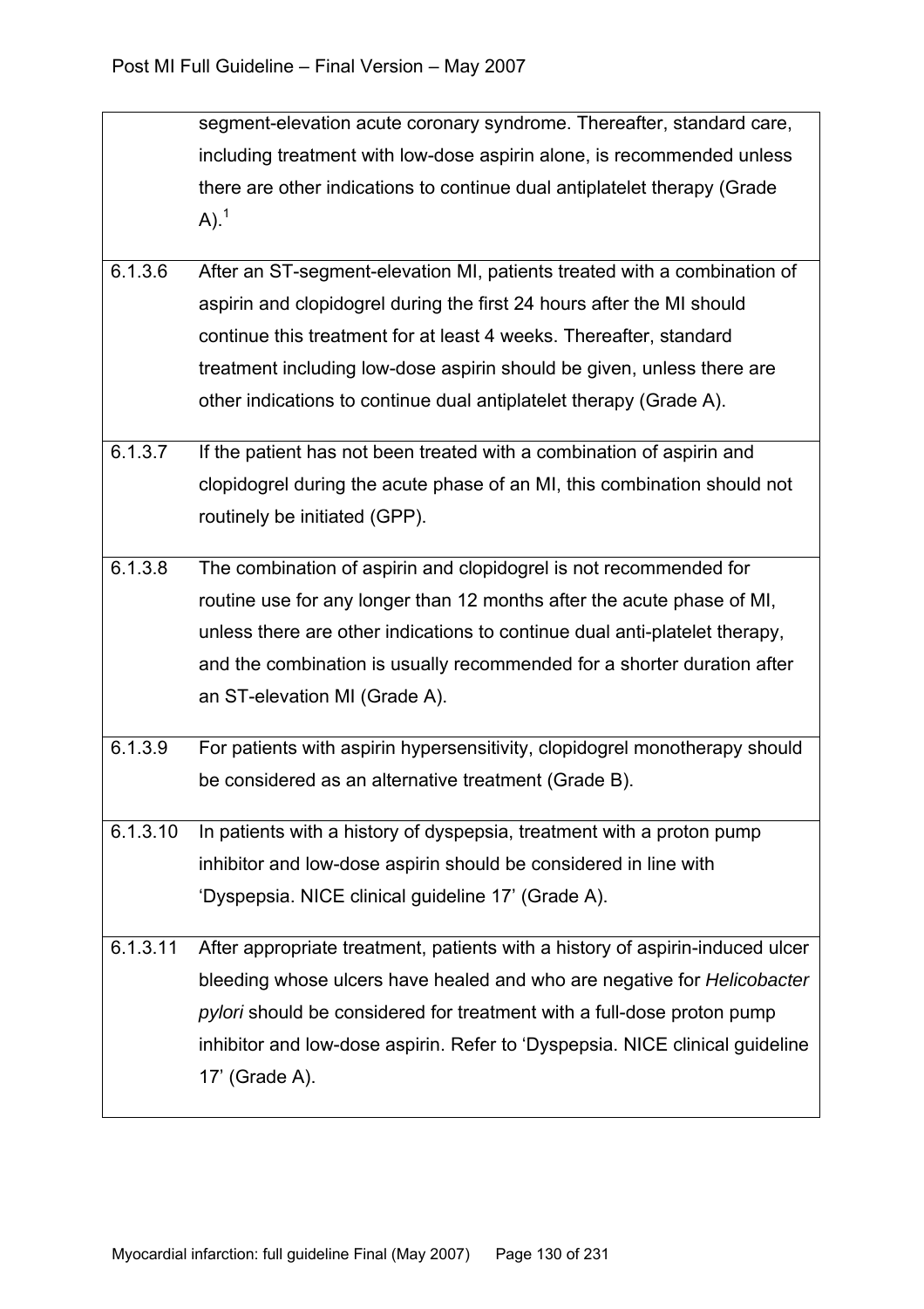|  |  |
|---|---|
|  | segment-elevation acute coronary syndrome. Thereafter, standard care, including treatment with low-dose aspirin alone, is recommended unless there are other indications to continue dual antiplatelet therapy (Grade A).[1] |
| 6.1.3.6 | After an ST-segment-elevation MI, patients treated with a combination of aspirin and clopidogrel during the first 24 hours after the MI should continue this treatment for at least 4 weeks. Thereafter, standard treatment including low-dose aspirin should be given, unless there are other indications to continue dual antiplatelet therapy (Grade A). |
| 6.1.3.7 | If the patient has not been treated with a combination of aspirin and clopidogrel during the acute phase of an MI, this combination should not routinely be initiated (GPP). |
| 6.1.3.8 | The combination of aspirin and clopidogrel is not recommended for routine use for any longer than 12 months after the acute phase of MI, unless there are other indications to continue dual anti-platelet therapy, and the combination is usually recommended for a shorter duration after an ST-elevation MI (Grade A). |
| 6.1.3.9 | For patients with aspirin hypersensitivity, clopidogrel monotherapy should be considered as an alternative treatment (Grade B). |
| 6.1.3.10 | In patients with a history of dyspepsia, treatment with a proton pump inhibitor and low-dose aspirin should be considered in line with 'Dyspepsia. NICE clinical guideline 17' (Grade A). |
| 6.1.3.11 | After appropriate treatment, patients with a history of aspirin-induced ulcer bleeding whose ulcers have healed and who are negative for *Helicobacter pylori* should be considered for treatment with a full-dose proton pump inhibitor and low-dose aspirin. Refer to 'Dyspepsia. NICE clinical guideline 17' (Grade A). |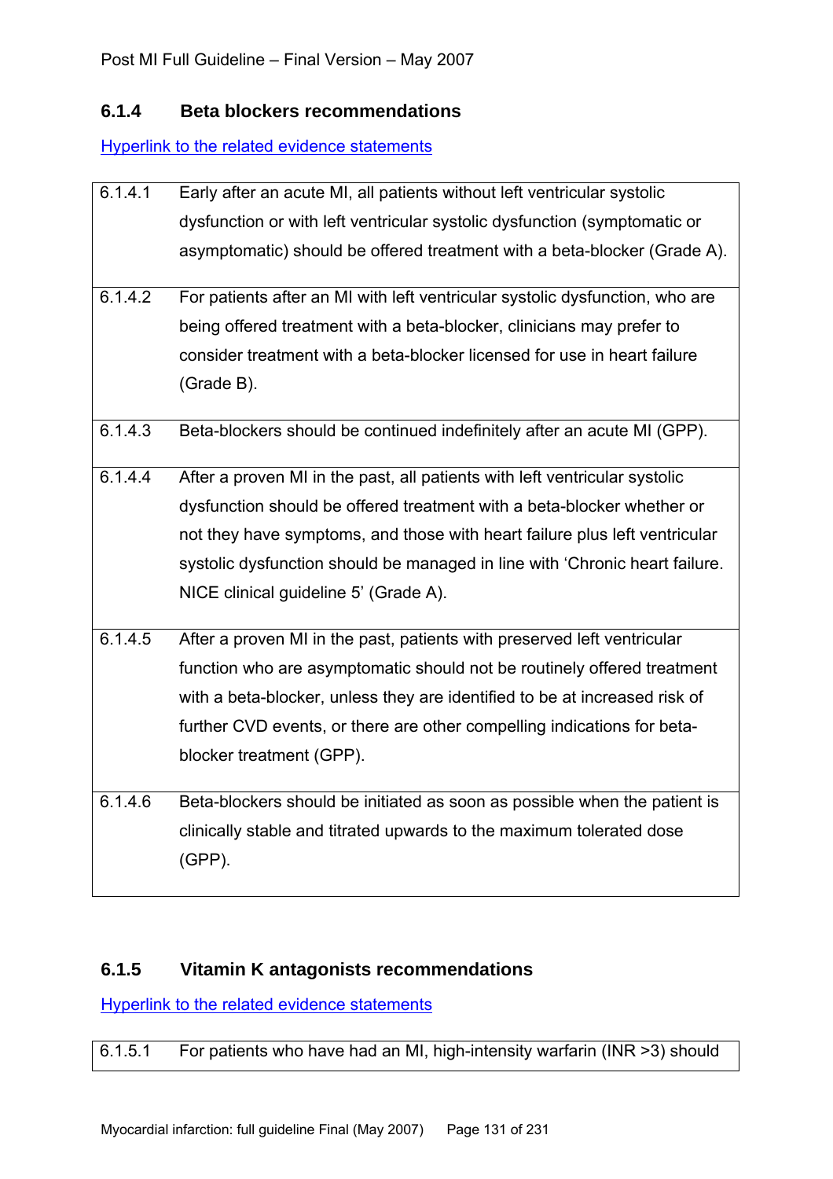### 6.1.4 Beta blockers recommendations

Hyperlink to the related evidence statements

| | |
|---|---|
| 6.1.4.1 | Early after an acute MI, all patients without left ventricular systolic dysfunction or with left ventricular systolic dysfunction (symptomatic or asymptomatic) should be offered treatment with a beta-blocker (Grade A). |
| 6.1.4.2 | For patients after an MI with left ventricular systolic dysfunction, who are being offered treatment with a beta-blocker, clinicians may prefer to consider treatment with a beta-blocker licensed for use in heart failure (Grade B). |
| 6.1.4.3 | Beta-blockers should be continued indefinitely after an acute MI (GPP). |
| 6.1.4.4 | After a proven MI in the past, all patients with left ventricular systolic dysfunction should be offered treatment with a beta-blocker whether or not they have symptoms, and those with heart failure plus left ventricular systolic dysfunction should be managed in line with 'Chronic heart failure. NICE clinical guideline 5' (Grade A). |
| 6.1.4.5 | After a proven MI in the past, patients with preserved left ventricular function who are asymptomatic should not be routinely offered treatment with a beta-blocker, unless they are identified to be at increased risk of further CVD events, or there are other compelling indications for beta-blocker treatment (GPP). |
| 6.1.4.6 | Beta-blockers should be initiated as soon as possible when the patient is clinically stable and titrated upwards to the maximum tolerated dose (GPP). |

### 6.1.5 Vitamin K antagonists recommendations

Hyperlink to the related evidence statements

| | |
|---|---|
| 6.1.5.1 | For patients who have had an MI, high-intensity warfarin (INR >3) should |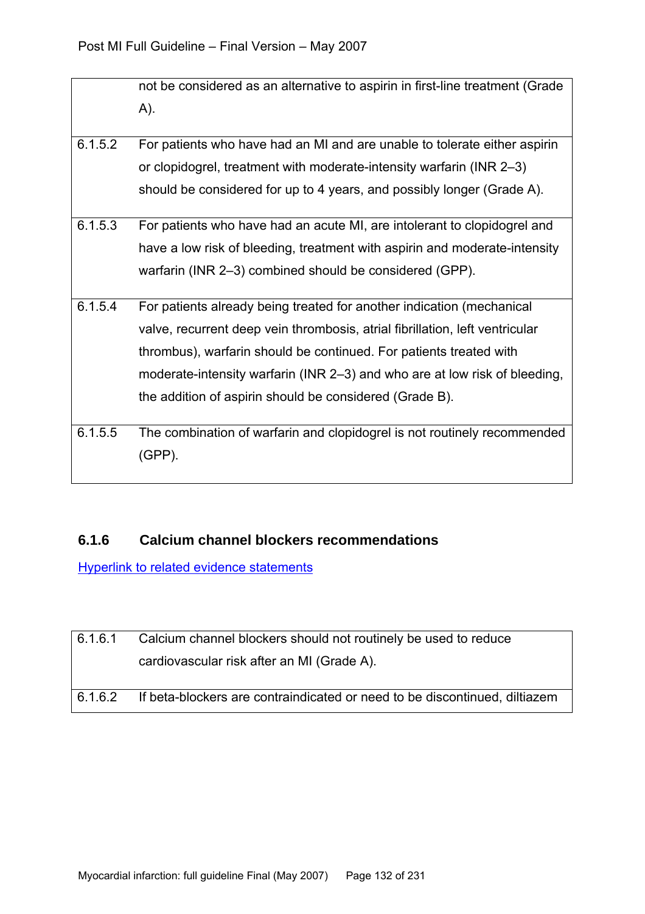| | |
|---|---|
| | not be considered as an alternative to aspirin in first-line treatment (Grade A). |
| 6.1.5.2 | For patients who have had an MI and are unable to tolerate either aspirin or clopidogrel, treatment with moderate-intensity warfarin (INR 2–3) should be considered for up to 4 years, and possibly longer (Grade A). |
| 6.1.5.3 | For patients who have had an acute MI, are intolerant to clopidogrel and have a low risk of bleeding, treatment with aspirin and moderate-intensity warfarin (INR 2–3) combined should be considered (GPP). |
| 6.1.5.4 | For patients already being treated for another indication (mechanical valve, recurrent deep vein thrombosis, atrial fibrillation, left ventricular thrombus), warfarin should be continued. For patients treated with moderate-intensity warfarin (INR 2–3) and who are at low risk of bleeding, the addition of aspirin should be considered (Grade B). |
| 6.1.5.5 | The combination of warfarin and clopidogrel is not routinely recommended (GPP). |

### 6.1.6 Calcium channel blockers recommendations

Hyperlink to related evidence statements

| | |
|---|---|
| 6.1.6.1 | Calcium channel blockers should not routinely be used to reduce cardiovascular risk after an MI (Grade A). |
| 6.1.6.2 | If beta-blockers are contraindicated or need to be discontinued, diltiazem |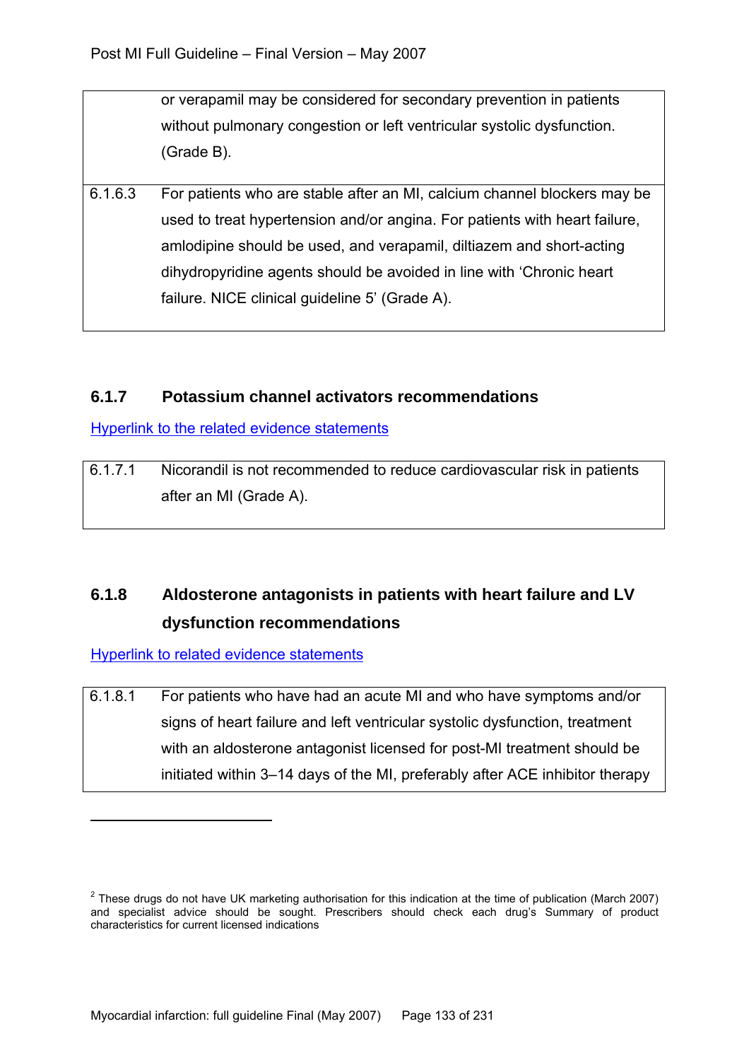| | |
|---|---|
| | or verapamil may be considered for secondary prevention in patients without pulmonary congestion or left ventricular systolic dysfunction. (Grade B). |
| 6.1.6.3 | For patients who are stable after an MI, calcium channel blockers may be used to treat hypertension and/or angina. For patients with heart failure, amlodipine should be used, and verapamil, diltiazem and short-acting dihydropyridine agents should be avoided in line with 'Chronic heart failure. NICE clinical guideline 5' (Grade A). |

### 6.1.7 Potassium channel activators recommendations

Hyperlink to the related evidence statements

| | |
|---|---|
| 6.1.7.1 | Nicorandil is not recommended to reduce cardiovascular risk in patients after an MI (Grade A). |

### 6.1.8 Aldosterone antagonists in patients with heart failure and LV dysfunction recommendations

Hyperlink to related evidence statements

| | |
|---|---|
| 6.1.8.1 | For patients who have had an acute MI and who have symptoms and/or signs of heart failure and left ventricular systolic dysfunction, treatment with an aldosterone antagonist licensed for post-MI treatment should be initiated within 3–14 days of the MI, preferably after ACE inhibitor therapy |

---

[2] These drugs do not have UK marketing authorisation for this indication at the time of publication (March 2007) and specialist advice should be sought. Prescribers should check each drug's Summary of product characteristics for current licensed indications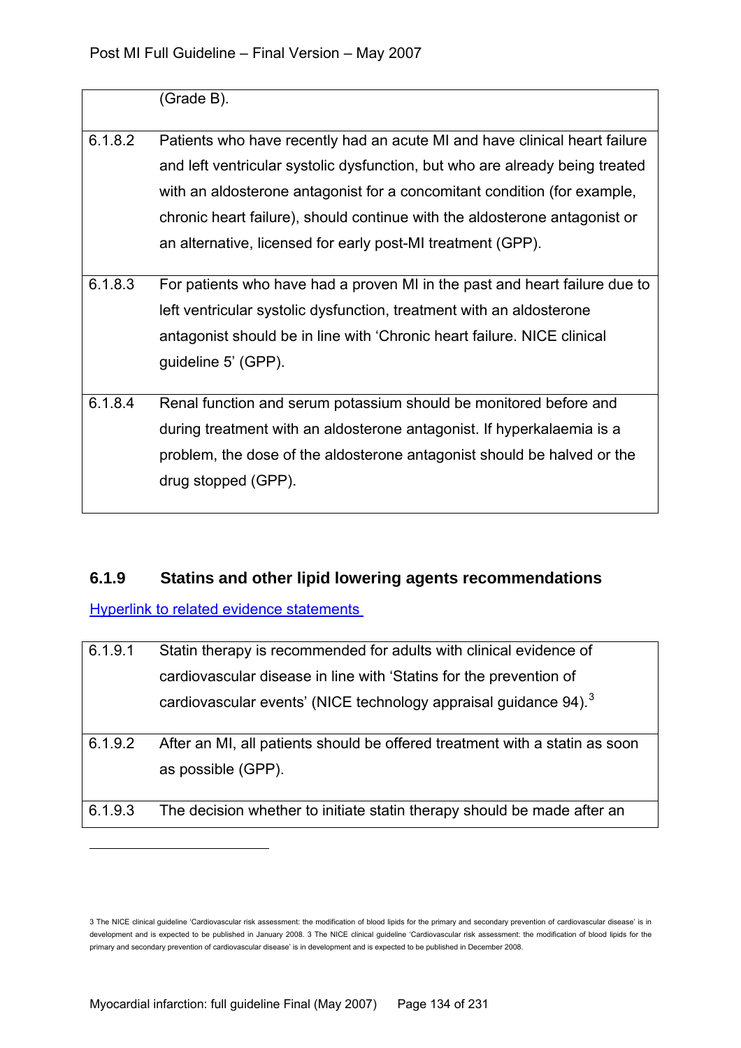| | |
|---|---|
| | (Grade B). |
| 6.1.8.2 | Patients who have recently had an acute MI and have clinical heart failure and left ventricular systolic dysfunction, but who are already being treated with an aldosterone antagonist for a concomitant condition (for example, chronic heart failure), should continue with the aldosterone antagonist or an alternative, licensed for early post-MI treatment (GPP). |
| 6.1.8.3 | For patients who have had a proven MI in the past and heart failure due to left ventricular systolic dysfunction, treatment with an aldosterone antagonist should be in line with 'Chronic heart failure. NICE clinical guideline 5' (GPP). |
| 6.1.8.4 | Renal function and serum potassium should be monitored before and during treatment with an aldosterone antagonist. If hyperkalaemia is a problem, the dose of the aldosterone antagonist should be halved or the drug stopped (GPP). |

### 6.1.9 Statins and other lipid lowering agents recommendations

Hyperlink to related evidence statements

| | |
|---|---|
| 6.1.9.1 | Statin therapy is recommended for adults with clinical evidence of cardiovascular disease in line with 'Statins for the prevention of cardiovascular events' (NICE technology appraisal guidance 94).[3] |
| 6.1.9.2 | After an MI, all patients should be offered treatment with a statin as soon as possible (GPP). |
| 6.1.9.3 | The decision whether to initiate statin therapy should be made after an |

3 The NICE clinical guideline 'Cardiovascular risk assessment: the modification of blood lipids for the primary and secondary prevention of cardiovascular disease' is in development and is expected to be published in January 2008. 3 The NICE clinical guideline 'Cardiovascular risk assessment: the modification of blood lipids for the primary and secondary prevention of cardiovascular disease' is in development and is expected to be published in December 2008.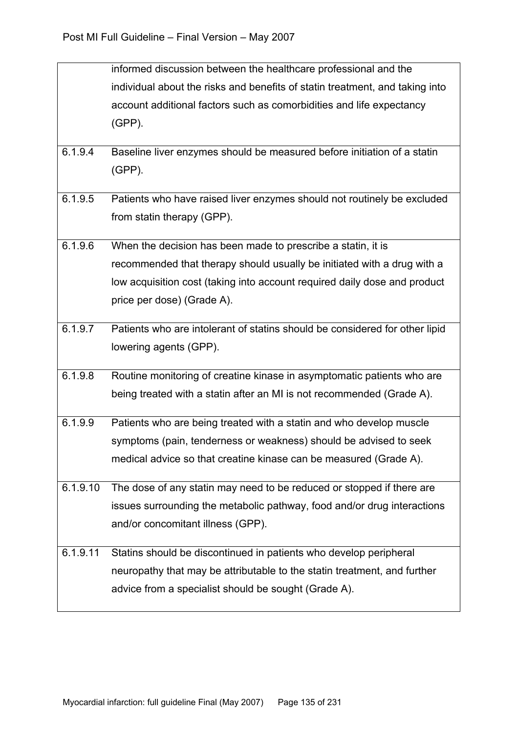| | |
|---|---|
| | informed discussion between the healthcare professional and the individual about the risks and benefits of statin treatment, and taking into account additional factors such as comorbidities and life expectancy (GPP). |
| 6.1.9.4 | Baseline liver enzymes should be measured before initiation of a statin (GPP). |
| 6.1.9.5 | Patients who have raised liver enzymes should not routinely be excluded from statin therapy (GPP). |
| 6.1.9.6 | When the decision has been made to prescribe a statin, it is recommended that therapy should usually be initiated with a drug with a low acquisition cost (taking into account required daily dose and product price per dose) (Grade A). |
| 6.1.9.7 | Patients who are intolerant of statins should be considered for other lipid lowering agents (GPP). |
| 6.1.9.8 | Routine monitoring of creatine kinase in asymptomatic patients who are being treated with a statin after an MI is not recommended (Grade A). |
| 6.1.9.9 | Patients who are being treated with a statin and who develop muscle symptoms (pain, tenderness or weakness) should be advised to seek medical advice so that creatine kinase can be measured (Grade A). |
| 6.1.9.10 | The dose of any statin may need to be reduced or stopped if there are issues surrounding the metabolic pathway, food and/or drug interactions and/or concomitant illness (GPP). |
| 6.1.9.11 | Statins should be discontinued in patients who develop peripheral neuropathy that may be attributable to the statin treatment, and further advice from a specialist should be sought (Grade A). |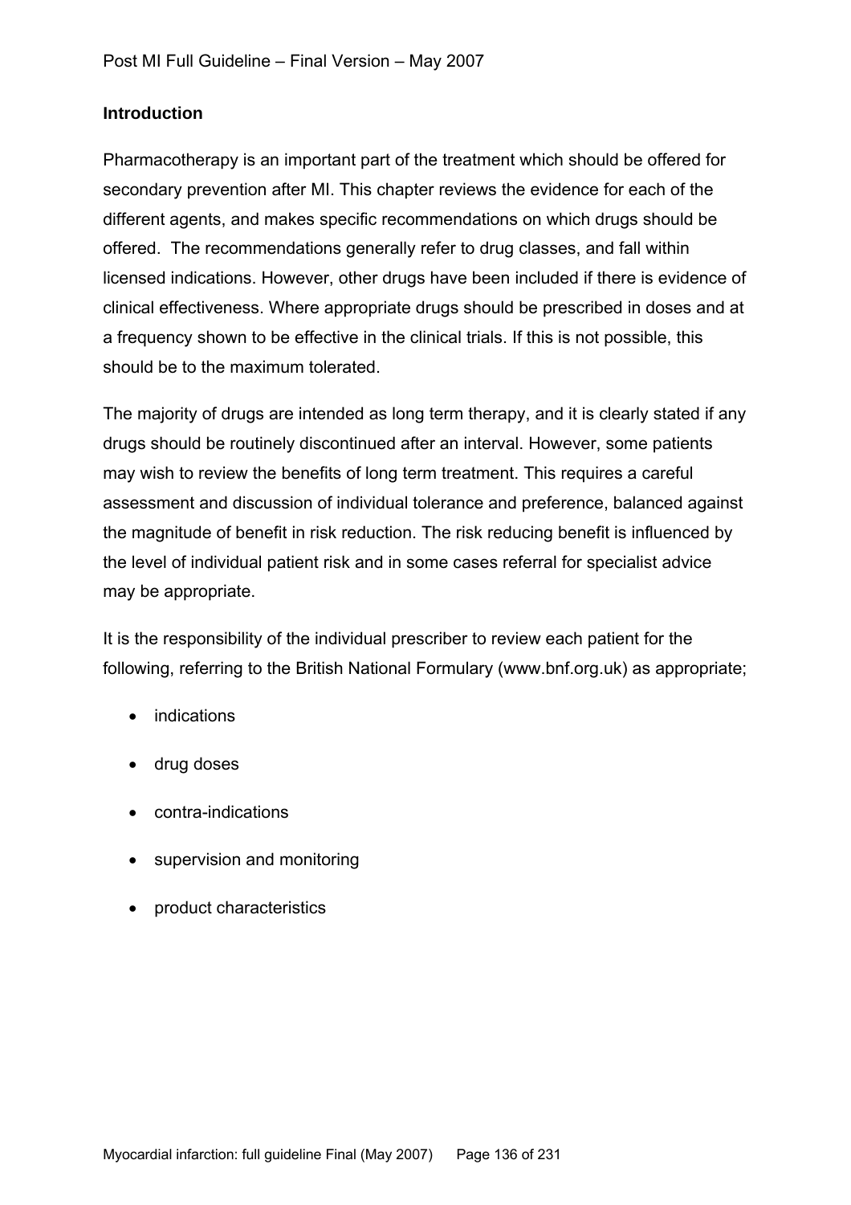**Introduction**

Pharmacotherapy is an important part of the treatment which should be offered for secondary prevention after MI. This chapter reviews the evidence for each of the different agents, and makes specific recommendations on which drugs should be offered. The recommendations generally refer to drug classes, and fall within licensed indications. However, other drugs have been included if there is evidence of clinical effectiveness. Where appropriate drugs should be prescribed in doses and at a frequency shown to be effective in the clinical trials. If this is not possible, this should be to the maximum tolerated.

The majority of drugs are intended as long term therapy, and it is clearly stated if any drugs should be routinely discontinued after an interval. However, some patients may wish to review the benefits of long term treatment. This requires a careful assessment and discussion of individual tolerance and preference, balanced against the magnitude of benefit in risk reduction. The risk reducing benefit is influenced by the level of individual patient risk and in some cases referral for specialist advice may be appropriate.

It is the responsibility of the individual prescriber to review each patient for the following, referring to the British National Formulary (www.bnf.org.uk) as appropriate;

- indications
- drug doses
- contra-indications
- supervision and monitoring
- product characteristics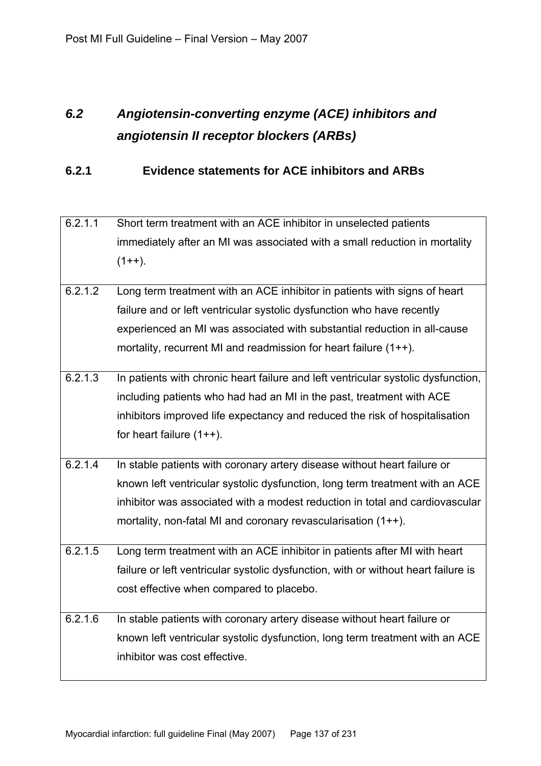## *6.2 Angiotensin-converting enzyme (ACE) inhibitors and angiotensin II receptor blockers (ARBs)*

### 6.2.1 Evidence statements for ACE inhibitors and ARBs

| | |
|---|---|
| 6.2.1.1 | Short term treatment with an ACE inhibitor in unselected patients immediately after an MI was associated with a small reduction in mortality (1++). |
| 6.2.1.2 | Long term treatment with an ACE inhibitor in patients with signs of heart failure and or left ventricular systolic dysfunction who have recently experienced an MI was associated with substantial reduction in all-cause mortality, recurrent MI and readmission for heart failure (1++). |
| 6.2.1.3 | In patients with chronic heart failure and left ventricular systolic dysfunction, including patients who had had an MI in the past, treatment with ACE inhibitors improved life expectancy and reduced the risk of hospitalisation for heart failure (1++). |
| 6.2.1.4 | In stable patients with coronary artery disease without heart failure or known left ventricular systolic dysfunction, long term treatment with an ACE inhibitor was associated with a modest reduction in total and cardiovascular mortality, non-fatal MI and coronary revascularisation (1++). |
| 6.2.1.5 | Long term treatment with an ACE inhibitor in patients after MI with heart failure or left ventricular systolic dysfunction, with or without heart failure is cost effective when compared to placebo. |
| 6.2.1.6 | In stable patients with coronary artery disease without heart failure or known left ventricular systolic dysfunction, long term treatment with an ACE inhibitor was cost effective. |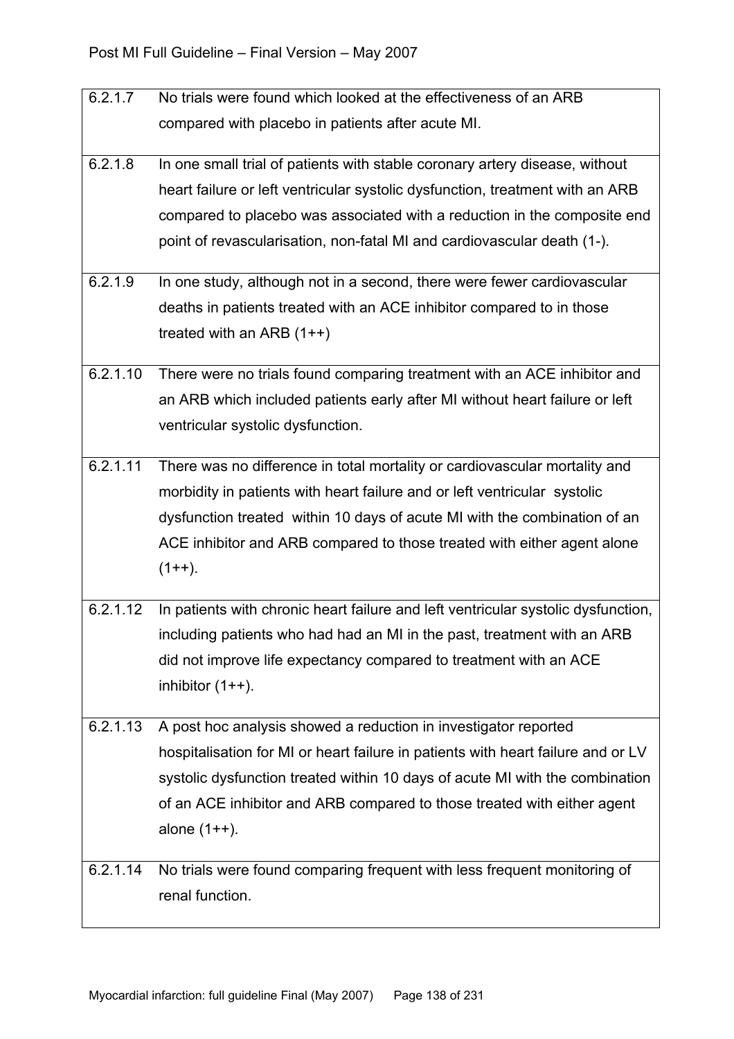| | |
|---|---|
| 6.2.1.7 | No trials were found which looked at the effectiveness of an ARB compared with placebo in patients after acute MI. |
| 6.2.1.8 | In one small trial of patients with stable coronary artery disease, without heart failure or left ventricular systolic dysfunction, treatment with an ARB compared to placebo was associated with a reduction in the composite end point of revascularisation, non-fatal MI and cardiovascular death (1-). |
| 6.2.1.9 | In one study, although not in a second, there were fewer cardiovascular deaths in patients treated with an ACE inhibitor compared to in those treated with an ARB (1++) |
| 6.2.1.10 | There were no trials found comparing treatment with an ACE inhibitor and an ARB which included patients early after MI without heart failure or left ventricular systolic dysfunction. |
| 6.2.1.11 | There was no difference in total mortality or cardiovascular mortality and morbidity in patients with heart failure and or left ventricular systolic dysfunction treated within 10 days of acute MI with the combination of an ACE inhibitor and ARB compared to those treated with either agent alone (1++). |
| 6.2.1.12 | In patients with chronic heart failure and left ventricular systolic dysfunction, including patients who had had an MI in the past, treatment with an ARB did not improve life expectancy compared to treatment with an ACE inhibitor (1++). |
| 6.2.1.13 | A post hoc analysis showed a reduction in investigator reported hospitalisation for MI or heart failure in patients with heart failure and or LV systolic dysfunction treated within 10 days of acute MI with the combination of an ACE inhibitor and ARB compared to those treated with either agent alone (1++). |
| 6.2.1.14 | No trials were found comparing frequent with less frequent monitoring of renal function. |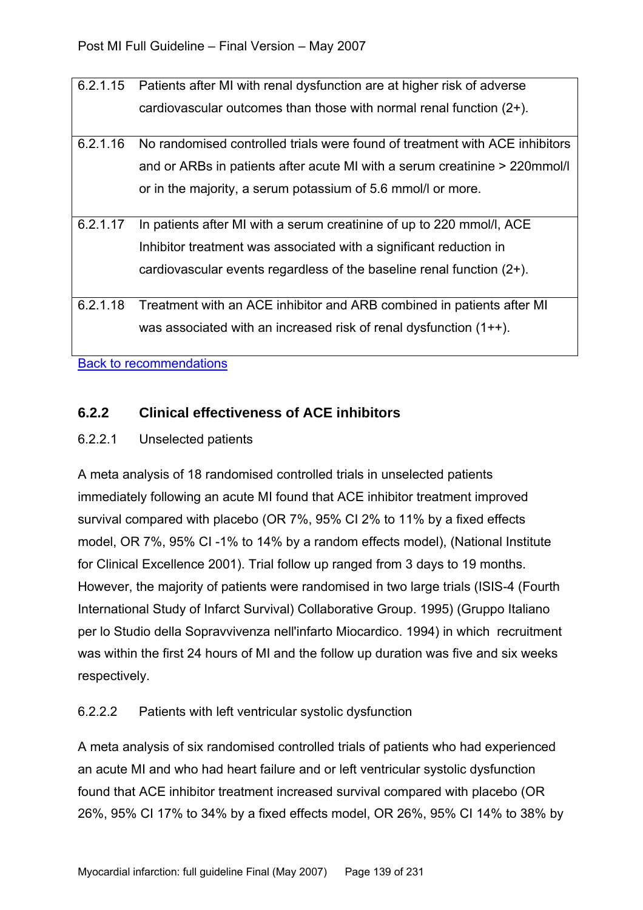| | |
|---|---|
| 6.2.1.15 | Patients after MI with renal dysfunction are at higher risk of adverse cardiovascular outcomes than those with normal renal function (2+). |
| 6.2.1.16 | No randomised controlled trials were found of treatment with ACE inhibitors and or ARBs in patients after acute MI with a serum creatinine > 220mmol/l or in the majority, a serum potassium of 5.6 mmol/l or more. |
| 6.2.1.17 | In patients after MI with a serum creatinine of up to 220 mmol/l, ACE Inhibitor treatment was associated with a significant reduction in cardiovascular events regardless of the baseline renal function (2+). |
| 6.2.1.18 | Treatment with an ACE inhibitor and ARB combined in patients after MI was associated with an increased risk of renal dysfunction (1++). |

Back to recommendations

## 6.2.2 Clinical effectiveness of ACE inhibitors

### 6.2.2.1 Unselected patients

A meta analysis of 18 randomised controlled trials in unselected patients immediately following an acute MI found that ACE inhibitor treatment improved survival compared with placebo (OR 7%, 95% CI 2% to 11% by a fixed effects model, OR 7%, 95% CI -1% to 14% by a random effects model), (National Institute for Clinical Excellence 2001). Trial follow up ranged from 3 days to 19 months. However, the majority of patients were randomised in two large trials (ISIS-4 (Fourth International Study of Infarct Survival) Collaborative Group. 1995) (Gruppo Italiano per lo Studio della Sopravvivenza nell'infarto Miocardico. 1994) in which recruitment was within the first 24 hours of MI and the follow up duration was five and six weeks respectively.

### 6.2.2.2 Patients with left ventricular systolic dysfunction

A meta analysis of six randomised controlled trials of patients who had experienced an acute MI and who had heart failure and or left ventricular systolic dysfunction found that ACE inhibitor treatment increased survival compared with placebo (OR 26%, 95% CI 17% to 34% by a fixed effects model, OR 26%, 95% CI 14% to 38% by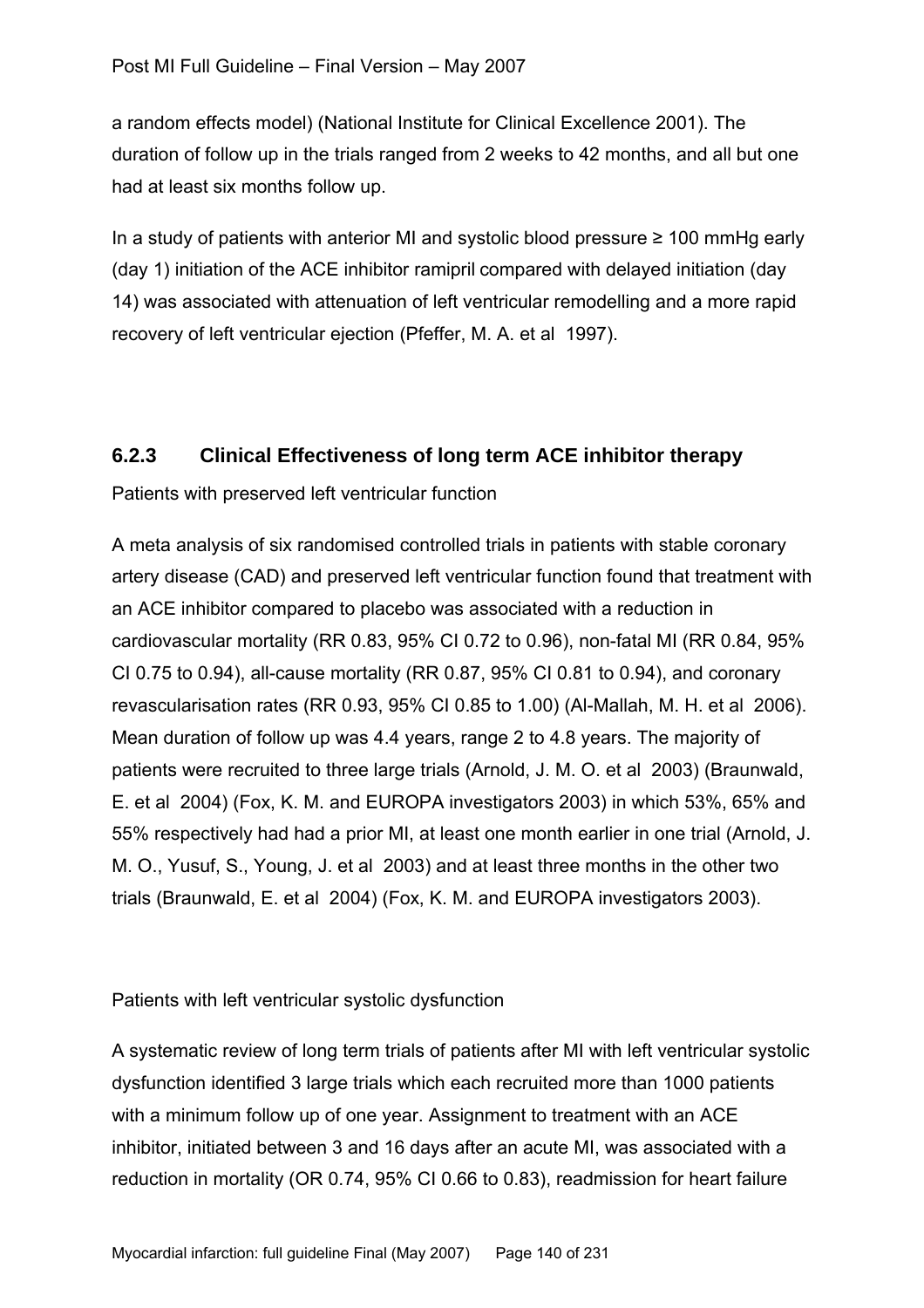a random effects model) (National Institute for Clinical Excellence 2001). The duration of follow up in the trials ranged from 2 weeks to 42 months, and all but one had at least six months follow up.

In a study of patients with anterior MI and systolic blood pressure ≥ 100 mmHg early (day 1) initiation of the ACE inhibitor ramipril compared with delayed initiation (day 14) was associated with attenuation of left ventricular remodelling and a more rapid recovery of left ventricular ejection (Pfeffer, M. A. et al 1997).

### 6.2.3 Clinical Effectiveness of long term ACE inhibitor therapy

Patients with preserved left ventricular function

A meta analysis of six randomised controlled trials in patients with stable coronary artery disease (CAD) and preserved left ventricular function found that treatment with an ACE inhibitor compared to placebo was associated with a reduction in cardiovascular mortality (RR 0.83, 95% CI 0.72 to 0.96), non-fatal MI (RR 0.84, 95% CI 0.75 to 0.94), all-cause mortality (RR 0.87, 95% CI 0.81 to 0.94), and coronary revascularisation rates (RR 0.93, 95% CI 0.85 to 1.00) (Al-Mallah, M. H. et al 2006). Mean duration of follow up was 4.4 years, range 2 to 4.8 years. The majority of patients were recruited to three large trials (Arnold, J. M. O. et al 2003) (Braunwald, E. et al 2004) (Fox, K. M. and EUROPA investigators 2003) in which 53%, 65% and 55% respectively had had a prior MI, at least one month earlier in one trial (Arnold, J. M. O., Yusuf, S., Young, J. et al 2003) and at least three months in the other two trials (Braunwald, E. et al 2004) (Fox, K. M. and EUROPA investigators 2003).

Patients with left ventricular systolic dysfunction

A systematic review of long term trials of patients after MI with left ventricular systolic dysfunction identified 3 large trials which each recruited more than 1000 patients with a minimum follow up of one year. Assignment to treatment with an ACE inhibitor, initiated between 3 and 16 days after an acute MI, was associated with a reduction in mortality (OR 0.74, 95% CI 0.66 to 0.83), readmission for heart failure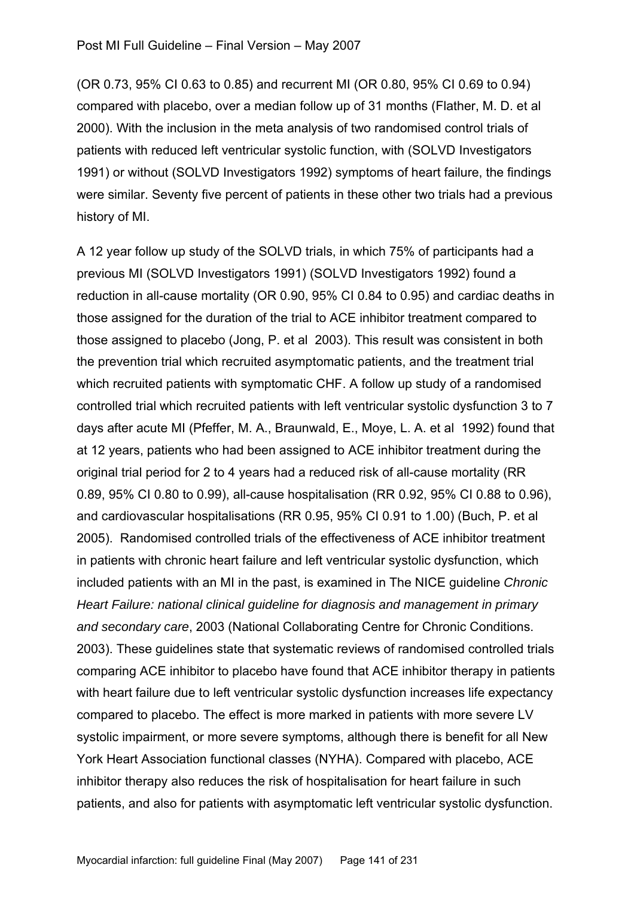(OR 0.73, 95% CI 0.63 to 0.85) and recurrent MI (OR 0.80, 95% CI 0.69 to 0.94) compared with placebo, over a median follow up of 31 months (Flather, M. D. et al 2000). With the inclusion in the meta analysis of two randomised control trials of patients with reduced left ventricular systolic function, with (SOLVD Investigators 1991) or without (SOLVD Investigators 1992) symptoms of heart failure, the findings were similar. Seventy five percent of patients in these other two trials had a previous history of MI.

A 12 year follow up study of the SOLVD trials, in which 75% of participants had a previous MI (SOLVD Investigators 1991) (SOLVD Investigators 1992) found a reduction in all-cause mortality (OR 0.90, 95% CI 0.84 to 0.95) and cardiac deaths in those assigned for the duration of the trial to ACE inhibitor treatment compared to those assigned to placebo (Jong, P. et al 2003). This result was consistent in both the prevention trial which recruited asymptomatic patients, and the treatment trial which recruited patients with symptomatic CHF. A follow up study of a randomised controlled trial which recruited patients with left ventricular systolic dysfunction 3 to 7 days after acute MI (Pfeffer, M. A., Braunwald, E., Moye, L. A. et al 1992) found that at 12 years, patients who had been assigned to ACE inhibitor treatment during the original trial period for 2 to 4 years had a reduced risk of all-cause mortality (RR 0.89, 95% CI 0.80 to 0.99), all-cause hospitalisation (RR 0.92, 95% CI 0.88 to 0.96), and cardiovascular hospitalisations (RR 0.95, 95% CI 0.91 to 1.00) (Buch, P. et al 2005). Randomised controlled trials of the effectiveness of ACE inhibitor treatment in patients with chronic heart failure and left ventricular systolic dysfunction, which included patients with an MI in the past, is examined in The NICE guideline *Chronic Heart Failure: national clinical guideline for diagnosis and management in primary and secondary care*, 2003 (National Collaborating Centre for Chronic Conditions. 2003). These guidelines state that systematic reviews of randomised controlled trials comparing ACE inhibitor to placebo have found that ACE inhibitor therapy in patients with heart failure due to left ventricular systolic dysfunction increases life expectancy compared to placebo. The effect is more marked in patients with more severe LV systolic impairment, or more severe symptoms, although there is benefit for all New York Heart Association functional classes (NYHA). Compared with placebo, ACE inhibitor therapy also reduces the risk of hospitalisation for heart failure in such patients, and also for patients with asymptomatic left ventricular systolic dysfunction.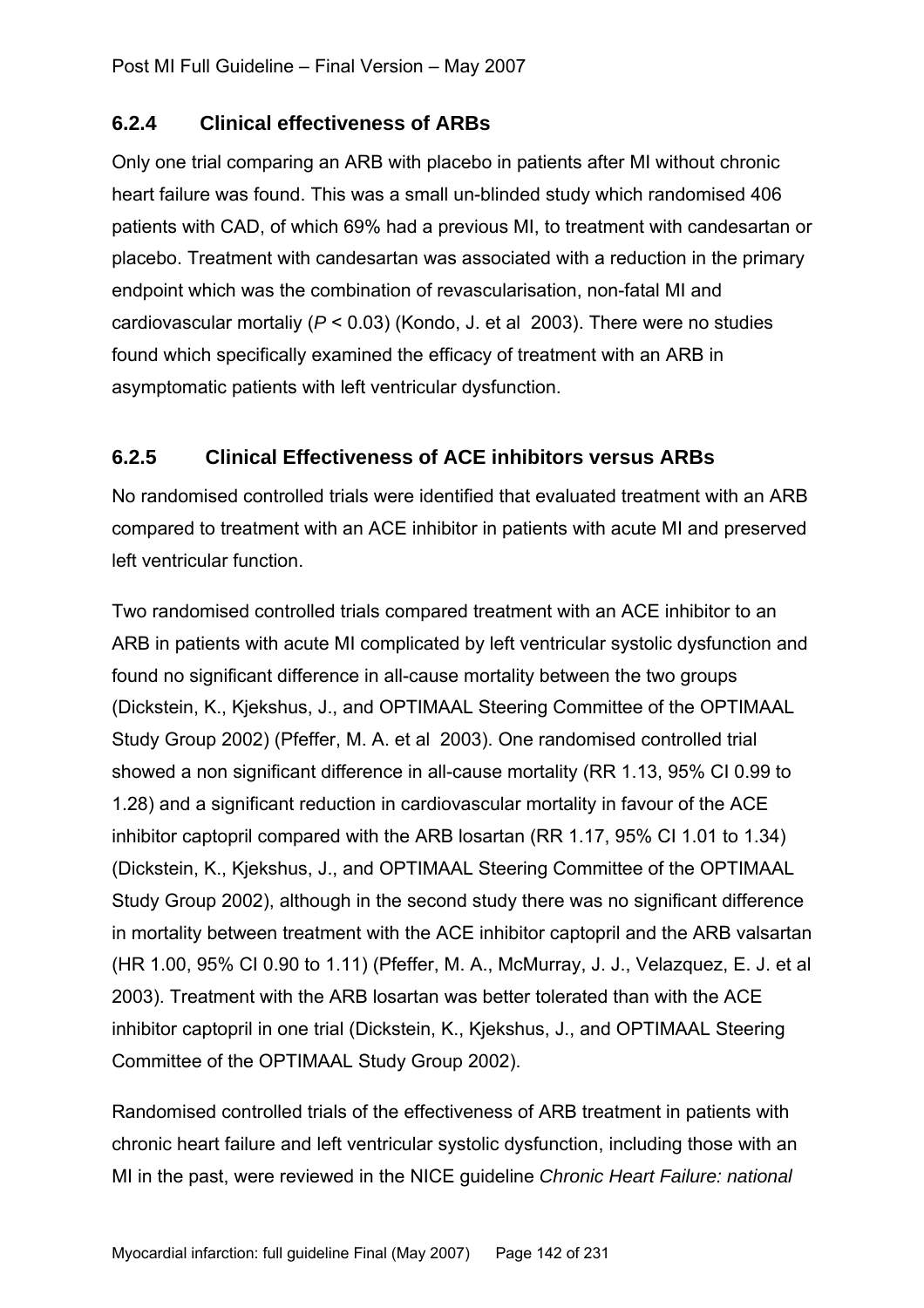### 6.2.4 Clinical effectiveness of ARBs

Only one trial comparing an ARB with placebo in patients after MI without chronic heart failure was found. This was a small un-blinded study which randomised 406 patients with CAD, of which 69% had a previous MI, to treatment with candesartan or placebo. Treatment with candesartan was associated with a reduction in the primary endpoint which was the combination of revascularisation, non-fatal MI and cardiovascular mortaliy ($P < 0.03$) (Kondo, J. et al 2003). There were no studies found which specifically examined the efficacy of treatment with an ARB in asymptomatic patients with left ventricular dysfunction.

### 6.2.5 Clinical Effectiveness of ACE inhibitors versus ARBs

No randomised controlled trials were identified that evaluated treatment with an ARB compared to treatment with an ACE inhibitor in patients with acute MI and preserved left ventricular function.

Two randomised controlled trials compared treatment with an ACE inhibitor to an ARB in patients with acute MI complicated by left ventricular systolic dysfunction and found no significant difference in all-cause mortality between the two groups (Dickstein, K., Kjekshus, J., and OPTIMAAL Steering Committee of the OPTIMAAL Study Group 2002) (Pfeffer, M. A. et al 2003). One randomised controlled trial showed a non significant difference in all-cause mortality (RR 1.13, 95% CI 0.99 to 1.28) and a significant reduction in cardiovascular mortality in favour of the ACE inhibitor captopril compared with the ARB losartan (RR 1.17, 95% CI 1.01 to 1.34) (Dickstein, K., Kjekshus, J., and OPTIMAAL Steering Committee of the OPTIMAAL Study Group 2002), although in the second study there was no significant difference in mortality between treatment with the ACE inhibitor captopril and the ARB valsartan (HR 1.00, 95% CI 0.90 to 1.11) (Pfeffer, M. A., McMurray, J. J., Velazquez, E. J. et al 2003). Treatment with the ARB losartan was better tolerated than with the ACE inhibitor captopril in one trial (Dickstein, K., Kjekshus, J., and OPTIMAAL Steering Committee of the OPTIMAAL Study Group 2002).

Randomised controlled trials of the effectiveness of ARB treatment in patients with chronic heart failure and left ventricular systolic dysfunction, including those with an MI in the past, were reviewed in the NICE guideline *Chronic Heart Failure: national*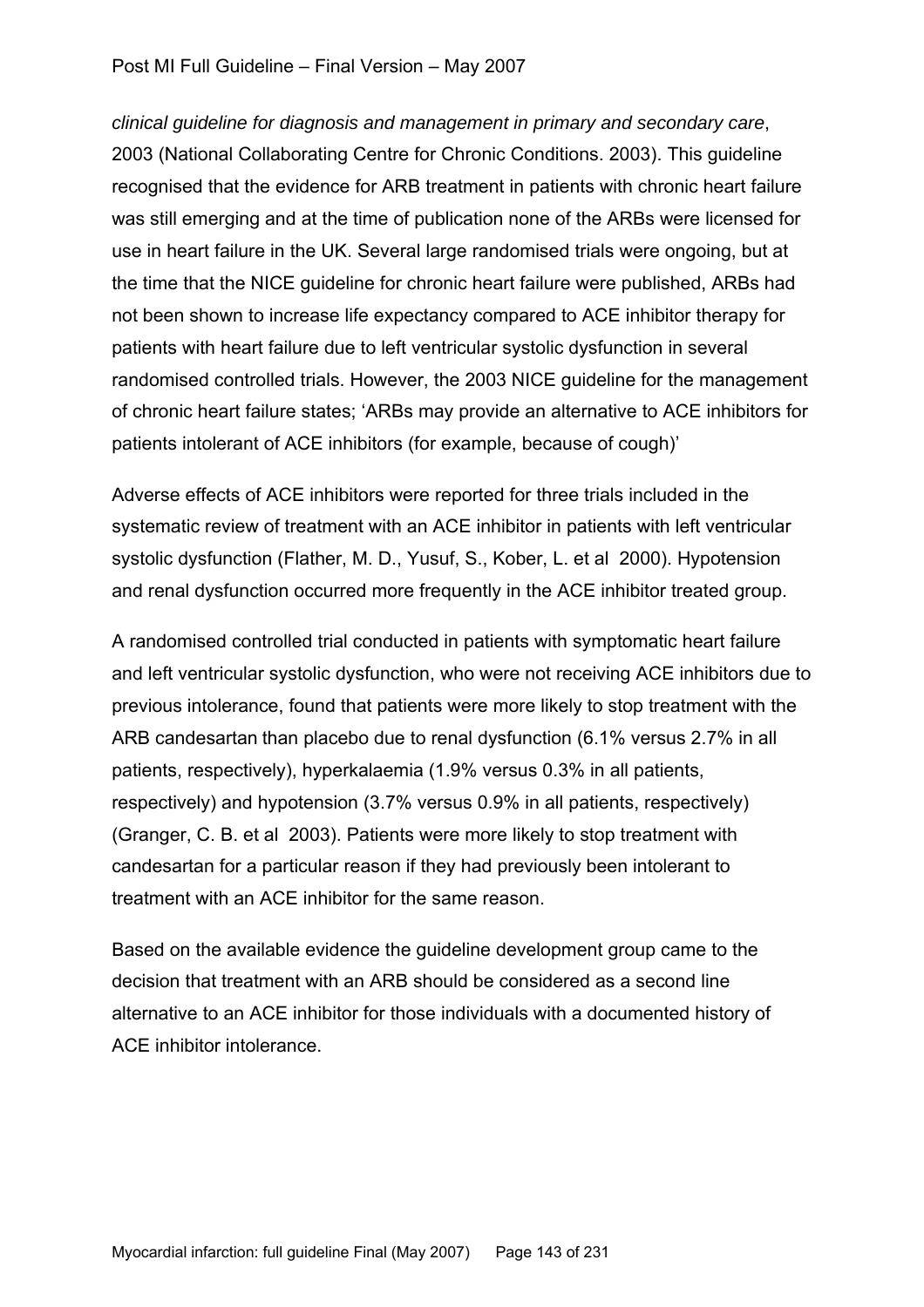*clinical guideline for diagnosis and management in primary and secondary care*, 2003 (National Collaborating Centre for Chronic Conditions. 2003). This guideline recognised that the evidence for ARB treatment in patients with chronic heart failure was still emerging and at the time of publication none of the ARBs were licensed for use in heart failure in the UK. Several large randomised trials were ongoing, but at the time that the NICE guideline for chronic heart failure were published, ARBs had not been shown to increase life expectancy compared to ACE inhibitor therapy for patients with heart failure due to left ventricular systolic dysfunction in several randomised controlled trials. However, the 2003 NICE guideline for the management of chronic heart failure states; 'ARBs may provide an alternative to ACE inhibitors for patients intolerant of ACE inhibitors (for example, because of cough)'

Adverse effects of ACE inhibitors were reported for three trials included in the systematic review of treatment with an ACE inhibitor in patients with left ventricular systolic dysfunction (Flather, M. D., Yusuf, S., Kober, L. et al 2000). Hypotension and renal dysfunction occurred more frequently in the ACE inhibitor treated group.

A randomised controlled trial conducted in patients with symptomatic heart failure and left ventricular systolic dysfunction, who were not receiving ACE inhibitors due to previous intolerance, found that patients were more likely to stop treatment with the ARB candesartan than placebo due to renal dysfunction (6.1% versus 2.7% in all patients, respectively), hyperkalaemia (1.9% versus 0.3% in all patients, respectively) and hypotension (3.7% versus 0.9% in all patients, respectively) (Granger, C. B. et al 2003). Patients were more likely to stop treatment with candesartan for a particular reason if they had previously been intolerant to treatment with an ACE inhibitor for the same reason.

Based on the available evidence the guideline development group came to the decision that treatment with an ARB should be considered as a second line alternative to an ACE inhibitor for those individuals with a documented history of ACE inhibitor intolerance.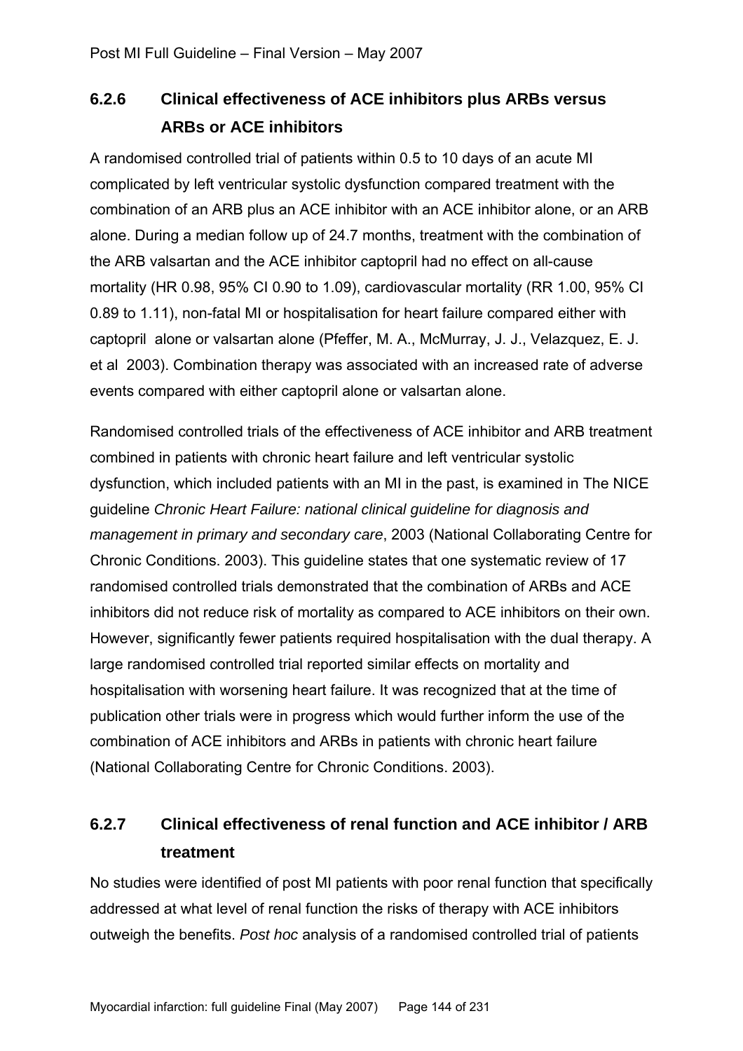### 6.2.6 Clinical effectiveness of ACE inhibitors plus ARBs versus ARBs or ACE inhibitors

A randomised controlled trial of patients within 0.5 to 10 days of an acute MI complicated by left ventricular systolic dysfunction compared treatment with the combination of an ARB plus an ACE inhibitor with an ACE inhibitor alone, or an ARB alone. During a median follow up of 24.7 months, treatment with the combination of the ARB valsartan and the ACE inhibitor captopril had no effect on all-cause mortality (HR 0.98, 95% CI 0.90 to 1.09), cardiovascular mortality (RR 1.00, 95% CI 0.89 to 1.11), non-fatal MI or hospitalisation for heart failure compared either with captopril alone or valsartan alone (Pfeffer, M. A., McMurray, J. J., Velazquez, E. J. et al 2003). Combination therapy was associated with an increased rate of adverse events compared with either captopril alone or valsartan alone.

Randomised controlled trials of the effectiveness of ACE inhibitor and ARB treatment combined in patients with chronic heart failure and left ventricular systolic dysfunction, which included patients with an MI in the past, is examined in The NICE guideline *Chronic Heart Failure: national clinical guideline for diagnosis and management in primary and secondary care*, 2003 (National Collaborating Centre for Chronic Conditions. 2003). This guideline states that one systematic review of 17 randomised controlled trials demonstrated that the combination of ARBs and ACE inhibitors did not reduce risk of mortality as compared to ACE inhibitors on their own. However, significantly fewer patients required hospitalisation with the dual therapy. A large randomised controlled trial reported similar effects on mortality and hospitalisation with worsening heart failure. It was recognized that at the time of publication other trials were in progress which would further inform the use of the combination of ACE inhibitors and ARBs in patients with chronic heart failure (National Collaborating Centre for Chronic Conditions. 2003).

### 6.2.7 Clinical effectiveness of renal function and ACE inhibitor / ARB treatment

No studies were identified of post MI patients with poor renal function that specifically addressed at what level of renal function the risks of therapy with ACE inhibitors outweigh the benefits. *Post hoc* analysis of a randomised controlled trial of patients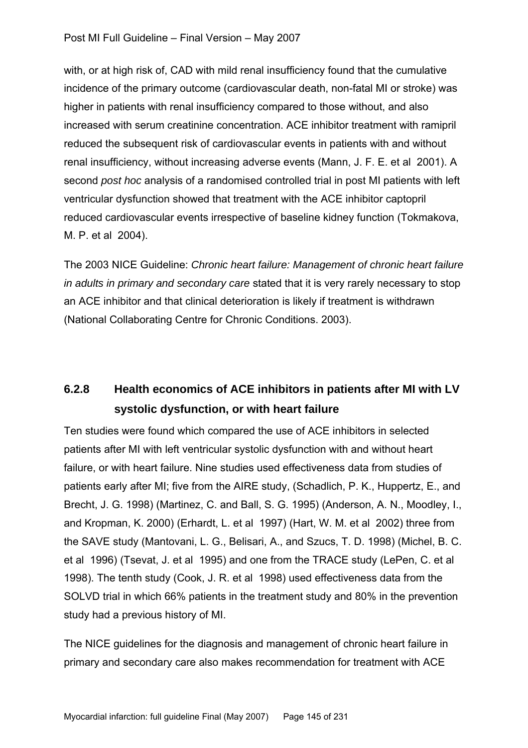with, or at high risk of, CAD with mild renal insufficiency found that the cumulative incidence of the primary outcome (cardiovascular death, non-fatal MI or stroke) was higher in patients with renal insufficiency compared to those without, and also increased with serum creatinine concentration. ACE inhibitor treatment with ramipril reduced the subsequent risk of cardiovascular events in patients with and without renal insufficiency, without increasing adverse events (Mann, J. F. E. et al 2001). A second *post hoc* analysis of a randomised controlled trial in post MI patients with left ventricular dysfunction showed that treatment with the ACE inhibitor captopril reduced cardiovascular events irrespective of baseline kidney function (Tokmakova, M. P. et al 2004).

The 2003 NICE Guideline: *Chronic heart failure: Management of chronic heart failure in adults in primary and secondary care* stated that it is very rarely necessary to stop an ACE inhibitor and that clinical deterioration is likely if treatment is withdrawn (National Collaborating Centre for Chronic Conditions. 2003).

### 6.2.8 Health economics of ACE inhibitors in patients after MI with LV systolic dysfunction, or with heart failure

Ten studies were found which compared the use of ACE inhibitors in selected patients after MI with left ventricular systolic dysfunction with and without heart failure, or with heart failure. Nine studies used effectiveness data from studies of patients early after MI; five from the AIRE study, (Schadlich, P. K., Huppertz, E., and Brecht, J. G. 1998) (Martinez, C. and Ball, S. G. 1995) (Anderson, A. N., Moodley, I., and Kropman, K. 2000) (Erhardt, L. et al 1997) (Hart, W. M. et al 2002) three from the SAVE study (Mantovani, L. G., Belisari, A., and Szucs, T. D. 1998) (Michel, B. C. et al 1996) (Tsevat, J. et al 1995) and one from the TRACE study (LePen, C. et al 1998). The tenth study (Cook, J. R. et al 1998) used effectiveness data from the SOLVD trial in which 66% patients in the treatment study and 80% in the prevention study had a previous history of MI.

The NICE guidelines for the diagnosis and management of chronic heart failure in primary and secondary care also makes recommendation for treatment with ACE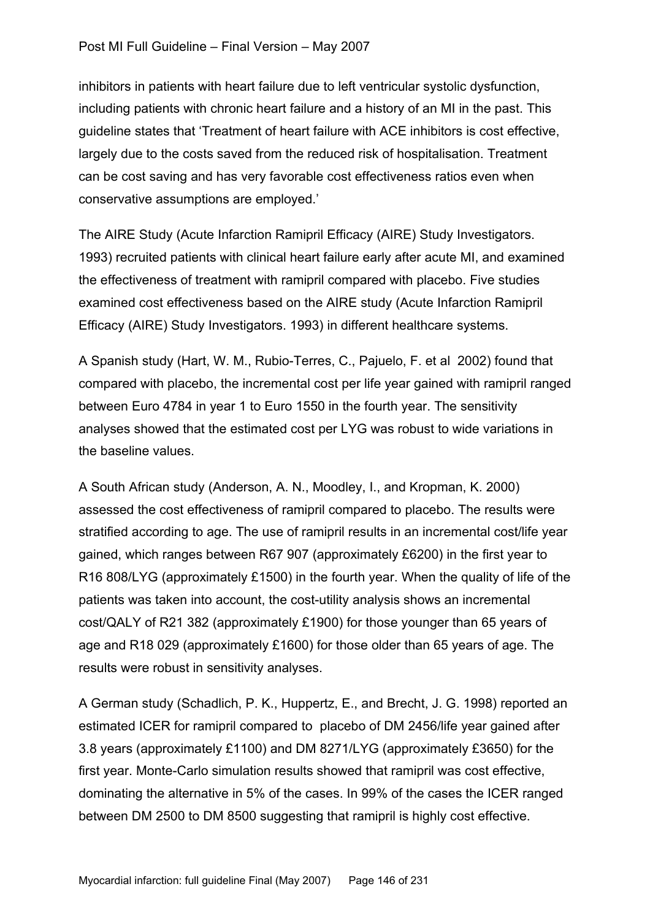inhibitors in patients with heart failure due to left ventricular systolic dysfunction, including patients with chronic heart failure and a history of an MI in the past. This guideline states that 'Treatment of heart failure with ACE inhibitors is cost effective, largely due to the costs saved from the reduced risk of hospitalisation. Treatment can be cost saving and has very favorable cost effectiveness ratios even when conservative assumptions are employed.'

The AIRE Study (Acute Infarction Ramipril Efficacy (AIRE) Study Investigators. 1993) recruited patients with clinical heart failure early after acute MI, and examined the effectiveness of treatment with ramipril compared with placebo. Five studies examined cost effectiveness based on the AIRE study (Acute Infarction Ramipril Efficacy (AIRE) Study Investigators. 1993) in different healthcare systems.

A Spanish study (Hart, W. M., Rubio-Terres, C., Pajuelo, F. et al 2002) found that compared with placebo, the incremental cost per life year gained with ramipril ranged between Euro 4784 in year 1 to Euro 1550 in the fourth year. The sensitivity analyses showed that the estimated cost per LYG was robust to wide variations in the baseline values.

A South African study (Anderson, A. N., Moodley, I., and Kropman, K. 2000) assessed the cost effectiveness of ramipril compared to placebo. The results were stratified according to age. The use of ramipril results in an incremental cost/life year gained, which ranges between R67 907 (approximately £6200) in the first year to R16 808/LYG (approximately £1500) in the fourth year. When the quality of life of the patients was taken into account, the cost-utility analysis shows an incremental cost/QALY of R21 382 (approximately £1900) for those younger than 65 years of age and R18 029 (approximately £1600) for those older than 65 years of age. The results were robust in sensitivity analyses.

A German study (Schadlich, P. K., Huppertz, E., and Brecht, J. G. 1998) reported an estimated ICER for ramipril compared to placebo of DM 2456/life year gained after 3.8 years (approximately £1100) and DM 8271/LYG (approximately £3650) for the first year. Monte-Carlo simulation results showed that ramipril was cost effective, dominating the alternative in 5% of the cases. In 99% of the cases the ICER ranged between DM 2500 to DM 8500 suggesting that ramipril is highly cost effective.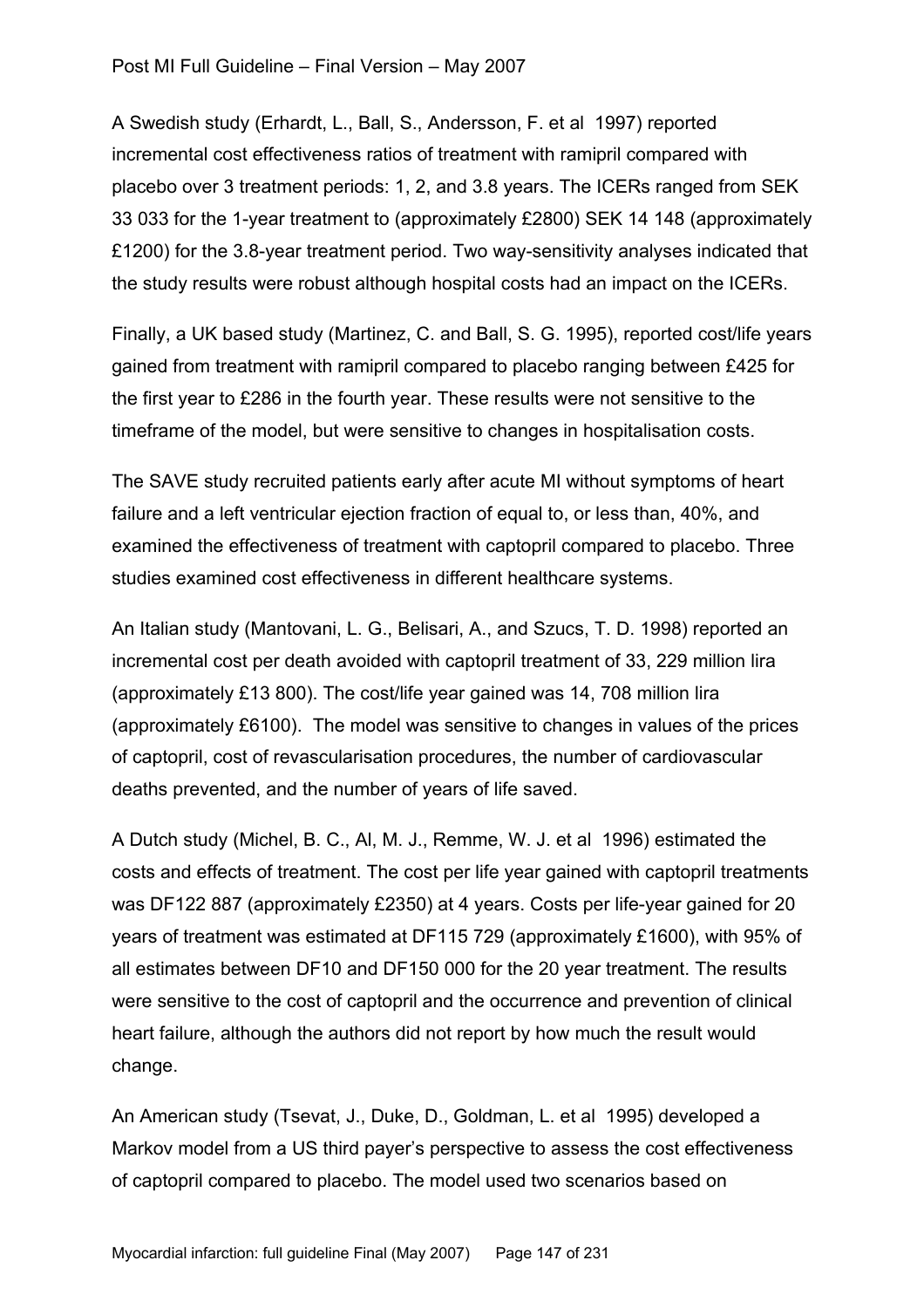A Swedish study (Erhardt, L., Ball, S., Andersson, F. et al 1997) reported incremental cost effectiveness ratios of treatment with ramipril compared with placebo over 3 treatment periods: 1, 2, and 3.8 years. The ICERs ranged from SEK 33 033 for the 1-year treatment to (approximately £2800) SEK 14 148 (approximately £1200) for the 3.8-year treatment period. Two way-sensitivity analyses indicated that the study results were robust although hospital costs had an impact on the ICERs.

Finally, a UK based study (Martinez, C. and Ball, S. G. 1995), reported cost/life years gained from treatment with ramipril compared to placebo ranging between £425 for the first year to £286 in the fourth year. These results were not sensitive to the timeframe of the model, but were sensitive to changes in hospitalisation costs.

The SAVE study recruited patients early after acute MI without symptoms of heart failure and a left ventricular ejection fraction of equal to, or less than, 40%, and examined the effectiveness of treatment with captopril compared to placebo. Three studies examined cost effectiveness in different healthcare systems.

An Italian study (Mantovani, L. G., Belisari, A., and Szucs, T. D. 1998) reported an incremental cost per death avoided with captopril treatment of 33, 229 million lira (approximately £13 800). The cost/life year gained was 14, 708 million lira (approximately £6100). The model was sensitive to changes in values of the prices of captopril, cost of revascularisation procedures, the number of cardiovascular deaths prevented, and the number of years of life saved.

A Dutch study (Michel, B. C., Al, M. J., Remme, W. J. et al 1996) estimated the costs and effects of treatment. The cost per life year gained with captopril treatments was DF122 887 (approximately £2350) at 4 years. Costs per life-year gained for 20 years of treatment was estimated at DF115 729 (approximately £1600), with 95% of all estimates between DF10 and DF150 000 for the 20 year treatment. The results were sensitive to the cost of captopril and the occurrence and prevention of clinical heart failure, although the authors did not report by how much the result would change.

An American study (Tsevat, J., Duke, D., Goldman, L. et al 1995) developed a Markov model from a US third payer's perspective to assess the cost effectiveness of captopril compared to placebo. The model used two scenarios based on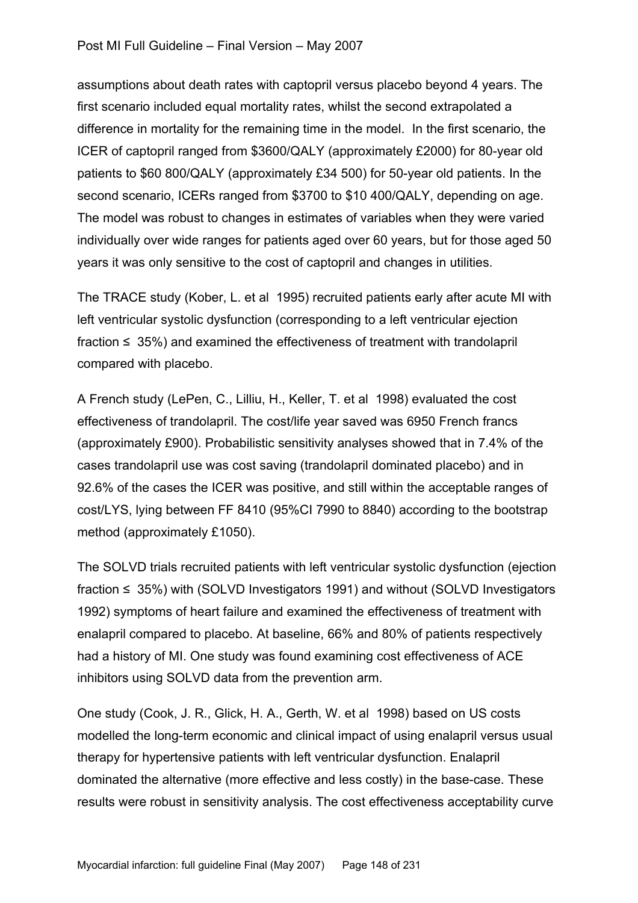assumptions about death rates with captopril versus placebo beyond 4 years. The first scenario included equal mortality rates, whilst the second extrapolated a difference in mortality for the remaining time in the model. In the first scenario, the ICER of captopril ranged from $3600/QALY (approximately £2000) for 80-year old patients to $60 800/QALY (approximately £34 500) for 50-year old patients. In the second scenario, ICERs ranged from $3700 to $10 400/QALY, depending on age. The model was robust to changes in estimates of variables when they were varied individually over wide ranges for patients aged over 60 years, but for those aged 50 years it was only sensitive to the cost of captopril and changes in utilities.

The TRACE study (Kober, L. et al 1995) recruited patients early after acute MI with left ventricular systolic dysfunction (corresponding to a left ventricular ejection fraction ≤ 35%) and examined the effectiveness of treatment with trandolapril compared with placebo.

A French study (LePen, C., Lilliu, H., Keller, T. et al 1998) evaluated the cost effectiveness of trandolapril. The cost/life year saved was 6950 French francs (approximately £900). Probabilistic sensitivity analyses showed that in 7.4% of the cases trandolapril use was cost saving (trandolapril dominated placebo) and in 92.6% of the cases the ICER was positive, and still within the acceptable ranges of cost/LYS, lying between FF 8410 (95%CI 7990 to 8840) according to the bootstrap method (approximately £1050).

The SOLVD trials recruited patients with left ventricular systolic dysfunction (ejection fraction ≤ 35%) with (SOLVD Investigators 1991) and without (SOLVD Investigators 1992) symptoms of heart failure and examined the effectiveness of treatment with enalapril compared to placebo. At baseline, 66% and 80% of patients respectively had a history of MI. One study was found examining cost effectiveness of ACE inhibitors using SOLVD data from the prevention arm.

One study (Cook, J. R., Glick, H. A., Gerth, W. et al 1998) based on US costs modelled the long-term economic and clinical impact of using enalapril versus usual therapy for hypertensive patients with left ventricular dysfunction. Enalapril dominated the alternative (more effective and less costly) in the base-case. These results were robust in sensitivity analysis. The cost effectiveness acceptability curve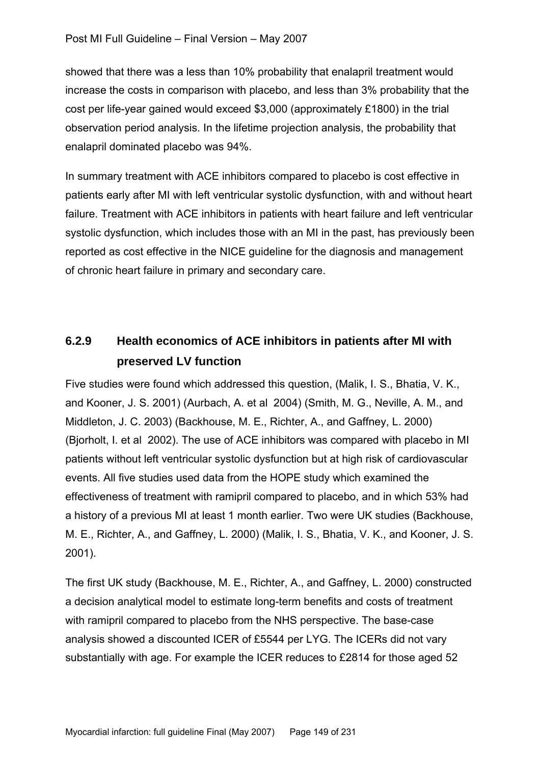showed that there was a less than 10% probability that enalapril treatment would increase the costs in comparison with placebo, and less than 3% probability that the cost per life-year gained would exceed $3,000 (approximately £1800) in the trial observation period analysis. In the lifetime projection analysis, the probability that enalapril dominated placebo was 94%.

In summary treatment with ACE inhibitors compared to placebo is cost effective in patients early after MI with left ventricular systolic dysfunction, with and without heart failure. Treatment with ACE inhibitors in patients with heart failure and left ventricular systolic dysfunction, which includes those with an MI in the past, has previously been reported as cost effective in the NICE guideline for the diagnosis and management of chronic heart failure in primary and secondary care.

### 6.2.9 Health economics of ACE inhibitors in patients after MI with preserved LV function

Five studies were found which addressed this question, (Malik, I. S., Bhatia, V. K., and Kooner, J. S. 2001) (Aurbach, A. et al 2004) (Smith, M. G., Neville, A. M., and Middleton, J. C. 2003) (Backhouse, M. E., Richter, A., and Gaffney, L. 2000) (Bjorholt, I. et al 2002). The use of ACE inhibitors was compared with placebo in MI patients without left ventricular systolic dysfunction but at high risk of cardiovascular events. All five studies used data from the HOPE study which examined the effectiveness of treatment with ramipril compared to placebo, and in which 53% had a history of a previous MI at least 1 month earlier. Two were UK studies (Backhouse, M. E., Richter, A., and Gaffney, L. 2000) (Malik, I. S., Bhatia, V. K., and Kooner, J. S. 2001).

The first UK study (Backhouse, M. E., Richter, A., and Gaffney, L. 2000) constructed a decision analytical model to estimate long-term benefits and costs of treatment with ramipril compared to placebo from the NHS perspective. The base-case analysis showed a discounted ICER of £5544 per LYG. The ICERs did not vary substantially with age. For example the ICER reduces to £2814 for those aged 52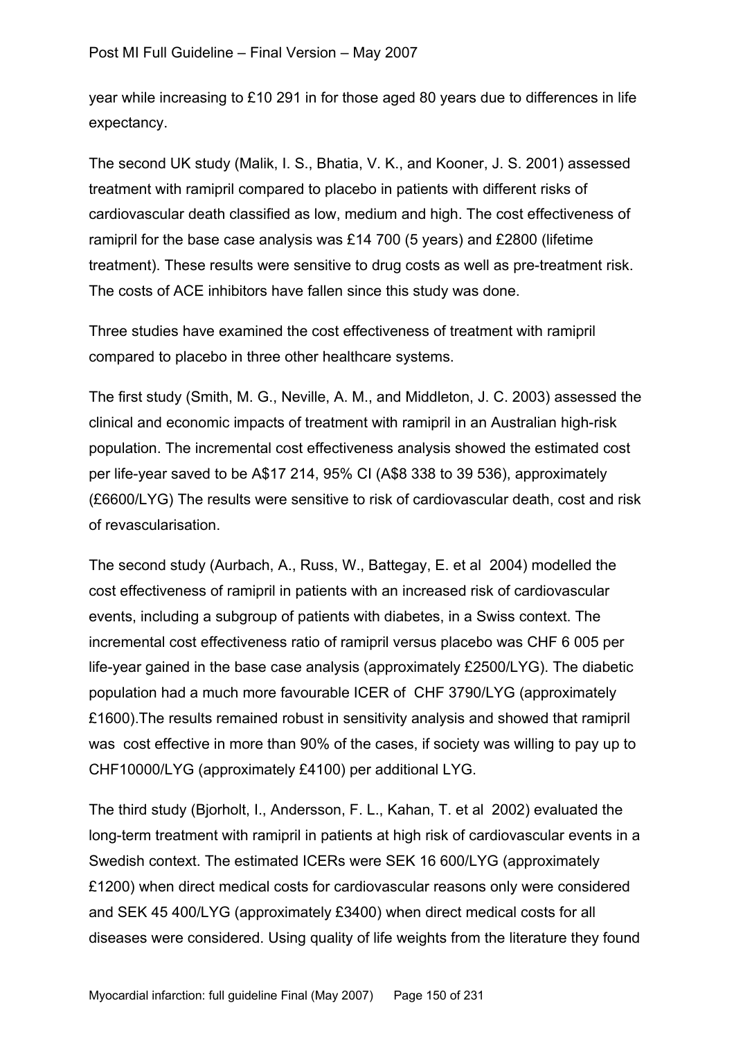year while increasing to £10 291 in for those aged 80 years due to differences in life expectancy.

The second UK study (Malik, I. S., Bhatia, V. K., and Kooner, J. S. 2001) assessed treatment with ramipril compared to placebo in patients with different risks of cardiovascular death classified as low, medium and high. The cost effectiveness of ramipril for the base case analysis was £14 700 (5 years) and £2800 (lifetime treatment). These results were sensitive to drug costs as well as pre-treatment risk. The costs of ACE inhibitors have fallen since this study was done.

Three studies have examined the cost effectiveness of treatment with ramipril compared to placebo in three other healthcare systems.

The first study (Smith, M. G., Neville, A. M., and Middleton, J. C. 2003) assessed the clinical and economic impacts of treatment with ramipril in an Australian high-risk population. The incremental cost effectiveness analysis showed the estimated cost per life-year saved to be A$17 214, 95% CI (A$8 338 to 39 536), approximately (£6600/LYG) The results were sensitive to risk of cardiovascular death, cost and risk of revascularisation.

The second study (Aurbach, A., Russ, W., Battegay, E. et al 2004) modelled the cost effectiveness of ramipril in patients with an increased risk of cardiovascular events, including a subgroup of patients with diabetes, in a Swiss context. The incremental cost effectiveness ratio of ramipril versus placebo was CHF 6 005 per life-year gained in the base case analysis (approximately £2500/LYG). The diabetic population had a much more favourable ICER of CHF 3790/LYG (approximately £1600).The results remained robust in sensitivity analysis and showed that ramipril was cost effective in more than 90% of the cases, if society was willing to pay up to CHF10000/LYG (approximately £4100) per additional LYG.

The third study (Bjorholt, I., Andersson, F. L., Kahan, T. et al 2002) evaluated the long-term treatment with ramipril in patients at high risk of cardiovascular events in a Swedish context. The estimated ICERs were SEK 16 600/LYG (approximately £1200) when direct medical costs for cardiovascular reasons only were considered and SEK 45 400/LYG (approximately £3400) when direct medical costs for all diseases were considered. Using quality of life weights from the literature they found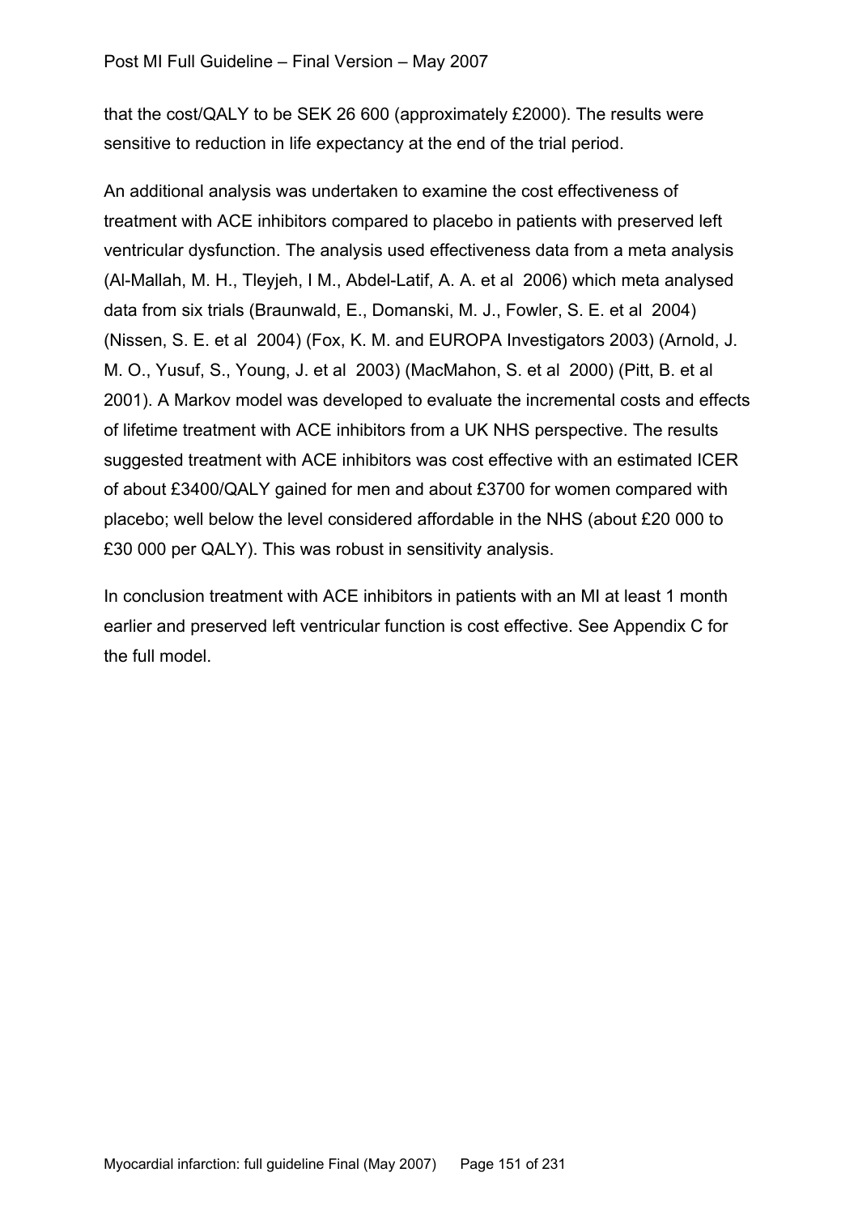that the cost/QALY to be SEK 26 600 (approximately £2000). The results were sensitive to reduction in life expectancy at the end of the trial period.

An additional analysis was undertaken to examine the cost effectiveness of treatment with ACE inhibitors compared to placebo in patients with preserved left ventricular dysfunction. The analysis used effectiveness data from a meta analysis (Al-Mallah, M. H., Tleyjeh, I M., Abdel-Latif, A. A. et al 2006) which meta analysed data from six trials (Braunwald, E., Domanski, M. J., Fowler, S. E. et al 2004) (Nissen, S. E. et al 2004) (Fox, K. M. and EUROPA Investigators 2003) (Arnold, J. M. O., Yusuf, S., Young, J. et al 2003) (MacMahon, S. et al 2000) (Pitt, B. et al 2001). A Markov model was developed to evaluate the incremental costs and effects of lifetime treatment with ACE inhibitors from a UK NHS perspective. The results suggested treatment with ACE inhibitors was cost effective with an estimated ICER of about £3400/QALY gained for men and about £3700 for women compared with placebo; well below the level considered affordable in the NHS (about £20 000 to £30 000 per QALY). This was robust in sensitivity analysis.

In conclusion treatment with ACE inhibitors in patients with an MI at least 1 month earlier and preserved left ventricular function is cost effective. See Appendix C for the full model.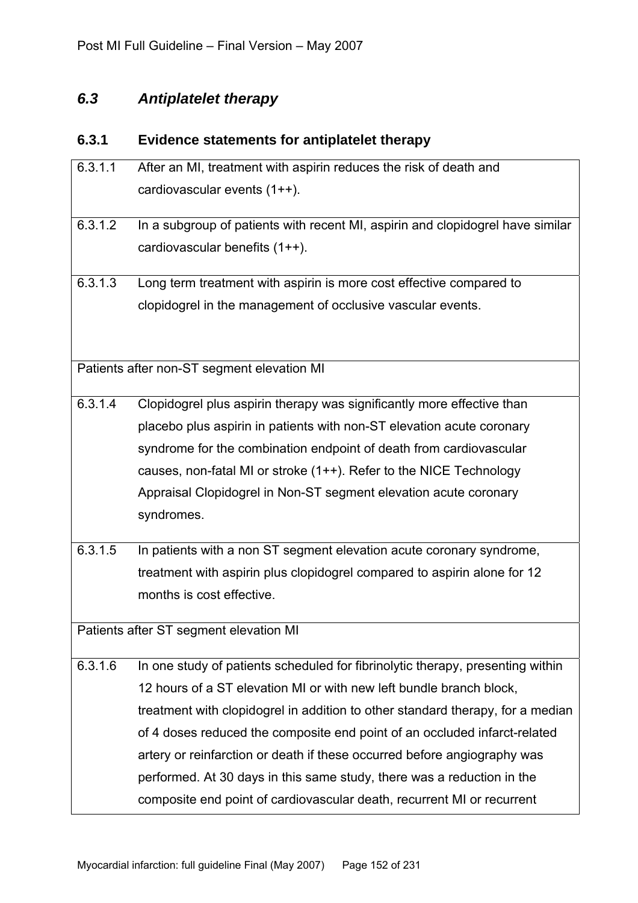## *6.3 Antiplatelet therapy*

### 6.3.1 Evidence statements for antiplatelet therapy

| | |
|---|---|
| 6.3.1.1 | After an MI, treatment with aspirin reduces the risk of death and cardiovascular events (1++). |
| 6.3.1.2 | In a subgroup of patients with recent MI, aspirin and clopidogrel have similar cardiovascular benefits (1++). |
| 6.3.1.3 | Long term treatment with aspirin is more cost effective compared to clopidogrel in the management of occlusive vascular events. |
| Patients after non-ST segment elevation MI | |
| 6.3.1.4 | Clopidogrel plus aspirin therapy was significantly more effective than placebo plus aspirin in patients with non-ST elevation acute coronary syndrome for the combination endpoint of death from cardiovascular causes, non-fatal MI or stroke (1++). Refer to the NICE Technology Appraisal Clopidogrel in Non-ST segment elevation acute coronary syndromes. |
| 6.3.1.5 | In patients with a non ST segment elevation acute coronary syndrome, treatment with aspirin plus clopidogrel compared to aspirin alone for 12 months is cost effective. |
| Patients after ST segment elevation MI | |
| 6.3.1.6 | In one study of patients scheduled for fibrinolytic therapy, presenting within 12 hours of a ST elevation MI or with new left bundle branch block, treatment with clopidogrel in addition to other standard therapy, for a median of 4 doses reduced the composite end point of an occluded infarct-related artery or reinfarction or death if these occurred before angiography was performed. At 30 days in this same study, there was a reduction in the composite end point of cardiovascular death, recurrent MI or recurrent |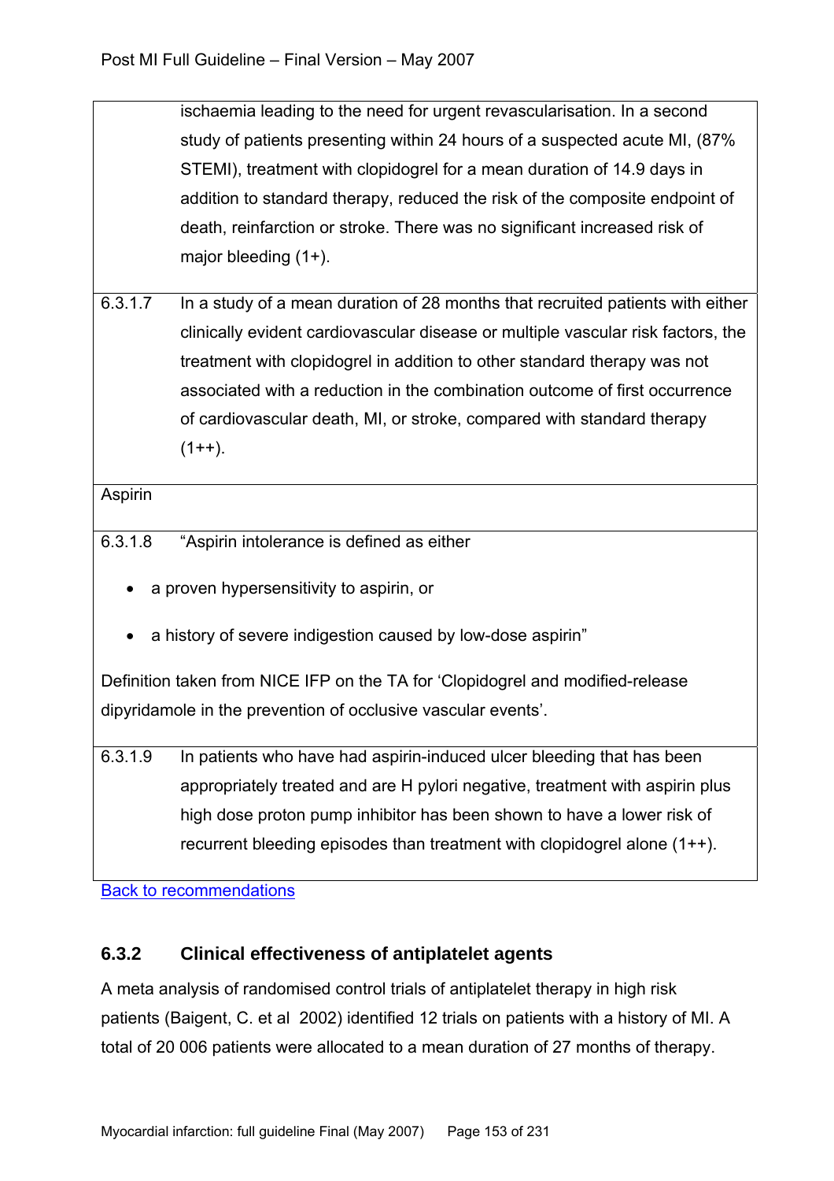| | |
|---|---|
| | ischaemia leading to the need for urgent revascularisation. In a second study of patients presenting within 24 hours of a suspected acute MI, (87% STEMI), treatment with clopidogrel for a mean duration of 14.9 days in addition to standard therapy, reduced the risk of the composite endpoint of death, reinfarction or stroke. There was no significant increased risk of major bleeding (1+). |
| 6.3.1.7 | In a study of a mean duration of 28 months that recruited patients with either clinically evident cardiovascular disease or multiple vascular risk factors, the treatment with clopidogrel in addition to other standard therapy was not associated with a reduction in the combination outcome of first occurrence of cardiovascular death, MI, or stroke, compared with standard therapy (1++). |
| Aspirin | |
| 6.3.1.8 | "Aspirin intolerance is defined as either<br>• a proven hypersensitivity to aspirin, or<br>• a history of severe indigestion caused by low-dose aspirin"<br>Definition taken from NICE IFP on the TA for 'Clopidogrel and modified-release dipyridamole in the prevention of occlusive vascular events'. |
| 6.3.1.9 | In patients who have had aspirin-induced ulcer bleeding that has been appropriately treated and are H pylori negative, treatment with aspirin plus high dose proton pump inhibitor has been shown to have a lower risk of recurrent bleeding episodes than treatment with clopidogrel alone (1++). |

Back to recommendations

### 6.3.2 Clinical effectiveness of antiplatelet agents

A meta analysis of randomised control trials of antiplatelet therapy in high risk patients (Baigent, C. et al 2002) identified 12 trials on patients with a history of MI. A total of 20 006 patients were allocated to a mean duration of 27 months of therapy.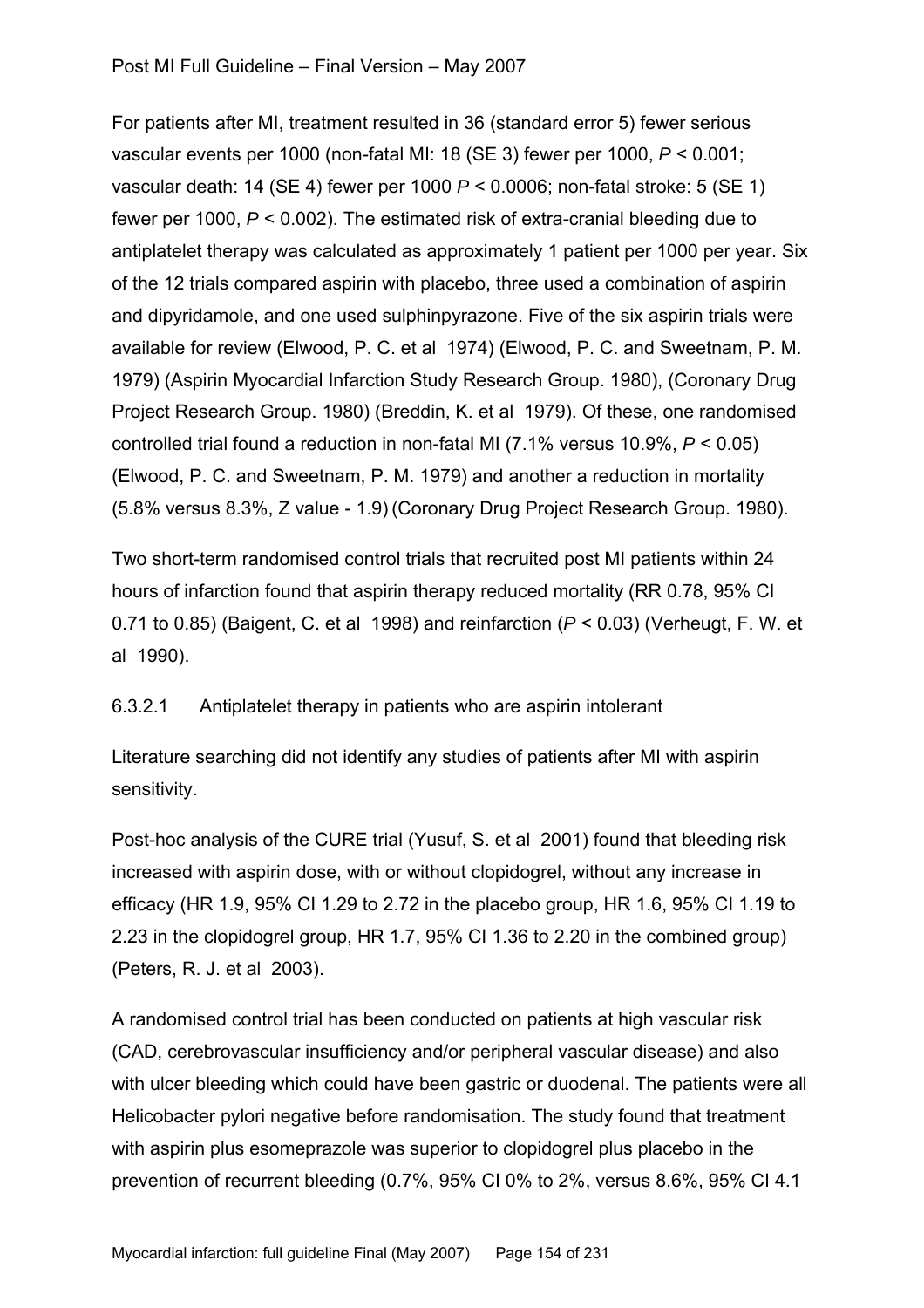For patients after MI, treatment resulted in 36 (standard error 5) fewer serious vascular events per 1000 (non-fatal MI: 18 (SE 3) fewer per 1000, $P < 0.001$; vascular death: 14 (SE 4) fewer per 1000 $P < 0.0006$; non-fatal stroke: 5 (SE 1) fewer per 1000, $P < 0.002$). The estimated risk of extra-cranial bleeding due to antiplatelet therapy was calculated as approximately 1 patient per 1000 per year. Six of the 12 trials compared aspirin with placebo, three used a combination of aspirin and dipyridamole, and one used sulphinpyrazone. Five of the six aspirin trials were available for review (Elwood, P. C. et al 1974) (Elwood, P. C. and Sweetnam, P. M. 1979) (Aspirin Myocardial Infarction Study Research Group. 1980), (Coronary Drug Project Research Group. 1980) (Breddin, K. et al 1979). Of these, one randomised controlled trial found a reduction in non-fatal MI (7.1% versus 10.9%, $P < 0.05$) (Elwood, P. C. and Sweetnam, P. M. 1979) and another a reduction in mortality (5.8% versus 8.3%, Z value - 1.9) (Coronary Drug Project Research Group. 1980).

Two short-term randomised control trials that recruited post MI patients within 24 hours of infarction found that aspirin therapy reduced mortality (RR 0.78, 95% CI 0.71 to 0.85) (Baigent, C. et al 1998) and reinfarction ($P < 0.03$) (Verheugt, F. W. et al 1990).

#### 6.3.2.1 Antiplatelet therapy in patients who are aspirin intolerant

Literature searching did not identify any studies of patients after MI with aspirin sensitivity.

Post-hoc analysis of the CURE trial (Yusuf, S. et al 2001) found that bleeding risk increased with aspirin dose, with or without clopidogrel, without any increase in efficacy (HR 1.9, 95% CI 1.29 to 2.72 in the placebo group, HR 1.6, 95% CI 1.19 to 2.23 in the clopidogrel group, HR 1.7, 95% CI 1.36 to 2.20 in the combined group) (Peters, R. J. et al 2003).

A randomised control trial has been conducted on patients at high vascular risk (CAD, cerebrovascular insufficiency and/or peripheral vascular disease) and also with ulcer bleeding which could have been gastric or duodenal. The patients were all Helicobacter pylori negative before randomisation. The study found that treatment with aspirin plus esomeprazole was superior to clopidogrel plus placebo in the prevention of recurrent bleeding (0.7%, 95% CI 0% to 2%, versus 8.6%, 95% CI 4.1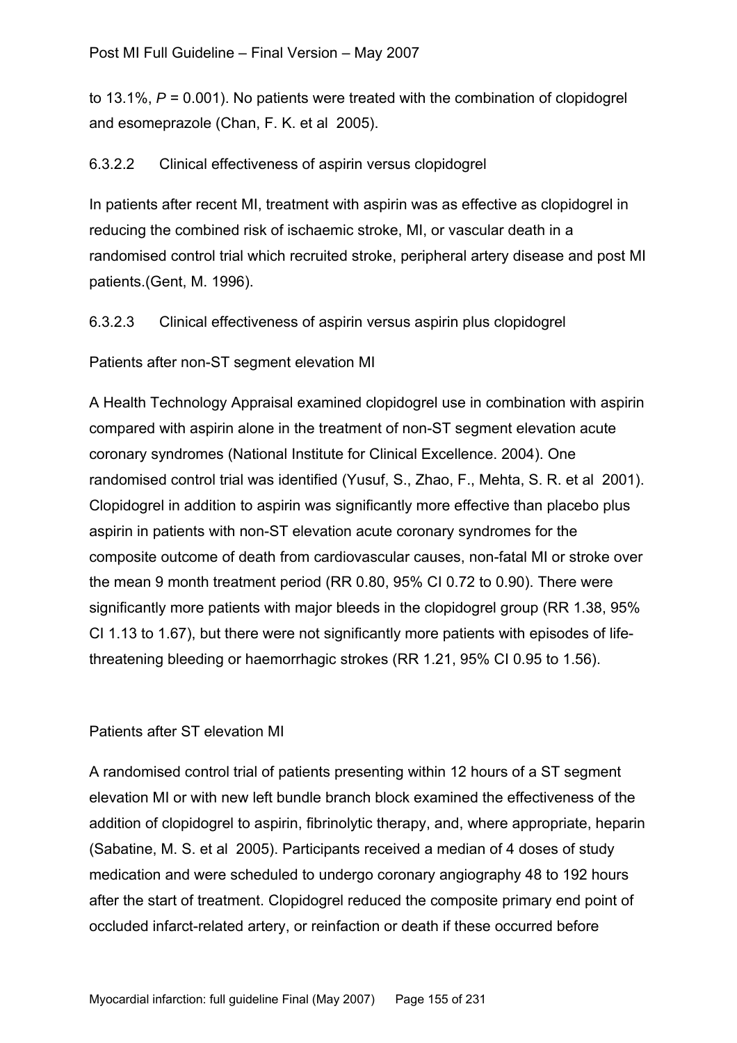to 13.1%, *P* = 0.001). No patients were treated with the combination of clopidogrel and esomeprazole (Chan, F. K. et al 2005).

#### 6.3.2.2 Clinical effectiveness of aspirin versus clopidogrel

In patients after recent MI, treatment with aspirin was as effective as clopidogrel in reducing the combined risk of ischaemic stroke, MI, or vascular death in a randomised control trial which recruited stroke, peripheral artery disease and post MI patients.(Gent, M. 1996).

#### 6.3.2.3 Clinical effectiveness of aspirin versus aspirin plus clopidogrel

Patients after non-ST segment elevation MI

A Health Technology Appraisal examined clopidogrel use in combination with aspirin compared with aspirin alone in the treatment of non-ST segment elevation acute coronary syndromes (National Institute for Clinical Excellence. 2004). One randomised control trial was identified (Yusuf, S., Zhao, F., Mehta, S. R. et al 2001). Clopidogrel in addition to aspirin was significantly more effective than placebo plus aspirin in patients with non-ST elevation acute coronary syndromes for the composite outcome of death from cardiovascular causes, non-fatal MI or stroke over the mean 9 month treatment period (RR 0.80, 95% CI 0.72 to 0.90). There were significantly more patients with major bleeds in the clopidogrel group (RR 1.38, 95% CI 1.13 to 1.67), but there were not significantly more patients with episodes of life-threatening bleeding or haemorrhagic strokes (RR 1.21, 95% CI 0.95 to 1.56).

Patients after ST elevation MI

A randomised control trial of patients presenting within 12 hours of a ST segment elevation MI or with new left bundle branch block examined the effectiveness of the addition of clopidogrel to aspirin, fibrinolytic therapy, and, where appropriate, heparin (Sabatine, M. S. et al 2005). Participants received a median of 4 doses of study medication and were scheduled to undergo coronary angiography 48 to 192 hours after the start of treatment. Clopidogrel reduced the composite primary end point of occluded infarct-related artery, or reinfaction or death if these occurred before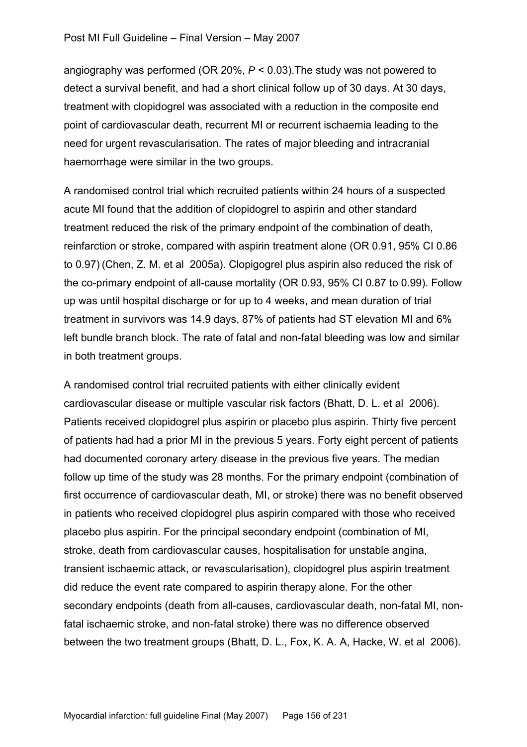angiography was performed (OR 20%, $P < 0.03$).The study was not powered to detect a survival benefit, and had a short clinical follow up of 30 days. At 30 days, treatment with clopidogrel was associated with a reduction in the composite end point of cardiovascular death, recurrent MI or recurrent ischaemia leading to the need for urgent revascularisation. The rates of major bleeding and intracranial haemorrhage were similar in the two groups.

A randomised control trial which recruited patients within 24 hours of a suspected acute MI found that the addition of clopidogrel to aspirin and other standard treatment reduced the risk of the primary endpoint of the combination of death, reinfarction or stroke, compared with aspirin treatment alone (OR 0.91, 95% CI 0.86 to 0.97) (Chen, Z. M. et al 2005a). Clopigogrel plus aspirin also reduced the risk of the co-primary endpoint of all-cause mortality (OR 0.93, 95% CI 0.87 to 0.99). Follow up was until hospital discharge or for up to 4 weeks, and mean duration of trial treatment in survivors was 14.9 days, 87% of patients had ST elevation MI and 6% left bundle branch block. The rate of fatal and non-fatal bleeding was low and similar in both treatment groups.

A randomised control trial recruited patients with either clinically evident cardiovascular disease or multiple vascular risk factors (Bhatt, D. L. et al 2006). Patients received clopidogrel plus aspirin or placebo plus aspirin. Thirty five percent of patients had had a prior MI in the previous 5 years. Forty eight percent of patients had documented coronary artery disease in the previous five years. The median follow up time of the study was 28 months. For the primary endpoint (combination of first occurrence of cardiovascular death, MI, or stroke) there was no benefit observed in patients who received clopidogrel plus aspirin compared with those who received placebo plus aspirin. For the principal secondary endpoint (combination of MI, stroke, death from cardiovascular causes, hospitalisation for unstable angina, transient ischaemic attack, or revascularisation), clopidogrel plus aspirin treatment did reduce the event rate compared to aspirin therapy alone. For the other secondary endpoints (death from all-causes, cardiovascular death, non-fatal MI, non-fatal ischaemic stroke, and non-fatal stroke) there was no difference observed between the two treatment groups (Bhatt, D. L., Fox, K. A. A, Hacke, W. et al 2006).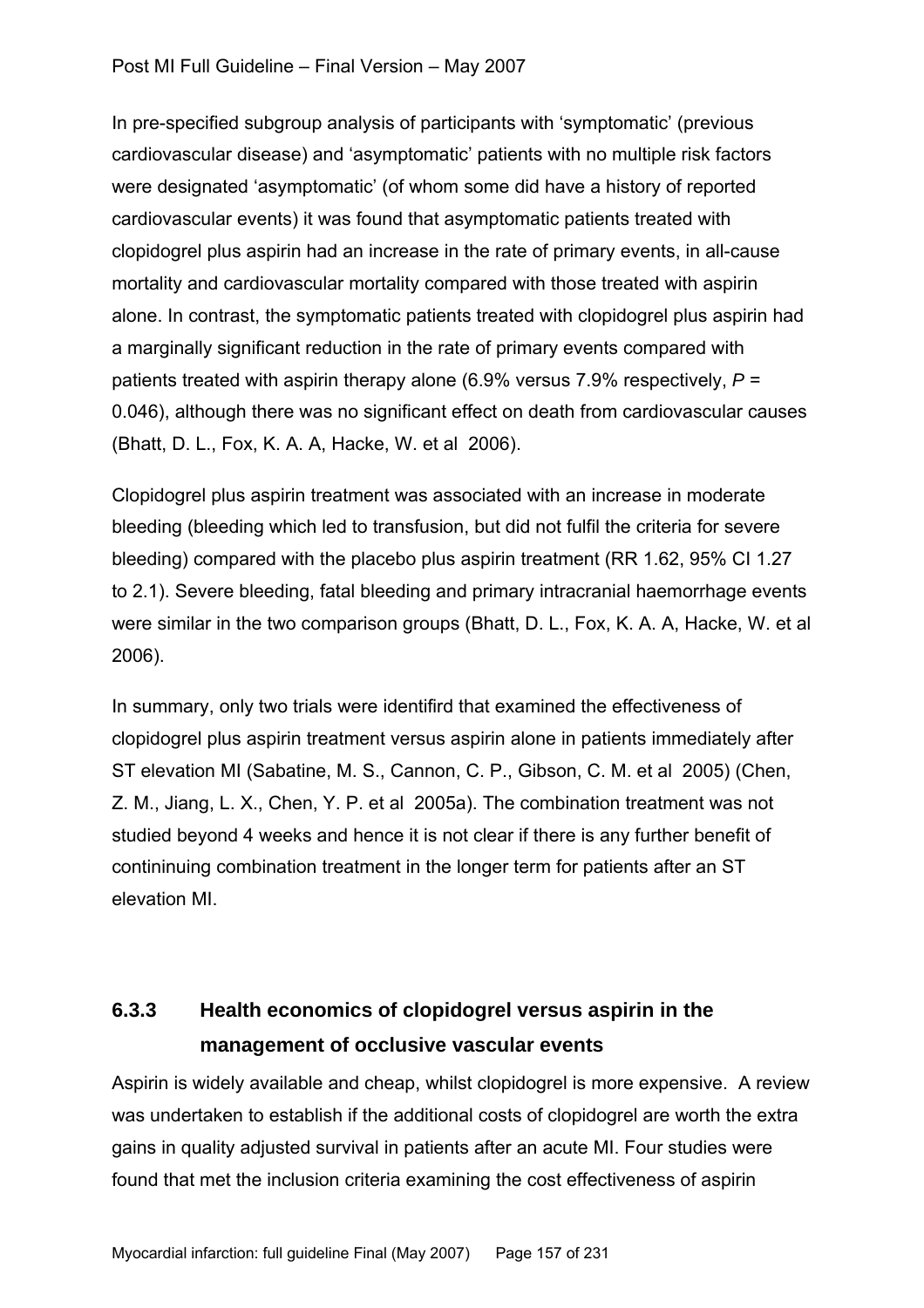In pre-specified subgroup analysis of participants with 'symptomatic' (previous cardiovascular disease) and 'asymptomatic' patients with no multiple risk factors were designated 'asymptomatic' (of whom some did have a history of reported cardiovascular events) it was found that asymptomatic patients treated with clopidogrel plus aspirin had an increase in the rate of primary events, in all-cause mortality and cardiovascular mortality compared with those treated with aspirin alone. In contrast, the symptomatic patients treated with clopidogrel plus aspirin had a marginally significant reduction in the rate of primary events compared with patients treated with aspirin therapy alone (6.9% versus 7.9% respectively, $P$ = 0.046), although there was no significant effect on death from cardiovascular causes (Bhatt, D. L., Fox, K. A. A, Hacke, W. et al 2006).

Clopidogrel plus aspirin treatment was associated with an increase in moderate bleeding (bleeding which led to transfusion, but did not fulfil the criteria for severe bleeding) compared with the placebo plus aspirin treatment (RR 1.62, 95% CI 1.27 to 2.1). Severe bleeding, fatal bleeding and primary intracranial haemorrhage events were similar in the two comparison groups (Bhatt, D. L., Fox, K. A. A, Hacke, W. et al 2006).

In summary, only two trials were identifird that examined the effectiveness of clopidogrel plus aspirin treatment versus aspirin alone in patients immediately after ST elevation MI (Sabatine, M. S., Cannon, C. P., Gibson, C. M. et al 2005) (Chen, Z. M., Jiang, L. X., Chen, Y. P. et al 2005a). The combination treatment was not studied beyond 4 weeks and hence it is not clear if there is any further benefit of contininuing combination treatment in the longer term for patients after an ST elevation MI.

### 6.3.3 Health economics of clopidogrel versus aspirin in the management of occlusive vascular events

Aspirin is widely available and cheap, whilst clopidogrel is more expensive. A review was undertaken to establish if the additional costs of clopidogrel are worth the extra gains in quality adjusted survival in patients after an acute MI. Four studies were found that met the inclusion criteria examining the cost effectiveness of aspirin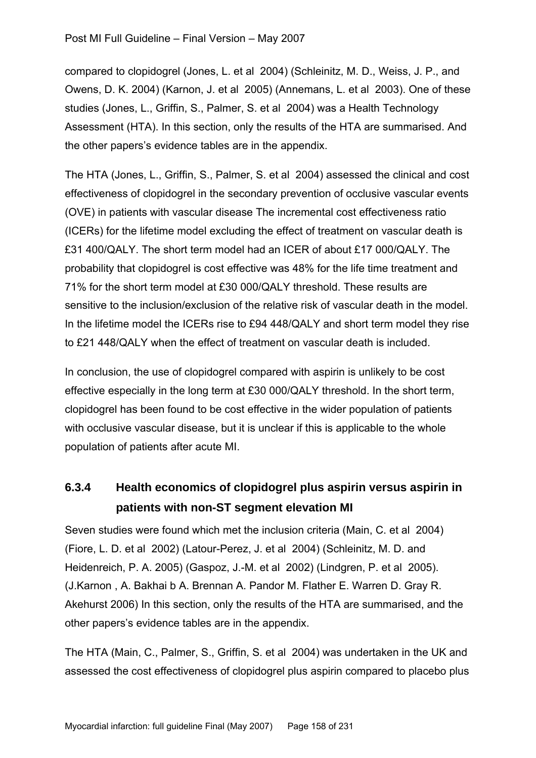compared to clopidogrel (Jones, L. et al 2004) (Schleinitz, M. D., Weiss, J. P., and Owens, D. K. 2004) (Karnon, J. et al 2005) (Annemans, L. et al 2003). One of these studies (Jones, L., Griffin, S., Palmer, S. et al 2004) was a Health Technology Assessment (HTA). In this section, only the results of the HTA are summarised. And the other papers's evidence tables are in the appendix.

The HTA (Jones, L., Griffin, S., Palmer, S. et al 2004) assessed the clinical and cost effectiveness of clopidogrel in the secondary prevention of occlusive vascular events (OVE) in patients with vascular disease The incremental cost effectiveness ratio (ICERs) for the lifetime model excluding the effect of treatment on vascular death is £31 400/QALY. The short term model had an ICER of about £17 000/QALY. The probability that clopidogrel is cost effective was 48% for the life time treatment and 71% for the short term model at £30 000/QALY threshold. These results are sensitive to the inclusion/exclusion of the relative risk of vascular death in the model. In the lifetime model the ICERs rise to £94 448/QALY and short term model they rise to £21 448/QALY when the effect of treatment on vascular death is included.

In conclusion, the use of clopidogrel compared with aspirin is unlikely to be cost effective especially in the long term at £30 000/QALY threshold. In the short term, clopidogrel has been found to be cost effective in the wider population of patients with occlusive vascular disease, but it is unclear if this is applicable to the whole population of patients after acute MI.

### 6.3.4 Health economics of clopidogrel plus aspirin versus aspirin in patients with non-ST segment elevation MI

Seven studies were found which met the inclusion criteria (Main, C. et al 2004) (Fiore, L. D. et al 2002) (Latour-Perez, J. et al 2004) (Schleinitz, M. D. and Heidenreich, P. A. 2005) (Gaspoz, J.-M. et al 2002) (Lindgren, P. et al 2005). (J.Karnon , A. Bakhai b A. Brennan A. Pandor M. Flather E. Warren D. Gray R. Akehurst 2006) In this section, only the results of the HTA are summarised, and the other papers's evidence tables are in the appendix.

The HTA (Main, C., Palmer, S., Griffin, S. et al 2004) was undertaken in the UK and assessed the cost effectiveness of clopidogrel plus aspirin compared to placebo plus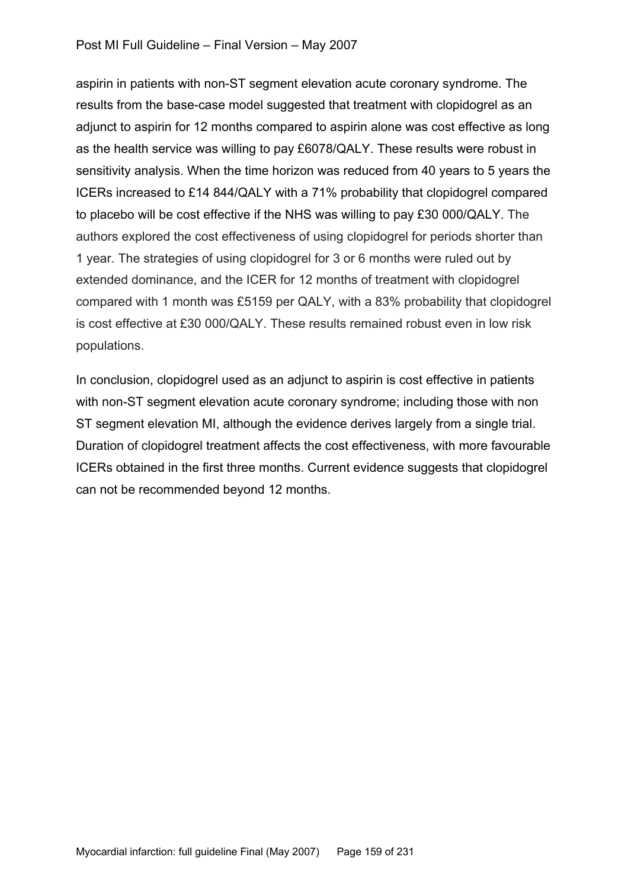aspirin in patients with non-ST segment elevation acute coronary syndrome. The results from the base-case model suggested that treatment with clopidogrel as an adjunct to aspirin for 12 months compared to aspirin alone was cost effective as long as the health service was willing to pay £6078/QALY. These results were robust in sensitivity analysis. When the time horizon was reduced from 40 years to 5 years the ICERs increased to £14 844/QALY with a 71% probability that clopidogrel compared to placebo will be cost effective if the NHS was willing to pay £30 000/QALY. The authors explored the cost effectiveness of using clopidogrel for periods shorter than 1 year. The strategies of using clopidogrel for 3 or 6 months were ruled out by extended dominance, and the ICER for 12 months of treatment with clopidogrel compared with 1 month was £5159 per QALY, with a 83% probability that clopidogrel is cost effective at £30 000/QALY. These results remained robust even in low risk populations.

In conclusion, clopidogrel used as an adjunct to aspirin is cost effective in patients with non-ST segment elevation acute coronary syndrome; including those with non ST segment elevation MI, although the evidence derives largely from a single trial. Duration of clopidogrel treatment affects the cost effectiveness, with more favourable ICERs obtained in the first three months. Current evidence suggests that clopidogrel can not be recommended beyond 12 months.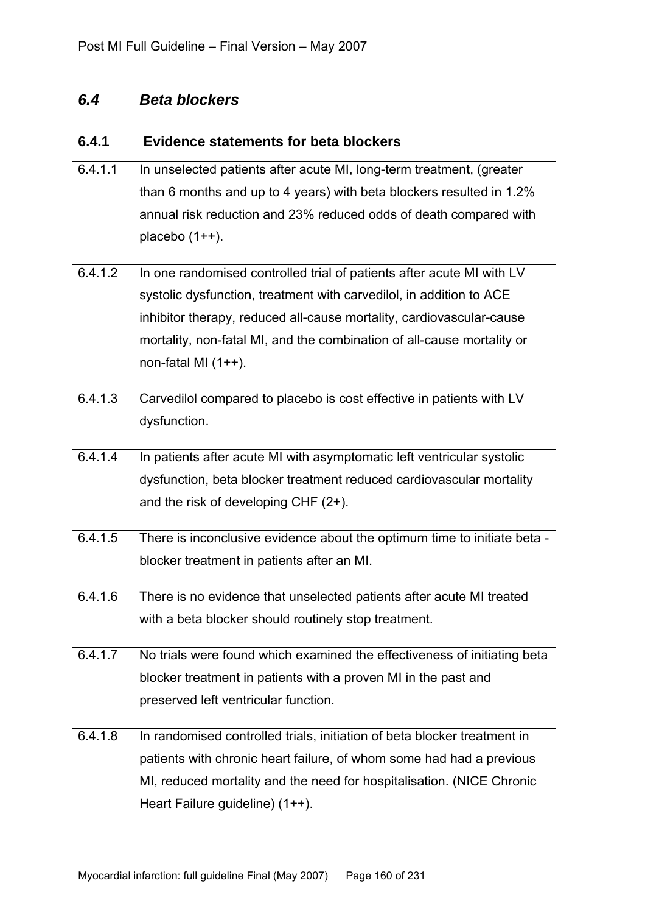## *6.4 Beta blockers*

### 6.4.1 Evidence statements for beta blockers

| | |
|---|---|
| 6.4.1.1 | In unselected patients after acute MI, long-term treatment, (greater than 6 months and up to 4 years) with beta blockers resulted in 1.2% annual risk reduction and 23% reduced odds of death compared with placebo (1++). |
| 6.4.1.2 | In one randomised controlled trial of patients after acute MI with LV systolic dysfunction, treatment with carvedilol, in addition to ACE inhibitor therapy, reduced all-cause mortality, cardiovascular-cause mortality, non-fatal MI, and the combination of all-cause mortality or non-fatal MI (1++). |
| 6.4.1.3 | Carvedilol compared to placebo is cost effective in patients with LV dysfunction. |
| 6.4.1.4 | In patients after acute MI with asymptomatic left ventricular systolic dysfunction, beta blocker treatment reduced cardiovascular mortality and the risk of developing CHF (2+). |
| 6.4.1.5 | There is inconclusive evidence about the optimum time to initiate beta - blocker treatment in patients after an MI. |
| 6.4.1.6 | There is no evidence that unselected patients after acute MI treated with a beta blocker should routinely stop treatment. |
| 6.4.1.7 | No trials were found which examined the effectiveness of initiating beta blocker treatment in patients with a proven MI in the past and preserved left ventricular function. |
| 6.4.1.8 | In randomised controlled trials, initiation of beta blocker treatment in patients with chronic heart failure, of whom some had had a previous MI, reduced mortality and the need for hospitalisation. (NICE Chronic Heart Failure guideline) (1++). |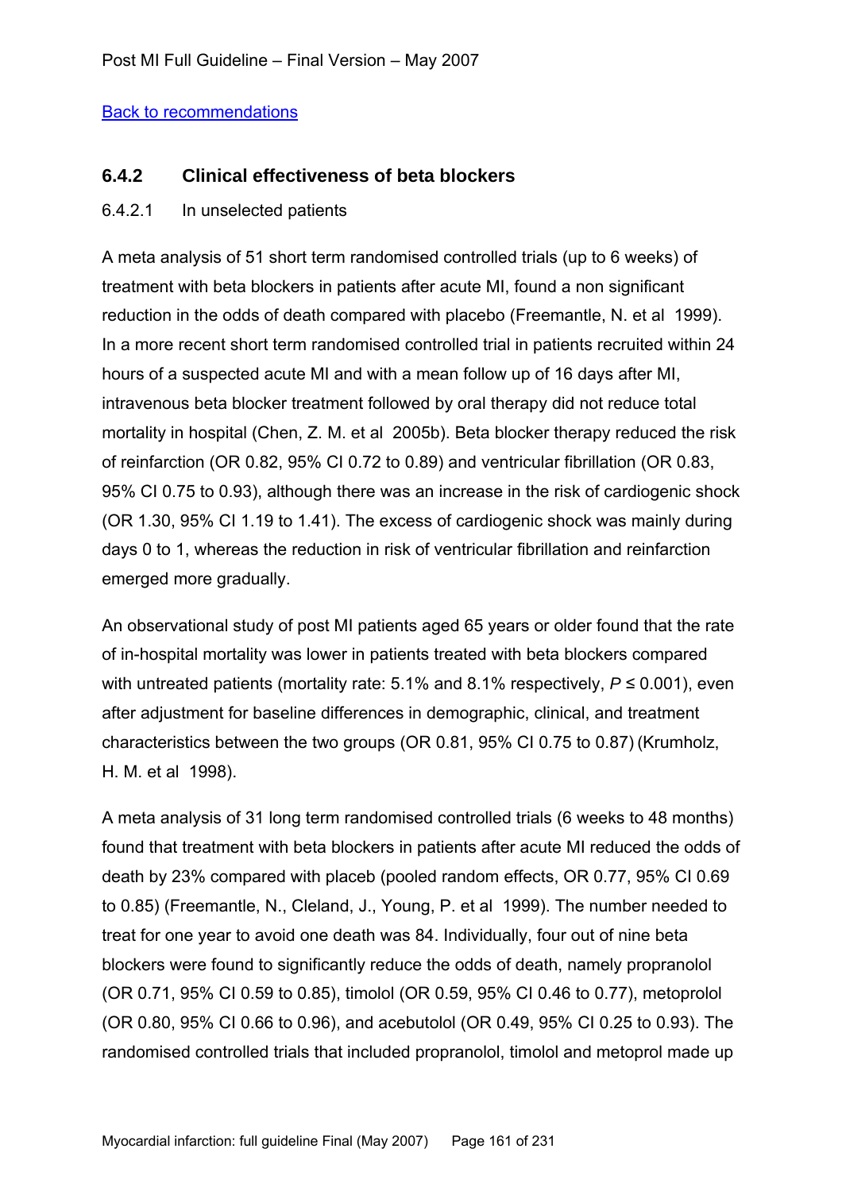[Back to recommendations](#)

### 6.4.2 Clinical effectiveness of beta blockers

6.4.2.1 In unselected patients

A meta analysis of 51 short term randomised controlled trials (up to 6 weeks) of treatment with beta blockers in patients after acute MI, found a non significant reduction in the odds of death compared with placebo (Freemantle, N. et al 1999). In a more recent short term randomised controlled trial in patients recruited within 24 hours of a suspected acute MI and with a mean follow up of 16 days after MI, intravenous beta blocker treatment followed by oral therapy did not reduce total mortality in hospital (Chen, Z. M. et al 2005b). Beta blocker therapy reduced the risk of reinfarction (OR 0.82, 95% CI 0.72 to 0.89) and ventricular fibrillation (OR 0.83, 95% CI 0.75 to 0.93), although there was an increase in the risk of cardiogenic shock (OR 1.30, 95% CI 1.19 to 1.41). The excess of cardiogenic shock was mainly during days 0 to 1, whereas the reduction in risk of ventricular fibrillation and reinfarction emerged more gradually.

An observational study of post MI patients aged 65 years or older found that the rate of in-hospital mortality was lower in patients treated with beta blockers compared with untreated patients (mortality rate: 5.1% and 8.1% respectively, $P \leq 0.001$), even after adjustment for baseline differences in demographic, clinical, and treatment characteristics between the two groups (OR 0.81, 95% CI 0.75 to 0.87) (Krumholz, H. M. et al 1998).

A meta analysis of 31 long term randomised controlled trials (6 weeks to 48 months) found that treatment with beta blockers in patients after acute MI reduced the odds of death by 23% compared with placeb (pooled random effects, OR 0.77, 95% CI 0.69 to 0.85) (Freemantle, N., Cleland, J., Young, P. et al 1999). The number needed to treat for one year to avoid one death was 84. Individually, four out of nine beta blockers were found to significantly reduce the odds of death, namely propranolol (OR 0.71, 95% CI 0.59 to 0.85), timolol (OR 0.59, 95% CI 0.46 to 0.77), metoprolol (OR 0.80, 95% CI 0.66 to 0.96), and acebutolol (OR 0.49, 95% CI 0.25 to 0.93). The randomised controlled trials that included propranolol, timolol and metoprol made up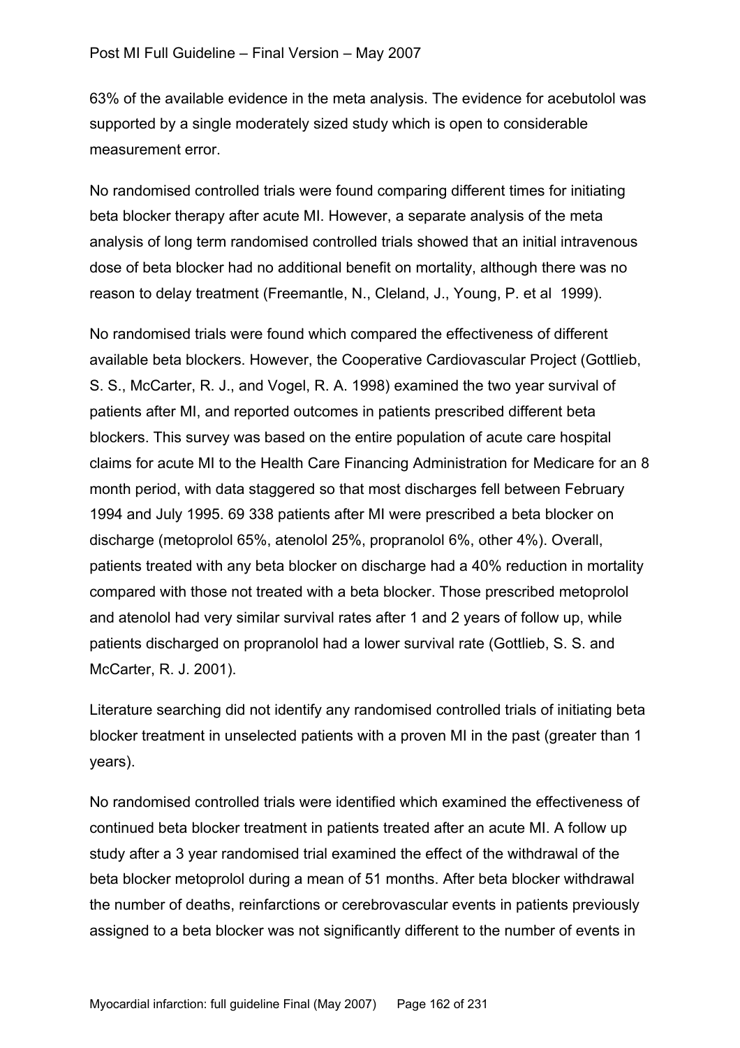63% of the available evidence in the meta analysis. The evidence for acebutolol was supported by a single moderately sized study which is open to considerable measurement error.

No randomised controlled trials were found comparing different times for initiating beta blocker therapy after acute MI. However, a separate analysis of the meta analysis of long term randomised controlled trials showed that an initial intravenous dose of beta blocker had no additional benefit on mortality, although there was no reason to delay treatment (Freemantle, N., Cleland, J., Young, P. et al 1999).

No randomised trials were found which compared the effectiveness of different available beta blockers. However, the Cooperative Cardiovascular Project (Gottlieb, S. S., McCarter, R. J., and Vogel, R. A. 1998) examined the two year survival of patients after MI, and reported outcomes in patients prescribed different beta blockers. This survey was based on the entire population of acute care hospital claims for acute MI to the Health Care Financing Administration for Medicare for an 8 month period, with data staggered so that most discharges fell between February 1994 and July 1995. 69 338 patients after MI were prescribed a beta blocker on discharge (metoprolol 65%, atenolol 25%, propranolol 6%, other 4%). Overall, patients treated with any beta blocker on discharge had a 40% reduction in mortality compared with those not treated with a beta blocker. Those prescribed metoprolol and atenolol had very similar survival rates after 1 and 2 years of follow up, while patients discharged on propranolol had a lower survival rate (Gottlieb, S. S. and McCarter, R. J. 2001).

Literature searching did not identify any randomised controlled trials of initiating beta blocker treatment in unselected patients with a proven MI in the past (greater than 1 years).

No randomised controlled trials were identified which examined the effectiveness of continued beta blocker treatment in patients treated after an acute MI. A follow up study after a 3 year randomised trial examined the effect of the withdrawal of the beta blocker metoprolol during a mean of 51 months. After beta blocker withdrawal the number of deaths, reinfarctions or cerebrovascular events in patients previously assigned to a beta blocker was not significantly different to the number of events in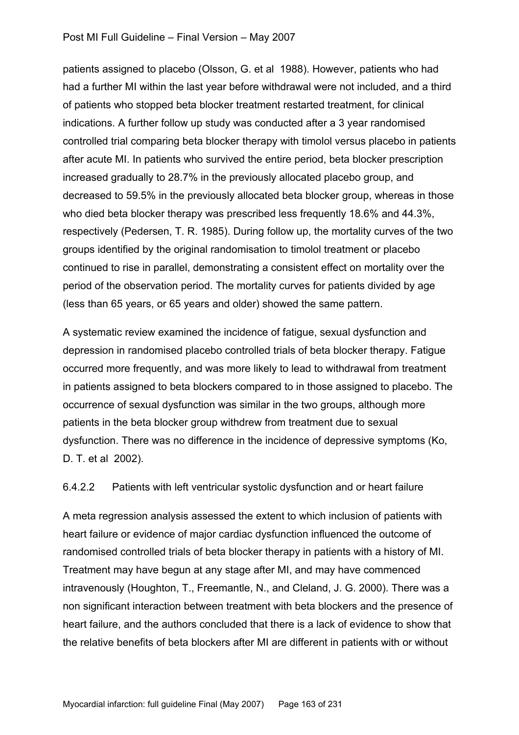patients assigned to placebo (Olsson, G. et al 1988). However, patients who had had a further MI within the last year before withdrawal were not included, and a third of patients who stopped beta blocker treatment restarted treatment, for clinical indications. A further follow up study was conducted after a 3 year randomised controlled trial comparing beta blocker therapy with timolol versus placebo in patients after acute MI. In patients who survived the entire period, beta blocker prescription increased gradually to 28.7% in the previously allocated placebo group, and decreased to 59.5% in the previously allocated beta blocker group, whereas in those who died beta blocker therapy was prescribed less frequently 18.6% and 44.3%, respectively (Pedersen, T. R. 1985). During follow up, the mortality curves of the two groups identified by the original randomisation to timolol treatment or placebo continued to rise in parallel, demonstrating a consistent effect on mortality over the period of the observation period. The mortality curves for patients divided by age (less than 65 years, or 65 years and older) showed the same pattern.

A systematic review examined the incidence of fatigue, sexual dysfunction and depression in randomised placebo controlled trials of beta blocker therapy. Fatigue occurred more frequently, and was more likely to lead to withdrawal from treatment in patients assigned to beta blockers compared to in those assigned to placebo. The occurrence of sexual dysfunction was similar in the two groups, although more patients in the beta blocker group withdrew from treatment due to sexual dysfunction. There was no difference in the incidence of depressive symptoms (Ko, D. T. et al 2002).

#### 6.4.2.2 Patients with left ventricular systolic dysfunction and or heart failure

A meta regression analysis assessed the extent to which inclusion of patients with heart failure or evidence of major cardiac dysfunction influenced the outcome of randomised controlled trials of beta blocker therapy in patients with a history of MI. Treatment may have begun at any stage after MI, and may have commenced intravenously (Houghton, T., Freemantle, N., and Cleland, J. G. 2000). There was a non significant interaction between treatment with beta blockers and the presence of heart failure, and the authors concluded that there is a lack of evidence to show that the relative benefits of beta blockers after MI are different in patients with or without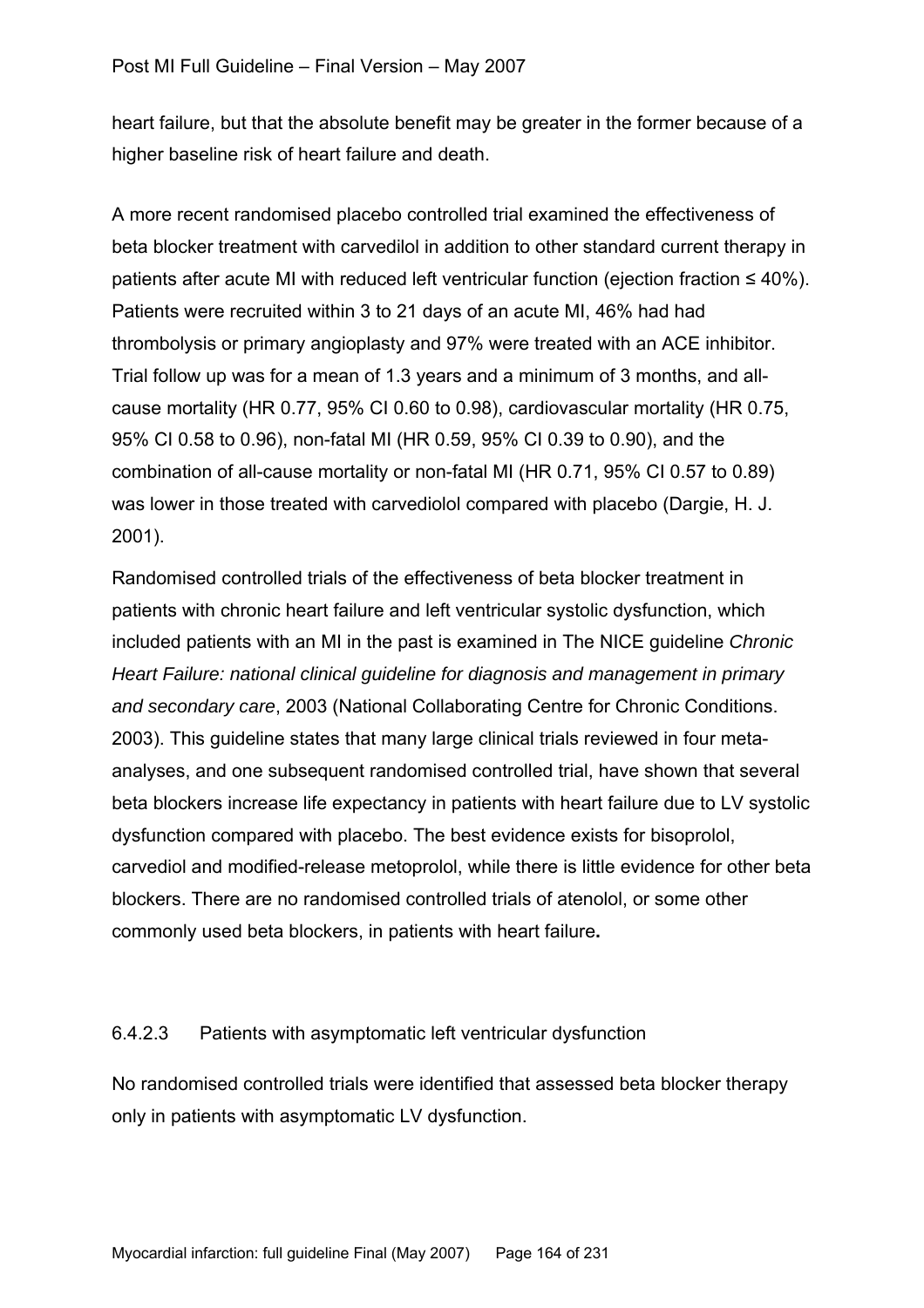heart failure, but that the absolute benefit may be greater in the former because of a higher baseline risk of heart failure and death.

A more recent randomised placebo controlled trial examined the effectiveness of beta blocker treatment with carvedilol in addition to other standard current therapy in patients after acute MI with reduced left ventricular function (ejection fraction ≤ 40%). Patients were recruited within 3 to 21 days of an acute MI, 46% had had thrombolysis or primary angioplasty and 97% were treated with an ACE inhibitor. Trial follow up was for a mean of 1.3 years and a minimum of 3 months, and all-cause mortality (HR 0.77, 95% CI 0.60 to 0.98), cardiovascular mortality (HR 0.75, 95% CI 0.58 to 0.96), non-fatal MI (HR 0.59, 95% CI 0.39 to 0.90), and the combination of all-cause mortality or non-fatal MI (HR 0.71, 95% CI 0.57 to 0.89) was lower in those treated with carvediolol compared with placebo (Dargie, H. J. 2001).

Randomised controlled trials of the effectiveness of beta blocker treatment in patients with chronic heart failure and left ventricular systolic dysfunction, which included patients with an MI in the past is examined in The NICE guideline *Chronic Heart Failure: national clinical guideline for diagnosis and management in primary and secondary care*, 2003 (National Collaborating Centre for Chronic Conditions. 2003). This guideline states that many large clinical trials reviewed in four meta-analyses, and one subsequent randomised controlled trial, have shown that several beta blockers increase life expectancy in patients with heart failure due to LV systolic dysfunction compared with placebo. The best evidence exists for bisoprolol, carvediol and modified-release metoprolol, while there is little evidence for other beta blockers. There are no randomised controlled trials of atenolol, or some other commonly used beta blockers, in patients with heart failure**.**

#### 6.4.2.3 Patients with asymptomatic left ventricular dysfunction

No randomised controlled trials were identified that assessed beta blocker therapy only in patients with asymptomatic LV dysfunction.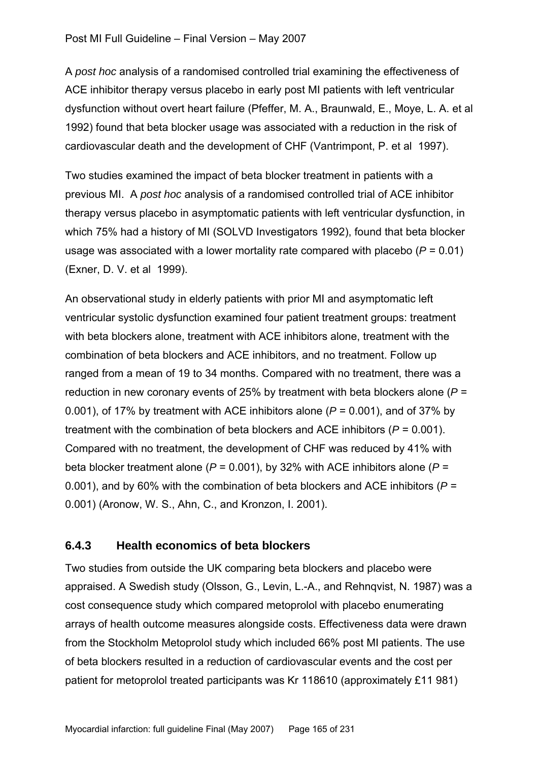A *post hoc* analysis of a randomised controlled trial examining the effectiveness of ACE inhibitor therapy versus placebo in early post MI patients with left ventricular dysfunction without overt heart failure (Pfeffer, M. A., Braunwald, E., Moye, L. A. et al 1992) found that beta blocker usage was associated with a reduction in the risk of cardiovascular death and the development of CHF (Vantrimpont, P. et al 1997).

Two studies examined the impact of beta blocker treatment in patients with a previous MI. A *post hoc* analysis of a randomised controlled trial of ACE inhibitor therapy versus placebo in asymptomatic patients with left ventricular dysfunction, in which 75% had a history of MI (SOLVD Investigators 1992), found that beta blocker usage was associated with a lower mortality rate compared with placebo ($P = 0.01$) (Exner, D. V. et al 1999).

An observational study in elderly patients with prior MI and asymptomatic left ventricular systolic dysfunction examined four patient treatment groups: treatment with beta blockers alone, treatment with ACE inhibitors alone, treatment with the combination of beta blockers and ACE inhibitors, and no treatment. Follow up ranged from a mean of 19 to 34 months. Compared with no treatment, there was a reduction in new coronary events of 25% by treatment with beta blockers alone ($P = 0.001$), of 17% by treatment with ACE inhibitors alone ($P = 0.001$), and of 37% by treatment with the combination of beta blockers and ACE inhibitors ($P = 0.001$). Compared with no treatment, the development of CHF was reduced by 41% with beta blocker treatment alone ($P = 0.001$), by 32% with ACE inhibitors alone ($P = 0.001$), and by 60% with the combination of beta blockers and ACE inhibitors ($P = 0.001$) (Aronow, W. S., Ahn, C., and Kronzon, I. 2001).

### 6.4.3 Health economics of beta blockers

Two studies from outside the UK comparing beta blockers and placebo were appraised. A Swedish study (Olsson, G., Levin, L.-A., and Rehnqvist, N. 1987) was a cost consequence study which compared metoprolol with placebo enumerating arrays of health outcome measures alongside costs. Effectiveness data were drawn from the Stockholm Metoprolol study which included 66% post MI patients. The use of beta blockers resulted in a reduction of cardiovascular events and the cost per patient for metoprolol treated participants was Kr 118610 (approximately £11 981)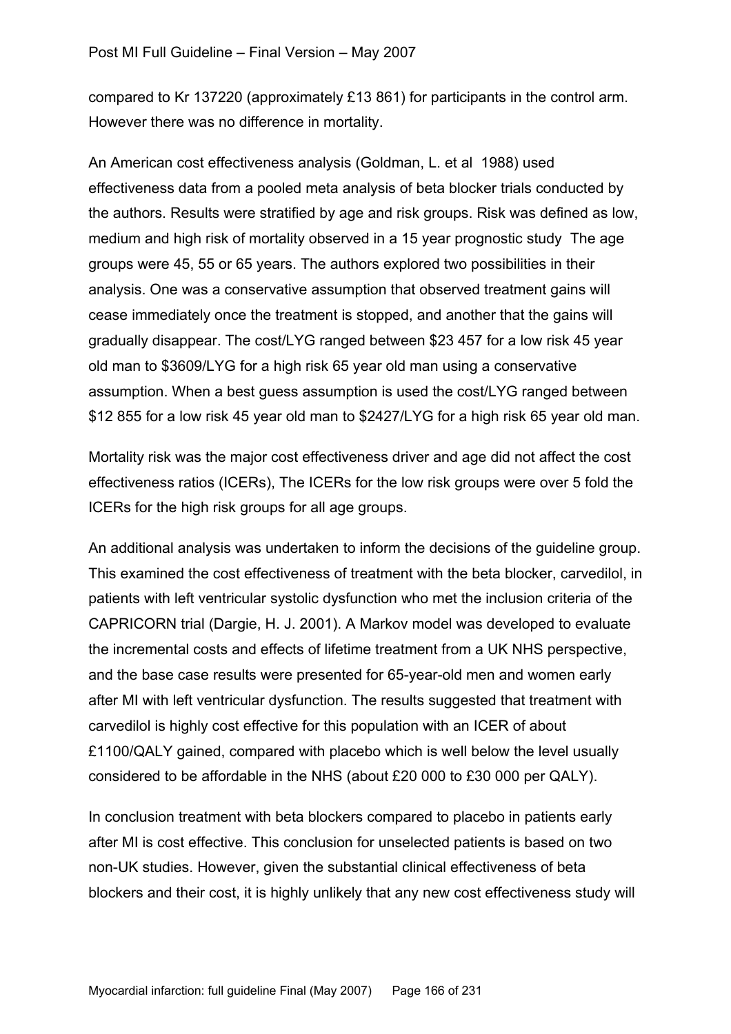compared to Kr 137220 (approximately £13 861) for participants in the control arm. However there was no difference in mortality.

An American cost effectiveness analysis (Goldman, L. et al 1988) used effectiveness data from a pooled meta analysis of beta blocker trials conducted by the authors. Results were stratified by age and risk groups. Risk was defined as low, medium and high risk of mortality observed in a 15 year prognostic study The age groups were 45, 55 or 65 years. The authors explored two possibilities in their analysis. One was a conservative assumption that observed treatment gains will cease immediately once the treatment is stopped, and another that the gains will gradually disappear. The cost/LYG ranged between $23 457 for a low risk 45 year old man to $3609/LYG for a high risk 65 year old man using a conservative assumption. When a best guess assumption is used the cost/LYG ranged between $12 855 for a low risk 45 year old man to $2427/LYG for a high risk 65 year old man.

Mortality risk was the major cost effectiveness driver and age did not affect the cost effectiveness ratios (ICERs), The ICERs for the low risk groups were over 5 fold the ICERs for the high risk groups for all age groups.

An additional analysis was undertaken to inform the decisions of the guideline group. This examined the cost effectiveness of treatment with the beta blocker, carvedilol, in patients with left ventricular systolic dysfunction who met the inclusion criteria of the CAPRICORN trial (Dargie, H. J. 2001). A Markov model was developed to evaluate the incremental costs and effects of lifetime treatment from a UK NHS perspective, and the base case results were presented for 65-year-old men and women early after MI with left ventricular dysfunction. The results suggested that treatment with carvedilol is highly cost effective for this population with an ICER of about £1100/QALY gained, compared with placebo which is well below the level usually considered to be affordable in the NHS (about £20 000 to £30 000 per QALY).

In conclusion treatment with beta blockers compared to placebo in patients early after MI is cost effective. This conclusion for unselected patients is based on two non-UK studies. However, given the substantial clinical effectiveness of beta blockers and their cost, it is highly unlikely that any new cost effectiveness study will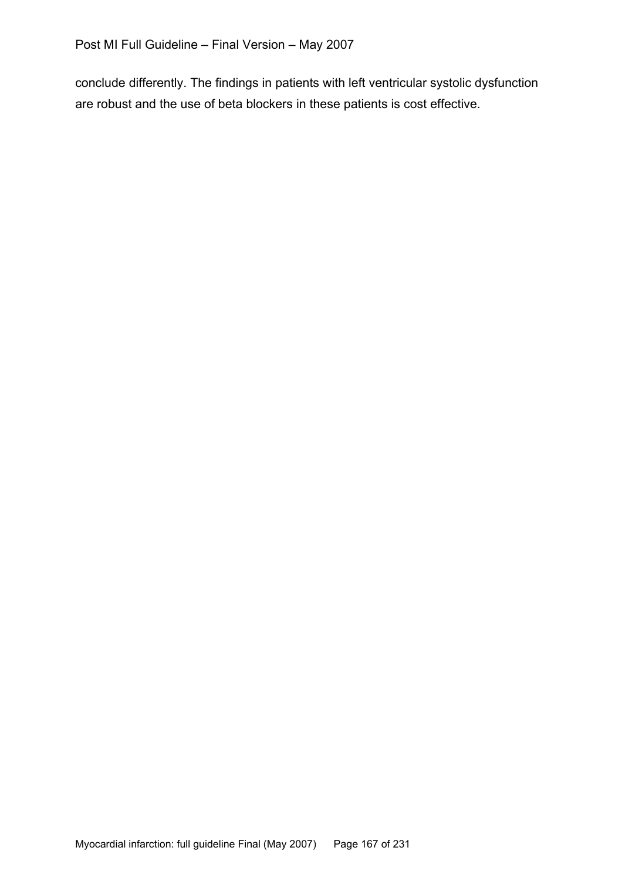conclude differently. The findings in patients with left ventricular systolic dysfunction are robust and the use of beta blockers in these patients is cost effective.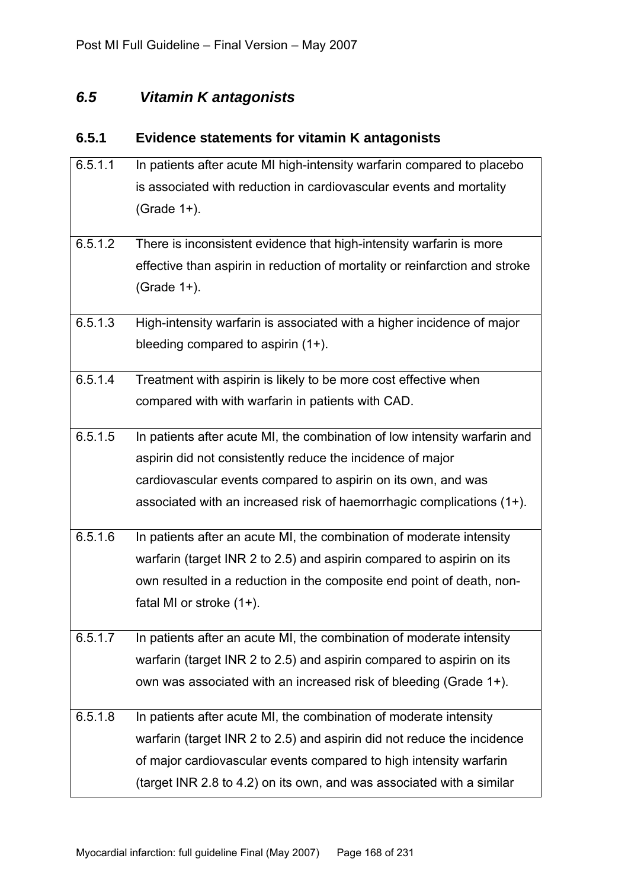## *6.5 Vitamin K antagonists*

### 6.5.1 Evidence statements for vitamin K antagonists

| | |
|---|---|
| 6.5.1.1 | In patients after acute MI high-intensity warfarin compared to placebo is associated with reduction in cardiovascular events and mortality (Grade 1+). |
| 6.5.1.2 | There is inconsistent evidence that high-intensity warfarin is more effective than aspirin in reduction of mortality or reinfarction and stroke (Grade 1+). |
| 6.5.1.3 | High-intensity warfarin is associated with a higher incidence of major bleeding compared to aspirin (1+). |
| 6.5.1.4 | Treatment with aspirin is likely to be more cost effective when compared with with warfarin in patients with CAD. |
| 6.5.1.5 | In patients after acute MI, the combination of low intensity warfarin and aspirin did not consistently reduce the incidence of major cardiovascular events compared to aspirin on its own, and was associated with an increased risk of haemorrhagic complications (1+). |
| 6.5.1.6 | In patients after an acute MI, the combination of moderate intensity warfarin (target INR 2 to 2.5) and aspirin compared to aspirin on its own resulted in a reduction in the composite end point of death, non-fatal MI or stroke (1+). |
| 6.5.1.7 | In patients after an acute MI, the combination of moderate intensity warfarin (target INR 2 to 2.5) and aspirin compared to aspirin on its own was associated with an increased risk of bleeding (Grade 1+). |
| 6.5.1.8 | In patients after acute MI, the combination of moderate intensity warfarin (target INR 2 to 2.5) and aspirin did not reduce the incidence of major cardiovascular events compared to high intensity warfarin (target INR 2.8 to 4.2) on its own, and was associated with a similar |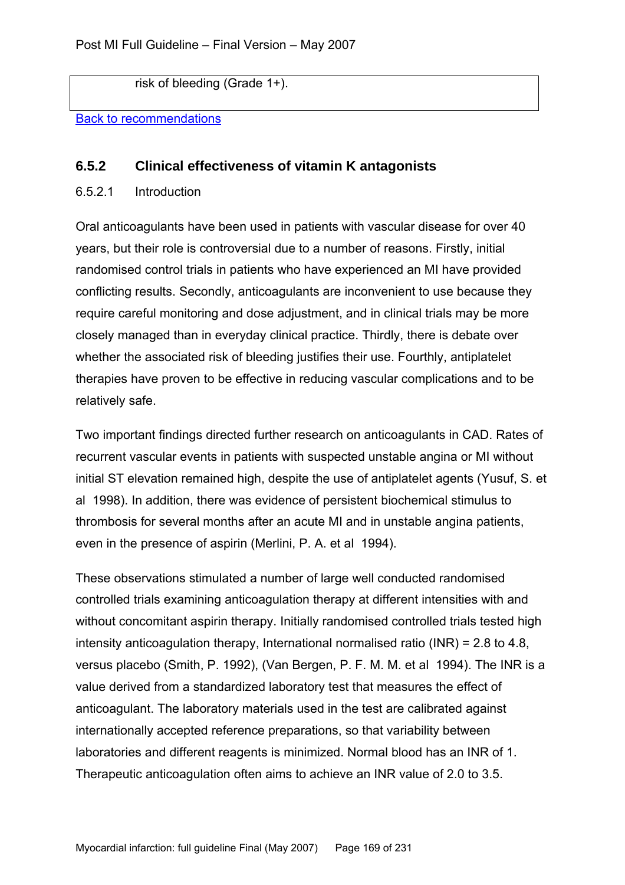risk of bleeding (Grade 1+).

[Back to recommendations]

### 6.5.2 Clinical effectiveness of vitamin K antagonists

#### 6.5.2.1 Introduction

Oral anticoagulants have been used in patients with vascular disease for over 40 years, but their role is controversial due to a number of reasons. Firstly, initial randomised control trials in patients who have experienced an MI have provided conflicting results. Secondly, anticoagulants are inconvenient to use because they require careful monitoring and dose adjustment, and in clinical trials may be more closely managed than in everyday clinical practice. Thirdly, there is debate over whether the associated risk of bleeding justifies their use. Fourthly, antiplatelet therapies have proven to be effective in reducing vascular complications and to be relatively safe.

Two important findings directed further research on anticoagulants in CAD. Rates of recurrent vascular events in patients with suspected unstable angina or MI without initial ST elevation remained high, despite the use of antiplatelet agents (Yusuf, S. et al 1998). In addition, there was evidence of persistent biochemical stimulus to thrombosis for several months after an acute MI and in unstable angina patients, even in the presence of aspirin (Merlini, P. A. et al 1994).

These observations stimulated a number of large well conducted randomised controlled trials examining anticoagulation therapy at different intensities with and without concomitant aspirin therapy. Initially randomised controlled trials tested high intensity anticoagulation therapy, International normalised ratio (INR) = 2.8 to 4.8, versus placebo (Smith, P. 1992), (Van Bergen, P. F. M. M. et al 1994). The INR is a value derived from a standardized laboratory test that measures the effect of anticoagulant. The laboratory materials used in the test are calibrated against internationally accepted reference preparations, so that variability between laboratories and different reagents is minimized. Normal blood has an INR of 1. Therapeutic anticoagulation often aims to achieve an INR value of 2.0 to 3.5.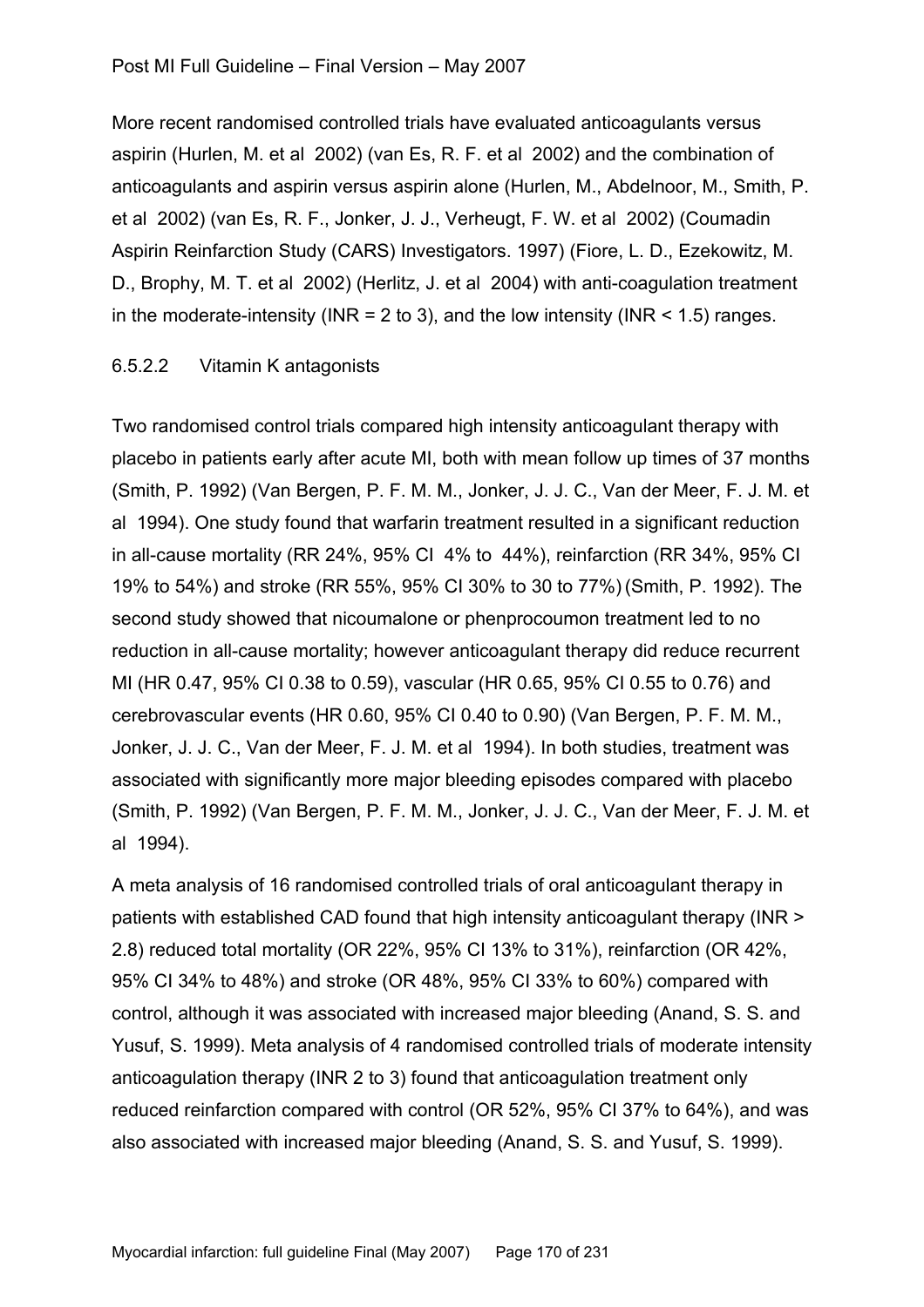More recent randomised controlled trials have evaluated anticoagulants versus aspirin (Hurlen, M. et al 2002) (van Es, R. F. et al 2002) and the combination of anticoagulants and aspirin versus aspirin alone (Hurlen, M., Abdelnoor, M., Smith, P. et al 2002) (van Es, R. F., Jonker, J. J., Verheugt, F. W. et al 2002) (Coumadin Aspirin Reinfarction Study (CARS) Investigators. 1997) (Fiore, L. D., Ezekowitz, M. D., Brophy, M. T. et al 2002) (Herlitz, J. et al 2004) with anti-coagulation treatment in the moderate-intensity (INR = 2 to 3), and the low intensity (INR < 1.5) ranges.

#### 6.5.2.2 Vitamin K antagonists

Two randomised control trials compared high intensity anticoagulant therapy with placebo in patients early after acute MI, both with mean follow up times of 37 months (Smith, P. 1992) (Van Bergen, P. F. M. M., Jonker, J. J. C., Van der Meer, F. J. M. et al 1994). One study found that warfarin treatment resulted in a significant reduction in all-cause mortality (RR 24%, 95% CI 4% to 44%), reinfarction (RR 34%, 95% CI 19% to 54%) and stroke (RR 55%, 95% CI 30% to 30 to 77%) (Smith, P. 1992). The second study showed that nicoumalone or phenprocoumon treatment led to no reduction in all-cause mortality; however anticoagulant therapy did reduce recurrent MI (HR 0.47, 95% CI 0.38 to 0.59), vascular (HR 0.65, 95% CI 0.55 to 0.76) and cerebrovascular events (HR 0.60, 95% CI 0.40 to 0.90) (Van Bergen, P. F. M. M., Jonker, J. J. C., Van der Meer, F. J. M. et al 1994). In both studies, treatment was associated with significantly more major bleeding episodes compared with placebo (Smith, P. 1992) (Van Bergen, P. F. M. M., Jonker, J. J. C., Van der Meer, F. J. M. et al 1994).

A meta analysis of 16 randomised controlled trials of oral anticoagulant therapy in patients with established CAD found that high intensity anticoagulant therapy (INR > 2.8) reduced total mortality (OR 22%, 95% CI 13% to 31%), reinfarction (OR 42%, 95% CI 34% to 48%) and stroke (OR 48%, 95% CI 33% to 60%) compared with control, although it was associated with increased major bleeding (Anand, S. S. and Yusuf, S. 1999). Meta analysis of 4 randomised controlled trials of moderate intensity anticoagulation therapy (INR 2 to 3) found that anticoagulation treatment only reduced reinfarction compared with control (OR 52%, 95% CI 37% to 64%), and was also associated with increased major bleeding (Anand, S. S. and Yusuf, S. 1999).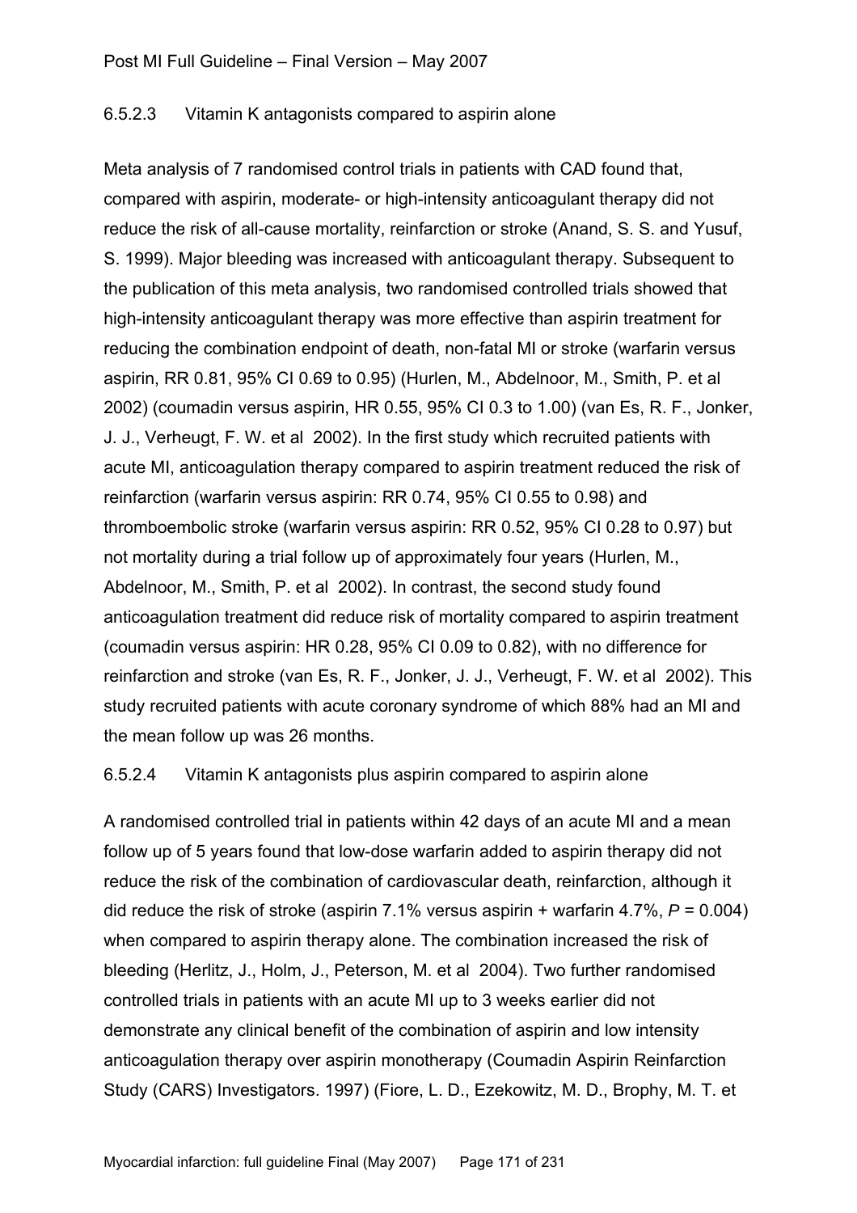#### 6.5.2.3 Vitamin K antagonists compared to aspirin alone

Meta analysis of 7 randomised control trials in patients with CAD found that, compared with aspirin, moderate- or high-intensity anticoagulant therapy did not reduce the risk of all-cause mortality, reinfarction or stroke (Anand, S. S. and Yusuf, S. 1999). Major bleeding was increased with anticoagulant therapy. Subsequent to the publication of this meta analysis, two randomised controlled trials showed that high-intensity anticoagulant therapy was more effective than aspirin treatment for reducing the combination endpoint of death, non-fatal MI or stroke (warfarin versus aspirin, RR 0.81, 95% CI 0.69 to 0.95) (Hurlen, M., Abdelnoor, M., Smith, P. et al 2002) (coumadin versus aspirin, HR 0.55, 95% CI 0.3 to 1.00) (van Es, R. F., Jonker, J. J., Verheugt, F. W. et al 2002). In the first study which recruited patients with acute MI, anticoagulation therapy compared to aspirin treatment reduced the risk of reinfarction (warfarin versus aspirin: RR 0.74, 95% CI 0.55 to 0.98) and thromboembolic stroke (warfarin versus aspirin: RR 0.52, 95% CI 0.28 to 0.97) but not mortality during a trial follow up of approximately four years (Hurlen, M., Abdelnoor, M., Smith, P. et al 2002). In contrast, the second study found anticoagulation treatment did reduce risk of mortality compared to aspirin treatment (coumadin versus aspirin: HR 0.28, 95% CI 0.09 to 0.82), with no difference for reinfarction and stroke (van Es, R. F., Jonker, J. J., Verheugt, F. W. et al 2002). This study recruited patients with acute coronary syndrome of which 88% had an MI and the mean follow up was 26 months.

#### 6.5.2.4 Vitamin K antagonists plus aspirin compared to aspirin alone

A randomised controlled trial in patients within 42 days of an acute MI and a mean follow up of 5 years found that low-dose warfarin added to aspirin therapy did not reduce the risk of the combination of cardiovascular death, reinfarction, although it did reduce the risk of stroke (aspirin 7.1% versus aspirin + warfarin 4.7%, $P = 0.004$) when compared to aspirin therapy alone. The combination increased the risk of bleeding (Herlitz, J., Holm, J., Peterson, M. et al 2004). Two further randomised controlled trials in patients with an acute MI up to 3 weeks earlier did not demonstrate any clinical benefit of the combination of aspirin and low intensity anticoagulation therapy over aspirin monotherapy (Coumadin Aspirin Reinfarction Study (CARS) Investigators. 1997) (Fiore, L. D., Ezekowitz, M. D., Brophy, M. T. et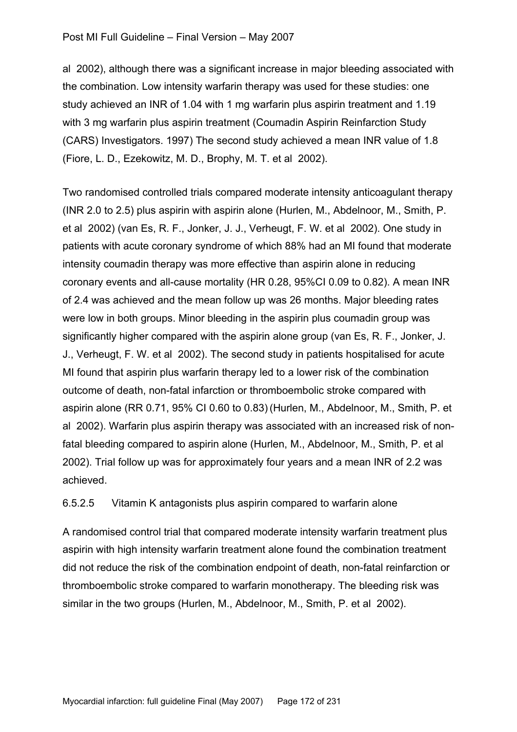al  2002), although there was a significant increase in major bleeding associated with the combination. Low intensity warfarin therapy was used for these studies: one study achieved an INR of 1.04 with 1 mg warfarin plus aspirin treatment and 1.19 with 3 mg warfarin plus aspirin treatment (Coumadin Aspirin Reinfarction Study (CARS) Investigators. 1997) The second study achieved a mean INR value of 1.8 (Fiore, L. D., Ezekowitz, M. D., Brophy, M. T. et al  2002).

Two randomised controlled trials compared moderate intensity anticoagulant therapy (INR 2.0 to 2.5) plus aspirin with aspirin alone (Hurlen, M., Abdelnoor, M., Smith, P. et al  2002) (van Es, R. F., Jonker, J. J., Verheugt, F. W. et al  2002). One study in patients with acute coronary syndrome of which 88% had an MI found that moderate intensity coumadin therapy was more effective than aspirin alone in reducing coronary events and all-cause mortality (HR 0.28, 95%CI 0.09 to 0.82). A mean INR of 2.4 was achieved and the mean follow up was 26 months. Major bleeding rates were low in both groups. Minor bleeding in the aspirin plus coumadin group was significantly higher compared with the aspirin alone group (van Es, R. F., Jonker, J. J., Verheugt, F. W. et al  2002). The second study in patients hospitalised for acute MI found that aspirin plus warfarin therapy led to a lower risk of the combination outcome of death, non-fatal infarction or thromboembolic stroke compared with aspirin alone (RR 0.71, 95% CI 0.60 to 0.83) (Hurlen, M., Abdelnoor, M., Smith, P. et al  2002). Warfarin plus aspirin therapy was associated with an increased risk of non-fatal bleeding compared to aspirin alone (Hurlen, M., Abdelnoor, M., Smith, P. et al 2002). Trial follow up was for approximately four years and a mean INR of 2.2 was achieved.

#### 6.5.2.5 Vitamin K antagonists plus aspirin compared to warfarin alone

A randomised control trial that compared moderate intensity warfarin treatment plus aspirin with high intensity warfarin treatment alone found the combination treatment did not reduce the risk of the combination endpoint of death, non-fatal reinfarction or thromboembolic stroke compared to warfarin monotherapy. The bleeding risk was similar in the two groups (Hurlen, M., Abdelnoor, M., Smith, P. et al  2002).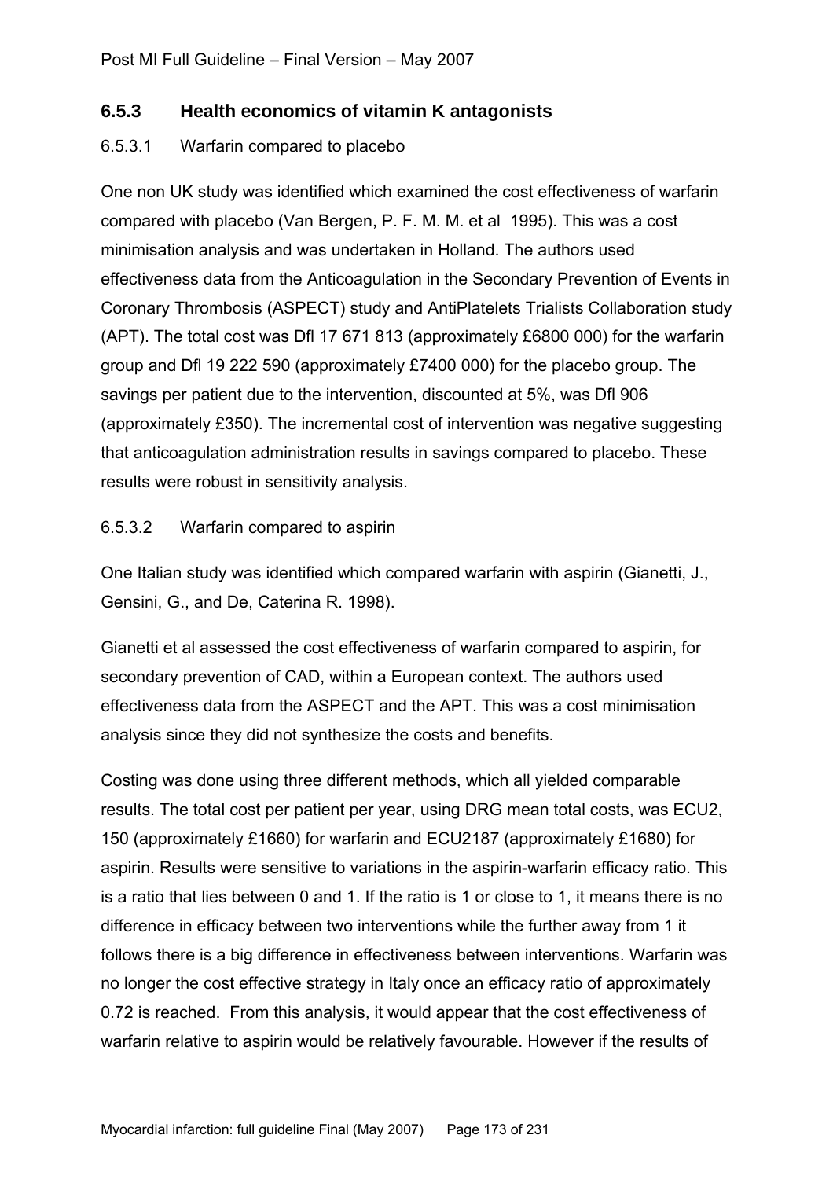### 6.5.3 Health economics of vitamin K antagonists

#### 6.5.3.1 Warfarin compared to placebo

One non UK study was identified which examined the cost effectiveness of warfarin compared with placebo (Van Bergen, P. F. M. M. et al 1995). This was a cost minimisation analysis and was undertaken in Holland. The authors used effectiveness data from the Anticoagulation in the Secondary Prevention of Events in Coronary Thrombosis (ASPECT) study and AntiPlatelets Trialists Collaboration study (APT). The total cost was Dfl 17 671 813 (approximately £6800 000) for the warfarin group and Dfl 19 222 590 (approximately £7400 000) for the placebo group. The savings per patient due to the intervention, discounted at 5%, was Dfl 906 (approximately £350). The incremental cost of intervention was negative suggesting that anticoagulation administration results in savings compared to placebo. These results were robust in sensitivity analysis.

#### 6.5.3.2 Warfarin compared to aspirin

One Italian study was identified which compared warfarin with aspirin (Gianetti, J., Gensini, G., and De, Caterina R. 1998).

Gianetti et al assessed the cost effectiveness of warfarin compared to aspirin, for secondary prevention of CAD, within a European context. The authors used effectiveness data from the ASPECT and the APT. This was a cost minimisation analysis since they did not synthesize the costs and benefits.

Costing was done using three different methods, which all yielded comparable results. The total cost per patient per year, using DRG mean total costs, was ECU2, 150 (approximately £1660) for warfarin and ECU2187 (approximately £1680) for aspirin. Results were sensitive to variations in the aspirin-warfarin efficacy ratio. This is a ratio that lies between 0 and 1. If the ratio is 1 or close to 1, it means there is no difference in efficacy between two interventions while the further away from 1 it follows there is a big difference in effectiveness between interventions. Warfarin was no longer the cost effective strategy in Italy once an efficacy ratio of approximately 0.72 is reached. From this analysis, it would appear that the cost effectiveness of warfarin relative to aspirin would be relatively favourable. However if the results of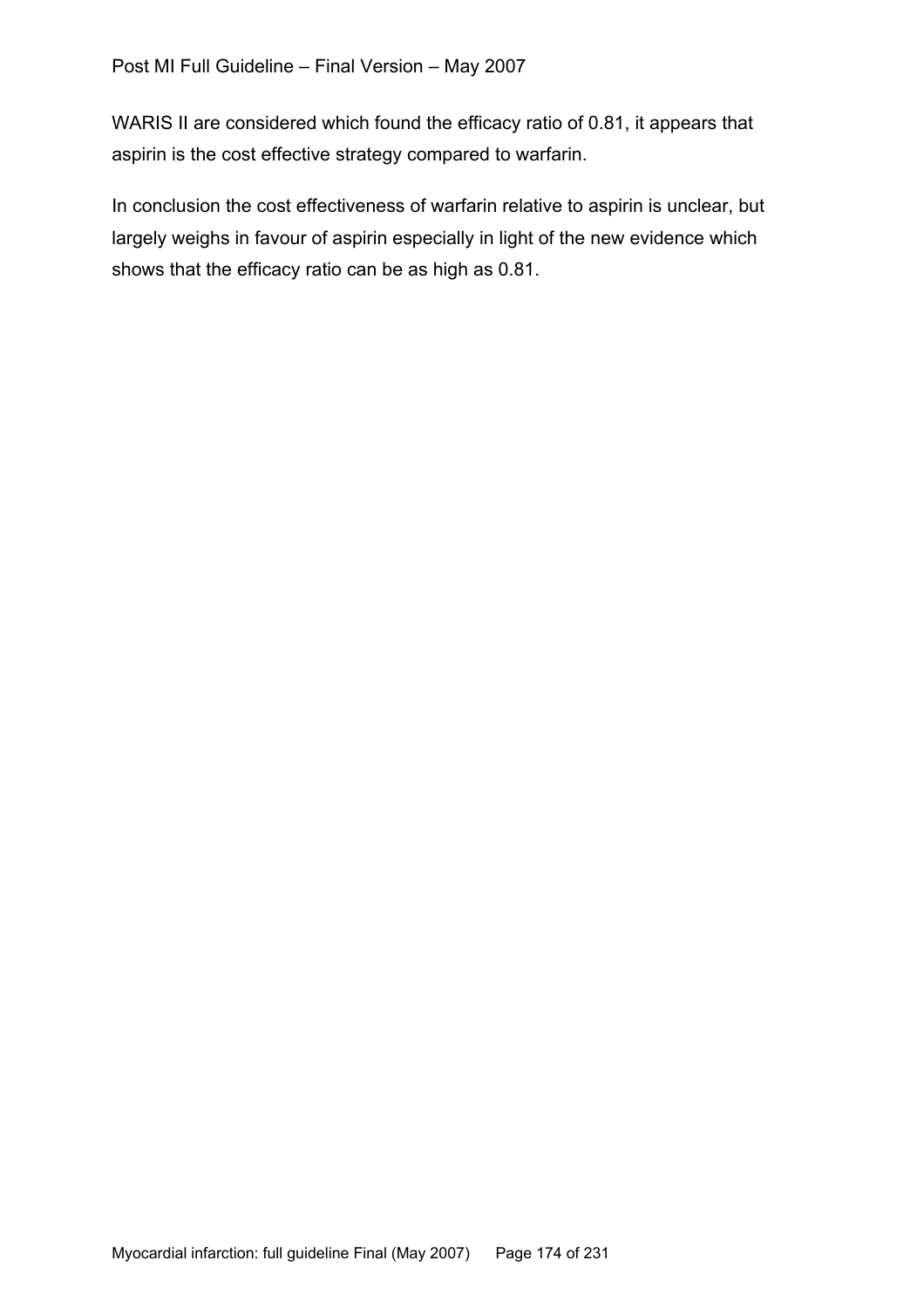WARIS II are considered which found the efficacy ratio of 0.81, it appears that aspirin is the cost effective strategy compared to warfarin.

In conclusion the cost effectiveness of warfarin relative to aspirin is unclear, but largely weighs in favour of aspirin especially in light of the new evidence which shows that the efficacy ratio can be as high as 0.81.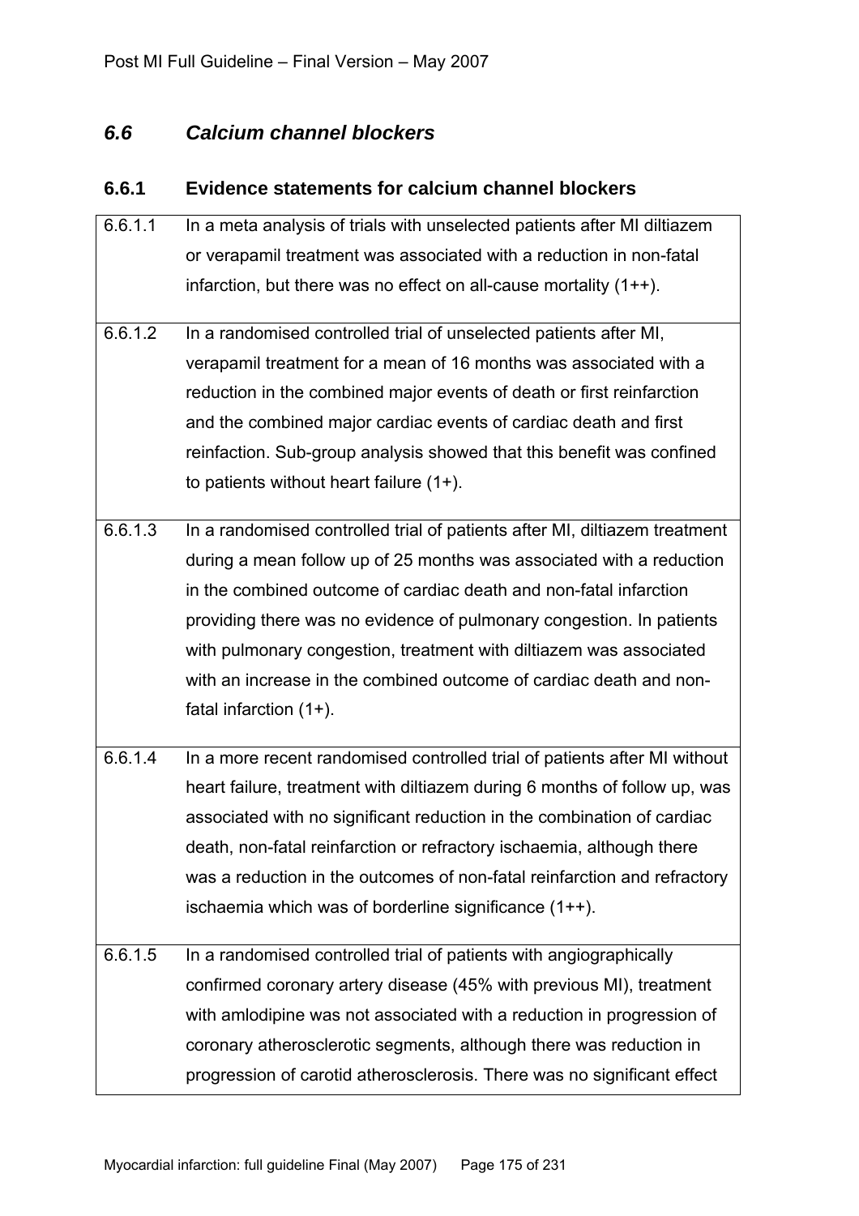## *6.6 Calcium channel blockers*

### 6.6.1 Evidence statements for calcium channel blockers

| | |
|---|---|
| 6.6.1.1 | In a meta analysis of trials with unselected patients after MI diltiazem or verapamil treatment was associated with a reduction in non-fatal infarction, but there was no effect on all-cause mortality (1++). |
| 6.6.1.2 | In a randomised controlled trial of unselected patients after MI, verapamil treatment for a mean of 16 months was associated with a reduction in the combined major events of death or first reinfarction and the combined major cardiac events of cardiac death and first reinfaction. Sub-group analysis showed that this benefit was confined to patients without heart failure (1+). |
| 6.6.1.3 | In a randomised controlled trial of patients after MI, diltiazem treatment during a mean follow up of 25 months was associated with a reduction in the combined outcome of cardiac death and non-fatal infarction providing there was no evidence of pulmonary congestion. In patients with pulmonary congestion, treatment with diltiazem was associated with an increase in the combined outcome of cardiac death and non-fatal infarction (1+). |
| 6.6.1.4 | In a more recent randomised controlled trial of patients after MI without heart failure, treatment with diltiazem during 6 months of follow up, was associated with no significant reduction in the combination of cardiac death, non-fatal reinfarction or refractory ischaemia, although there was a reduction in the outcomes of non-fatal reinfarction and refractory ischaemia which was of borderline significance (1++). |
| 6.6.1.5 | In a randomised controlled trial of patients with angiographically confirmed coronary artery disease (45% with previous MI), treatment with amlodipine was not associated with a reduction in progression of coronary atherosclerotic segments, although there was reduction in progression of carotid atherosclerosis. There was no significant effect |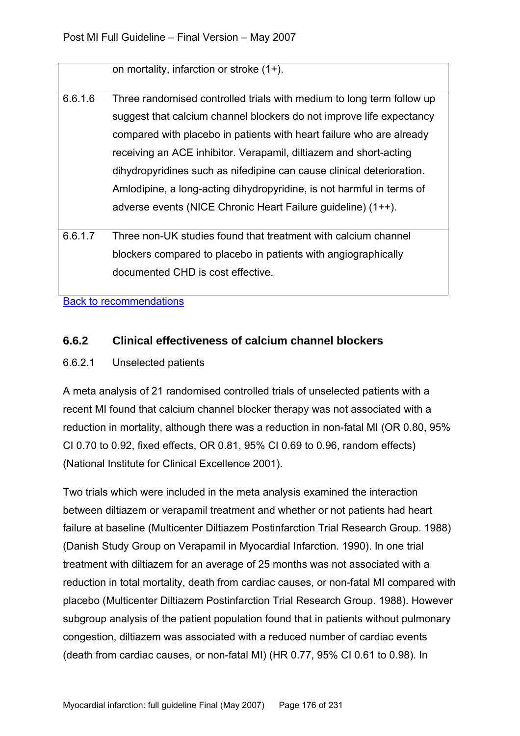| | |
|---|---|
| | on mortality, infarction or stroke (1+). |
| 6.6.1.6 | Three randomised controlled trials with medium to long term follow up suggest that calcium channel blockers do not improve life expectancy compared with placebo in patients with heart failure who are already receiving an ACE inhibitor. Verapamil, diltiazem and short-acting dihydropyridines such as nifedipine can cause clinical deterioration. Amlodipine, a long-acting dihydropyridine, is not harmful in terms of adverse events (NICE Chronic Heart Failure guideline) (1++). |
| 6.6.1.7 | Three non-UK studies found that treatment with calcium channel blockers compared to placebo in patients with angiographically documented CHD is cost effective. |

Back to recommendations

### 6.6.2 Clinical effectiveness of calcium channel blockers

6.6.2.1 Unselected patients

A meta analysis of 21 randomised controlled trials of unselected patients with a recent MI found that calcium channel blocker therapy was not associated with a reduction in mortality, although there was a reduction in non-fatal MI (OR 0.80, 95% CI 0.70 to 0.92, fixed effects, OR 0.81, 95% CI 0.69 to 0.96, random effects) (National Institute for Clinical Excellence 2001).

Two trials which were included in the meta analysis examined the interaction between diltiazem or verapamil treatment and whether or not patients had heart failure at baseline (Multicenter Diltiazem Postinfarction Trial Research Group. 1988) (Danish Study Group on Verapamil in Myocardial Infarction. 1990). In one trial treatment with diltiazem for an average of 25 months was not associated with a reduction in total mortality, death from cardiac causes, or non-fatal MI compared with placebo (Multicenter Diltiazem Postinfarction Trial Research Group. 1988). However subgroup analysis of the patient population found that in patients without pulmonary congestion, diltiazem was associated with a reduced number of cardiac events (death from cardiac causes, or non-fatal MI) (HR 0.77, 95% CI 0.61 to 0.98). In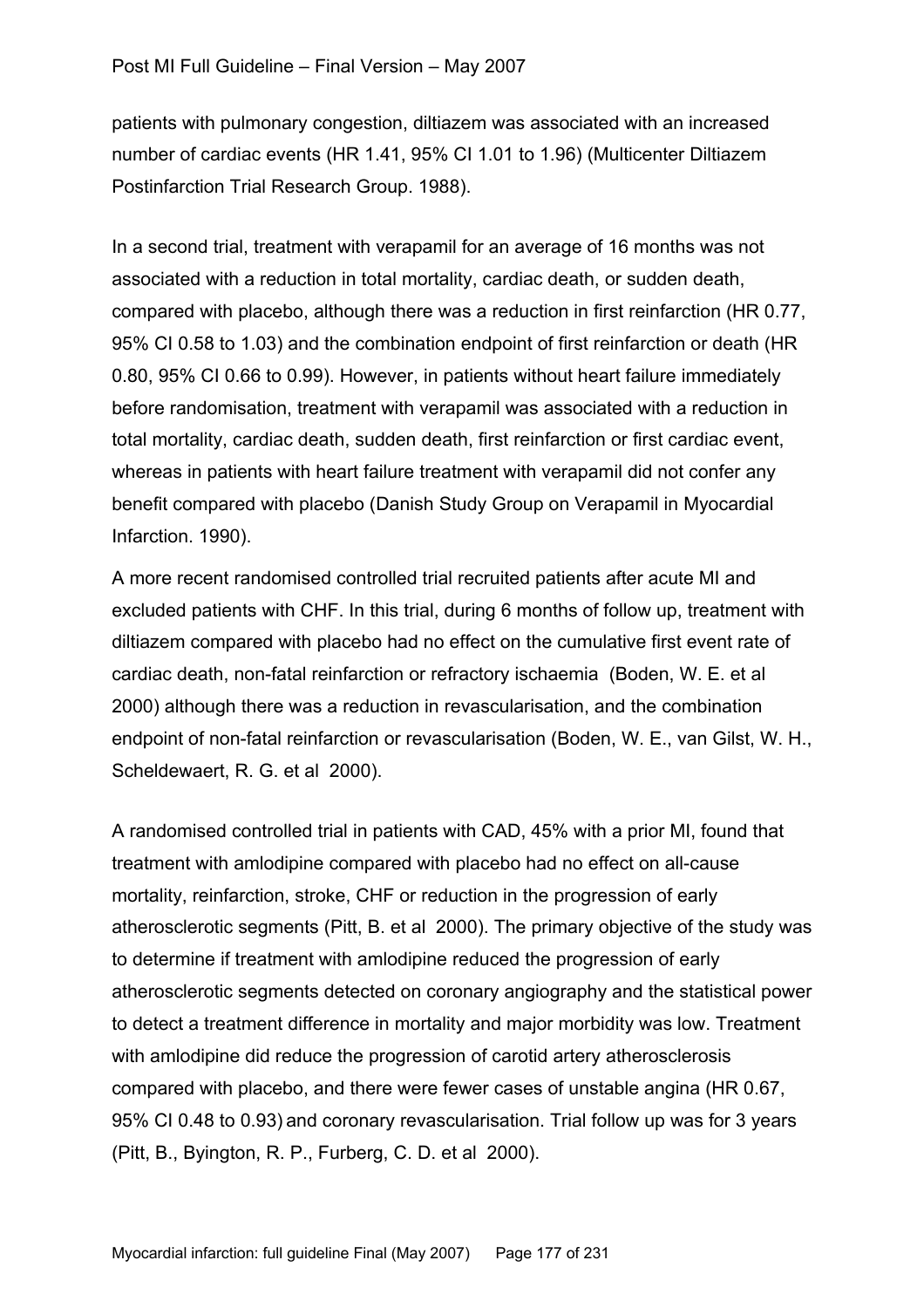patients with pulmonary congestion, diltiazem was associated with an increased number of cardiac events (HR 1.41, 95% CI 1.01 to 1.96) (Multicenter Diltiazem Postinfarction Trial Research Group. 1988).

In a second trial, treatment with verapamil for an average of 16 months was not associated with a reduction in total mortality, cardiac death, or sudden death, compared with placebo, although there was a reduction in first reinfarction (HR 0.77, 95% CI 0.58 to 1.03) and the combination endpoint of first reinfarction or death (HR 0.80, 95% CI 0.66 to 0.99). However, in patients without heart failure immediately before randomisation, treatment with verapamil was associated with a reduction in total mortality, cardiac death, sudden death, first reinfarction or first cardiac event, whereas in patients with heart failure treatment with verapamil did not confer any benefit compared with placebo (Danish Study Group on Verapamil in Myocardial Infarction. 1990).

A more recent randomised controlled trial recruited patients after acute MI and excluded patients with CHF. In this trial, during 6 months of follow up, treatment with diltiazem compared with placebo had no effect on the cumulative first event rate of cardiac death, non-fatal reinfarction or refractory ischaemia (Boden, W. E. et al 2000) although there was a reduction in revascularisation, and the combination endpoint of non-fatal reinfarction or revascularisation (Boden, W. E., van Gilst, W. H., Scheldewaert, R. G. et al 2000).

A randomised controlled trial in patients with CAD, 45% with a prior MI, found that treatment with amlodipine compared with placebo had no effect on all-cause mortality, reinfarction, stroke, CHF or reduction in the progression of early atherosclerotic segments (Pitt, B. et al 2000). The primary objective of the study was to determine if treatment with amlodipine reduced the progression of early atherosclerotic segments detected on coronary angiography and the statistical power to detect a treatment difference in mortality and major morbidity was low. Treatment with amlodipine did reduce the progression of carotid artery atherosclerosis compared with placebo, and there were fewer cases of unstable angina (HR 0.67, 95% CI 0.48 to 0.93) and coronary revascularisation. Trial follow up was for 3 years (Pitt, B., Byington, R. P., Furberg, C. D. et al 2000).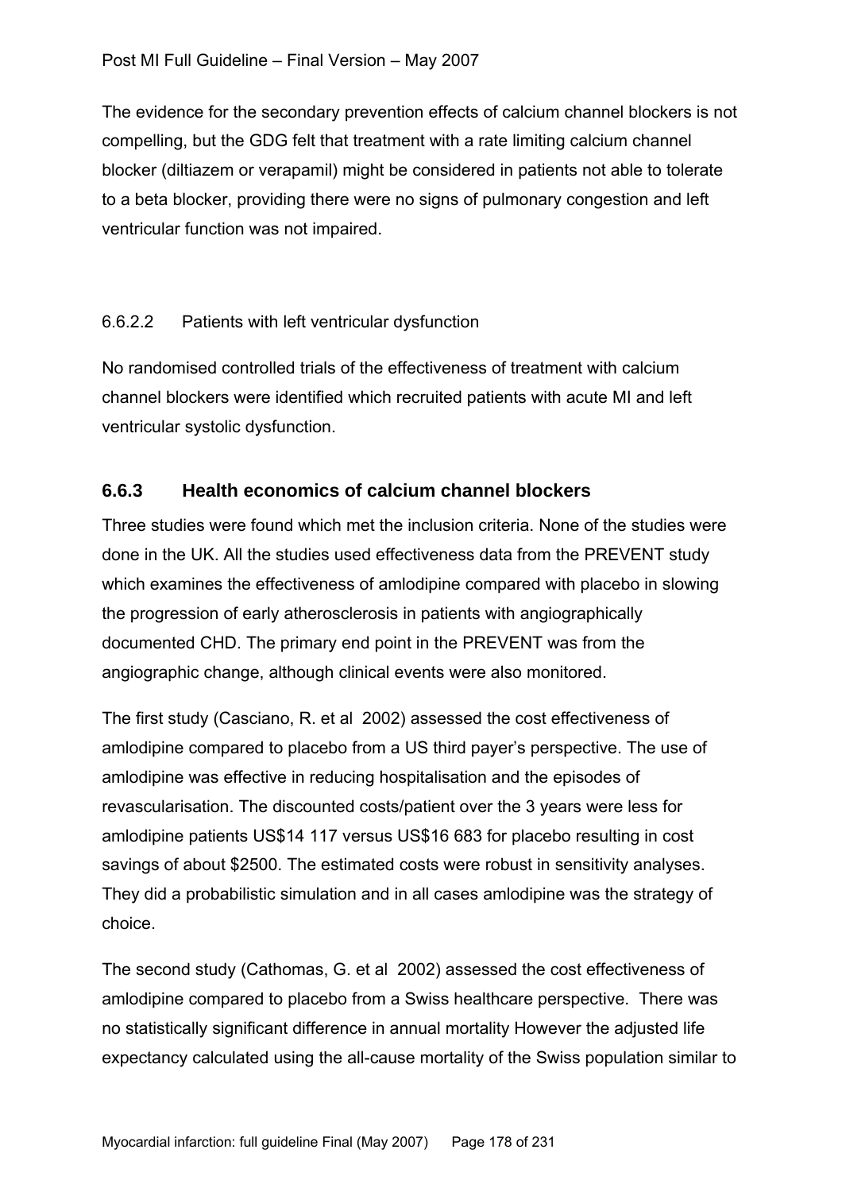The evidence for the secondary prevention effects of calcium channel blockers is not compelling, but the GDG felt that treatment with a rate limiting calcium channel blocker (diltiazem or verapamil) might be considered in patients not able to tolerate to a beta blocker, providing there were no signs of pulmonary congestion and left ventricular function was not impaired.

6.6.2.2 Patients with left ventricular dysfunction

No randomised controlled trials of the effectiveness of treatment with calcium channel blockers were identified which recruited patients with acute MI and left ventricular systolic dysfunction.

### 6.6.3 Health economics of calcium channel blockers

Three studies were found which met the inclusion criteria. None of the studies were done in the UK. All the studies used effectiveness data from the PREVENT study which examines the effectiveness of amlodipine compared with placebo in slowing the progression of early atherosclerosis in patients with angiographically documented CHD. The primary end point in the PREVENT was from the angiographic change, although clinical events were also monitored.

The first study (Casciano, R. et al 2002) assessed the cost effectiveness of amlodipine compared to placebo from a US third payer's perspective. The use of amlodipine was effective in reducing hospitalisation and the episodes of revascularisation. The discounted costs/patient over the 3 years were less for amlodipine patients US$14 117 versus US$16 683 for placebo resulting in cost savings of about $2500. The estimated costs were robust in sensitivity analyses. They did a probabilistic simulation and in all cases amlodipine was the strategy of choice.

The second study (Cathomas, G. et al 2002) assessed the cost effectiveness of amlodipine compared to placebo from a Swiss healthcare perspective. There was no statistically significant difference in annual mortality However the adjusted life expectancy calculated using the all-cause mortality of the Swiss population similar to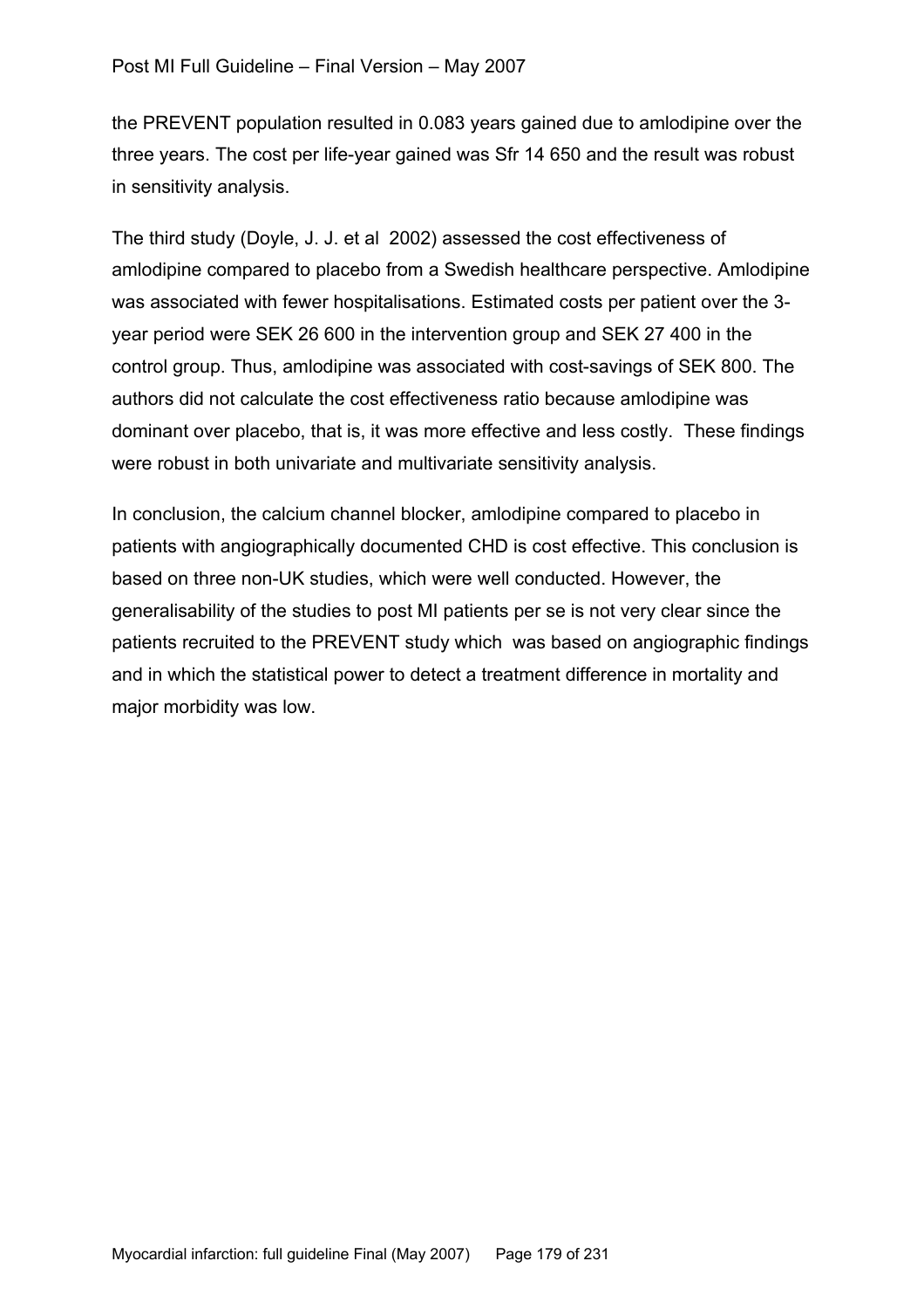the PREVENT population resulted in 0.083 years gained due to amlodipine over the three years. The cost per life-year gained was Sfr 14 650 and the result was robust in sensitivity analysis.

The third study (Doyle, J. J. et al 2002) assessed the cost effectiveness of amlodipine compared to placebo from a Swedish healthcare perspective. Amlodipine was associated with fewer hospitalisations. Estimated costs per patient over the 3-year period were SEK 26 600 in the intervention group and SEK 27 400 in the control group. Thus, amlodipine was associated with cost-savings of SEK 800. The authors did not calculate the cost effectiveness ratio because amlodipine was dominant over placebo, that is, it was more effective and less costly. These findings were robust in both univariate and multivariate sensitivity analysis.

In conclusion, the calcium channel blocker, amlodipine compared to placebo in patients with angiographically documented CHD is cost effective. This conclusion is based on three non-UK studies, which were well conducted. However, the generalisability of the studies to post MI patients per se is not very clear since the patients recruited to the PREVENT study which was based on angiographic findings and in which the statistical power to detect a treatment difference in mortality and major morbidity was low.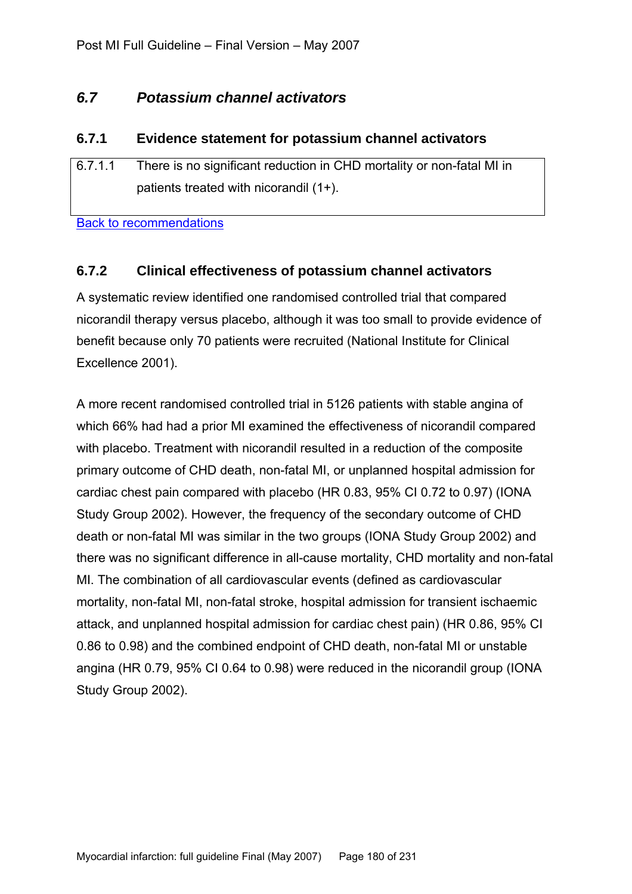## *6.7 Potassium channel activators*

### 6.7.1 Evidence statement for potassium channel activators

| | |
|---|---|
| 6.7.1.1 | There is no significant reduction in CHD mortality or non-fatal MI in patients treated with nicorandil (1+). |

Back to recommendations

### 6.7.2 Clinical effectiveness of potassium channel activators

A systematic review identified one randomised controlled trial that compared nicorandil therapy versus placebo, although it was too small to provide evidence of benefit because only 70 patients were recruited (National Institute for Clinical Excellence 2001).

A more recent randomised controlled trial in 5126 patients with stable angina of which 66% had had a prior MI examined the effectiveness of nicorandil compared with placebo. Treatment with nicorandil resulted in a reduction of the composite primary outcome of CHD death, non-fatal MI, or unplanned hospital admission for cardiac chest pain compared with placebo (HR 0.83, 95% CI 0.72 to 0.97) (IONA Study Group 2002). However, the frequency of the secondary outcome of CHD death or non-fatal MI was similar in the two groups (IONA Study Group 2002) and there was no significant difference in all-cause mortality, CHD mortality and non-fatal MI. The combination of all cardiovascular events (defined as cardiovascular mortality, non-fatal MI, non-fatal stroke, hospital admission for transient ischaemic attack, and unplanned hospital admission for cardiac chest pain) (HR 0.86, 95% CI 0.86 to 0.98) and the combined endpoint of CHD death, non-fatal MI or unstable angina (HR 0.79, 95% CI 0.64 to 0.98) were reduced in the nicorandil group (IONA Study Group 2002).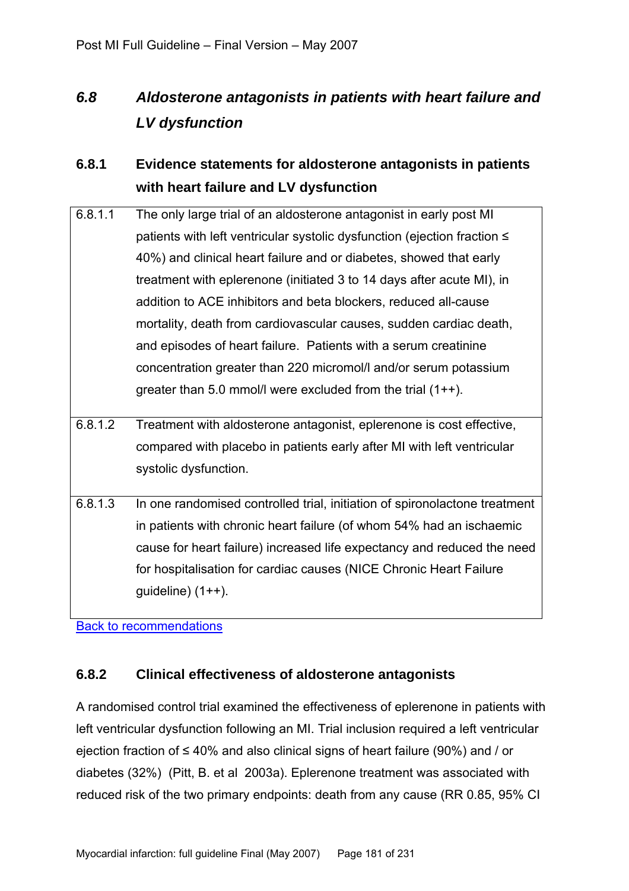## *6.8 Aldosterone antagonists in patients with heart failure and LV dysfunction*

### 6.8.1 Evidence statements for aldosterone antagonists in patients with heart failure and LV dysfunction

| | |
|---|---|
| 6.8.1.1 | The only large trial of an aldosterone antagonist in early post MI patients with left ventricular systolic dysfunction (ejection fraction ≤ 40%) and clinical heart failure and or diabetes, showed that early treatment with eplerenone (initiated 3 to 14 days after acute MI), in addition to ACE inhibitors and beta blockers, reduced all-cause mortality, death from cardiovascular causes, sudden cardiac death, and episodes of heart failure. Patients with a serum creatinine concentration greater than 220 micromol/l and/or serum potassium greater than 5.0 mmol/l were excluded from the trial (1++). |
| 6.8.1.2 | Treatment with aldosterone antagonist, eplerenone is cost effective, compared with placebo in patients early after MI with left ventricular systolic dysfunction. |
| 6.8.1.3 | In one randomised controlled trial, initiation of spironolactone treatment in patients with chronic heart failure (of whom 54% had an ischaemic cause for heart failure) increased life expectancy and reduced the need for hospitalisation for cardiac causes (NICE Chronic Heart Failure guideline) (1++). |

Back to recommendations

### 6.8.2 Clinical effectiveness of aldosterone antagonists

A randomised control trial examined the effectiveness of eplerenone in patients with left ventricular dysfunction following an MI. Trial inclusion required a left ventricular ejection fraction of ≤ 40% and also clinical signs of heart failure (90%) and / or diabetes (32%) (Pitt, B. et al 2003a). Eplerenone treatment was associated with reduced risk of the two primary endpoints: death from any cause (RR 0.85, 95% CI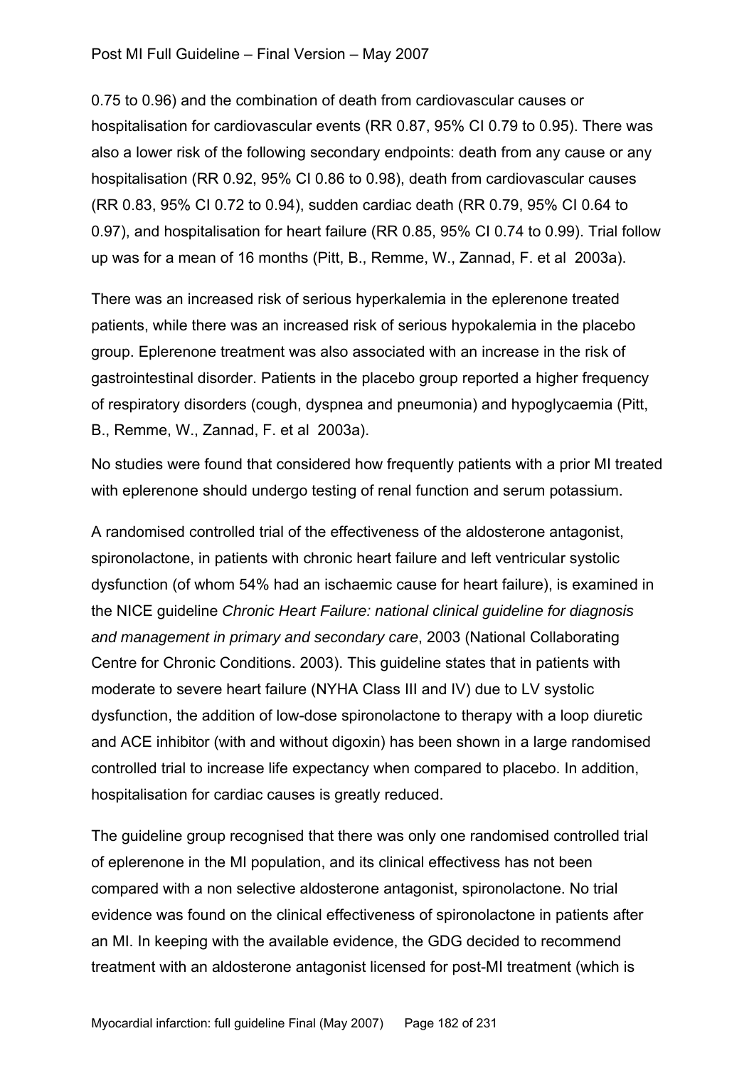0.75 to 0.96) and the combination of death from cardiovascular causes or hospitalisation for cardiovascular events (RR 0.87, 95% CI 0.79 to 0.95). There was also a lower risk of the following secondary endpoints: death from any cause or any hospitalisation (RR 0.92, 95% CI 0.86 to 0.98), death from cardiovascular causes (RR 0.83, 95% CI 0.72 to 0.94), sudden cardiac death (RR 0.79, 95% CI 0.64 to 0.97), and hospitalisation for heart failure (RR 0.85, 95% CI 0.74 to 0.99). Trial follow up was for a mean of 16 months (Pitt, B., Remme, W., Zannad, F. et al 2003a).

There was an increased risk of serious hyperkalemia in the eplerenone treated patients, while there was an increased risk of serious hypokalemia in the placebo group. Eplerenone treatment was also associated with an increase in the risk of gastrointestinal disorder. Patients in the placebo group reported a higher frequency of respiratory disorders (cough, dyspnea and pneumonia) and hypoglycaemia (Pitt, B., Remme, W., Zannad, F. et al 2003a).

No studies were found that considered how frequently patients with a prior MI treated with eplerenone should undergo testing of renal function and serum potassium.

A randomised controlled trial of the effectiveness of the aldosterone antagonist, spironolactone, in patients with chronic heart failure and left ventricular systolic dysfunction (of whom 54% had an ischaemic cause for heart failure), is examined in the NICE guideline *Chronic Heart Failure: national clinical guideline for diagnosis and management in primary and secondary care*, 2003 (National Collaborating Centre for Chronic Conditions. 2003). This guideline states that in patients with moderate to severe heart failure (NYHA Class III and IV) due to LV systolic dysfunction, the addition of low-dose spironolactone to therapy with a loop diuretic and ACE inhibitor (with and without digoxin) has been shown in a large randomised controlled trial to increase life expectancy when compared to placebo. In addition, hospitalisation for cardiac causes is greatly reduced.

The guideline group recognised that there was only one randomised controlled trial of eplerenone in the MI population, and its clinical effectivess has not been compared with a non selective aldosterone antagonist, spironolactone. No trial evidence was found on the clinical effectiveness of spironolactone in patients after an MI. In keeping with the available evidence, the GDG decided to recommend treatment with an aldosterone antagonist licensed for post-MI treatment (which is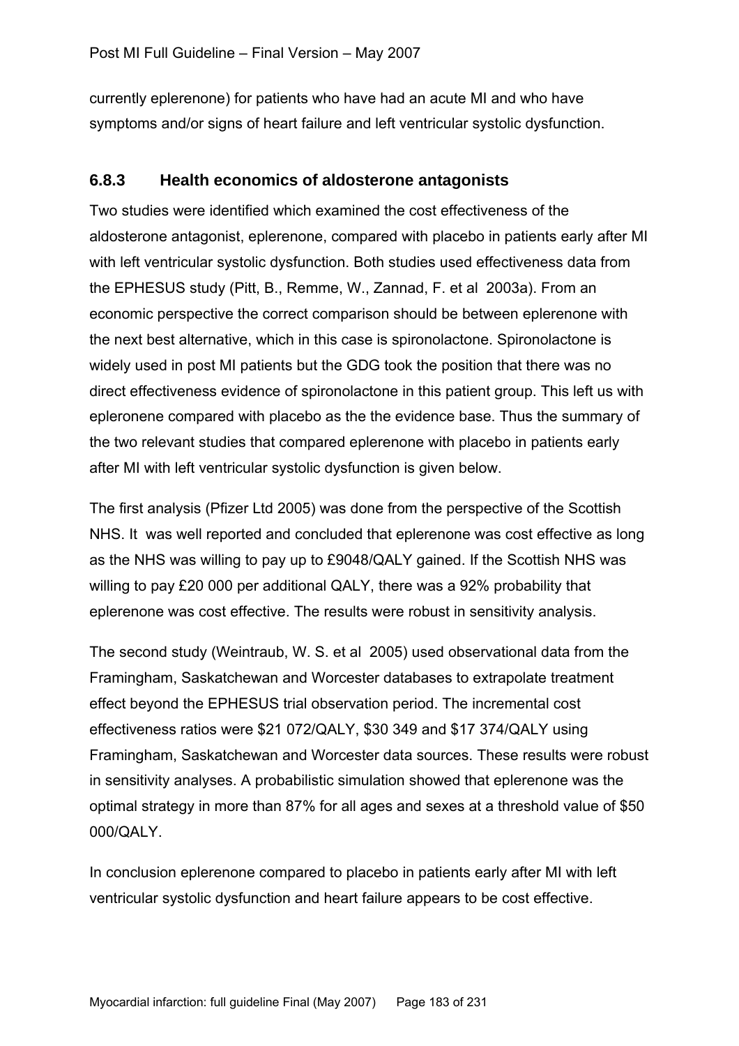currently eplerenone) for patients who have had an acute MI and who have symptoms and/or signs of heart failure and left ventricular systolic dysfunction.

### 6.8.3 Health economics of aldosterone antagonists

Two studies were identified which examined the cost effectiveness of the aldosterone antagonist, eplerenone, compared with placebo in patients early after MI with left ventricular systolic dysfunction. Both studies used effectiveness data from the EPHESUS study (Pitt, B., Remme, W., Zannad, F. et al 2003a). From an economic perspective the correct comparison should be between eplerenone with the next best alternative, which in this case is spironolactone. Spironolactone is widely used in post MI patients but the GDG took the position that there was no direct effectiveness evidence of spironolactone in this patient group. This left us with epleronene compared with placebo as the the evidence base. Thus the summary of the two relevant studies that compared eplerenone with placebo in patients early after MI with left ventricular systolic dysfunction is given below.

The first analysis (Pfizer Ltd 2005) was done from the perspective of the Scottish NHS. It was well reported and concluded that eplerenone was cost effective as long as the NHS was willing to pay up to £9048/QALY gained. If the Scottish NHS was willing to pay £20 000 per additional QALY, there was a 92% probability that eplerenone was cost effective. The results were robust in sensitivity analysis.

The second study (Weintraub, W. S. et al 2005) used observational data from the Framingham, Saskatchewan and Worcester databases to extrapolate treatment effect beyond the EPHESUS trial observation period. The incremental cost effectiveness ratios were $21 072/QALY, $30 349 and $17 374/QALY using Framingham, Saskatchewan and Worcester data sources. These results were robust in sensitivity analyses. A probabilistic simulation showed that eplerenone was the optimal strategy in more than 87% for all ages and sexes at a threshold value of $50 000/QALY.

In conclusion eplerenone compared to placebo in patients early after MI with left ventricular systolic dysfunction and heart failure appears to be cost effective.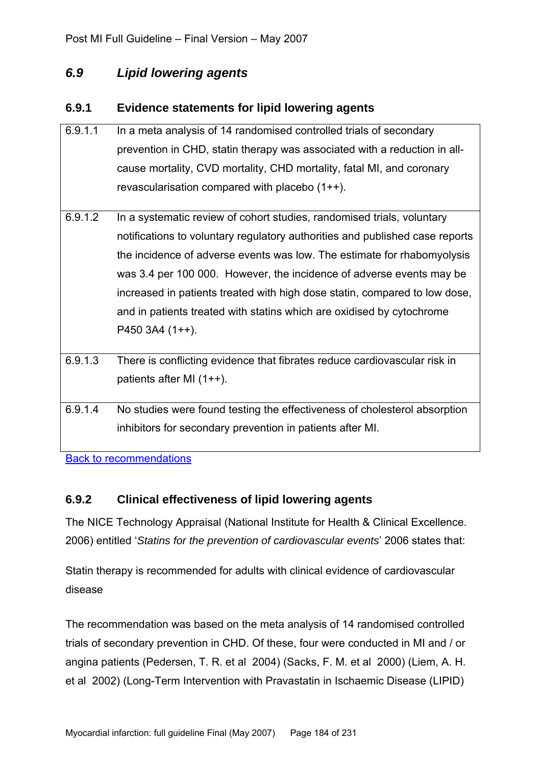## *6.9 Lipid lowering agents*

### 6.9.1 Evidence statements for lipid lowering agents

| | |
|---|---|
| 6.9.1.1 | In a meta analysis of 14 randomised controlled trials of secondary prevention in CHD, statin therapy was associated with a reduction in all-cause mortality, CVD mortality, CHD mortality, fatal MI, and coronary revascularisation compared with placebo (1++). |
| 6.9.1.2 | In a systematic review of cohort studies, randomised trials, voluntary notifications to voluntary regulatory authorities and published case reports the incidence of adverse events was low. The estimate for rhabomyolysis was 3.4 per 100 000. However, the incidence of adverse events may be increased in patients treated with high dose statin, compared to low dose, and in patients treated with statins which are oxidised by cytochrome P450 3A4 (1++). |
| 6.9.1.3 | There is conflicting evidence that fibrates reduce cardiovascular risk in patients after MI (1++). |
| 6.9.1.4 | No studies were found testing the effectiveness of cholesterol absorption inhibitors for secondary prevention in patients after MI. |

Back to recommendations

### 6.9.2 Clinical effectiveness of lipid lowering agents

The NICE Technology Appraisal (National Institute for Health & Clinical Excellence. 2006) entitled '*Statins for the prevention of cardiovascular events*' 2006 states that:

Statin therapy is recommended for adults with clinical evidence of cardiovascular disease

The recommendation was based on the meta analysis of 14 randomised controlled trials of secondary prevention in CHD. Of these, four were conducted in MI and / or angina patients (Pedersen, T. R. et al 2004) (Sacks, F. M. et al 2000) (Liem, A. H. et al 2002) (Long-Term Intervention with Pravastatin in Ischaemic Disease (LIPID)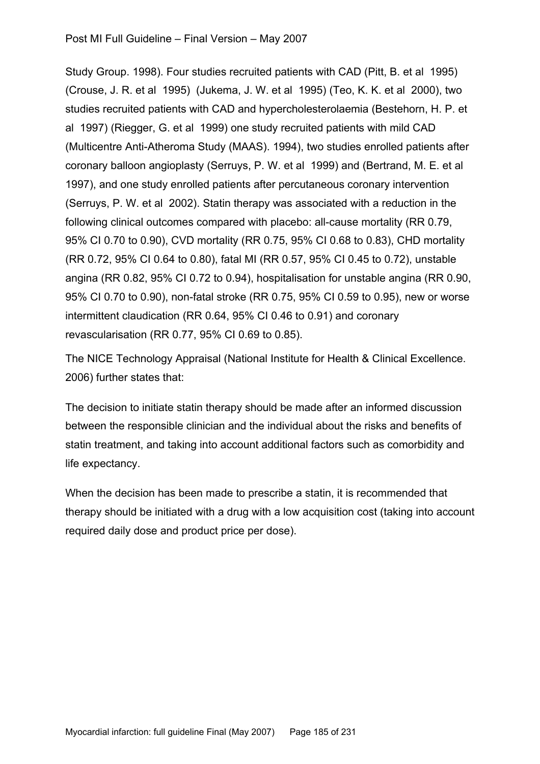Study Group. 1998). Four studies recruited patients with CAD (Pitt, B. et al 1995) (Crouse, J. R. et al 1995) (Jukema, J. W. et al 1995) (Teo, K. K. et al 2000), two studies recruited patients with CAD and hypercholesterolaemia (Bestehorn, H. P. et al 1997) (Riegger, G. et al 1999) one study recruited patients with mild CAD (Multicentre Anti-Atheroma Study (MAAS). 1994), two studies enrolled patients after coronary balloon angioplasty (Serruys, P. W. et al 1999) and (Bertrand, M. E. et al 1997), and one study enrolled patients after percutaneous coronary intervention (Serruys, P. W. et al 2002). Statin therapy was associated with a reduction in the following clinical outcomes compared with placebo: all-cause mortality (RR 0.79, 95% CI 0.70 to 0.90), CVD mortality (RR 0.75, 95% CI 0.68 to 0.83), CHD mortality (RR 0.72, 95% CI 0.64 to 0.80), fatal MI (RR 0.57, 95% CI 0.45 to 0.72), unstable angina (RR 0.82, 95% CI 0.72 to 0.94), hospitalisation for unstable angina (RR 0.90, 95% CI 0.70 to 0.90), non-fatal stroke (RR 0.75, 95% CI 0.59 to 0.95), new or worse intermittent claudication (RR 0.64, 95% CI 0.46 to 0.91) and coronary revascularisation (RR 0.77, 95% CI 0.69 to 0.85).

The NICE Technology Appraisal (National Institute for Health & Clinical Excellence. 2006) further states that:

The decision to initiate statin therapy should be made after an informed discussion between the responsible clinician and the individual about the risks and benefits of statin treatment, and taking into account additional factors such as comorbidity and life expectancy.

When the decision has been made to prescribe a statin, it is recommended that therapy should be initiated with a drug with a low acquisition cost (taking into account required daily dose and product price per dose).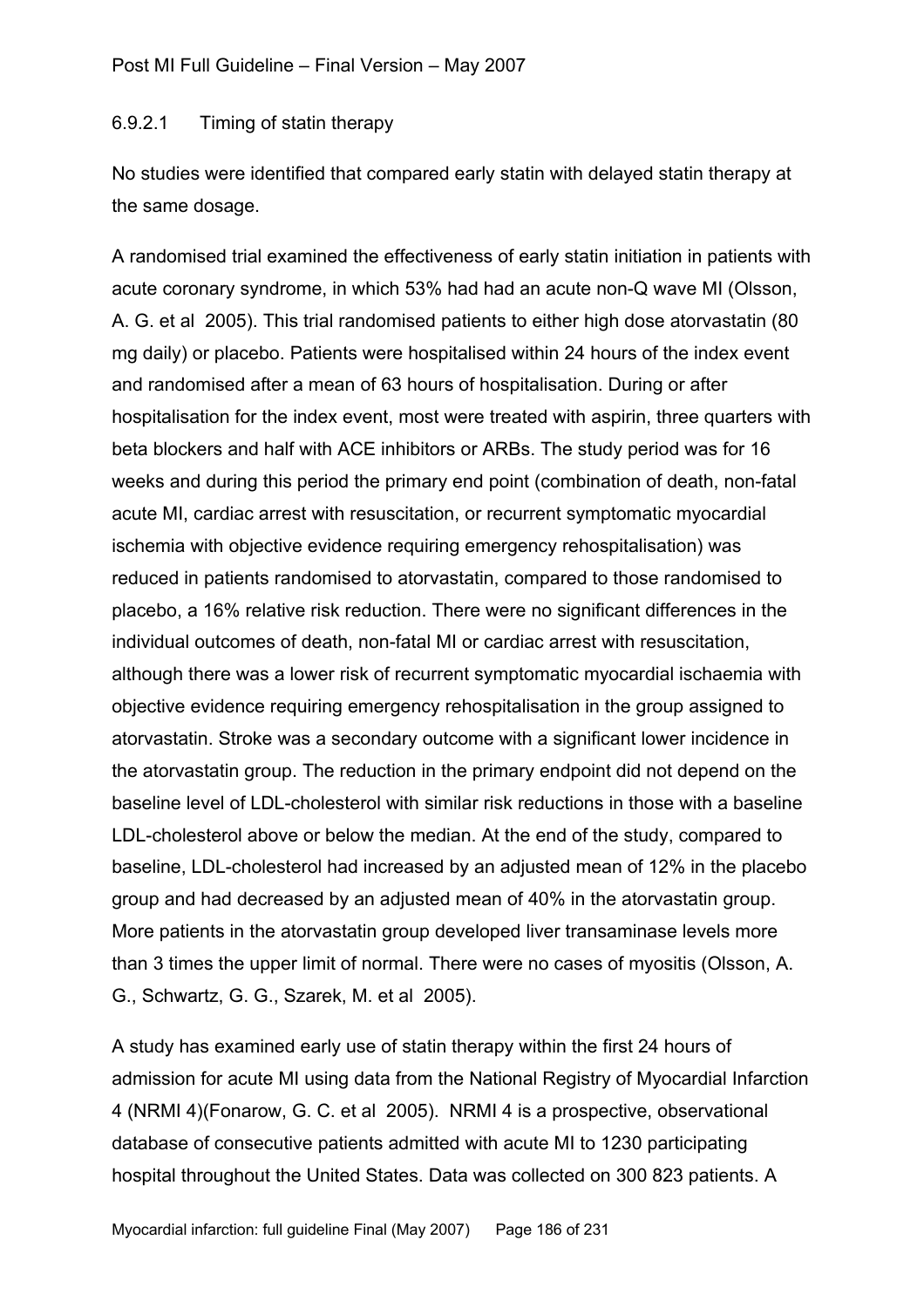#### 6.9.2.1 Timing of statin therapy

No studies were identified that compared early statin with delayed statin therapy at the same dosage.

A randomised trial examined the effectiveness of early statin initiation in patients with acute coronary syndrome, in which 53% had had an acute non-Q wave MI (Olsson, A. G. et al 2005). This trial randomised patients to either high dose atorvastatin (80 mg daily) or placebo. Patients were hospitalised within 24 hours of the index event and randomised after a mean of 63 hours of hospitalisation. During or after hospitalisation for the index event, most were treated with aspirin, three quarters with beta blockers and half with ACE inhibitors or ARBs. The study period was for 16 weeks and during this period the primary end point (combination of death, non-fatal acute MI, cardiac arrest with resuscitation, or recurrent symptomatic myocardial ischemia with objective evidence requiring emergency rehospitalisation) was reduced in patients randomised to atorvastatin, compared to those randomised to placebo, a 16% relative risk reduction. There were no significant differences in the individual outcomes of death, non-fatal MI or cardiac arrest with resuscitation, although there was a lower risk of recurrent symptomatic myocardial ischaemia with objective evidence requiring emergency rehospitalisation in the group assigned to atorvastatin. Stroke was a secondary outcome with a significant lower incidence in the atorvastatin group. The reduction in the primary endpoint did not depend on the baseline level of LDL-cholesterol with similar risk reductions in those with a baseline LDL-cholesterol above or below the median. At the end of the study, compared to baseline, LDL-cholesterol had increased by an adjusted mean of 12% in the placebo group and had decreased by an adjusted mean of 40% in the atorvastatin group. More patients in the atorvastatin group developed liver transaminase levels more than 3 times the upper limit of normal. There were no cases of myositis (Olsson, A. G., Schwartz, G. G., Szarek, M. et al 2005).

A study has examined early use of statin therapy within the first 24 hours of admission for acute MI using data from the National Registry of Myocardial Infarction 4 (NRMI 4)(Fonarow, G. C. et al 2005). NRMI 4 is a prospective, observational database of consecutive patients admitted with acute MI to 1230 participating hospital throughout the United States. Data was collected on 300 823 patients. A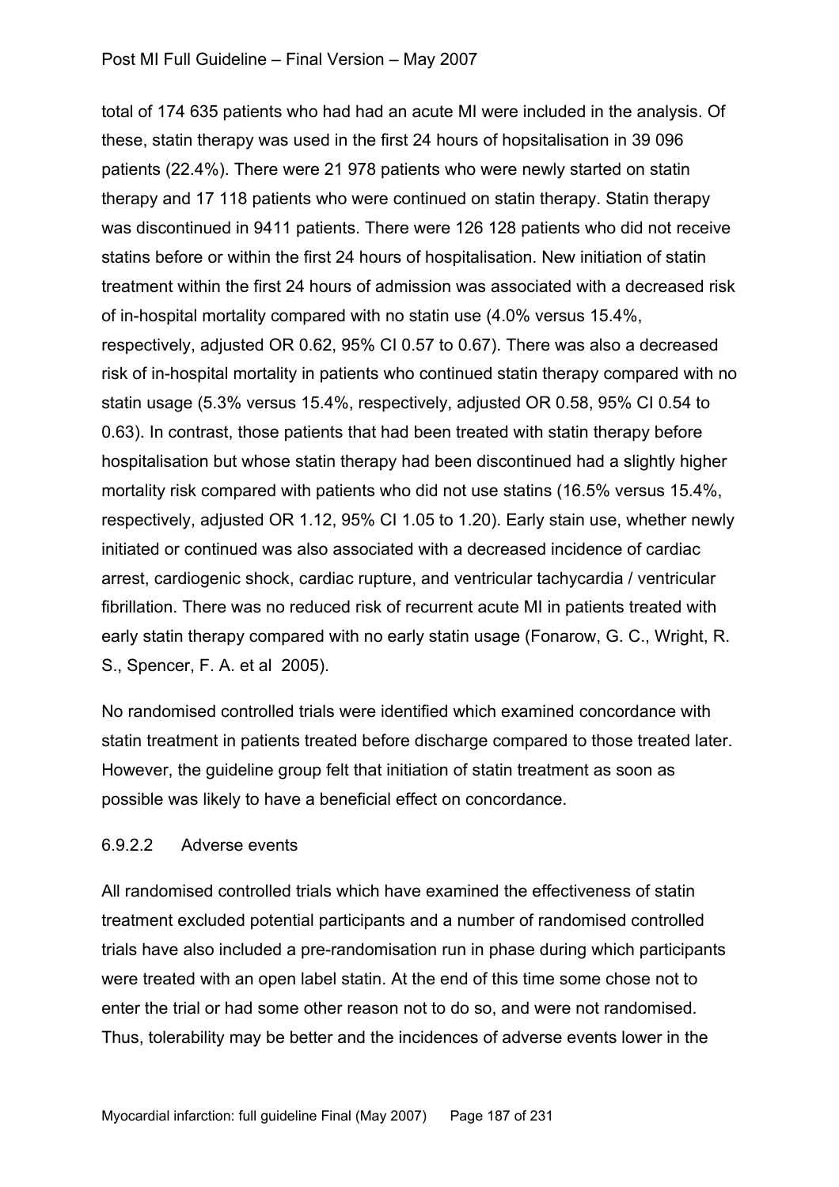total of 174 635 patients who had had an acute MI were included in the analysis. Of these, statin therapy was used in the first 24 hours of hopsitalisation in 39 096 patients (22.4%). There were 21 978 patients who were newly started on statin therapy and 17 118 patients who were continued on statin therapy. Statin therapy was discontinued in 9411 patients. There were 126 128 patients who did not receive statins before or within the first 24 hours of hospitalisation. New initiation of statin treatment within the first 24 hours of admission was associated with a decreased risk of in-hospital mortality compared with no statin use (4.0% versus 15.4%, respectively, adjusted OR 0.62, 95% CI 0.57 to 0.67). There was also a decreased risk of in-hospital mortality in patients who continued statin therapy compared with no statin usage (5.3% versus 15.4%, respectively, adjusted OR 0.58, 95% CI 0.54 to 0.63). In contrast, those patients that had been treated with statin therapy before hospitalisation but whose statin therapy had been discontinued had a slightly higher mortality risk compared with patients who did not use statins (16.5% versus 15.4%, respectively, adjusted OR 1.12, 95% CI 1.05 to 1.20). Early stain use, whether newly initiated or continued was also associated with a decreased incidence of cardiac arrest, cardiogenic shock, cardiac rupture, and ventricular tachycardia / ventricular fibrillation. There was no reduced risk of recurrent acute MI in patients treated with early statin therapy compared with no early statin usage (Fonarow, G. C., Wright, R. S., Spencer, F. A. et al 2005).

No randomised controlled trials were identified which examined concordance with statin treatment in patients treated before discharge compared to those treated later. However, the guideline group felt that initiation of statin treatment as soon as possible was likely to have a beneficial effect on concordance.

#### 6.9.2.2 Adverse events

All randomised controlled trials which have examined the effectiveness of statin treatment excluded potential participants and a number of randomised controlled trials have also included a pre-randomisation run in phase during which participants were treated with an open label statin. At the end of this time some chose not to enter the trial or had some other reason not to do so, and were not randomised. Thus, tolerability may be better and the incidences of adverse events lower in the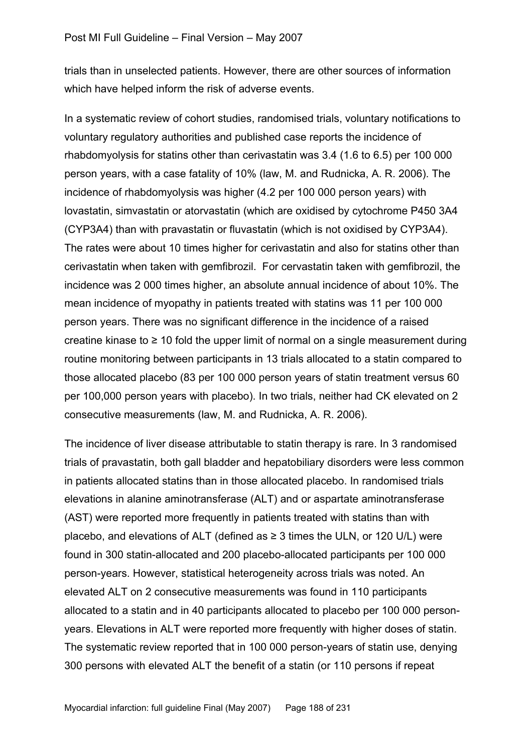trials than in unselected patients. However, there are other sources of information which have helped inform the risk of adverse events.

In a systematic review of cohort studies, randomised trials, voluntary notifications to voluntary regulatory authorities and published case reports the incidence of rhabdomyolysis for statins other than cerivastatin was 3.4 (1.6 to 6.5) per 100 000 person years, with a case fatality of 10% (law, M. and Rudnicka, A. R. 2006). The incidence of rhabdomyolysis was higher (4.2 per 100 000 person years) with lovastatin, simvastatin or atorvastatin (which are oxidised by cytochrome P450 3A4 (CYP3A4) than with pravastatin or fluvastatin (which is not oxidised by CYP3A4). The rates were about 10 times higher for cerivastatin and also for statins other than cerivastatin when taken with gemfibrozil. For cervastatin taken with gemfibrozil, the incidence was 2 000 times higher, an absolute annual incidence of about 10%. The mean incidence of myopathy in patients treated with statins was 11 per 100 000 person years. There was no significant difference in the incidence of a raised creatine kinase to ≥ 10 fold the upper limit of normal on a single measurement during routine monitoring between participants in 13 trials allocated to a statin compared to those allocated placebo (83 per 100 000 person years of statin treatment versus 60 per 100,000 person years with placebo). In two trials, neither had CK elevated on 2 consecutive measurements (law, M. and Rudnicka, A. R. 2006).

The incidence of liver disease attributable to statin therapy is rare. In 3 randomised trials of pravastatin, both gall bladder and hepatobiliary disorders were less common in patients allocated statins than in those allocated placebo. In randomised trials elevations in alanine aminotransferase (ALT) and or aspartate aminotransferase (AST) were reported more frequently in patients treated with statins than with placebo, and elevations of ALT (defined as ≥ 3 times the ULN, or 120 U/L) were found in 300 statin-allocated and 200 placebo-allocated participants per 100 000 person-years. However, statistical heterogeneity across trials was noted. An elevated ALT on 2 consecutive measurements was found in 110 participants allocated to a statin and in 40 participants allocated to placebo per 100 000 person-years. Elevations in ALT were reported more frequently with higher doses of statin. The systematic review reported that in 100 000 person-years of statin use, denying 300 persons with elevated ALT the benefit of a statin (or 110 persons if repeat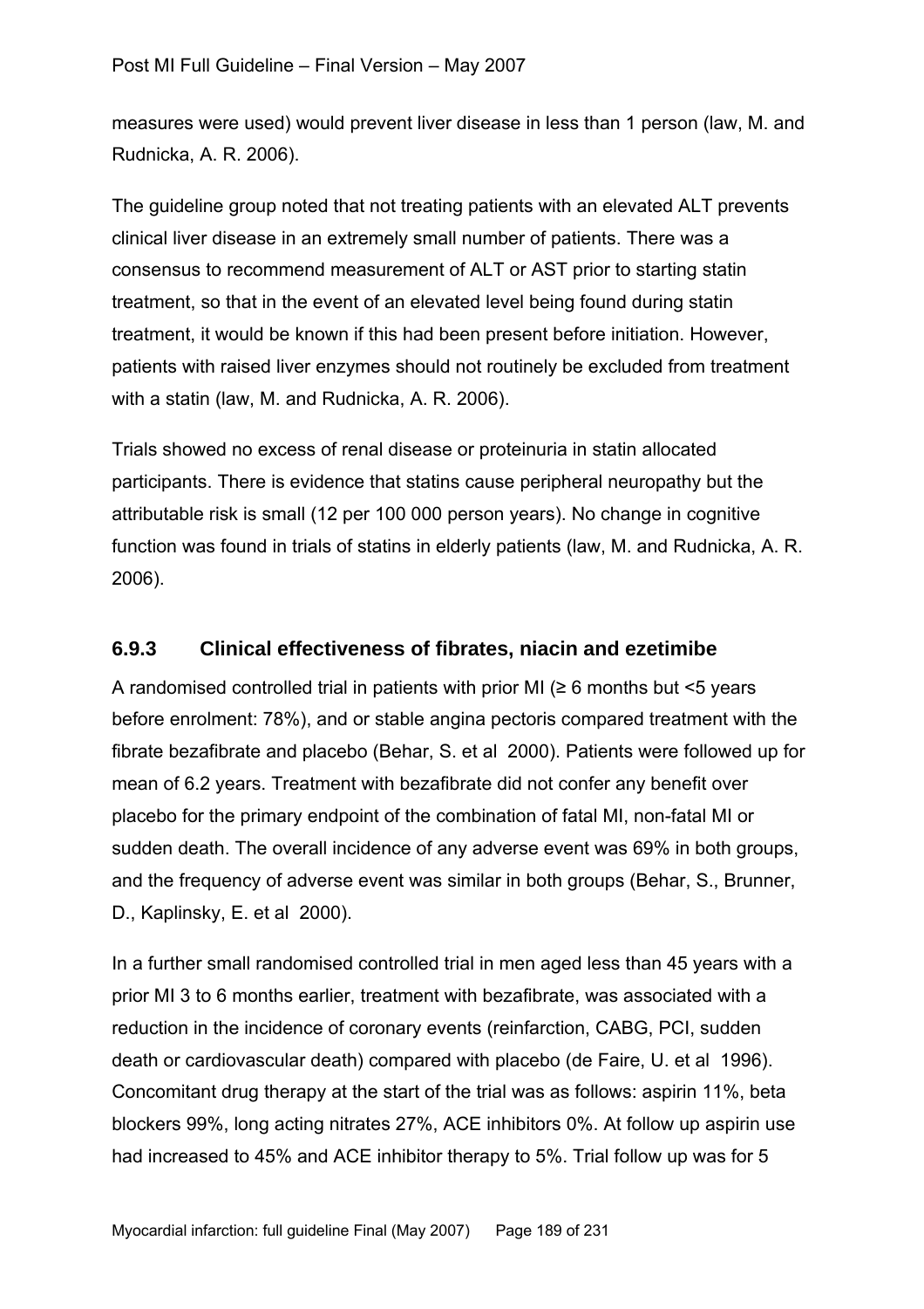measures were used) would prevent liver disease in less than 1 person (law, M. and Rudnicka, A. R. 2006).

The guideline group noted that not treating patients with an elevated ALT prevents clinical liver disease in an extremely small number of patients. There was a consensus to recommend measurement of ALT or AST prior to starting statin treatment, so that in the event of an elevated level being found during statin treatment, it would be known if this had been present before initiation. However, patients with raised liver enzymes should not routinely be excluded from treatment with a statin (law, M. and Rudnicka, A. R. 2006).

Trials showed no excess of renal disease or proteinuria in statin allocated participants. There is evidence that statins cause peripheral neuropathy but the attributable risk is small (12 per 100 000 person years). No change in cognitive function was found in trials of statins in elderly patients (law, M. and Rudnicka, A. R. 2006).

### 6.9.3 Clinical effectiveness of fibrates, niacin and ezetimibe

A randomised controlled trial in patients with prior MI (≥ 6 months but <5 years before enrolment: 78%), and or stable angina pectoris compared treatment with the fibrate bezafibrate and placebo (Behar, S. et al 2000). Patients were followed up for mean of 6.2 years. Treatment with bezafibrate did not confer any benefit over placebo for the primary endpoint of the combination of fatal MI, non-fatal MI or sudden death. The overall incidence of any adverse event was 69% in both groups, and the frequency of adverse event was similar in both groups (Behar, S., Brunner, D., Kaplinsky, E. et al 2000).

In a further small randomised controlled trial in men aged less than 45 years with a prior MI 3 to 6 months earlier, treatment with bezafibrate, was associated with a reduction in the incidence of coronary events (reinfarction, CABG, PCI, sudden death or cardiovascular death) compared with placebo (de Faire, U. et al 1996). Concomitant drug therapy at the start of the trial was as follows: aspirin 11%, beta blockers 99%, long acting nitrates 27%, ACE inhibitors 0%. At follow up aspirin use had increased to 45% and ACE inhibitor therapy to 5%. Trial follow up was for 5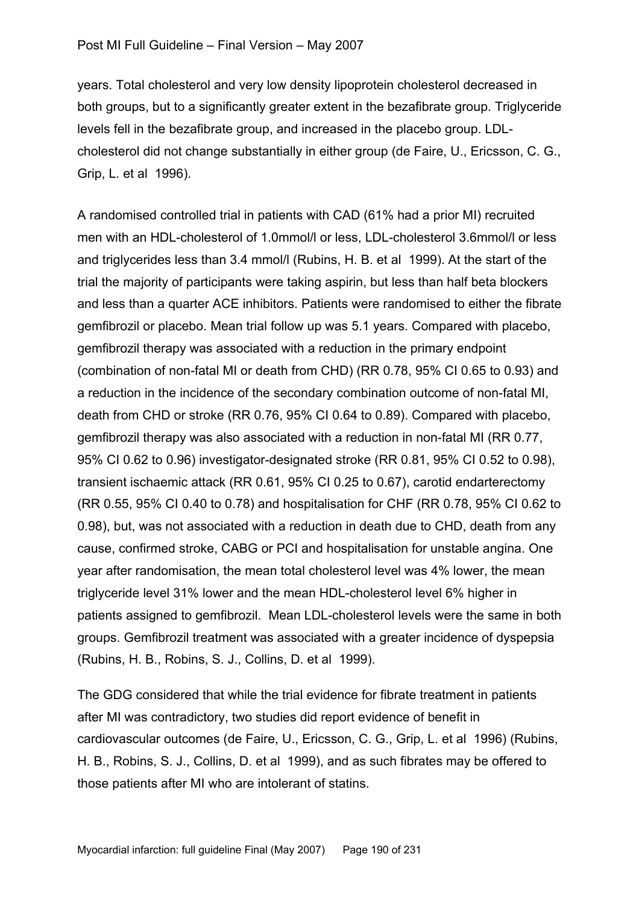years. Total cholesterol and very low density lipoprotein cholesterol decreased in both groups, but to a significantly greater extent in the bezafibrate group. Triglyceride levels fell in the bezafibrate group, and increased in the placebo group. LDL-cholesterol did not change substantially in either group (de Faire, U., Ericsson, C. G., Grip, L. et al 1996).

A randomised controlled trial in patients with CAD (61% had a prior MI) recruited men with an HDL-cholesterol of 1.0mmol/l or less, LDL-cholesterol 3.6mmol/l or less and triglycerides less than 3.4 mmol/l (Rubins, H. B. et al 1999). At the start of the trial the majority of participants were taking aspirin, but less than half beta blockers and less than a quarter ACE inhibitors. Patients were randomised to either the fibrate gemfibrozil or placebo. Mean trial follow up was 5.1 years. Compared with placebo, gemfibrozil therapy was associated with a reduction in the primary endpoint (combination of non-fatal MI or death from CHD) (RR 0.78, 95% CI 0.65 to 0.93) and a reduction in the incidence of the secondary combination outcome of non-fatal MI, death from CHD or stroke (RR 0.76, 95% CI 0.64 to 0.89). Compared with placebo, gemfibrozil therapy was also associated with a reduction in non-fatal MI (RR 0.77, 95% CI 0.62 to 0.96) investigator-designated stroke (RR 0.81, 95% CI 0.52 to 0.98), transient ischaemic attack (RR 0.61, 95% CI 0.25 to 0.67), carotid endarterectomy (RR 0.55, 95% CI 0.40 to 0.78) and hospitalisation for CHF (RR 0.78, 95% CI 0.62 to 0.98), but, was not associated with a reduction in death due to CHD, death from any cause, confirmed stroke, CABG or PCI and hospitalisation for unstable angina. One year after randomisation, the mean total cholesterol level was 4% lower, the mean triglyceride level 31% lower and the mean HDL-cholesterol level 6% higher in patients assigned to gemfibrozil. Mean LDL-cholesterol levels were the same in both groups. Gemfibrozil treatment was associated with a greater incidence of dyspepsia (Rubins, H. B., Robins, S. J., Collins, D. et al 1999).

The GDG considered that while the trial evidence for fibrate treatment in patients after MI was contradictory, two studies did report evidence of benefit in cardiovascular outcomes (de Faire, U., Ericsson, C. G., Grip, L. et al 1996) (Rubins, H. B., Robins, S. J., Collins, D. et al 1999), and as such fibrates may be offered to those patients after MI who are intolerant of statins.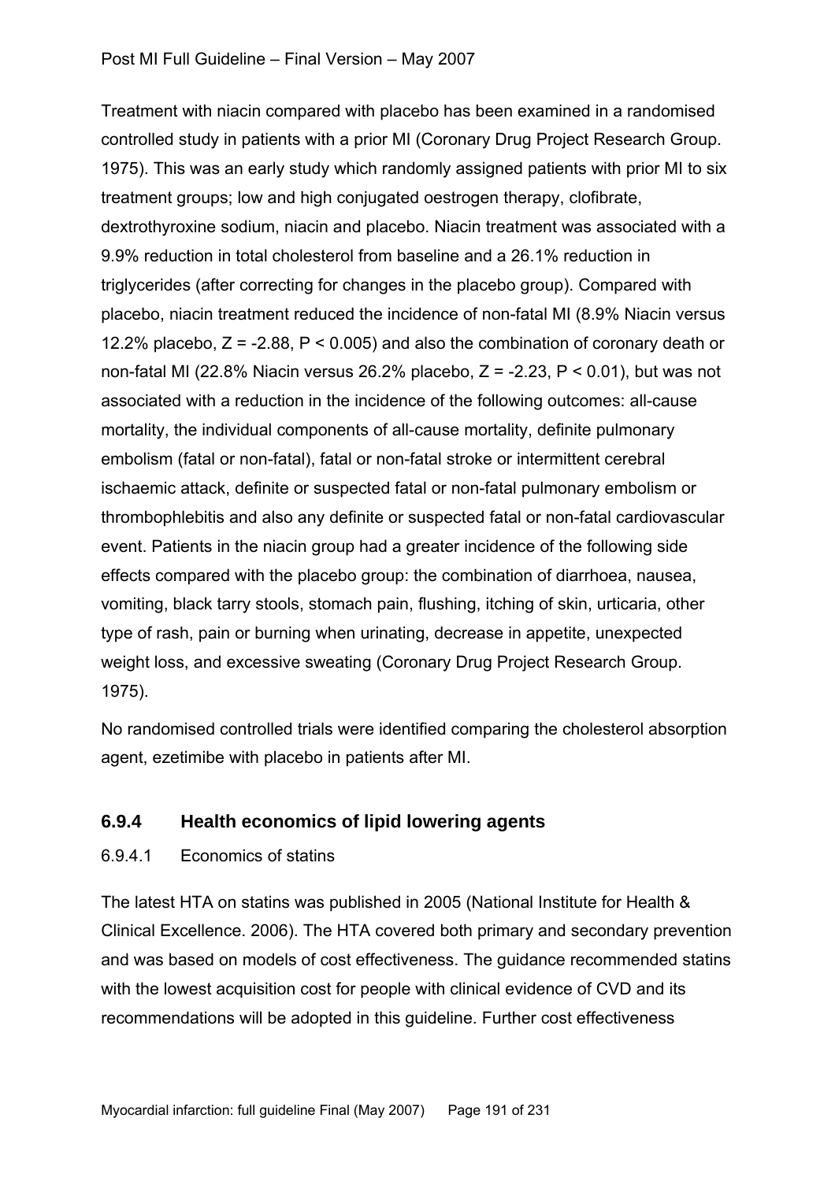Treatment with niacin compared with placebo has been examined in a randomised controlled study in patients with a prior MI (Coronary Drug Project Research Group. 1975). This was an early study which randomly assigned patients with prior MI to six treatment groups; low and high conjugated oestrogen therapy, clofibrate, dextrothyroxine sodium, niacin and placebo. Niacin treatment was associated with a 9.9% reduction in total cholesterol from baseline and a 26.1% reduction in triglycerides (after correcting for changes in the placebo group). Compared with placebo, niacin treatment reduced the incidence of non-fatal MI (8.9% Niacin versus 12.2% placebo, $Z = -2.88$, $P < 0.005$) and also the combination of coronary death or non-fatal MI (22.8% Niacin versus 26.2% placebo, $Z = -2.23$, $P < 0.01$), but was not associated with a reduction in the incidence of the following outcomes: all-cause mortality, the individual components of all-cause mortality, definite pulmonary embolism (fatal or non-fatal), fatal or non-fatal stroke or intermittent cerebral ischaemic attack, definite or suspected fatal or non-fatal pulmonary embolism or thrombophlebitis and also any definite or suspected fatal or non-fatal cardiovascular event. Patients in the niacin group had a greater incidence of the following side effects compared with the placebo group: the combination of diarrhoea, nausea, vomiting, black tarry stools, stomach pain, flushing, itching of skin, urticaria, other type of rash, pain or burning when urinating, decrease in appetite, unexpected weight loss, and excessive sweating (Coronary Drug Project Research Group. 1975).

No randomised controlled trials were identified comparing the cholesterol absorption agent, ezetimibe with placebo in patients after MI.

### 6.9.4 Health economics of lipid lowering agents

#### 6.9.4.1 Economics of statins

The latest HTA on statins was published in 2005 (National Institute for Health & Clinical Excellence. 2006). The HTA covered both primary and secondary prevention and was based on models of cost effectiveness. The guidance recommended statins with the lowest acquisition cost for people with clinical evidence of CVD and its recommendations will be adopted in this guideline. Further cost effectiveness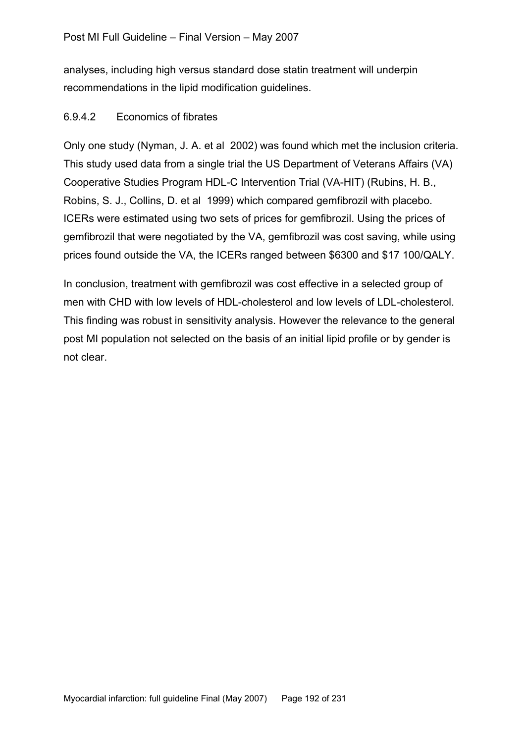analyses, including high versus standard dose statin treatment will underpin recommendations in the lipid modification guidelines.

#### 6.9.4.2 Economics of fibrates

Only one study (Nyman, J. A. et al 2002) was found which met the inclusion criteria. This study used data from a single trial the US Department of Veterans Affairs (VA) Cooperative Studies Program HDL-C Intervention Trial (VA-HIT) (Rubins, H. B., Robins, S. J., Collins, D. et al 1999) which compared gemfibrozil with placebo. ICERs were estimated using two sets of prices for gemfibrozil. Using the prices of gemfibrozil that were negotiated by the VA, gemfibrozil was cost saving, while using prices found outside the VA, the ICERs ranged between $6300 and $17 100/QALY.

In conclusion, treatment with gemfibrozil was cost effective in a selected group of men with CHD with low levels of HDL-cholesterol and low levels of LDL-cholesterol. This finding was robust in sensitivity analysis. However the relevance to the general post MI population not selected on the basis of an initial lipid profile or by gender is not clear.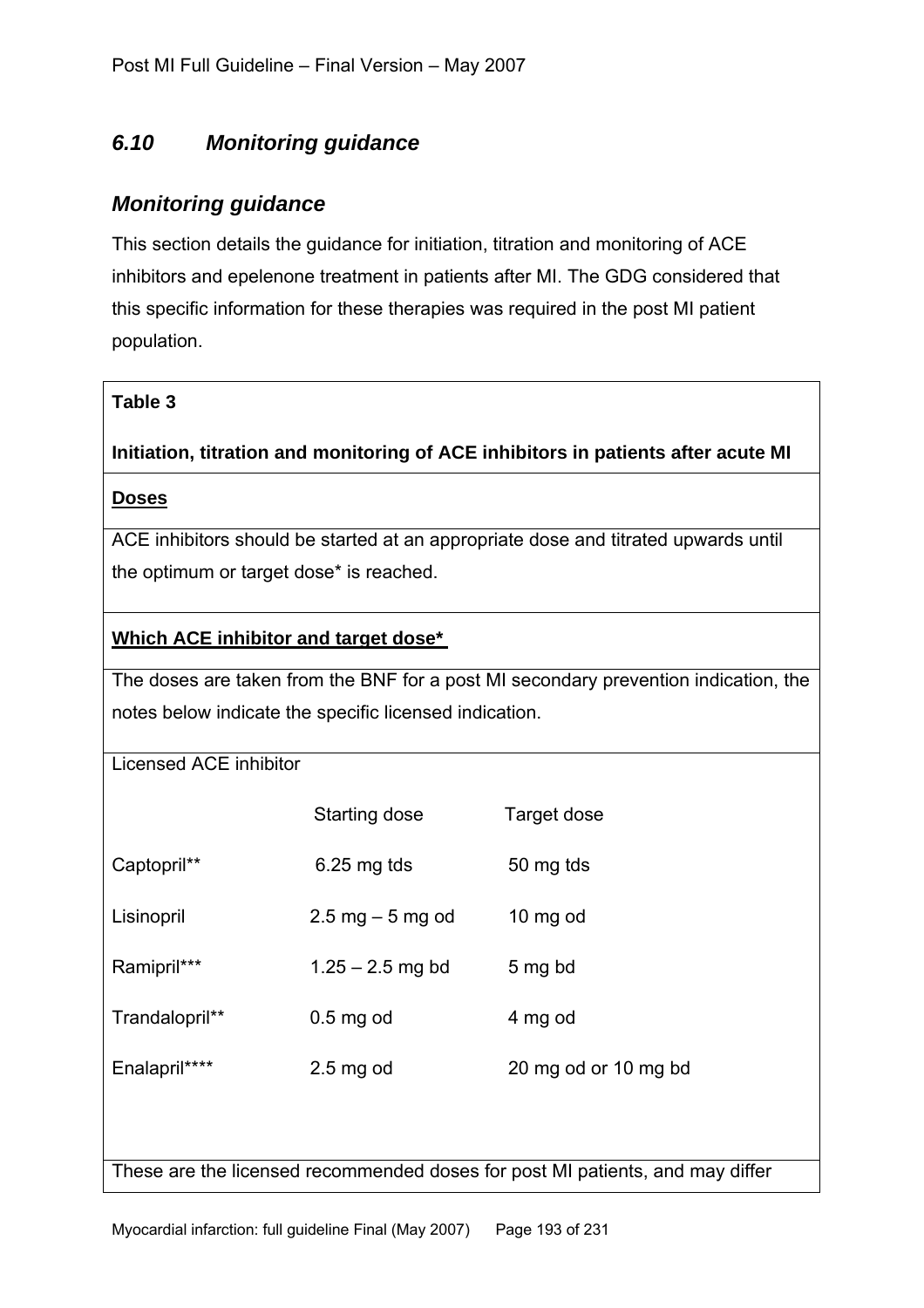## *6.10 Monitoring guidance*

### *Monitoring guidance*

This section details the guidance for initiation, titration and monitoring of ACE inhibitors and epelenone treatment in patients after MI. The GDG considered that this specific information for these therapies was required in the post MI patient population.

**Table 3**

**Initiation, titration and monitoring of ACE inhibitors in patients after acute MI**

**Doses**

ACE inhibitors should be started at an appropriate dose and titrated upwards until the optimum or target dose* is reached.

**Which ACE inhibitor and target dose***

The doses are taken from the BNF for a post MI secondary prevention indication, the notes below indicate the specific licensed indication.

Licensed ACE inhibitor

| | Starting dose | Target dose |
|---|---|---|
| Captopril** | 6.25 mg tds | 50 mg tds |
| Lisinopril | 2.5 mg – 5 mg od | 10 mg od |
| Ramipril*** | 1.25 – 2.5 mg bd | 5 mg bd |
| Trandalopril** | 0.5 mg od | 4 mg od |
| Enalapril**** | 2.5 mg od | 20 mg od or 10 mg bd |

These are the licensed recommended doses for post MI patients, and may differ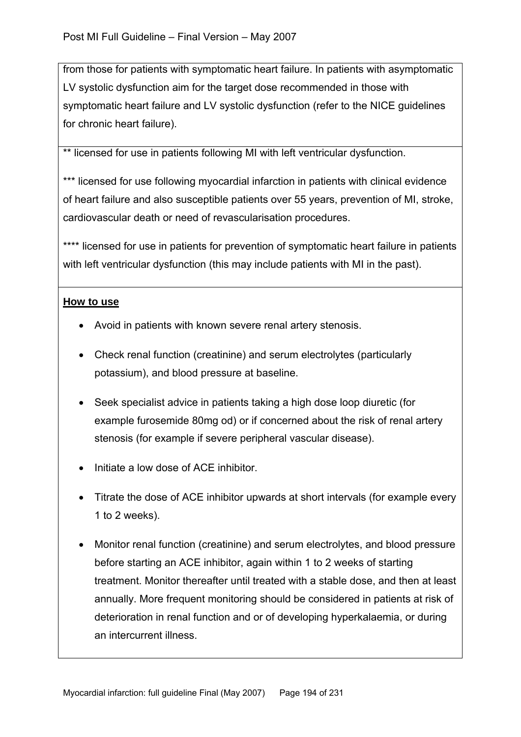from those for patients with symptomatic heart failure. In patients with asymptomatic LV systolic dysfunction aim for the target dose recommended in those with symptomatic heart failure and LV systolic dysfunction (refer to the NICE guidelines for chronic heart failure).

** licensed for use in patients following MI with left ventricular dysfunction.

*** licensed for use following myocardial infarction in patients with clinical evidence of heart failure and also susceptible patients over 55 years, prevention of MI, stroke, cardiovascular death or need of revascularisation procedures.

**** licensed for use in patients for prevention of symptomatic heart failure in patients with left ventricular dysfunction (this may include patients with MI in the past).

**<u>How to use</u>**

- Avoid in patients with known severe renal artery stenosis.
- Check renal function (creatinine) and serum electrolytes (particularly potassium), and blood pressure at baseline.
- Seek specialist advice in patients taking a high dose loop diuretic (for example furosemide 80mg od) or if concerned about the risk of renal artery stenosis (for example if severe peripheral vascular disease).
- Initiate a low dose of ACE inhibitor.
- Titrate the dose of ACE inhibitor upwards at short intervals (for example every 1 to 2 weeks).
- Monitor renal function (creatinine) and serum electrolytes, and blood pressure before starting an ACE inhibitor, again within 1 to 2 weeks of starting treatment. Monitor thereafter until treated with a stable dose, and then at least annually. More frequent monitoring should be considered in patients at risk of deterioration in renal function and or of developing hyperkalaemia, or during an intercurrent illness.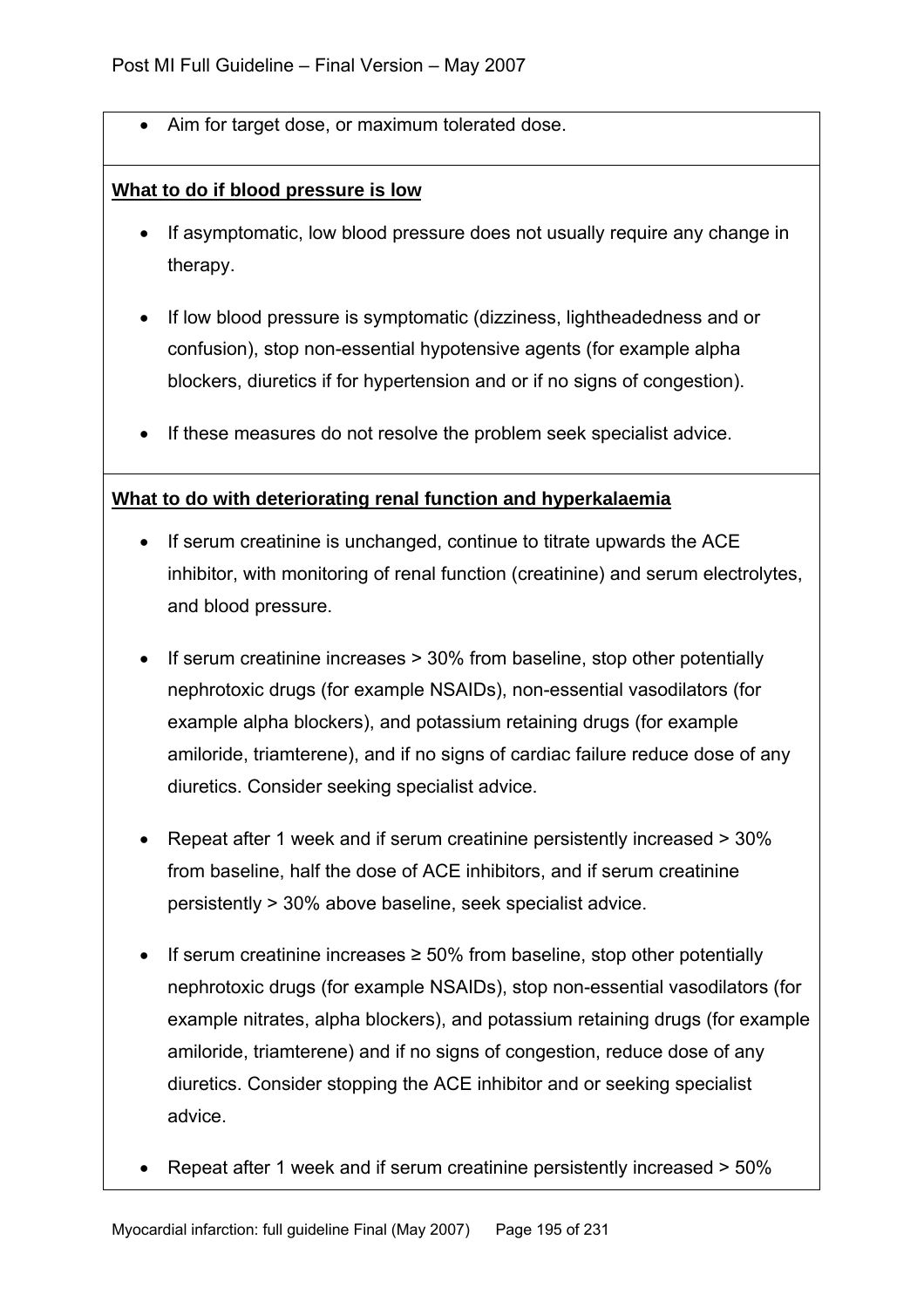- Aim for target dose, or maximum tolerated dose.

**What to do if blood pressure is low**

- If asymptomatic, low blood pressure does not usually require any change in therapy.
- If low blood pressure is symptomatic (dizziness, lightheadedness and or confusion), stop non-essential hypotensive agents (for example alpha blockers, diuretics if for hypertension and or if no signs of congestion).
- If these measures do not resolve the problem seek specialist advice.

**What to do with deteriorating renal function and hyperkalaemia**

- If serum creatinine is unchanged, continue to titrate upwards the ACE inhibitor, with monitoring of renal function (creatinine) and serum electrolytes, and blood pressure.
- If serum creatinine increases > 30% from baseline, stop other potentially nephrotoxic drugs (for example NSAIDs), non-essential vasodilators (for example alpha blockers), and potassium retaining drugs (for example amiloride, triamterene), and if no signs of cardiac failure reduce dose of any diuretics. Consider seeking specialist advice.
- Repeat after 1 week and if serum creatinine persistently increased > 30% from baseline, half the dose of ACE inhibitors, and if serum creatinine persistently > 30% above baseline, seek specialist advice.
- If serum creatinine increases ≥ 50% from baseline, stop other potentially nephrotoxic drugs (for example NSAIDs), stop non-essential vasodilators (for example nitrates, alpha blockers), and potassium retaining drugs (for example amiloride, triamterene) and if no signs of congestion, reduce dose of any diuretics. Consider stopping the ACE inhibitor and or seeking specialist advice.
- Repeat after 1 week and if serum creatinine persistently increased > 50%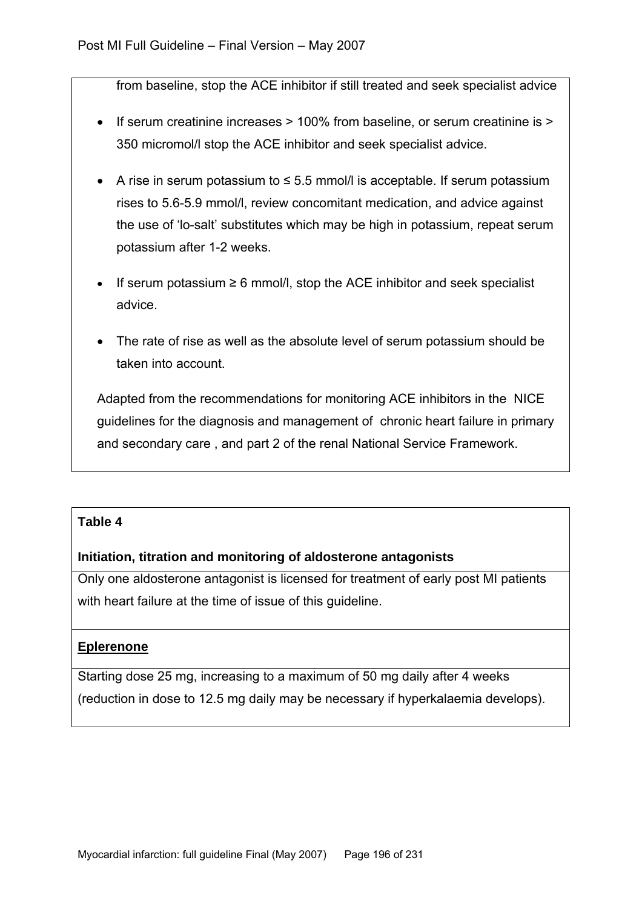from baseline, stop the ACE inhibitor if still treated and seek specialist advice

- If serum creatinine increases > 100% from baseline, or serum creatinine is > 350 micromol/l stop the ACE inhibitor and seek specialist advice.
- A rise in serum potassium to ≤ 5.5 mmol/l is acceptable. If serum potassium rises to 5.6-5.9 mmol/l, review concomitant medication, and advice against the use of 'lo-salt' substitutes which may be high in potassium, repeat serum potassium after 1-2 weeks.
- If serum potassium ≥ 6 mmol/l, stop the ACE inhibitor and seek specialist advice.
- The rate of rise as well as the absolute level of serum potassium should be taken into account.

Adapted from the recommendations for monitoring ACE inhibitors in the NICE guidelines for the diagnosis and management of chronic heart failure in primary and secondary care , and part 2 of the renal National Service Framework.

**Table 4**

**Initiation, titration and monitoring of aldosterone antagonists**

Only one aldosterone antagonist is licensed for treatment of early post MI patients with heart failure at the time of issue of this guideline.

**Eplerenone**

Starting dose 25 mg, increasing to a maximum of 50 mg daily after 4 weeks (reduction in dose to 12.5 mg daily may be necessary if hyperkalaemia develops).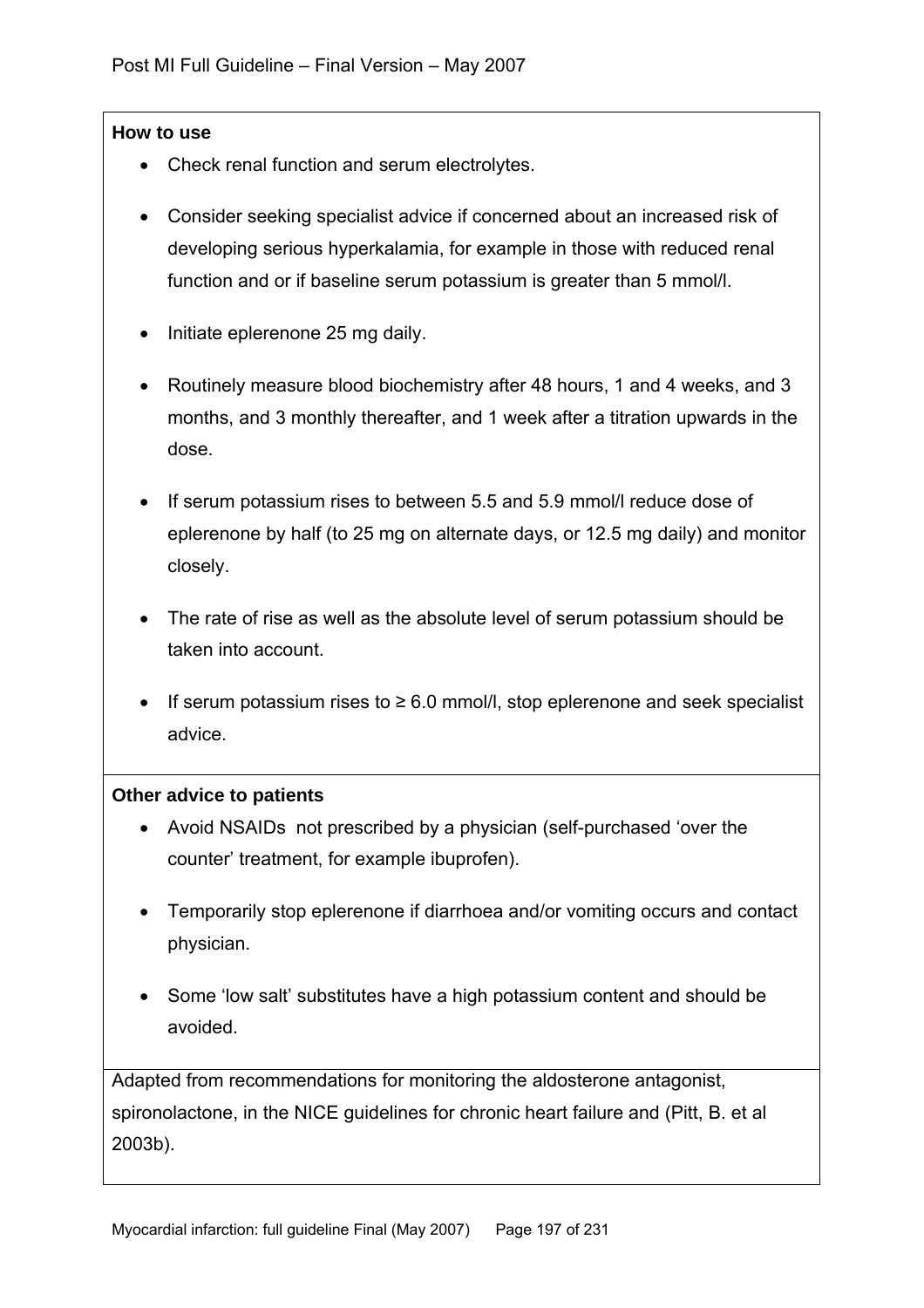**How to use**

- Check renal function and serum electrolytes.
- Consider seeking specialist advice if concerned about an increased risk of developing serious hyperkalamia, for example in those with reduced renal function and or if baseline serum potassium is greater than 5 mmol/l.
- Initiate eplerenone 25 mg daily.
- Routinely measure blood biochemistry after 48 hours, 1 and 4 weeks, and 3 months, and 3 monthly thereafter, and 1 week after a titration upwards in the dose.
- If serum potassium rises to between 5.5 and 5.9 mmol/l reduce dose of eplerenone by half (to 25 mg on alternate days, or 12.5 mg daily) and monitor closely.
- The rate of rise as well as the absolute level of serum potassium should be taken into account.
- If serum potassium rises to ≥ 6.0 mmol/l, stop eplerenone and seek specialist advice.

**Other advice to patients**

- Avoid NSAIDs not prescribed by a physician (self-purchased 'over the counter' treatment, for example ibuprofen).
- Temporarily stop eplerenone if diarrhoea and/or vomiting occurs and contact physician.
- Some 'low salt' substitutes have a high potassium content and should be avoided.

Adapted from recommendations for monitoring the aldosterone antagonist, spironolactone, in the NICE guidelines for chronic heart failure and (Pitt, B. et al 2003b).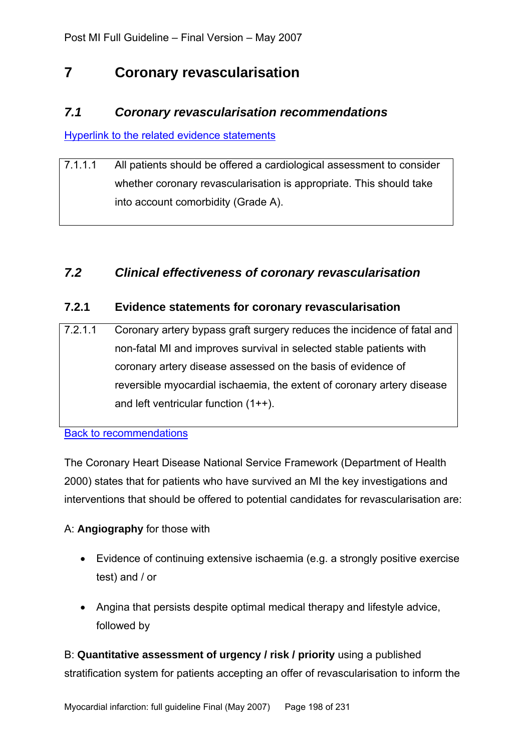# 7 Coronary revascularisation

## *7.1 Coronary revascularisation recommendations*

[Hyperlink to the related evidence statements]

| 7.1.1.1 | All patients should be offered a cardiological assessment to consider whether coronary revascularisation is appropriate. This should take into account comorbidity (Grade A). |
|---|---|

## *7.2 Clinical effectiveness of coronary revascularisation*

### 7.2.1 Evidence statements for coronary revascularisation

| 7.2.1.1 | Coronary artery bypass graft surgery reduces the incidence of fatal and non-fatal MI and improves survival in selected stable patients with coronary artery disease assessed on the basis of evidence of reversible myocardial ischaemia, the extent of coronary artery disease and left ventricular function (1++). |
|---|---|

[Back to recommendations]

The Coronary Heart Disease National Service Framework (Department of Health 2000) states that for patients who have survived an MI the key investigations and interventions that should be offered to potential candidates for revascularisation are:

A: **Angiography** for those with

- Evidence of continuing extensive ischaemia (e.g. a strongly positive exercise test) and / or
- Angina that persists despite optimal medical therapy and lifestyle advice, followed by

B: **Quantitative assessment of urgency / risk / priority** using a published stratification system for patients accepting an offer of revascularisation to inform the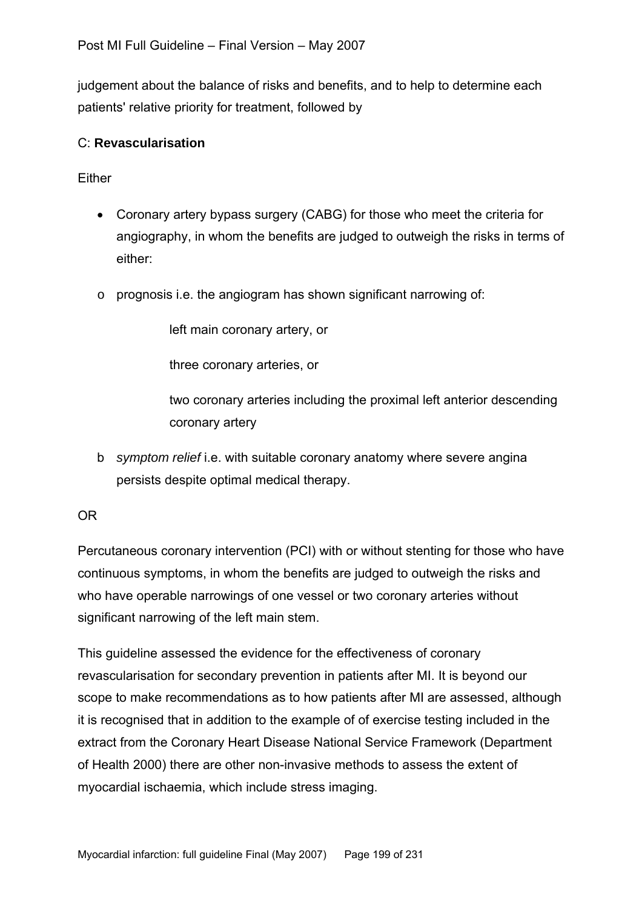judgement about the balance of risks and benefits, and to help to determine each patients' relative priority for treatment, followed by

C: **Revascularisation**

Either

- Coronary artery bypass surgery (CABG) for those who meet the criteria for angiography, in whom the benefits are judged to outweigh the risks in terms of either:

  o prognosis i.e. the angiogram has shown significant narrowing of:

    left main coronary artery, or

    three coronary arteries, or

    two coronary arteries including the proximal left anterior descending coronary artery

  b *symptom relief* i.e. with suitable coronary anatomy where severe angina persists despite optimal medical therapy.

OR

Percutaneous coronary intervention (PCI) with or without stenting for those who have continuous symptoms, in whom the benefits are judged to outweigh the risks and who have operable narrowings of one vessel or two coronary arteries without significant narrowing of the left main stem.

This guideline assessed the evidence for the effectiveness of coronary revascularisation for secondary prevention in patients after MI. It is beyond our scope to make recommendations as to how patients after MI are assessed, although it is recognised that in addition to the example of of exercise testing included in the extract from the Coronary Heart Disease National Service Framework (Department of Health 2000) there are other non-invasive methods to assess the extent of myocardial ischaemia, which include stress imaging.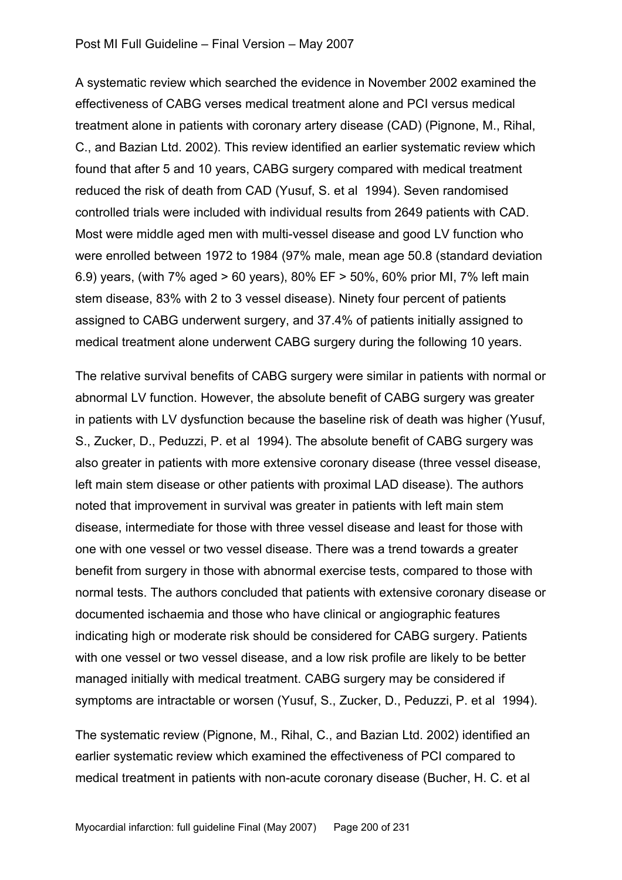A systematic review which searched the evidence in November 2002 examined the effectiveness of CABG verses medical treatment alone and PCI versus medical treatment alone in patients with coronary artery disease (CAD) (Pignone, M., Rihal, C., and Bazian Ltd. 2002). This review identified an earlier systematic review which found that after 5 and 10 years, CABG surgery compared with medical treatment reduced the risk of death from CAD (Yusuf, S. et al 1994). Seven randomised controlled trials were included with individual results from 2649 patients with CAD. Most were middle aged men with multi-vessel disease and good LV function who were enrolled between 1972 to 1984 (97% male, mean age 50.8 (standard deviation 6.9) years, (with 7% aged > 60 years), 80% EF > 50%, 60% prior MI, 7% left main stem disease, 83% with 2 to 3 vessel disease). Ninety four percent of patients assigned to CABG underwent surgery, and 37.4% of patients initially assigned to medical treatment alone underwent CABG surgery during the following 10 years.

The relative survival benefits of CABG surgery were similar in patients with normal or abnormal LV function. However, the absolute benefit of CABG surgery was greater in patients with LV dysfunction because the baseline risk of death was higher (Yusuf, S., Zucker, D., Peduzzi, P. et al 1994). The absolute benefit of CABG surgery was also greater in patients with more extensive coronary disease (three vessel disease, left main stem disease or other patients with proximal LAD disease). The authors noted that improvement in survival was greater in patients with left main stem disease, intermediate for those with three vessel disease and least for those with one with one vessel or two vessel disease. There was a trend towards a greater benefit from surgery in those with abnormal exercise tests, compared to those with normal tests. The authors concluded that patients with extensive coronary disease or documented ischaemia and those who have clinical or angiographic features indicating high or moderate risk should be considered for CABG surgery. Patients with one vessel or two vessel disease, and a low risk profile are likely to be better managed initially with medical treatment. CABG surgery may be considered if symptoms are intractable or worsen (Yusuf, S., Zucker, D., Peduzzi, P. et al 1994).

The systematic review (Pignone, M., Rihal, C., and Bazian Ltd. 2002) identified an earlier systematic review which examined the effectiveness of PCI compared to medical treatment in patients with non-acute coronary disease (Bucher, H. C. et al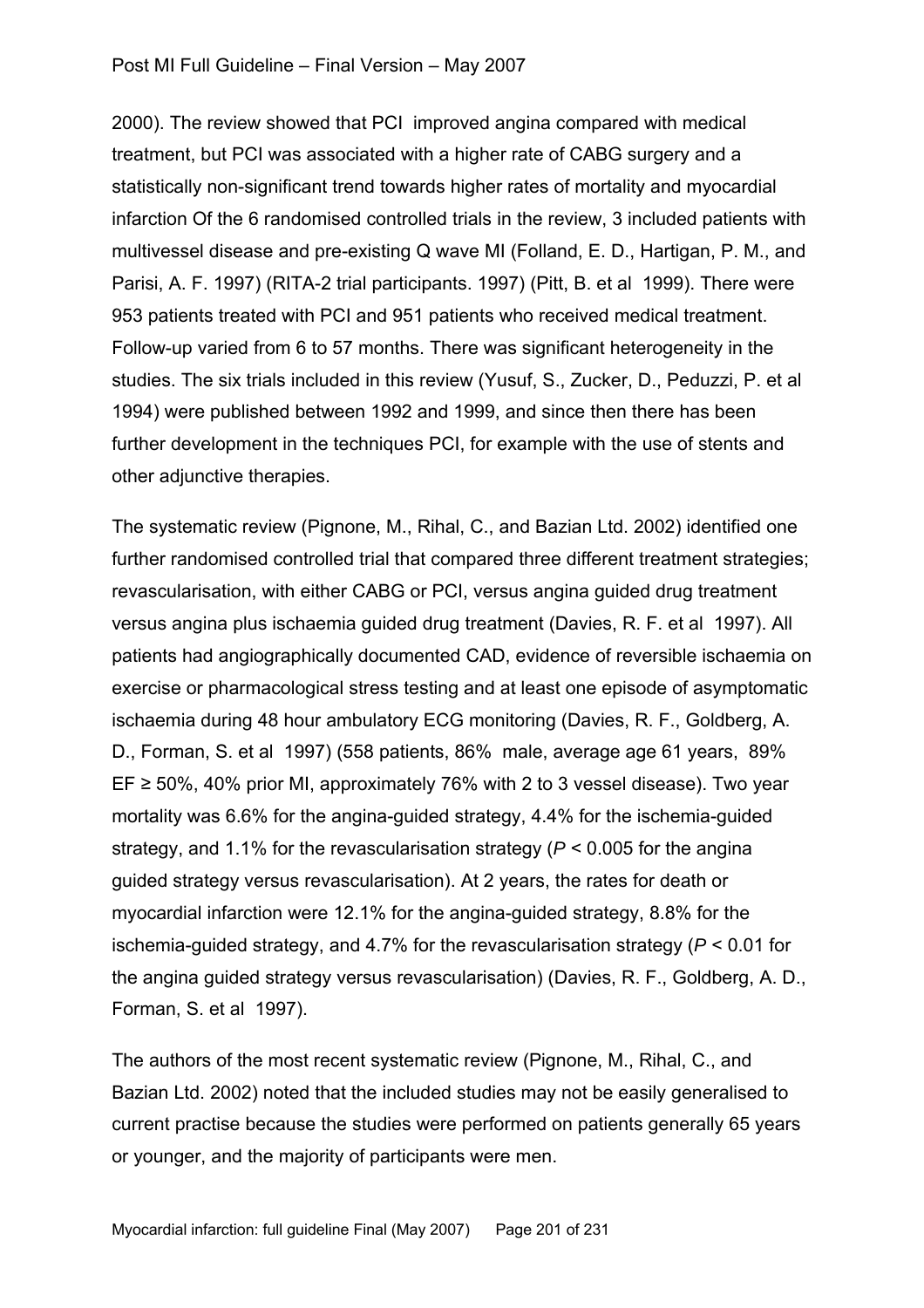2000). The review showed that PCI improved angina compared with medical treatment, but PCI was associated with a higher rate of CABG surgery and a statistically non-significant trend towards higher rates of mortality and myocardial infarction Of the 6 randomised controlled trials in the review, 3 included patients with multivessel disease and pre-existing Q wave MI (Folland, E. D., Hartigan, P. M., and Parisi, A. F. 1997) (RITA-2 trial participants. 1997) (Pitt, B. et al 1999). There were 953 patients treated with PCI and 951 patients who received medical treatment. Follow-up varied from 6 to 57 months. There was significant heterogeneity in the studies. The six trials included in this review (Yusuf, S., Zucker, D., Peduzzi, P. et al 1994) were published between 1992 and 1999, and since then there has been further development in the techniques PCI, for example with the use of stents and other adjunctive therapies.

The systematic review (Pignone, M., Rihal, C., and Bazian Ltd. 2002) identified one further randomised controlled trial that compared three different treatment strategies; revascularisation, with either CABG or PCI, versus angina guided drug treatment versus angina plus ischaemia guided drug treatment (Davies, R. F. et al 1997). All patients had angiographically documented CAD, evidence of reversible ischaemia on exercise or pharmacological stress testing and at least one episode of asymptomatic ischaemia during 48 hour ambulatory ECG monitoring (Davies, R. F., Goldberg, A. D., Forman, S. et al 1997) (558 patients, 86% male, average age 61 years, 89% EF ≥ 50%, 40% prior MI, approximately 76% with 2 to 3 vessel disease). Two year mortality was 6.6% for the angina-guided strategy, 4.4% for the ischemia-guided strategy, and 1.1% for the revascularisation strategy ($P < 0.005$ for the angina guided strategy versus revascularisation). At 2 years, the rates for death or myocardial infarction were 12.1% for the angina-guided strategy, 8.8% for the ischemia-guided strategy, and 4.7% for the revascularisation strategy ($P < 0.01$ for the angina guided strategy versus revascularisation) (Davies, R. F., Goldberg, A. D., Forman, S. et al 1997).

The authors of the most recent systematic review (Pignone, M., Rihal, C., and Bazian Ltd. 2002) noted that the included studies may not be easily generalised to current practise because the studies were performed on patients generally 65 years or younger, and the majority of participants were men.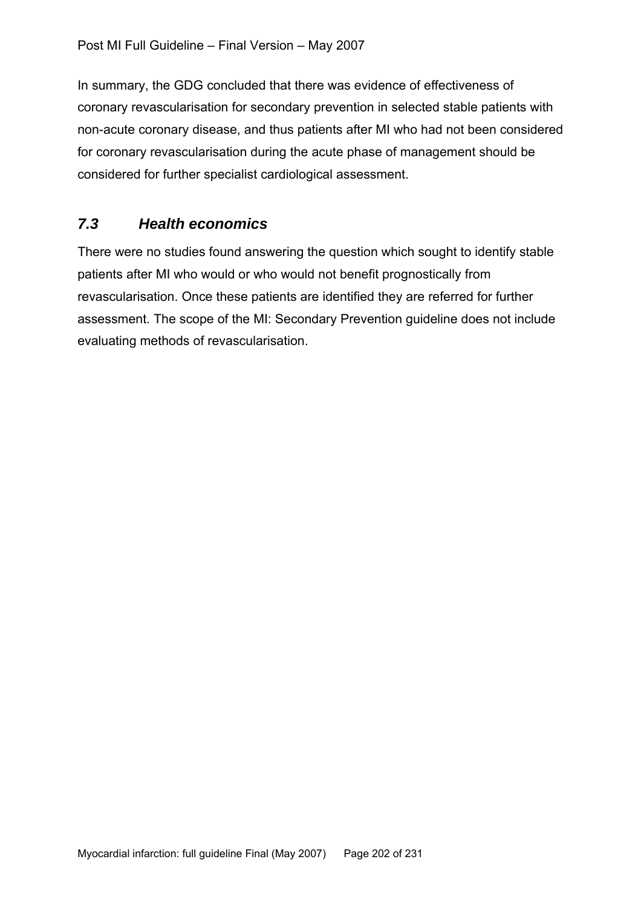In summary, the GDG concluded that there was evidence of effectiveness of coronary revascularisation for secondary prevention in selected stable patients with non-acute coronary disease, and thus patients after MI who had not been considered for coronary revascularisation during the acute phase of management should be considered for further specialist cardiological assessment.

## *7.3 Health economics*

There were no studies found answering the question which sought to identify stable patients after MI who would or who would not benefit prognostically from revascularisation. Once these patients are identified they are referred for further assessment. The scope of the MI: Secondary Prevention guideline does not include evaluating methods of revascularisation.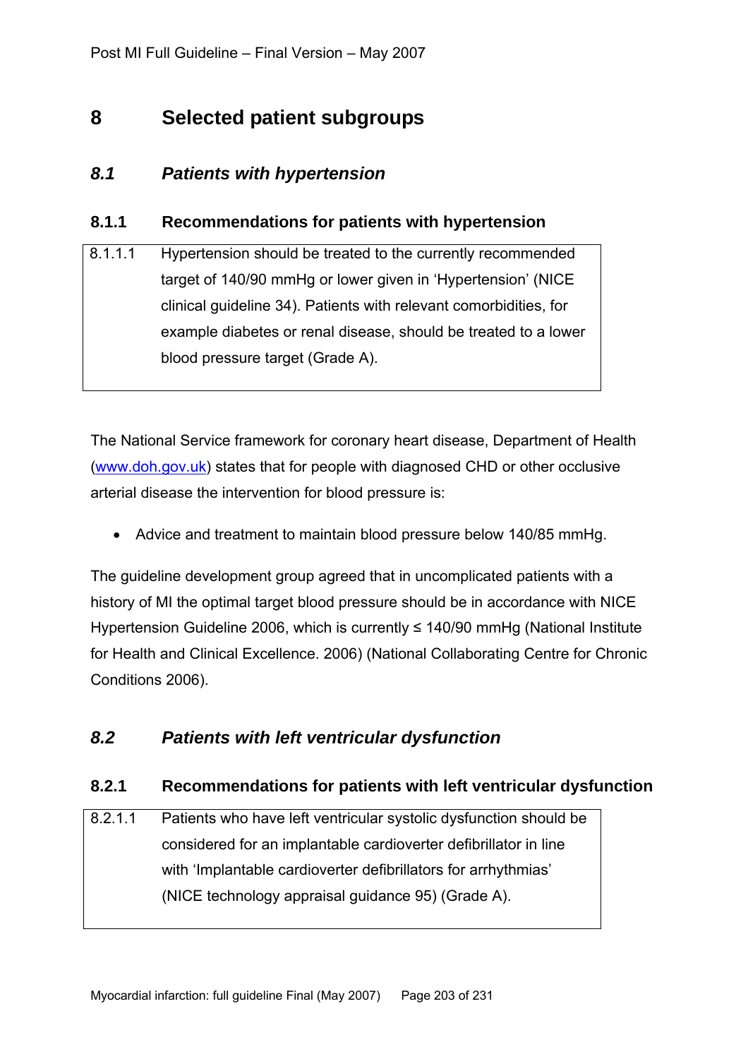# 8 Selected patient subgroups

## *8.1 Patients with hypertension*

### 8.1.1 Recommendations for patients with hypertension

| | |
|---|---|
| 8.1.1.1 | Hypertension should be treated to the currently recommended target of 140/90 mmHg or lower given in 'Hypertension' (NICE clinical guideline 34). Patients with relevant comorbidities, for example diabetes or renal disease, should be treated to a lower blood pressure target (Grade A). |

The National Service framework for coronary heart disease, Department of Health (www.doh.gov.uk) states that for people with diagnosed CHD or other occlusive arterial disease the intervention for blood pressure is:

- Advice and treatment to maintain blood pressure below 140/85 mmHg.

The guideline development group agreed that in uncomplicated patients with a history of MI the optimal target blood pressure should be in accordance with NICE Hypertension Guideline 2006, which is currently ≤ 140/90 mmHg (National Institute for Health and Clinical Excellence. 2006) (National Collaborating Centre for Chronic Conditions 2006).

## *8.2 Patients with left ventricular dysfunction*

### 8.2.1 Recommendations for patients with left ventricular dysfunction

| | |
|---|---|
| 8.2.1.1 | Patients who have left ventricular systolic dysfunction should be considered for an implantable cardioverter defibrillator in line with 'Implantable cardioverter defibrillators for arrhythmias' (NICE technology appraisal guidance 95) (Grade A). |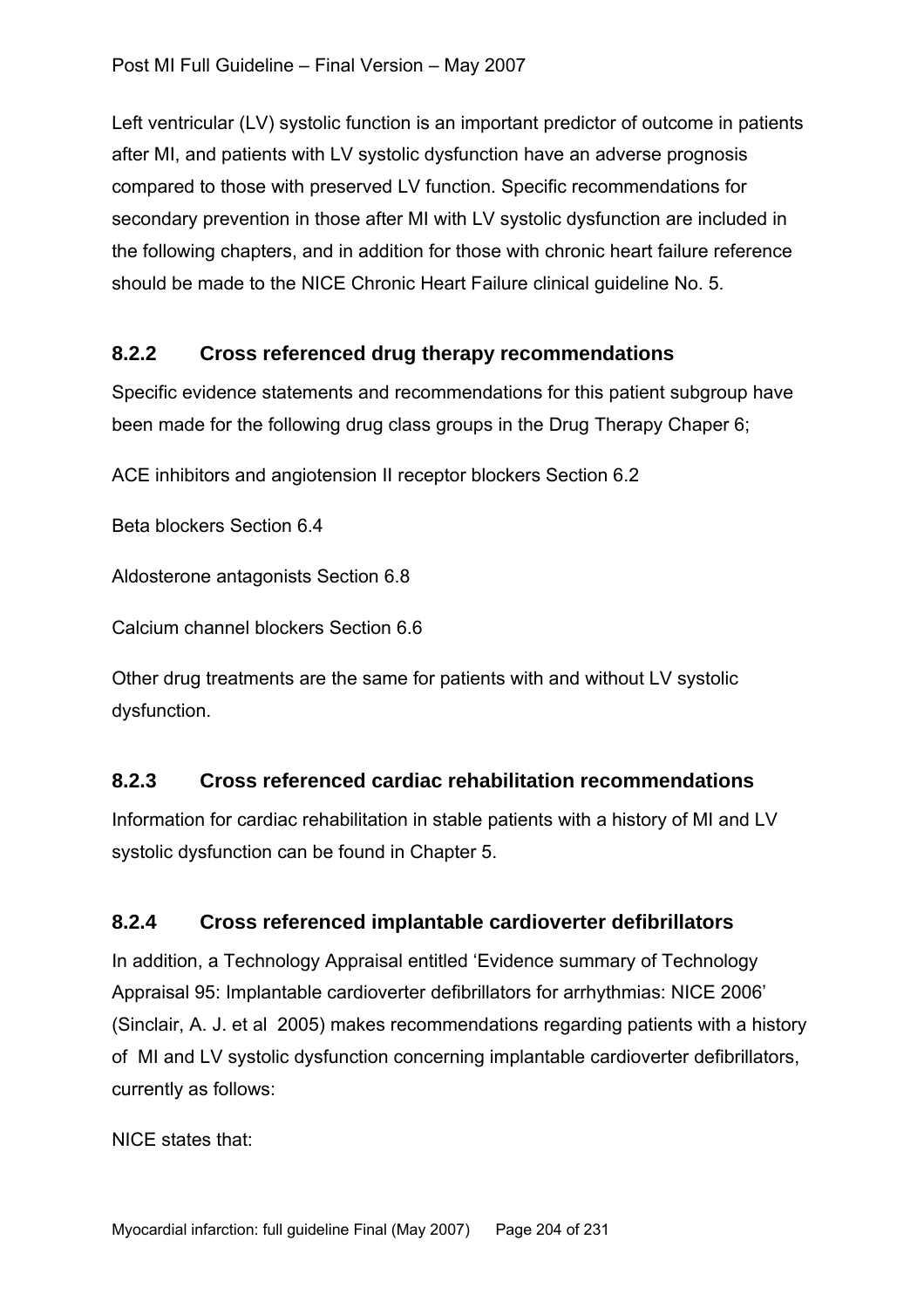Left ventricular (LV) systolic function is an important predictor of outcome in patients after MI, and patients with LV systolic dysfunction have an adverse prognosis compared to those with preserved LV function. Specific recommendations for secondary prevention in those after MI with LV systolic dysfunction are included in the following chapters, and in addition for those with chronic heart failure reference should be made to the NICE Chronic Heart Failure clinical guideline No. 5.

### 8.2.2 Cross referenced drug therapy recommendations

Specific evidence statements and recommendations for this patient subgroup have been made for the following drug class groups in the Drug Therapy Chaper 6;

ACE inhibitors and angiotension II receptor blockers Section 6.2

Beta blockers Section 6.4

Aldosterone antagonists Section 6.8

Calcium channel blockers Section 6.6

Other drug treatments are the same for patients with and without LV systolic dysfunction.

### 8.2.3 Cross referenced cardiac rehabilitation recommendations

Information for cardiac rehabilitation in stable patients with a history of MI and LV systolic dysfunction can be found in Chapter 5.

### 8.2.4 Cross referenced implantable cardioverter defibrillators

In addition, a Technology Appraisal entitled 'Evidence summary of Technology Appraisal 95: Implantable cardioverter defibrillators for arrhythmias: NICE 2006' (Sinclair, A. J. et al 2005) makes recommendations regarding patients with a history of MI and LV systolic dysfunction concerning implantable cardioverter defibrillators, currently as follows:

NICE states that: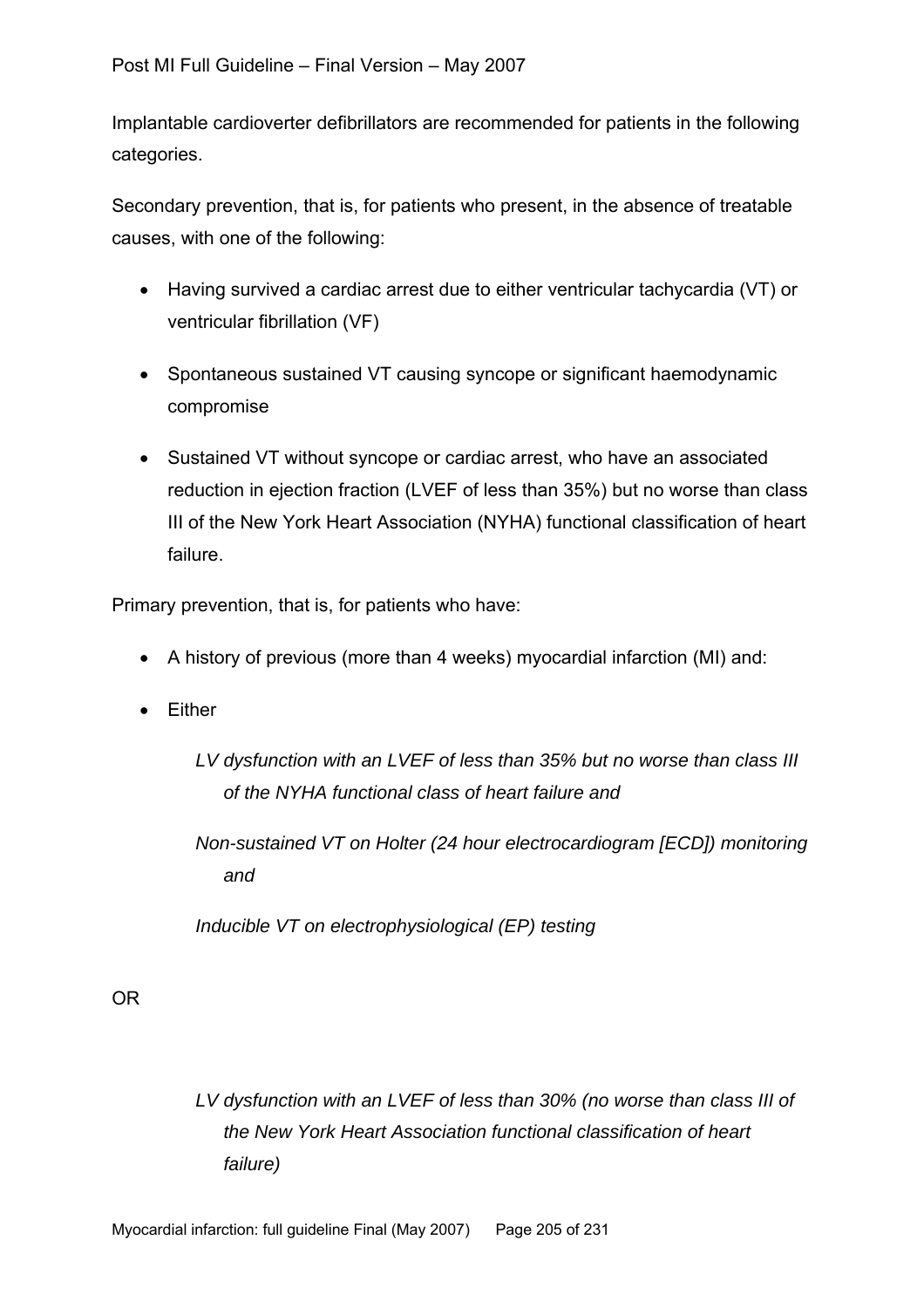Implantable cardioverter defibrillators are recommended for patients in the following categories.

Secondary prevention, that is, for patients who present, in the absence of treatable causes, with one of the following:

- Having survived a cardiac arrest due to either ventricular tachycardia (VT) or ventricular fibrillation (VF)
- Spontaneous sustained VT causing syncope or significant haemodynamic compromise
- Sustained VT without syncope or cardiac arrest, who have an associated reduction in ejection fraction (LVEF of less than 35%) but no worse than class III of the New York Heart Association (NYHA) functional classification of heart failure.

Primary prevention, that is, for patients who have:

- A history of previous (more than 4 weeks) myocardial infarction (MI) and:
- Either

  *LV dysfunction with an LVEF of less than 35% but no worse than class III of the NYHA functional class of heart failure and*

  *Non-sustained VT on Holter (24 hour electrocardiogram [ECD]) monitoring and*

  *Inducible VT on electrophysiological (EP) testing*

OR

  *LV dysfunction with an LVEF of less than 30% (no worse than class III of the New York Heart Association functional classification of heart failure)*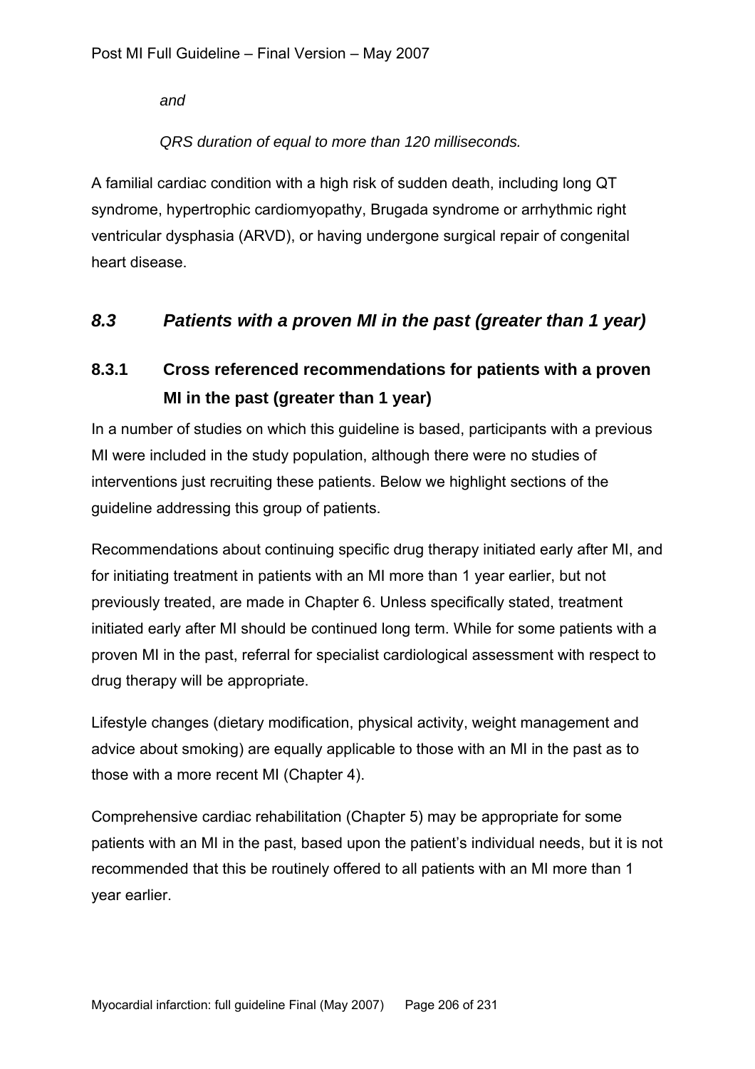*and*

*QRS duration of equal to more than 120 milliseconds.*

A familial cardiac condition with a high risk of sudden death, including long QT syndrome, hypertrophic cardiomyopathy, Brugada syndrome or arrhythmic right ventricular dysphasia (ARVD), or having undergone surgical repair of congenital heart disease.

## *8.3 Patients with a proven MI in the past (greater than 1 year)*

### 8.3.1 Cross referenced recommendations for patients with a proven MI in the past (greater than 1 year)

In a number of studies on which this guideline is based, participants with a previous MI were included in the study population, although there were no studies of interventions just recruiting these patients. Below we highlight sections of the guideline addressing this group of patients.

Recommendations about continuing specific drug therapy initiated early after MI, and for initiating treatment in patients with an MI more than 1 year earlier, but not previously treated, are made in Chapter 6. Unless specifically stated, treatment initiated early after MI should be continued long term. While for some patients with a proven MI in the past, referral for specialist cardiological assessment with respect to drug therapy will be appropriate.

Lifestyle changes (dietary modification, physical activity, weight management and advice about smoking) are equally applicable to those with an MI in the past as to those with a more recent MI (Chapter 4).

Comprehensive cardiac rehabilitation (Chapter 5) may be appropriate for some patients with an MI in the past, based upon the patient's individual needs, but it is not recommended that this be routinely offered to all patients with an MI more than 1 year earlier.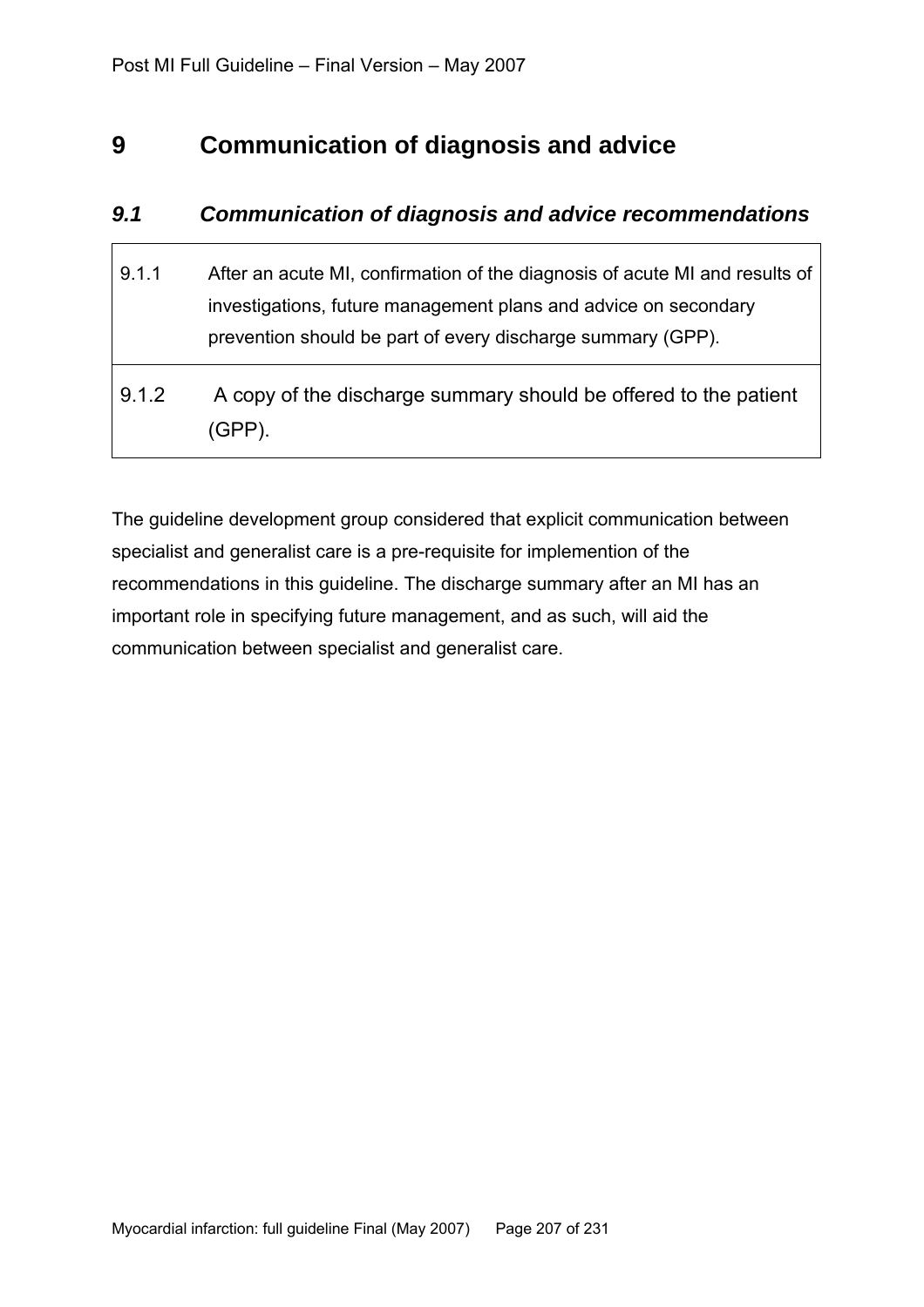# 9 Communication of diagnosis and advice

## *9.1 Communication of diagnosis and advice recommendations*

| | |
|---|---|
| 9.1.1 | After an acute MI, confirmation of the diagnosis of acute MI and results of investigations, future management plans and advice on secondary prevention should be part of every discharge summary (GPP). |
| 9.1.2 | A copy of the discharge summary should be offered to the patient (GPP). |

The guideline development group considered that explicit communication between specialist and generalist care is a pre-requisite for implemention of the recommendations in this guideline. The discharge summary after an MI has an important role in specifying future management, and as such, will aid the communication between specialist and generalist care.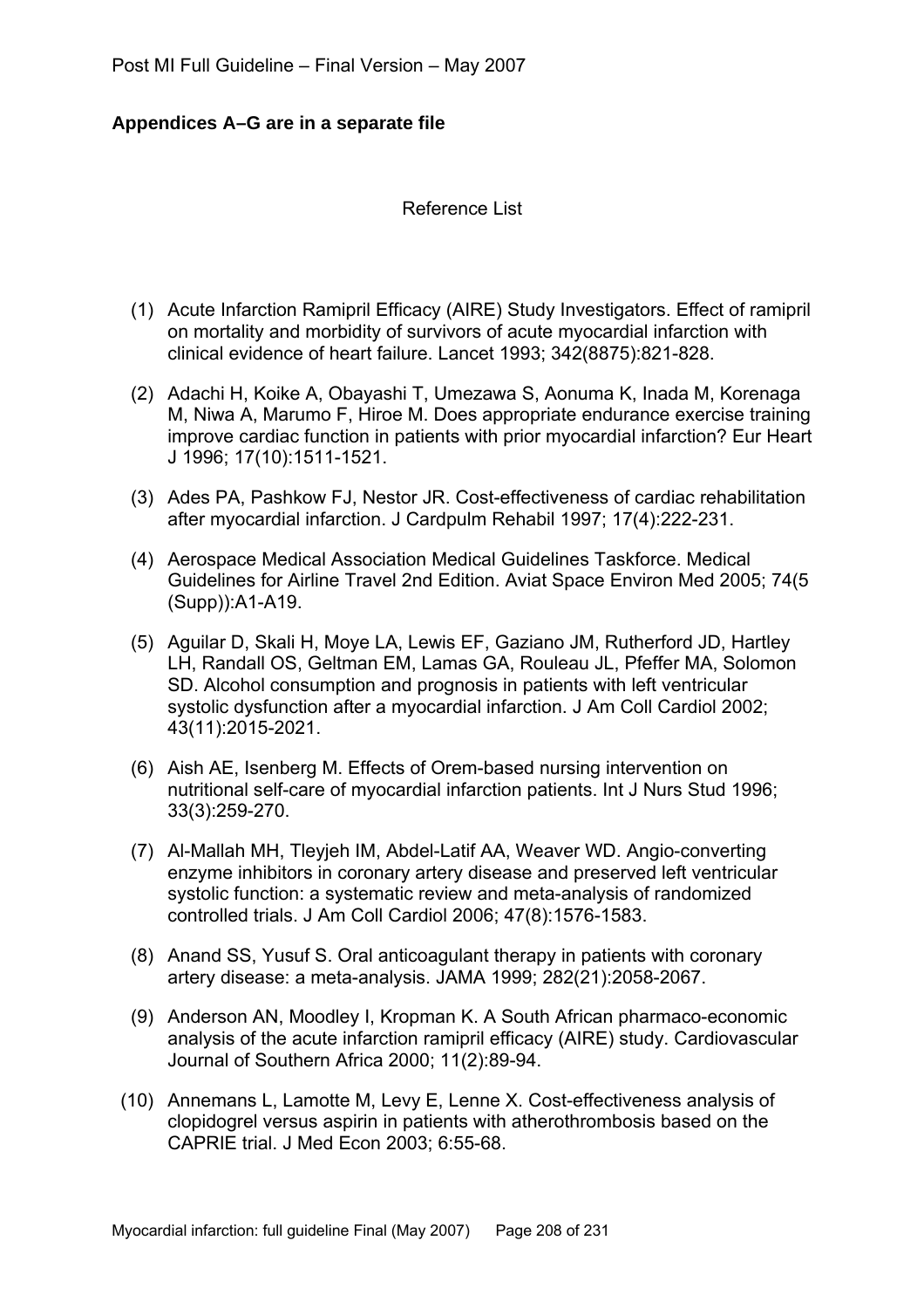**Appendices A–G are in a separate file**

Reference List

(1) Acute Infarction Ramipril Efficacy (AIRE) Study Investigators. Effect of ramipril on mortality and morbidity of survivors of acute myocardial infarction with clinical evidence of heart failure. Lancet 1993; 342(8875):821-828.

(2) Adachi H, Koike A, Obayashi T, Umezawa S, Aonuma K, Inada M, Korenaga M, Niwa A, Marumo F, Hiroe M. Does appropriate endurance exercise training improve cardiac function in patients with prior myocardial infarction? Eur Heart J 1996; 17(10):1511-1521.

(3) Ades PA, Pashkow FJ, Nestor JR. Cost-effectiveness of cardiac rehabilitation after myocardial infarction. J Cardpulm Rehabil 1997; 17(4):222-231.

(4) Aerospace Medical Association Medical Guidelines Taskforce. Medical Guidelines for Airline Travel 2nd Edition. Aviat Space Environ Med 2005; 74(5 (Supp)):A1-A19.

(5) Aguilar D, Skali H, Moye LA, Lewis EF, Gaziano JM, Rutherford JD, Hartley LH, Randall OS, Geltman EM, Lamas GA, Rouleau JL, Pfeffer MA, Solomon SD. Alcohol consumption and prognosis in patients with left ventricular systolic dysfunction after a myocardial infarction. J Am Coll Cardiol 2002; 43(11):2015-2021.

(6) Aish AE, Isenberg M. Effects of Orem-based nursing intervention on nutritional self-care of myocardial infarction patients. Int J Nurs Stud 1996; 33(3):259-270.

(7) Al-Mallah MH, Tleyjeh IM, Abdel-Latif AA, Weaver WD. Angio-converting enzyme inhibitors in coronary artery disease and preserved left ventricular systolic function: a systematic review and meta-analysis of randomized controlled trials. J Am Coll Cardiol 2006; 47(8):1576-1583.

(8) Anand SS, Yusuf S. Oral anticoagulant therapy in patients with coronary artery disease: a meta-analysis. JAMA 1999; 282(21):2058-2067.

(9) Anderson AN, Moodley I, Kropman K. A South African pharmaco-economic analysis of the acute infarction ramipril efficacy (AIRE) study. Cardiovascular Journal of Southern Africa 2000; 11(2):89-94.

(10) Annemans L, Lamotte M, Levy E, Lenne X. Cost-effectiveness analysis of clopidogrel versus aspirin in patients with atherothrombosis based on the CAPRIE trial. J Med Econ 2003; 6:55-68.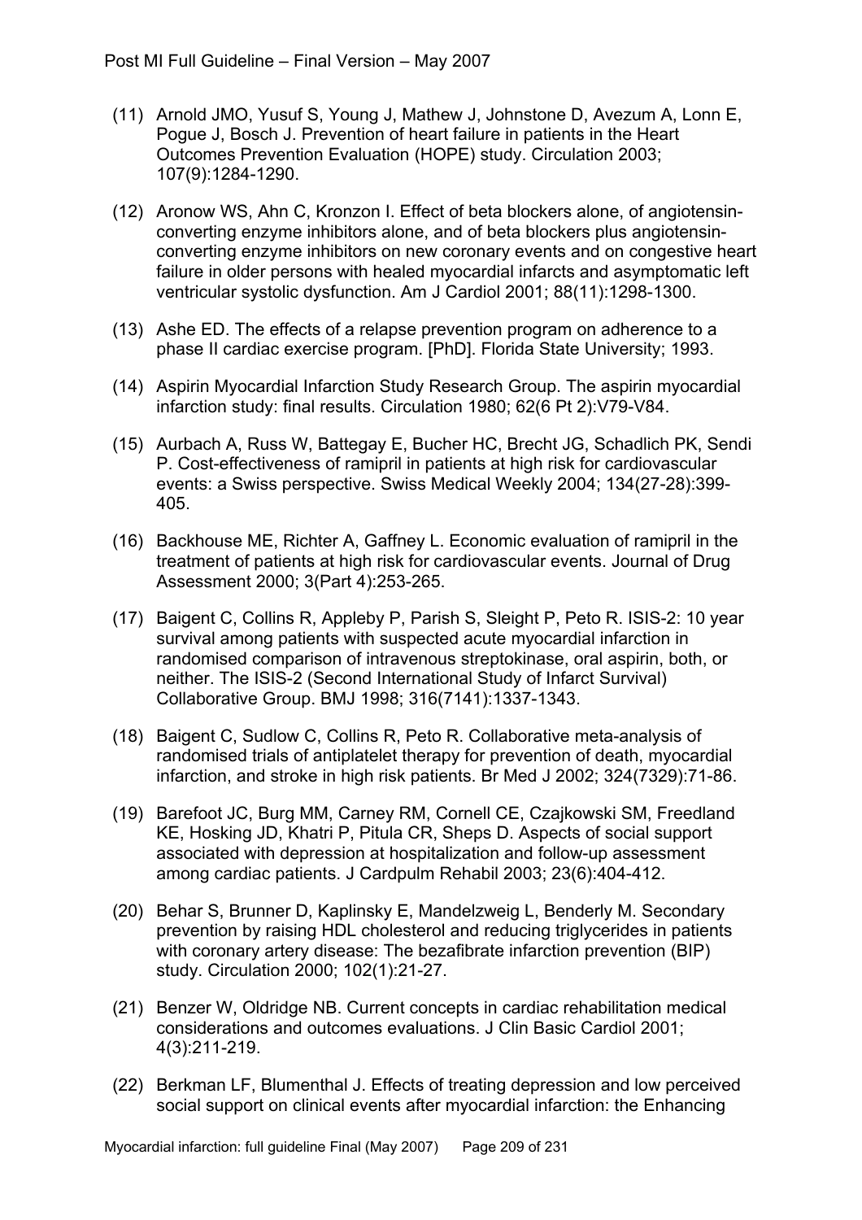(11) Arnold JMO, Yusuf S, Young J, Mathew J, Johnstone D, Avezum A, Lonn E, Pogue J, Bosch J. Prevention of heart failure in patients in the Heart Outcomes Prevention Evaluation (HOPE) study. Circulation 2003; 107(9):1284-1290.

(12) Aronow WS, Ahn C, Kronzon I. Effect of beta blockers alone, of angiotensin-converting enzyme inhibitors alone, and of beta blockers plus angiotensin-converting enzyme inhibitors on new coronary events and on congestive heart failure in older persons with healed myocardial infarcts and asymptomatic left ventricular systolic dysfunction. Am J Cardiol 2001; 88(11):1298-1300.

(13) Ashe ED. The effects of a relapse prevention program on adherence to a phase II cardiac exercise program. [PhD]. Florida State University; 1993.

(14) Aspirin Myocardial Infarction Study Research Group. The aspirin myocardial infarction study: final results. Circulation 1980; 62(6 Pt 2):V79-V84.

(15) Aurbach A, Russ W, Battegay E, Bucher HC, Brecht JG, Schadlich PK, Sendi P. Cost-effectiveness of ramipril in patients at high risk for cardiovascular events: a Swiss perspective. Swiss Medical Weekly 2004; 134(27-28):399-405.

(16) Backhouse ME, Richter A, Gaffney L. Economic evaluation of ramipril in the treatment of patients at high risk for cardiovascular events. Journal of Drug Assessment 2000; 3(Part 4):253-265.

(17) Baigent C, Collins R, Appleby P, Parish S, Sleight P, Peto R. ISIS-2: 10 year survival among patients with suspected acute myocardial infarction in randomised comparison of intravenous streptokinase, oral aspirin, both, or neither. The ISIS-2 (Second International Study of Infarct Survival) Collaborative Group. BMJ 1998; 316(7141):1337-1343.

(18) Baigent C, Sudlow C, Collins R, Peto R. Collaborative meta-analysis of randomised trials of antiplatelet therapy for prevention of death, myocardial infarction, and stroke in high risk patients. Br Med J 2002; 324(7329):71-86.

(19) Barefoot JC, Burg MM, Carney RM, Cornell CE, Czajkowski SM, Freedland KE, Hosking JD, Khatri P, Pitula CR, Sheps D. Aspects of social support associated with depression at hospitalization and follow-up assessment among cardiac patients. J Cardpulm Rehabil 2003; 23(6):404-412.

(20) Behar S, Brunner D, Kaplinsky E, Mandelzweig L, Benderly M. Secondary prevention by raising HDL cholesterol and reducing triglycerides in patients with coronary artery disease: The bezafibrate infarction prevention (BIP) study. Circulation 2000; 102(1):21-27.

(21) Benzer W, Oldridge NB. Current concepts in cardiac rehabilitation medical considerations and outcomes evaluations. J Clin Basic Cardiol 2001; 4(3):211-219.

(22) Berkman LF, Blumenthal J. Effects of treating depression and low perceived social support on clinical events after myocardial infarction: the Enhancing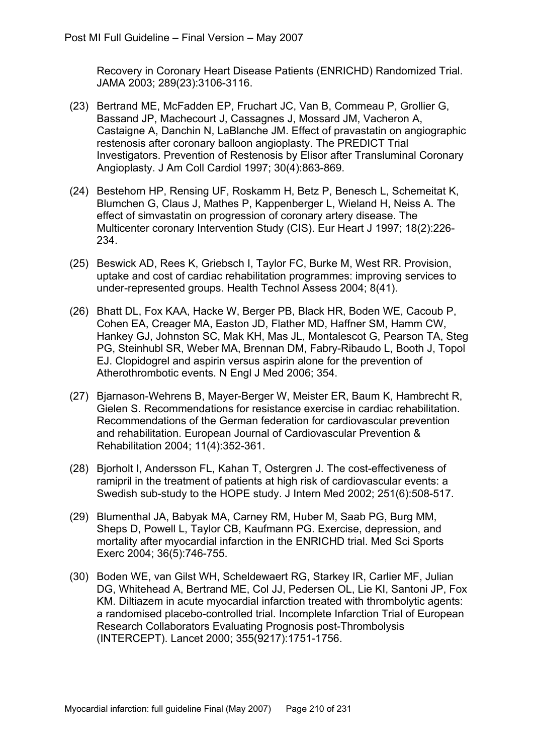Recovery in Coronary Heart Disease Patients (ENRICHD) Randomized Trial. JAMA 2003; 289(23):3106-3116.

(23) Bertrand ME, McFadden EP, Fruchart JC, Van B, Commeau P, Grollier G, Bassand JP, Machecourt J, Cassagnes J, Mossard JM, Vacheron A, Castaigne A, Danchin N, LaBlanche JM. Effect of pravastatin on angiographic restenosis after coronary balloon angioplasty. The PREDICT Trial Investigators. Prevention of Restenosis by Elisor after Transluminal Coronary Angioplasty. J Am Coll Cardiol 1997; 30(4):863-869.

(24) Bestehorn HP, Rensing UF, Roskamm H, Betz P, Benesch L, Schemeitat K, Blumchen G, Claus J, Mathes P, Kappenberger L, Wieland H, Neiss A. The effect of simvastatin on progression of coronary artery disease. The Multicenter coronary Intervention Study (CIS). Eur Heart J 1997; 18(2):226-234.

(25) Beswick AD, Rees K, Griebsch I, Taylor FC, Burke M, West RR. Provision, uptake and cost of cardiac rehabilitation programmes: improving services to under-represented groups. Health Technol Assess 2004; 8(41).

(26) Bhatt DL, Fox KAA, Hacke W, Berger PB, Black HR, Boden WE, Cacoub P, Cohen EA, Creager MA, Easton JD, Flather MD, Haffner SM, Hamm CW, Hankey GJ, Johnston SC, Mak KH, Mas JL, Montalescot G, Pearson TA, Steg PG, Steinhubl SR, Weber MA, Brennan DM, Fabry-Ribaudo L, Booth J, Topol EJ. Clopidogrel and aspirin versus aspirin alone for the prevention of Atherothrombotic events. N Engl J Med 2006; 354.

(27) Bjarnason-Wehrens B, Mayer-Berger W, Meister ER, Baum K, Hambrecht R, Gielen S. Recommendations for resistance exercise in cardiac rehabilitation. Recommendations of the German federation for cardiovascular prevention and rehabilitation. European Journal of Cardiovascular Prevention & Rehabilitation 2004; 11(4):352-361.

(28) Bjorholt I, Andersson FL, Kahan T, Ostergren J. The cost-effectiveness of ramipril in the treatment of patients at high risk of cardiovascular events: a Swedish sub-study to the HOPE study. J Intern Med 2002; 251(6):508-517.

(29) Blumenthal JA, Babyak MA, Carney RM, Huber M, Saab PG, Burg MM, Sheps D, Powell L, Taylor CB, Kaufmann PG. Exercise, depression, and mortality after myocardial infarction in the ENRICHD trial. Med Sci Sports Exerc 2004; 36(5):746-755.

(30) Boden WE, van Gilst WH, Scheldewaert RG, Starkey IR, Carlier MF, Julian DG, Whitehead A, Bertrand ME, Col JJ, Pedersen OL, Lie KI, Santoni JP, Fox KM. Diltiazem in acute myocardial infarction treated with thrombolytic agents: a randomised placebo-controlled trial. Incomplete Infarction Trial of European Research Collaborators Evaluating Prognosis post-Thrombolysis (INTERCEPT). Lancet 2000; 355(9217):1751-1756.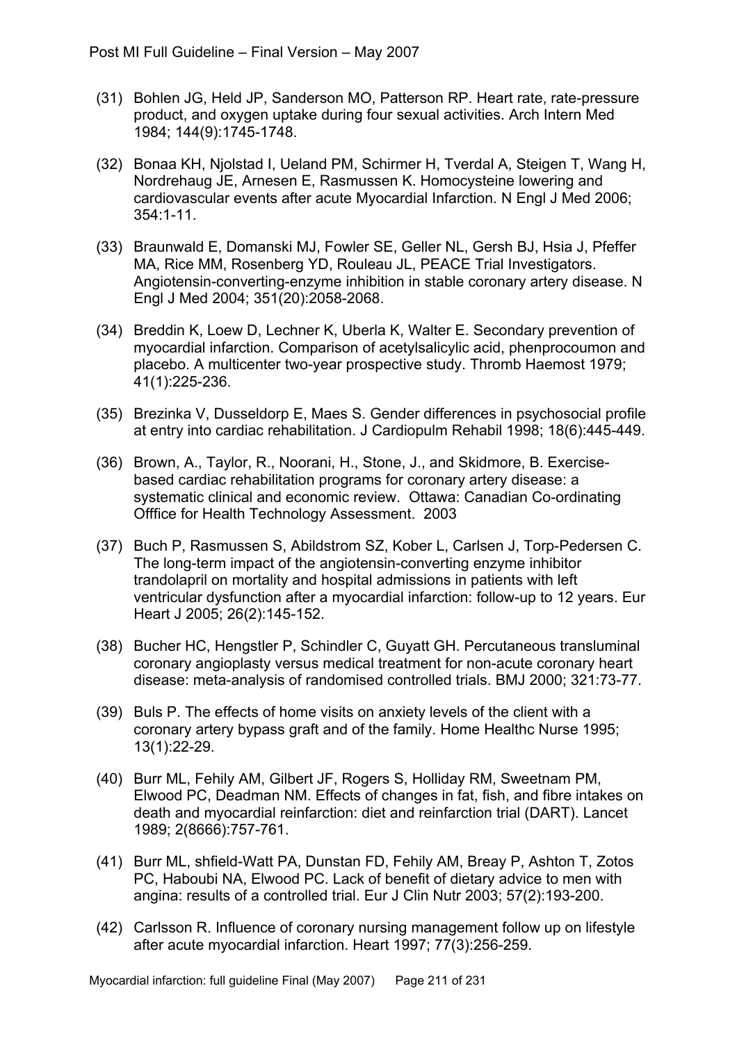(31) Bohlen JG, Held JP, Sanderson MO, Patterson RP. Heart rate, rate-pressure product, and oxygen uptake during four sexual activities. Arch Intern Med 1984; 144(9):1745-1748.

(32) Bonaa KH, Njolstad I, Ueland PM, Schirmer H, Tverdal A, Steigen T, Wang H, Nordrehaug JE, Arnesen E, Rasmussen K. Homocysteine lowering and cardiovascular events after acute Myocardial Infarction. N Engl J Med 2006; 354:1-11.

(33) Braunwald E, Domanski MJ, Fowler SE, Geller NL, Gersh BJ, Hsia J, Pfeffer MA, Rice MM, Rosenberg YD, Rouleau JL, PEACE Trial Investigators. Angiotensin-converting-enzyme inhibition in stable coronary artery disease. N Engl J Med 2004; 351(20):2058-2068.

(34) Breddin K, Loew D, Lechner K, Uberla K, Walter E. Secondary prevention of myocardial infarction. Comparison of acetylsalicylic acid, phenprocoumon and placebo. A multicenter two-year prospective study. Thromb Haemost 1979; 41(1):225-236.

(35) Brezinka V, Dusseldorp E, Maes S. Gender differences in psychosocial profile at entry into cardiac rehabilitation. J Cardiopulm Rehabil 1998; 18(6):445-449.

(36) Brown, A., Taylor, R., Noorani, H., Stone, J., and Skidmore, B. Exercise-based cardiac rehabilitation programs for coronary artery disease: a systematic clinical and economic review. Ottawa: Canadian Co-ordinating Offfice for Health Technology Assessment. 2003

(37) Buch P, Rasmussen S, Abildstrom SZ, Kober L, Carlsen J, Torp-Pedersen C. The long-term impact of the angiotensin-converting enzyme inhibitor trandolapril on mortality and hospital admissions in patients with left ventricular dysfunction after a myocardial infarction: follow-up to 12 years. Eur Heart J 2005; 26(2):145-152.

(38) Bucher HC, Hengstler P, Schindler C, Guyatt GH. Percutaneous transluminal coronary angioplasty versus medical treatment for non-acute coronary heart disease: meta-analysis of randomised controlled trials. BMJ 2000; 321:73-77.

(39) Buls P. The effects of home visits on anxiety levels of the client with a coronary artery bypass graft and of the family. Home Healthc Nurse 1995; 13(1):22-29.

(40) Burr ML, Fehily AM, Gilbert JF, Rogers S, Holliday RM, Sweetnam PM, Elwood PC, Deadman NM. Effects of changes in fat, fish, and fibre intakes on death and myocardial reinfarction: diet and reinfarction trial (DART). Lancet 1989; 2(8666):757-761.

(41) Burr ML, shfield-Watt PA, Dunstan FD, Fehily AM, Breay P, Ashton T, Zotos PC, Haboubi NA, Elwood PC. Lack of benefit of dietary advice to men with angina: results of a controlled trial. Eur J Clin Nutr 2003; 57(2):193-200.

(42) Carlsson R. Influence of coronary nursing management follow up on lifestyle after acute myocardial infarction. Heart 1997; 77(3):256-259.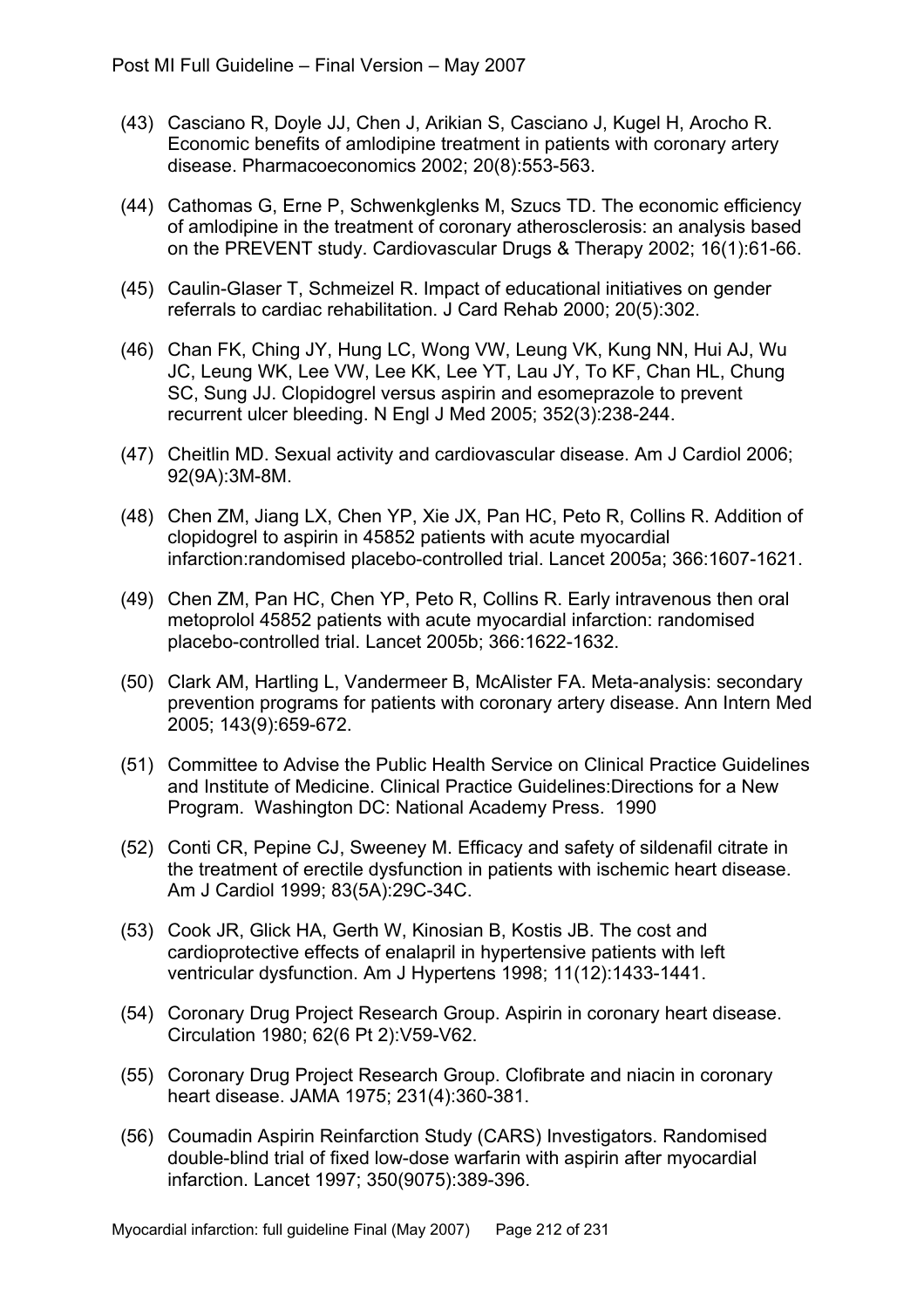(43) Casciano R, Doyle JJ, Chen J, Arikian S, Casciano J, Kugel H, Arocho R. Economic benefits of amlodipine treatment in patients with coronary artery disease. Pharmacoeconomics 2002; 20(8):553-563.

(44) Cathomas G, Erne P, Schwenkglenks M, Szucs TD. The economic efficiency of amlodipine in the treatment of coronary atherosclerosis: an analysis based on the PREVENT study. Cardiovascular Drugs & Therapy 2002; 16(1):61-66.

(45) Caulin-Glaser T, Schmeizel R. Impact of educational initiatives on gender referrals to cardiac rehabilitation. J Card Rehab 2000; 20(5):302.

(46) Chan FK, Ching JY, Hung LC, Wong VW, Leung VK, Kung NN, Hui AJ, Wu JC, Leung WK, Lee VW, Lee KK, Lee YT, Lau JY, To KF, Chan HL, Chung SC, Sung JJ. Clopidogrel versus aspirin and esomeprazole to prevent recurrent ulcer bleeding. N Engl J Med 2005; 352(3):238-244.

(47) Cheitlin MD. Sexual activity and cardiovascular disease. Am J Cardiol 2006; 92(9A):3M-8M.

(48) Chen ZM, Jiang LX, Chen YP, Xie JX, Pan HC, Peto R, Collins R. Addition of clopidogrel to aspirin in 45852 patients with acute myocardial infarction:randomised placebo-controlled trial. Lancet 2005a; 366:1607-1621.

(49) Chen ZM, Pan HC, Chen YP, Peto R, Collins R. Early intravenous then oral metoprolol 45852 patients with acute myocardial infarction: randomised placebo-controlled trial. Lancet 2005b; 366:1622-1632.

(50) Clark AM, Hartling L, Vandermeer B, McAlister FA. Meta-analysis: secondary prevention programs for patients with coronary artery disease. Ann Intern Med 2005; 143(9):659-672.

(51) Committee to Advise the Public Health Service on Clinical Practice Guidelines and Institute of Medicine. Clinical Practice Guidelines:Directions for a New Program. Washington DC: National Academy Press. 1990

(52) Conti CR, Pepine CJ, Sweeney M. Efficacy and safety of sildenafil citrate in the treatment of erectile dysfunction in patients with ischemic heart disease. Am J Cardiol 1999; 83(5A):29C-34C.

(53) Cook JR, Glick HA, Gerth W, Kinosian B, Kostis JB. The cost and cardioprotective effects of enalapril in hypertensive patients with left ventricular dysfunction. Am J Hypertens 1998; 11(12):1433-1441.

(54) Coronary Drug Project Research Group. Aspirin in coronary heart disease. Circulation 1980; 62(6 Pt 2):V59-V62.

(55) Coronary Drug Project Research Group. Clofibrate and niacin in coronary heart disease. JAMA 1975; 231(4):360-381.

(56) Coumadin Aspirin Reinfarction Study (CARS) Investigators. Randomised double-blind trial of fixed low-dose warfarin with aspirin after myocardial infarction. Lancet 1997; 350(9075):389-396.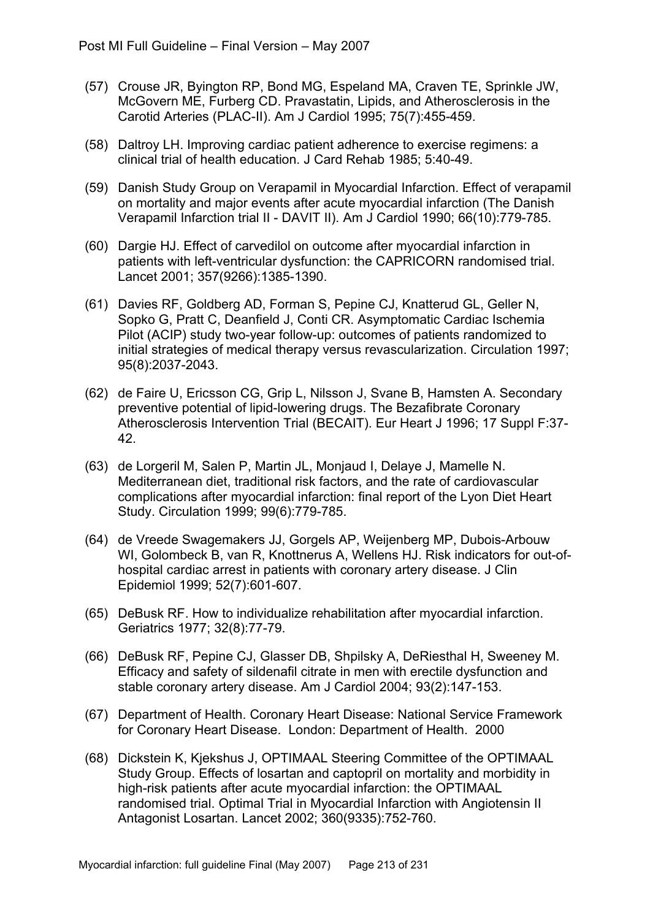(57) Crouse JR, Byington RP, Bond MG, Espeland MA, Craven TE, Sprinkle JW, McGovern ME, Furberg CD. Pravastatin, Lipids, and Atherosclerosis in the Carotid Arteries (PLAC-II). Am J Cardiol 1995; 75(7):455-459.

(58) Daltroy LH. Improving cardiac patient adherence to exercise regimens: a clinical trial of health education. J Card Rehab 1985; 5:40-49.

(59) Danish Study Group on Verapamil in Myocardial Infarction. Effect of verapamil on mortality and major events after acute myocardial infarction (The Danish Verapamil Infarction trial II - DAVIT II). Am J Cardiol 1990; 66(10):779-785.

(60) Dargie HJ. Effect of carvedilol on outcome after myocardial infarction in patients with left-ventricular dysfunction: the CAPRICORN randomised trial. Lancet 2001; 357(9266):1385-1390.

(61) Davies RF, Goldberg AD, Forman S, Pepine CJ, Knatterud GL, Geller N, Sopko G, Pratt C, Deanfield J, Conti CR. Asymptomatic Cardiac Ischemia Pilot (ACIP) study two-year follow-up: outcomes of patients randomized to initial strategies of medical therapy versus revascularization. Circulation 1997; 95(8):2037-2043.

(62) de Faire U, Ericsson CG, Grip L, Nilsson J, Svane B, Hamsten A. Secondary preventive potential of lipid-lowering drugs. The Bezafibrate Coronary Atherosclerosis Intervention Trial (BECAIT). Eur Heart J 1996; 17 Suppl F:37-42.

(63) de Lorgeril M, Salen P, Martin JL, Monjaud I, Delaye J, Mamelle N. Mediterranean diet, traditional risk factors, and the rate of cardiovascular complications after myocardial infarction: final report of the Lyon Diet Heart Study. Circulation 1999; 99(6):779-785.

(64) de Vreede Swagemakers JJ, Gorgels AP, Weijenberg MP, Dubois-Arbouw WI, Golombeck B, van R, Knottnerus A, Wellens HJ. Risk indicators for out-of-hospital cardiac arrest in patients with coronary artery disease. J Clin Epidemiol 1999; 52(7):601-607.

(65) DeBusk RF. How to individualize rehabilitation after myocardial infarction. Geriatrics 1977; 32(8):77-79.

(66) DeBusk RF, Pepine CJ, Glasser DB, Shpilsky A, DeRiesthal H, Sweeney M. Efficacy and safety of sildenafil citrate in men with erectile dysfunction and stable coronary artery disease. Am J Cardiol 2004; 93(2):147-153.

(67) Department of Health. Coronary Heart Disease: National Service Framework for Coronary Heart Disease. London: Department of Health. 2000

(68) Dickstein K, Kjekshus J, OPTIMAAL Steering Committee of the OPTIMAAL Study Group. Effects of losartan and captopril on mortality and morbidity in high-risk patients after acute myocardial infarction: the OPTIMAAL randomised trial. Optimal Trial in Myocardial Infarction with Angiotensin II Antagonist Losartan. Lancet 2002; 360(9335):752-760.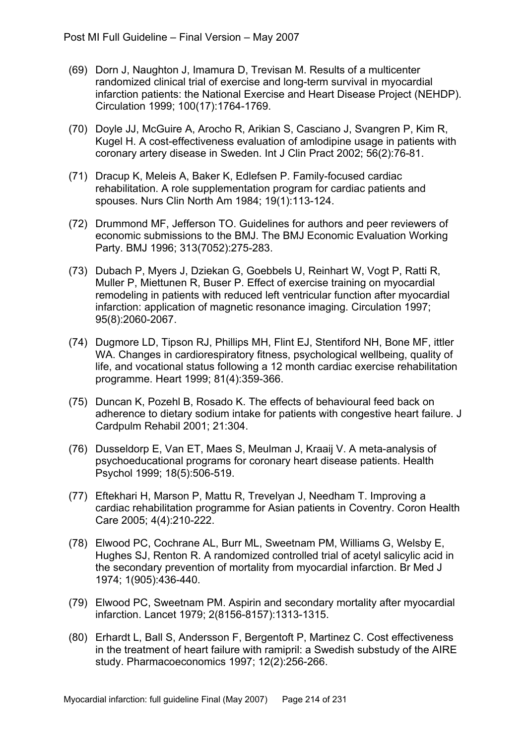(69) Dorn J, Naughton J, Imamura D, Trevisan M. Results of a multicenter randomized clinical trial of exercise and long-term survival in myocardial infarction patients: the National Exercise and Heart Disease Project (NEHDP). Circulation 1999; 100(17):1764-1769.

(70) Doyle JJ, McGuire A, Arocho R, Arikian S, Casciano J, Svangren P, Kim R, Kugel H. A cost-effectiveness evaluation of amlodipine usage in patients with coronary artery disease in Sweden. Int J Clin Pract 2002; 56(2):76-81.

(71) Dracup K, Meleis A, Baker K, Edlefsen P. Family-focused cardiac rehabilitation. A role supplementation program for cardiac patients and spouses. Nurs Clin North Am 1984; 19(1):113-124.

(72) Drummond MF, Jefferson TO. Guidelines for authors and peer reviewers of economic submissions to the BMJ. The BMJ Economic Evaluation Working Party. BMJ 1996; 313(7052):275-283.

(73) Dubach P, Myers J, Dziekan G, Goebbels U, Reinhart W, Vogt P, Ratti R, Muller P, Miettunen R, Buser P. Effect of exercise training on myocardial remodeling in patients with reduced left ventricular function after myocardial infarction: application of magnetic resonance imaging. Circulation 1997; 95(8):2060-2067.

(74) Dugmore LD, Tipson RJ, Phillips MH, Flint EJ, Stentiford NH, Bone MF, ittler WA. Changes in cardiorespiratory fitness, psychological wellbeing, quality of life, and vocational status following a 12 month cardiac exercise rehabilitation programme. Heart 1999; 81(4):359-366.

(75) Duncan K, Pozehl B, Rosado K. The effects of behavioural feed back on adherence to dietary sodium intake for patients with congestive heart failure. J Cardpulm Rehabil 2001; 21:304.

(76) Dusseldorp E, Van ET, Maes S, Meulman J, Kraaij V. A meta-analysis of psychoeducational programs for coronary heart disease patients. Health Psychol 1999; 18(5):506-519.

(77) Eftekhari H, Marson P, Mattu R, Trevelyan J, Needham T. Improving a cardiac rehabilitation programme for Asian patients in Coventry. Coron Health Care 2005; 4(4):210-222.

(78) Elwood PC, Cochrane AL, Burr ML, Sweetnam PM, Williams G, Welsby E, Hughes SJ, Renton R. A randomized controlled trial of acetyl salicylic acid in the secondary prevention of mortality from myocardial infarction. Br Med J 1974; 1(905):436-440.

(79) Elwood PC, Sweetnam PM. Aspirin and secondary mortality after myocardial infarction. Lancet 1979; 2(8156-8157):1313-1315.

(80) Erhardt L, Ball S, Andersson F, Bergentoft P, Martinez C. Cost effectiveness in the treatment of heart failure with ramipril: a Swedish substudy of the AIRE study. Pharmacoeconomics 1997; 12(2):256-266.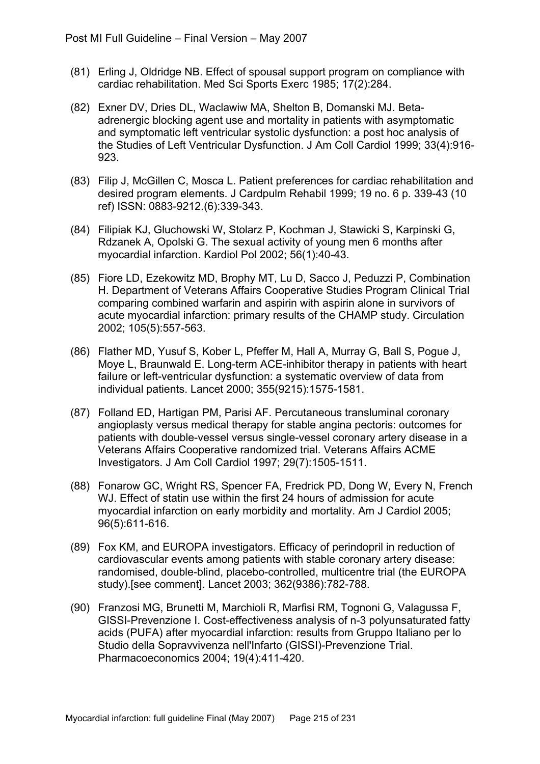(81) Erling J, Oldridge NB. Effect of spousal support program on compliance with cardiac rehabilitation. Med Sci Sports Exerc 1985; 17(2):284.

(82) Exner DV, Dries DL, Waclawiw MA, Shelton B, Domanski MJ. Beta-adrenergic blocking agent use and mortality in patients with asymptomatic and symptomatic left ventricular systolic dysfunction: a post hoc analysis of the Studies of Left Ventricular Dysfunction. J Am Coll Cardiol 1999; 33(4):916-923.

(83) Filip J, McGillen C, Mosca L. Patient preferences for cardiac rehabilitation and desired program elements. J Cardpulm Rehabil 1999; 19 no. 6 p. 339-43 (10 ref) ISSN: 0883-9212.(6):339-343.

(84) Filipiak KJ, Gluchowski W, Stolarz P, Kochman J, Stawicki S, Karpinski G, Rdzanek A, Opolski G. The sexual activity of young men 6 months after myocardial infarction. Kardiol Pol 2002; 56(1):40-43.

(85) Fiore LD, Ezekowitz MD, Brophy MT, Lu D, Sacco J, Peduzzi P, Combination H. Department of Veterans Affairs Cooperative Studies Program Clinical Trial comparing combined warfarin and aspirin with aspirin alone in survivors of acute myocardial infarction: primary results of the CHAMP study. Circulation 2002; 105(5):557-563.

(86) Flather MD, Yusuf S, Kober L, Pfeffer M, Hall A, Murray G, Ball S, Pogue J, Moye L, Braunwald E. Long-term ACE-inhibitor therapy in patients with heart failure or left-ventricular dysfunction: a systematic overview of data from individual patients. Lancet 2000; 355(9215):1575-1581.

(87) Folland ED, Hartigan PM, Parisi AF. Percutaneous transluminal coronary angioplasty versus medical therapy for stable angina pectoris: outcomes for patients with double-vessel versus single-vessel coronary artery disease in a Veterans Affairs Cooperative randomized trial. Veterans Affairs ACME Investigators. J Am Coll Cardiol 1997; 29(7):1505-1511.

(88) Fonarow GC, Wright RS, Spencer FA, Fredrick PD, Dong W, Every N, French WJ. Effect of statin use within the first 24 hours of admission for acute myocardial infarction on early morbidity and mortality. Am J Cardiol 2005; 96(5):611-616.

(89) Fox KM, and EUROPA investigators. Efficacy of perindopril in reduction of cardiovascular events among patients with stable coronary artery disease: randomised, double-blind, placebo-controlled, multicentre trial (the EUROPA study).[see comment]. Lancet 2003; 362(9386):782-788.

(90) Franzosi MG, Brunetti M, Marchioli R, Marfisi RM, Tognoni G, Valagussa F, GISSI-Prevenzione I. Cost-effectiveness analysis of n-3 polyunsaturated fatty acids (PUFA) after myocardial infarction: results from Gruppo Italiano per lo Studio della Sopravvivenza nell'Infarto (GISSI)-Prevenzione Trial. Pharmacoeconomics 2004; 19(4):411-420.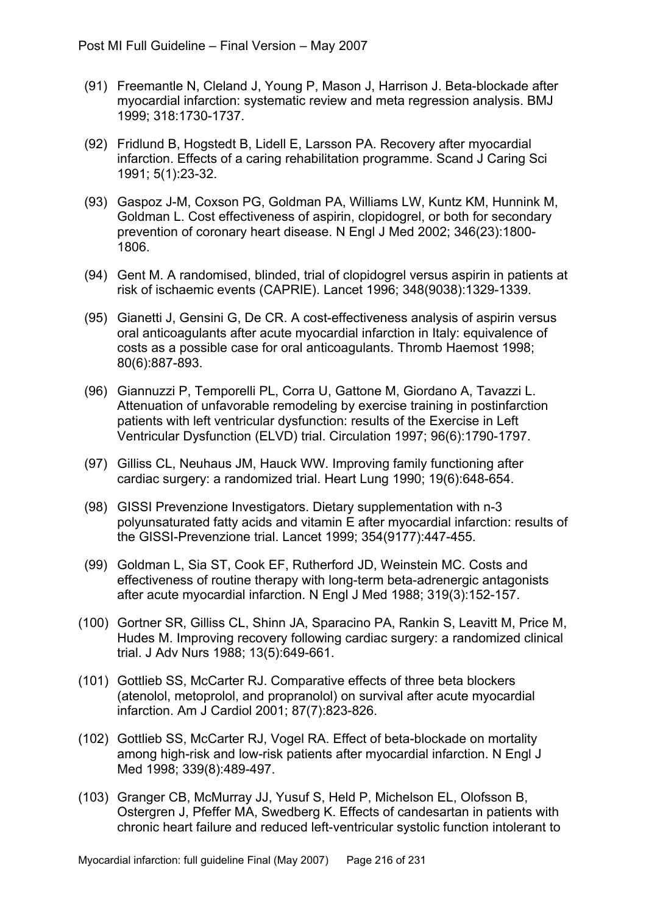(91) Freemantle N, Cleland J, Young P, Mason J, Harrison J. Beta-blockade after myocardial infarction: systematic review and meta regression analysis. BMJ 1999; 318:1730-1737.

(92) Fridlund B, Hogstedt B, Lidell E, Larsson PA. Recovery after myocardial infarction. Effects of a caring rehabilitation programme. Scand J Caring Sci 1991; 5(1):23-32.

(93) Gaspoz J-M, Coxson PG, Goldman PA, Williams LW, Kuntz KM, Hunnink M, Goldman L. Cost effectiveness of aspirin, clopidogrel, or both for secondary prevention of coronary heart disease. N Engl J Med 2002; 346(23):1800-1806.

(94) Gent M. A randomised, blinded, trial of clopidogrel versus aspirin in patients at risk of ischaemic events (CAPRIE). Lancet 1996; 348(9038):1329-1339.

(95) Gianetti J, Gensini G, De CR. A cost-effectiveness analysis of aspirin versus oral anticoagulants after acute myocardial infarction in Italy: equivalence of costs as a possible case for oral anticoagulants. Thromb Haemost 1998; 80(6):887-893.

(96) Giannuzzi P, Temporelli PL, Corra U, Gattone M, Giordano A, Tavazzi L. Attenuation of unfavorable remodeling by exercise training in postinfarction patients with left ventricular dysfunction: results of the Exercise in Left Ventricular Dysfunction (ELVD) trial. Circulation 1997; 96(6):1790-1797.

(97) Gilliss CL, Neuhaus JM, Hauck WW. Improving family functioning after cardiac surgery: a randomized trial. Heart Lung 1990; 19(6):648-654.

(98) GISSI Prevenzione Investigators. Dietary supplementation with n-3 polyunsaturated fatty acids and vitamin E after myocardial infarction: results of the GISSI-Prevenzione trial. Lancet 1999; 354(9177):447-455.

(99) Goldman L, Sia ST, Cook EF, Rutherford JD, Weinstein MC. Costs and effectiveness of routine therapy with long-term beta-adrenergic antagonists after acute myocardial infarction. N Engl J Med 1988; 319(3):152-157.

(100) Gortner SR, Gilliss CL, Shinn JA, Sparacino PA, Rankin S, Leavitt M, Price M, Hudes M. Improving recovery following cardiac surgery: a randomized clinical trial. J Adv Nurs 1988; 13(5):649-661.

(101) Gottlieb SS, McCarter RJ. Comparative effects of three beta blockers (atenolol, metoprolol, and propranolol) on survival after acute myocardial infarction. Am J Cardiol 2001; 87(7):823-826.

(102) Gottlieb SS, McCarter RJ, Vogel RA. Effect of beta-blockade on mortality among high-risk and low-risk patients after myocardial infarction. N Engl J Med 1998; 339(8):489-497.

(103) Granger CB, McMurray JJ, Yusuf S, Held P, Michelson EL, Olofsson B, Ostergren J, Pfeffer MA, Swedberg K. Effects of candesartan in patients with chronic heart failure and reduced left-ventricular systolic function intolerant to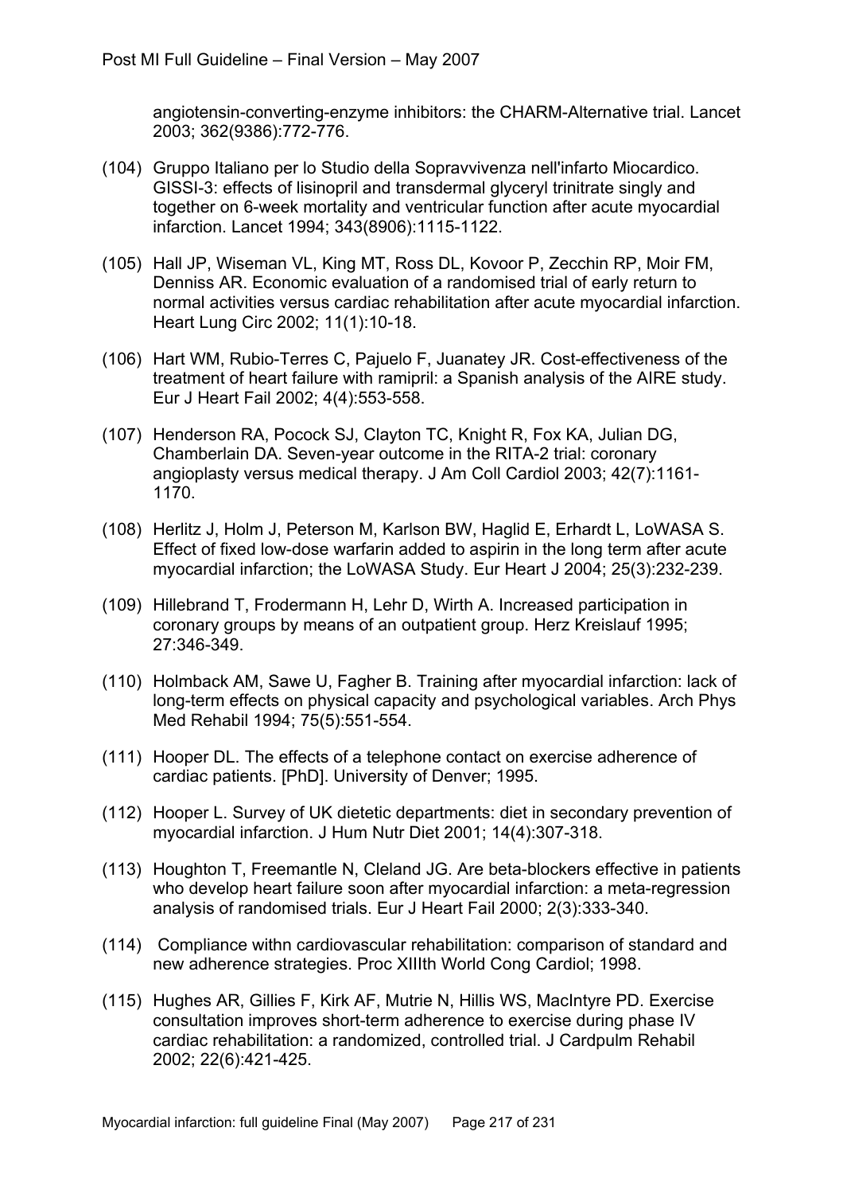angiotensin-converting-enzyme inhibitors: the CHARM-Alternative trial. Lancet 2003; 362(9386):772-776.

(104) Gruppo Italiano per lo Studio della Sopravvivenza nell'infarto Miocardico. GISSI-3: effects of lisinopril and transdermal glyceryl trinitrate singly and together on 6-week mortality and ventricular function after acute myocardial infarction. Lancet 1994; 343(8906):1115-1122.

(105) Hall JP, Wiseman VL, King MT, Ross DL, Kovoor P, Zecchin RP, Moir FM, Denniss AR. Economic evaluation of a randomised trial of early return to normal activities versus cardiac rehabilitation after acute myocardial infarction. Heart Lung Circ 2002; 11(1):10-18.

(106) Hart WM, Rubio-Terres C, Pajuelo F, Juanatey JR. Cost-effectiveness of the treatment of heart failure with ramipril: a Spanish analysis of the AIRE study. Eur J Heart Fail 2002; 4(4):553-558.

(107) Henderson RA, Pocock SJ, Clayton TC, Knight R, Fox KA, Julian DG, Chamberlain DA. Seven-year outcome in the RITA-2 trial: coronary angioplasty versus medical therapy. J Am Coll Cardiol 2003; 42(7):1161-1170.

(108) Herlitz J, Holm J, Peterson M, Karlson BW, Haglid E, Erhardt L, LoWASA S. Effect of fixed low-dose warfarin added to aspirin in the long term after acute myocardial infarction; the LoWASA Study. Eur Heart J 2004; 25(3):232-239.

(109) Hillebrand T, Frodermann H, Lehr D, Wirth A. Increased participation in coronary groups by means of an outpatient group. Herz Kreislauf 1995; 27:346-349.

(110) Holmback AM, Sawe U, Fagher B. Training after myocardial infarction: lack of long-term effects on physical capacity and psychological variables. Arch Phys Med Rehabil 1994; 75(5):551-554.

(111) Hooper DL. The effects of a telephone contact on exercise adherence of cardiac patients. [PhD]. University of Denver; 1995.

(112) Hooper L. Survey of UK dietetic departments: diet in secondary prevention of myocardial infarction. J Hum Nutr Diet 2001; 14(4):307-318.

(113) Houghton T, Freemantle N, Cleland JG. Are beta-blockers effective in patients who develop heart failure soon after myocardial infarction: a meta-regression analysis of randomised trials. Eur J Heart Fail 2000; 2(3):333-340.

(114) Compliance withn cardiovascular rehabilitation: comparison of standard and new adherence strategies. Proc XIIIth World Cong Cardiol; 1998.

(115) Hughes AR, Gillies F, Kirk AF, Mutrie N, Hillis WS, MacIntyre PD. Exercise consultation improves short-term adherence to exercise during phase IV cardiac rehabilitation: a randomized, controlled trial. J Cardpulm Rehabil 2002; 22(6):421-425.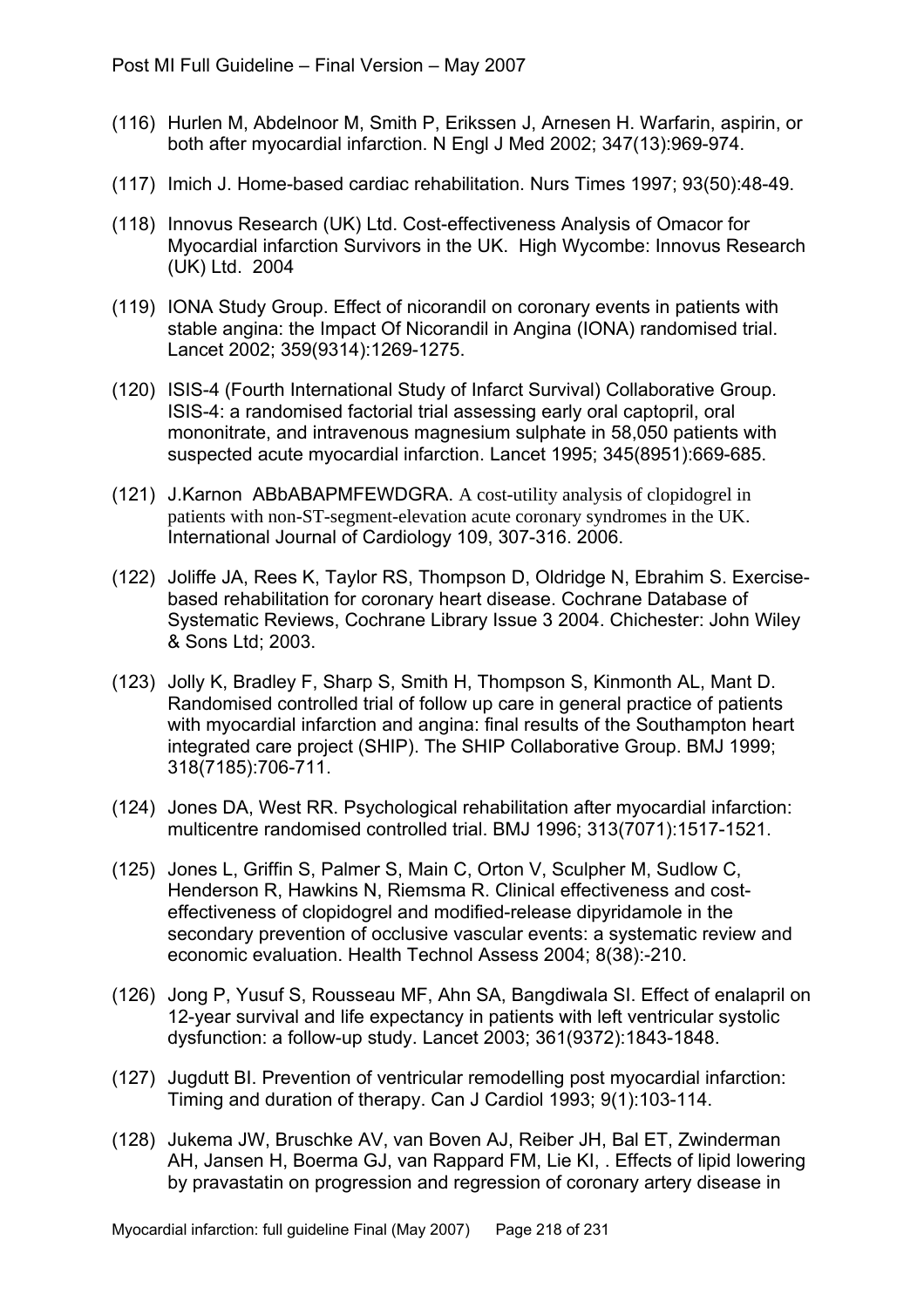(116) Hurlen M, Abdelnoor M, Smith P, Erikssen J, Arnesen H. Warfarin, aspirin, or both after myocardial infarction. N Engl J Med 2002; 347(13):969-974.

(117) Imich J. Home-based cardiac rehabilitation. Nurs Times 1997; 93(50):48-49.

(118) Innovus Research (UK) Ltd. Cost-effectiveness Analysis of Omacor for Myocardial infarction Survivors in the UK. High Wycombe: Innovus Research (UK) Ltd. 2004

(119) IONA Study Group. Effect of nicorandil on coronary events in patients with stable angina: the Impact Of Nicorandil in Angina (IONA) randomised trial. Lancet 2002; 359(9314):1269-1275.

(120) ISIS-4 (Fourth International Study of Infarct Survival) Collaborative Group. ISIS-4: a randomised factorial trial assessing early oral captopril, oral mononitrate, and intravenous magnesium sulphate in 58,050 patients with suspected acute myocardial infarction. Lancet 1995; 345(8951):669-685.

(121) J.Karnon ABbABAPMFEWDGRA. A cost-utility analysis of clopidogrel in patients with non-ST-segment-elevation acute coronary syndromes in the UK. International Journal of Cardiology 109, 307-316. 2006.

(122) Joliffe JA, Rees K, Taylor RS, Thompson D, Oldridge N, Ebrahim S. Exercise-based rehabilitation for coronary heart disease. Cochrane Database of Systematic Reviews, Cochrane Library Issue 3 2004. Chichester: John Wiley & Sons Ltd; 2003.

(123) Jolly K, Bradley F, Sharp S, Smith H, Thompson S, Kinmonth AL, Mant D. Randomised controlled trial of follow up care in general practice of patients with myocardial infarction and angina: final results of the Southampton heart integrated care project (SHIP). The SHIP Collaborative Group. BMJ 1999; 318(7185):706-711.

(124) Jones DA, West RR. Psychological rehabilitation after myocardial infarction: multicentre randomised controlled trial. BMJ 1996; 313(7071):1517-1521.

(125) Jones L, Griffin S, Palmer S, Main C, Orton V, Sculpher M, Sudlow C, Henderson R, Hawkins N, Riemsma R. Clinical effectiveness and cost-effectiveness of clopidogrel and modified-release dipyridamole in the secondary prevention of occlusive vascular events: a systematic review and economic evaluation. Health Technol Assess 2004; 8(38):-210.

(126) Jong P, Yusuf S, Rousseau MF, Ahn SA, Bangdiwala SI. Effect of enalapril on 12-year survival and life expectancy in patients with left ventricular systolic dysfunction: a follow-up study. Lancet 2003; 361(9372):1843-1848.

(127) Jugdutt BI. Prevention of ventricular remodelling post myocardial infarction: Timing and duration of therapy. Can J Cardiol 1993; 9(1):103-114.

(128) Jukema JW, Bruschke AV, van Boven AJ, Reiber JH, Bal ET, Zwinderman AH, Jansen H, Boerma GJ, van Rappard FM, Lie KI, . Effects of lipid lowering by pravastatin on progression and regression of coronary artery disease in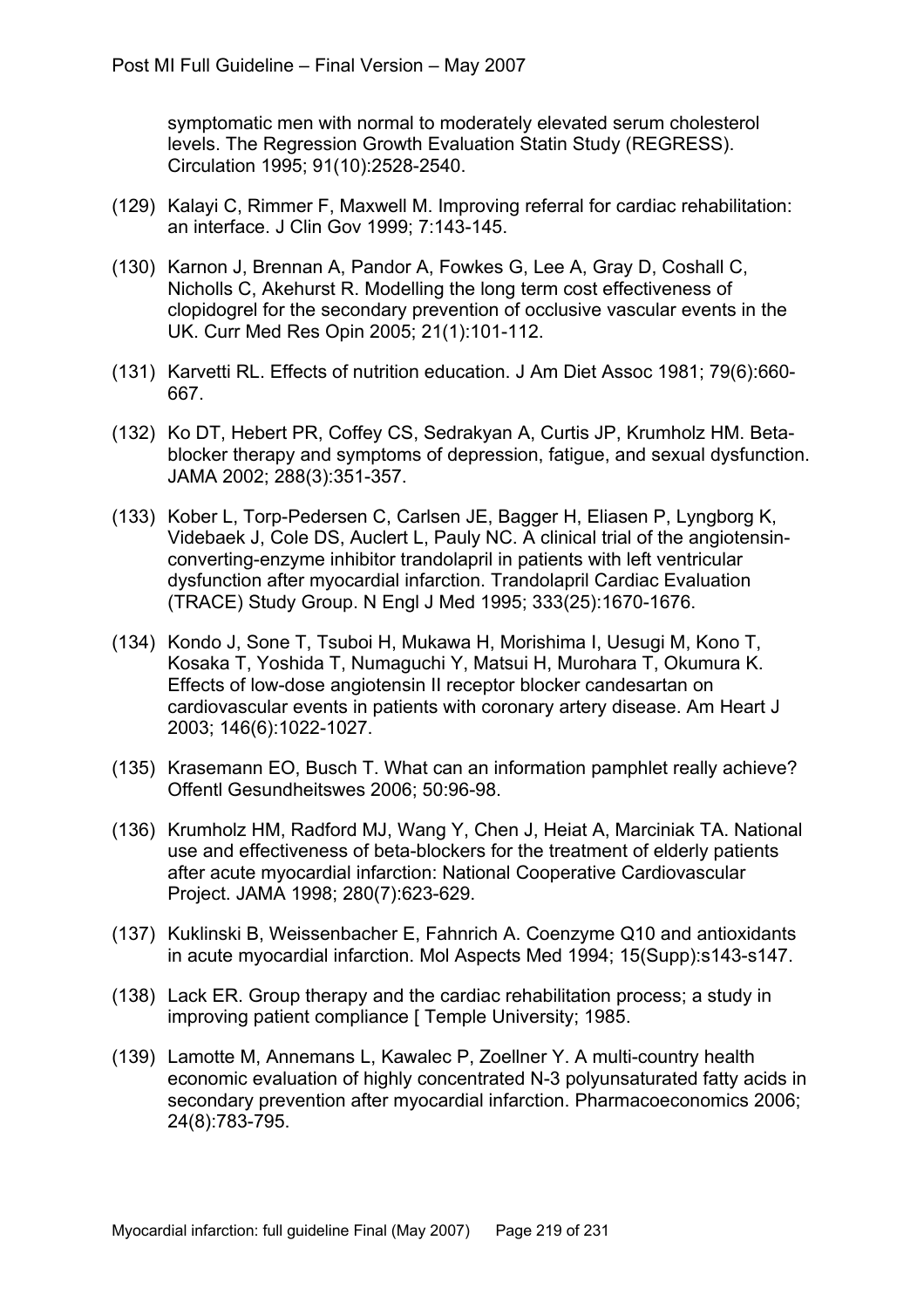symptomatic men with normal to moderately elevated serum cholesterol levels. The Regression Growth Evaluation Statin Study (REGRESS). Circulation 1995; 91(10):2528-2540.

(129) Kalayi C, Rimmer F, Maxwell M. Improving referral for cardiac rehabilitation: an interface. J Clin Gov 1999; 7:143-145.

(130) Karnon J, Brennan A, Pandor A, Fowkes G, Lee A, Gray D, Coshall C, Nicholls C, Akehurst R. Modelling the long term cost effectiveness of clopidogrel for the secondary prevention of occlusive vascular events in the UK. Curr Med Res Opin 2005; 21(1):101-112.

(131) Karvetti RL. Effects of nutrition education. J Am Diet Assoc 1981; 79(6):660-667.

(132) Ko DT, Hebert PR, Coffey CS, Sedrakyan A, Curtis JP, Krumholz HM. Beta-blocker therapy and symptoms of depression, fatigue, and sexual dysfunction. JAMA 2002; 288(3):351-357.

(133) Kober L, Torp-Pedersen C, Carlsen JE, Bagger H, Eliasen P, Lyngborg K, Videbaek J, Cole DS, Auclert L, Pauly NC. A clinical trial of the angiotensin-converting-enzyme inhibitor trandolapril in patients with left ventricular dysfunction after myocardial infarction. Trandolapril Cardiac Evaluation (TRACE) Study Group. N Engl J Med 1995; 333(25):1670-1676.

(134) Kondo J, Sone T, Tsuboi H, Mukawa H, Morishima I, Uesugi M, Kono T, Kosaka T, Yoshida T, Numaguchi Y, Matsui H, Murohara T, Okumura K. Effects of low-dose angiotensin II receptor blocker candesartan on cardiovascular events in patients with coronary artery disease. Am Heart J 2003; 146(6):1022-1027.

(135) Krasemann EO, Busch T. What can an information pamphlet really achieve? Offentl Gesundheitswes 2006; 50:96-98.

(136) Krumholz HM, Radford MJ, Wang Y, Chen J, Heiat A, Marciniak TA. National use and effectiveness of beta-blockers for the treatment of elderly patients after acute myocardial infarction: National Cooperative Cardiovascular Project. JAMA 1998; 280(7):623-629.

(137) Kuklinski B, Weissenbacher E, Fahnrich A. Coenzyme Q10 and antioxidants in acute myocardial infarction. Mol Aspects Med 1994; 15(Supp):s143-s147.

(138) Lack ER. Group therapy and the cardiac rehabilitation process; a study in improving patient compliance [ Temple University; 1985.

(139) Lamotte M, Annemans L, Kawalec P, Zoellner Y. A multi-country health economic evaluation of highly concentrated N-3 polyunsaturated fatty acids in secondary prevention after myocardial infarction. Pharmacoeconomics 2006; 24(8):783-795.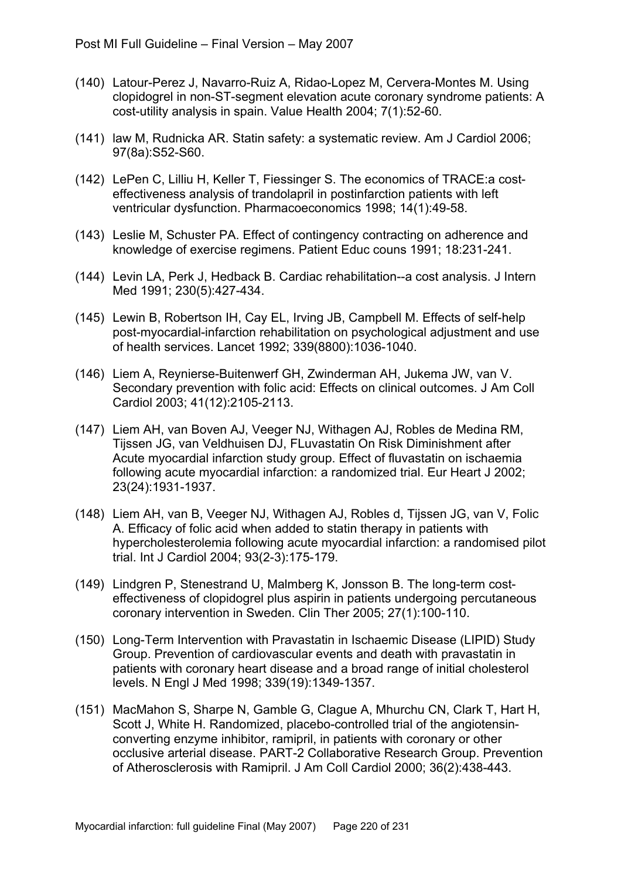(140) Latour-Perez J, Navarro-Ruiz A, Ridao-Lopez M, Cervera-Montes M. Using clopidogrel in non-ST-segment elevation acute coronary syndrome patients: A cost-utility analysis in spain. Value Health 2004; 7(1):52-60.

(141) law M, Rudnicka AR. Statin safety: a systematic review. Am J Cardiol 2006; 97(8a):S52-S60.

(142) LePen C, Lilliu H, Keller T, Fiessinger S. The economics of TRACE:a cost-effectiveness analysis of trandolapril in postinfarction patients with left ventricular dysfunction. Pharmacoeconomics 1998; 14(1):49-58.

(143) Leslie M, Schuster PA. Effect of contingency contracting on adherence and knowledge of exercise regimens. Patient Educ couns 1991; 18:231-241.

(144) Levin LA, Perk J, Hedback B. Cardiac rehabilitation--a cost analysis. J Intern Med 1991; 230(5):427-434.

(145) Lewin B, Robertson IH, Cay EL, Irving JB, Campbell M. Effects of self-help post-myocardial-infarction rehabilitation on psychological adjustment and use of health services. Lancet 1992; 339(8800):1036-1040.

(146) Liem A, Reynierse-Buitenwerf GH, Zwinderman AH, Jukema JW, van V. Secondary prevention with folic acid: Effects on clinical outcomes. J Am Coll Cardiol 2003; 41(12):2105-2113.

(147) Liem AH, van Boven AJ, Veeger NJ, Withagen AJ, Robles de Medina RM, Tijssen JG, van Veldhuisen DJ, FLuvastatin On Risk Diminishment after Acute myocardial infarction study group. Effect of fluvastatin on ischaemia following acute myocardial infarction: a randomized trial. Eur Heart J 2002; 23(24):1931-1937.

(148) Liem AH, van B, Veeger NJ, Withagen AJ, Robles d, Tijssen JG, van V, Folic A. Efficacy of folic acid when added to statin therapy in patients with hypercholesterolemia following acute myocardial infarction: a randomised pilot trial. Int J Cardiol 2004; 93(2-3):175-179.

(149) Lindgren P, Stenestrand U, Malmberg K, Jonsson B. The long-term cost-effectiveness of clopidogrel plus aspirin in patients undergoing percutaneous coronary intervention in Sweden. Clin Ther 2005; 27(1):100-110.

(150) Long-Term Intervention with Pravastatin in Ischaemic Disease (LIPID) Study Group. Prevention of cardiovascular events and death with pravastatin in patients with coronary heart disease and a broad range of initial cholesterol levels. N Engl J Med 1998; 339(19):1349-1357.

(151) MacMahon S, Sharpe N, Gamble G, Clague A, Mhurchu CN, Clark T, Hart H, Scott J, White H. Randomized, placebo-controlled trial of the angiotensin-converting enzyme inhibitor, ramipril, in patients with coronary or other occlusive arterial disease. PART-2 Collaborative Research Group. Prevention of Atherosclerosis with Ramipril. J Am Coll Cardiol 2000; 36(2):438-443.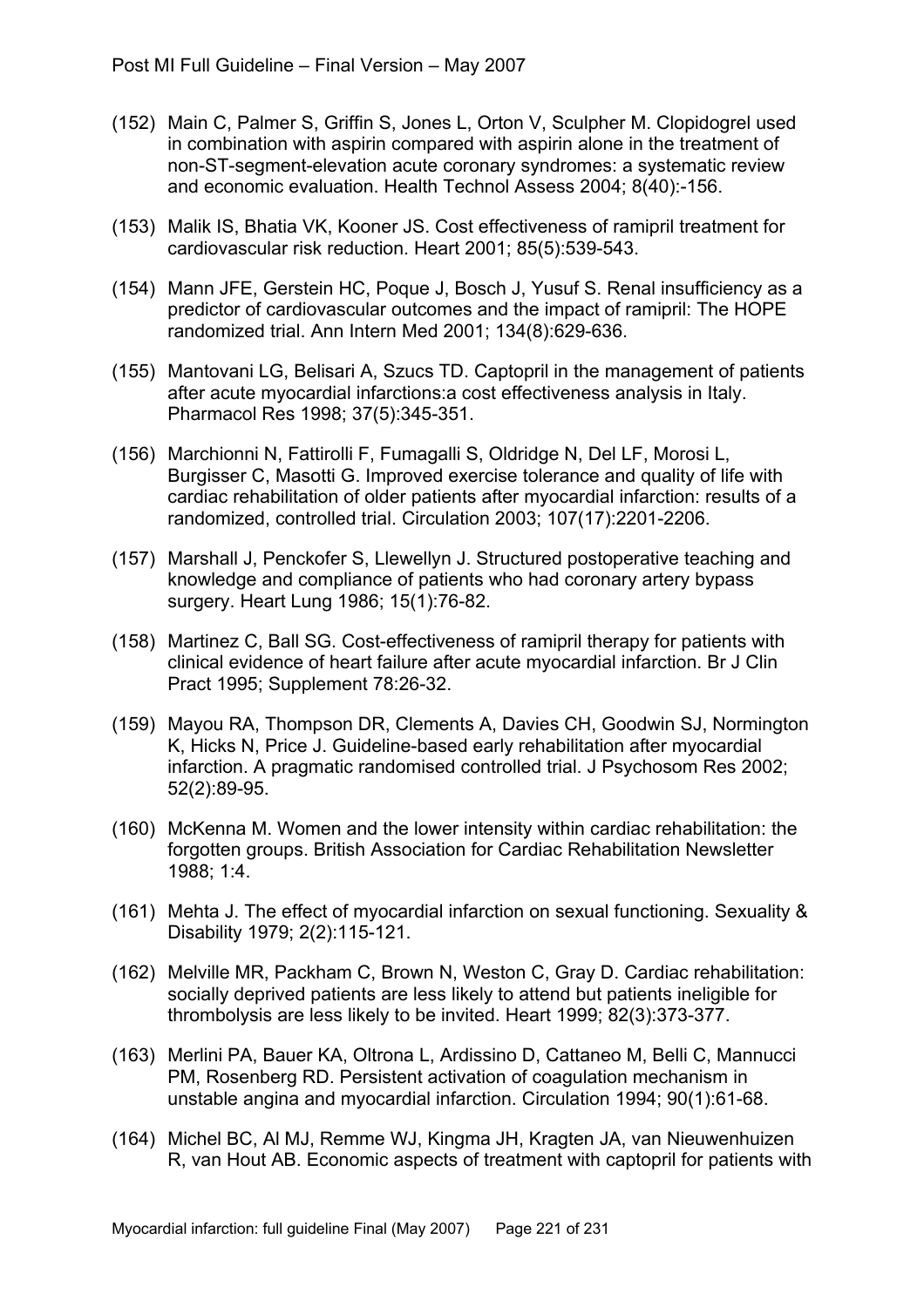(152) Main C, Palmer S, Griffin S, Jones L, Orton V, Sculpher M. Clopidogrel used in combination with aspirin compared with aspirin alone in the treatment of non-ST-segment-elevation acute coronary syndromes: a systematic review and economic evaluation. Health Technol Assess 2004; 8(40):-156.

(153) Malik IS, Bhatia VK, Kooner JS. Cost effectiveness of ramipril treatment for cardiovascular risk reduction. Heart 2001; 85(5):539-543.

(154) Mann JFE, Gerstein HC, Poque J, Bosch J, Yusuf S. Renal insufficiency as a predictor of cardiovascular outcomes and the impact of ramipril: The HOPE randomized trial. Ann Intern Med 2001; 134(8):629-636.

(155) Mantovani LG, Belisari A, Szucs TD. Captopril in the management of patients after acute myocardial infarctions:a cost effectiveness analysis in Italy. Pharmacol Res 1998; 37(5):345-351.

(156) Marchionni N, Fattirolli F, Fumagalli S, Oldridge N, Del LF, Morosi L, Burgisser C, Masotti G. Improved exercise tolerance and quality of life with cardiac rehabilitation of older patients after myocardial infarction: results of a randomized, controlled trial. Circulation 2003; 107(17):2201-2206.

(157) Marshall J, Penckofer S, Llewellyn J. Structured postoperative teaching and knowledge and compliance of patients who had coronary artery bypass surgery. Heart Lung 1986; 15(1):76-82.

(158) Martinez C, Ball SG. Cost-effectiveness of ramipril therapy for patients with clinical evidence of heart failure after acute myocardial infarction. Br J Clin Pract 1995; Supplement 78:26-32.

(159) Mayou RA, Thompson DR, Clements A, Davies CH, Goodwin SJ, Normington K, Hicks N, Price J. Guideline-based early rehabilitation after myocardial infarction. A pragmatic randomised controlled trial. J Psychosom Res 2002; 52(2):89-95.

(160) McKenna M. Women and the lower intensity within cardiac rehabilitation: the forgotten groups. British Association for Cardiac Rehabilitation Newsletter 1988; 1:4.

(161) Mehta J. The effect of myocardial infarction on sexual functioning. Sexuality & Disability 1979; 2(2):115-121.

(162) Melville MR, Packham C, Brown N, Weston C, Gray D. Cardiac rehabilitation: socially deprived patients are less likely to attend but patients ineligible for thrombolysis are less likely to be invited. Heart 1999; 82(3):373-377.

(163) Merlini PA, Bauer KA, Oltrona L, Ardissino D, Cattaneo M, Belli C, Mannucci PM, Rosenberg RD. Persistent activation of coagulation mechanism in unstable angina and myocardial infarction. Circulation 1994; 90(1):61-68.

(164) Michel BC, Al MJ, Remme WJ, Kingma JH, Kragten JA, van Nieuwenhuizen R, van Hout AB. Economic aspects of treatment with captopril for patients with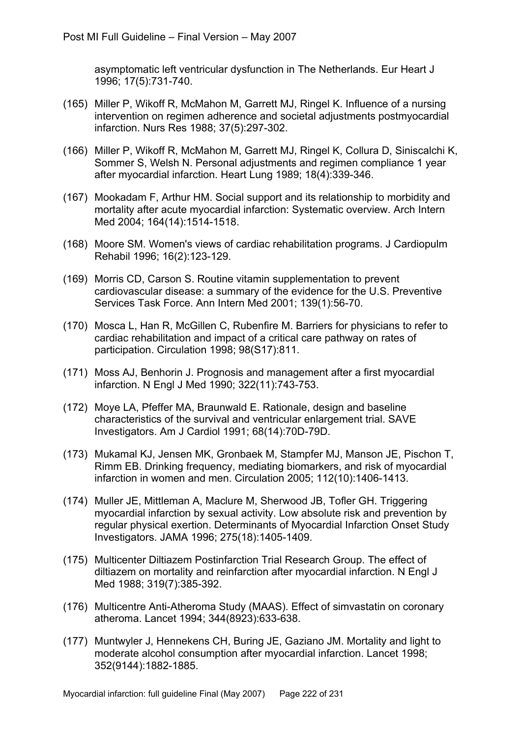asymptomatic left ventricular dysfunction in The Netherlands. Eur Heart J 1996; 17(5):731-740.

(165) Miller P, Wikoff R, McMahon M, Garrett MJ, Ringel K. Influence of a nursing intervention on regimen adherence and societal adjustments postmyocardial infarction. Nurs Res 1988; 37(5):297-302.

(166) Miller P, Wikoff R, McMahon M, Garrett MJ, Ringel K, Collura D, Siniscalchi K, Sommer S, Welsh N. Personal adjustments and regimen compliance 1 year after myocardial infarction. Heart Lung 1989; 18(4):339-346.

(167) Mookadam F, Arthur HM. Social support and its relationship to morbidity and mortality after acute myocardial infarction: Systematic overview. Arch Intern Med 2004; 164(14):1514-1518.

(168) Moore SM. Women's views of cardiac rehabilitation programs. J Cardiopulm Rehabil 1996; 16(2):123-129.

(169) Morris CD, Carson S. Routine vitamin supplementation to prevent cardiovascular disease: a summary of the evidence for the U.S. Preventive Services Task Force. Ann Intern Med 2001; 139(1):56-70.

(170) Mosca L, Han R, McGillen C, Rubenfire M. Barriers for physicians to refer to cardiac rehabilitation and impact of a critical care pathway on rates of participation. Circulation 1998; 98(S17):811.

(171) Moss AJ, Benhorin J. Prognosis and management after a first myocardial infarction. N Engl J Med 1990; 322(11):743-753.

(172) Moye LA, Pfeffer MA, Braunwald E. Rationale, design and baseline characteristics of the survival and ventricular enlargement trial. SAVE Investigators. Am J Cardiol 1991; 68(14):70D-79D.

(173) Mukamal KJ, Jensen MK, Gronbaek M, Stampfer MJ, Manson JE, Pischon T, Rimm EB. Drinking frequency, mediating biomarkers, and risk of myocardial infarction in women and men. Circulation 2005; 112(10):1406-1413.

(174) Muller JE, Mittleman A, Maclure M, Sherwood JB, Tofler GH. Triggering myocardial infarction by sexual activity. Low absolute risk and prevention by regular physical exertion. Determinants of Myocardial Infarction Onset Study Investigators. JAMA 1996; 275(18):1405-1409.

(175) Multicenter Diltiazem Postinfarction Trial Research Group. The effect of diltiazem on mortality and reinfarction after myocardial infarction. N Engl J Med 1988; 319(7):385-392.

(176) Multicentre Anti-Atheroma Study (MAAS). Effect of simvastatin on coronary atheroma. Lancet 1994; 344(8923):633-638.

(177) Muntwyler J, Hennekens CH, Buring JE, Gaziano JM. Mortality and light to moderate alcohol consumption after myocardial infarction. Lancet 1998; 352(9144):1882-1885.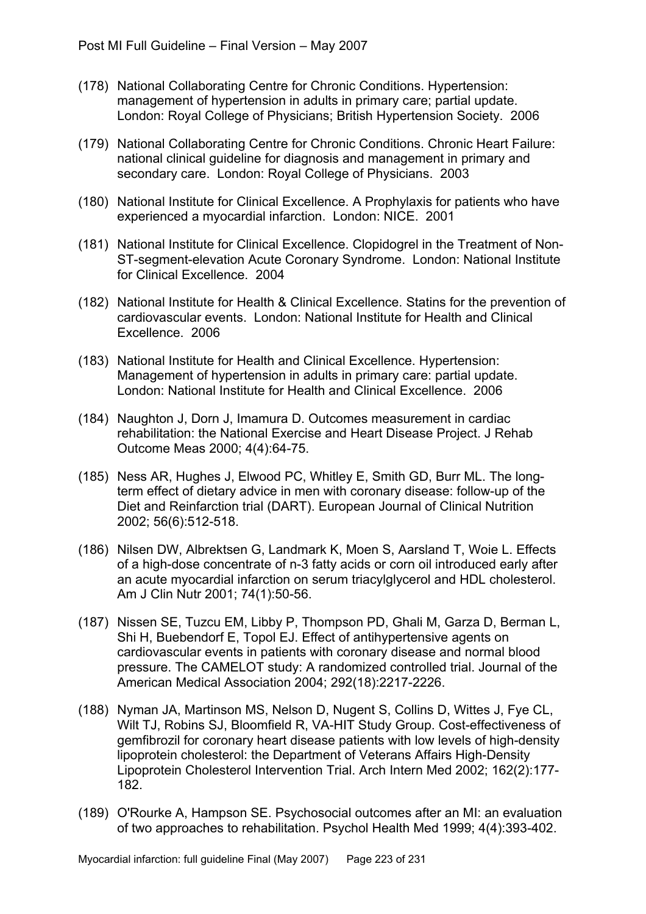(178) National Collaborating Centre for Chronic Conditions. Hypertension: management of hypertension in adults in primary care; partial update. London: Royal College of Physicians; British Hypertension Society. 2006

(179) National Collaborating Centre for Chronic Conditions. Chronic Heart Failure: national clinical guideline for diagnosis and management in primary and secondary care. London: Royal College of Physicians. 2003

(180) National Institute for Clinical Excellence. A Prophylaxis for patients who have experienced a myocardial infarction. London: NICE. 2001

(181) National Institute for Clinical Excellence. Clopidogrel in the Treatment of Non-ST-segment-elevation Acute Coronary Syndrome. London: National Institute for Clinical Excellence. 2004

(182) National Institute for Health & Clinical Excellence. Statins for the prevention of cardiovascular events. London: National Institute for Health and Clinical Excellence. 2006

(183) National Institute for Health and Clinical Excellence. Hypertension: Management of hypertension in adults in primary care: partial update. London: National Institute for Health and Clinical Excellence. 2006

(184) Naughton J, Dorn J, Imamura D. Outcomes measurement in cardiac rehabilitation: the National Exercise and Heart Disease Project. J Rehab Outcome Meas 2000; 4(4):64-75.

(185) Ness AR, Hughes J, Elwood PC, Whitley E, Smith GD, Burr ML. The long-term effect of dietary advice in men with coronary disease: follow-up of the Diet and Reinfarction trial (DART). European Journal of Clinical Nutrition 2002; 56(6):512-518.

(186) Nilsen DW, Albrektsen G, Landmark K, Moen S, Aarsland T, Woie L. Effects of a high-dose concentrate of n-3 fatty acids or corn oil introduced early after an acute myocardial infarction on serum triacylglycerol and HDL cholesterol. Am J Clin Nutr 2001; 74(1):50-56.

(187) Nissen SE, Tuzcu EM, Libby P, Thompson PD, Ghali M, Garza D, Berman L, Shi H, Buebendorf E, Topol EJ. Effect of antihypertensive agents on cardiovascular events in patients with coronary disease and normal blood pressure. The CAMELOT study: A randomized controlled trial. Journal of the American Medical Association 2004; 292(18):2217-2226.

(188) Nyman JA, Martinson MS, Nelson D, Nugent S, Collins D, Wittes J, Fye CL, Wilt TJ, Robins SJ, Bloomfield R, VA-HIT Study Group. Cost-effectiveness of gemfibrozil for coronary heart disease patients with low levels of high-density lipoprotein cholesterol: the Department of Veterans Affairs High-Density Lipoprotein Cholesterol Intervention Trial. Arch Intern Med 2002; 162(2):177-182.

(189) O'Rourke A, Hampson SE. Psychosocial outcomes after an MI: an evaluation of two approaches to rehabilitation. Psychol Health Med 1999; 4(4):393-402.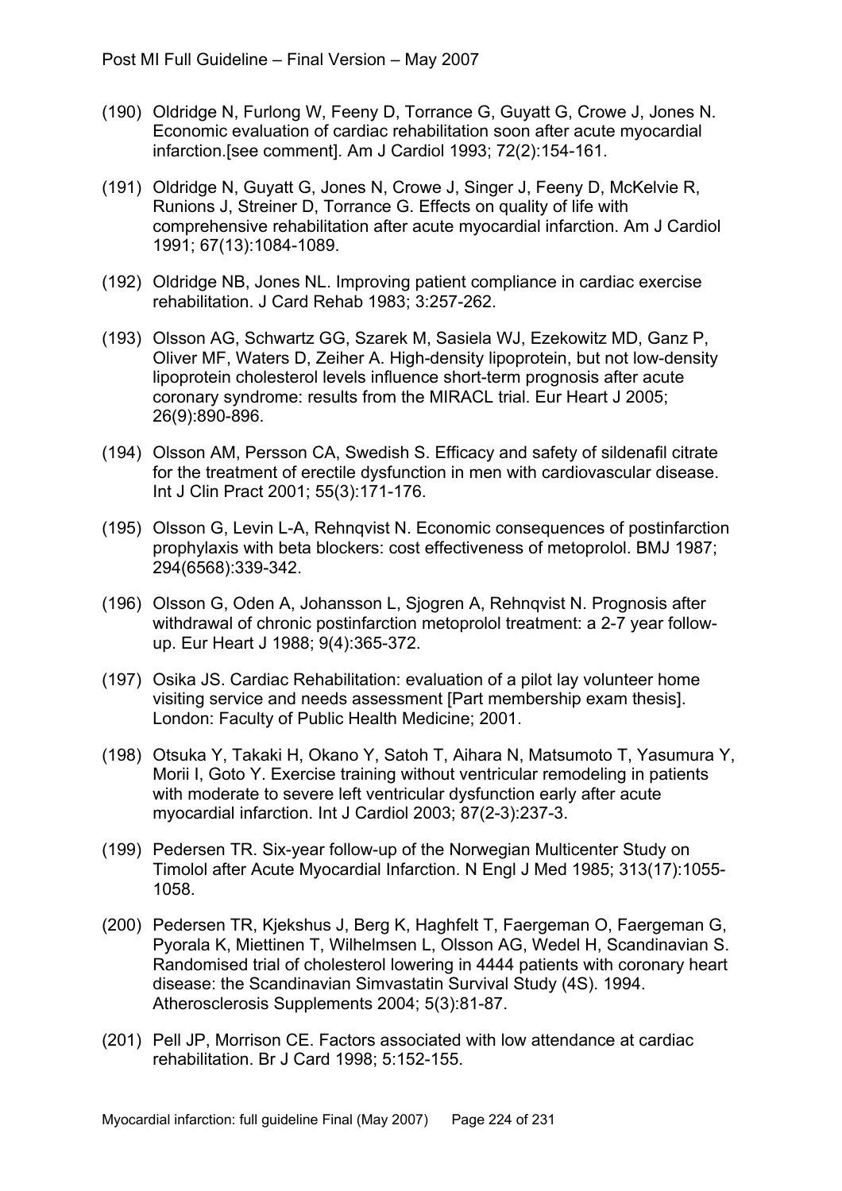(190) Oldridge N, Furlong W, Feeny D, Torrance G, Guyatt G, Crowe J, Jones N. Economic evaluation of cardiac rehabilitation soon after acute myocardial infarction.[see comment]. Am J Cardiol 1993; 72(2):154-161.

(191) Oldridge N, Guyatt G, Jones N, Crowe J, Singer J, Feeny D, McKelvie R, Runions J, Streiner D, Torrance G. Effects on quality of life with comprehensive rehabilitation after acute myocardial infarction. Am J Cardiol 1991; 67(13):1084-1089.

(192) Oldridge NB, Jones NL. Improving patient compliance in cardiac exercise rehabilitation. J Card Rehab 1983; 3:257-262.

(193) Olsson AG, Schwartz GG, Szarek M, Sasiela WJ, Ezekowitz MD, Ganz P, Oliver MF, Waters D, Zeiher A. High-density lipoprotein, but not low-density lipoprotein cholesterol levels influence short-term prognosis after acute coronary syndrome: results from the MIRACL trial. Eur Heart J 2005; 26(9):890-896.

(194) Olsson AM, Persson CA, Swedish S. Efficacy and safety of sildenafil citrate for the treatment of erectile dysfunction in men with cardiovascular disease. Int J Clin Pract 2001; 55(3):171-176.

(195) Olsson G, Levin L-A, Rehnqvist N. Economic consequences of postinfarction prophylaxis with beta blockers: cost effectiveness of metoprolol. BMJ 1987; 294(6568):339-342.

(196) Olsson G, Oden A, Johansson L, Sjogren A, Rehnqvist N. Prognosis after withdrawal of chronic postinfarction metoprolol treatment: a 2-7 year follow-up. Eur Heart J 1988; 9(4):365-372.

(197) Osika JS. Cardiac Rehabilitation: evaluation of a pilot lay volunteer home visiting service and needs assessment [Part membership exam thesis]. London: Faculty of Public Health Medicine; 2001.

(198) Otsuka Y, Takaki H, Okano Y, Satoh T, Aihara N, Matsumoto T, Yasumura Y, Morii I, Goto Y. Exercise training without ventricular remodeling in patients with moderate to severe left ventricular dysfunction early after acute myocardial infarction. Int J Cardiol 2003; 87(2-3):237-3.

(199) Pedersen TR. Six-year follow-up of the Norwegian Multicenter Study on Timolol after Acute Myocardial Infarction. N Engl J Med 1985; 313(17):1055-1058.

(200) Pedersen TR, Kjekshus J, Berg K, Haghfelt T, Faergeman O, Faergeman G, Pyorala K, Miettinen T, Wilhelmsen L, Olsson AG, Wedel H, Scandinavian S. Randomised trial of cholesterol lowering in 4444 patients with coronary heart disease: the Scandinavian Simvastatin Survival Study (4S). 1994. Atherosclerosis Supplements 2004; 5(3):81-87.

(201) Pell JP, Morrison CE. Factors associated with low attendance at cardiac rehabilitation. Br J Card 1998; 5:152-155.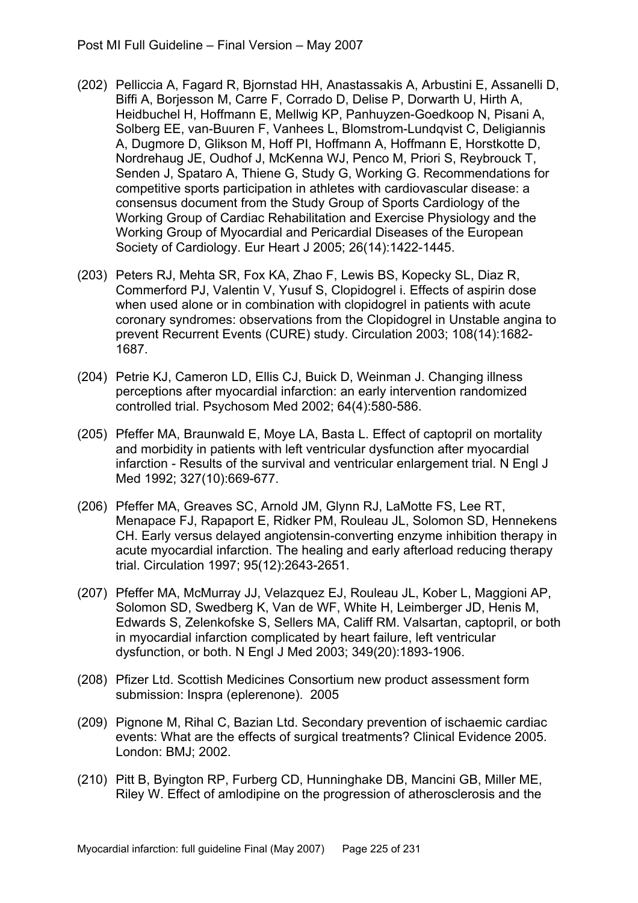(202) Pelliccia A, Fagard R, Bjornstad HH, Anastassakis A, Arbustini E, Assanelli D, Biffi A, Borjesson M, Carre F, Corrado D, Delise P, Dorwarth U, Hirth A, Heidbuchel H, Hoffmann E, Mellwig KP, Panhuyzen-Goedkoop N, Pisani A, Solberg EE, van-Buuren F, Vanhees L, Blomstrom-Lundqvist C, Deligiannis A, Dugmore D, Glikson M, Hoff PI, Hoffmann A, Hoffmann E, Horstkotte D, Nordrehaug JE, Oudhof J, McKenna WJ, Penco M, Priori S, Reybrouck T, Senden J, Spataro A, Thiene G, Study G, Working G. Recommendations for competitive sports participation in athletes with cardiovascular disease: a consensus document from the Study Group of Sports Cardiology of the Working Group of Cardiac Rehabilitation and Exercise Physiology and the Working Group of Myocardial and Pericardial Diseases of the European Society of Cardiology. Eur Heart J 2005; 26(14):1422-1445.

(203) Peters RJ, Mehta SR, Fox KA, Zhao F, Lewis BS, Kopecky SL, Diaz R, Commerford PJ, Valentin V, Yusuf S, Clopidogrel i. Effects of aspirin dose when used alone or in combination with clopidogrel in patients with acute coronary syndromes: observations from the Clopidogrel in Unstable angina to prevent Recurrent Events (CURE) study. Circulation 2003; 108(14):1682-1687.

(204) Petrie KJ, Cameron LD, Ellis CJ, Buick D, Weinman J. Changing illness perceptions after myocardial infarction: an early intervention randomized controlled trial. Psychosom Med 2002; 64(4):580-586.

(205) Pfeffer MA, Braunwald E, Moye LA, Basta L. Effect of captopril on mortality and morbidity in patients with left ventricular dysfunction after myocardial infarction - Results of the survival and ventricular enlargement trial. N Engl J Med 1992; 327(10):669-677.

(206) Pfeffer MA, Greaves SC, Arnold JM, Glynn RJ, LaMotte FS, Lee RT, Menapace FJ, Rapaport E, Ridker PM, Rouleau JL, Solomon SD, Hennekens CH. Early versus delayed angiotensin-converting enzyme inhibition therapy in acute myocardial infarction. The healing and early afterload reducing therapy trial. Circulation 1997; 95(12):2643-2651.

(207) Pfeffer MA, McMurray JJ, Velazquez EJ, Rouleau JL, Kober L, Maggioni AP, Solomon SD, Swedberg K, Van de WF, White H, Leimberger JD, Henis M, Edwards S, Zelenkofske S, Sellers MA, Califf RM. Valsartan, captopril, or both in myocardial infarction complicated by heart failure, left ventricular dysfunction, or both. N Engl J Med 2003; 349(20):1893-1906.

(208) Pfizer Ltd. Scottish Medicines Consortium new product assessment form submission: Inspra (eplerenone). 2005

(209) Pignone M, Rihal C, Bazian Ltd. Secondary prevention of ischaemic cardiac events: What are the effects of surgical treatments? Clinical Evidence 2005. London: BMJ; 2002.

(210) Pitt B, Byington RP, Furberg CD, Hunninghake DB, Mancini GB, Miller ME, Riley W. Effect of amlodipine on the progression of atherosclerosis and the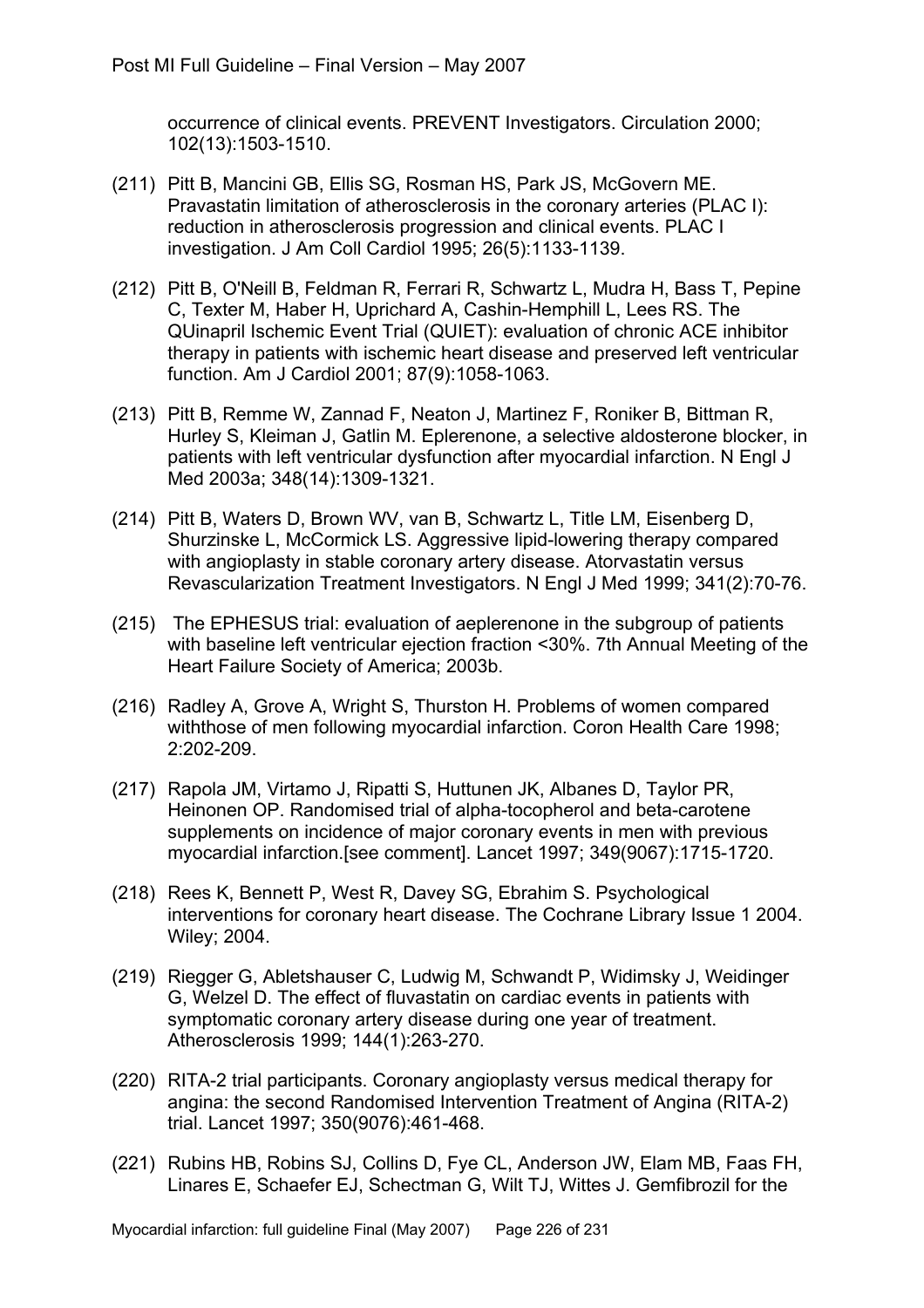occurrence of clinical events. PREVENT Investigators. Circulation 2000; 102(13):1503-1510.

(211) Pitt B, Mancini GB, Ellis SG, Rosman HS, Park JS, McGovern ME. Pravastatin limitation of atherosclerosis in the coronary arteries (PLAC I): reduction in atherosclerosis progression and clinical events. PLAC I investigation. J Am Coll Cardiol 1995; 26(5):1133-1139.

(212) Pitt B, O'Neill B, Feldman R, Ferrari R, Schwartz L, Mudra H, Bass T, Pepine C, Texter M, Haber H, Uprichard A, Cashin-Hemphill L, Lees RS. The QUinapril Ischemic Event Trial (QUIET): evaluation of chronic ACE inhibitor therapy in patients with ischemic heart disease and preserved left ventricular function. Am J Cardiol 2001; 87(9):1058-1063.

(213) Pitt B, Remme W, Zannad F, Neaton J, Martinez F, Roniker B, Bittman R, Hurley S, Kleiman J, Gatlin M. Eplerenone, a selective aldosterone blocker, in patients with left ventricular dysfunction after myocardial infarction. N Engl J Med 2003a; 348(14):1309-1321.

(214) Pitt B, Waters D, Brown WV, van B, Schwartz L, Title LM, Eisenberg D, Shurzinske L, McCormick LS. Aggressive lipid-lowering therapy compared with angioplasty in stable coronary artery disease. Atorvastatin versus Revascularization Treatment Investigators. N Engl J Med 1999; 341(2):70-76.

(215) The EPHESUS trial: evaluation of aeplerenone in the subgroup of patients with baseline left ventricular ejection fraction <30%. 7th Annual Meeting of the Heart Failure Society of America; 2003b.

(216) Radley A, Grove A, Wright S, Thurston H. Problems of women compared withthose of men following myocardial infarction. Coron Health Care 1998; 2:202-209.

(217) Rapola JM, Virtamo J, Ripatti S, Huttunen JK, Albanes D, Taylor PR, Heinonen OP. Randomised trial of alpha-tocopherol and beta-carotene supplements on incidence of major coronary events in men with previous myocardial infarction.[see comment]. Lancet 1997; 349(9067):1715-1720.

(218) Rees K, Bennett P, West R, Davey SG, Ebrahim S. Psychological interventions for coronary heart disease. The Cochrane Library Issue 1 2004. Wiley; 2004.

(219) Riegger G, Abletshauser C, Ludwig M, Schwandt P, Widimsky J, Weidinger G, Welzel D. The effect of fluvastatin on cardiac events in patients with symptomatic coronary artery disease during one year of treatment. Atherosclerosis 1999; 144(1):263-270.

(220) RITA-2 trial participants. Coronary angioplasty versus medical therapy for angina: the second Randomised Intervention Treatment of Angina (RITA-2) trial. Lancet 1997; 350(9076):461-468.

(221) Rubins HB, Robins SJ, Collins D, Fye CL, Anderson JW, Elam MB, Faas FH, Linares E, Schaefer EJ, Schectman G, Wilt TJ, Wittes J. Gemfibrozil for the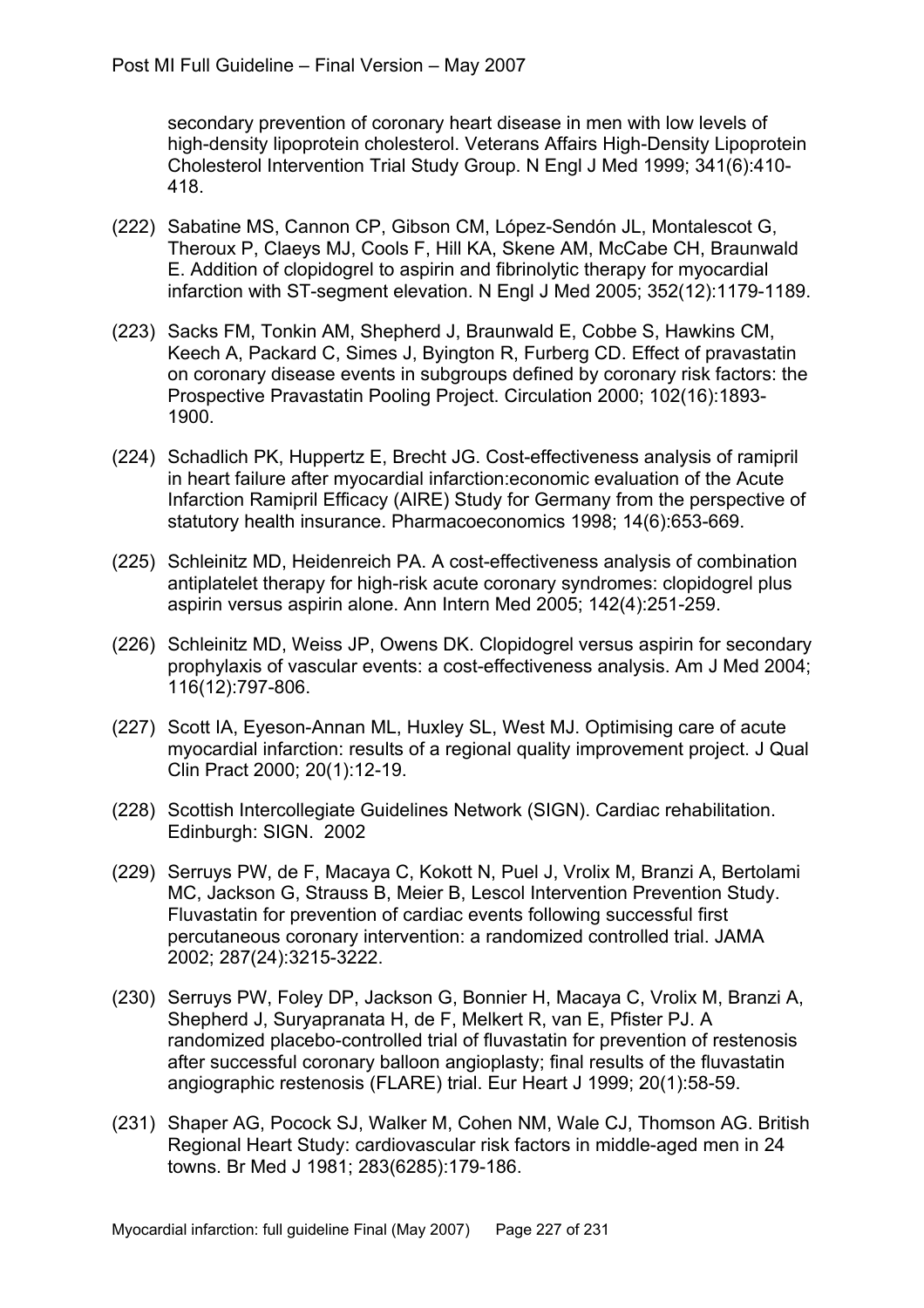secondary prevention of coronary heart disease in men with low levels of high-density lipoprotein cholesterol. Veterans Affairs High-Density Lipoprotein Cholesterol Intervention Trial Study Group. N Engl J Med 1999; 341(6):410-418.

(222) Sabatine MS, Cannon CP, Gibson CM, López-Sendón JL, Montalescot G, Theroux P, Claeys MJ, Cools F, Hill KA, Skene AM, McCabe CH, Braunwald E. Addition of clopidogrel to aspirin and fibrinolytic therapy for myocardial infarction with ST-segment elevation. N Engl J Med 2005; 352(12):1179-1189.

(223) Sacks FM, Tonkin AM, Shepherd J, Braunwald E, Cobbe S, Hawkins CM, Keech A, Packard C, Simes J, Byington R, Furberg CD. Effect of pravastatin on coronary disease events in subgroups defined by coronary risk factors: the Prospective Pravastatin Pooling Project. Circulation 2000; 102(16):1893-1900.

(224) Schadlich PK, Huppertz E, Brecht JG. Cost-effectiveness analysis of ramipril in heart failure after myocardial infarction:economic evaluation of the Acute Infarction Ramipril Efficacy (AIRE) Study for Germany from the perspective of statutory health insurance. Pharmacoeconomics 1998; 14(6):653-669.

(225) Schleinitz MD, Heidenreich PA. A cost-effectiveness analysis of combination antiplatelet therapy for high-risk acute coronary syndromes: clopidogrel plus aspirin versus aspirin alone. Ann Intern Med 2005; 142(4):251-259.

(226) Schleinitz MD, Weiss JP, Owens DK. Clopidogrel versus aspirin for secondary prophylaxis of vascular events: a cost-effectiveness analysis. Am J Med 2004; 116(12):797-806.

(227) Scott IA, Eyeson-Annan ML, Huxley SL, West MJ. Optimising care of acute myocardial infarction: results of a regional quality improvement project. J Qual Clin Pract 2000; 20(1):12-19.

(228) Scottish Intercollegiate Guidelines Network (SIGN). Cardiac rehabilitation. Edinburgh: SIGN. 2002

(229) Serruys PW, de F, Macaya C, Kokott N, Puel J, Vrolix M, Branzi A, Bertolami MC, Jackson G, Strauss B, Meier B, Lescol Intervention Prevention Study. Fluvastatin for prevention of cardiac events following successful first percutaneous coronary intervention: a randomized controlled trial. JAMA 2002; 287(24):3215-3222.

(230) Serruys PW, Foley DP, Jackson G, Bonnier H, Macaya C, Vrolix M, Branzi A, Shepherd J, Suryapranata H, de F, Melkert R, van E, Pfister PJ. A randomized placebo-controlled trial of fluvastatin for prevention of restenosis after successful coronary balloon angioplasty; final results of the fluvastatin angiographic restenosis (FLARE) trial. Eur Heart J 1999; 20(1):58-59.

(231) Shaper AG, Pocock SJ, Walker M, Cohen NM, Wale CJ, Thomson AG. British Regional Heart Study: cardiovascular risk factors in middle-aged men in 24 towns. Br Med J 1981; 283(6285):179-186.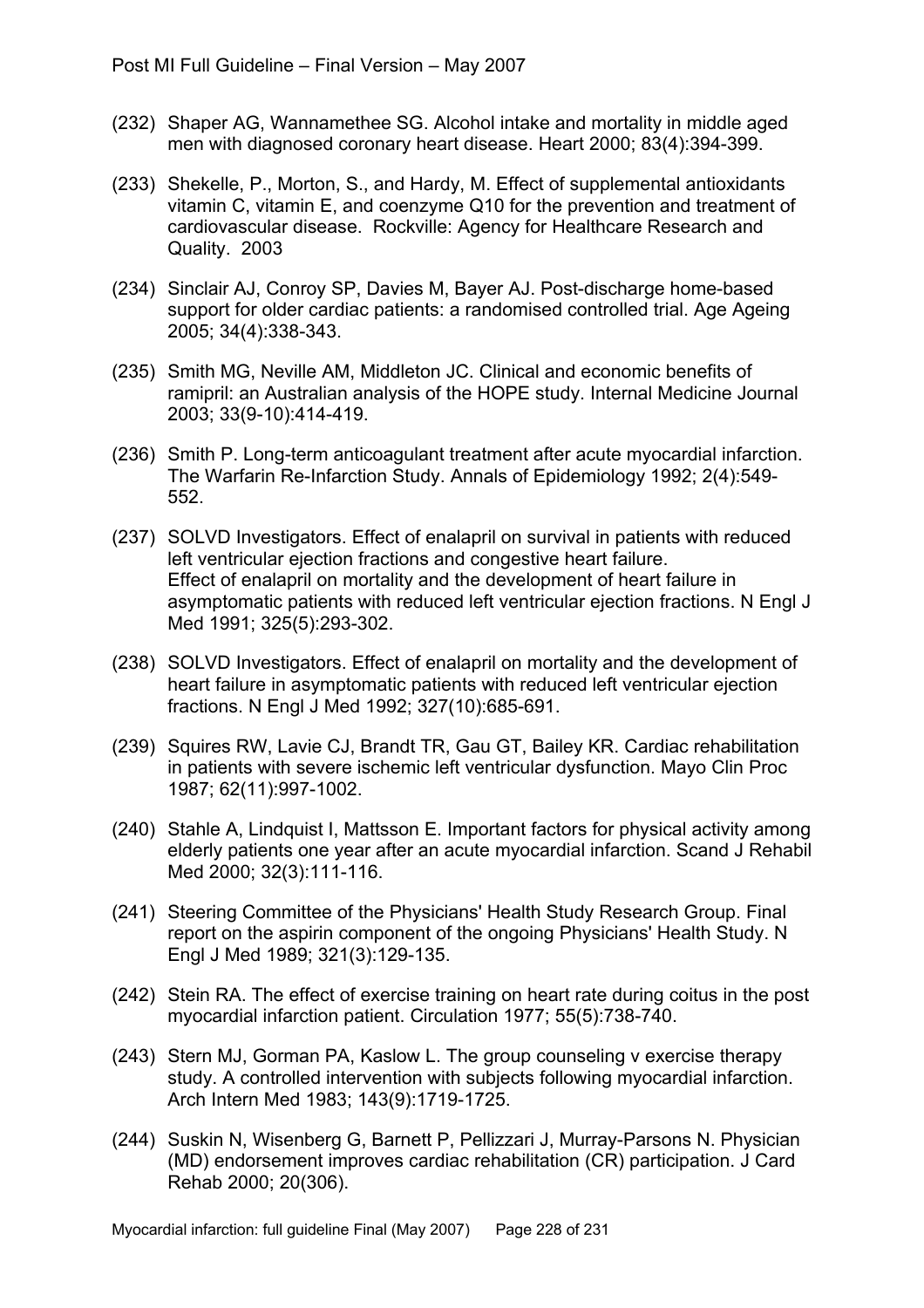(232) Shaper AG, Wannamethee SG. Alcohol intake and mortality in middle aged men with diagnosed coronary heart disease. Heart 2000; 83(4):394-399.

(233) Shekelle, P., Morton, S., and Hardy, M. Effect of supplemental antioxidants vitamin C, vitamin E, and coenzyme Q10 for the prevention and treatment of cardiovascular disease. Rockville: Agency for Healthcare Research and Quality. 2003

(234) Sinclair AJ, Conroy SP, Davies M, Bayer AJ. Post-discharge home-based support for older cardiac patients: a randomised controlled trial. Age Ageing 2005; 34(4):338-343.

(235) Smith MG, Neville AM, Middleton JC. Clinical and economic benefits of ramipril: an Australian analysis of the HOPE study. Internal Medicine Journal 2003; 33(9-10):414-419.

(236) Smith P. Long-term anticoagulant treatment after acute myocardial infarction. The Warfarin Re-Infarction Study. Annals of Epidemiology 1992; 2(4):549-552.

(237) SOLVD Investigators. Effect of enalapril on survival in patients with reduced left ventricular ejection fractions and congestive heart failure. Effect of enalapril on mortality and the development of heart failure in asymptomatic patients with reduced left ventricular ejection fractions. N Engl J Med 1991; 325(5):293-302.

(238) SOLVD Investigators. Effect of enalapril on mortality and the development of heart failure in asymptomatic patients with reduced left ventricular ejection fractions. N Engl J Med 1992; 327(10):685-691.

(239) Squires RW, Lavie CJ, Brandt TR, Gau GT, Bailey KR. Cardiac rehabilitation in patients with severe ischemic left ventricular dysfunction. Mayo Clin Proc 1987; 62(11):997-1002.

(240) Stahle A, Lindquist I, Mattsson E. Important factors for physical activity among elderly patients one year after an acute myocardial infarction. Scand J Rehabil Med 2000; 32(3):111-116.

(241) Steering Committee of the Physicians' Health Study Research Group. Final report on the aspirin component of the ongoing Physicians' Health Study. N Engl J Med 1989; 321(3):129-135.

(242) Stein RA. The effect of exercise training on heart rate during coitus in the post myocardial infarction patient. Circulation 1977; 55(5):738-740.

(243) Stern MJ, Gorman PA, Kaslow L. The group counseling v exercise therapy study. A controlled intervention with subjects following myocardial infarction. Arch Intern Med 1983; 143(9):1719-1725.

(244) Suskin N, Wisenberg G, Barnett P, Pellizzari J, Murray-Parsons N. Physician (MD) endorsement improves cardiac rehabilitation (CR) participation. J Card Rehab 2000; 20(306).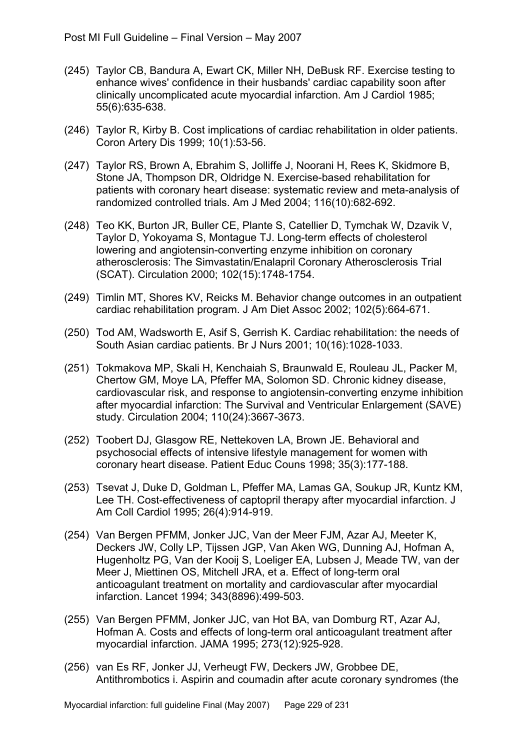(245) Taylor CB, Bandura A, Ewart CK, Miller NH, DeBusk RF. Exercise testing to enhance wives' confidence in their husbands' cardiac capability soon after clinically uncomplicated acute myocardial infarction. Am J Cardiol 1985; 55(6):635-638.

(246) Taylor R, Kirby B. Cost implications of cardiac rehabilitation in older patients. Coron Artery Dis 1999; 10(1):53-56.

(247) Taylor RS, Brown A, Ebrahim S, Jolliffe J, Noorani H, Rees K, Skidmore B, Stone JA, Thompson DR, Oldridge N. Exercise-based rehabilitation for patients with coronary heart disease: systematic review and meta-analysis of randomized controlled trials. Am J Med 2004; 116(10):682-692.

(248) Teo KK, Burton JR, Buller CE, Plante S, Catellier D, Tymchak W, Dzavik V, Taylor D, Yokoyama S, Montague TJ. Long-term effects of cholesterol lowering and angiotensin-converting enzyme inhibition on coronary atherosclerosis: The Simvastatin/Enalapril Coronary Atherosclerosis Trial (SCAT). Circulation 2000; 102(15):1748-1754.

(249) Timlin MT, Shores KV, Reicks M. Behavior change outcomes in an outpatient cardiac rehabilitation program. J Am Diet Assoc 2002; 102(5):664-671.

(250) Tod AM, Wadsworth E, Asif S, Gerrish K. Cardiac rehabilitation: the needs of South Asian cardiac patients. Br J Nurs 2001; 10(16):1028-1033.

(251) Tokmakova MP, Skali H, Kenchaiah S, Braunwald E, Rouleau JL, Packer M, Chertow GM, Moye LA, Pfeffer MA, Solomon SD. Chronic kidney disease, cardiovascular risk, and response to angiotensin-converting enzyme inhibition after myocardial infarction: The Survival and Ventricular Enlargement (SAVE) study. Circulation 2004; 110(24):3667-3673.

(252) Toobert DJ, Glasgow RE, Nettekoven LA, Brown JE. Behavioral and psychosocial effects of intensive lifestyle management for women with coronary heart disease. Patient Educ Couns 1998; 35(3):177-188.

(253) Tsevat J, Duke D, Goldman L, Pfeffer MA, Lamas GA, Soukup JR, Kuntz KM, Lee TH. Cost-effectiveness of captopril therapy after myocardial infarction. J Am Coll Cardiol 1995; 26(4):914-919.

(254) Van Bergen PFMM, Jonker JJC, Van der Meer FJM, Azar AJ, Meeter K, Deckers JW, Colly LP, Tijssen JGP, Van Aken WG, Dunning AJ, Hofman A, Hugenholtz PG, Van der Kooij S, Loeliger EA, Lubsen J, Meade TW, van der Meer J, Miettinen OS, Mitchell JRA, et a. Effect of long-term oral anticoagulant treatment on mortality and cardiovascular after myocardial infarction. Lancet 1994; 343(8896):499-503.

(255) Van Bergen PFMM, Jonker JJC, van Hot BA, van Domburg RT, Azar AJ, Hofman A. Costs and effects of long-term oral anticoagulant treatment after myocardial infarction. JAMA 1995; 273(12):925-928.

(256) van Es RF, Jonker JJ, Verheugt FW, Deckers JW, Grobbee DE, Antithrombotics i. Aspirin and coumadin after acute coronary syndromes (the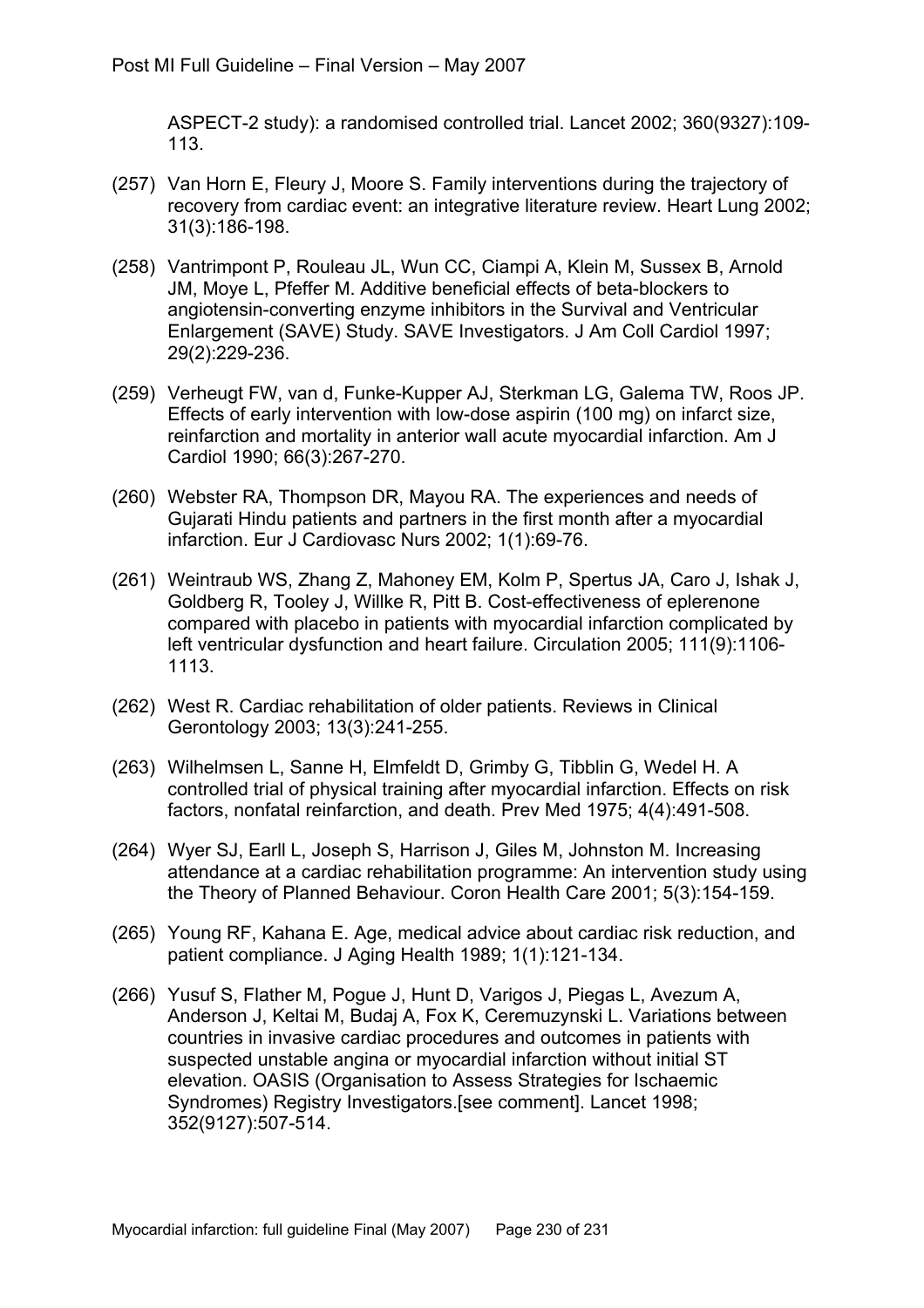ASPECT-2 study): a randomised controlled trial. Lancet 2002; 360(9327):109-113.

(257) Van Horn E, Fleury J, Moore S. Family interventions during the trajectory of recovery from cardiac event: an integrative literature review. Heart Lung 2002; 31(3):186-198.

(258) Vantrimpont P, Rouleau JL, Wun CC, Ciampi A, Klein M, Sussex B, Arnold JM, Moye L, Pfeffer M. Additive beneficial effects of beta-blockers to angiotensin-converting enzyme inhibitors in the Survival and Ventricular Enlargement (SAVE) Study. SAVE Investigators. J Am Coll Cardiol 1997; 29(2):229-236.

(259) Verheugt FW, van d, Funke-Kupper AJ, Sterkman LG, Galema TW, Roos JP. Effects of early intervention with low-dose aspirin (100 mg) on infarct size, reinfarction and mortality in anterior wall acute myocardial infarction. Am J Cardiol 1990; 66(3):267-270.

(260) Webster RA, Thompson DR, Mayou RA. The experiences and needs of Gujarati Hindu patients and partners in the first month after a myocardial infarction. Eur J Cardiovasc Nurs 2002; 1(1):69-76.

(261) Weintraub WS, Zhang Z, Mahoney EM, Kolm P, Spertus JA, Caro J, Ishak J, Goldberg R, Tooley J, Willke R, Pitt B. Cost-effectiveness of eplerenone compared with placebo in patients with myocardial infarction complicated by left ventricular dysfunction and heart failure. Circulation 2005; 111(9):1106-1113.

(262) West R. Cardiac rehabilitation of older patients. Reviews in Clinical Gerontology 2003; 13(3):241-255.

(263) Wilhelmsen L, Sanne H, Elmfeldt D, Grimby G, Tibblin G, Wedel H. A controlled trial of physical training after myocardial infarction. Effects on risk factors, nonfatal reinfarction, and death. Prev Med 1975; 4(4):491-508.

(264) Wyer SJ, Earll L, Joseph S, Harrison J, Giles M, Johnston M. Increasing attendance at a cardiac rehabilitation programme: An intervention study using the Theory of Planned Behaviour. Coron Health Care 2001; 5(3):154-159.

(265) Young RF, Kahana E. Age, medical advice about cardiac risk reduction, and patient compliance. J Aging Health 1989; 1(1):121-134.

(266) Yusuf S, Flather M, Pogue J, Hunt D, Varigos J, Piegas L, Avezum A, Anderson J, Keltai M, Budaj A, Fox K, Ceremuzynski L. Variations between countries in invasive cardiac procedures and outcomes in patients with suspected unstable angina or myocardial infarction without initial ST elevation. OASIS (Organisation to Assess Strategies for Ischaemic Syndromes) Registry Investigators.[see comment]. Lancet 1998; 352(9127):507-514.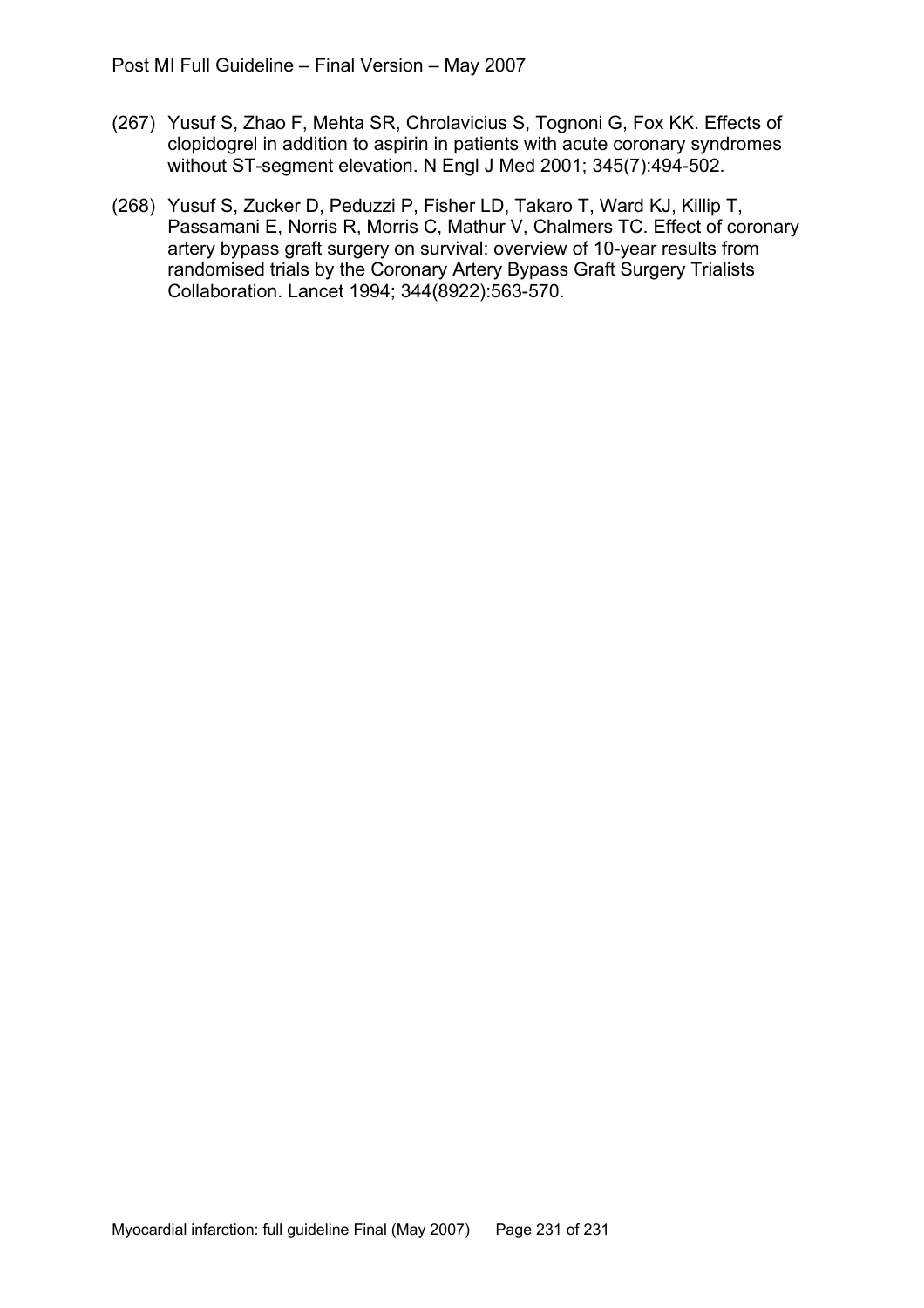(267) Yusuf S, Zhao F, Mehta SR, Chrolavicius S, Tognoni G, Fox KK. Effects of clopidogrel in addition to aspirin in patients with acute coronary syndromes without ST-segment elevation. N Engl J Med 2001; 345(7):494-502.

(268) Yusuf S, Zucker D, Peduzzi P, Fisher LD, Takaro T, Ward KJ, Killip T, Passamani E, Norris R, Morris C, Mathur V, Chalmers TC. Effect of coronary artery bypass graft surgery on survival: overview of 10-year results from randomised trials by the Coronary Artery Bypass Graft Surgery Trialists Collaboration. Lancet 1994; 344(8922):563-570.